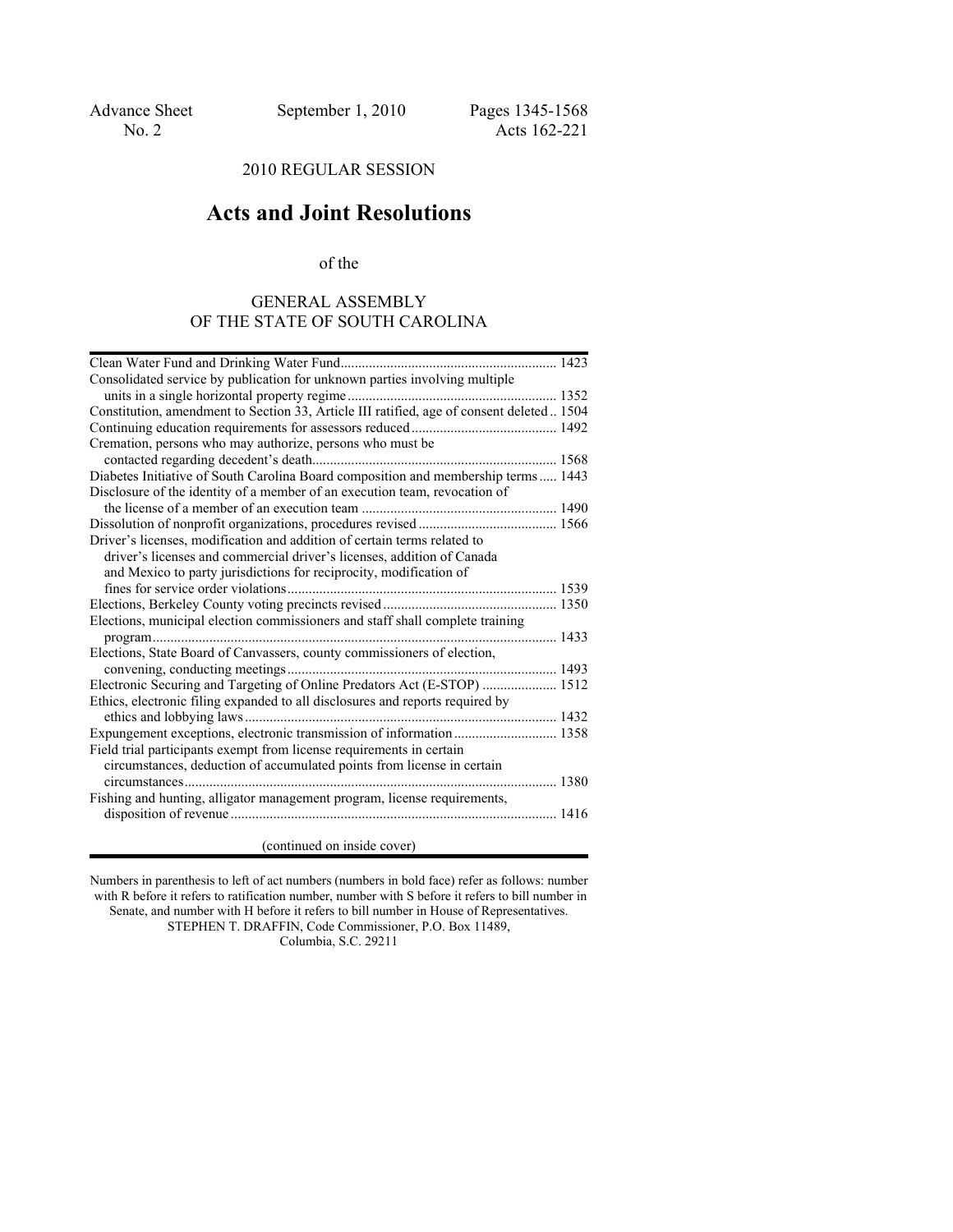Advance Sheet No. 2 | September 1, 2010 | Pages 1345-1568 | Acts 162-221

2010 REGULAR SESSION

# Acts and Joint Resolutions

of the

## GENERAL ASSEMBLY OF THE STATE OF SOUTH CAROLINA

| | |
|---|---|
| Clean Water Fund and Drinking Water Fund | 1423 |
| Consolidated service by publication for unknown parties involving multiple units in a single horizontal property regime | 1352 |
| Constitution, amendment to Section 33, Article III ratified, age of consent deleted | 1504 |
| Continuing education requirements for assessors reduced | 1492 |
| Cremation, persons who may authorize, persons who must be contacted regarding decedent's death | 1568 |
| Diabetes Initiative of South Carolina Board composition and membership terms | 1443 |
| Disclosure of the identity of a member of an execution team, revocation of the license of a member of an execution team | 1490 |
| Dissolution of nonprofit organizations, procedures revised | 1566 |
| Driver's licenses, modification and addition of certain terms related to driver's licenses and commercial driver's licenses, addition of Canada and Mexico to party jurisdictions for reciprocity, modification of fines for service order violations | 1539 |
| Elections, Berkeley County voting precincts revised | 1350 |
| Elections, municipal election commissioners and staff shall complete training program | 1433 |
| Elections, State Board of Canvassers, county commissioners of election, convening, conducting meetings | 1493 |
| Electronic Securing and Targeting of Online Predators Act (E-STOP) | 1512 |
| Ethics, electronic filing expanded to all disclosures and reports required by ethics and lobbying laws | 1432 |
| Expungement exceptions, electronic transmission of information | 1358 |
| Field trial participants exempt from license requirements in certain circumstances, deduction of accumulated points from license in certain circumstances | 1380 |
| Fishing and hunting, alligator management program, license requirements, disposition of revenue | 1416 |

(continued on inside cover)

Numbers in parenthesis to left of act numbers (numbers in bold face) refer as follows: number with R before it refers to ratification number, number with S before it refers to bill number in Senate, and number with H before it refers to bill number in House of Representatives.

STEPHEN T. DRAFFIN, Code Commissioner, P.O. Box 11489, Columbia, S.C. 29211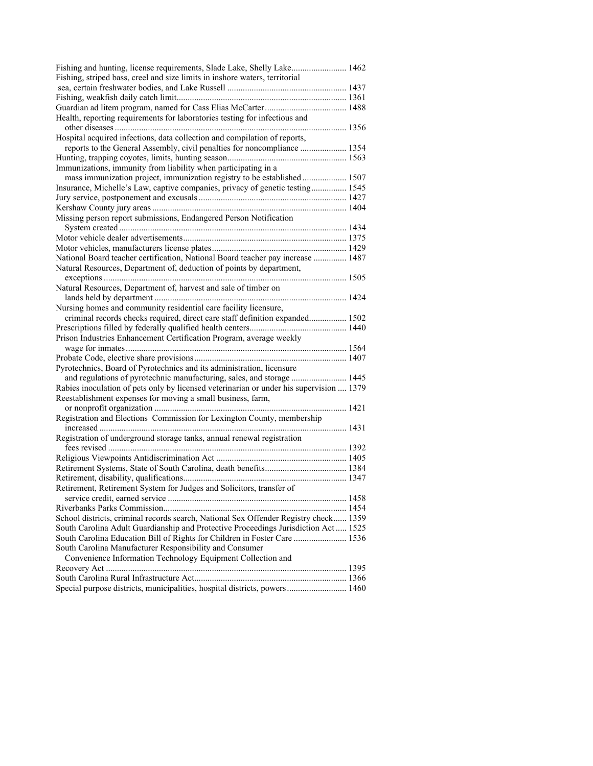Fishing and hunting, license requirements, Slade Lake, Shelly Lake........................ 1462
Fishing, striped bass, creel and size limits in inshore waters, territorial sea, certain freshwater bodies, and Lake Russell ..................................................... 1437
Fishing, weakfish daily catch limit............................................................................ 1361
Guardian ad litem program, named for Cass Elias McCarter.................................... 1488
Health, reporting requirements for laboratories testing for infectious and other diseases ......................................................................................................... 1356
Hospital acquired infections, data collection and compilation of reports, reports to the General Assembly, civil penalties for noncompliance ..................... 1354
Hunting, trapping coyotes, limits, hunting season..................................................... 1563
Immunizations, immunity from liability when participating in a mass immunization project, immunization registry to be established.................... 1507
Insurance, Michelle's Law, captive companies, privacy of genetic testing................ 1545
Jury service, postponement and excusals .................................................................. 1427
Kershaw County jury areas ....................................................................................... 1404
Missing person report submissions, Endangered Person Notification System created ...................................................................................................... 1434
Motor vehicle dealer advertisements......................................................................... 1375
Motor vehicles, manufacturers license plates............................................................ 1429
National Board teacher certification, National Board teacher pay increase ............... 1487
Natural Resources, Department of, deduction of points by department, exceptions ............................................................................................................. 1505
Natural Resources, Department of, harvest and sale of timber on lands held by department ...................................................................................... 1424
Nursing homes and community residential care facility licensure, criminal records checks required, direct care staff definition expanded................. 1502
Prescriptions filled by federally qualified health centers........................................... 1440
Prison Industries Enhancement Certification Program, average weekly wage for inmates ................................................................................................... 1564
Probate Code, elective share provisions.................................................................... 1407
Pyrotechnics, Board of Pyrotechnics and its administration, licensure and regulations of pyrotechnic manufacturing, sales, and storage ......................... 1445
Rabies inoculation of pets only by licensed veterinarian or under his supervision .... 1379
Reestablishment expenses for moving a small business, farm, or nonprofit organization ...................................................................................... 1421
Registration and Elections Commission for Lexington County, membership increased ............................................................................................................... 1431
Registration of underground storage tanks, annual renewal registration fees revised ........................................................................................................... 1392
Religious Viewpoints Antidiscrimination Act .......................................................... 1405
Retirement Systems, State of South Carolina, death benefits.................................... 1384
Retirement, disability, qualifications......................................................................... 1347
Retirement, Retirement System for Judges and Solicitors, transfer of service credit, earned service ................................................................................ 1458
Riverbanks Parks Commission.................................................................................. 1454
School districts, criminal records search, National Sex Offender Registry check...... 1359
South Carolina Adult Guardianship and Protective Proceedings Jurisdiction Act ..... 1525
South Carolina Education Bill of Rights for Children in Foster Care ....................... 1536
South Carolina Manufacturer Responsibility and Consumer Convenience Information Technology Equipment Collection and Recovery Act ............................................................................................................ 1395
South Carolina Rural Infrastructure Act.................................................................... 1366
Special purpose districts, municipalities, hospital districts, powers.......................... 1460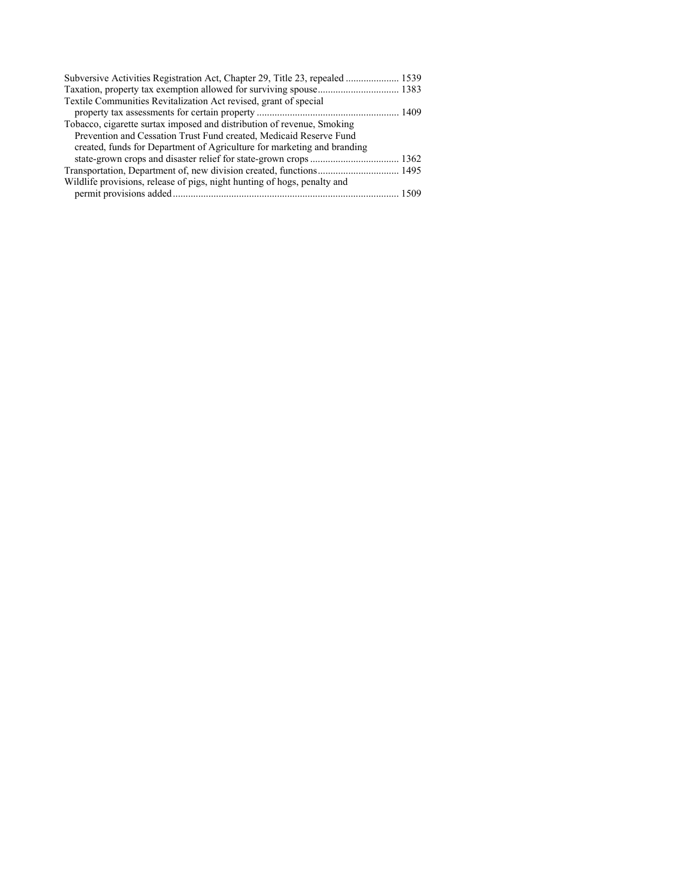Subversive Activities Registration Act, Chapter 29, Title 23, repealed ..................... 1539

Taxation, property tax exemption allowed for surviving spouse................................ 1383

Textile Communities Revitalization Act revised, grant of special property tax assessments for certain property ........................................................ 1409

Tobacco, cigarette surtax imposed and distribution of revenue, Smoking Prevention and Cessation Trust Fund created, Medicaid Reserve Fund created, funds for Department of Agriculture for marketing and branding state-grown crops and disaster relief for state-grown crops ................................... 1362

Transportation, Department of, new division created, functions................................ 1495

Wildlife provisions, release of pigs, night hunting of hogs, penalty and permit provisions added......................................................................................... 1509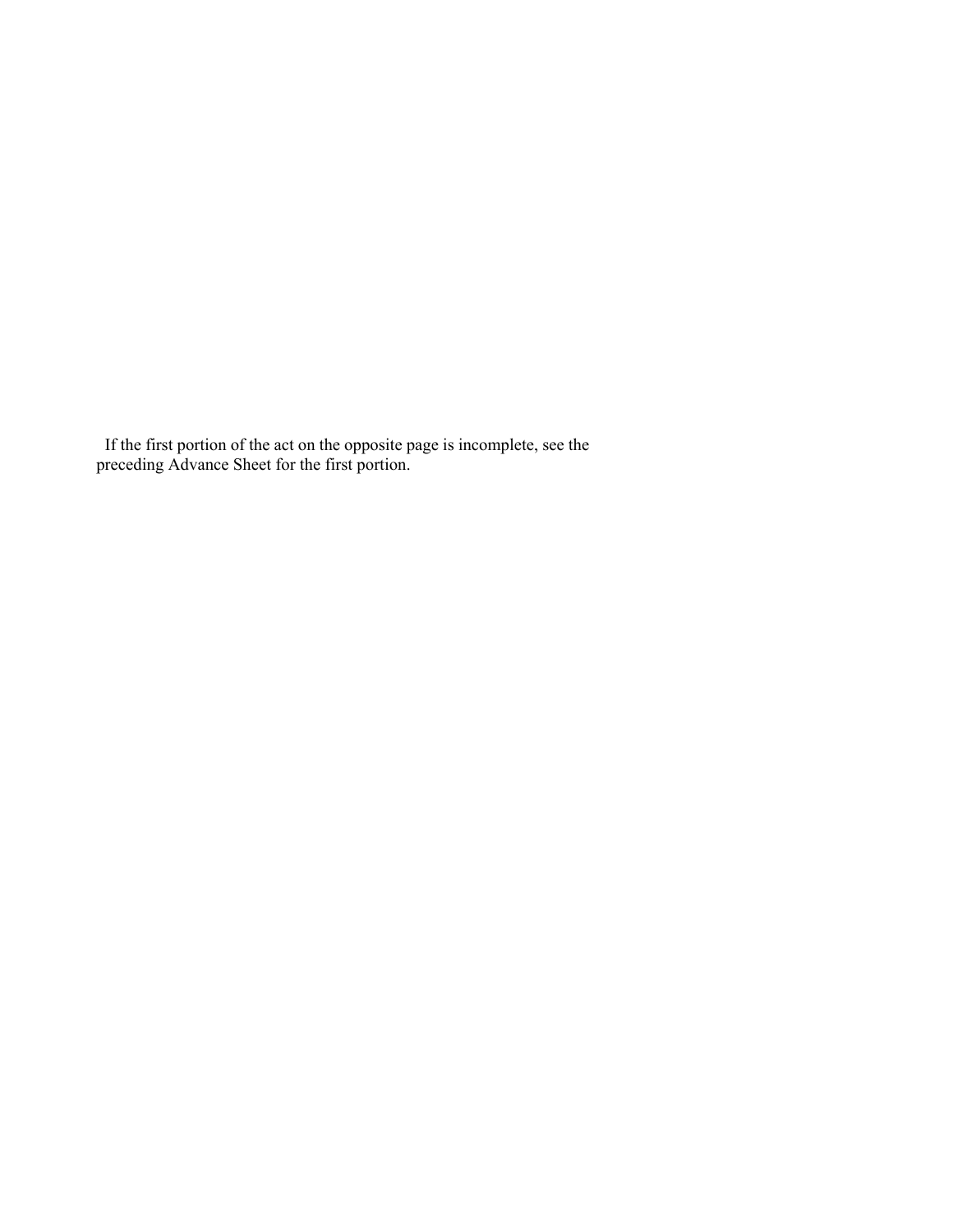If the first portion of the act on the opposite page is incomplete, see the preceding Advance Sheet for the first portion.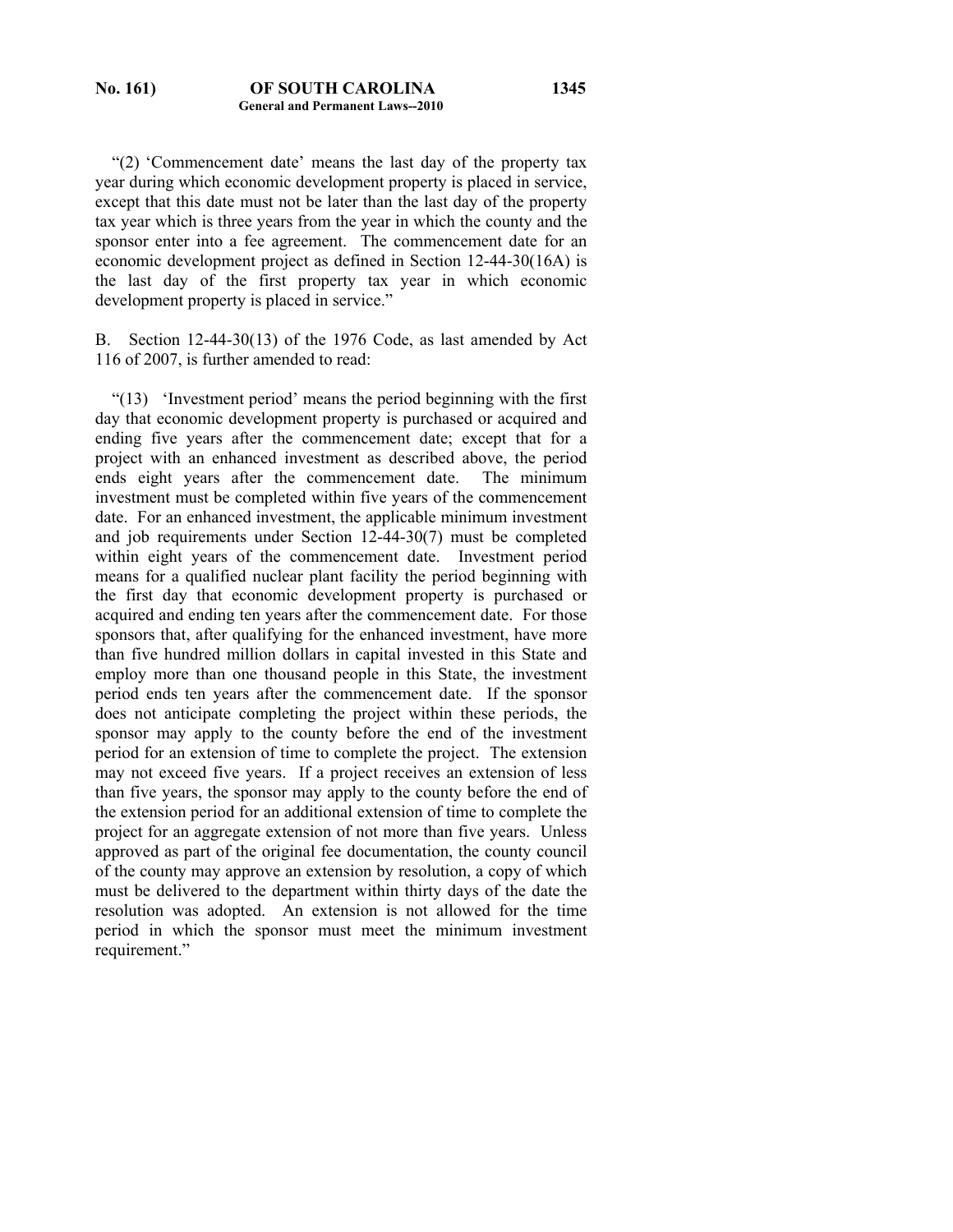"(2) 'Commencement date' means the last day of the property tax year during which economic development property is placed in service, except that this date must not be later than the last day of the property tax year which is three years from the year in which the county and the sponsor enter into a fee agreement. The commencement date for an economic development project as defined in Section 12-44-30(16A) is the last day of the first property tax year in which economic development property is placed in service."

B. Section 12-44-30(13) of the 1976 Code, as last amended by Act 116 of 2007, is further amended to read:

"(13) 'Investment period' means the period beginning with the first day that economic development property is purchased or acquired and ending five years after the commencement date; except that for a project with an enhanced investment as described above, the period ends eight years after the commencement date. The minimum investment must be completed within five years of the commencement date. For an enhanced investment, the applicable minimum investment and job requirements under Section 12-44-30(7) must be completed within eight years of the commencement date. Investment period means for a qualified nuclear plant facility the period beginning with the first day that economic development property is purchased or acquired and ending ten years after the commencement date. For those sponsors that, after qualifying for the enhanced investment, have more than five hundred million dollars in capital invested in this State and employ more than one thousand people in this State, the investment period ends ten years after the commencement date. If the sponsor does not anticipate completing the project within these periods, the sponsor may apply to the county before the end of the investment period for an extension of time to complete the project. The extension may not exceed five years. If a project receives an extension of less than five years, the sponsor may apply to the county before the end of the extension period for an additional extension of time to complete the project for an aggregate extension of not more than five years. Unless approved as part of the original fee documentation, the county council of the county may approve an extension by resolution, a copy of which must be delivered to the department within thirty days of the date the resolution was adopted. An extension is not allowed for the time period in which the sponsor must meet the minimum investment requirement."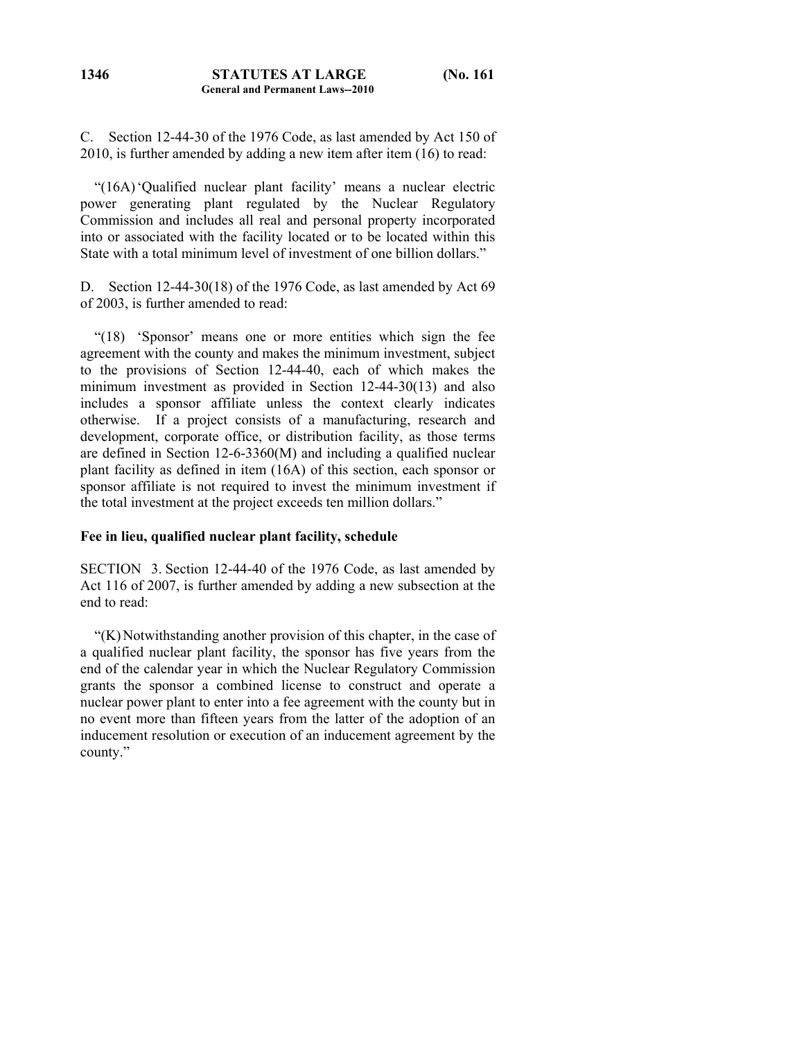C. Section 12-44-30 of the 1976 Code, as last amended by Act 150 of 2010, is further amended by adding a new item after item (16) to read:

"(16A) 'Qualified nuclear plant facility' means a nuclear electric power generating plant regulated by the Nuclear Regulatory Commission and includes all real and personal property incorporated into or associated with the facility located or to be located within this State with a total minimum level of investment of one billion dollars."

D. Section 12-44-30(18) of the 1976 Code, as last amended by Act 69 of 2003, is further amended to read:

"(18) 'Sponsor' means one or more entities which sign the fee agreement with the county and makes the minimum investment, subject to the provisions of Section 12-44-40, each of which makes the minimum investment as provided in Section 12-44-30(13) and also includes a sponsor affiliate unless the context clearly indicates otherwise. If a project consists of a manufacturing, research and development, corporate office, or distribution facility, as those terms are defined in Section 12-6-3360(M) and including a qualified nuclear plant facility as defined in item (16A) of this section, each sponsor or sponsor affiliate is not required to invest the minimum investment if the total investment at the project exceeds ten million dollars."

**Fee in lieu, qualified nuclear plant facility, schedule**

SECTION 3. Section 12-44-40 of the 1976 Code, as last amended by Act 116 of 2007, is further amended by adding a new subsection at the end to read:

"(K) Notwithstanding another provision of this chapter, in the case of a qualified nuclear plant facility, the sponsor has five years from the end of the calendar year in which the Nuclear Regulatory Commission grants the sponsor a combined license to construct and operate a nuclear power plant to enter into a fee agreement with the county but in no event more than fifteen years from the latter of the adoption of an inducement resolution or execution of an inducement agreement by the county."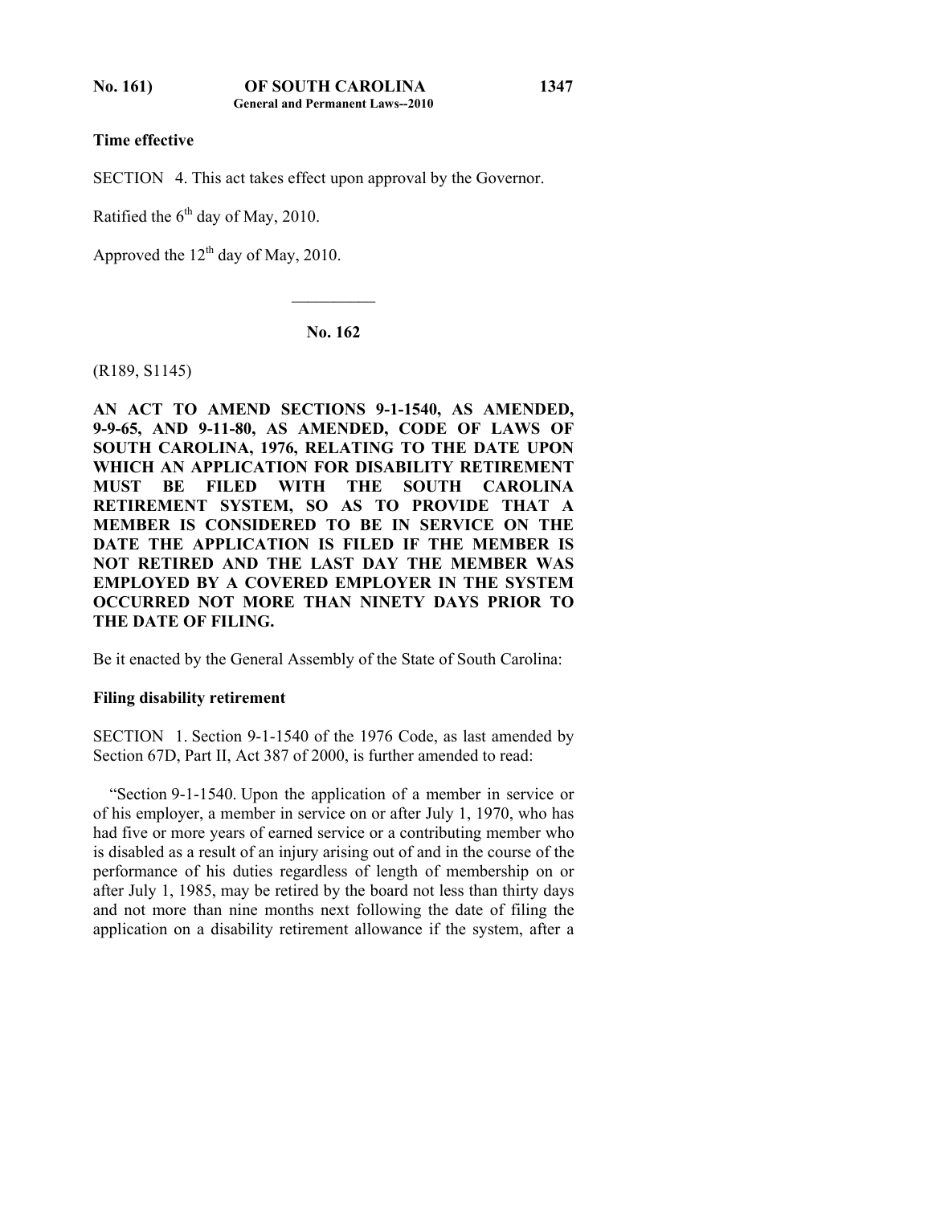**Time effective**

SECTION 4. This act takes effect upon approval by the Governor.

Ratified the 6th day of May, 2010.

Approved the 12th day of May, 2010.

---

## No. 162

(R189, S1145)

**AN ACT TO AMEND SECTIONS 9-1-1540, AS AMENDED, 9-9-65, AND 9-11-80, AS AMENDED, CODE OF LAWS OF SOUTH CAROLINA, 1976, RELATING TO THE DATE UPON WHICH AN APPLICATION FOR DISABILITY RETIREMENT MUST BE FILED WITH THE SOUTH CAROLINA RETIREMENT SYSTEM, SO AS TO PROVIDE THAT A MEMBER IS CONSIDERED TO BE IN SERVICE ON THE DATE THE APPLICATION IS FILED IF THE MEMBER IS NOT RETIRED AND THE LAST DAY THE MEMBER WAS EMPLOYED BY A COVERED EMPLOYER IN THE SYSTEM OCCURRED NOT MORE THAN NINETY DAYS PRIOR TO THE DATE OF FILING.**

Be it enacted by the General Assembly of the State of South Carolina:

**Filing disability retirement**

SECTION 1. Section 9-1-1540 of the 1976 Code, as last amended by Section 67D, Part II, Act 387 of 2000, is further amended to read:

"Section 9-1-1540. Upon the application of a member in service or of his employer, a member in service on or after July 1, 1970, who has had five or more years of earned service or a contributing member who is disabled as a result of an injury arising out of and in the course of the performance of his duties regardless of length of membership on or after July 1, 1985, may be retired by the board not less than thirty days and not more than nine months next following the date of filing the application on a disability retirement allowance if the system, after a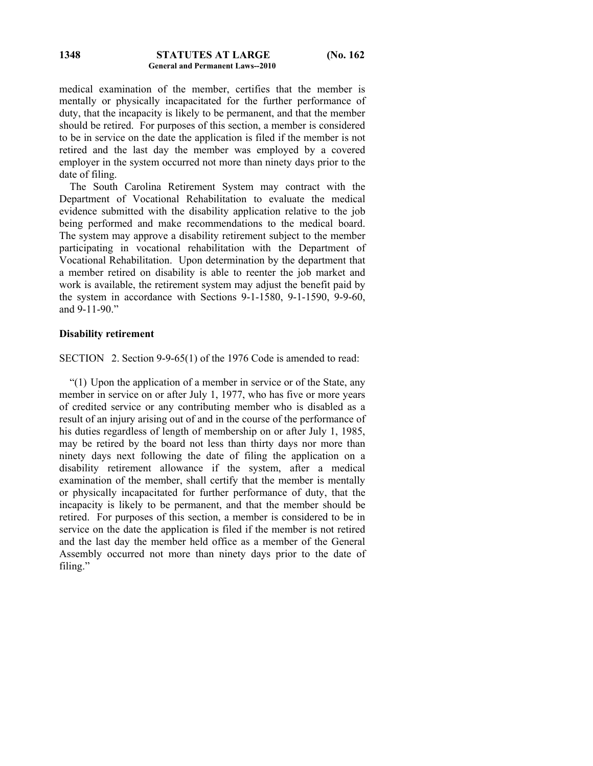medical examination of the member, certifies that the member is mentally or physically incapacitated for the further performance of duty, that the incapacity is likely to be permanent, and that the member should be retired. For purposes of this section, a member is considered to be in service on the date the application is filed if the member is not retired and the last day the member was employed by a covered employer in the system occurred not more than ninety days prior to the date of filing.

The South Carolina Retirement System may contract with the Department of Vocational Rehabilitation to evaluate the medical evidence submitted with the disability application relative to the job being performed and make recommendations to the medical board. The system may approve a disability retirement subject to the member participating in vocational rehabilitation with the Department of Vocational Rehabilitation. Upon determination by the department that a member retired on disability is able to reenter the job market and work is available, the retirement system may adjust the benefit paid by the system in accordance with Sections 9-1-1580, 9-1-1590, 9-9-60, and 9-11-90."

**Disability retirement**

SECTION 2. Section 9-9-65(1) of the 1976 Code is amended to read:

"(1) Upon the application of a member in service or of the State, any member in service on or after July 1, 1977, who has five or more years of credited service or any contributing member who is disabled as a result of an injury arising out of and in the course of the performance of his duties regardless of length of membership on or after July 1, 1985, may be retired by the board not less than thirty days nor more than ninety days next following the date of filing the application on a disability retirement allowance if the system, after a medical examination of the member, shall certify that the member is mentally or physically incapacitated for further performance of duty, that the incapacity is likely to be permanent, and that the member should be retired. For purposes of this section, a member is considered to be in service on the date the application is filed if the member is not retired and the last day the member held office as a member of the General Assembly occurred not more than ninety days prior to the date of filing."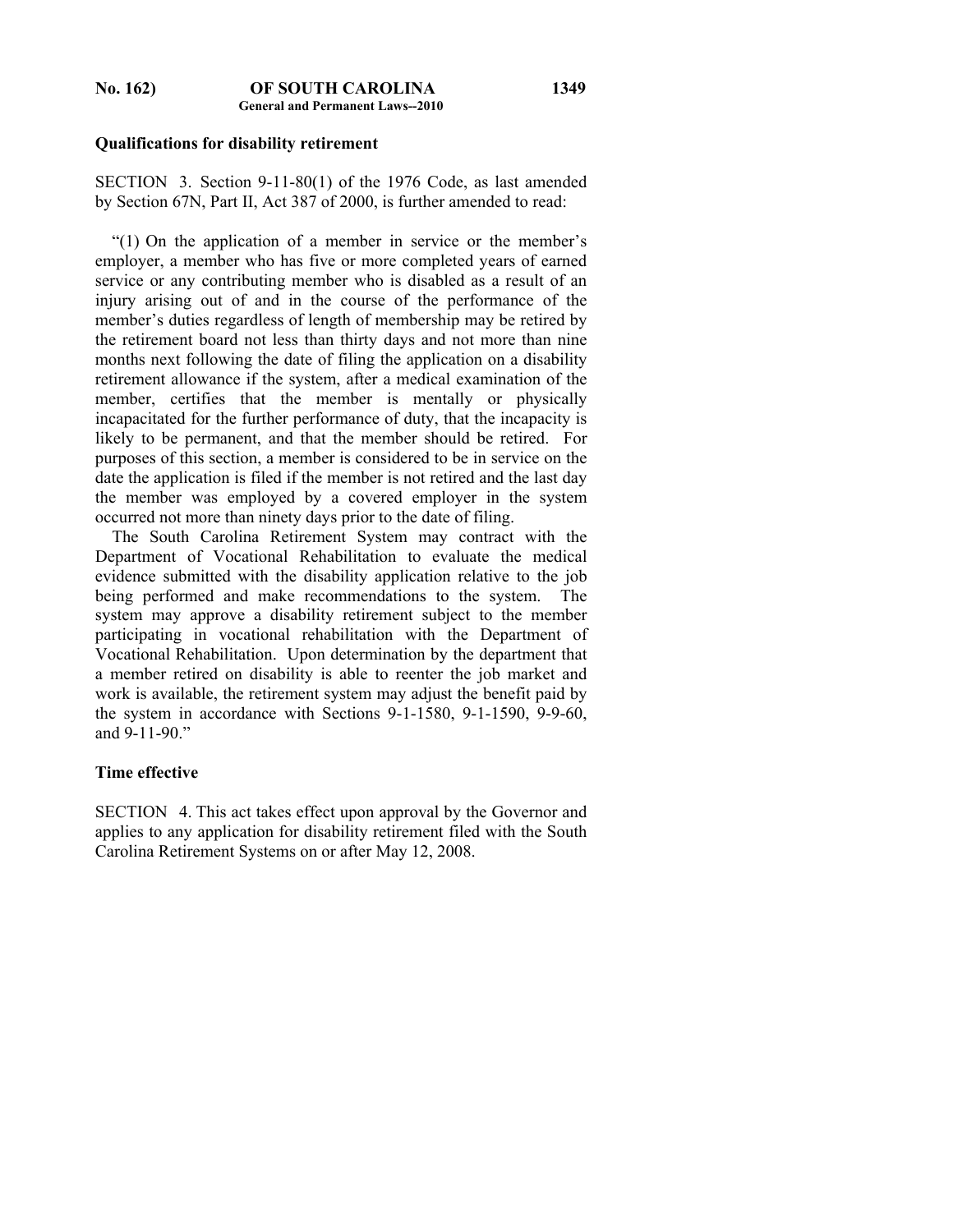**Qualifications for disability retirement**

SECTION 3. Section 9-11-80(1) of the 1976 Code, as last amended by Section 67N, Part II, Act 387 of 2000, is further amended to read:

"(1) On the application of a member in service or the member's employer, a member who has five or more completed years of earned service or any contributing member who is disabled as a result of an injury arising out of and in the course of the performance of the member's duties regardless of length of membership may be retired by the retirement board not less than thirty days and not more than nine months next following the date of filing the application on a disability retirement allowance if the system, after a medical examination of the member, certifies that the member is mentally or physically incapacitated for the further performance of duty, that the incapacity is likely to be permanent, and that the member should be retired. For purposes of this section, a member is considered to be in service on the date the application is filed if the member is not retired and the last day the member was employed by a covered employer in the system occurred not more than ninety days prior to the date of filing.

The South Carolina Retirement System may contract with the Department of Vocational Rehabilitation to evaluate the medical evidence submitted with the disability application relative to the job being performed and make recommendations to the system. The system may approve a disability retirement subject to the member participating in vocational rehabilitation with the Department of Vocational Rehabilitation. Upon determination by the department that a member retired on disability is able to reenter the job market and work is available, the retirement system may adjust the benefit paid by the system in accordance with Sections 9-1-1580, 9-1-1590, 9-9-60, and 9-11-90."

**Time effective**

SECTION 4. This act takes effect upon approval by the Governor and applies to any application for disability retirement filed with the South Carolina Retirement Systems on or after May 12, 2008.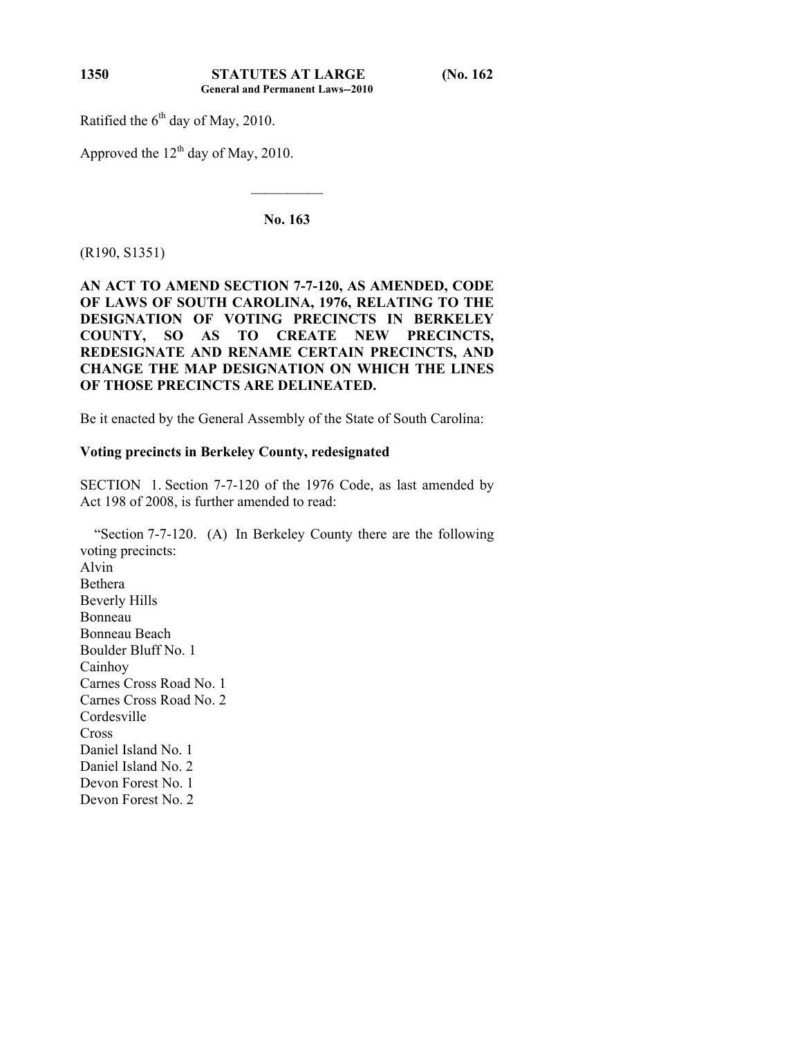Ratified the 6th day of May, 2010.

Approved the 12th day of May, 2010.

---

## No. 163

(R190, S1351)

**AN ACT TO AMEND SECTION 7-7-120, AS AMENDED, CODE OF LAWS OF SOUTH CAROLINA, 1976, RELATING TO THE DESIGNATION OF VOTING PRECINCTS IN BERKELEY COUNTY, SO AS TO CREATE NEW PRECINCTS, REDESIGNATE AND RENAME CERTAIN PRECINCTS, AND CHANGE THE MAP DESIGNATION ON WHICH THE LINES OF THOSE PRECINCTS ARE DELINEATED.**

Be it enacted by the General Assembly of the State of South Carolina:

**Voting precincts in Berkeley County, redesignated**

SECTION 1. Section 7-7-120 of the 1976 Code, as last amended by Act 198 of 2008, is further amended to read:

"Section 7-7-120. (A) In Berkeley County there are the following voting precincts:
Alvin
Bethera
Beverly Hills
Bonneau
Bonneau Beach
Boulder Bluff No. 1
Cainhoy
Carnes Cross Road No. 1
Carnes Cross Road No. 2
Cordesville
Cross
Daniel Island No. 1
Daniel Island No. 2
Devon Forest No. 1
Devon Forest No. 2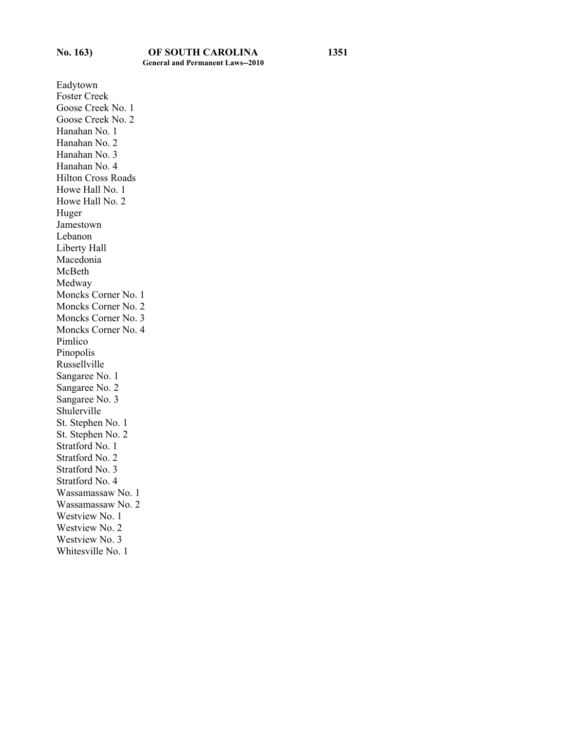Eadytown
Foster Creek
Goose Creek No. 1
Goose Creek No. 2
Hanahan No. 1
Hanahan No. 2
Hanahan No. 3
Hanahan No. 4
Hilton Cross Roads
Howe Hall No. 1
Howe Hall No. 2
Huger
Jamestown
Lebanon
Liberty Hall
Macedonia
McBeth
Medway
Moncks Corner No. 1
Moncks Corner No. 2
Moncks Corner No. 3
Moncks Corner No. 4
Pimlico
Pinopolis
Russellville
Sangaree No. 1
Sangaree No. 2
Sangaree No. 3
Shulerville
St. Stephen No. 1
St. Stephen No. 2
Stratford No. 1
Stratford No. 2
Stratford No. 3
Stratford No. 4
Wassamassaw No. 1
Wassamassaw No. 2
Westview No. 1
Westview No. 2
Westview No. 3
Whitesville No. 1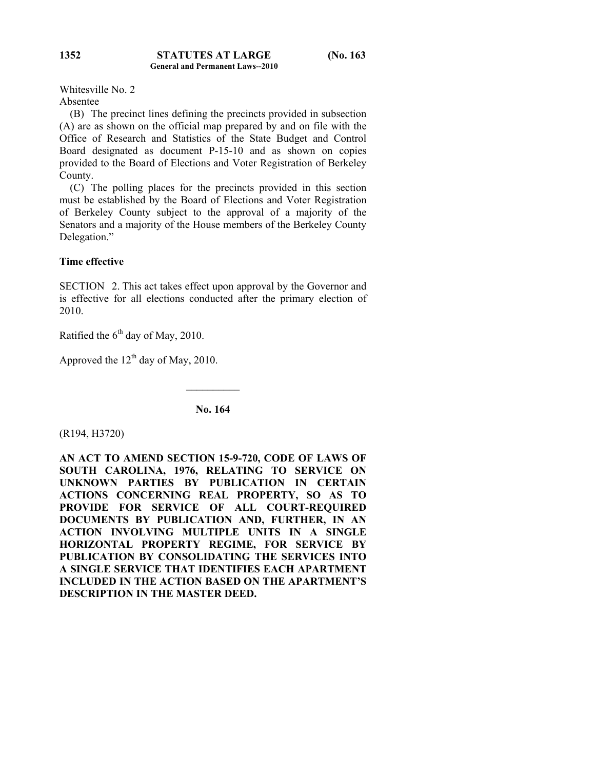Whitesville No. 2
Absentee

(B) The precinct lines defining the precincts provided in subsection (A) are as shown on the official map prepared by and on file with the Office of Research and Statistics of the State Budget and Control Board designated as document P-15-10 and as shown on copies provided to the Board of Elections and Voter Registration of Berkeley County.

(C) The polling places for the precincts provided in this section must be established by the Board of Elections and Voter Registration of Berkeley County subject to the approval of a majority of the Senators and a majority of the House members of the Berkeley County Delegation."

**Time effective**

SECTION 2. This act takes effect upon approval by the Governor and is effective for all elections conducted after the primary election of 2010.

Ratified the 6th day of May, 2010.

Approved the 12th day of May, 2010.

---

**No. 164**

(R194, H3720)

**AN ACT TO AMEND SECTION 15-9-720, CODE OF LAWS OF SOUTH CAROLINA, 1976, RELATING TO SERVICE ON UNKNOWN PARTIES BY PUBLICATION IN CERTAIN ACTIONS CONCERNING REAL PROPERTY, SO AS TO PROVIDE FOR SERVICE OF ALL COURT-REQUIRED DOCUMENTS BY PUBLICATION AND, FURTHER, IN AN ACTION INVOLVING MULTIPLE UNITS IN A SINGLE HORIZONTAL PROPERTY REGIME, FOR SERVICE BY PUBLICATION BY CONSOLIDATING THE SERVICES INTO A SINGLE SERVICE THAT IDENTIFIES EACH APARTMENT INCLUDED IN THE ACTION BASED ON THE APARTMENT'S DESCRIPTION IN THE MASTER DEED.**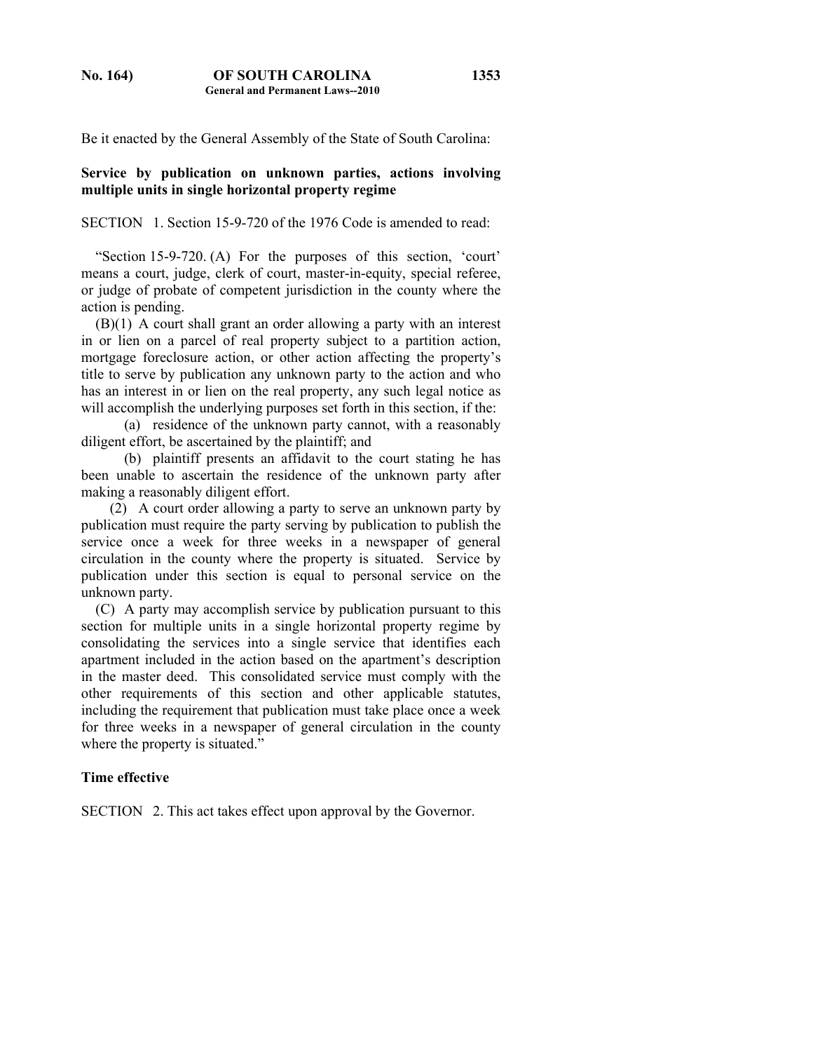Be it enacted by the General Assembly of the State of South Carolina:

**Service by publication on unknown parties, actions involving multiple units in single horizontal property regime**

SECTION 1. Section 15-9-720 of the 1976 Code is amended to read:

"Section 15-9-720. (A) For the purposes of this section, 'court' means a court, judge, clerk of court, master-in-equity, special referee, or judge of probate of competent jurisdiction in the county where the action is pending.

(B)(1) A court shall grant an order allowing a party with an interest in or lien on a parcel of real property subject to a partition action, mortgage foreclosure action, or other action affecting the property's title to serve by publication any unknown party to the action and who has an interest in or lien on the real property, any such legal notice as will accomplish the underlying purposes set forth in this section, if the:

(a) residence of the unknown party cannot, with a reasonably diligent effort, be ascertained by the plaintiff; and

(b) plaintiff presents an affidavit to the court stating he has been unable to ascertain the residence of the unknown party after making a reasonably diligent effort.

(2) A court order allowing a party to serve an unknown party by publication must require the party serving by publication to publish the service once a week for three weeks in a newspaper of general circulation in the county where the property is situated. Service by publication under this section is equal to personal service on the unknown party.

(C) A party may accomplish service by publication pursuant to this section for multiple units in a single horizontal property regime by consolidating the services into a single service that identifies each apartment included in the action based on the apartment's description in the master deed. This consolidated service must comply with the other requirements of this section and other applicable statutes, including the requirement that publication must take place once a week for three weeks in a newspaper of general circulation in the county where the property is situated."

**Time effective**

SECTION 2. This act takes effect upon approval by the Governor.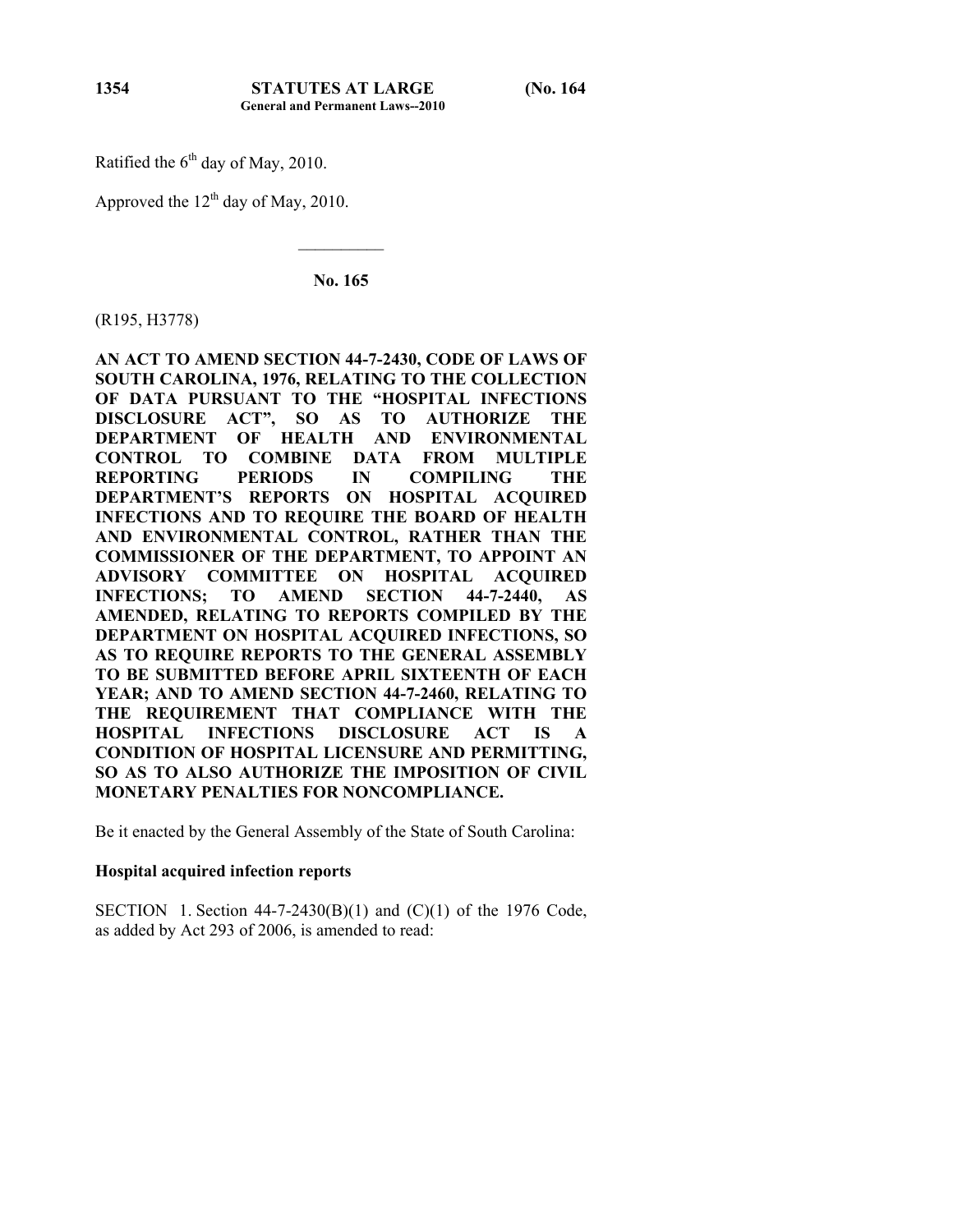Ratified the 6th day of May, 2010.

Approved the 12th day of May, 2010.

---

## No. 165

(R195, H3778)

**AN ACT TO AMEND SECTION 44-7-2430, CODE OF LAWS OF SOUTH CAROLINA, 1976, RELATING TO THE COLLECTION OF DATA PURSUANT TO THE "HOSPITAL INFECTIONS DISCLOSURE ACT", SO AS TO AUTHORIZE THE DEPARTMENT OF HEALTH AND ENVIRONMENTAL CONTROL TO COMBINE DATA FROM MULTIPLE REPORTING PERIODS IN COMPILING THE DEPARTMENT'S REPORTS ON HOSPITAL ACQUIRED INFECTIONS AND TO REQUIRE THE BOARD OF HEALTH AND ENVIRONMENTAL CONTROL, RATHER THAN THE COMMISSIONER OF THE DEPARTMENT, TO APPOINT AN ADVISORY COMMITTEE ON HOSPITAL ACQUIRED INFECTIONS; TO AMEND SECTION 44-7-2440, AS AMENDED, RELATING TO REPORTS COMPILED BY THE DEPARTMENT ON HOSPITAL ACQUIRED INFECTIONS, SO AS TO REQUIRE REPORTS TO THE GENERAL ASSEMBLY TO BE SUBMITTED BEFORE APRIL SIXTEENTH OF EACH YEAR; AND TO AMEND SECTION 44-7-2460, RELATING TO THE REQUIREMENT THAT COMPLIANCE WITH THE HOSPITAL INFECTIONS DISCLOSURE ACT IS A CONDITION OF HOSPITAL LICENSURE AND PERMITTING, SO AS TO ALSO AUTHORIZE THE IMPOSITION OF CIVIL MONETARY PENALTIES FOR NONCOMPLIANCE.**

Be it enacted by the General Assembly of the State of South Carolina:

**Hospital acquired infection reports**

SECTION 1. Section 44-7-2430(B)(1) and (C)(1) of the 1976 Code, as added by Act 293 of 2006, is amended to read: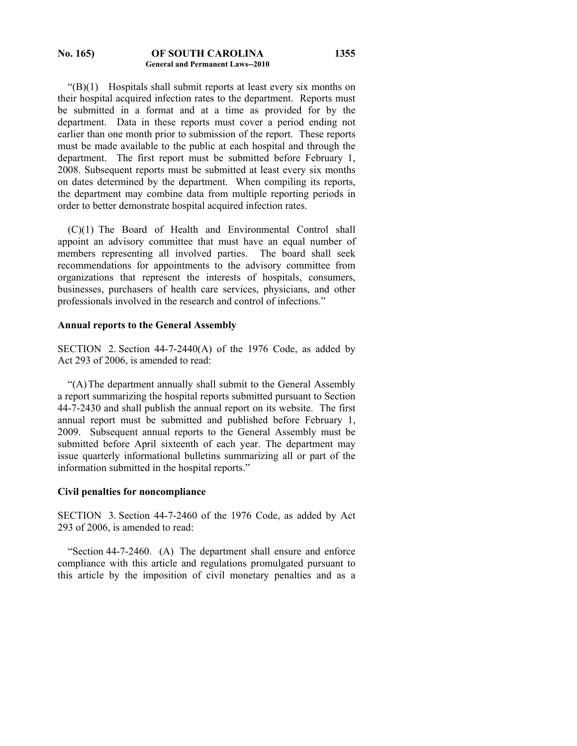"(B)(1) Hospitals shall submit reports at least every six months on their hospital acquired infection rates to the department. Reports must be submitted in a format and at a time as provided for by the department. Data in these reports must cover a period ending not earlier than one month prior to submission of the report. These reports must be made available to the public at each hospital and through the department. The first report must be submitted before February 1, 2008. Subsequent reports must be submitted at least every six months on dates determined by the department. When compiling its reports, the department may combine data from multiple reporting periods in order to better demonstrate hospital acquired infection rates.

(C)(1) The Board of Health and Environmental Control shall appoint an advisory committee that must have an equal number of members representing all involved parties. The board shall seek recommendations for appointments to the advisory committee from organizations that represent the interests of hospitals, consumers, businesses, purchasers of health care services, physicians, and other professionals involved in the research and control of infections."

**Annual reports to the General Assembly**

SECTION 2. Section 44-7-2440(A) of the 1976 Code, as added by Act 293 of 2006, is amended to read:

"(A) The department annually shall submit to the General Assembly a report summarizing the hospital reports submitted pursuant to Section 44-7-2430 and shall publish the annual report on its website. The first annual report must be submitted and published before February 1, 2009. Subsequent annual reports to the General Assembly must be submitted before April sixteenth of each year. The department may issue quarterly informational bulletins summarizing all or part of the information submitted in the hospital reports."

**Civil penalties for noncompliance**

SECTION 3. Section 44-7-2460 of the 1976 Code, as added by Act 293 of 2006, is amended to read:

"Section 44-7-2460. (A) The department shall ensure and enforce compliance with this article and regulations promulgated pursuant to this article by the imposition of civil monetary penalties and as a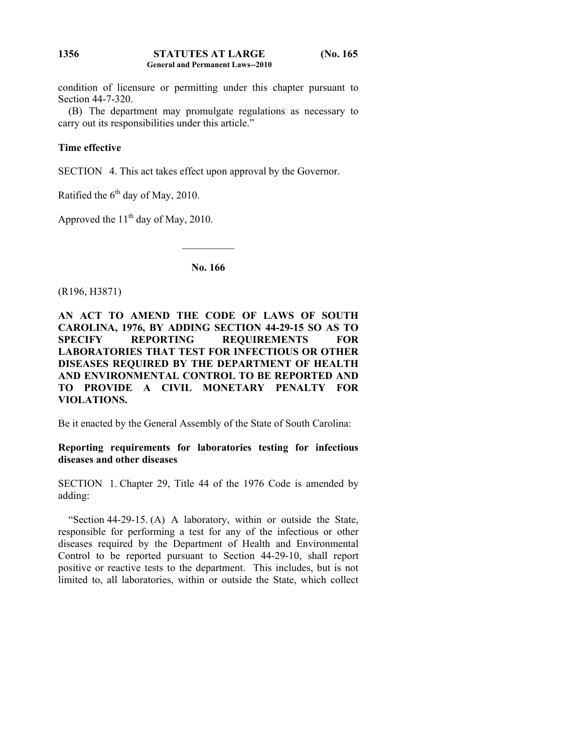condition of licensure or permitting under this chapter pursuant to Section 44-7-320.

(B) The department may promulgate regulations as necessary to carry out its responsibilities under this article."

**Time effective**

SECTION 4. This act takes effect upon approval by the Governor.

Ratified the 6th day of May, 2010.

Approved the 11th day of May, 2010.

---

**No. 166**

(R196, H3871)

**AN ACT TO AMEND THE CODE OF LAWS OF SOUTH CAROLINA, 1976, BY ADDING SECTION 44-29-15 SO AS TO SPECIFY REPORTING REQUIREMENTS FOR LABORATORIES THAT TEST FOR INFECTIOUS OR OTHER DISEASES REQUIRED BY THE DEPARTMENT OF HEALTH AND ENVIRONMENTAL CONTROL TO BE REPORTED AND TO PROVIDE A CIVIL MONETARY PENALTY FOR VIOLATIONS.**

Be it enacted by the General Assembly of the State of South Carolina:

**Reporting requirements for laboratories testing for infectious diseases and other diseases**

SECTION 1. Chapter 29, Title 44 of the 1976 Code is amended by adding:

"Section 44-29-15. (A) A laboratory, within or outside the State, responsible for performing a test for any of the infectious or other diseases required by the Department of Health and Environmental Control to be reported pursuant to Section 44-29-10, shall report positive or reactive tests to the department. This includes, but is not limited to, all laboratories, within or outside the State, which collect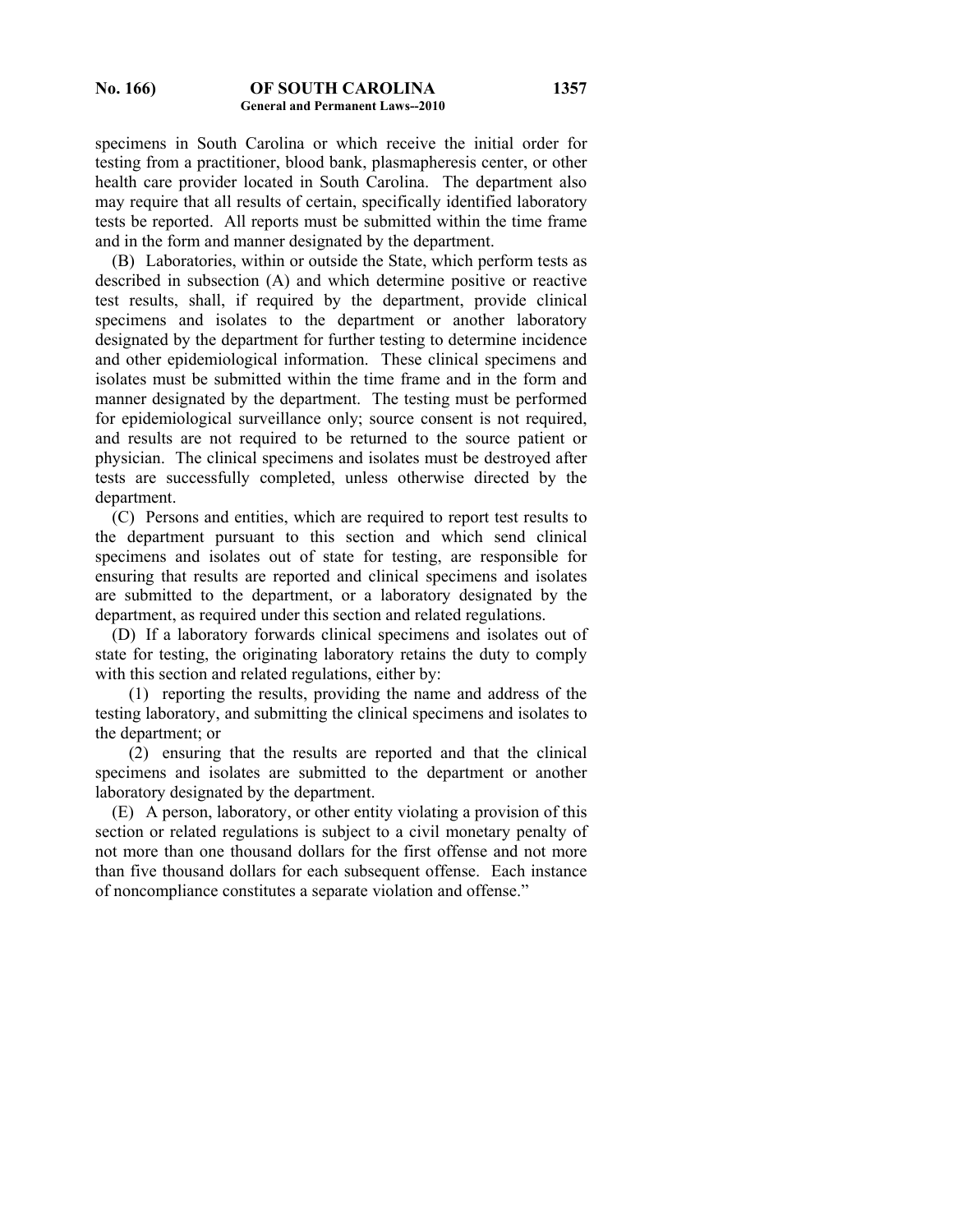specimens in South Carolina or which receive the initial order for testing from a practitioner, blood bank, plasmapheresis center, or other health care provider located in South Carolina. The department also may require that all results of certain, specifically identified laboratory tests be reported. All reports must be submitted within the time frame and in the form and manner designated by the department.

(B) Laboratories, within or outside the State, which perform tests as described in subsection (A) and which determine positive or reactive test results, shall, if required by the department, provide clinical specimens and isolates to the department or another laboratory designated by the department for further testing to determine incidence and other epidemiological information. These clinical specimens and isolates must be submitted within the time frame and in the form and manner designated by the department. The testing must be performed for epidemiological surveillance only; source consent is not required, and results are not required to be returned to the source patient or physician. The clinical specimens and isolates must be destroyed after tests are successfully completed, unless otherwise directed by the department.

(C) Persons and entities, which are required to report test results to the department pursuant to this section and which send clinical specimens and isolates out of state for testing, are responsible for ensuring that results are reported and clinical specimens and isolates are submitted to the department, or a laboratory designated by the department, as required under this section and related regulations.

(D) If a laboratory forwards clinical specimens and isolates out of state for testing, the originating laboratory retains the duty to comply with this section and related regulations, either by:

(1) reporting the results, providing the name and address of the testing laboratory, and submitting the clinical specimens and isolates to the department; or

(2) ensuring that the results are reported and that the clinical specimens and isolates are submitted to the department or another laboratory designated by the department.

(E) A person, laboratory, or other entity violating a provision of this section or related regulations is subject to a civil monetary penalty of not more than one thousand dollars for the first offense and not more than five thousand dollars for each subsequent offense. Each instance of noncompliance constitutes a separate violation and offense."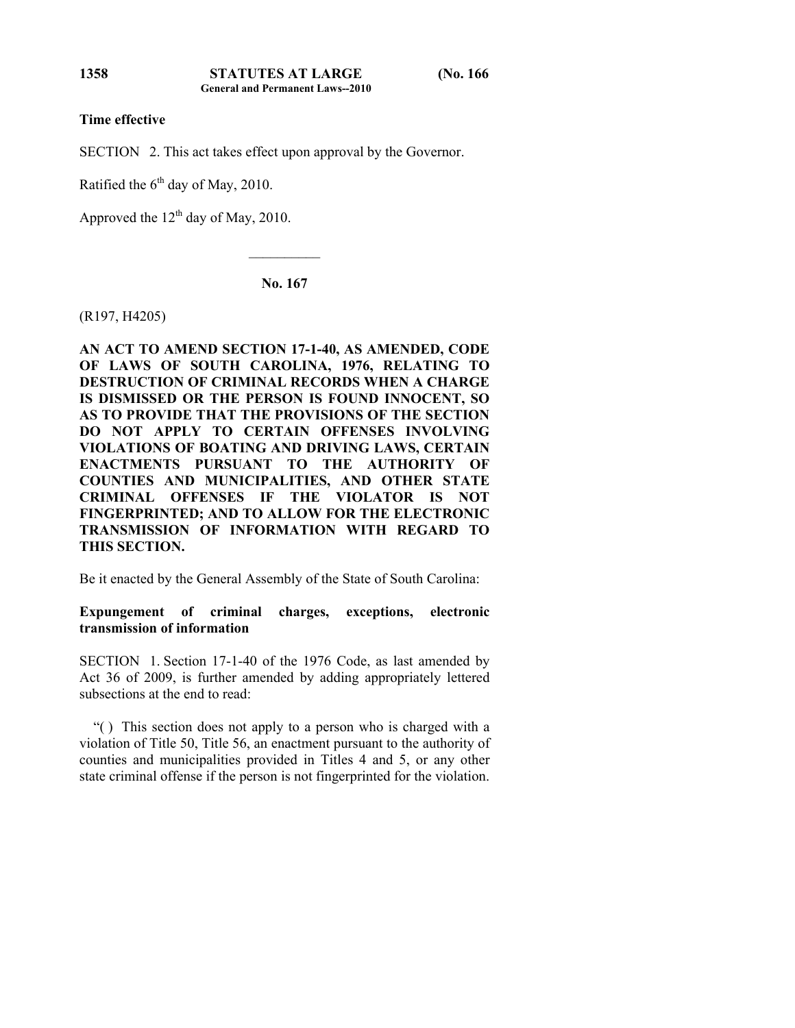**Time effective**

SECTION 2. This act takes effect upon approval by the Governor.

Ratified the 6th day of May, 2010.

Approved the 12th day of May, 2010.

---

## No. 167

(R197, H4205)

**AN ACT TO AMEND SECTION 17-1-40, AS AMENDED, CODE OF LAWS OF SOUTH CAROLINA, 1976, RELATING TO DESTRUCTION OF CRIMINAL RECORDS WHEN A CHARGE IS DISMISSED OR THE PERSON IS FOUND INNOCENT, SO AS TO PROVIDE THAT THE PROVISIONS OF THE SECTION DO NOT APPLY TO CERTAIN OFFENSES INVOLVING VIOLATIONS OF BOATING AND DRIVING LAWS, CERTAIN ENACTMENTS PURSUANT TO THE AUTHORITY OF COUNTIES AND MUNICIPALITIES, AND OTHER STATE CRIMINAL OFFENSES IF THE VIOLATOR IS NOT FINGERPRINTED; AND TO ALLOW FOR THE ELECTRONIC TRANSMISSION OF INFORMATION WITH REGARD TO THIS SECTION.**

Be it enacted by the General Assembly of the State of South Carolina:

**Expungement of criminal charges, exceptions, electronic transmission of information**

SECTION 1. Section 17-1-40 of the 1976 Code, as last amended by Act 36 of 2009, is further amended by adding appropriately lettered subsections at the end to read:

"( ) This section does not apply to a person who is charged with a violation of Title 50, Title 56, an enactment pursuant to the authority of counties and municipalities provided in Titles 4 and 5, or any other state criminal offense if the person is not fingerprinted for the violation.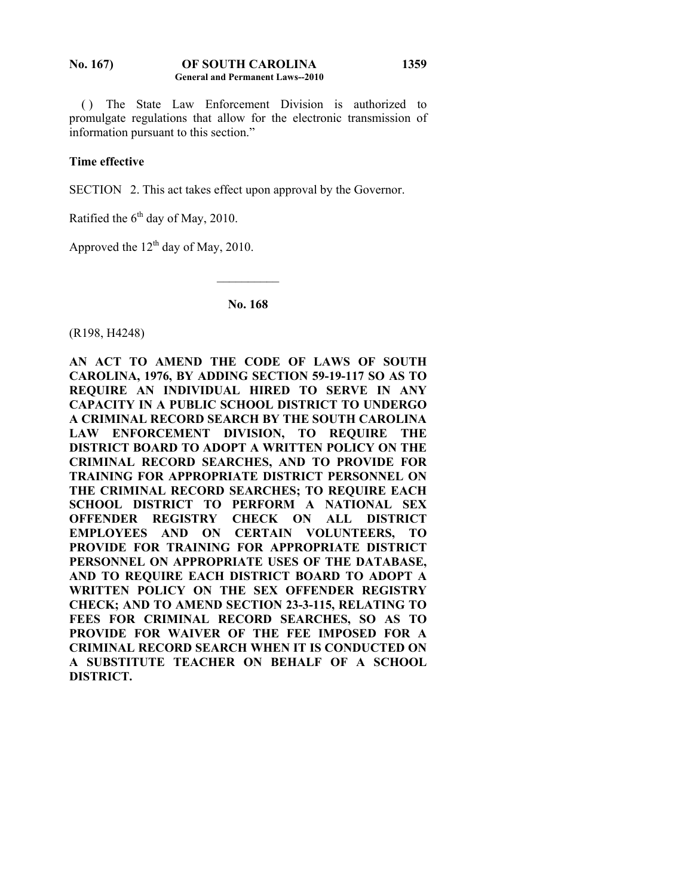( ) The State Law Enforcement Division is authorized to promulgate regulations that allow for the electronic transmission of information pursuant to this section."

**Time effective**

SECTION 2. This act takes effect upon approval by the Governor.

Ratified the 6th day of May, 2010.

Approved the 12th day of May, 2010.

---

**No. 168**

(R198, H4248)

**AN ACT TO AMEND THE CODE OF LAWS OF SOUTH CAROLINA, 1976, BY ADDING SECTION 59-19-117 SO AS TO REQUIRE AN INDIVIDUAL HIRED TO SERVE IN ANY CAPACITY IN A PUBLIC SCHOOL DISTRICT TO UNDERGO A CRIMINAL RECORD SEARCH BY THE SOUTH CAROLINA LAW ENFORCEMENT DIVISION, TO REQUIRE THE DISTRICT BOARD TO ADOPT A WRITTEN POLICY ON THE CRIMINAL RECORD SEARCHES, AND TO PROVIDE FOR TRAINING FOR APPROPRIATE DISTRICT PERSONNEL ON THE CRIMINAL RECORD SEARCHES; TO REQUIRE EACH SCHOOL DISTRICT TO PERFORM A NATIONAL SEX OFFENDER REGISTRY CHECK ON ALL DISTRICT EMPLOYEES AND ON CERTAIN VOLUNTEERS, TO PROVIDE FOR TRAINING FOR APPROPRIATE DISTRICT PERSONNEL ON APPROPRIATE USES OF THE DATABASE, AND TO REQUIRE EACH DISTRICT BOARD TO ADOPT A WRITTEN POLICY ON THE SEX OFFENDER REGISTRY CHECK; AND TO AMEND SECTION 23-3-115, RELATING TO FEES FOR CRIMINAL RECORD SEARCHES, SO AS TO PROVIDE FOR WAIVER OF THE FEE IMPOSED FOR A CRIMINAL RECORD SEARCH WHEN IT IS CONDUCTED ON A SUBSTITUTE TEACHER ON BEHALF OF A SCHOOL DISTRICT.**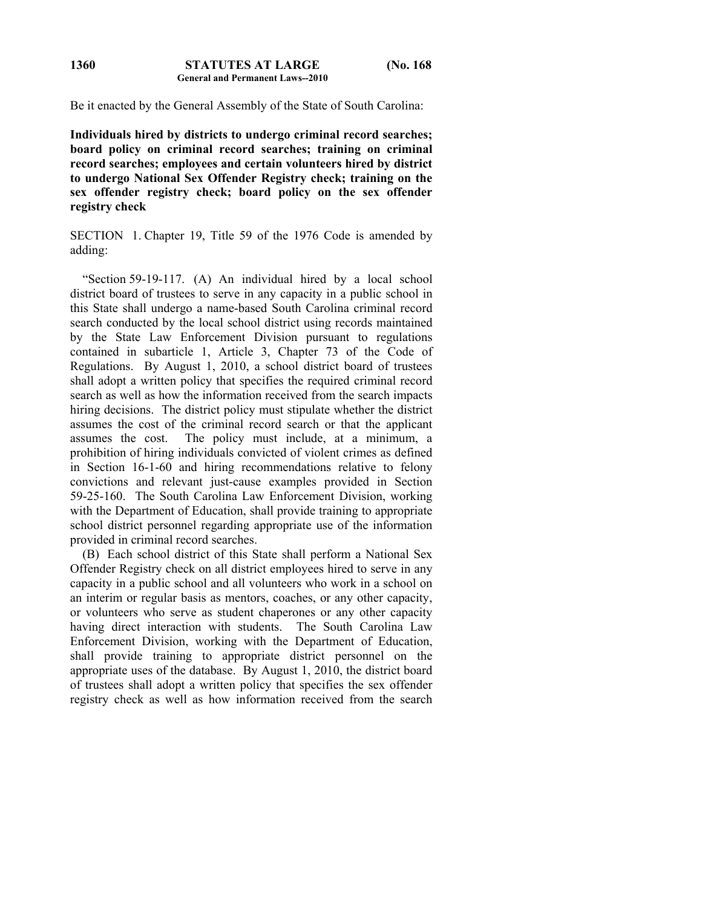Be it enacted by the General Assembly of the State of South Carolina:

**Individuals hired by districts to undergo criminal record searches; board policy on criminal record searches; training on criminal record searches; employees and certain volunteers hired by district to undergo National Sex Offender Registry check; training on the sex offender registry check; board policy on the sex offender registry check**

SECTION 1. Chapter 19, Title 59 of the 1976 Code is amended by adding:

"Section 59-19-117. (A) An individual hired by a local school district board of trustees to serve in any capacity in a public school in this State shall undergo a name-based South Carolina criminal record search conducted by the local school district using records maintained by the State Law Enforcement Division pursuant to regulations contained in subarticle 1, Article 3, Chapter 73 of the Code of Regulations. By August 1, 2010, a school district board of trustees shall adopt a written policy that specifies the required criminal record search as well as how the information received from the search impacts hiring decisions. The district policy must stipulate whether the district assumes the cost of the criminal record search or that the applicant assumes the cost. The policy must include, at a minimum, a prohibition of hiring individuals convicted of violent crimes as defined in Section 16-1-60 and hiring recommendations relative to felony convictions and relevant just-cause examples provided in Section 59-25-160. The South Carolina Law Enforcement Division, working with the Department of Education, shall provide training to appropriate school district personnel regarding appropriate use of the information provided in criminal record searches.

(B) Each school district of this State shall perform a National Sex Offender Registry check on all district employees hired to serve in any capacity in a public school and all volunteers who work in a school on an interim or regular basis as mentors, coaches, or any other capacity, or volunteers who serve as student chaperones or any other capacity having direct interaction with students. The South Carolina Law Enforcement Division, working with the Department of Education, shall provide training to appropriate district personnel on the appropriate uses of the database. By August 1, 2010, the district board of trustees shall adopt a written policy that specifies the sex offender registry check as well as how information received from the search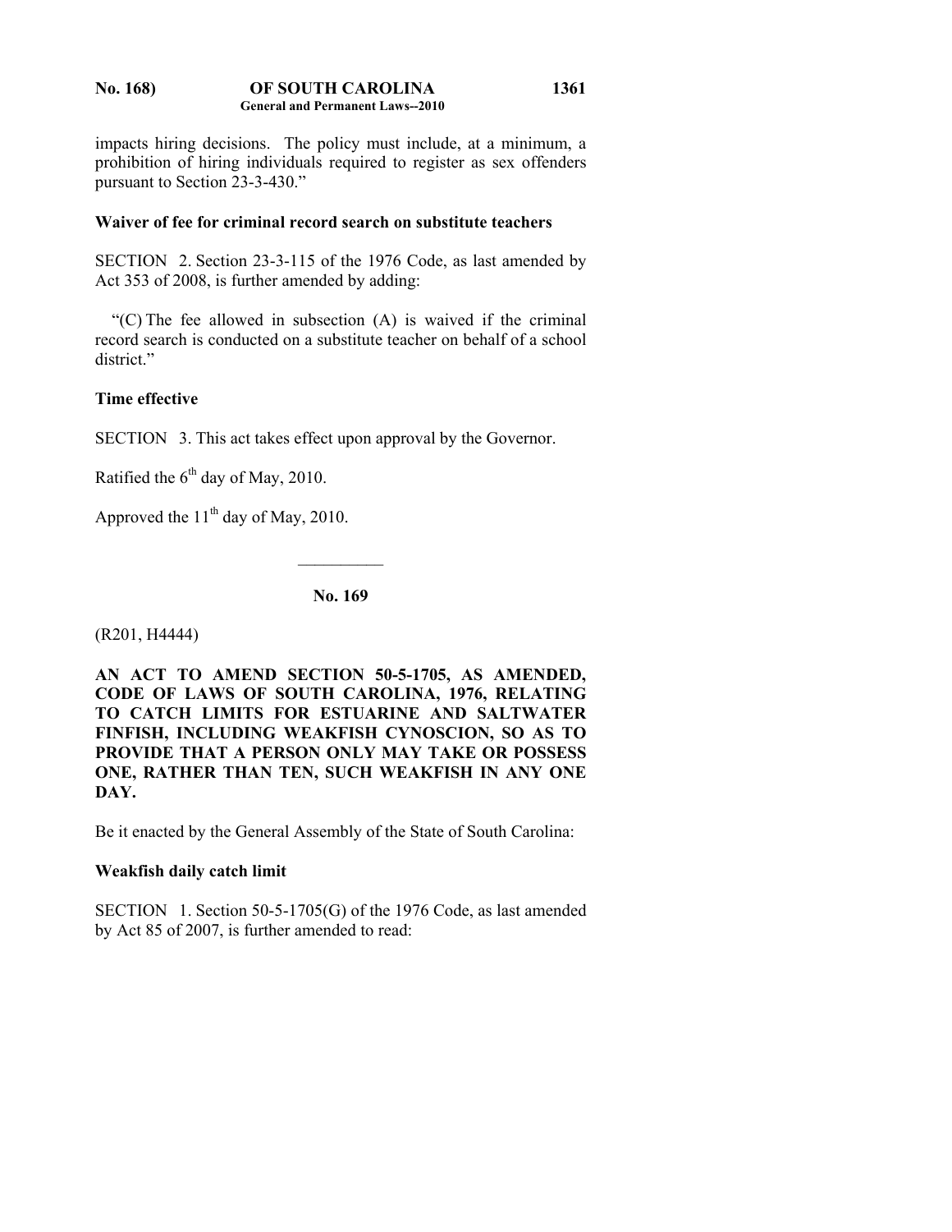impacts hiring decisions. The policy must include, at a minimum, a prohibition of hiring individuals required to register as sex offenders pursuant to Section 23-3-430."

**Waiver of fee for criminal record search on substitute teachers**

SECTION 2. Section 23-3-115 of the 1976 Code, as last amended by Act 353 of 2008, is further amended by adding:

"(C) The fee allowed in subsection (A) is waived if the criminal record search is conducted on a substitute teacher on behalf of a school district."

**Time effective**

SECTION 3. This act takes effect upon approval by the Governor.

Ratified the 6th day of May, 2010.

Approved the 11th day of May, 2010.

---

**No. 169**

(R201, H4444)

**AN ACT TO AMEND SECTION 50-5-1705, AS AMENDED, CODE OF LAWS OF SOUTH CAROLINA, 1976, RELATING TO CATCH LIMITS FOR ESTUARINE AND SALTWATER FINFISH, INCLUDING WEAKFISH CYNOSCION, SO AS TO PROVIDE THAT A PERSON ONLY MAY TAKE OR POSSESS ONE, RATHER THAN TEN, SUCH WEAKFISH IN ANY ONE DAY.**

Be it enacted by the General Assembly of the State of South Carolina:

**Weakfish daily catch limit**

SECTION 1. Section 50-5-1705(G) of the 1976 Code, as last amended by Act 85 of 2007, is further amended to read: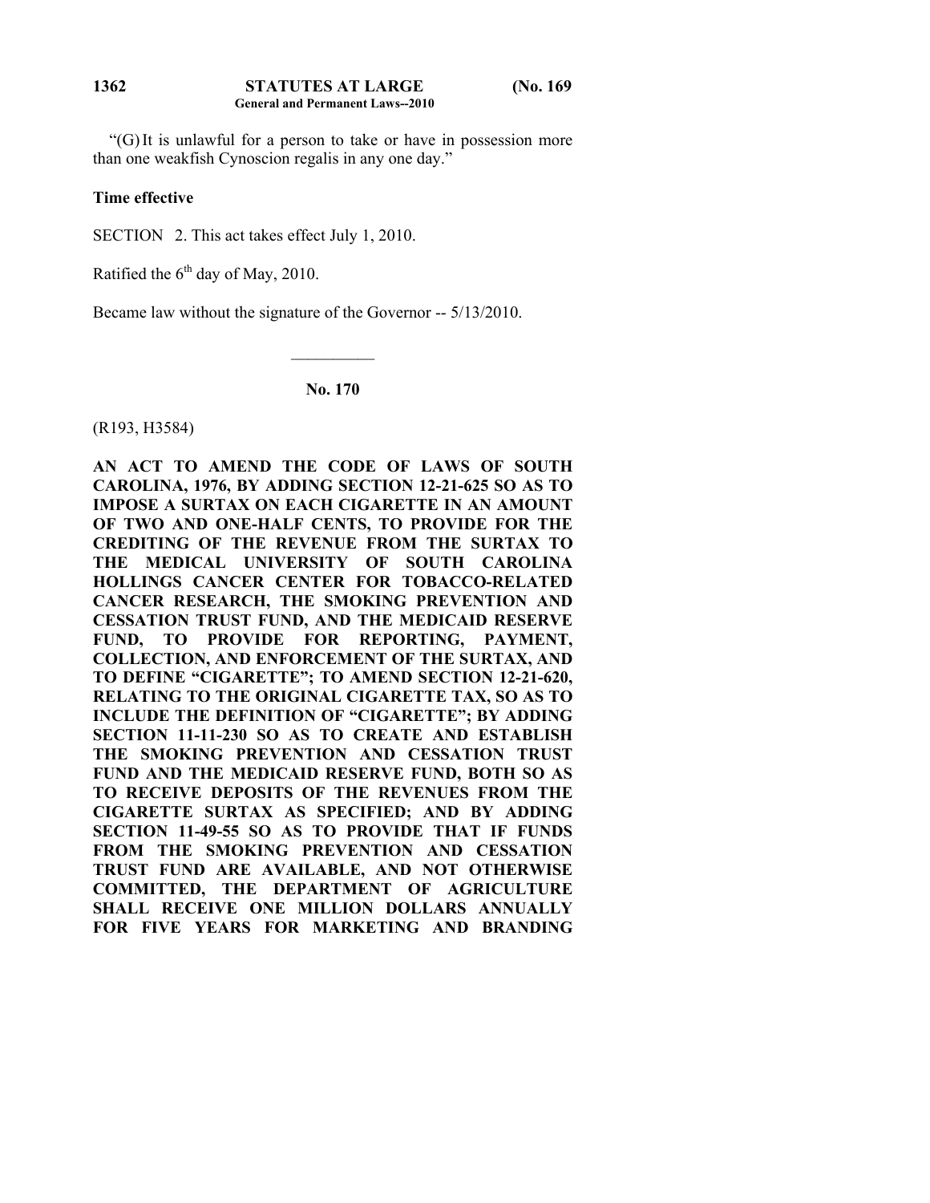"(G) It is unlawful for a person to take or have in possession more than one weakfish Cynoscion regalis in any one day."

**Time effective**

SECTION 2. This act takes effect July 1, 2010.

Ratified the 6th day of May, 2010.

Became law without the signature of the Governor -- 5/13/2010.

---

**No. 170**

(R193, H3584)

**AN ACT TO AMEND THE CODE OF LAWS OF SOUTH CAROLINA, 1976, BY ADDING SECTION 12-21-625 SO AS TO IMPOSE A SURTAX ON EACH CIGARETTE IN AN AMOUNT OF TWO AND ONE-HALF CENTS, TO PROVIDE FOR THE CREDITING OF THE REVENUE FROM THE SURTAX TO THE MEDICAL UNIVERSITY OF SOUTH CAROLINA HOLLINGS CANCER CENTER FOR TOBACCO-RELATED CANCER RESEARCH, THE SMOKING PREVENTION AND CESSATION TRUST FUND, AND THE MEDICAID RESERVE FUND, TO PROVIDE FOR REPORTING, PAYMENT, COLLECTION, AND ENFORCEMENT OF THE SURTAX, AND TO DEFINE "CIGARETTE"; TO AMEND SECTION 12-21-620, RELATING TO THE ORIGINAL CIGARETTE TAX, SO AS TO INCLUDE THE DEFINITION OF "CIGARETTE"; BY ADDING SECTION 11-11-230 SO AS TO CREATE AND ESTABLISH THE SMOKING PREVENTION AND CESSATION TRUST FUND AND THE MEDICAID RESERVE FUND, BOTH SO AS TO RECEIVE DEPOSITS OF THE REVENUES FROM THE CIGARETTE SURTAX AS SPECIFIED; AND BY ADDING SECTION 11-49-55 SO AS TO PROVIDE THAT IF FUNDS FROM THE SMOKING PREVENTION AND CESSATION TRUST FUND ARE AVAILABLE, AND NOT OTHERWISE COMMITTED, THE DEPARTMENT OF AGRICULTURE SHALL RECEIVE ONE MILLION DOLLARS ANNUALLY FOR FIVE YEARS FOR MARKETING AND BRANDING**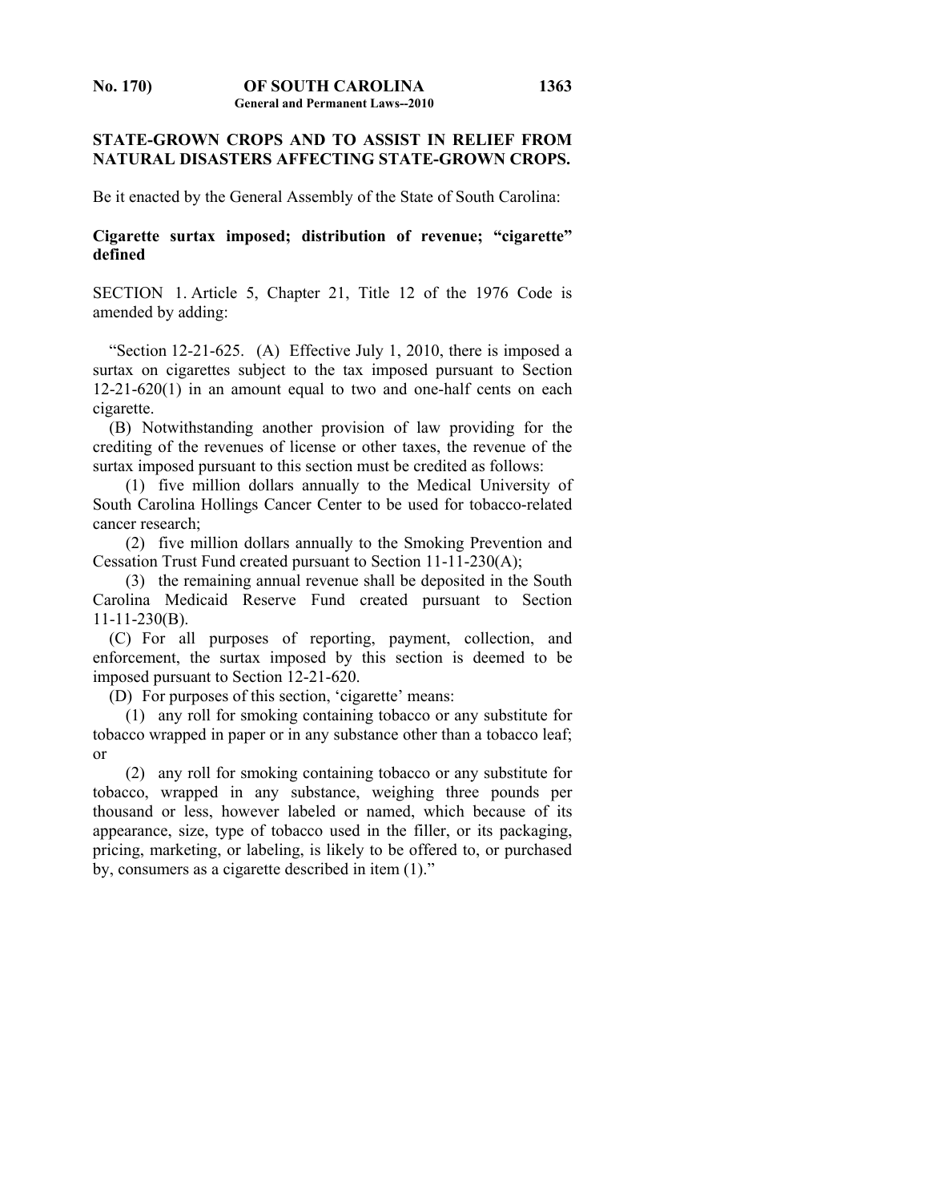**STATE-GROWN CROPS AND TO ASSIST IN RELIEF FROM NATURAL DISASTERS AFFECTING STATE-GROWN CROPS.**

Be it enacted by the General Assembly of the State of South Carolina:

**Cigarette surtax imposed; distribution of revenue; "cigarette" defined**

SECTION 1. Article 5, Chapter 21, Title 12 of the 1976 Code is amended by adding:

"Section 12-21-625. (A) Effective July 1, 2010, there is imposed a surtax on cigarettes subject to the tax imposed pursuant to Section 12-21-620(1) in an amount equal to two and one-half cents on each cigarette.

(B) Notwithstanding another provision of law providing for the crediting of the revenues of license or other taxes, the revenue of the surtax imposed pursuant to this section must be credited as follows:

(1) five million dollars annually to the Medical University of South Carolina Hollings Cancer Center to be used for tobacco-related cancer research;

(2) five million dollars annually to the Smoking Prevention and Cessation Trust Fund created pursuant to Section 11-11-230(A);

(3) the remaining annual revenue shall be deposited in the South Carolina Medicaid Reserve Fund created pursuant to Section 11-11-230(B).

(C) For all purposes of reporting, payment, collection, and enforcement, the surtax imposed by this section is deemed to be imposed pursuant to Section 12-21-620.

(D) For purposes of this section, 'cigarette' means:

(1) any roll for smoking containing tobacco or any substitute for tobacco wrapped in paper or in any substance other than a tobacco leaf; or

(2) any roll for smoking containing tobacco or any substitute for tobacco, wrapped in any substance, weighing three pounds per thousand or less, however labeled or named, which because of its appearance, size, type of tobacco used in the filler, or its packaging, pricing, marketing, or labeling, is likely to be offered to, or purchased by, consumers as a cigarette described in item (1)."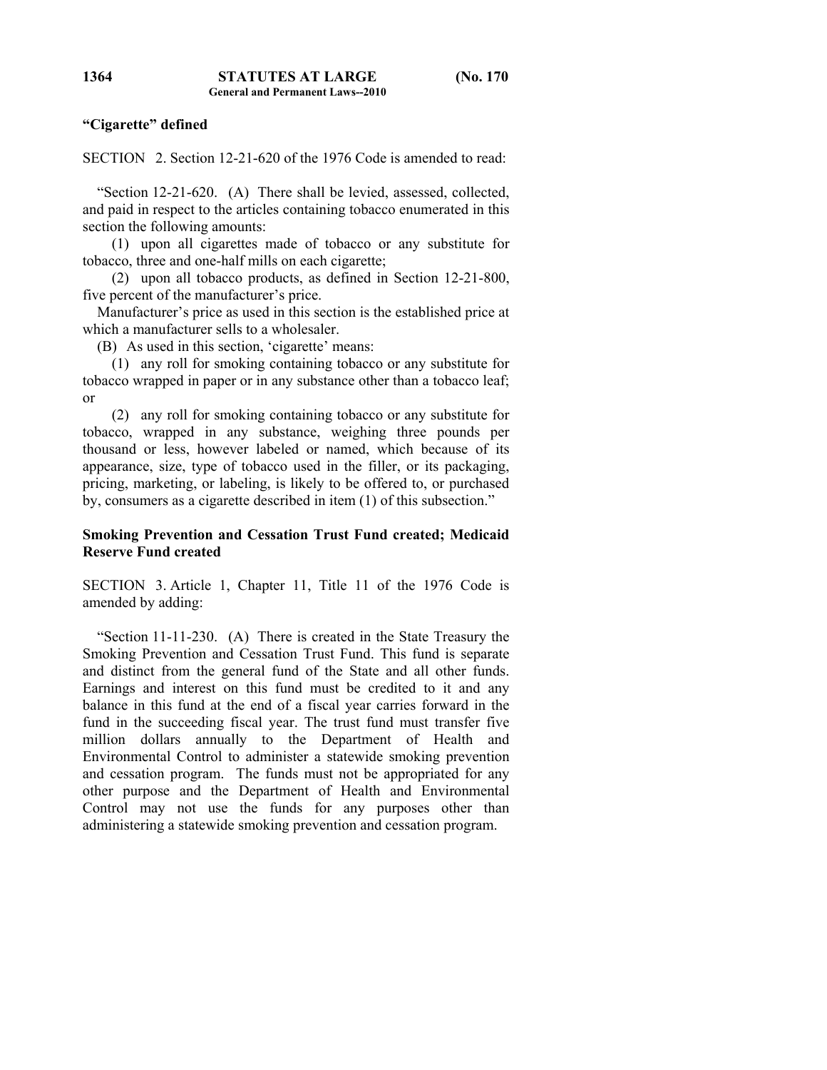**"Cigarette" defined**

SECTION 2. Section 12-21-620 of the 1976 Code is amended to read:

"Section 12-21-620. (A) There shall be levied, assessed, collected, and paid in respect to the articles containing tobacco enumerated in this section the following amounts:

(1) upon all cigarettes made of tobacco or any substitute for tobacco, three and one-half mills on each cigarette;

(2) upon all tobacco products, as defined in Section 12-21-800, five percent of the manufacturer's price.

Manufacturer's price as used in this section is the established price at which a manufacturer sells to a wholesaler.

(B) As used in this section, 'cigarette' means:

(1) any roll for smoking containing tobacco or any substitute for tobacco wrapped in paper or in any substance other than a tobacco leaf; or

(2) any roll for smoking containing tobacco or any substitute for tobacco, wrapped in any substance, weighing three pounds per thousand or less, however labeled or named, which because of its appearance, size, type of tobacco used in the filler, or its packaging, pricing, marketing, or labeling, is likely to be offered to, or purchased by, consumers as a cigarette described in item (1) of this subsection."

**Smoking Prevention and Cessation Trust Fund created; Medicaid Reserve Fund created**

SECTION 3. Article 1, Chapter 11, Title 11 of the 1976 Code is amended by adding:

"Section 11-11-230. (A) There is created in the State Treasury the Smoking Prevention and Cessation Trust Fund. This fund is separate and distinct from the general fund of the State and all other funds. Earnings and interest on this fund must be credited to it and any balance in this fund at the end of a fiscal year carries forward in the fund in the succeeding fiscal year. The trust fund must transfer five million dollars annually to the Department of Health and Environmental Control to administer a statewide smoking prevention and cessation program. The funds must not be appropriated for any other purpose and the Department of Health and Environmental Control may not use the funds for any purposes other than administering a statewide smoking prevention and cessation program.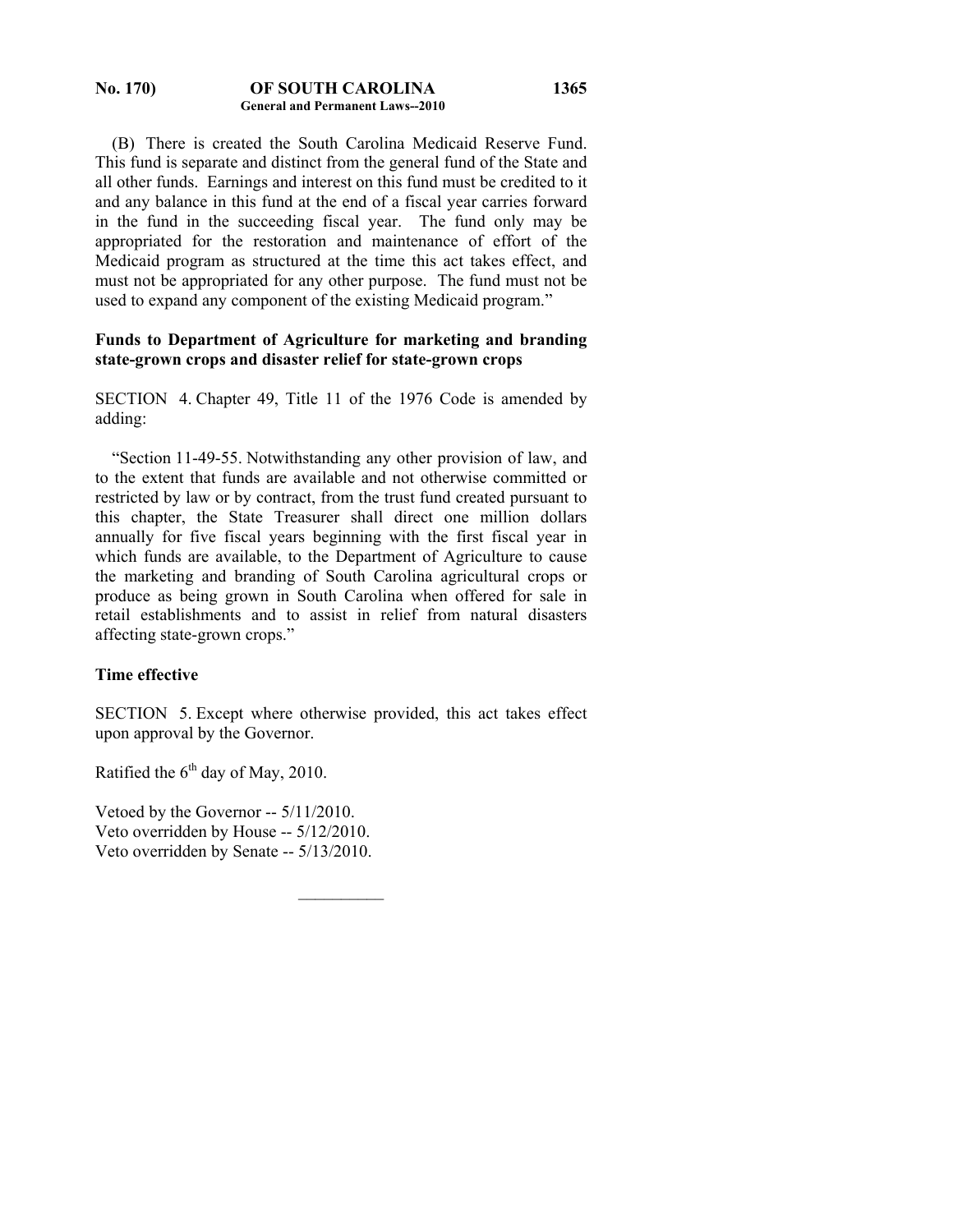(B) There is created the South Carolina Medicaid Reserve Fund. This fund is separate and distinct from the general fund of the State and all other funds. Earnings and interest on this fund must be credited to it and any balance in this fund at the end of a fiscal year carries forward in the fund in the succeeding fiscal year. The fund only may be appropriated for the restoration and maintenance of effort of the Medicaid program as structured at the time this act takes effect, and must not be appropriated for any other purpose. The fund must not be used to expand any component of the existing Medicaid program."

**Funds to Department of Agriculture for marketing and branding state-grown crops and disaster relief for state-grown crops**

SECTION 4. Chapter 49, Title 11 of the 1976 Code is amended by adding:

"Section 11-49-55. Notwithstanding any other provision of law, and to the extent that funds are available and not otherwise committed or restricted by law or by contract, from the trust fund created pursuant to this chapter, the State Treasurer shall direct one million dollars annually for five fiscal years beginning with the first fiscal year in which funds are available, to the Department of Agriculture to cause the marketing and branding of South Carolina agricultural crops or produce as being grown in South Carolina when offered for sale in retail establishments and to assist in relief from natural disasters affecting state-grown crops."

**Time effective**

SECTION 5. Except where otherwise provided, this act takes effect upon approval by the Governor.

Ratified the 6th day of May, 2010.

Vetoed by the Governor -- 5/11/2010.
Veto overridden by House -- 5/12/2010.
Veto overridden by Senate -- 5/13/2010.

---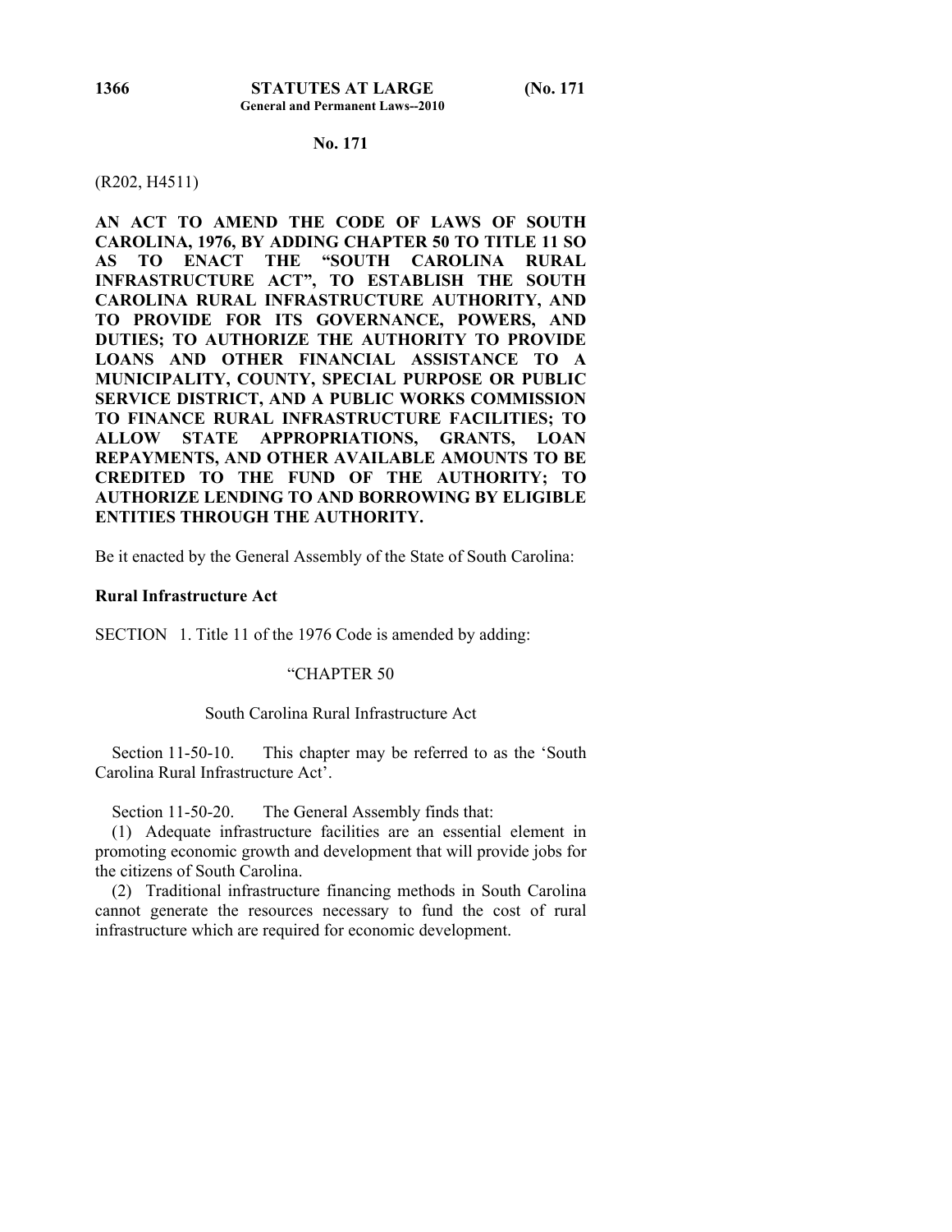**No. 171**

(R202, H4511)

**AN ACT TO AMEND THE CODE OF LAWS OF SOUTH CAROLINA, 1976, BY ADDING CHAPTER 50 TO TITLE 11 SO AS TO ENACT THE "SOUTH CAROLINA RURAL INFRASTRUCTURE ACT", TO ESTABLISH THE SOUTH CAROLINA RURAL INFRASTRUCTURE AUTHORITY, AND TO PROVIDE FOR ITS GOVERNANCE, POWERS, AND DUTIES; TO AUTHORIZE THE AUTHORITY TO PROVIDE LOANS AND OTHER FINANCIAL ASSISTANCE TO A MUNICIPALITY, COUNTY, SPECIAL PURPOSE OR PUBLIC SERVICE DISTRICT, AND A PUBLIC WORKS COMMISSION TO FINANCE RURAL INFRASTRUCTURE FACILITIES; TO ALLOW STATE APPROPRIATIONS, GRANTS, LOAN REPAYMENTS, AND OTHER AVAILABLE AMOUNTS TO BE CREDITED TO THE FUND OF THE AUTHORITY; TO AUTHORIZE LENDING TO AND BORROWING BY ELIGIBLE ENTITIES THROUGH THE AUTHORITY.**

Be it enacted by the General Assembly of the State of South Carolina:

**Rural Infrastructure Act**

SECTION 1. Title 11 of the 1976 Code is amended by adding:

"CHAPTER 50

South Carolina Rural Infrastructure Act

Section 11-50-10. This chapter may be referred to as the 'South Carolina Rural Infrastructure Act'.

Section 11-50-20. The General Assembly finds that:

(1) Adequate infrastructure facilities are an essential element in promoting economic growth and development that will provide jobs for the citizens of South Carolina.

(2) Traditional infrastructure financing methods in South Carolina cannot generate the resources necessary to fund the cost of rural infrastructure which are required for economic development.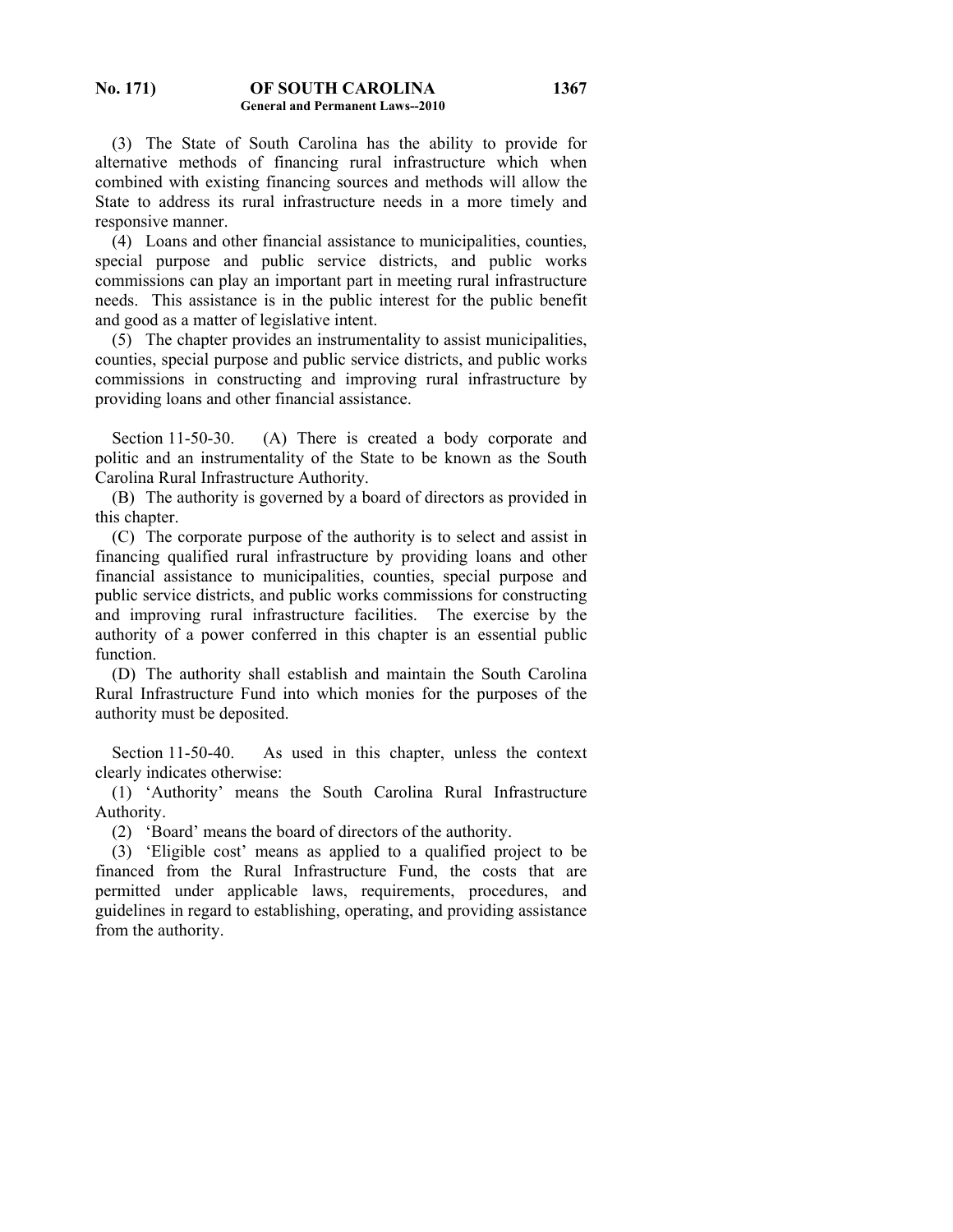(3) The State of South Carolina has the ability to provide for alternative methods of financing rural infrastructure which when combined with existing financing sources and methods will allow the State to address its rural infrastructure needs in a more timely and responsive manner.

(4) Loans and other financial assistance to municipalities, counties, special purpose and public service districts, and public works commissions can play an important part in meeting rural infrastructure needs. This assistance is in the public interest for the public benefit and good as a matter of legislative intent.

(5) The chapter provides an instrumentality to assist municipalities, counties, special purpose and public service districts, and public works commissions in constructing and improving rural infrastructure by providing loans and other financial assistance.

Section 11-50-30. (A) There is created a body corporate and politic and an instrumentality of the State to be known as the South Carolina Rural Infrastructure Authority.

(B) The authority is governed by a board of directors as provided in this chapter.

(C) The corporate purpose of the authority is to select and assist in financing qualified rural infrastructure by providing loans and other financial assistance to municipalities, counties, special purpose and public service districts, and public works commissions for constructing and improving rural infrastructure facilities. The exercise by the authority of a power conferred in this chapter is an essential public function.

(D) The authority shall establish and maintain the South Carolina Rural Infrastructure Fund into which monies for the purposes of the authority must be deposited.

Section 11-50-40. As used in this chapter, unless the context clearly indicates otherwise:

(1) 'Authority' means the South Carolina Rural Infrastructure Authority.

(2) 'Board' means the board of directors of the authority.

(3) 'Eligible cost' means as applied to a qualified project to be financed from the Rural Infrastructure Fund, the costs that are permitted under applicable laws, requirements, procedures, and guidelines in regard to establishing, operating, and providing assistance from the authority.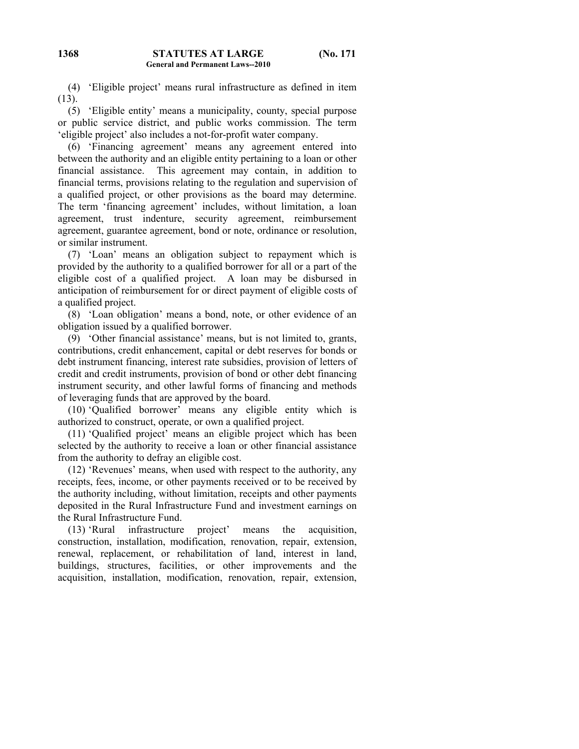(4) 'Eligible project' means rural infrastructure as defined in item (13).

(5) 'Eligible entity' means a municipality, county, special purpose or public service district, and public works commission. The term 'eligible project' also includes a not-for-profit water company.

(6) 'Financing agreement' means any agreement entered into between the authority and an eligible entity pertaining to a loan or other financial assistance. This agreement may contain, in addition to financial terms, provisions relating to the regulation and supervision of a qualified project, or other provisions as the board may determine. The term 'financing agreement' includes, without limitation, a loan agreement, trust indenture, security agreement, reimbursement agreement, guarantee agreement, bond or note, ordinance or resolution, or similar instrument.

(7) 'Loan' means an obligation subject to repayment which is provided by the authority to a qualified borrower for all or a part of the eligible cost of a qualified project. A loan may be disbursed in anticipation of reimbursement for or direct payment of eligible costs of a qualified project.

(8) 'Loan obligation' means a bond, note, or other evidence of an obligation issued by a qualified borrower.

(9) 'Other financial assistance' means, but is not limited to, grants, contributions, credit enhancement, capital or debt reserves for bonds or debt instrument financing, interest rate subsidies, provision of letters of credit and credit instruments, provision of bond or other debt financing instrument security, and other lawful forms of financing and methods of leveraging funds that are approved by the board.

(10) 'Qualified borrower' means any eligible entity which is authorized to construct, operate, or own a qualified project.

(11) 'Qualified project' means an eligible project which has been selected by the authority to receive a loan or other financial assistance from the authority to defray an eligible cost.

(12) 'Revenues' means, when used with respect to the authority, any receipts, fees, income, or other payments received or to be received by the authority including, without limitation, receipts and other payments deposited in the Rural Infrastructure Fund and investment earnings on the Rural Infrastructure Fund.

(13) 'Rural infrastructure project' means the acquisition, construction, installation, modification, renovation, repair, extension, renewal, replacement, or rehabilitation of land, interest in land, buildings, structures, facilities, or other improvements and the acquisition, installation, modification, renovation, repair, extension,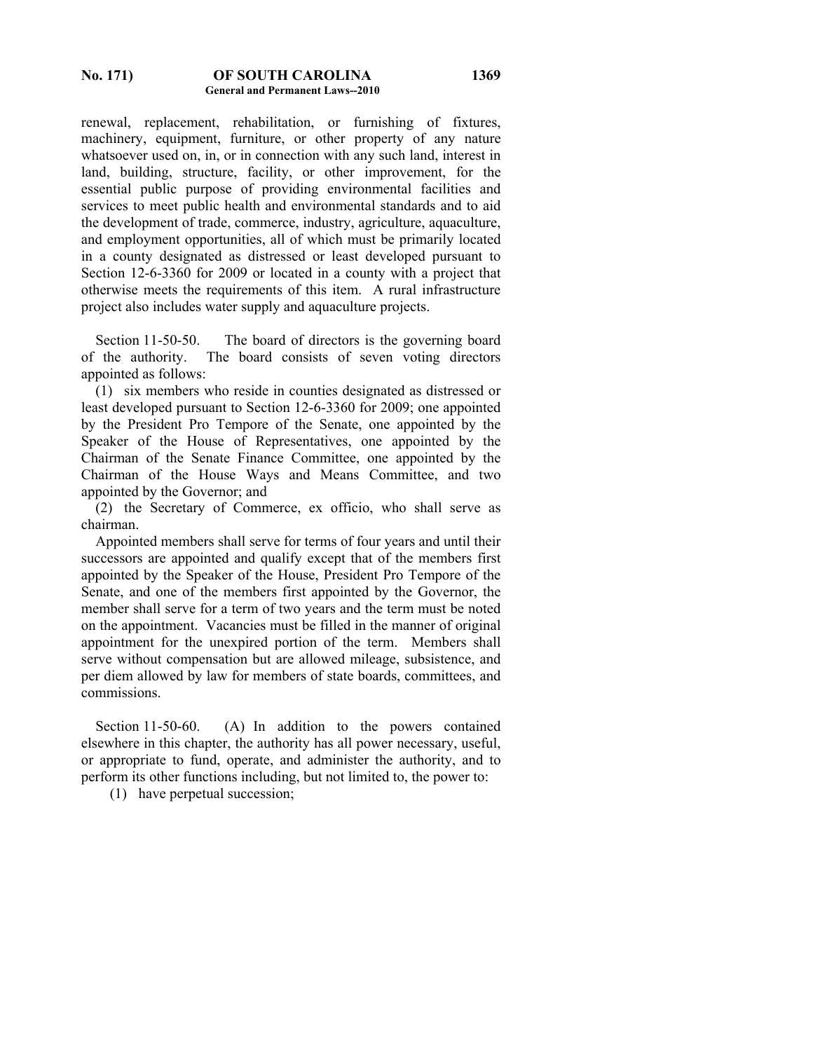renewal, replacement, rehabilitation, or furnishing of fixtures, machinery, equipment, furniture, or other property of any nature whatsoever used on, in, or in connection with any such land, interest in land, building, structure, facility, or other improvement, for the essential public purpose of providing environmental facilities and services to meet public health and environmental standards and to aid the development of trade, commerce, industry, agriculture, aquaculture, and employment opportunities, all of which must be primarily located in a county designated as distressed or least developed pursuant to Section 12-6-3360 for 2009 or located in a county with a project that otherwise meets the requirements of this item. A rural infrastructure project also includes water supply and aquaculture projects.

Section 11-50-50. The board of directors is the governing board of the authority. The board consists of seven voting directors appointed as follows:

(1) six members who reside in counties designated as distressed or least developed pursuant to Section 12-6-3360 for 2009; one appointed by the President Pro Tempore of the Senate, one appointed by the Speaker of the House of Representatives, one appointed by the Chairman of the Senate Finance Committee, one appointed by the Chairman of the House Ways and Means Committee, and two appointed by the Governor; and

(2) the Secretary of Commerce, ex officio, who shall serve as chairman.

Appointed members shall serve for terms of four years and until their successors are appointed and qualify except that of the members first appointed by the Speaker of the House, President Pro Tempore of the Senate, and one of the members first appointed by the Governor, the member shall serve for a term of two years and the term must be noted on the appointment. Vacancies must be filled in the manner of original appointment for the unexpired portion of the term. Members shall serve without compensation but are allowed mileage, subsistence, and per diem allowed by law for members of state boards, committees, and commissions.

Section 11-50-60. (A) In addition to the powers contained elsewhere in this chapter, the authority has all power necessary, useful, or appropriate to fund, operate, and administer the authority, and to perform its other functions including, but not limited to, the power to:

(1) have perpetual succession;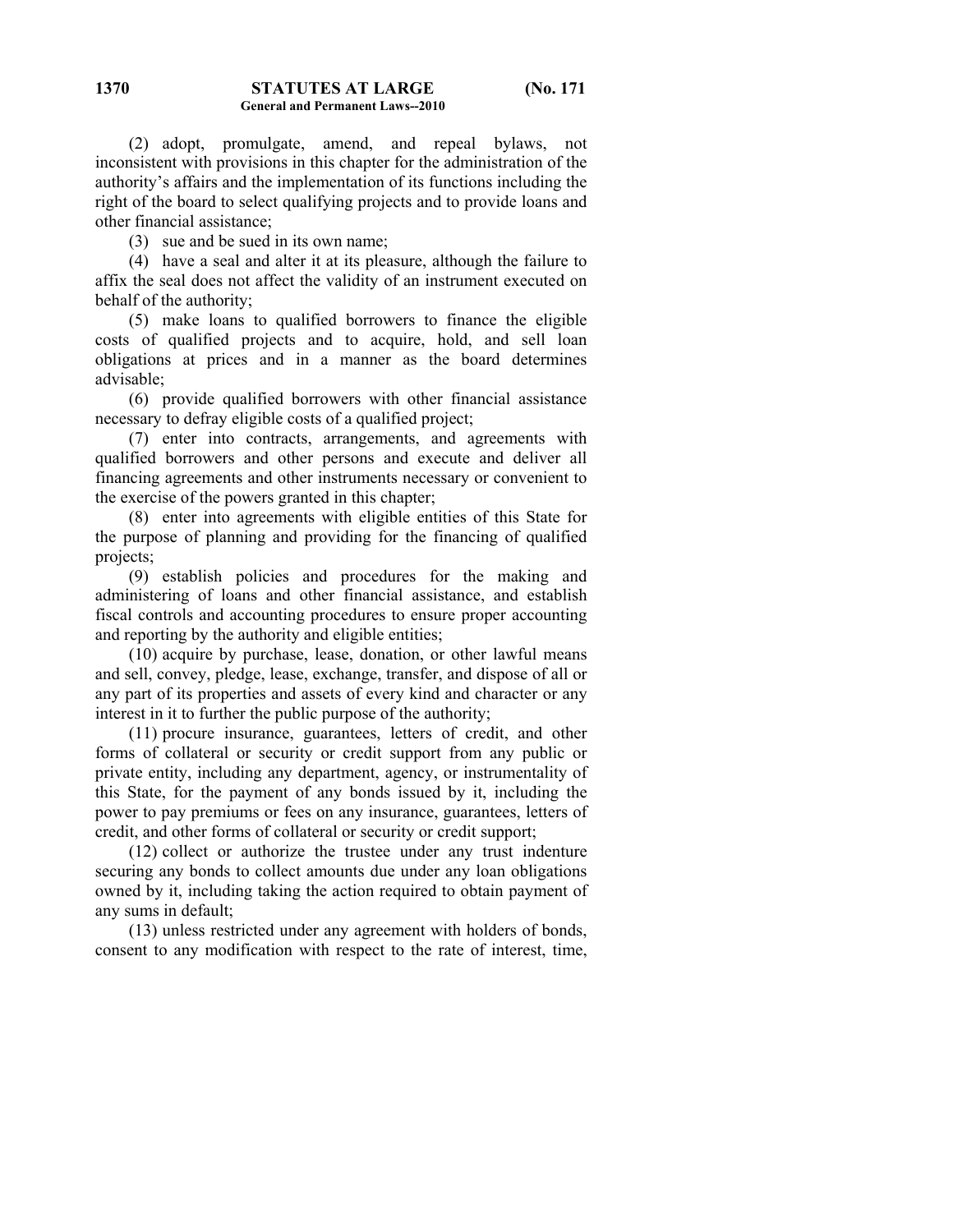(2) adopt, promulgate, amend, and repeal bylaws, not inconsistent with provisions in this chapter for the administration of the authority's affairs and the implementation of its functions including the right of the board to select qualifying projects and to provide loans and other financial assistance;

(3) sue and be sued in its own name;

(4) have a seal and alter it at its pleasure, although the failure to affix the seal does not affect the validity of an instrument executed on behalf of the authority;

(5) make loans to qualified borrowers to finance the eligible costs of qualified projects and to acquire, hold, and sell loan obligations at prices and in a manner as the board determines advisable;

(6) provide qualified borrowers with other financial assistance necessary to defray eligible costs of a qualified project;

(7) enter into contracts, arrangements, and agreements with qualified borrowers and other persons and execute and deliver all financing agreements and other instruments necessary or convenient to the exercise of the powers granted in this chapter;

(8) enter into agreements with eligible entities of this State for the purpose of planning and providing for the financing of qualified projects;

(9) establish policies and procedures for the making and administering of loans and other financial assistance, and establish fiscal controls and accounting procedures to ensure proper accounting and reporting by the authority and eligible entities;

(10) acquire by purchase, lease, donation, or other lawful means and sell, convey, pledge, lease, exchange, transfer, and dispose of all or any part of its properties and assets of every kind and character or any interest in it to further the public purpose of the authority;

(11) procure insurance, guarantees, letters of credit, and other forms of collateral or security or credit support from any public or private entity, including any department, agency, or instrumentality of this State, for the payment of any bonds issued by it, including the power to pay premiums or fees on any insurance, guarantees, letters of credit, and other forms of collateral or security or credit support;

(12) collect or authorize the trustee under any trust indenture securing any bonds to collect amounts due under any loan obligations owned by it, including taking the action required to obtain payment of any sums in default;

(13) unless restricted under any agreement with holders of bonds, consent to any modification with respect to the rate of interest, time,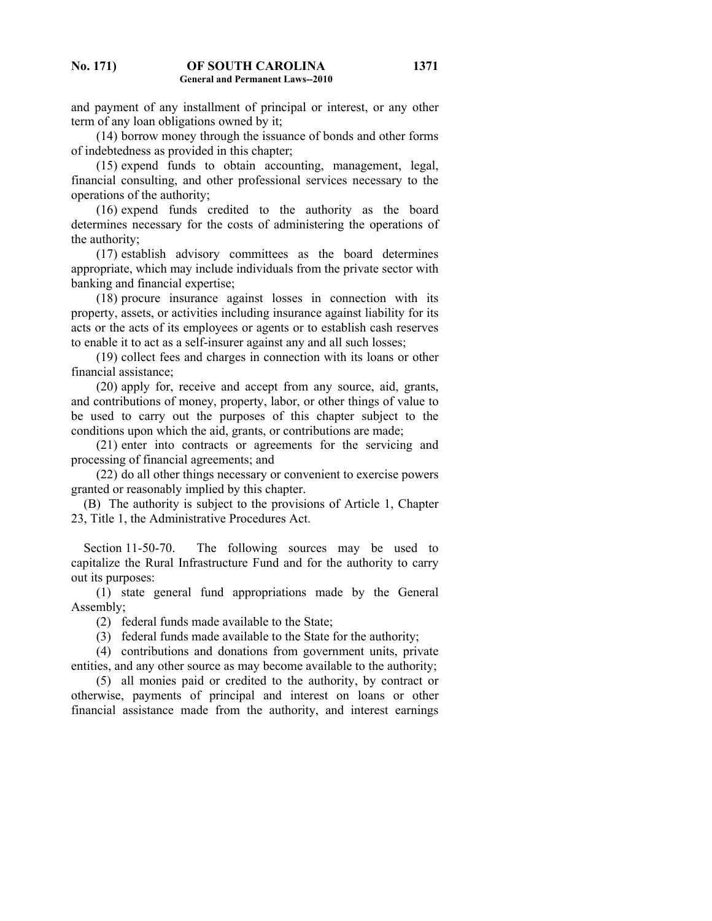and payment of any installment of principal or interest, or any other term of any loan obligations owned by it;

(14) borrow money through the issuance of bonds and other forms of indebtedness as provided in this chapter;

(15) expend funds to obtain accounting, management, legal, financial consulting, and other professional services necessary to the operations of the authority;

(16) expend funds credited to the authority as the board determines necessary for the costs of administering the operations of the authority;

(17) establish advisory committees as the board determines appropriate, which may include individuals from the private sector with banking and financial expertise;

(18) procure insurance against losses in connection with its property, assets, or activities including insurance against liability for its acts or the acts of its employees or agents or to establish cash reserves to enable it to act as a self-insurer against any and all such losses;

(19) collect fees and charges in connection with its loans or other financial assistance;

(20) apply for, receive and accept from any source, aid, grants, and contributions of money, property, labor, or other things of value to be used to carry out the purposes of this chapter subject to the conditions upon which the aid, grants, or contributions are made;

(21) enter into contracts or agreements for the servicing and processing of financial agreements; and

(22) do all other things necessary or convenient to exercise powers granted or reasonably implied by this chapter.

(B) The authority is subject to the provisions of Article 1, Chapter 23, Title 1, the Administrative Procedures Act.

Section 11-50-70. The following sources may be used to capitalize the Rural Infrastructure Fund and for the authority to carry out its purposes:

(1) state general fund appropriations made by the General Assembly;

(2) federal funds made available to the State;

(3) federal funds made available to the State for the authority;

(4) contributions and donations from government units, private entities, and any other source as may become available to the authority;

(5) all monies paid or credited to the authority, by contract or otherwise, payments of principal and interest on loans or other financial assistance made from the authority, and interest earnings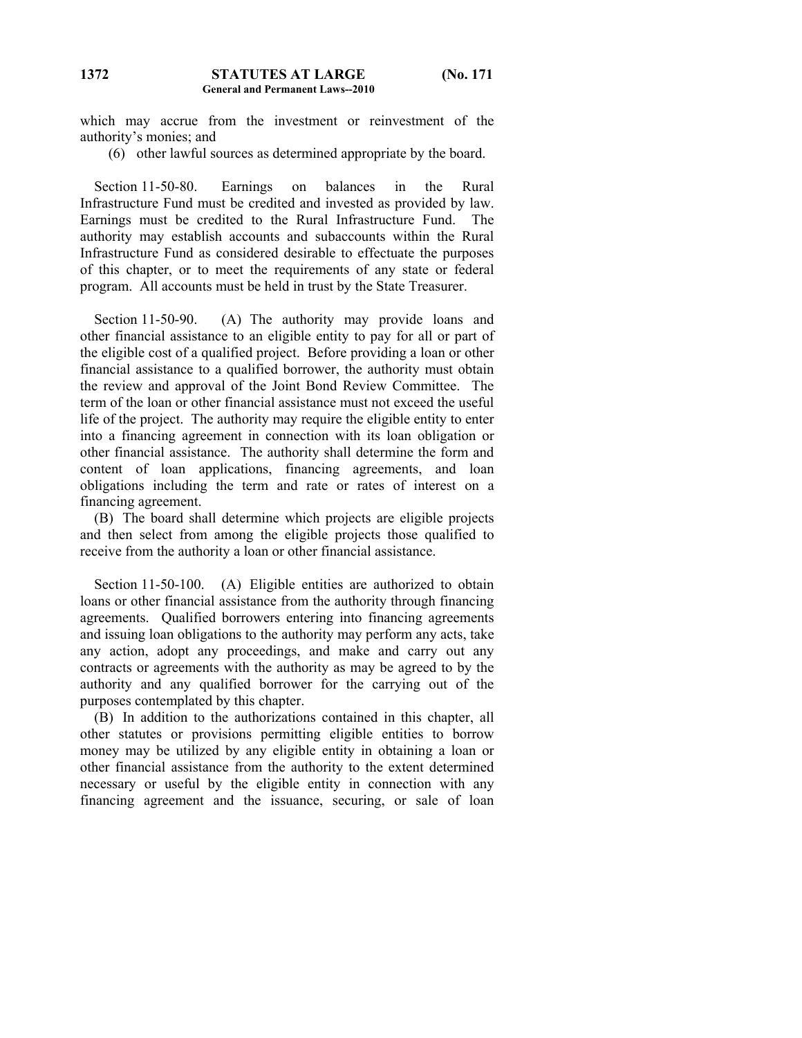which may accrue from the investment or reinvestment of the authority's monies; and

(6) other lawful sources as determined appropriate by the board.

Section 11-50-80. Earnings on balances in the Rural Infrastructure Fund must be credited and invested as provided by law. Earnings must be credited to the Rural Infrastructure Fund. The authority may establish accounts and subaccounts within the Rural Infrastructure Fund as considered desirable to effectuate the purposes of this chapter, or to meet the requirements of any state or federal program. All accounts must be held in trust by the State Treasurer.

Section 11-50-90. (A) The authority may provide loans and other financial assistance to an eligible entity to pay for all or part of the eligible cost of a qualified project. Before providing a loan or other financial assistance to a qualified borrower, the authority must obtain the review and approval of the Joint Bond Review Committee. The term of the loan or other financial assistance must not exceed the useful life of the project. The authority may require the eligible entity to enter into a financing agreement in connection with its loan obligation or other financial assistance. The authority shall determine the form and content of loan applications, financing agreements, and loan obligations including the term and rate or rates of interest on a financing agreement.

(B) The board shall determine which projects are eligible projects and then select from among the eligible projects those qualified to receive from the authority a loan or other financial assistance.

Section 11-50-100. (A) Eligible entities are authorized to obtain loans or other financial assistance from the authority through financing agreements. Qualified borrowers entering into financing agreements and issuing loan obligations to the authority may perform any acts, take any action, adopt any proceedings, and make and carry out any contracts or agreements with the authority as may be agreed to by the authority and any qualified borrower for the carrying out of the purposes contemplated by this chapter.

(B) In addition to the authorizations contained in this chapter, all other statutes or provisions permitting eligible entities to borrow money may be utilized by any eligible entity in obtaining a loan or other financial assistance from the authority to the extent determined necessary or useful by the eligible entity in connection with any financing agreement and the issuance, securing, or sale of loan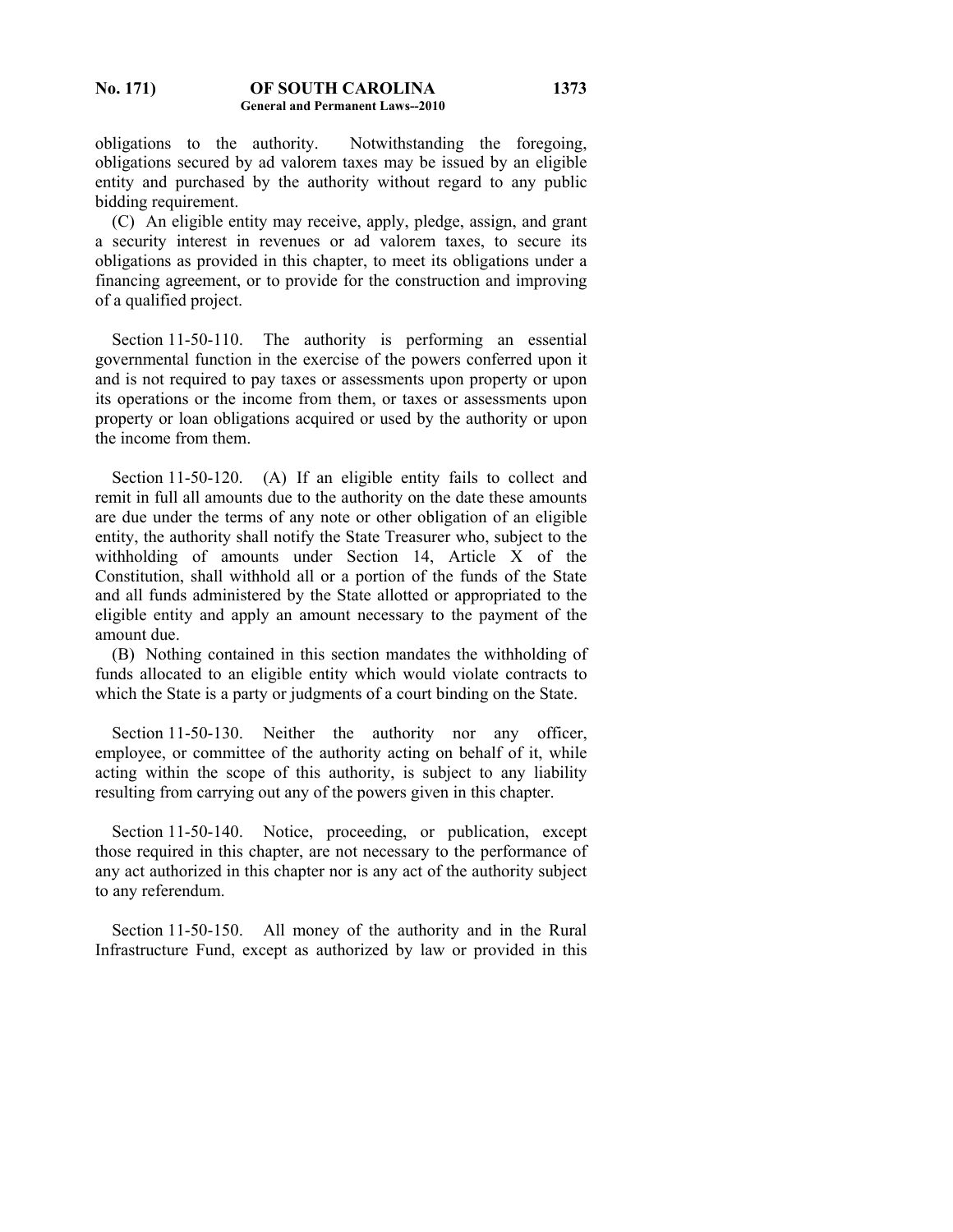obligations to the authority. Notwithstanding the foregoing, obligations secured by ad valorem taxes may be issued by an eligible entity and purchased by the authority without regard to any public bidding requirement.

(C) An eligible entity may receive, apply, pledge, assign, and grant a security interest in revenues or ad valorem taxes, to secure its obligations as provided in this chapter, to meet its obligations under a financing agreement, or to provide for the construction and improving of a qualified project.

Section 11-50-110. The authority is performing an essential governmental function in the exercise of the powers conferred upon it and is not required to pay taxes or assessments upon property or upon its operations or the income from them, or taxes or assessments upon property or loan obligations acquired or used by the authority or upon the income from them.

Section 11-50-120. (A) If an eligible entity fails to collect and remit in full all amounts due to the authority on the date these amounts are due under the terms of any note or other obligation of an eligible entity, the authority shall notify the State Treasurer who, subject to the withholding of amounts under Section 14, Article X of the Constitution, shall withhold all or a portion of the funds of the State and all funds administered by the State allotted or appropriated to the eligible entity and apply an amount necessary to the payment of the amount due.

(B) Nothing contained in this section mandates the withholding of funds allocated to an eligible entity which would violate contracts to which the State is a party or judgments of a court binding on the State.

Section 11-50-130. Neither the authority nor any officer, employee, or committee of the authority acting on behalf of it, while acting within the scope of this authority, is subject to any liability resulting from carrying out any of the powers given in this chapter.

Section 11-50-140. Notice, proceeding, or publication, except those required in this chapter, are not necessary to the performance of any act authorized in this chapter nor is any act of the authority subject to any referendum.

Section 11-50-150. All money of the authority and in the Rural Infrastructure Fund, except as authorized by law or provided in this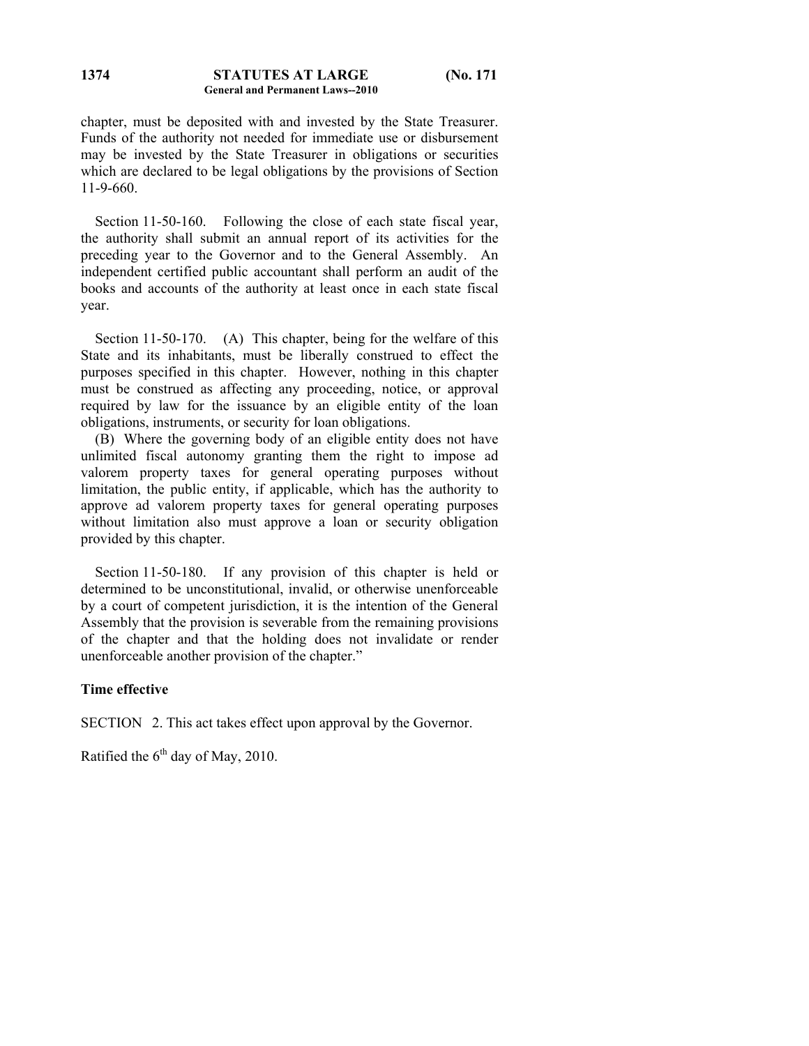chapter, must be deposited with and invested by the State Treasurer. Funds of the authority not needed for immediate use or disbursement may be invested by the State Treasurer in obligations or securities which are declared to be legal obligations by the provisions of Section 11-9-660.

Section 11-50-160. Following the close of each state fiscal year, the authority shall submit an annual report of its activities for the preceding year to the Governor and to the General Assembly. An independent certified public accountant shall perform an audit of the books and accounts of the authority at least once in each state fiscal year.

Section 11-50-170. (A) This chapter, being for the welfare of this State and its inhabitants, must be liberally construed to effect the purposes specified in this chapter. However, nothing in this chapter must be construed as affecting any proceeding, notice, or approval required by law for the issuance by an eligible entity of the loan obligations, instruments, or security for loan obligations.

(B) Where the governing body of an eligible entity does not have unlimited fiscal autonomy granting them the right to impose ad valorem property taxes for general operating purposes without limitation, the public entity, if applicable, which has the authority to approve ad valorem property taxes for general operating purposes without limitation also must approve a loan or security obligation provided by this chapter.

Section 11-50-180. If any provision of this chapter is held or determined to be unconstitutional, invalid, or otherwise unenforceable by a court of competent jurisdiction, it is the intention of the General Assembly that the provision is severable from the remaining provisions of the chapter and that the holding does not invalidate or render unenforceable another provision of the chapter."

**Time effective**

SECTION 2. This act takes effect upon approval by the Governor.

Ratified the 6th day of May, 2010.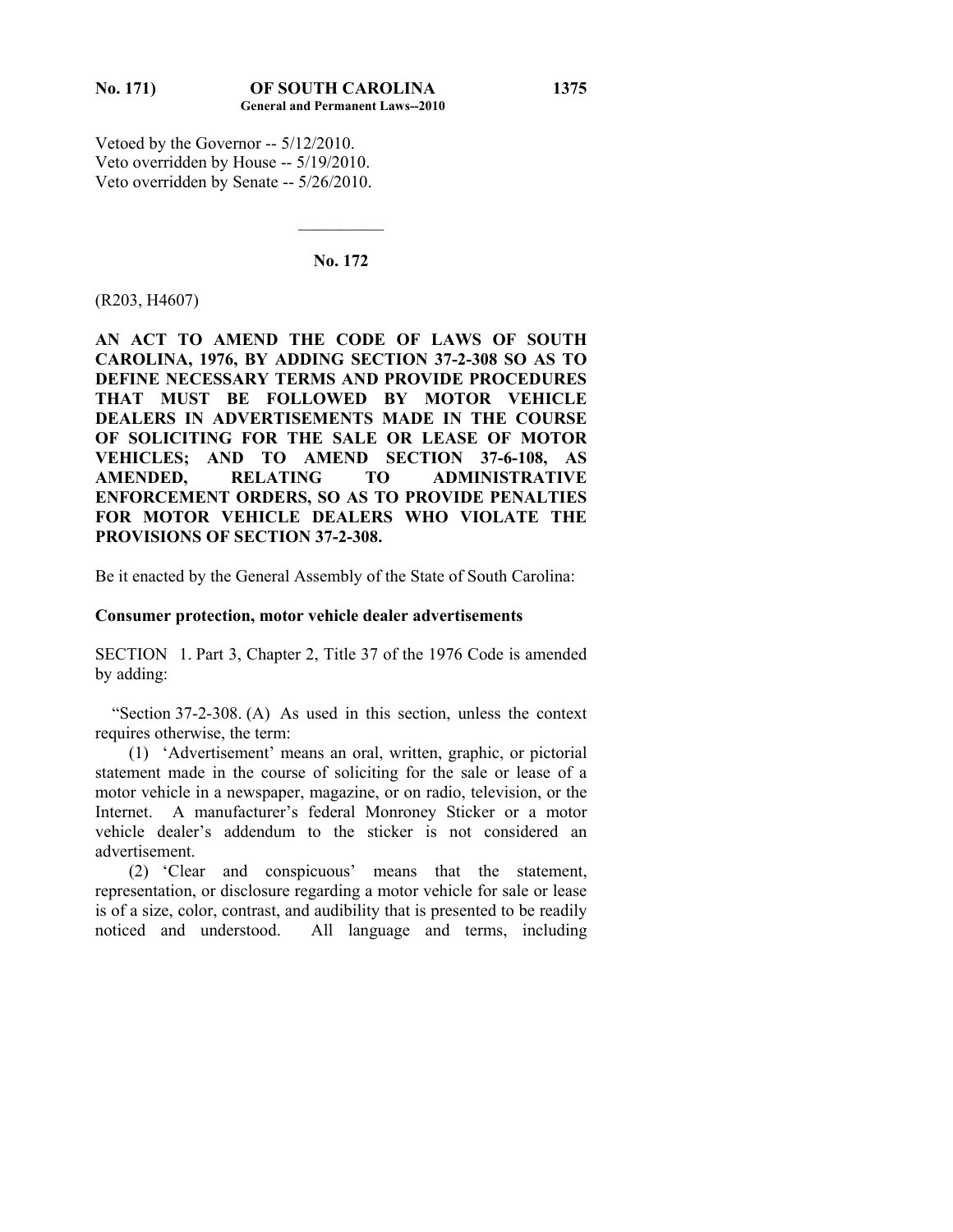Vetoed by the Governor -- 5/12/2010.
Veto overridden by House -- 5/19/2010.
Veto overridden by Senate -- 5/26/2010.

---

**No. 172**

(R203, H4607)

**AN ACT TO AMEND THE CODE OF LAWS OF SOUTH CAROLINA, 1976, BY ADDING SECTION 37-2-308 SO AS TO DEFINE NECESSARY TERMS AND PROVIDE PROCEDURES THAT MUST BE FOLLOWED BY MOTOR VEHICLE DEALERS IN ADVERTISEMENTS MADE IN THE COURSE OF SOLICITING FOR THE SALE OR LEASE OF MOTOR VEHICLES; AND TO AMEND SECTION 37-6-108, AS AMENDED, RELATING TO ADMINISTRATIVE ENFORCEMENT ORDERS, SO AS TO PROVIDE PENALTIES FOR MOTOR VEHICLE DEALERS WHO VIOLATE THE PROVISIONS OF SECTION 37-2-308.**

Be it enacted by the General Assembly of the State of South Carolina:

**Consumer protection, motor vehicle dealer advertisements**

SECTION 1. Part 3, Chapter 2, Title 37 of the 1976 Code is amended by adding:

"Section 37-2-308. (A) As used in this section, unless the context requires otherwise, the term:

(1) 'Advertisement' means an oral, written, graphic, or pictorial statement made in the course of soliciting for the sale or lease of a motor vehicle in a newspaper, magazine, or on radio, television, or the Internet. A manufacturer's federal Monroney Sticker or a motor vehicle dealer's addendum to the sticker is not considered an advertisement.

(2) 'Clear and conspicuous' means that the statement, representation, or disclosure regarding a motor vehicle for sale or lease is of a size, color, contrast, and audibility that is presented to be readily noticed and understood. All language and terms, including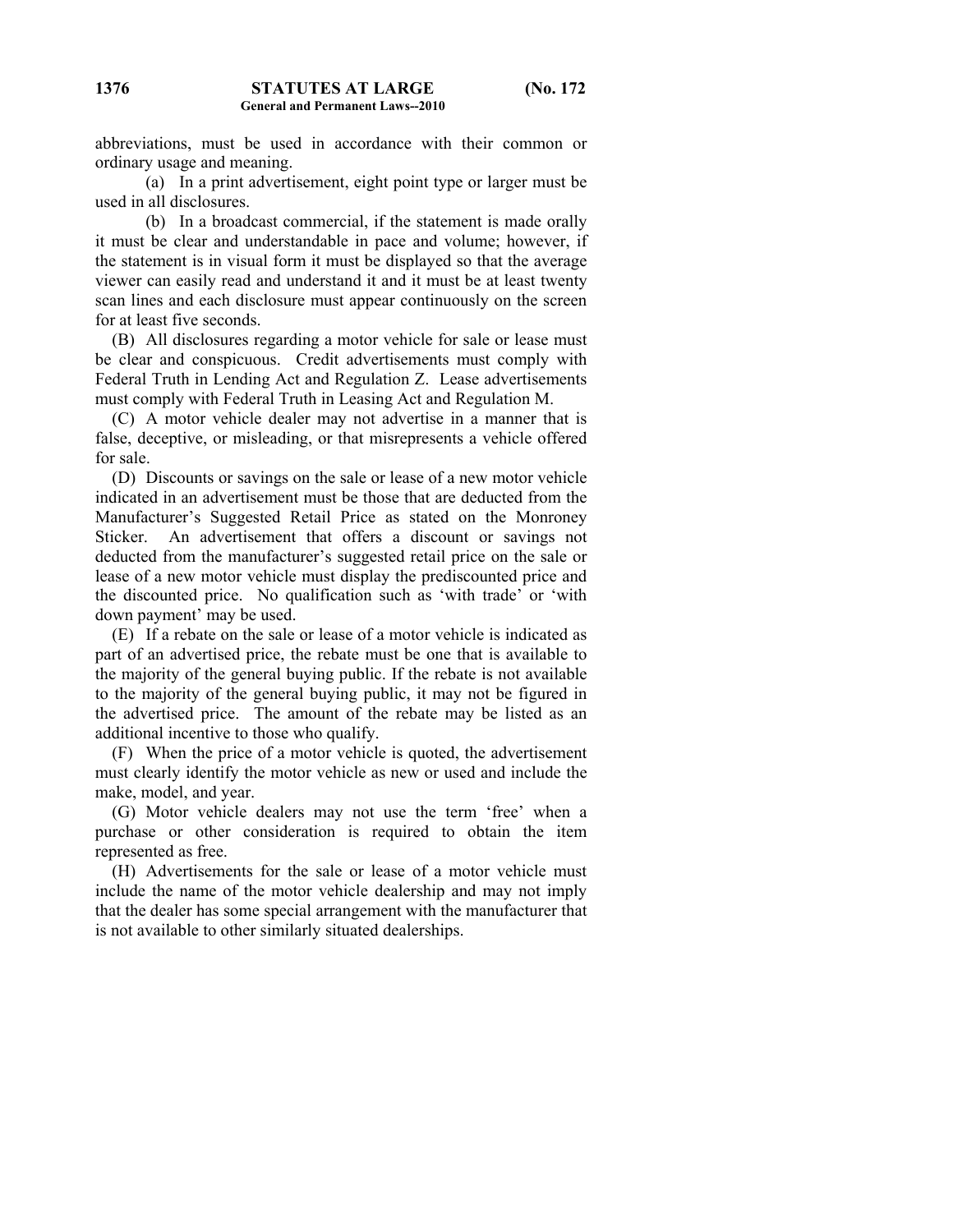abbreviations, must be used in accordance with their common or ordinary usage and meaning.

(a) In a print advertisement, eight point type or larger must be used in all disclosures.

(b) In a broadcast commercial, if the statement is made orally it must be clear and understandable in pace and volume; however, if the statement is in visual form it must be displayed so that the average viewer can easily read and understand it and it must be at least twenty scan lines and each disclosure must appear continuously on the screen for at least five seconds.

(B) All disclosures regarding a motor vehicle for sale or lease must be clear and conspicuous. Credit advertisements must comply with Federal Truth in Lending Act and Regulation Z. Lease advertisements must comply with Federal Truth in Leasing Act and Regulation M.

(C) A motor vehicle dealer may not advertise in a manner that is false, deceptive, or misleading, or that misrepresents a vehicle offered for sale.

(D) Discounts or savings on the sale or lease of a new motor vehicle indicated in an advertisement must be those that are deducted from the Manufacturer's Suggested Retail Price as stated on the Monroney Sticker. An advertisement that offers a discount or savings not deducted from the manufacturer's suggested retail price on the sale or lease of a new motor vehicle must display the prediscounted price and the discounted price. No qualification such as 'with trade' or 'with down payment' may be used.

(E) If a rebate on the sale or lease of a motor vehicle is indicated as part of an advertised price, the rebate must be one that is available to the majority of the general buying public. If the rebate is not available to the majority of the general buying public, it may not be figured in the advertised price. The amount of the rebate may be listed as an additional incentive to those who qualify.

(F) When the price of a motor vehicle is quoted, the advertisement must clearly identify the motor vehicle as new or used and include the make, model, and year.

(G) Motor vehicle dealers may not use the term 'free' when a purchase or other consideration is required to obtain the item represented as free.

(H) Advertisements for the sale or lease of a motor vehicle must include the name of the motor vehicle dealership and may not imply that the dealer has some special arrangement with the manufacturer that is not available to other similarly situated dealerships.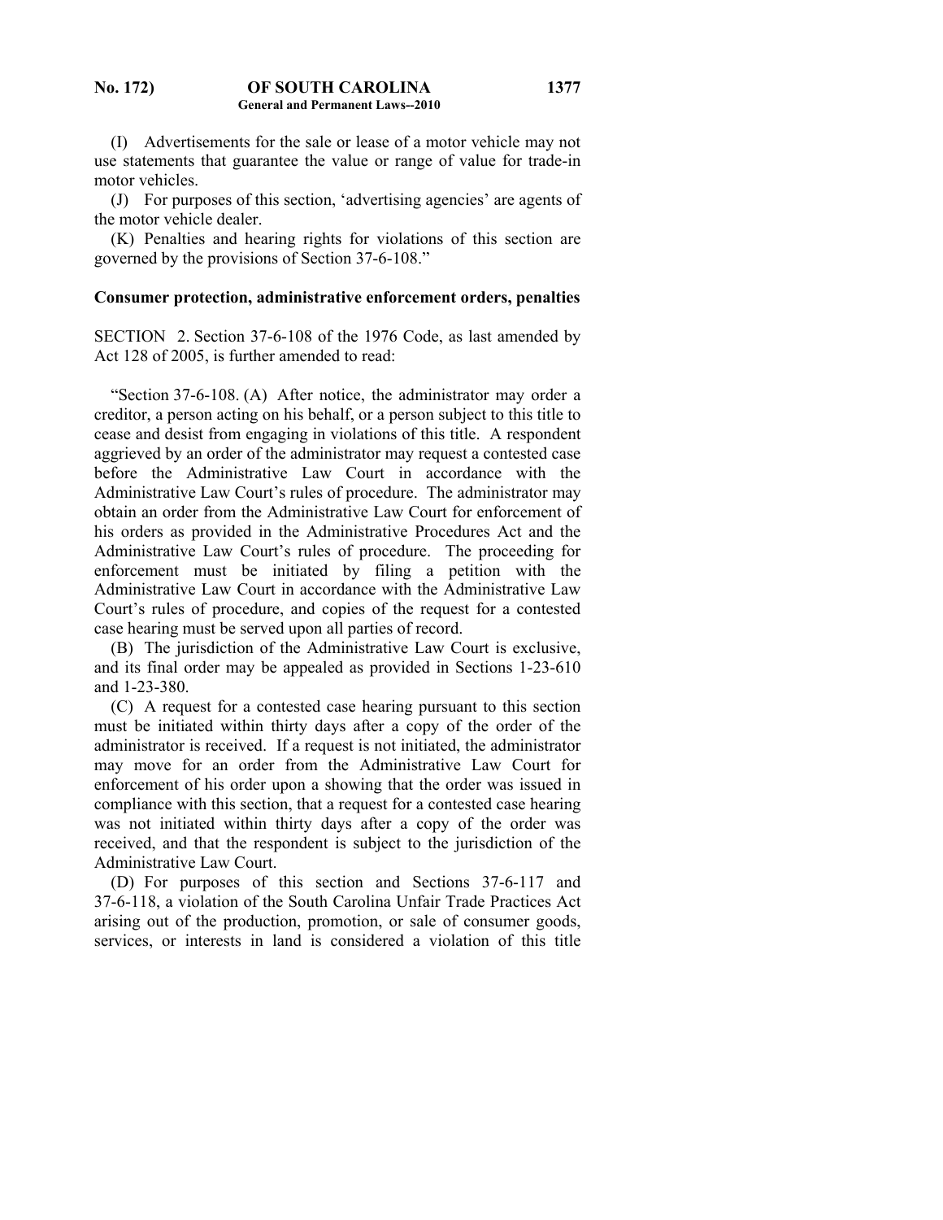(I) Advertisements for the sale or lease of a motor vehicle may not use statements that guarantee the value or range of value for trade-in motor vehicles.

(J) For purposes of this section, 'advertising agencies' are agents of the motor vehicle dealer.

(K) Penalties and hearing rights for violations of this section are governed by the provisions of Section 37-6-108."

**Consumer protection, administrative enforcement orders, penalties**

SECTION 2. Section 37-6-108 of the 1976 Code, as last amended by Act 128 of 2005, is further amended to read:

"Section 37-6-108. (A) After notice, the administrator may order a creditor, a person acting on his behalf, or a person subject to this title to cease and desist from engaging in violations of this title. A respondent aggrieved by an order of the administrator may request a contested case before the Administrative Law Court in accordance with the Administrative Law Court's rules of procedure. The administrator may obtain an order from the Administrative Law Court for enforcement of his orders as provided in the Administrative Procedures Act and the Administrative Law Court's rules of procedure. The proceeding for enforcement must be initiated by filing a petition with the Administrative Law Court in accordance with the Administrative Law Court's rules of procedure, and copies of the request for a contested case hearing must be served upon all parties of record.

(B) The jurisdiction of the Administrative Law Court is exclusive, and its final order may be appealed as provided in Sections 1-23-610 and 1-23-380.

(C) A request for a contested case hearing pursuant to this section must be initiated within thirty days after a copy of the order of the administrator is received. If a request is not initiated, the administrator may move for an order from the Administrative Law Court for enforcement of his order upon a showing that the order was issued in compliance with this section, that a request for a contested case hearing was not initiated within thirty days after a copy of the order was received, and that the respondent is subject to the jurisdiction of the Administrative Law Court.

(D) For purposes of this section and Sections 37-6-117 and 37-6-118, a violation of the South Carolina Unfair Trade Practices Act arising out of the production, promotion, or sale of consumer goods, services, or interests in land is considered a violation of this title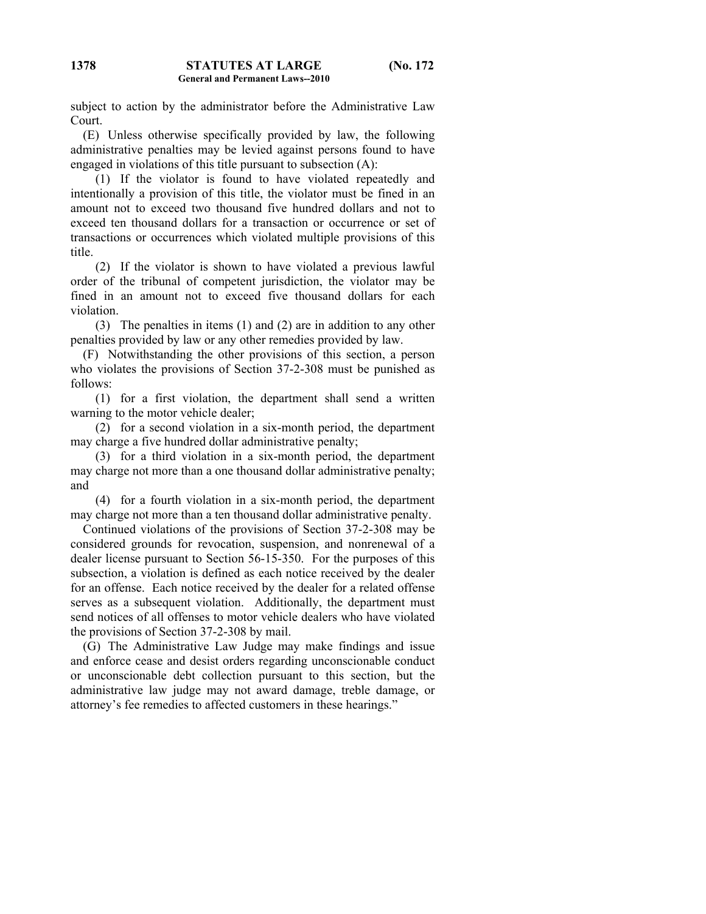subject to action by the administrator before the Administrative Law Court.

(E) Unless otherwise specifically provided by law, the following administrative penalties may be levied against persons found to have engaged in violations of this title pursuant to subsection (A):

(1) If the violator is found to have violated repeatedly and intentionally a provision of this title, the violator must be fined in an amount not to exceed two thousand five hundred dollars and not to exceed ten thousand dollars for a transaction or occurrence or set of transactions or occurrences which violated multiple provisions of this title.

(2) If the violator is shown to have violated a previous lawful order of the tribunal of competent jurisdiction, the violator may be fined in an amount not to exceed five thousand dollars for each violation.

(3) The penalties in items (1) and (2) are in addition to any other penalties provided by law or any other remedies provided by law.

(F) Notwithstanding the other provisions of this section, a person who violates the provisions of Section 37-2-308 must be punished as follows:

(1) for a first violation, the department shall send a written warning to the motor vehicle dealer;

(2) for a second violation in a six-month period, the department may charge a five hundred dollar administrative penalty;

(3) for a third violation in a six-month period, the department may charge not more than a one thousand dollar administrative penalty; and

(4) for a fourth violation in a six-month period, the department may charge not more than a ten thousand dollar administrative penalty.

Continued violations of the provisions of Section 37-2-308 may be considered grounds for revocation, suspension, and nonrenewal of a dealer license pursuant to Section 56-15-350. For the purposes of this subsection, a violation is defined as each notice received by the dealer for an offense. Each notice received by the dealer for a related offense serves as a subsequent violation. Additionally, the department must send notices of all offenses to motor vehicle dealers who have violated the provisions of Section 37-2-308 by mail.

(G) The Administrative Law Judge may make findings and issue and enforce cease and desist orders regarding unconscionable conduct or unconscionable debt collection pursuant to this section, but the administrative law judge may not award damage, treble damage, or attorney's fee remedies to affected customers in these hearings."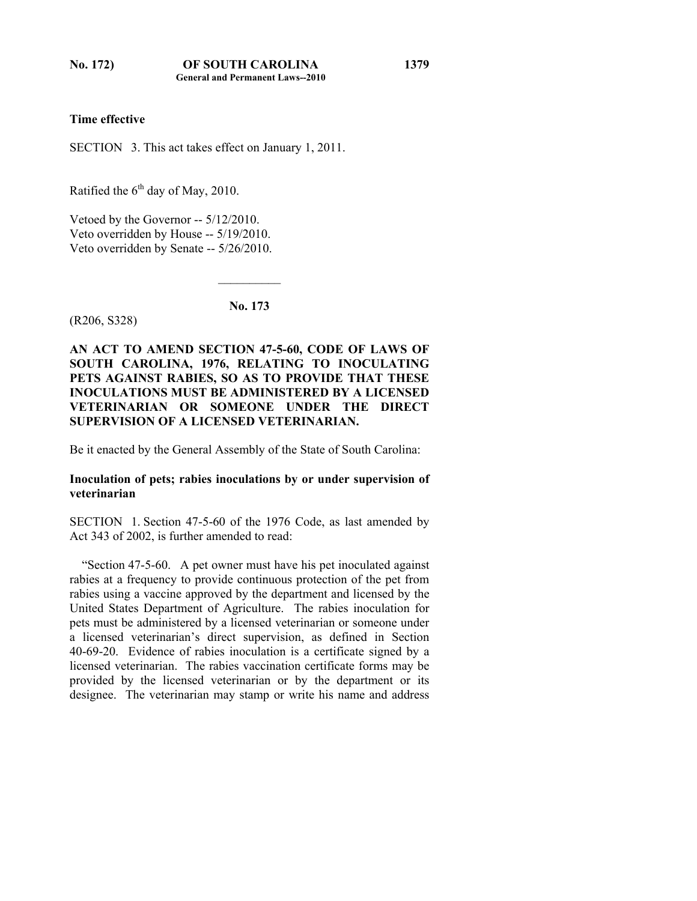**Time effective**

SECTION 3. This act takes effect on January 1, 2011.

Ratified the 6th day of May, 2010.

Vetoed by the Governor -- 5/12/2010.
Veto overridden by House -- 5/19/2010.
Veto overridden by Senate -- 5/26/2010.

---

**No. 173**

(R206, S328)

**AN ACT TO AMEND SECTION 47-5-60, CODE OF LAWS OF SOUTH CAROLINA, 1976, RELATING TO INOCULATING PETS AGAINST RABIES, SO AS TO PROVIDE THAT THESE INOCULATIONS MUST BE ADMINISTERED BY A LICENSED VETERINARIAN OR SOMEONE UNDER THE DIRECT SUPERVISION OF A LICENSED VETERINARIAN.**

Be it enacted by the General Assembly of the State of South Carolina:

**Inoculation of pets; rabies inoculations by or under supervision of veterinarian**

SECTION 1. Section 47-5-60 of the 1976 Code, as last amended by Act 343 of 2002, is further amended to read:

"Section 47-5-60. A pet owner must have his pet inoculated against rabies at a frequency to provide continuous protection of the pet from rabies using a vaccine approved by the department and licensed by the United States Department of Agriculture. The rabies inoculation for pets must be administered by a licensed veterinarian or someone under a licensed veterinarian's direct supervision, as defined in Section 40-69-20. Evidence of rabies inoculation is a certificate signed by a licensed veterinarian. The rabies vaccination certificate forms may be provided by the licensed veterinarian or by the department or its designee. The veterinarian may stamp or write his name and address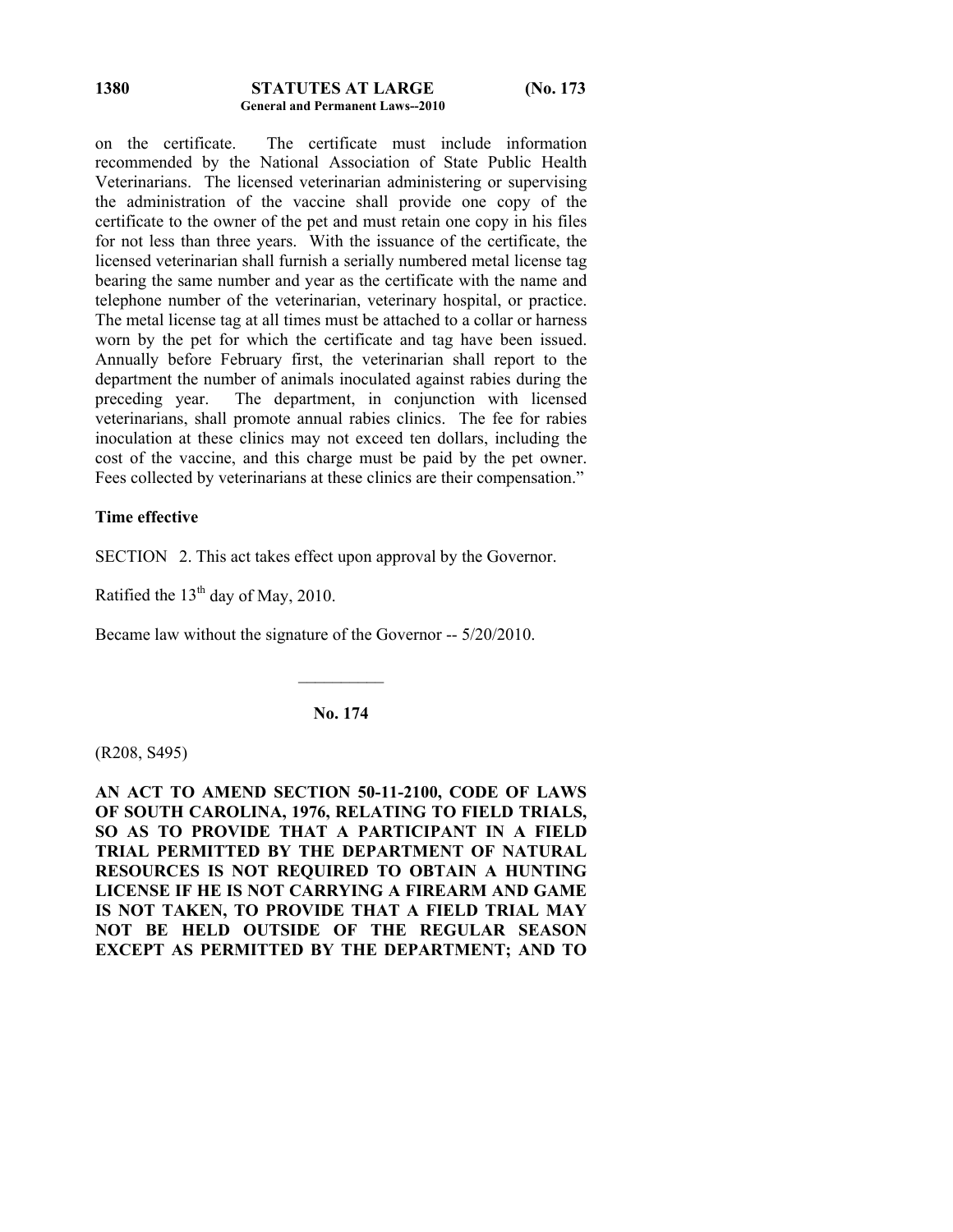on the certificate. The certificate must include information recommended by the National Association of State Public Health Veterinarians. The licensed veterinarian administering or supervising the administration of the vaccine shall provide one copy of the certificate to the owner of the pet and must retain one copy in his files for not less than three years. With the issuance of the certificate, the licensed veterinarian shall furnish a serially numbered metal license tag bearing the same number and year as the certificate with the name and telephone number of the veterinarian, veterinary hospital, or practice. The metal license tag at all times must be attached to a collar or harness worn by the pet for which the certificate and tag have been issued. Annually before February first, the veterinarian shall report to the department the number of animals inoculated against rabies during the preceding year. The department, in conjunction with licensed veterinarians, shall promote annual rabies clinics. The fee for rabies inoculation at these clinics may not exceed ten dollars, including the cost of the vaccine, and this charge must be paid by the pet owner. Fees collected by veterinarians at these clinics are their compensation."

**Time effective**

SECTION 2. This act takes effect upon approval by the Governor.

Ratified the 13th day of May, 2010.

Became law without the signature of the Governor -- 5/20/2010.

---

**No. 174**

(R208, S495)

**AN ACT TO AMEND SECTION 50-11-2100, CODE OF LAWS OF SOUTH CAROLINA, 1976, RELATING TO FIELD TRIALS, SO AS TO PROVIDE THAT A PARTICIPANT IN A FIELD TRIAL PERMITTED BY THE DEPARTMENT OF NATURAL RESOURCES IS NOT REQUIRED TO OBTAIN A HUNTING LICENSE IF HE IS NOT CARRYING A FIREARM AND GAME IS NOT TAKEN, TO PROVIDE THAT A FIELD TRIAL MAY NOT BE HELD OUTSIDE OF THE REGULAR SEASON EXCEPT AS PERMITTED BY THE DEPARTMENT; AND TO**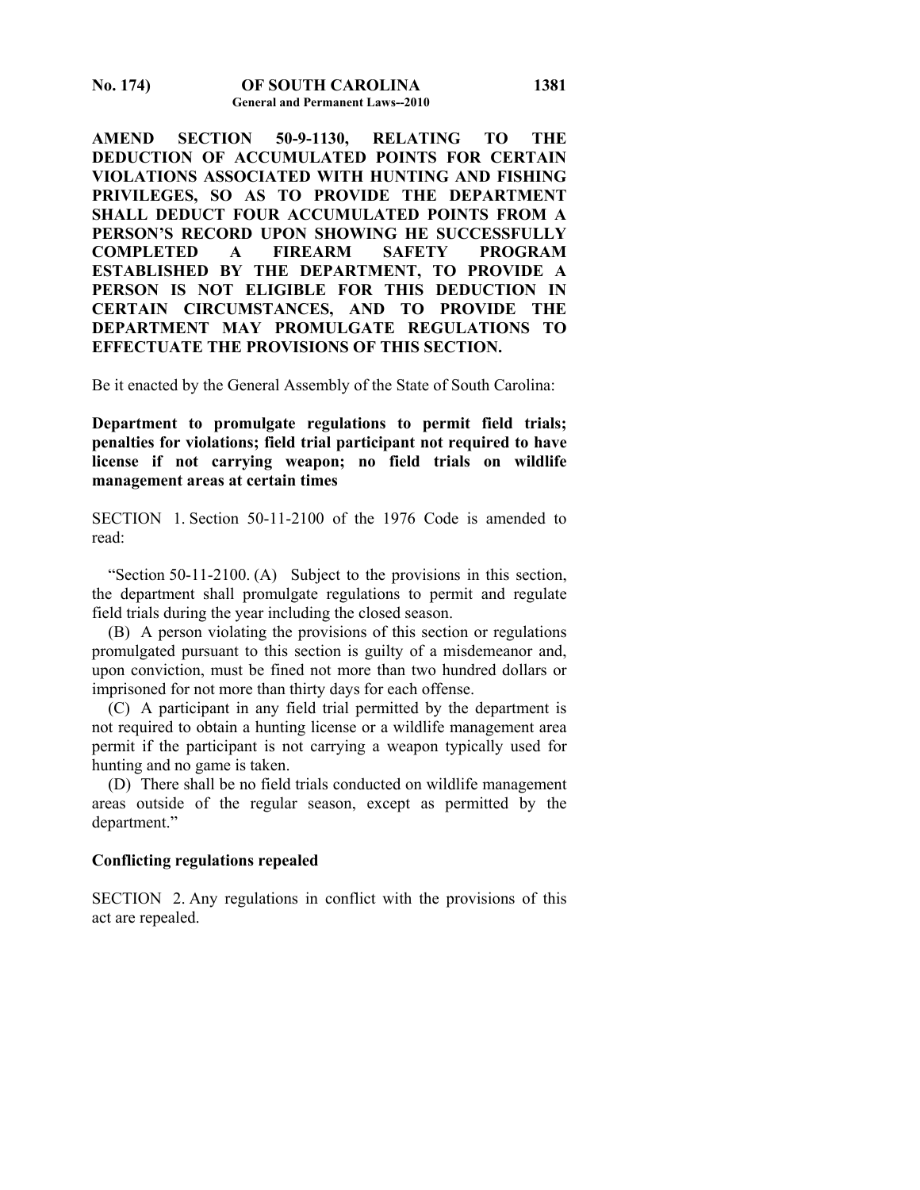**AMEND SECTION 50-9-1130, RELATING TO THE DEDUCTION OF ACCUMULATED POINTS FOR CERTAIN VIOLATIONS ASSOCIATED WITH HUNTING AND FISHING PRIVILEGES, SO AS TO PROVIDE THE DEPARTMENT SHALL DEDUCT FOUR ACCUMULATED POINTS FROM A PERSON'S RECORD UPON SHOWING HE SUCCESSFULLY COMPLETED A FIREARM SAFETY PROGRAM ESTABLISHED BY THE DEPARTMENT, TO PROVIDE A PERSON IS NOT ELIGIBLE FOR THIS DEDUCTION IN CERTAIN CIRCUMSTANCES, AND TO PROVIDE THE DEPARTMENT MAY PROMULGATE REGULATIONS TO EFFECTUATE THE PROVISIONS OF THIS SECTION.**

Be it enacted by the General Assembly of the State of South Carolina:

**Department to promulgate regulations to permit field trials; penalties for violations; field trial participant not required to have license if not carrying weapon; no field trials on wildlife management areas at certain times**

SECTION 1. Section 50-11-2100 of the 1976 Code is amended to read:

"Section 50-11-2100. (A) Subject to the provisions in this section, the department shall promulgate regulations to permit and regulate field trials during the year including the closed season.

(B) A person violating the provisions of this section or regulations promulgated pursuant to this section is guilty of a misdemeanor and, upon conviction, must be fined not more than two hundred dollars or imprisoned for not more than thirty days for each offense.

(C) A participant in any field trial permitted by the department is not required to obtain a hunting license or a wildlife management area permit if the participant is not carrying a weapon typically used for hunting and no game is taken.

(D) There shall be no field trials conducted on wildlife management areas outside of the regular season, except as permitted by the department."

**Conflicting regulations repealed**

SECTION 2. Any regulations in conflict with the provisions of this act are repealed.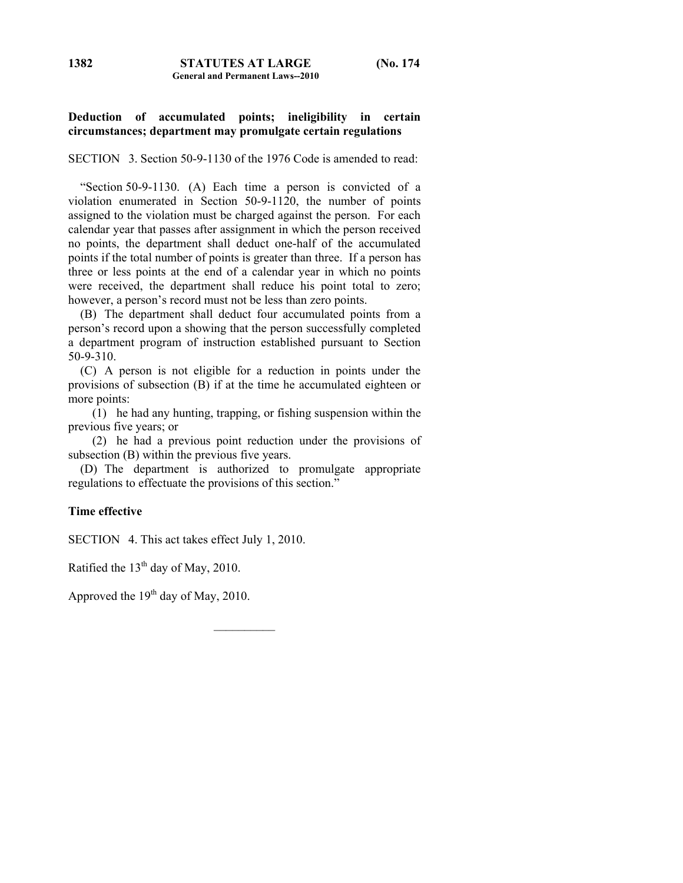**Deduction of accumulated points; ineligibility in certain circumstances; department may promulgate certain regulations**

SECTION 3. Section 50-9-1130 of the 1976 Code is amended to read:

"Section 50-9-1130. (A) Each time a person is convicted of a violation enumerated in Section 50-9-1120, the number of points assigned to the violation must be charged against the person. For each calendar year that passes after assignment in which the person received no points, the department shall deduct one-half of the accumulated points if the total number of points is greater than three. If a person has three or less points at the end of a calendar year in which no points were received, the department shall reduce his point total to zero; however, a person's record must not be less than zero points.

(B) The department shall deduct four accumulated points from a person's record upon a showing that the person successfully completed a department program of instruction established pursuant to Section 50-9-310.

(C) A person is not eligible for a reduction in points under the provisions of subsection (B) if at the time he accumulated eighteen or more points:

(1) he had any hunting, trapping, or fishing suspension within the previous five years; or

(2) he had a previous point reduction under the provisions of subsection (B) within the previous five years.

(D) The department is authorized to promulgate appropriate regulations to effectuate the provisions of this section."

**Time effective**

SECTION 4. This act takes effect July 1, 2010.

Ratified the 13th day of May, 2010.

Approved the 19th day of May, 2010.

---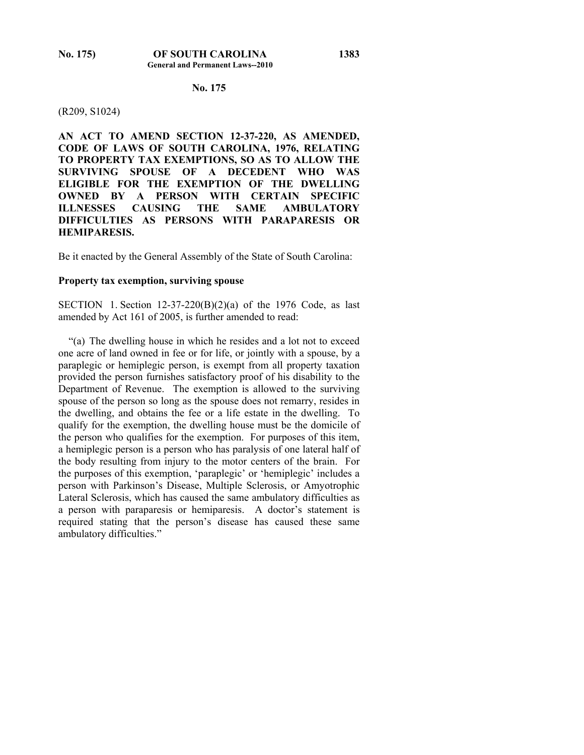## No. 175

(R209, S1024)

**AN ACT TO AMEND SECTION 12-37-220, AS AMENDED, CODE OF LAWS OF SOUTH CAROLINA, 1976, RELATING TO PROPERTY TAX EXEMPTIONS, SO AS TO ALLOW THE SURVIVING SPOUSE OF A DECEDENT WHO WAS ELIGIBLE FOR THE EXEMPTION OF THE DWELLING OWNED BY A PERSON WITH CERTAIN SPECIFIC ILLNESSES CAUSING THE SAME AMBULATORY DIFFICULTIES AS PERSONS WITH PARAPARESIS OR HEMIPARESIS.**

Be it enacted by the General Assembly of the State of South Carolina:

**Property tax exemption, surviving spouse**

SECTION 1. Section 12-37-220(B)(2)(a) of the 1976 Code, as last amended by Act 161 of 2005, is further amended to read:

"(a) The dwelling house in which he resides and a lot not to exceed one acre of land owned in fee or for life, or jointly with a spouse, by a paraplegic or hemiplegic person, is exempt from all property taxation provided the person furnishes satisfactory proof of his disability to the Department of Revenue. The exemption is allowed to the surviving spouse of the person so long as the spouse does not remarry, resides in the dwelling, and obtains the fee or a life estate in the dwelling. To qualify for the exemption, the dwelling house must be the domicile of the person who qualifies for the exemption. For purposes of this item, a hemiplegic person is a person who has paralysis of one lateral half of the body resulting from injury to the motor centers of the brain. For the purposes of this exemption, 'paraplegic' or 'hemiplegic' includes a person with Parkinson's Disease, Multiple Sclerosis, or Amyotrophic Lateral Sclerosis, which has caused the same ambulatory difficulties as a person with paraparesis or hemiparesis. A doctor's statement is required stating that the person's disease has caused these same ambulatory difficulties."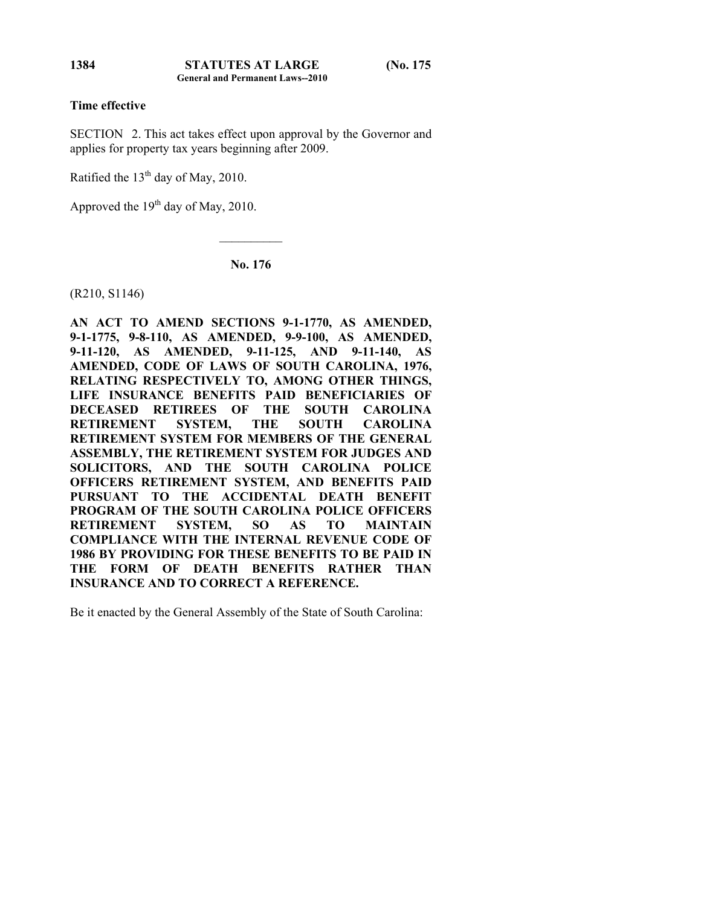**Time effective**

SECTION 2. This act takes effect upon approval by the Governor and applies for property tax years beginning after 2009.

Ratified the 13th day of May, 2010.

Approved the 19th day of May, 2010.

---

## No. 176

(R210, S1146)

**AN ACT TO AMEND SECTIONS 9-1-1770, AS AMENDED, 9-1-1775, 9-8-110, AS AMENDED, 9-9-100, AS AMENDED, 9-11-120, AS AMENDED, 9-11-125, AND 9-11-140, AS AMENDED, CODE OF LAWS OF SOUTH CAROLINA, 1976, RELATING RESPECTIVELY TO, AMONG OTHER THINGS, LIFE INSURANCE BENEFITS PAID BENEFICIARIES OF DECEASED RETIREES OF THE SOUTH CAROLINA RETIREMENT SYSTEM, THE SOUTH CAROLINA RETIREMENT SYSTEM FOR MEMBERS OF THE GENERAL ASSEMBLY, THE RETIREMENT SYSTEM FOR JUDGES AND SOLICITORS, AND THE SOUTH CAROLINA POLICE OFFICERS RETIREMENT SYSTEM, AND BENEFITS PAID PURSUANT TO THE ACCIDENTAL DEATH BENEFIT PROGRAM OF THE SOUTH CAROLINA POLICE OFFICERS RETIREMENT SYSTEM, SO AS TO MAINTAIN COMPLIANCE WITH THE INTERNAL REVENUE CODE OF 1986 BY PROVIDING FOR THESE BENEFITS TO BE PAID IN THE FORM OF DEATH BENEFITS RATHER THAN INSURANCE AND TO CORRECT A REFERENCE.**

Be it enacted by the General Assembly of the State of South Carolina: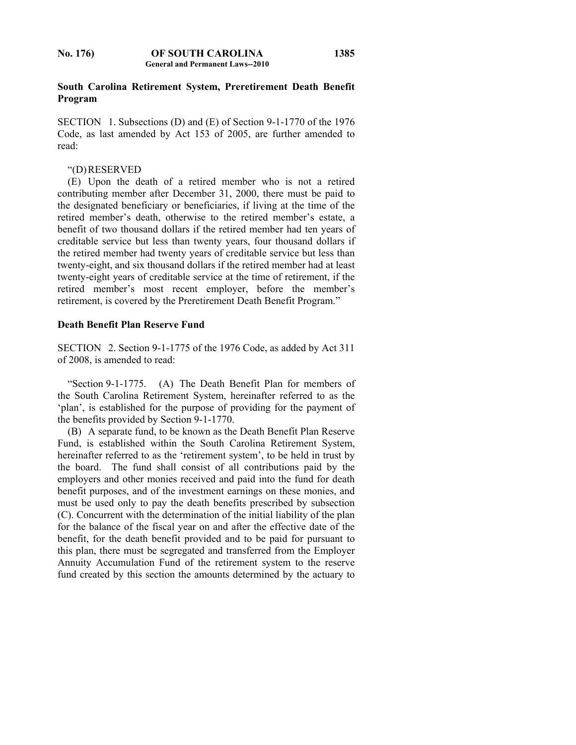**South Carolina Retirement System, Preretirement Death Benefit Program**

SECTION 1. Subsections (D) and (E) of Section 9-1-1770 of the 1976 Code, as last amended by Act 153 of 2005, are further amended to read:

"(D) RESERVED

(E) Upon the death of a retired member who is not a retired contributing member after December 31, 2000, there must be paid to the designated beneficiary or beneficiaries, if living at the time of the retired member's death, otherwise to the retired member's estate, a benefit of two thousand dollars if the retired member had ten years of creditable service but less than twenty years, four thousand dollars if the retired member had twenty years of creditable service but less than twenty-eight, and six thousand dollars if the retired member had at least twenty-eight years of creditable service at the time of retirement, if the retired member's most recent employer, before the member's retirement, is covered by the Preretirement Death Benefit Program."

**Death Benefit Plan Reserve Fund**

SECTION 2. Section 9-1-1775 of the 1976 Code, as added by Act 311 of 2008, is amended to read:

"Section 9-1-1775. (A) The Death Benefit Plan for members of the South Carolina Retirement System, hereinafter referred to as the 'plan', is established for the purpose of providing for the payment of the benefits provided by Section 9-1-1770.

(B) A separate fund, to be known as the Death Benefit Plan Reserve Fund, is established within the South Carolina Retirement System, hereinafter referred to as the 'retirement system', to be held in trust by the board. The fund shall consist of all contributions paid by the employers and other monies received and paid into the fund for death benefit purposes, and of the investment earnings on these monies, and must be used only to pay the death benefits prescribed by subsection (C). Concurrent with the determination of the initial liability of the plan for the balance of the fiscal year on and after the effective date of the benefit, for the death benefit provided and to be paid for pursuant to this plan, there must be segregated and transferred from the Employer Annuity Accumulation Fund of the retirement system to the reserve fund created by this section the amounts determined by the actuary to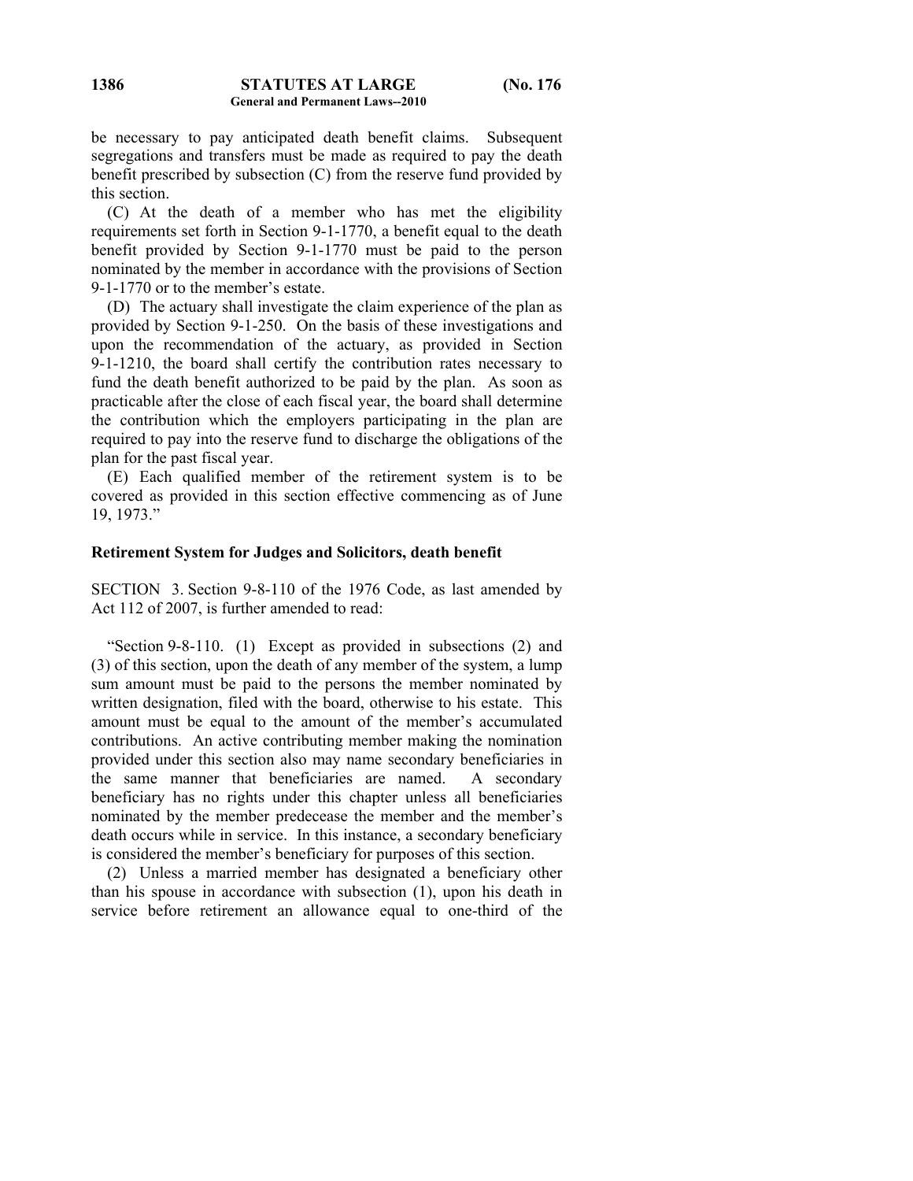be necessary to pay anticipated death benefit claims. Subsequent segregations and transfers must be made as required to pay the death benefit prescribed by subsection (C) from the reserve fund provided by this section.

(C) At the death of a member who has met the eligibility requirements set forth in Section 9-1-1770, a benefit equal to the death benefit provided by Section 9-1-1770 must be paid to the person nominated by the member in accordance with the provisions of Section 9-1-1770 or to the member's estate.

(D) The actuary shall investigate the claim experience of the plan as provided by Section 9-1-250. On the basis of these investigations and upon the recommendation of the actuary, as provided in Section 9-1-1210, the board shall certify the contribution rates necessary to fund the death benefit authorized to be paid by the plan. As soon as practicable after the close of each fiscal year, the board shall determine the contribution which the employers participating in the plan are required to pay into the reserve fund to discharge the obligations of the plan for the past fiscal year.

(E) Each qualified member of the retirement system is to be covered as provided in this section effective commencing as of June 19, 1973."

**Retirement System for Judges and Solicitors, death benefit**

SECTION 3. Section 9-8-110 of the 1976 Code, as last amended by Act 112 of 2007, is further amended to read:

"Section 9-8-110. (1) Except as provided in subsections (2) and (3) of this section, upon the death of any member of the system, a lump sum amount must be paid to the persons the member nominated by written designation, filed with the board, otherwise to his estate. This amount must be equal to the amount of the member's accumulated contributions. An active contributing member making the nomination provided under this section also may name secondary beneficiaries in the same manner that beneficiaries are named. A secondary beneficiary has no rights under this chapter unless all beneficiaries nominated by the member predecease the member and the member's death occurs while in service. In this instance, a secondary beneficiary is considered the member's beneficiary for purposes of this section.

(2) Unless a married member has designated a beneficiary other than his spouse in accordance with subsection (1), upon his death in service before retirement an allowance equal to one-third of the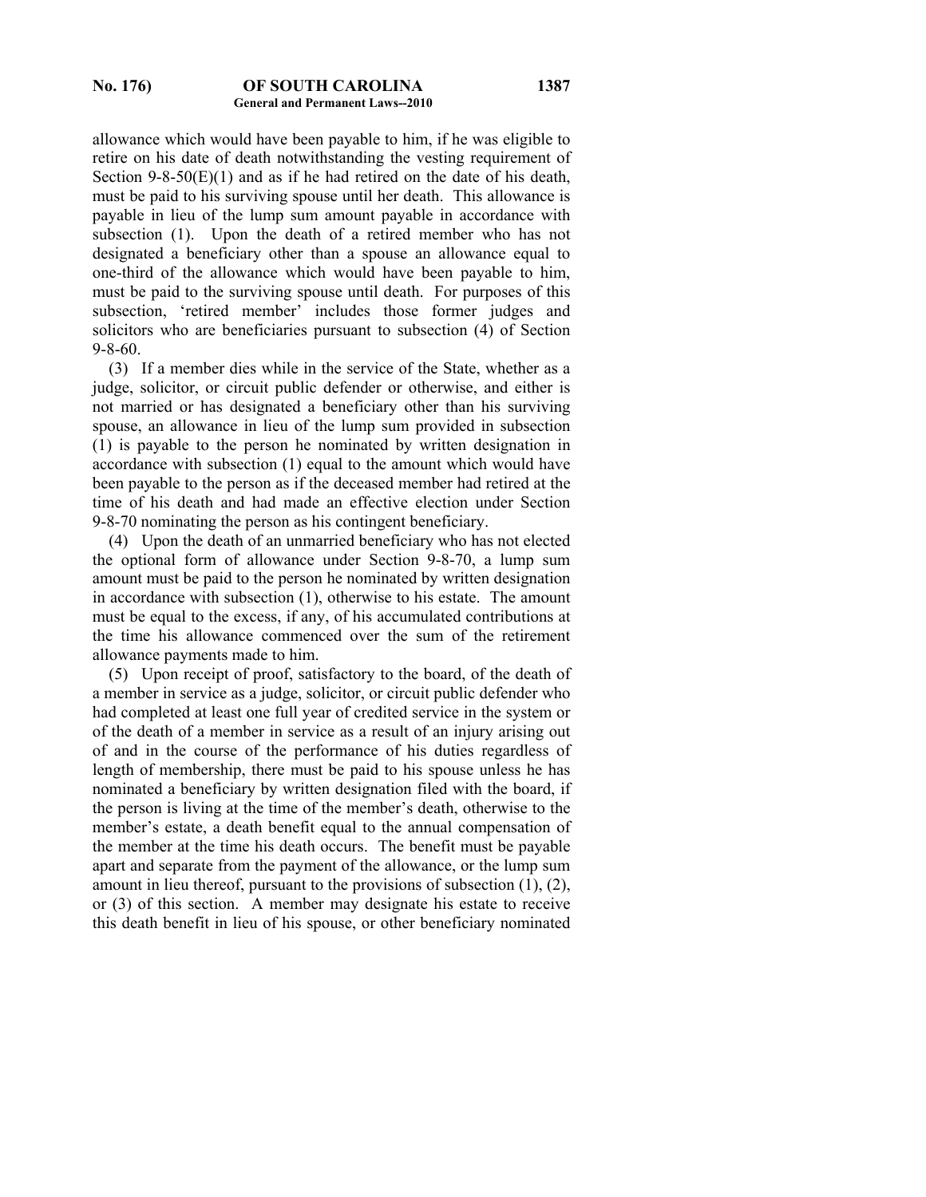allowance which would have been payable to him, if he was eligible to retire on his date of death notwithstanding the vesting requirement of Section 9-8-50(E)(1) and as if he had retired on the date of his death, must be paid to his surviving spouse until her death. This allowance is payable in lieu of the lump sum amount payable in accordance with subsection (1). Upon the death of a retired member who has not designated a beneficiary other than a spouse an allowance equal to one-third of the allowance which would have been payable to him, must be paid to the surviving spouse until death. For purposes of this subsection, 'retired member' includes those former judges and solicitors who are beneficiaries pursuant to subsection (4) of Section 9-8-60.

(3) If a member dies while in the service of the State, whether as a judge, solicitor, or circuit public defender or otherwise, and either is not married or has designated a beneficiary other than his surviving spouse, an allowance in lieu of the lump sum provided in subsection (1) is payable to the person he nominated by written designation in accordance with subsection (1) equal to the amount which would have been payable to the person as if the deceased member had retired at the time of his death and had made an effective election under Section 9-8-70 nominating the person as his contingent beneficiary.

(4) Upon the death of an unmarried beneficiary who has not elected the optional form of allowance under Section 9-8-70, a lump sum amount must be paid to the person he nominated by written designation in accordance with subsection (1), otherwise to his estate. The amount must be equal to the excess, if any, of his accumulated contributions at the time his allowance commenced over the sum of the retirement allowance payments made to him.

(5) Upon receipt of proof, satisfactory to the board, of the death of a member in service as a judge, solicitor, or circuit public defender who had completed at least one full year of credited service in the system or of the death of a member in service as a result of an injury arising out of and in the course of the performance of his duties regardless of length of membership, there must be paid to his spouse unless he has nominated a beneficiary by written designation filed with the board, if the person is living at the time of the member's death, otherwise to the member's estate, a death benefit equal to the annual compensation of the member at the time his death occurs. The benefit must be payable apart and separate from the payment of the allowance, or the lump sum amount in lieu thereof, pursuant to the provisions of subsection (1), (2), or (3) of this section. A member may designate his estate to receive this death benefit in lieu of his spouse, or other beneficiary nominated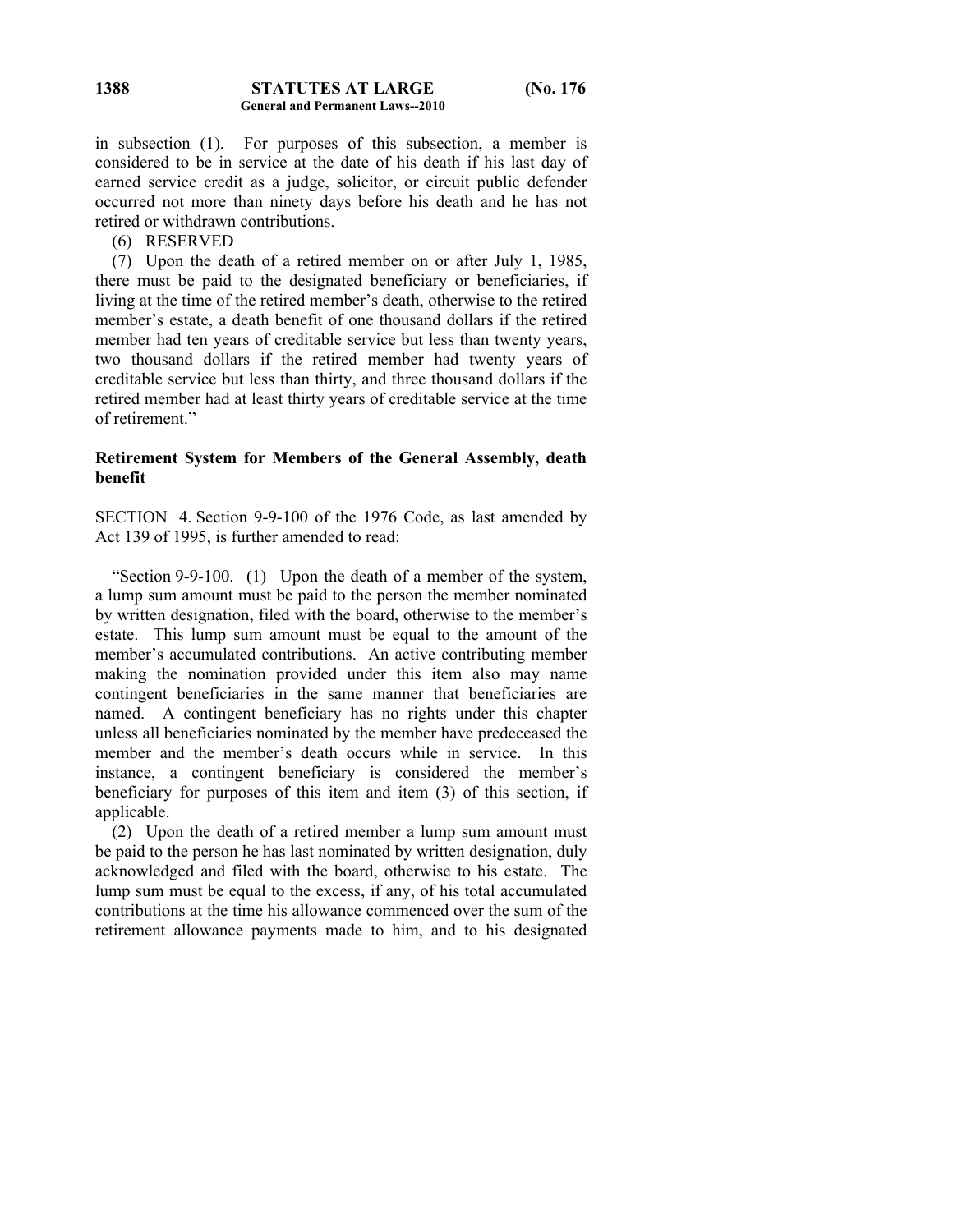in subsection (1). For purposes of this subsection, a member is considered to be in service at the date of his death if his last day of earned service credit as a judge, solicitor, or circuit public defender occurred not more than ninety days before his death and he has not retired or withdrawn contributions.

(6) RESERVED

(7) Upon the death of a retired member on or after July 1, 1985, there must be paid to the designated beneficiary or beneficiaries, if living at the time of the retired member's death, otherwise to the retired member's estate, a death benefit of one thousand dollars if the retired member had ten years of creditable service but less than twenty years, two thousand dollars if the retired member had twenty years of creditable service but less than thirty, and three thousand dollars if the retired member had at least thirty years of creditable service at the time of retirement."

**Retirement System for Members of the General Assembly, death benefit**

SECTION 4. Section 9-9-100 of the 1976 Code, as last amended by Act 139 of 1995, is further amended to read:

"Section 9-9-100. (1) Upon the death of a member of the system, a lump sum amount must be paid to the person the member nominated by written designation, filed with the board, otherwise to the member's estate. This lump sum amount must be equal to the amount of the member's accumulated contributions. An active contributing member making the nomination provided under this item also may name contingent beneficiaries in the same manner that beneficiaries are named. A contingent beneficiary has no rights under this chapter unless all beneficiaries nominated by the member have predeceased the member and the member's death occurs while in service. In this instance, a contingent beneficiary is considered the member's beneficiary for purposes of this item and item (3) of this section, if applicable.

(2) Upon the death of a retired member a lump sum amount must be paid to the person he has last nominated by written designation, duly acknowledged and filed with the board, otherwise to his estate. The lump sum must be equal to the excess, if any, of his total accumulated contributions at the time his allowance commenced over the sum of the retirement allowance payments made to him, and to his designated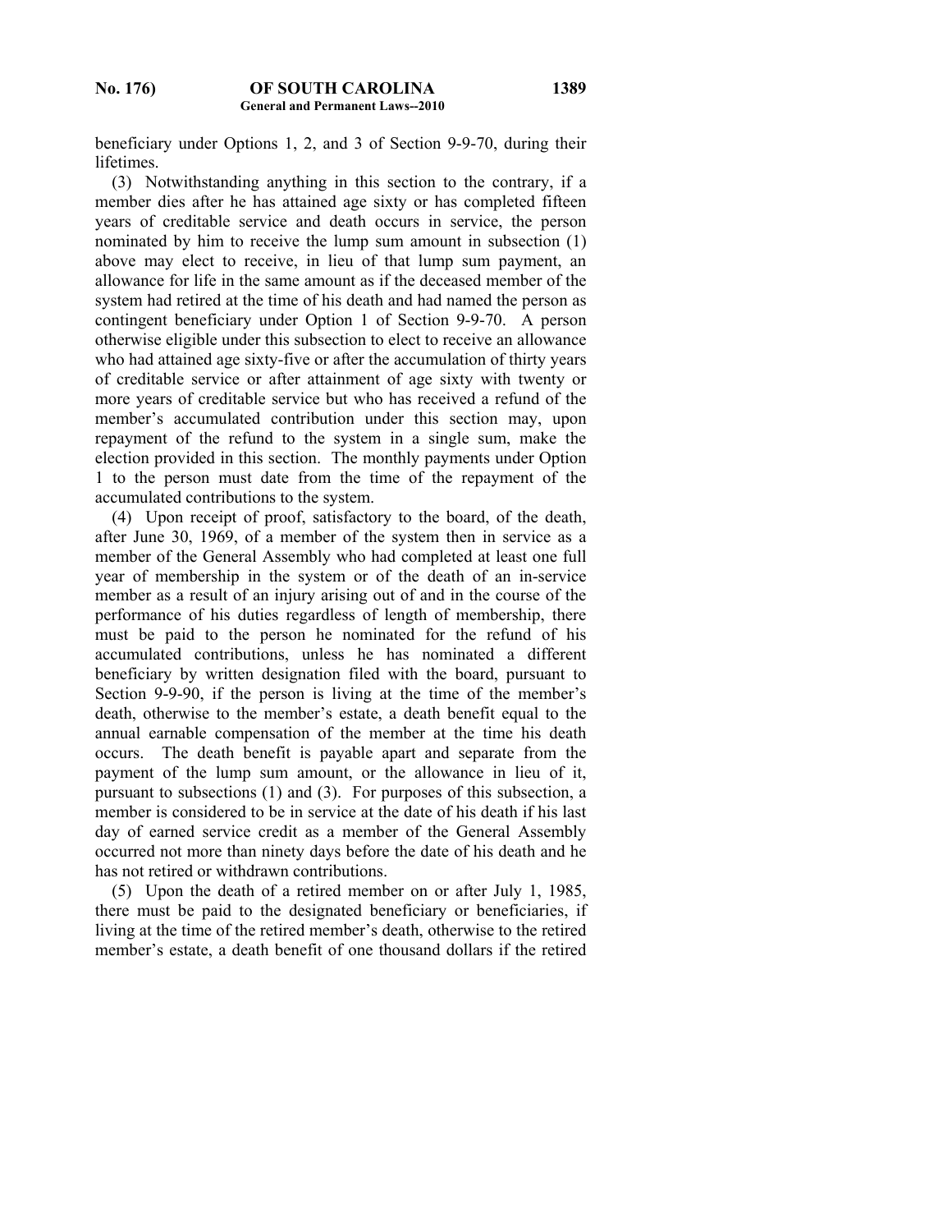beneficiary under Options 1, 2, and 3 of Section 9-9-70, during their lifetimes.

(3) Notwithstanding anything in this section to the contrary, if a member dies after he has attained age sixty or has completed fifteen years of creditable service and death occurs in service, the person nominated by him to receive the lump sum amount in subsection (1) above may elect to receive, in lieu of that lump sum payment, an allowance for life in the same amount as if the deceased member of the system had retired at the time of his death and had named the person as contingent beneficiary under Option 1 of Section 9-9-70. A person otherwise eligible under this subsection to elect to receive an allowance who had attained age sixty-five or after the accumulation of thirty years of creditable service or after attainment of age sixty with twenty or more years of creditable service but who has received a refund of the member's accumulated contribution under this section may, upon repayment of the refund to the system in a single sum, make the election provided in this section. The monthly payments under Option 1 to the person must date from the time of the repayment of the accumulated contributions to the system.

(4) Upon receipt of proof, satisfactory to the board, of the death, after June 30, 1969, of a member of the system then in service as a member of the General Assembly who had completed at least one full year of membership in the system or of the death of an in-service member as a result of an injury arising out of and in the course of the performance of his duties regardless of length of membership, there must be paid to the person he nominated for the refund of his accumulated contributions, unless he has nominated a different beneficiary by written designation filed with the board, pursuant to Section 9-9-90, if the person is living at the time of the member's death, otherwise to the member's estate, a death benefit equal to the annual earnable compensation of the member at the time his death occurs. The death benefit is payable apart and separate from the payment of the lump sum amount, or the allowance in lieu of it, pursuant to subsections (1) and (3). For purposes of this subsection, a member is considered to be in service at the date of his death if his last day of earned service credit as a member of the General Assembly occurred not more than ninety days before the date of his death and he has not retired or withdrawn contributions.

(5) Upon the death of a retired member on or after July 1, 1985, there must be paid to the designated beneficiary or beneficiaries, if living at the time of the retired member's death, otherwise to the retired member's estate, a death benefit of one thousand dollars if the retired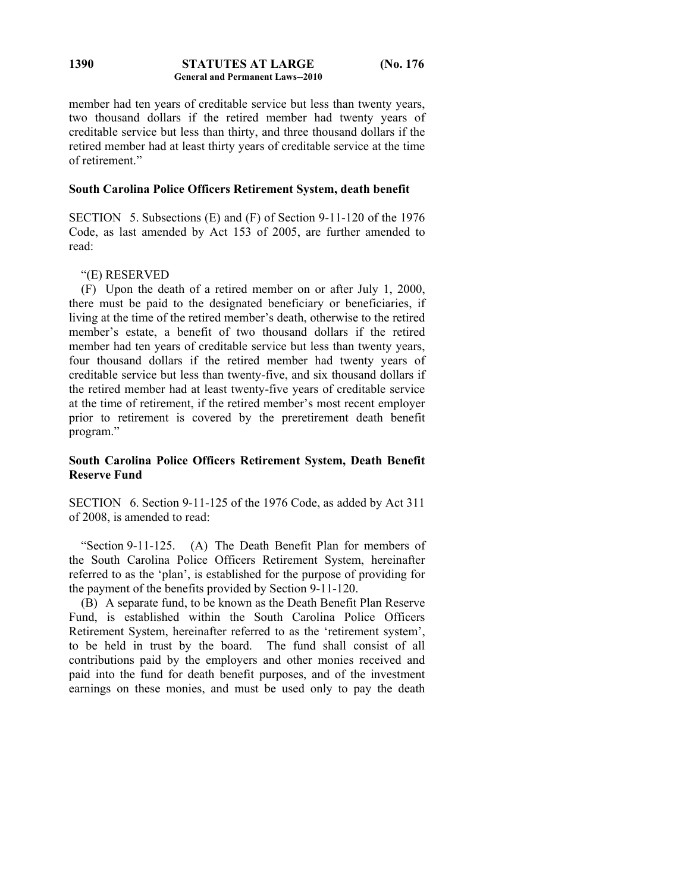member had ten years of creditable service but less than twenty years, two thousand dollars if the retired member had twenty years of creditable service but less than thirty, and three thousand dollars if the retired member had at least thirty years of creditable service at the time of retirement."

**South Carolina Police Officers Retirement System, death benefit**

SECTION 5. Subsections (E) and (F) of Section 9-11-120 of the 1976 Code, as last amended by Act 153 of 2005, are further amended to read:

"(E) RESERVED

(F) Upon the death of a retired member on or after July 1, 2000, there must be paid to the designated beneficiary or beneficiaries, if living at the time of the retired member's death, otherwise to the retired member's estate, a benefit of two thousand dollars if the retired member had ten years of creditable service but less than twenty years, four thousand dollars if the retired member had twenty years of creditable service but less than twenty-five, and six thousand dollars if the retired member had at least twenty-five years of creditable service at the time of retirement, if the retired member's most recent employer prior to retirement is covered by the preretirement death benefit program."

**South Carolina Police Officers Retirement System, Death Benefit Reserve Fund**

SECTION 6. Section 9-11-125 of the 1976 Code, as added by Act 311 of 2008, is amended to read:

"Section 9-11-125. (A) The Death Benefit Plan for members of the South Carolina Police Officers Retirement System, hereinafter referred to as the 'plan', is established for the purpose of providing for the payment of the benefits provided by Section 9-11-120.

(B) A separate fund, to be known as the Death Benefit Plan Reserve Fund, is established within the South Carolina Police Officers Retirement System, hereinafter referred to as the 'retirement system', to be held in trust by the board. The fund shall consist of all contributions paid by the employers and other monies received and paid into the fund for death benefit purposes, and of the investment earnings on these monies, and must be used only to pay the death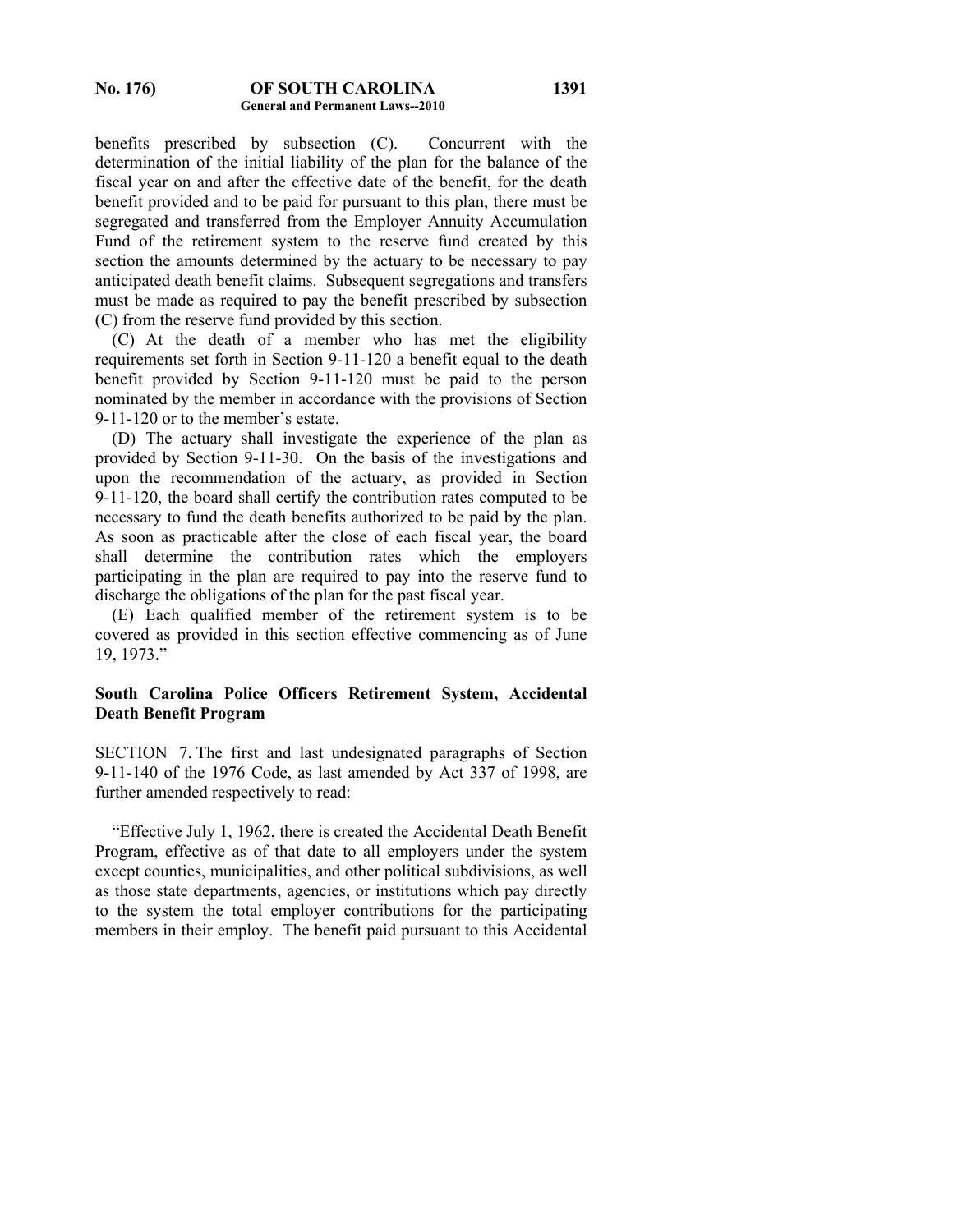benefits prescribed by subsection (C). Concurrent with the determination of the initial liability of the plan for the balance of the fiscal year on and after the effective date of the benefit, for the death benefit provided and to be paid for pursuant to this plan, there must be segregated and transferred from the Employer Annuity Accumulation Fund of the retirement system to the reserve fund created by this section the amounts determined by the actuary to be necessary to pay anticipated death benefit claims. Subsequent segregations and transfers must be made as required to pay the benefit prescribed by subsection (C) from the reserve fund provided by this section.

(C) At the death of a member who has met the eligibility requirements set forth in Section 9-11-120 a benefit equal to the death benefit provided by Section 9-11-120 must be paid to the person nominated by the member in accordance with the provisions of Section 9-11-120 or to the member's estate.

(D) The actuary shall investigate the experience of the plan as provided by Section 9-11-30. On the basis of the investigations and upon the recommendation of the actuary, as provided in Section 9-11-120, the board shall certify the contribution rates computed to be necessary to fund the death benefits authorized to be paid by the plan. As soon as practicable after the close of each fiscal year, the board shall determine the contribution rates which the employers participating in the plan are required to pay into the reserve fund to discharge the obligations of the plan for the past fiscal year.

(E) Each qualified member of the retirement system is to be covered as provided in this section effective commencing as of June 19, 1973."

## South Carolina Police Officers Retirement System, Accidental Death Benefit Program

SECTION 7. The first and last undesignated paragraphs of Section 9-11-140 of the 1976 Code, as last amended by Act 337 of 1998, are further amended respectively to read:

"Effective July 1, 1962, there is created the Accidental Death Benefit Program, effective as of that date to all employers under the system except counties, municipalities, and other political subdivisions, as well as those state departments, agencies, or institutions which pay directly to the system the total employer contributions for the participating members in their employ. The benefit paid pursuant to this Accidental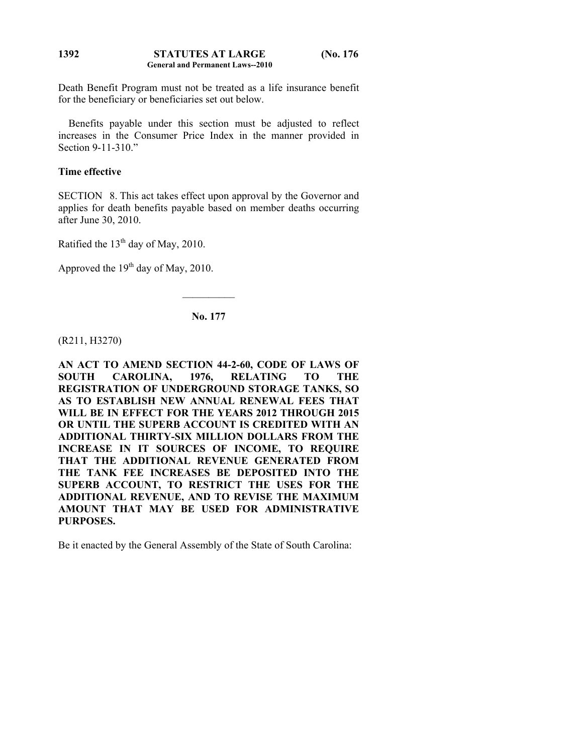Death Benefit Program must not be treated as a life insurance benefit for the beneficiary or beneficiaries set out below.

Benefits payable under this section must be adjusted to reflect increases in the Consumer Price Index in the manner provided in Section 9-11-310."

**Time effective**

SECTION 8. This act takes effect upon approval by the Governor and applies for death benefits payable based on member deaths occurring after June 30, 2010.

Ratified the 13th day of May, 2010.

Approved the 19th day of May, 2010.

---

**No. 177**

(R211, H3270)

**AN ACT TO AMEND SECTION 44-2-60, CODE OF LAWS OF SOUTH CAROLINA, 1976, RELATING TO THE REGISTRATION OF UNDERGROUND STORAGE TANKS, SO AS TO ESTABLISH NEW ANNUAL RENEWAL FEES THAT WILL BE IN EFFECT FOR THE YEARS 2012 THROUGH 2015 OR UNTIL THE SUPERB ACCOUNT IS CREDITED WITH AN ADDITIONAL THIRTY-SIX MILLION DOLLARS FROM THE INCREASE IN IT SOURCES OF INCOME, TO REQUIRE THAT THE ADDITIONAL REVENUE GENERATED FROM THE TANK FEE INCREASES BE DEPOSITED INTO THE SUPERB ACCOUNT, TO RESTRICT THE USES FOR THE ADDITIONAL REVENUE, AND TO REVISE THE MAXIMUM AMOUNT THAT MAY BE USED FOR ADMINISTRATIVE PURPOSES.**

Be it enacted by the General Assembly of the State of South Carolina: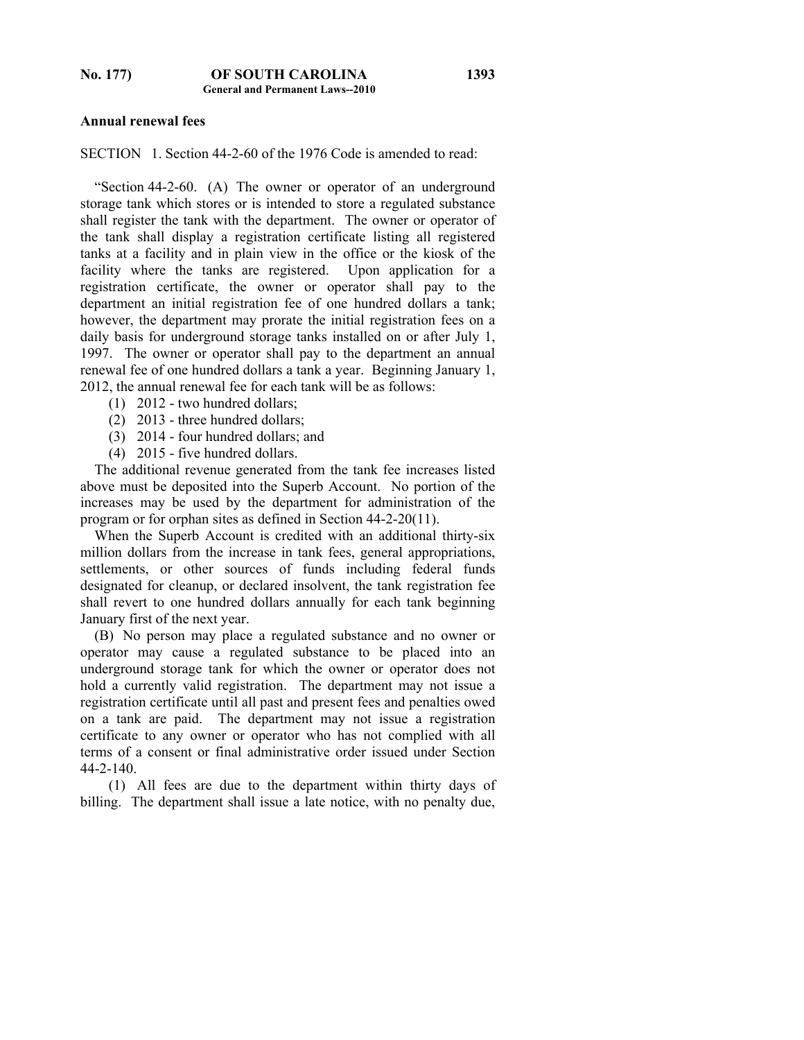**Annual renewal fees**

SECTION 1. Section 44-2-60 of the 1976 Code is amended to read:

"Section 44-2-60. (A) The owner or operator of an underground storage tank which stores or is intended to store a regulated substance shall register the tank with the department. The owner or operator of the tank shall display a registration certificate listing all registered tanks at a facility and in plain view in the office or the kiosk of the facility where the tanks are registered. Upon application for a registration certificate, the owner or operator shall pay to the department an initial registration fee of one hundred dollars a tank; however, the department may prorate the initial registration fees on a daily basis for underground storage tanks installed on or after July 1, 1997. The owner or operator shall pay to the department an annual renewal fee of one hundred dollars a tank a year. Beginning January 1, 2012, the annual renewal fee for each tank will be as follows:

(1) 2012 - two hundred dollars;
(2) 2013 - three hundred dollars;
(3) 2014 - four hundred dollars; and
(4) 2015 - five hundred dollars.

The additional revenue generated from the tank fee increases listed above must be deposited into the Superb Account. No portion of the increases may be used by the department for administration of the program or for orphan sites as defined in Section 44-2-20(11).

When the Superb Account is credited with an additional thirty-six million dollars from the increase in tank fees, general appropriations, settlements, or other sources of funds including federal funds designated for cleanup, or declared insolvent, the tank registration fee shall revert to one hundred dollars annually for each tank beginning January first of the next year.

(B) No person may place a regulated substance and no owner or operator may cause a regulated substance to be placed into an underground storage tank for which the owner or operator does not hold a currently valid registration. The department may not issue a registration certificate until all past and present fees and penalties owed on a tank are paid. The department may not issue a registration certificate to any owner or operator who has not complied with all terms of a consent or final administrative order issued under Section 44-2-140.

(1) All fees are due to the department within thirty days of billing. The department shall issue a late notice, with no penalty due,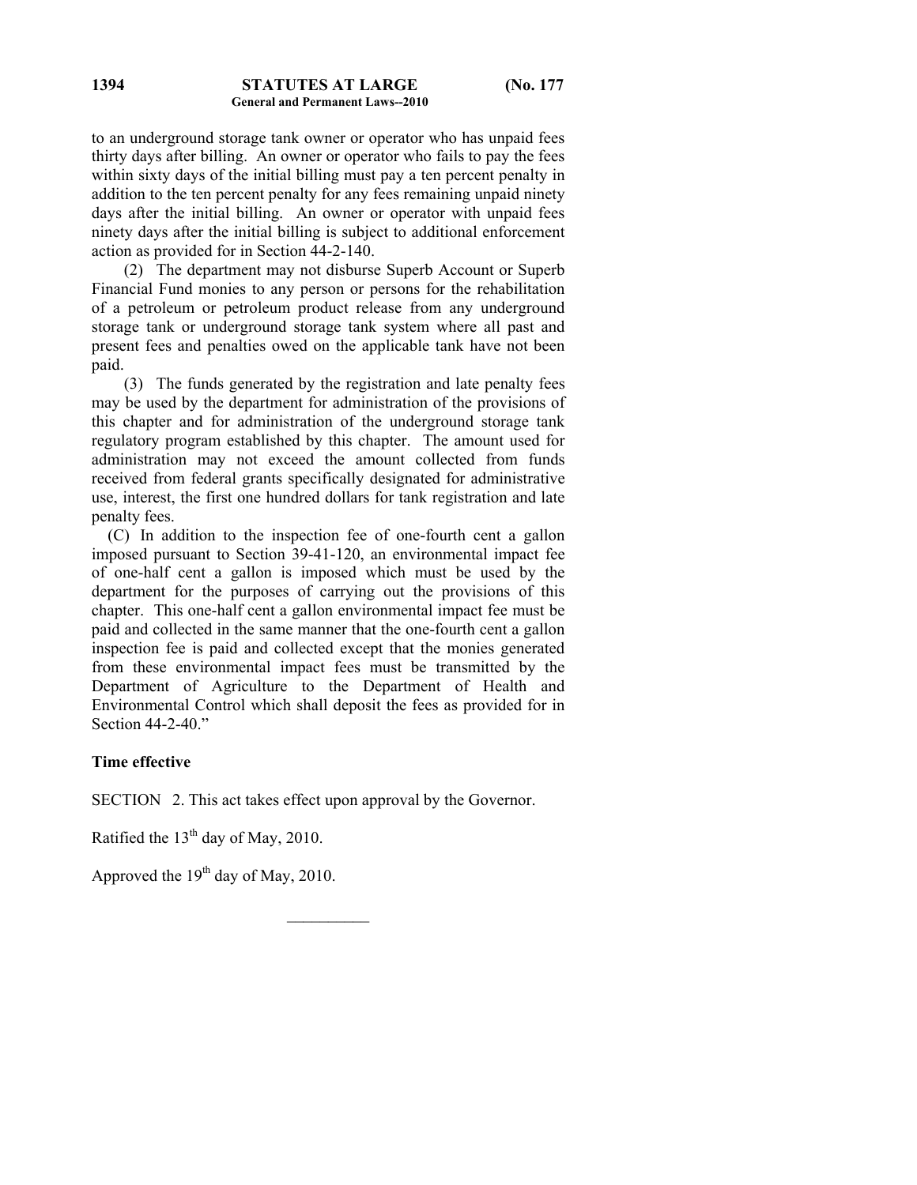to an underground storage tank owner or operator who has unpaid fees thirty days after billing. An owner or operator who fails to pay the fees within sixty days of the initial billing must pay a ten percent penalty in addition to the ten percent penalty for any fees remaining unpaid ninety days after the initial billing. An owner or operator with unpaid fees ninety days after the initial billing is subject to additional enforcement action as provided for in Section 44-2-140.

(2) The department may not disburse Superb Account or Superb Financial Fund monies to any person or persons for the rehabilitation of a petroleum or petroleum product release from any underground storage tank or underground storage tank system where all past and present fees and penalties owed on the applicable tank have not been paid.

(3) The funds generated by the registration and late penalty fees may be used by the department for administration of the provisions of this chapter and for administration of the underground storage tank regulatory program established by this chapter. The amount used for administration may not exceed the amount collected from funds received from federal grants specifically designated for administrative use, interest, the first one hundred dollars for tank registration and late penalty fees.

(C) In addition to the inspection fee of one-fourth cent a gallon imposed pursuant to Section 39-41-120, an environmental impact fee of one-half cent a gallon is imposed which must be used by the department for the purposes of carrying out the provisions of this chapter. This one-half cent a gallon environmental impact fee must be paid and collected in the same manner that the one-fourth cent a gallon inspection fee is paid and collected except that the monies generated from these environmental impact fees must be transmitted by the Department of Agriculture to the Department of Health and Environmental Control which shall deposit the fees as provided for in Section 44-2-40."

**Time effective**

SECTION 2. This act takes effect upon approval by the Governor.

Ratified the 13th day of May, 2010.

Approved the 19th day of May, 2010.

---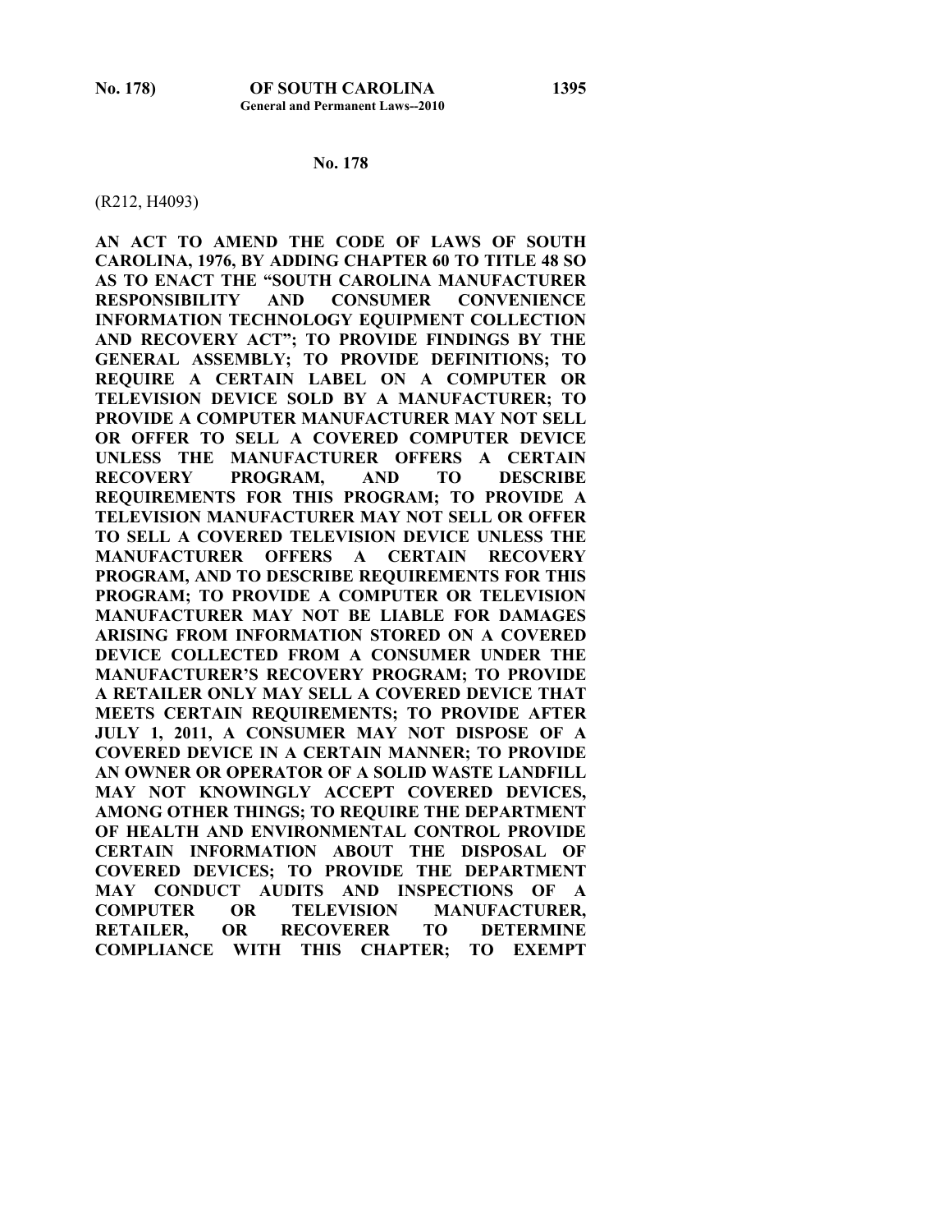**No. 178**

(R212, H4093)

**AN ACT TO AMEND THE CODE OF LAWS OF SOUTH CAROLINA, 1976, BY ADDING CHAPTER 60 TO TITLE 48 SO AS TO ENACT THE "SOUTH CAROLINA MANUFACTURER RESPONSIBILITY AND CONSUMER CONVENIENCE INFORMATION TECHNOLOGY EQUIPMENT COLLECTION AND RECOVERY ACT"; TO PROVIDE FINDINGS BY THE GENERAL ASSEMBLY; TO PROVIDE DEFINITIONS; TO REQUIRE A CERTAIN LABEL ON A COMPUTER OR TELEVISION DEVICE SOLD BY A MANUFACTURER; TO PROVIDE A COMPUTER MANUFACTURER MAY NOT SELL OR OFFER TO SELL A COVERED COMPUTER DEVICE UNLESS THE MANUFACTURER OFFERS A CERTAIN RECOVERY PROGRAM, AND TO DESCRIBE REQUIREMENTS FOR THIS PROGRAM; TO PROVIDE A TELEVISION MANUFACTURER MAY NOT SELL OR OFFER TO SELL A COVERED TELEVISION DEVICE UNLESS THE MANUFACTURER OFFERS A CERTAIN RECOVERY PROGRAM, AND TO DESCRIBE REQUIREMENTS FOR THIS PROGRAM; TO PROVIDE A COMPUTER OR TELEVISION MANUFACTURER MAY NOT BE LIABLE FOR DAMAGES ARISING FROM INFORMATION STORED ON A COVERED DEVICE COLLECTED FROM A CONSUMER UNDER THE MANUFACTURER'S RECOVERY PROGRAM; TO PROVIDE A RETAILER ONLY MAY SELL A COVERED DEVICE THAT MEETS CERTAIN REQUIREMENTS; TO PROVIDE AFTER JULY 1, 2011, A CONSUMER MAY NOT DISPOSE OF A COVERED DEVICE IN A CERTAIN MANNER; TO PROVIDE AN OWNER OR OPERATOR OF A SOLID WASTE LANDFILL MAY NOT KNOWINGLY ACCEPT COVERED DEVICES, AMONG OTHER THINGS; TO REQUIRE THE DEPARTMENT OF HEALTH AND ENVIRONMENTAL CONTROL PROVIDE CERTAIN INFORMATION ABOUT THE DISPOSAL OF COVERED DEVICES; TO PROVIDE THE DEPARTMENT MAY CONDUCT AUDITS AND INSPECTIONS OF A COMPUTER OR TELEVISION MANUFACTURER, RETAILER, OR RECOVERER TO DETERMINE COMPLIANCE WITH THIS CHAPTER; TO EXEMPT**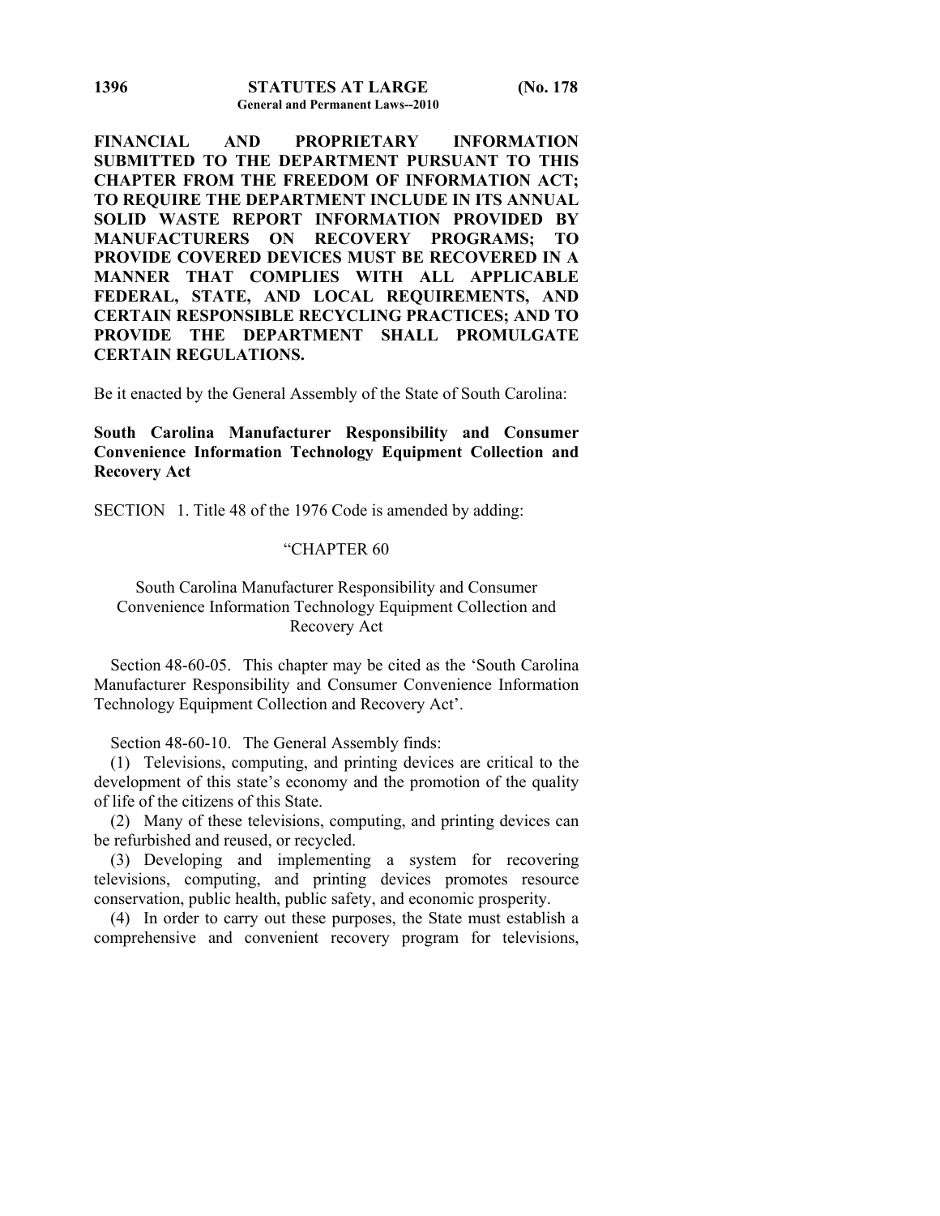**FINANCIAL AND PROPRIETARY INFORMATION SUBMITTED TO THE DEPARTMENT PURSUANT TO THIS CHAPTER FROM THE FREEDOM OF INFORMATION ACT; TO REQUIRE THE DEPARTMENT INCLUDE IN ITS ANNUAL SOLID WASTE REPORT INFORMATION PROVIDED BY MANUFACTURERS ON RECOVERY PROGRAMS; TO PROVIDE COVERED DEVICES MUST BE RECOVERED IN A MANNER THAT COMPLIES WITH ALL APPLICABLE FEDERAL, STATE, AND LOCAL REQUIREMENTS, AND CERTAIN RESPONSIBLE RECYCLING PRACTICES; AND TO PROVIDE THE DEPARTMENT SHALL PROMULGATE CERTAIN REGULATIONS.**

Be it enacted by the General Assembly of the State of South Carolina:

**South Carolina Manufacturer Responsibility and Consumer Convenience Information Technology Equipment Collection and Recovery Act**

SECTION 1. Title 48 of the 1976 Code is amended by adding:

"CHAPTER 60

South Carolina Manufacturer Responsibility and Consumer Convenience Information Technology Equipment Collection and Recovery Act

Section 48-60-05. This chapter may be cited as the 'South Carolina Manufacturer Responsibility and Consumer Convenience Information Technology Equipment Collection and Recovery Act'.

Section 48-60-10. The General Assembly finds:

(1) Televisions, computing, and printing devices are critical to the development of this state's economy and the promotion of the quality of life of the citizens of this State.

(2) Many of these televisions, computing, and printing devices can be refurbished and reused, or recycled.

(3) Developing and implementing a system for recovering televisions, computing, and printing devices promotes resource conservation, public health, public safety, and economic prosperity.

(4) In order to carry out these purposes, the State must establish a comprehensive and convenient recovery program for televisions,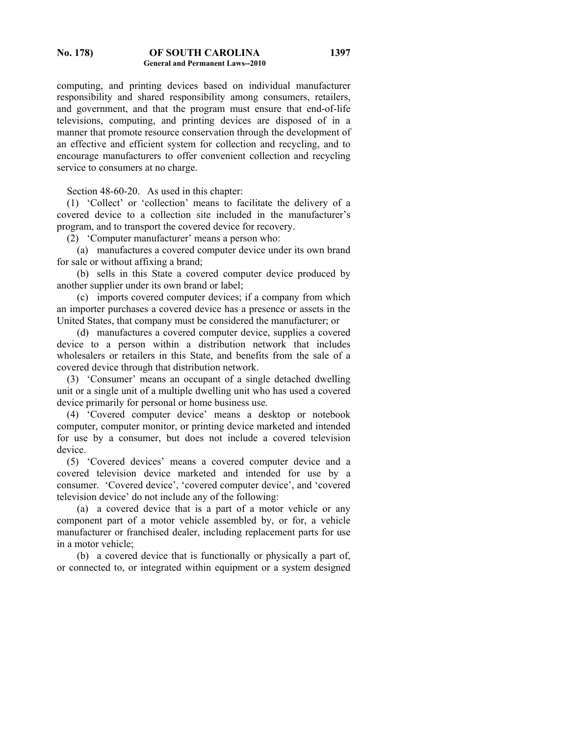computing, and printing devices based on individual manufacturer responsibility and shared responsibility among consumers, retailers, and government, and that the program must ensure that end-of-life televisions, computing, and printing devices are disposed of in a manner that promote resource conservation through the development of an effective and efficient system for collection and recycling, and to encourage manufacturers to offer convenient collection and recycling service to consumers at no charge.

Section 48-60-20. As used in this chapter:

(1) 'Collect' or 'collection' means to facilitate the delivery of a covered device to a collection site included in the manufacturer's program, and to transport the covered device for recovery.

(2) 'Computer manufacturer' means a person who:

(a) manufactures a covered computer device under its own brand for sale or without affixing a brand;

(b) sells in this State a covered computer device produced by another supplier under its own brand or label;

(c) imports covered computer devices; if a company from which an importer purchases a covered device has a presence or assets in the United States, that company must be considered the manufacturer; or

(d) manufactures a covered computer device, supplies a covered device to a person within a distribution network that includes wholesalers or retailers in this State, and benefits from the sale of a covered device through that distribution network.

(3) 'Consumer' means an occupant of a single detached dwelling unit or a single unit of a multiple dwelling unit who has used a covered device primarily for personal or home business use.

(4) 'Covered computer device' means a desktop or notebook computer, computer monitor, or printing device marketed and intended for use by a consumer, but does not include a covered television device.

(5) 'Covered devices' means a covered computer device and a covered television device marketed and intended for use by a consumer. 'Covered device', 'covered computer device', and 'covered television device' do not include any of the following:

(a) a covered device that is a part of a motor vehicle or any component part of a motor vehicle assembled by, or for, a vehicle manufacturer or franchised dealer, including replacement parts for use in a motor vehicle;

(b) a covered device that is functionally or physically a part of, or connected to, or integrated within equipment or a system designed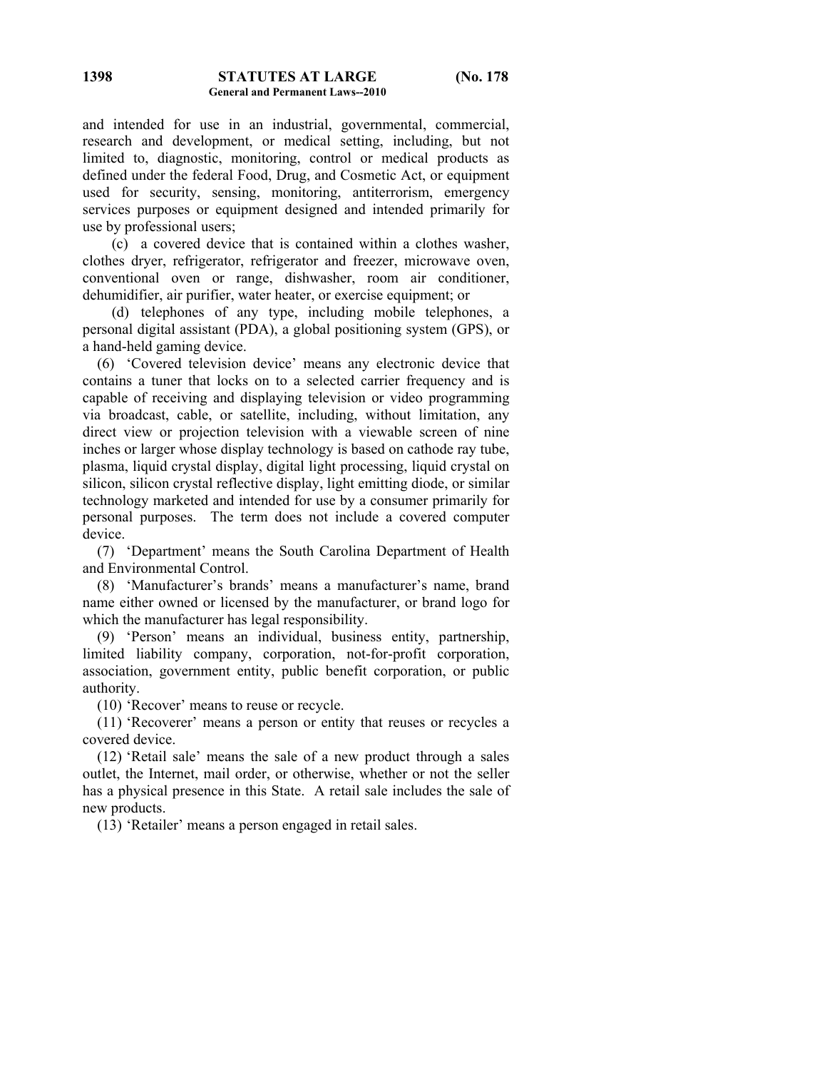and intended for use in an industrial, governmental, commercial, research and development, or medical setting, including, but not limited to, diagnostic, monitoring, control or medical products as defined under the federal Food, Drug, and Cosmetic Act, or equipment used for security, sensing, monitoring, antiterrorism, emergency services purposes or equipment designed and intended primarily for use by professional users;

(c) a covered device that is contained within a clothes washer, clothes dryer, refrigerator, refrigerator and freezer, microwave oven, conventional oven or range, dishwasher, room air conditioner, dehumidifier, air purifier, water heater, or exercise equipment; or

(d) telephones of any type, including mobile telephones, a personal digital assistant (PDA), a global positioning system (GPS), or a hand-held gaming device.

(6) 'Covered television device' means any electronic device that contains a tuner that locks on to a selected carrier frequency and is capable of receiving and displaying television or video programming via broadcast, cable, or satellite, including, without limitation, any direct view or projection television with a viewable screen of nine inches or larger whose display technology is based on cathode ray tube, plasma, liquid crystal display, digital light processing, liquid crystal on silicon, silicon crystal reflective display, light emitting diode, or similar technology marketed and intended for use by a consumer primarily for personal purposes. The term does not include a covered computer device.

(7) 'Department' means the South Carolina Department of Health and Environmental Control.

(8) 'Manufacturer's brands' means a manufacturer's name, brand name either owned or licensed by the manufacturer, or brand logo for which the manufacturer has legal responsibility.

(9) 'Person' means an individual, business entity, partnership, limited liability company, corporation, not-for-profit corporation, association, government entity, public benefit corporation, or public authority.

(10) 'Recover' means to reuse or recycle.

(11) 'Recoverer' means a person or entity that reuses or recycles a covered device.

(12) 'Retail sale' means the sale of a new product through a sales outlet, the Internet, mail order, or otherwise, whether or not the seller has a physical presence in this State. A retail sale includes the sale of new products.

(13) 'Retailer' means a person engaged in retail sales.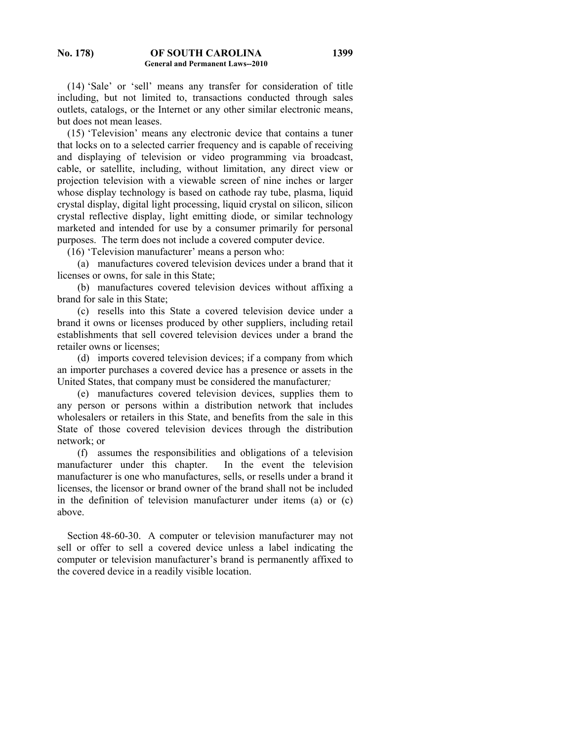(14) 'Sale' or 'sell' means any transfer for consideration of title including, but not limited to, transactions conducted through sales outlets, catalogs, or the Internet or any other similar electronic means, but does not mean leases.

(15) 'Television' means any electronic device that contains a tuner that locks on to a selected carrier frequency and is capable of receiving and displaying of television or video programming via broadcast, cable, or satellite, including, without limitation, any direct view or projection television with a viewable screen of nine inches or larger whose display technology is based on cathode ray tube, plasma, liquid crystal display, digital light processing, liquid crystal on silicon, silicon crystal reflective display, light emitting diode, or similar technology marketed and intended for use by a consumer primarily for personal purposes. The term does not include a covered computer device.

(16) 'Television manufacturer' means a person who:

(a) manufactures covered television devices under a brand that it licenses or owns, for sale in this State;

(b) manufactures covered television devices without affixing a brand for sale in this State;

(c) resells into this State a covered television device under a brand it owns or licenses produced by other suppliers, including retail establishments that sell covered television devices under a brand the retailer owns or licenses;

(d) imports covered television devices; if a company from which an importer purchases a covered device has a presence or assets in the United States, that company must be considered the manufacturer;

(e) manufactures covered television devices, supplies them to any person or persons within a distribution network that includes wholesalers or retailers in this State, and benefits from the sale in this State of those covered television devices through the distribution network; or

(f) assumes the responsibilities and obligations of a television manufacturer under this chapter. In the event the television manufacturer is one who manufactures, sells, or resells under a brand it licenses, the licensor or brand owner of the brand shall not be included in the definition of television manufacturer under items (a) or (c) above.

Section 48-60-30. A computer or television manufacturer may not sell or offer to sell a covered device unless a label indicating the computer or television manufacturer's brand is permanently affixed to the covered device in a readily visible location.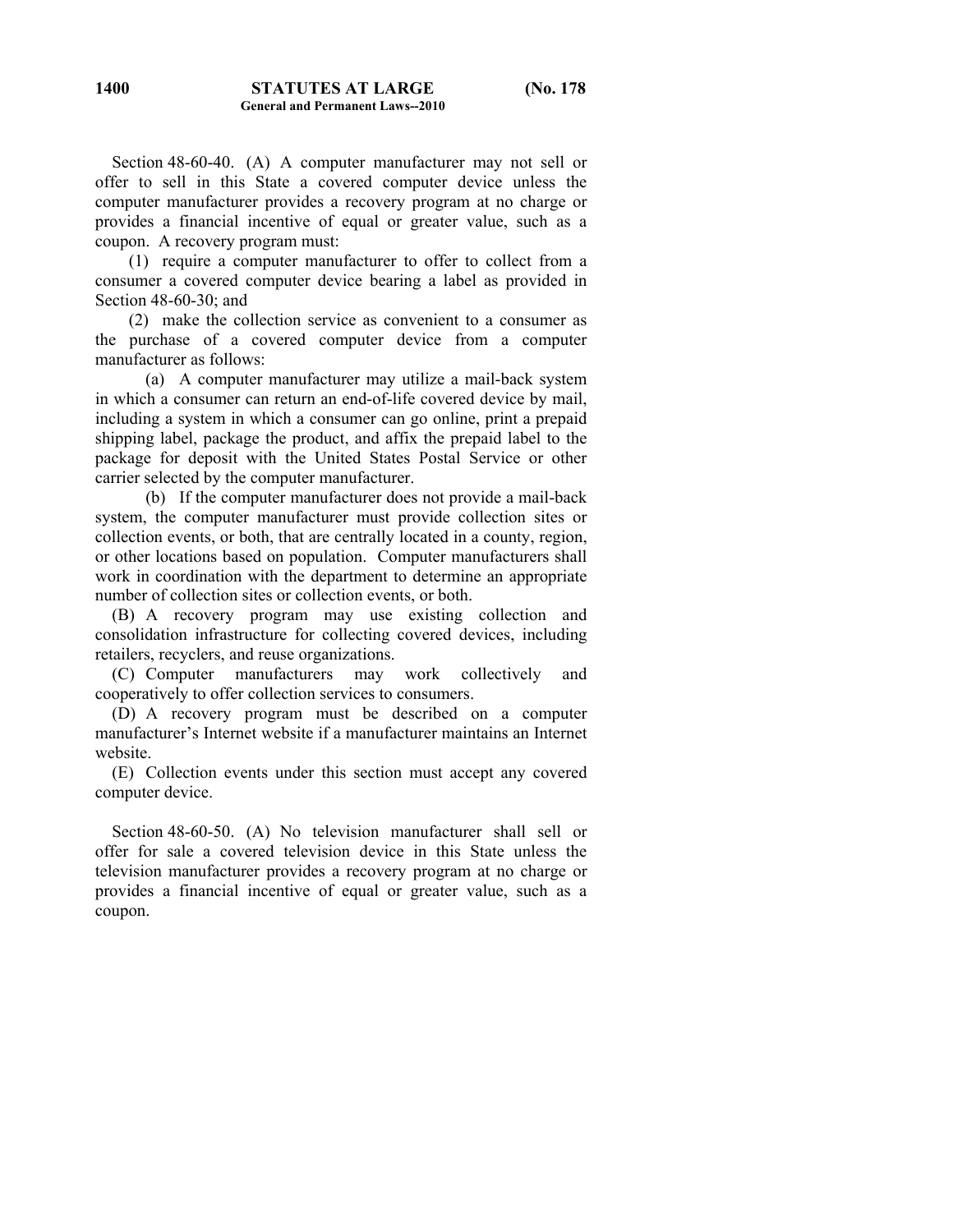Section 48-60-40. (A) A computer manufacturer may not sell or offer to sell in this State a covered computer device unless the computer manufacturer provides a recovery program at no charge or provides a financial incentive of equal or greater value, such as a coupon. A recovery program must:

(1) require a computer manufacturer to offer to collect from a consumer a covered computer device bearing a label as provided in Section 48-60-30; and

(2) make the collection service as convenient to a consumer as the purchase of a covered computer device from a computer manufacturer as follows:

(a) A computer manufacturer may utilize a mail-back system in which a consumer can return an end-of-life covered device by mail, including a system in which a consumer can go online, print a prepaid shipping label, package the product, and affix the prepaid label to the package for deposit with the United States Postal Service or other carrier selected by the computer manufacturer.

(b) If the computer manufacturer does not provide a mail-back system, the computer manufacturer must provide collection sites or collection events, or both, that are centrally located in a county, region, or other locations based on population. Computer manufacturers shall work in coordination with the department to determine an appropriate number of collection sites or collection events, or both.

(B) A recovery program may use existing collection and consolidation infrastructure for collecting covered devices, including retailers, recyclers, and reuse organizations.

(C) Computer manufacturers may work collectively and cooperatively to offer collection services to consumers.

(D) A recovery program must be described on a computer manufacturer's Internet website if a manufacturer maintains an Internet website.

(E) Collection events under this section must accept any covered computer device.

Section 48-60-50. (A) No television manufacturer shall sell or offer for sale a covered television device in this State unless the television manufacturer provides a recovery program at no charge or provides a financial incentive of equal or greater value, such as a coupon.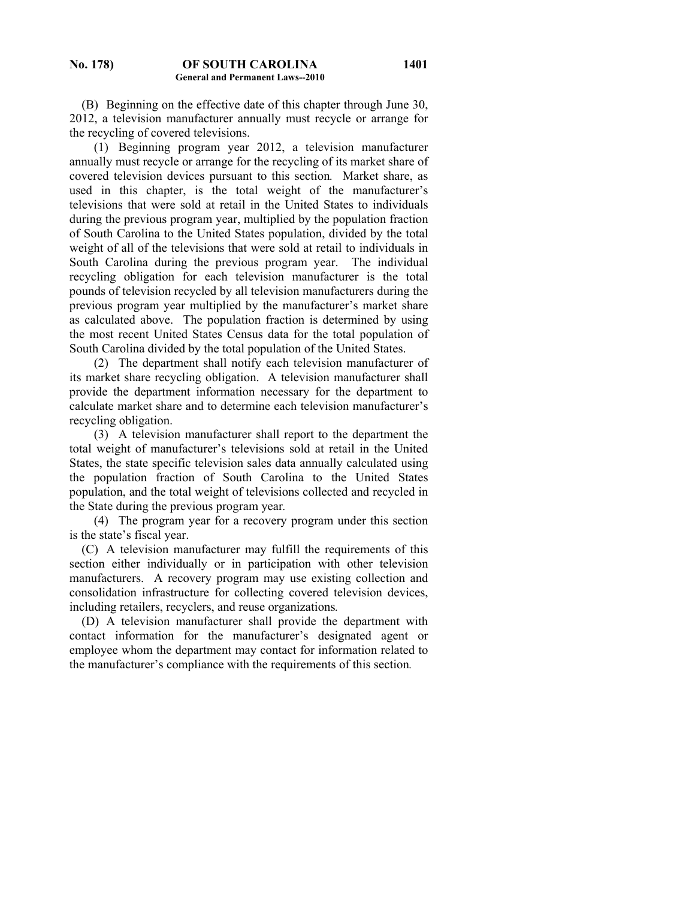(B) Beginning on the effective date of this chapter through June 30, 2012, a television manufacturer annually must recycle or arrange for the recycling of covered televisions.

(1) Beginning program year 2012, a television manufacturer annually must recycle or arrange for the recycling of its market share of covered television devices pursuant to this section. Market share, as used in this chapter, is the total weight of the manufacturer's televisions that were sold at retail in the United States to individuals during the previous program year, multiplied by the population fraction of South Carolina to the United States population, divided by the total weight of all of the televisions that were sold at retail to individuals in South Carolina during the previous program year. The individual recycling obligation for each television manufacturer is the total pounds of television recycled by all television manufacturers during the previous program year multiplied by the manufacturer's market share as calculated above. The population fraction is determined by using the most recent United States Census data for the total population of South Carolina divided by the total population of the United States.

(2) The department shall notify each television manufacturer of its market share recycling obligation. A television manufacturer shall provide the department information necessary for the department to calculate market share and to determine each television manufacturer's recycling obligation.

(3) A television manufacturer shall report to the department the total weight of manufacturer's televisions sold at retail in the United States, the state specific television sales data annually calculated using the population fraction of South Carolina to the United States population, and the total weight of televisions collected and recycled in the State during the previous program year.

(4) The program year for a recovery program under this section is the state's fiscal year.

(C) A television manufacturer may fulfill the requirements of this section either individually or in participation with other television manufacturers. A recovery program may use existing collection and consolidation infrastructure for collecting covered television devices, including retailers, recyclers, and reuse organizations.

(D) A television manufacturer shall provide the department with contact information for the manufacturer's designated agent or employee whom the department may contact for information related to the manufacturer's compliance with the requirements of this section.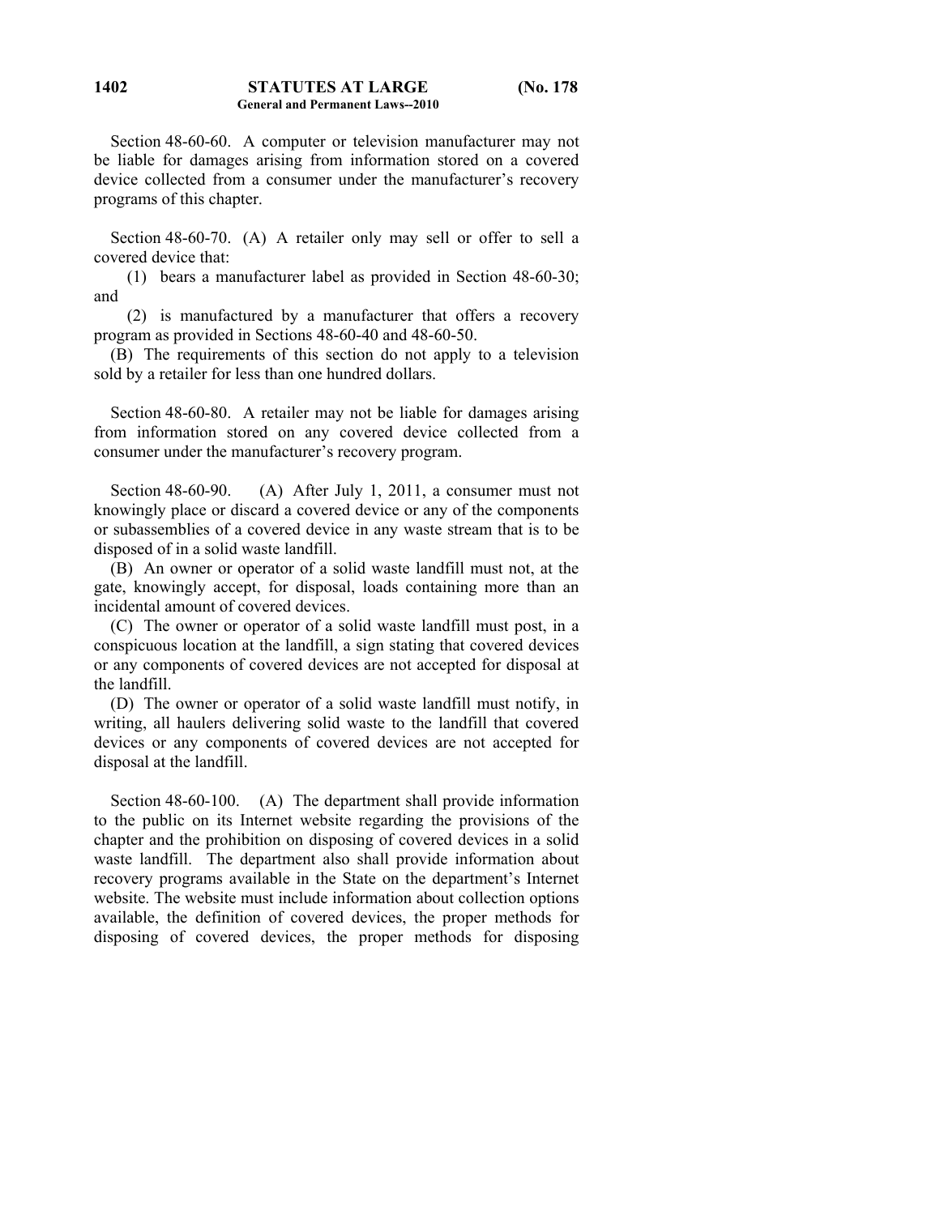Section 48-60-60. A computer or television manufacturer may not be liable for damages arising from information stored on a covered device collected from a consumer under the manufacturer's recovery programs of this chapter.

Section 48-60-70. (A) A retailer only may sell or offer to sell a covered device that:

(1) bears a manufacturer label as provided in Section 48-60-30; and

(2) is manufactured by a manufacturer that offers a recovery program as provided in Sections 48-60-40 and 48-60-50.

(B) The requirements of this section do not apply to a television sold by a retailer for less than one hundred dollars.

Section 48-60-80. A retailer may not be liable for damages arising from information stored on any covered device collected from a consumer under the manufacturer's recovery program.

Section 48-60-90. (A) After July 1, 2011, a consumer must not knowingly place or discard a covered device or any of the components or subassemblies of a covered device in any waste stream that is to be disposed of in a solid waste landfill.

(B) An owner or operator of a solid waste landfill must not, at the gate, knowingly accept, for disposal, loads containing more than an incidental amount of covered devices.

(C) The owner or operator of a solid waste landfill must post, in a conspicuous location at the landfill, a sign stating that covered devices or any components of covered devices are not accepted for disposal at the landfill.

(D) The owner or operator of a solid waste landfill must notify, in writing, all haulers delivering solid waste to the landfill that covered devices or any components of covered devices are not accepted for disposal at the landfill.

Section 48-60-100. (A) The department shall provide information to the public on its Internet website regarding the provisions of the chapter and the prohibition on disposing of covered devices in a solid waste landfill. The department also shall provide information about recovery programs available in the State on the department's Internet website. The website must include information about collection options available, the definition of covered devices, the proper methods for disposing of covered devices, the proper methods for disposing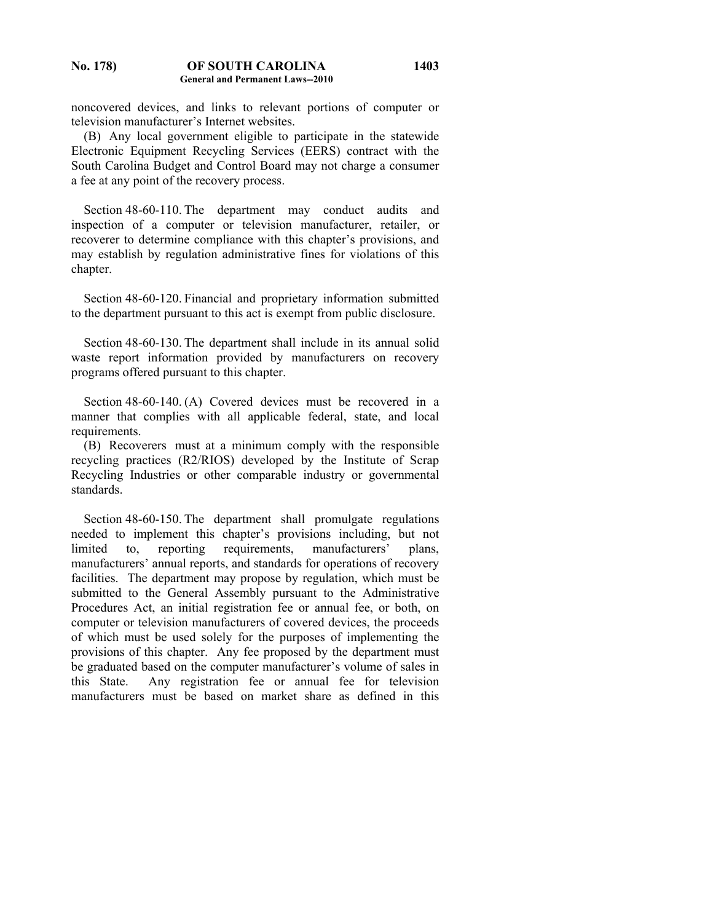noncovered devices, and links to relevant portions of computer or television manufacturer's Internet websites.

(B) Any local government eligible to participate in the statewide Electronic Equipment Recycling Services (EERS) contract with the South Carolina Budget and Control Board may not charge a consumer a fee at any point of the recovery process.

Section 48-60-110. The department may conduct audits and inspection of a computer or television manufacturer, retailer, or recoverer to determine compliance with this chapter's provisions, and may establish by regulation administrative fines for violations of this chapter.

Section 48-60-120. Financial and proprietary information submitted to the department pursuant to this act is exempt from public disclosure.

Section 48-60-130. The department shall include in its annual solid waste report information provided by manufacturers on recovery programs offered pursuant to this chapter.

Section 48-60-140. (A) Covered devices must be recovered in a manner that complies with all applicable federal, state, and local requirements.

(B) Recoverers must at a minimum comply with the responsible recycling practices (R2/RIOS) developed by the Institute of Scrap Recycling Industries or other comparable industry or governmental standards.

Section 48-60-150. The department shall promulgate regulations needed to implement this chapter's provisions including, but not limited to, reporting requirements, manufacturers' plans, manufacturers' annual reports, and standards for operations of recovery facilities. The department may propose by regulation, which must be submitted to the General Assembly pursuant to the Administrative Procedures Act, an initial registration fee or annual fee, or both, on computer or television manufacturers of covered devices, the proceeds of which must be used solely for the purposes of implementing the provisions of this chapter. Any fee proposed by the department must be graduated based on the computer manufacturer's volume of sales in this State. Any registration fee or annual fee for television manufacturers must be based on market share as defined in this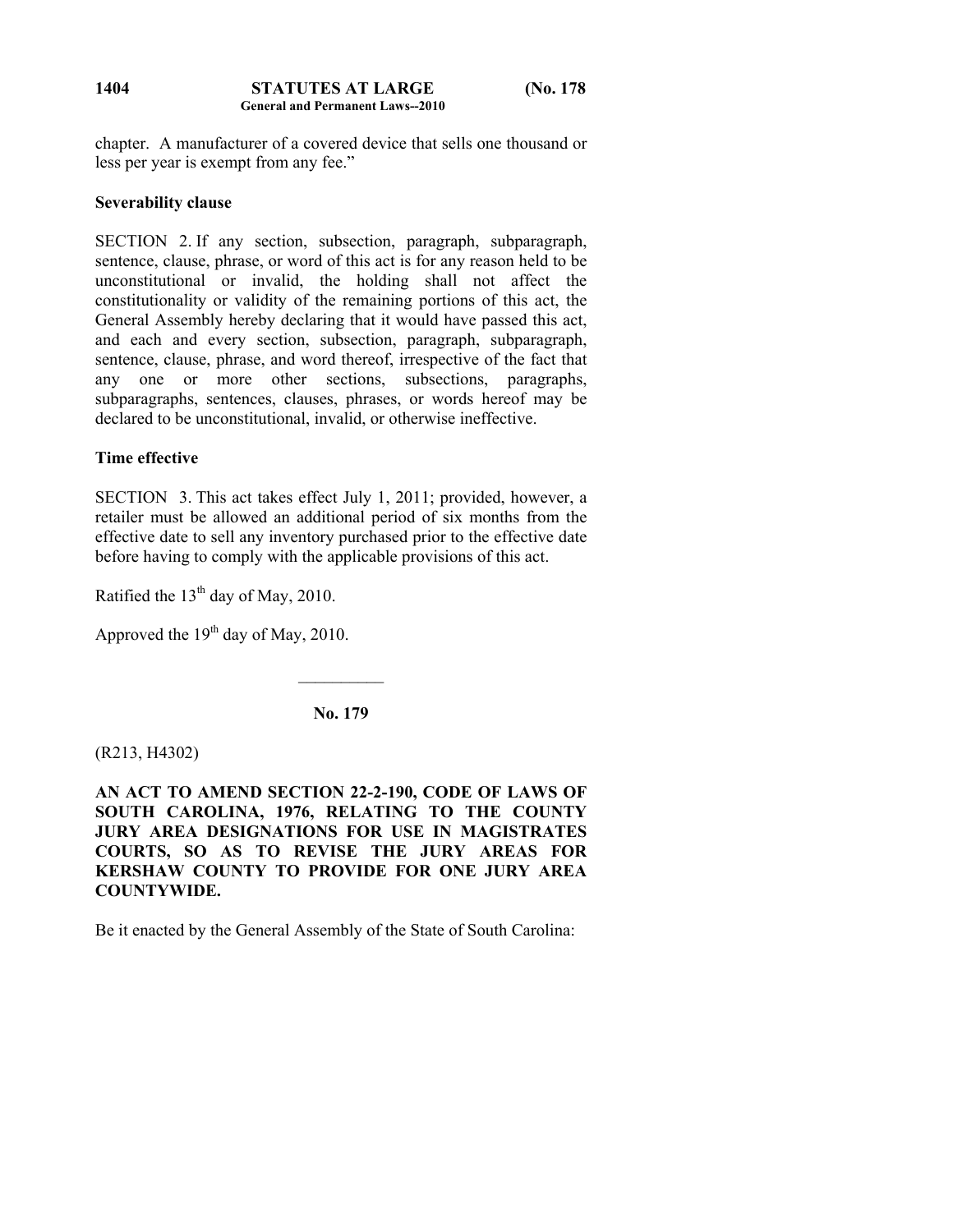chapter. A manufacturer of a covered device that sells one thousand or less per year is exempt from any fee."

**Severability clause**

SECTION 2. If any section, subsection, paragraph, subparagraph, sentence, clause, phrase, or word of this act is for any reason held to be unconstitutional or invalid, the holding shall not affect the constitutionality or validity of the remaining portions of this act, the General Assembly hereby declaring that it would have passed this act, and each and every section, subsection, paragraph, subparagraph, sentence, clause, phrase, and word thereof, irrespective of the fact that any one or more other sections, subsections, paragraphs, subparagraphs, sentences, clauses, phrases, or words hereof may be declared to be unconstitutional, invalid, or otherwise ineffective.

**Time effective**

SECTION 3. This act takes effect July 1, 2011; provided, however, a retailer must be allowed an additional period of six months from the effective date to sell any inventory purchased prior to the effective date before having to comply with the applicable provisions of this act.

Ratified the 13th day of May, 2010.

Approved the 19th day of May, 2010.

---

**No. 179**

(R213, H4302)

**AN ACT TO AMEND SECTION 22-2-190, CODE OF LAWS OF SOUTH CAROLINA, 1976, RELATING TO THE COUNTY JURY AREA DESIGNATIONS FOR USE IN MAGISTRATES COURTS, SO AS TO REVISE THE JURY AREAS FOR KERSHAW COUNTY TO PROVIDE FOR ONE JURY AREA COUNTYWIDE.**

Be it enacted by the General Assembly of the State of South Carolina: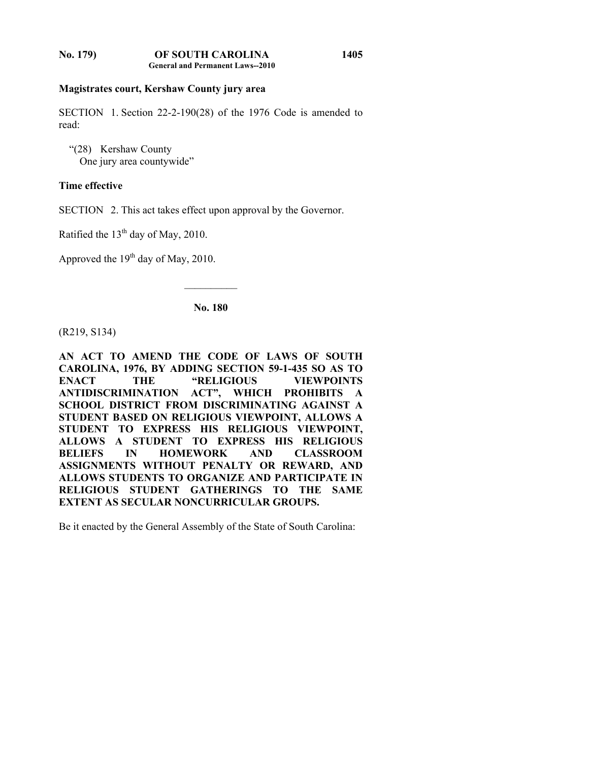**Magistrates court, Kershaw County jury area**

SECTION 1. Section 22-2-190(28) of the 1976 Code is amended to read:

"(28) Kershaw County
One jury area countywide"

**Time effective**

SECTION 2. This act takes effect upon approval by the Governor.

Ratified the 13th day of May, 2010.

Approved the 19th day of May, 2010.

---

**No. 180**

(R219, S134)

**AN ACT TO AMEND THE CODE OF LAWS OF SOUTH CAROLINA, 1976, BY ADDING SECTION 59-1-435 SO AS TO ENACT THE "RELIGIOUS VIEWPOINTS ANTIDISCRIMINATION ACT", WHICH PROHIBITS A SCHOOL DISTRICT FROM DISCRIMINATING AGAINST A STUDENT BASED ON RELIGIOUS VIEWPOINT, ALLOWS A STUDENT TO EXPRESS HIS RELIGIOUS VIEWPOINT, ALLOWS A STUDENT TO EXPRESS HIS RELIGIOUS BELIEFS IN HOMEWORK AND CLASSROOM ASSIGNMENTS WITHOUT PENALTY OR REWARD, AND ALLOWS STUDENTS TO ORGANIZE AND PARTICIPATE IN RELIGIOUS STUDENT GATHERINGS TO THE SAME EXTENT AS SECULAR NONCURRICULAR GROUPS.**

Be it enacted by the General Assembly of the State of South Carolina: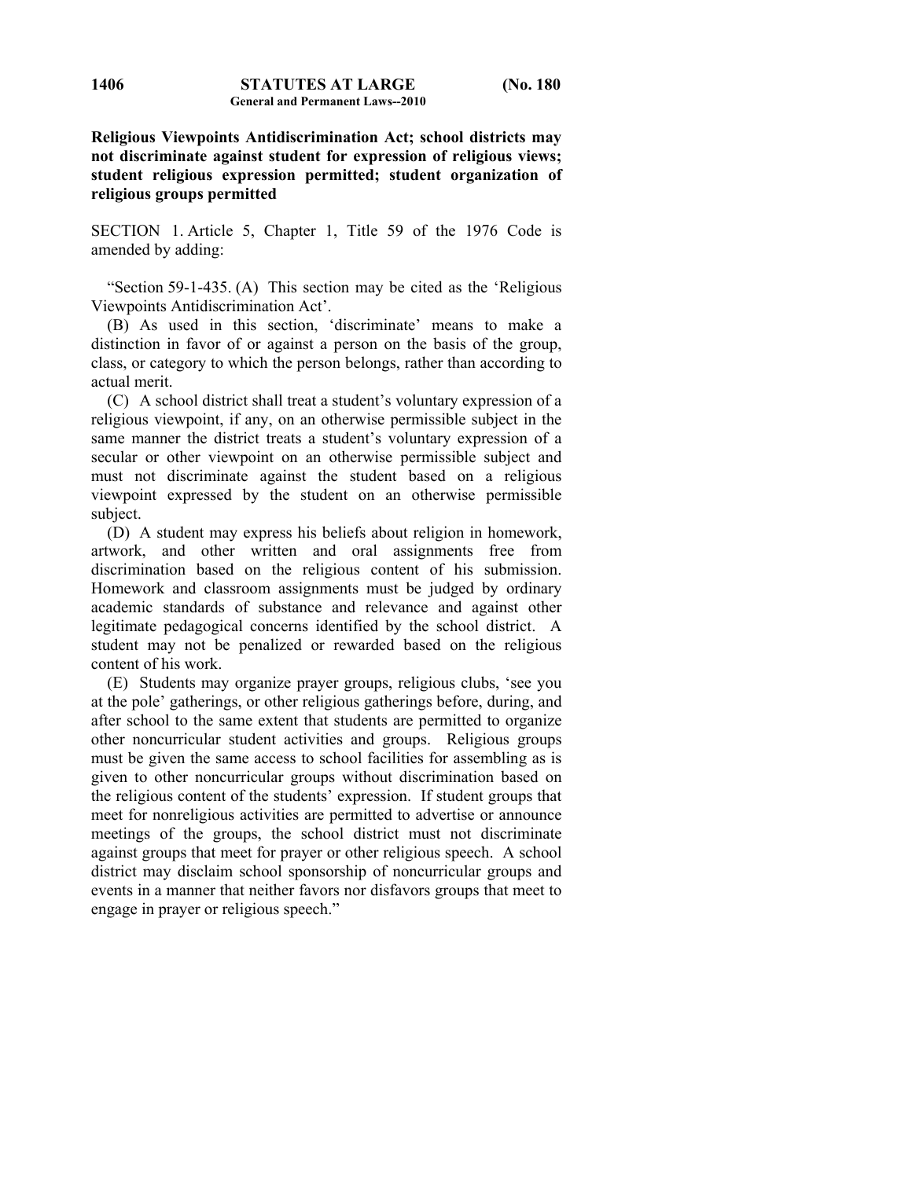**Religious Viewpoints Antidiscrimination Act; school districts may not discriminate against student for expression of religious views; student religious expression permitted; student organization of religious groups permitted**

SECTION 1. Article 5, Chapter 1, Title 59 of the 1976 Code is amended by adding:

"Section 59-1-435. (A) This section may be cited as the 'Religious Viewpoints Antidiscrimination Act'.

(B) As used in this section, 'discriminate' means to make a distinction in favor of or against a person on the basis of the group, class, or category to which the person belongs, rather than according to actual merit.

(C) A school district shall treat a student's voluntary expression of a religious viewpoint, if any, on an otherwise permissible subject in the same manner the district treats a student's voluntary expression of a secular or other viewpoint on an otherwise permissible subject and must not discriminate against the student based on a religious viewpoint expressed by the student on an otherwise permissible subject.

(D) A student may express his beliefs about religion in homework, artwork, and other written and oral assignments free from discrimination based on the religious content of his submission. Homework and classroom assignments must be judged by ordinary academic standards of substance and relevance and against other legitimate pedagogical concerns identified by the school district. A student may not be penalized or rewarded based on the religious content of his work.

(E) Students may organize prayer groups, religious clubs, 'see you at the pole' gatherings, or other religious gatherings before, during, and after school to the same extent that students are permitted to organize other noncurricular student activities and groups. Religious groups must be given the same access to school facilities for assembling as is given to other noncurricular groups without discrimination based on the religious content of the students' expression. If student groups that meet for nonreligious activities are permitted to advertise or announce meetings of the groups, the school district must not discriminate against groups that meet for prayer or other religious speech. A school district may disclaim school sponsorship of noncurricular groups and events in a manner that neither favors nor disfavors groups that meet to engage in prayer or religious speech."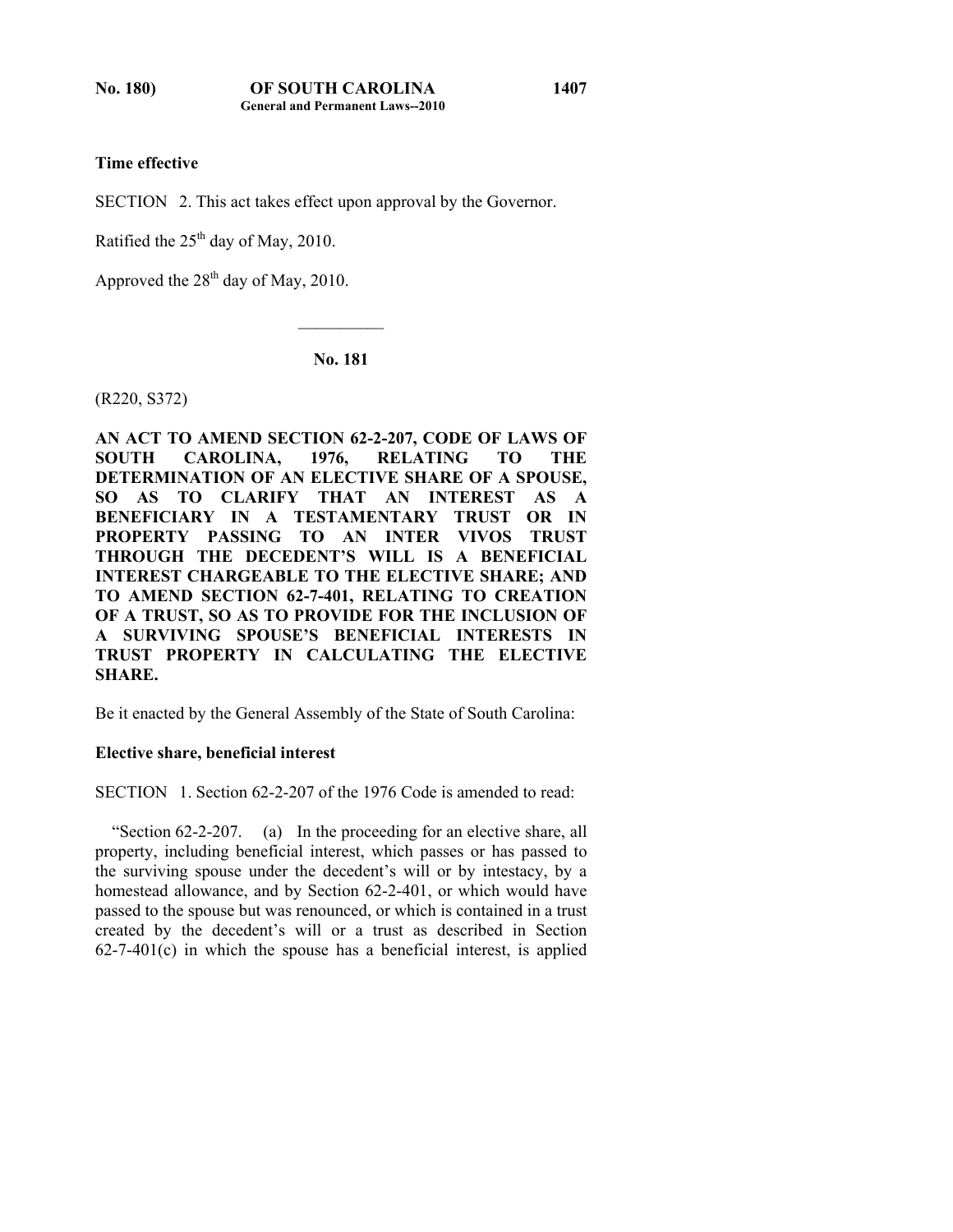**Time effective**

SECTION 2. This act takes effect upon approval by the Governor.

Ratified the 25th day of May, 2010.

Approved the 28th day of May, 2010.

---

**No. 181**

(R220, S372)

**AN ACT TO AMEND SECTION 62-2-207, CODE OF LAWS OF SOUTH CAROLINA, 1976, RELATING TO THE DETERMINATION OF AN ELECTIVE SHARE OF A SPOUSE, SO AS TO CLARIFY THAT AN INTEREST AS A BENEFICIARY IN A TESTAMENTARY TRUST OR IN PROPERTY PASSING TO AN INTER VIVOS TRUST THROUGH THE DECEDENT'S WILL IS A BENEFICIAL INTEREST CHARGEABLE TO THE ELECTIVE SHARE; AND TO AMEND SECTION 62-7-401, RELATING TO CREATION OF A TRUST, SO AS TO PROVIDE FOR THE INCLUSION OF A SURVIVING SPOUSE'S BENEFICIAL INTERESTS IN TRUST PROPERTY IN CALCULATING THE ELECTIVE SHARE.**

Be it enacted by the General Assembly of the State of South Carolina:

**Elective share, beneficial interest**

SECTION 1. Section 62-2-207 of the 1976 Code is amended to read:

"Section 62-2-207. (a) In the proceeding for an elective share, all property, including beneficial interest, which passes or has passed to the surviving spouse under the decedent's will or by intestacy, by a homestead allowance, and by Section 62-2-401, or which would have passed to the spouse but was renounced, or which is contained in a trust created by the decedent's will or a trust as described in Section 62-7-401(c) in which the spouse has a beneficial interest, is applied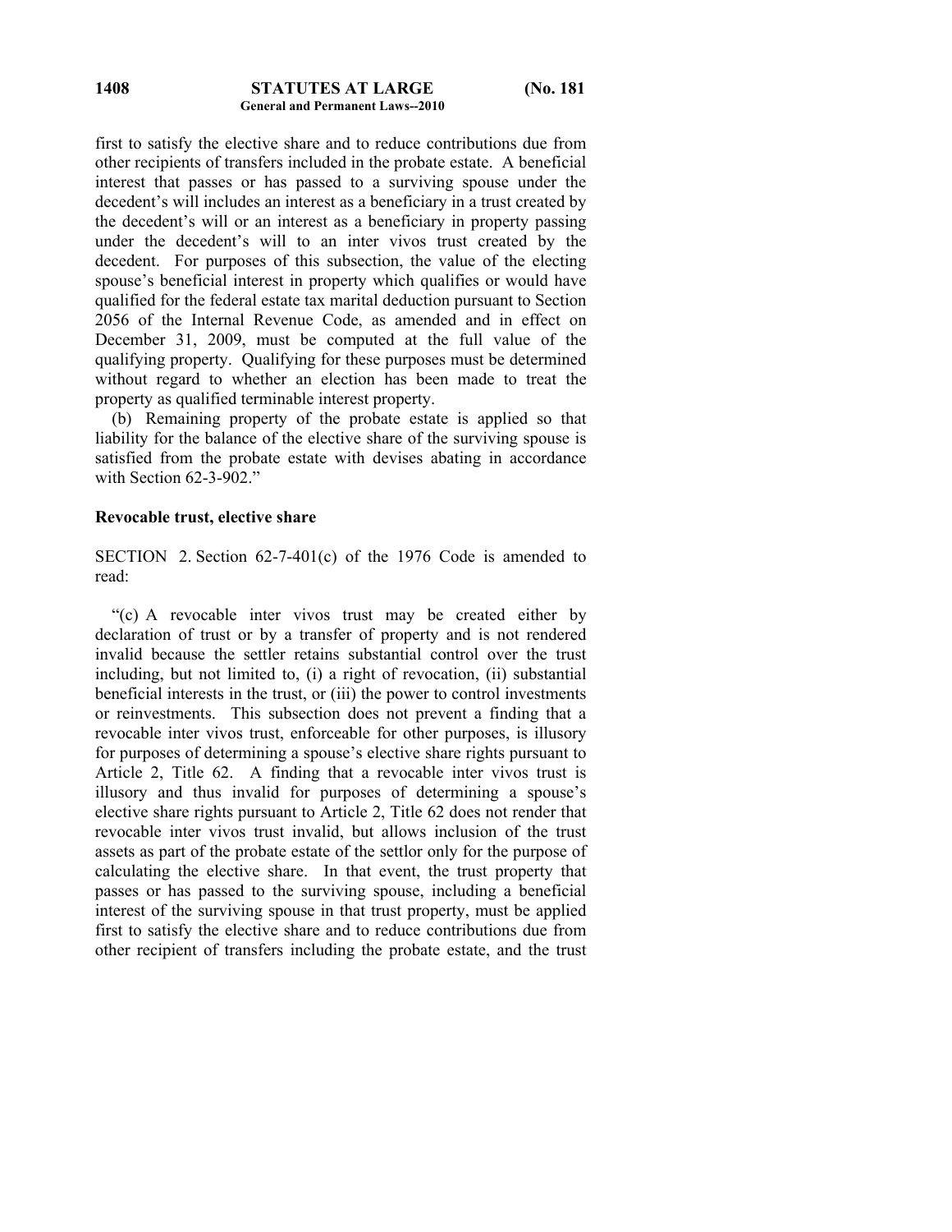first to satisfy the elective share and to reduce contributions due from other recipients of transfers included in the probate estate. A beneficial interest that passes or has passed to a surviving spouse under the decedent's will includes an interest as a beneficiary in a trust created by the decedent's will or an interest as a beneficiary in property passing under the decedent's will to an inter vivos trust created by the decedent. For purposes of this subsection, the value of the electing spouse's beneficial interest in property which qualifies or would have qualified for the federal estate tax marital deduction pursuant to Section 2056 of the Internal Revenue Code, as amended and in effect on December 31, 2009, must be computed at the full value of the qualifying property. Qualifying for these purposes must be determined without regard to whether an election has been made to treat the property as qualified terminable interest property.

(b) Remaining property of the probate estate is applied so that liability for the balance of the elective share of the surviving spouse is satisfied from the probate estate with devises abating in accordance with Section 62-3-902."

**Revocable trust, elective share**

SECTION 2. Section 62-7-401(c) of the 1976 Code is amended to read:

"(c) A revocable inter vivos trust may be created either by declaration of trust or by a transfer of property and is not rendered invalid because the settler retains substantial control over the trust including, but not limited to, (i) a right of revocation, (ii) substantial beneficial interests in the trust, or (iii) the power to control investments or reinvestments. This subsection does not prevent a finding that a revocable inter vivos trust, enforceable for other purposes, is illusory for purposes of determining a spouse's elective share rights pursuant to Article 2, Title 62. A finding that a revocable inter vivos trust is illusory and thus invalid for purposes of determining a spouse's elective share rights pursuant to Article 2, Title 62 does not render that revocable inter vivos trust invalid, but allows inclusion of the trust assets as part of the probate estate of the settlor only for the purpose of calculating the elective share. In that event, the trust property that passes or has passed to the surviving spouse, including a beneficial interest of the surviving spouse in that trust property, must be applied first to satisfy the elective share and to reduce contributions due from other recipient of transfers including the probate estate, and the trust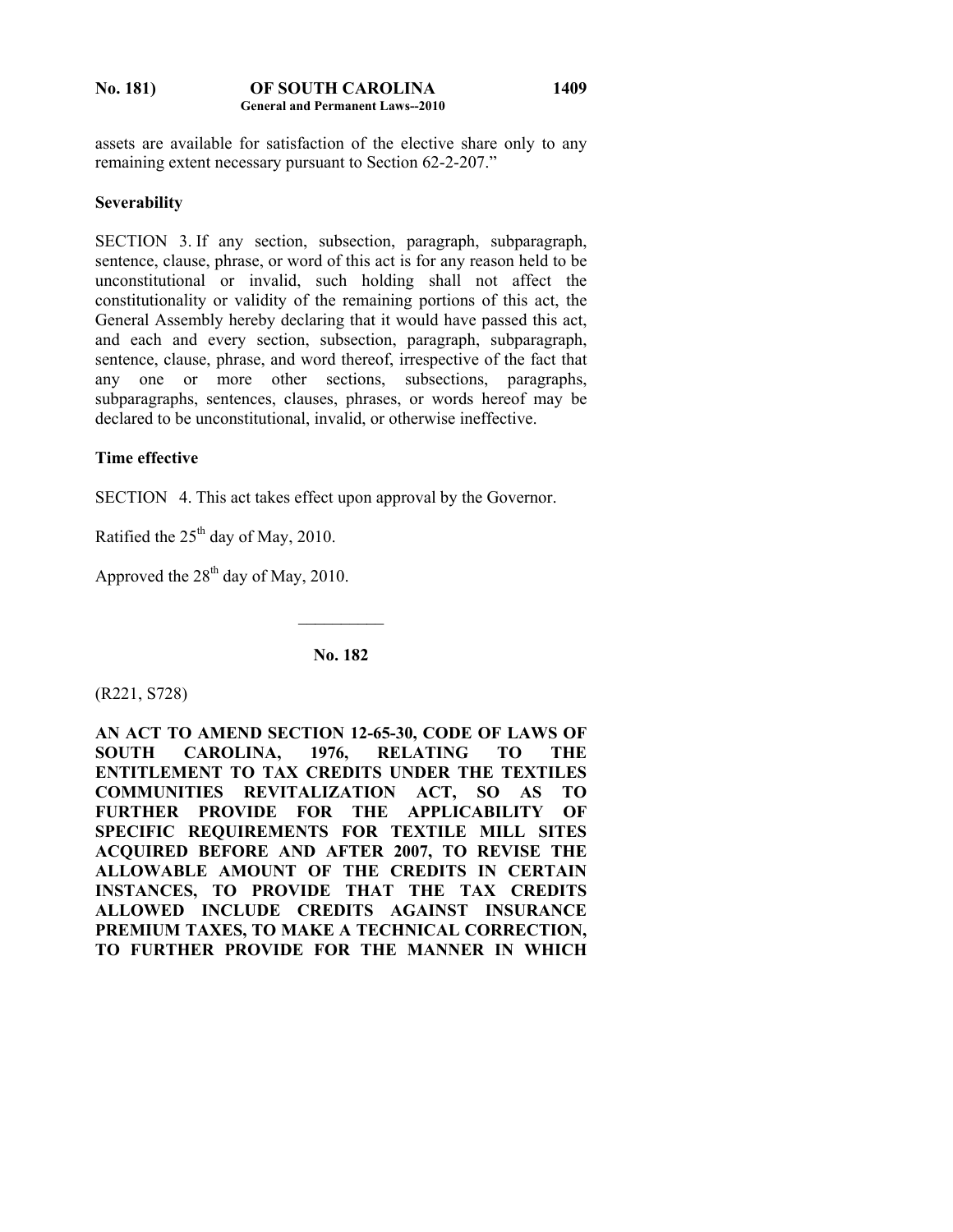assets are available for satisfaction of the elective share only to any remaining extent necessary pursuant to Section 62-2-207."

**Severability**

SECTION 3. If any section, subsection, paragraph, subparagraph, sentence, clause, phrase, or word of this act is for any reason held to be unconstitutional or invalid, such holding shall not affect the constitutionality or validity of the remaining portions of this act, the General Assembly hereby declaring that it would have passed this act, and each and every section, subsection, paragraph, subparagraph, sentence, clause, phrase, and word thereof, irrespective of the fact that any one or more other sections, subsections, paragraphs, subparagraphs, sentences, clauses, phrases, or words hereof may be declared to be unconstitutional, invalid, or otherwise ineffective.

**Time effective**

SECTION 4. This act takes effect upon approval by the Governor.

Ratified the 25th day of May, 2010.

Approved the 28th day of May, 2010.

---

**No. 182**

(R221, S728)

**AN ACT TO AMEND SECTION 12-65-30, CODE OF LAWS OF SOUTH CAROLINA, 1976, RELATING TO THE ENTITLEMENT TO TAX CREDITS UNDER THE TEXTILES COMMUNITIES REVITALIZATION ACT, SO AS TO FURTHER PROVIDE FOR THE APPLICABILITY OF SPECIFIC REQUIREMENTS FOR TEXTILE MILL SITES ACQUIRED BEFORE AND AFTER 2007, TO REVISE THE ALLOWABLE AMOUNT OF THE CREDITS IN CERTAIN INSTANCES, TO PROVIDE THAT THE TAX CREDITS ALLOWED INCLUDE CREDITS AGAINST INSURANCE PREMIUM TAXES, TO MAKE A TECHNICAL CORRECTION, TO FURTHER PROVIDE FOR THE MANNER IN WHICH**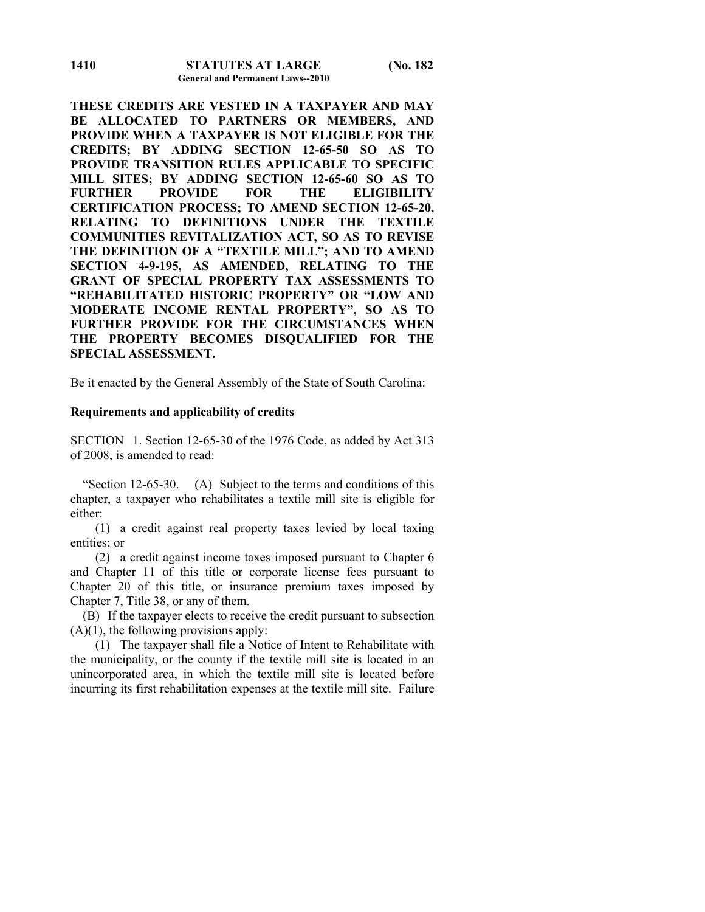**THESE CREDITS ARE VESTED IN A TAXPAYER AND MAY BE ALLOCATED TO PARTNERS OR MEMBERS, AND PROVIDE WHEN A TAXPAYER IS NOT ELIGIBLE FOR THE CREDITS; BY ADDING SECTION 12-65-50 SO AS TO PROVIDE TRANSITION RULES APPLICABLE TO SPECIFIC MILL SITES; BY ADDING SECTION 12-65-60 SO AS TO FURTHER PROVIDE FOR THE ELIGIBILITY CERTIFICATION PROCESS; TO AMEND SECTION 12-65-20, RELATING TO DEFINITIONS UNDER THE TEXTILE COMMUNITIES REVITALIZATION ACT, SO AS TO REVISE THE DEFINITION OF A "TEXTILE MILL"; AND TO AMEND SECTION 4-9-195, AS AMENDED, RELATING TO THE GRANT OF SPECIAL PROPERTY TAX ASSESSMENTS TO "REHABILITATED HISTORIC PROPERTY" OR "LOW AND MODERATE INCOME RENTAL PROPERTY", SO AS TO FURTHER PROVIDE FOR THE CIRCUMSTANCES WHEN THE PROPERTY BECOMES DISQUALIFIED FOR THE SPECIAL ASSESSMENT.**

Be it enacted by the General Assembly of the State of South Carolina:

**Requirements and applicability of credits**

SECTION 1. Section 12-65-30 of the 1976 Code, as added by Act 313 of 2008, is amended to read:

"Section 12-65-30. (A) Subject to the terms and conditions of this chapter, a taxpayer who rehabilitates a textile mill site is eligible for either:

(1) a credit against real property taxes levied by local taxing entities; or

(2) a credit against income taxes imposed pursuant to Chapter 6 and Chapter 11 of this title or corporate license fees pursuant to Chapter 20 of this title, or insurance premium taxes imposed by Chapter 7, Title 38, or any of them.

(B) If the taxpayer elects to receive the credit pursuant to subsection (A)(1), the following provisions apply:

(1) The taxpayer shall file a Notice of Intent to Rehabilitate with the municipality, or the county if the textile mill site is located in an unincorporated area, in which the textile mill site is located before incurring its first rehabilitation expenses at the textile mill site. Failure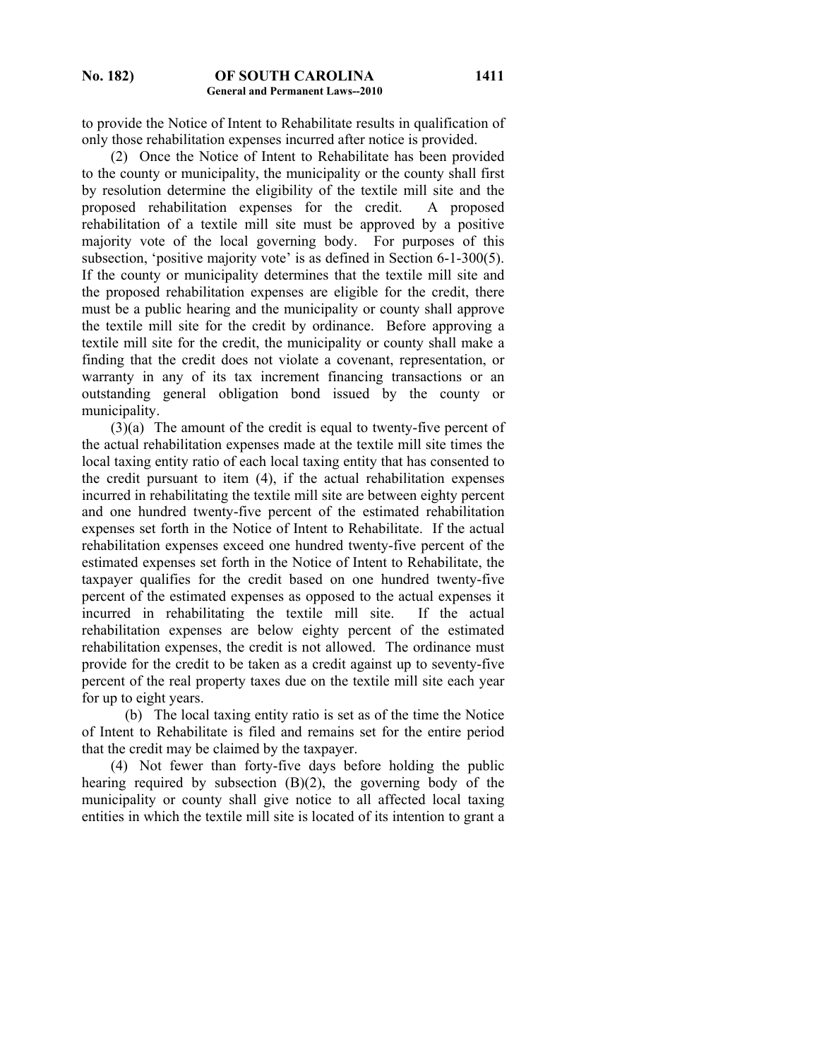to provide the Notice of Intent to Rehabilitate results in qualification of only those rehabilitation expenses incurred after notice is provided.

(2) Once the Notice of Intent to Rehabilitate has been provided to the county or municipality, the municipality or the county shall first by resolution determine the eligibility of the textile mill site and the proposed rehabilitation expenses for the credit. A proposed rehabilitation of a textile mill site must be approved by a positive majority vote of the local governing body. For purposes of this subsection, 'positive majority vote' is as defined in Section 6-1-300(5). If the county or municipality determines that the textile mill site and the proposed rehabilitation expenses are eligible for the credit, there must be a public hearing and the municipality or county shall approve the textile mill site for the credit by ordinance. Before approving a textile mill site for the credit, the municipality or county shall make a finding that the credit does not violate a covenant, representation, or warranty in any of its tax increment financing transactions or an outstanding general obligation bond issued by the county or municipality.

(3)(a) The amount of the credit is equal to twenty-five percent of the actual rehabilitation expenses made at the textile mill site times the local taxing entity ratio of each local taxing entity that has consented to the credit pursuant to item (4), if the actual rehabilitation expenses incurred in rehabilitating the textile mill site are between eighty percent and one hundred twenty-five percent of the estimated rehabilitation expenses set forth in the Notice of Intent to Rehabilitate. If the actual rehabilitation expenses exceed one hundred twenty-five percent of the estimated expenses set forth in the Notice of Intent to Rehabilitate, the taxpayer qualifies for the credit based on one hundred twenty-five percent of the estimated expenses as opposed to the actual expenses it incurred in rehabilitating the textile mill site. If the actual rehabilitation expenses are below eighty percent of the estimated rehabilitation expenses, the credit is not allowed. The ordinance must provide for the credit to be taken as a credit against up to seventy-five percent of the real property taxes due on the textile mill site each year for up to eight years.

(b) The local taxing entity ratio is set as of the time the Notice of Intent to Rehabilitate is filed and remains set for the entire period that the credit may be claimed by the taxpayer.

(4) Not fewer than forty-five days before holding the public hearing required by subsection (B)(2), the governing body of the municipality or county shall give notice to all affected local taxing entities in which the textile mill site is located of its intention to grant a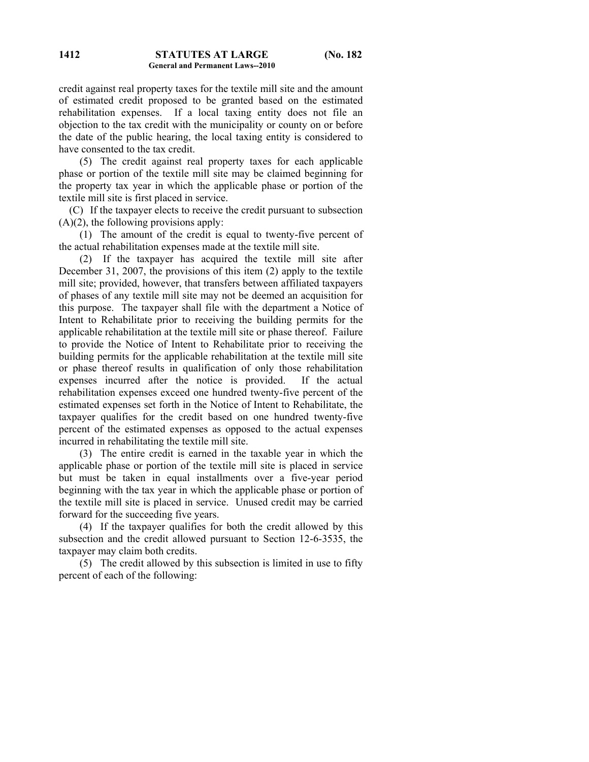credit against real property taxes for the textile mill site and the amount of estimated credit proposed to be granted based on the estimated rehabilitation expenses. If a local taxing entity does not file an objection to the tax credit with the municipality or county on or before the date of the public hearing, the local taxing entity is considered to have consented to the tax credit.

(5) The credit against real property taxes for each applicable phase or portion of the textile mill site may be claimed beginning for the property tax year in which the applicable phase or portion of the textile mill site is first placed in service.

(C) If the taxpayer elects to receive the credit pursuant to subsection (A)(2), the following provisions apply:

(1) The amount of the credit is equal to twenty-five percent of the actual rehabilitation expenses made at the textile mill site.

(2) If the taxpayer has acquired the textile mill site after December 31, 2007, the provisions of this item (2) apply to the textile mill site; provided, however, that transfers between affiliated taxpayers of phases of any textile mill site may not be deemed an acquisition for this purpose. The taxpayer shall file with the department a Notice of Intent to Rehabilitate prior to receiving the building permits for the applicable rehabilitation at the textile mill site or phase thereof. Failure to provide the Notice of Intent to Rehabilitate prior to receiving the building permits for the applicable rehabilitation at the textile mill site or phase thereof results in qualification of only those rehabilitation expenses incurred after the notice is provided. If the actual rehabilitation expenses exceed one hundred twenty-five percent of the estimated expenses set forth in the Notice of Intent to Rehabilitate, the taxpayer qualifies for the credit based on one hundred twenty-five percent of the estimated expenses as opposed to the actual expenses incurred in rehabilitating the textile mill site.

(3) The entire credit is earned in the taxable year in which the applicable phase or portion of the textile mill site is placed in service but must be taken in equal installments over a five-year period beginning with the tax year in which the applicable phase or portion of the textile mill site is placed in service. Unused credit may be carried forward for the succeeding five years.

(4) If the taxpayer qualifies for both the credit allowed by this subsection and the credit allowed pursuant to Section 12-6-3535, the taxpayer may claim both credits.

(5) The credit allowed by this subsection is limited in use to fifty percent of each of the following: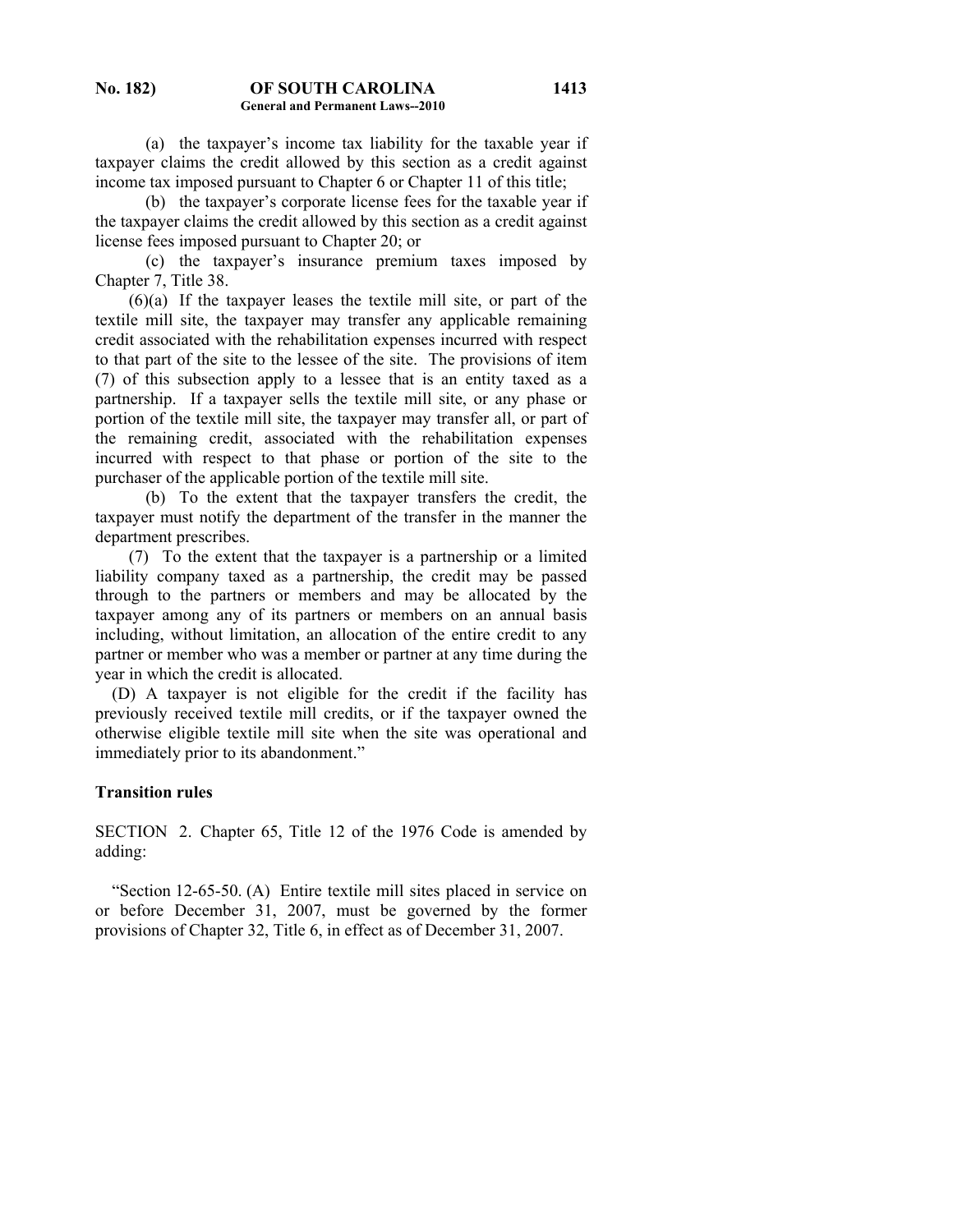(a) the taxpayer's income tax liability for the taxable year if taxpayer claims the credit allowed by this section as a credit against income tax imposed pursuant to Chapter 6 or Chapter 11 of this title;

(b) the taxpayer's corporate license fees for the taxable year if the taxpayer claims the credit allowed by this section as a credit against license fees imposed pursuant to Chapter 20; or

(c) the taxpayer's insurance premium taxes imposed by Chapter 7, Title 38.

(6)(a) If the taxpayer leases the textile mill site, or part of the textile mill site, the taxpayer may transfer any applicable remaining credit associated with the rehabilitation expenses incurred with respect to that part of the site to the lessee of the site. The provisions of item (7) of this subsection apply to a lessee that is an entity taxed as a partnership. If a taxpayer sells the textile mill site, or any phase or portion of the textile mill site, the taxpayer may transfer all, or part of the remaining credit, associated with the rehabilitation expenses incurred with respect to that phase or portion of the site to the purchaser of the applicable portion of the textile mill site.

(b) To the extent that the taxpayer transfers the credit, the taxpayer must notify the department of the transfer in the manner the department prescribes.

(7) To the extent that the taxpayer is a partnership or a limited liability company taxed as a partnership, the credit may be passed through to the partners or members and may be allocated by the taxpayer among any of its partners or members on an annual basis including, without limitation, an allocation of the entire credit to any partner or member who was a member or partner at any time during the year in which the credit is allocated.

(D) A taxpayer is not eligible for the credit if the facility has previously received textile mill credits, or if the taxpayer owned the otherwise eligible textile mill site when the site was operational and immediately prior to its abandonment."

### Transition rules

SECTION 2. Chapter 65, Title 12 of the 1976 Code is amended by adding:

"Section 12-65-50. (A) Entire textile mill sites placed in service on or before December 31, 2007, must be governed by the former provisions of Chapter 32, Title 6, in effect as of December 31, 2007.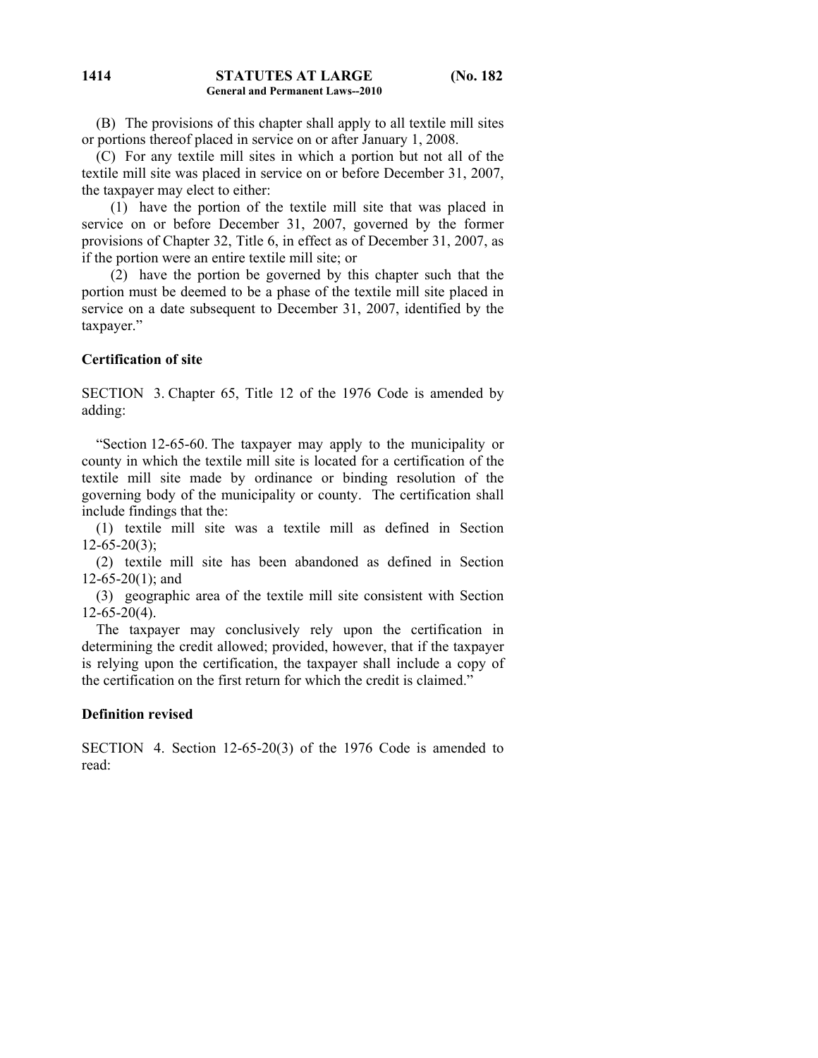(B) The provisions of this chapter shall apply to all textile mill sites or portions thereof placed in service on or after January 1, 2008.

(C) For any textile mill sites in which a portion but not all of the textile mill site was placed in service on or before December 31, 2007, the taxpayer may elect to either:

(1) have the portion of the textile mill site that was placed in service on or before December 31, 2007, governed by the former provisions of Chapter 32, Title 6, in effect as of December 31, 2007, as if the portion were an entire textile mill site; or

(2) have the portion be governed by this chapter such that the portion must be deemed to be a phase of the textile mill site placed in service on a date subsequent to December 31, 2007, identified by the taxpayer."

**Certification of site**

SECTION 3. Chapter 65, Title 12 of the 1976 Code is amended by adding:

"Section 12-65-60. The taxpayer may apply to the municipality or county in which the textile mill site is located for a certification of the textile mill site made by ordinance or binding resolution of the governing body of the municipality or county. The certification shall include findings that the:

(1) textile mill site was a textile mill as defined in Section 12-65-20(3);

(2) textile mill site has been abandoned as defined in Section 12-65-20(1); and

(3) geographic area of the textile mill site consistent with Section 12-65-20(4).

The taxpayer may conclusively rely upon the certification in determining the credit allowed; provided, however, that if the taxpayer is relying upon the certification, the taxpayer shall include a copy of the certification on the first return for which the credit is claimed."

**Definition revised**

SECTION 4. Section 12-65-20(3) of the 1976 Code is amended to read: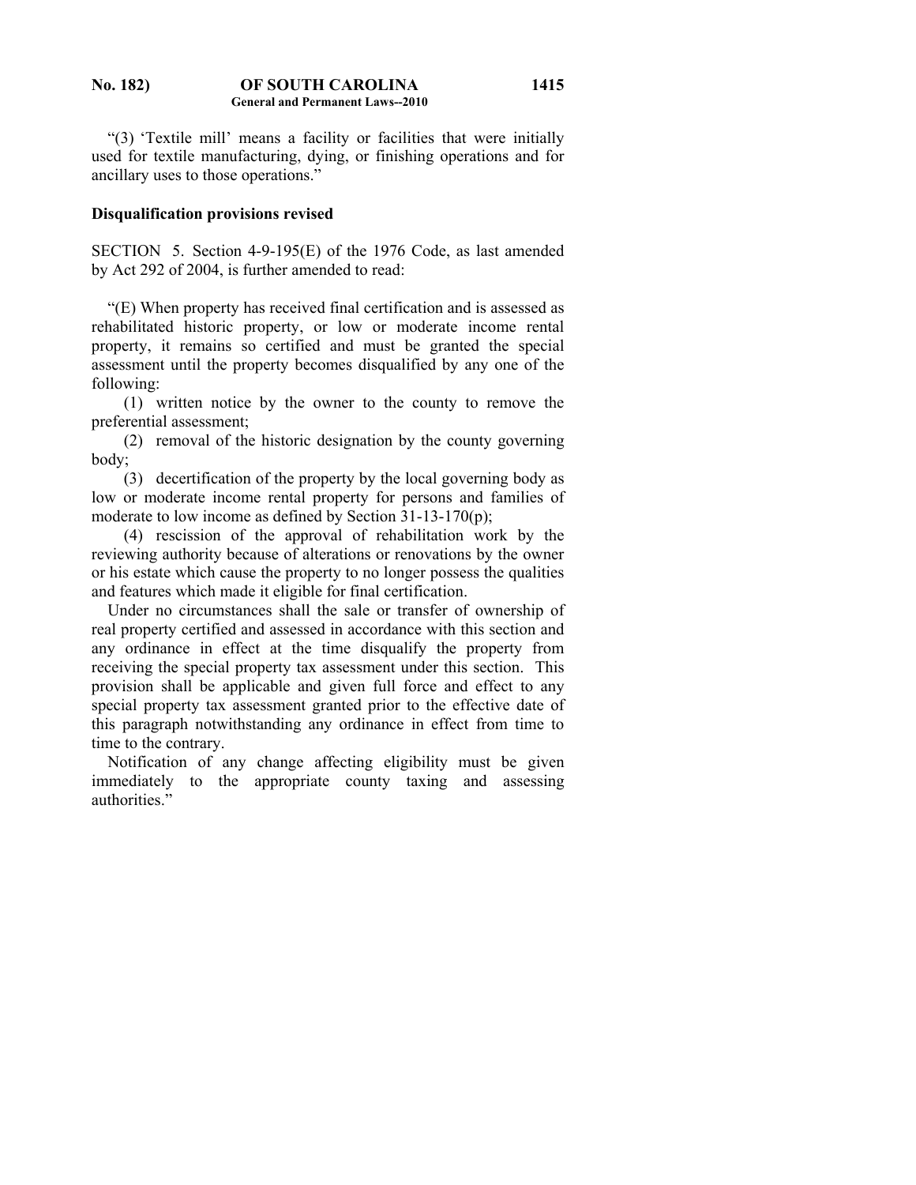"(3) 'Textile mill' means a facility or facilities that were initially used for textile manufacturing, dying, or finishing operations and for ancillary uses to those operations."

**Disqualification provisions revised**

SECTION 5. Section 4-9-195(E) of the 1976 Code, as last amended by Act 292 of 2004, is further amended to read:

"(E) When property has received final certification and is assessed as rehabilitated historic property, or low or moderate income rental property, it remains so certified and must be granted the special assessment until the property becomes disqualified by any one of the following:

(1) written notice by the owner to the county to remove the preferential assessment;

(2) removal of the historic designation by the county governing body;

(3) decertification of the property by the local governing body as low or moderate income rental property for persons and families of moderate to low income as defined by Section 31-13-170(p);

(4) rescission of the approval of rehabilitation work by the reviewing authority because of alterations or renovations by the owner or his estate which cause the property to no longer possess the qualities and features which made it eligible for final certification.

Under no circumstances shall the sale or transfer of ownership of real property certified and assessed in accordance with this section and any ordinance in effect at the time disqualify the property from receiving the special property tax assessment under this section. This provision shall be applicable and given full force and effect to any special property tax assessment granted prior to the effective date of this paragraph notwithstanding any ordinance in effect from time to time to the contrary.

Notification of any change affecting eligibility must be given immediately to the appropriate county taxing and assessing authorities."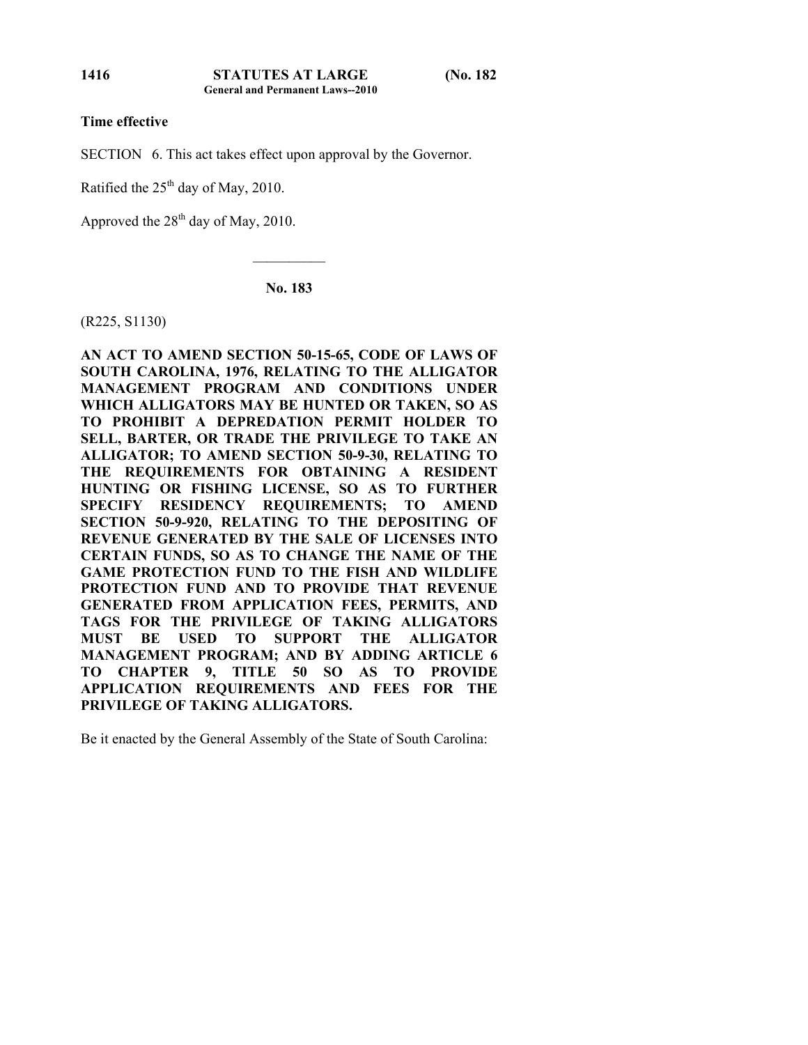**Time effective**

SECTION 6. This act takes effect upon approval by the Governor.

Ratified the 25th day of May, 2010.

Approved the 28th day of May, 2010.

---

**No. 183**

(R225, S1130)

**AN ACT TO AMEND SECTION 50-15-65, CODE OF LAWS OF SOUTH CAROLINA, 1976, RELATING TO THE ALLIGATOR MANAGEMENT PROGRAM AND CONDITIONS UNDER WHICH ALLIGATORS MAY BE HUNTED OR TAKEN, SO AS TO PROHIBIT A DEPREDATION PERMIT HOLDER TO SELL, BARTER, OR TRADE THE PRIVILEGE TO TAKE AN ALLIGATOR; TO AMEND SECTION 50-9-30, RELATING TO THE REQUIREMENTS FOR OBTAINING A RESIDENT HUNTING OR FISHING LICENSE, SO AS TO FURTHER SPECIFY RESIDENCY REQUIREMENTS; TO AMEND SECTION 50-9-920, RELATING TO THE DEPOSITING OF REVENUE GENERATED BY THE SALE OF LICENSES INTO CERTAIN FUNDS, SO AS TO CHANGE THE NAME OF THE GAME PROTECTION FUND TO THE FISH AND WILDLIFE PROTECTION FUND AND TO PROVIDE THAT REVENUE GENERATED FROM APPLICATION FEES, PERMITS, AND TAGS FOR THE PRIVILEGE OF TAKING ALLIGATORS MUST BE USED TO SUPPORT THE ALLIGATOR MANAGEMENT PROGRAM; AND BY ADDING ARTICLE 6 TO CHAPTER 9, TITLE 50 SO AS TO PROVIDE APPLICATION REQUIREMENTS AND FEES FOR THE PRIVILEGE OF TAKING ALLIGATORS.**

Be it enacted by the General Assembly of the State of South Carolina: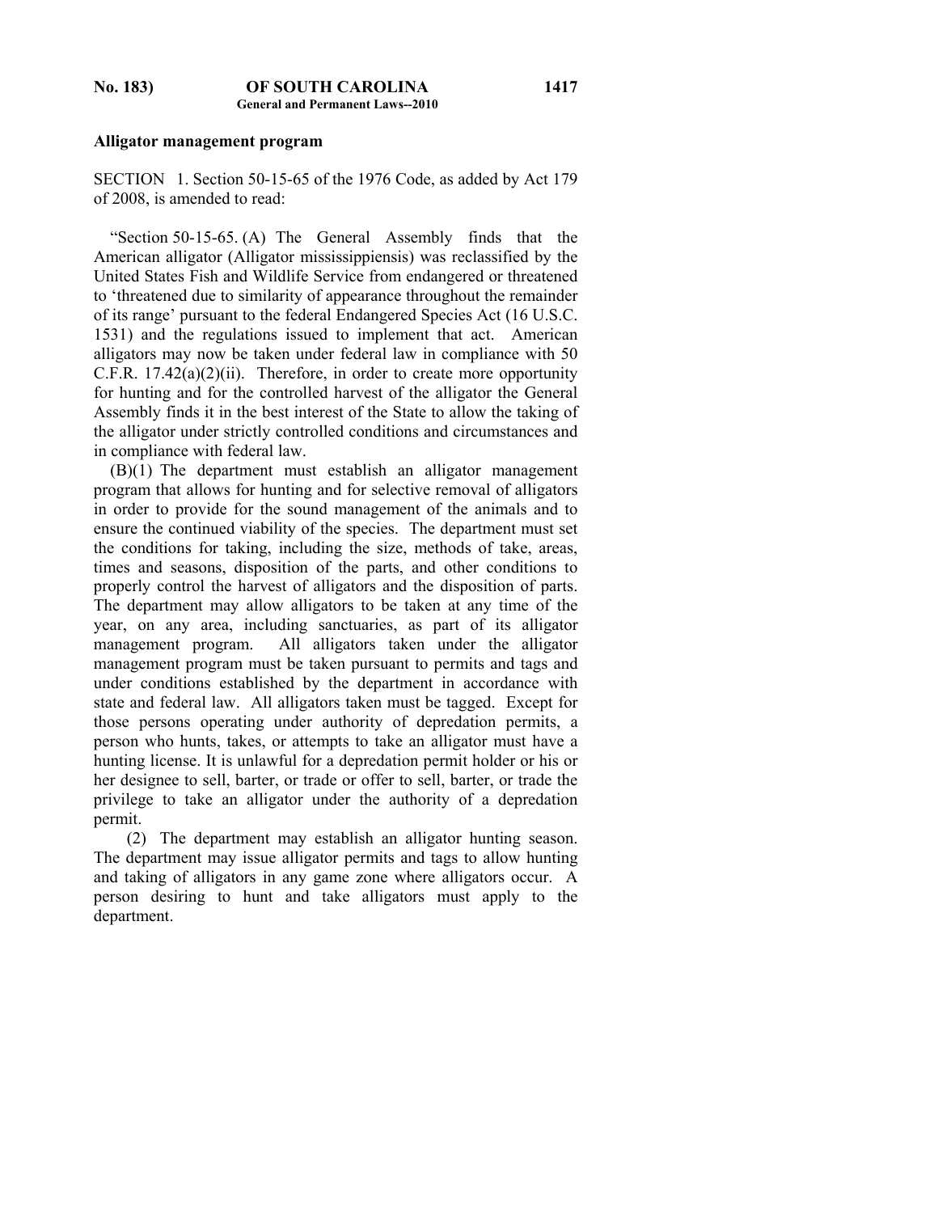**Alligator management program**

SECTION 1. Section 50-15-65 of the 1976 Code, as added by Act 179 of 2008, is amended to read:

"Section 50-15-65. (A) The General Assembly finds that the American alligator (Alligator mississippiensis) was reclassified by the United States Fish and Wildlife Service from endangered or threatened to 'threatened due to similarity of appearance throughout the remainder of its range' pursuant to the federal Endangered Species Act (16 U.S.C. 1531) and the regulations issued to implement that act. American alligators may now be taken under federal law in compliance with 50 C.F.R. 17.42(a)(2)(ii). Therefore, in order to create more opportunity for hunting and for the controlled harvest of the alligator the General Assembly finds it in the best interest of the State to allow the taking of the alligator under strictly controlled conditions and circumstances and in compliance with federal law.

(B)(1) The department must establish an alligator management program that allows for hunting and for selective removal of alligators in order to provide for the sound management of the animals and to ensure the continued viability of the species. The department must set the conditions for taking, including the size, methods of take, areas, times and seasons, disposition of the parts, and other conditions to properly control the harvest of alligators and the disposition of parts. The department may allow alligators to be taken at any time of the year, on any area, including sanctuaries, as part of its alligator management program. All alligators taken under the alligator management program must be taken pursuant to permits and tags and under conditions established by the department in accordance with state and federal law. All alligators taken must be tagged. Except for those persons operating under authority of depredation permits, a person who hunts, takes, or attempts to take an alligator must have a hunting license. It is unlawful for a depredation permit holder or his or her designee to sell, barter, or trade or offer to sell, barter, or trade the privilege to take an alligator under the authority of a depredation permit.

(2) The department may establish an alligator hunting season. The department may issue alligator permits and tags to allow hunting and taking of alligators in any game zone where alligators occur. A person desiring to hunt and take alligators must apply to the department.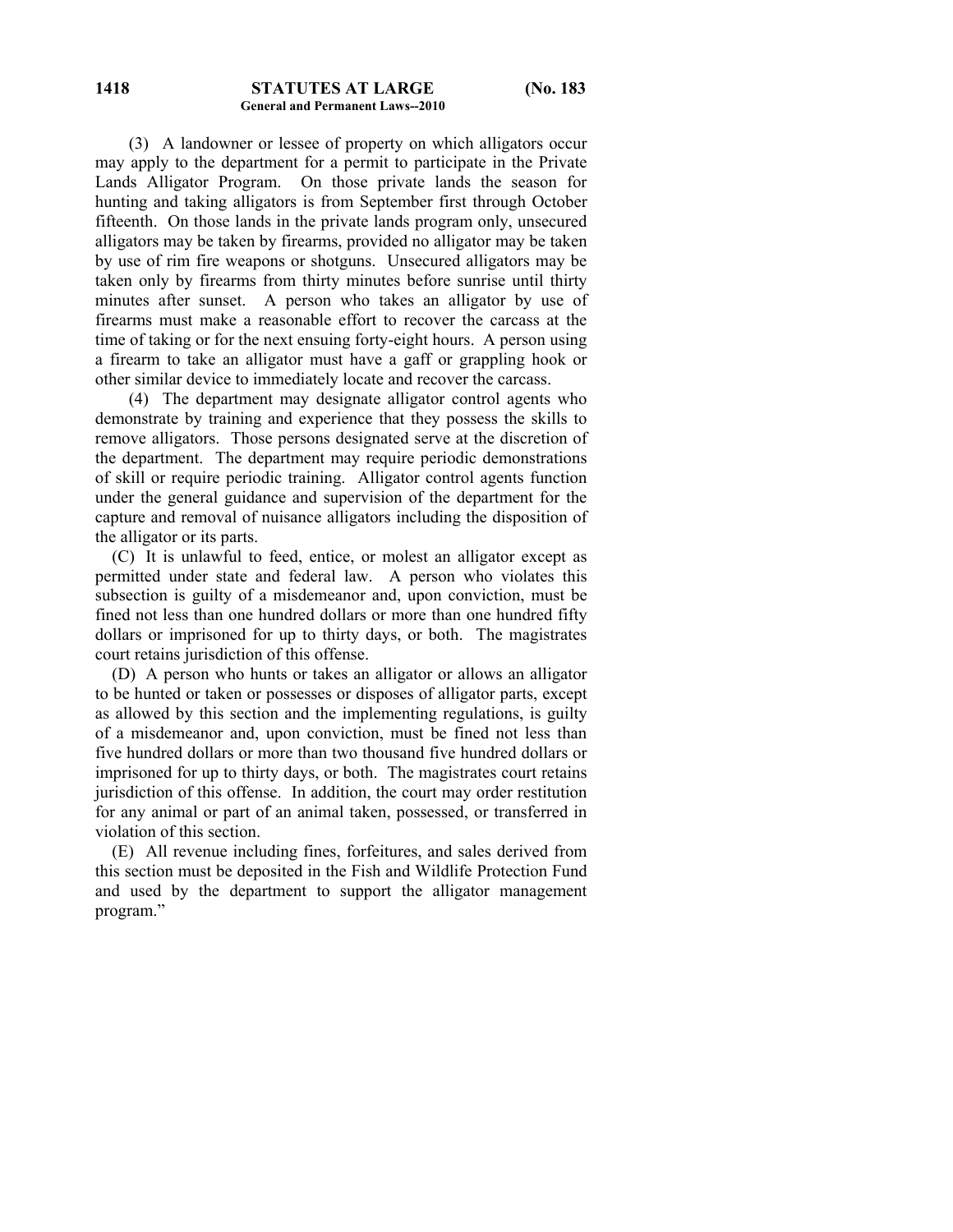(3) A landowner or lessee of property on which alligators occur may apply to the department for a permit to participate in the Private Lands Alligator Program. On those private lands the season for hunting and taking alligators is from September first through October fifteenth. On those lands in the private lands program only, unsecured alligators may be taken by firearms, provided no alligator may be taken by use of rim fire weapons or shotguns. Unsecured alligators may be taken only by firearms from thirty minutes before sunrise until thirty minutes after sunset. A person who takes an alligator by use of firearms must make a reasonable effort to recover the carcass at the time of taking or for the next ensuing forty-eight hours. A person using a firearm to take an alligator must have a gaff or grappling hook or other similar device to immediately locate and recover the carcass.

(4) The department may designate alligator control agents who demonstrate by training and experience that they possess the skills to remove alligators. Those persons designated serve at the discretion of the department. The department may require periodic demonstrations of skill or require periodic training. Alligator control agents function under the general guidance and supervision of the department for the capture and removal of nuisance alligators including the disposition of the alligator or its parts.

(C) It is unlawful to feed, entice, or molest an alligator except as permitted under state and federal law. A person who violates this subsection is guilty of a misdemeanor and, upon conviction, must be fined not less than one hundred dollars or more than one hundred fifty dollars or imprisoned for up to thirty days, or both. The magistrates court retains jurisdiction of this offense.

(D) A person who hunts or takes an alligator or allows an alligator to be hunted or taken or possesses or disposes of alligator parts, except as allowed by this section and the implementing regulations, is guilty of a misdemeanor and, upon conviction, must be fined not less than five hundred dollars or more than two thousand five hundred dollars or imprisoned for up to thirty days, or both. The magistrates court retains jurisdiction of this offense. In addition, the court may order restitution for any animal or part of an animal taken, possessed, or transferred in violation of this section.

(E) All revenue including fines, forfeitures, and sales derived from this section must be deposited in the Fish and Wildlife Protection Fund and used by the department to support the alligator management program."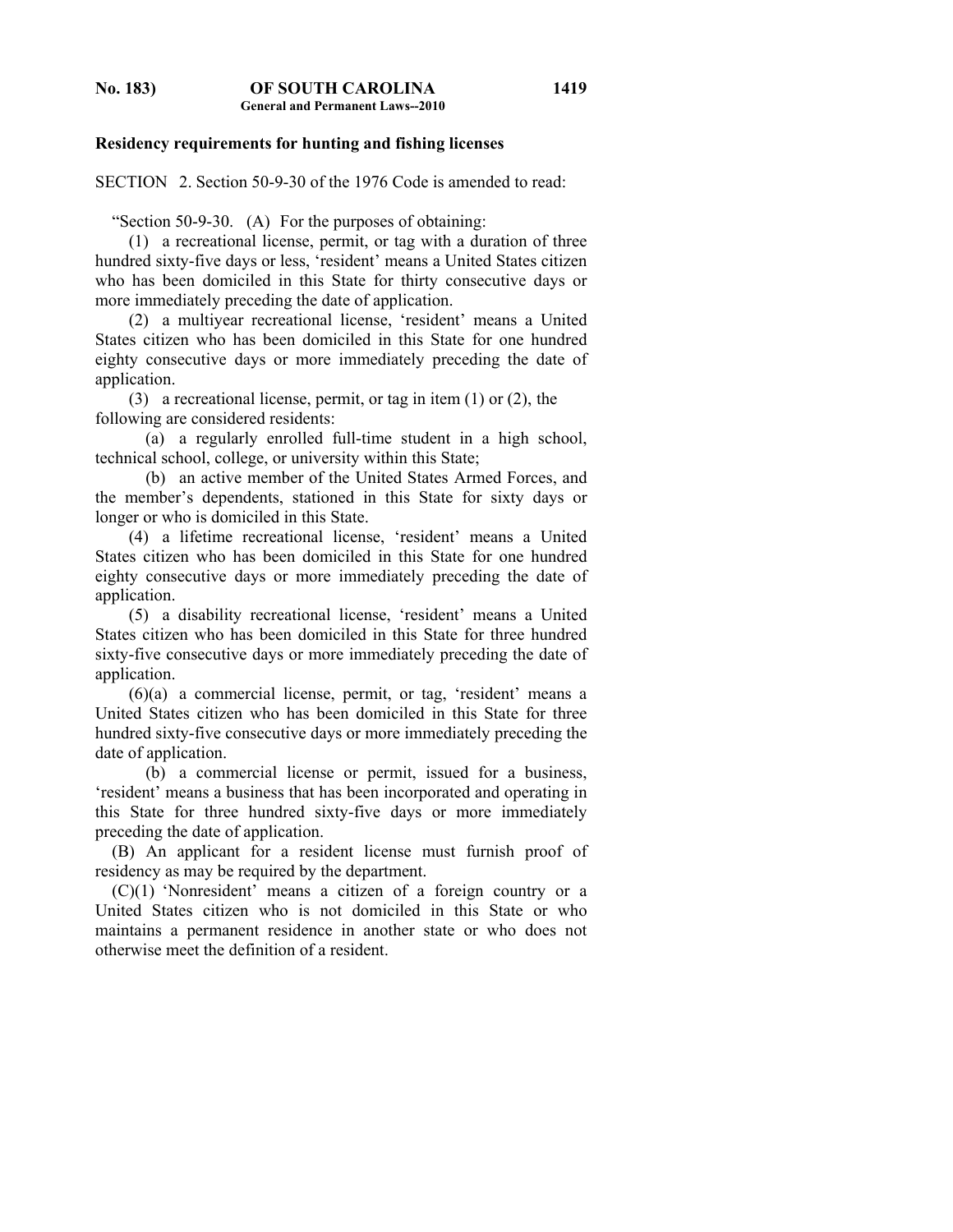**Residency requirements for hunting and fishing licenses**

SECTION 2. Section 50-9-30 of the 1976 Code is amended to read:

"Section 50-9-30. (A) For the purposes of obtaining:

(1) a recreational license, permit, or tag with a duration of three hundred sixty-five days or less, 'resident' means a United States citizen who has been domiciled in this State for thirty consecutive days or more immediately preceding the date of application.

(2) a multiyear recreational license, 'resident' means a United States citizen who has been domiciled in this State for one hundred eighty consecutive days or more immediately preceding the date of application.

(3) a recreational license, permit, or tag in item (1) or (2), the following are considered residents:

(a) a regularly enrolled full-time student in a high school, technical school, college, or university within this State;

(b) an active member of the United States Armed Forces, and the member's dependents, stationed in this State for sixty days or longer or who is domiciled in this State.

(4) a lifetime recreational license, 'resident' means a United States citizen who has been domiciled in this State for one hundred eighty consecutive days or more immediately preceding the date of application.

(5) a disability recreational license, 'resident' means a United States citizen who has been domiciled in this State for three hundred sixty-five consecutive days or more immediately preceding the date of application.

(6)(a) a commercial license, permit, or tag, 'resident' means a United States citizen who has been domiciled in this State for three hundred sixty-five consecutive days or more immediately preceding the date of application.

(b) a commercial license or permit, issued for a business, 'resident' means a business that has been incorporated and operating in this State for three hundred sixty-five days or more immediately preceding the date of application.

(B) An applicant for a resident license must furnish proof of residency as may be required by the department.

(C)(1) 'Nonresident' means a citizen of a foreign country or a United States citizen who is not domiciled in this State or who maintains a permanent residence in another state or who does not otherwise meet the definition of a resident.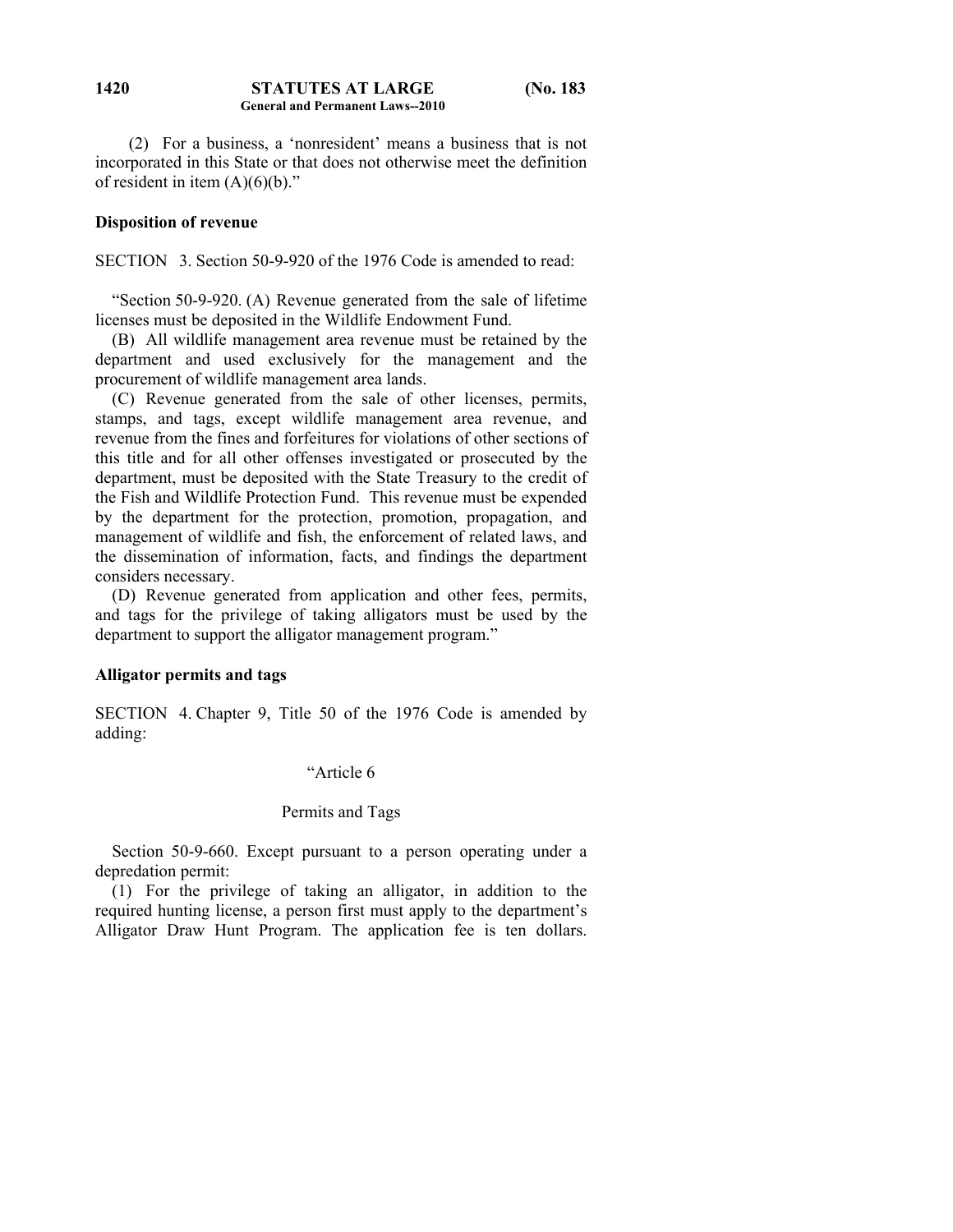(2) For a business, a 'nonresident' means a business that is not incorporated in this State or that does not otherwise meet the definition of resident in item (A)(6)(b)."

**Disposition of revenue**

SECTION 3. Section 50-9-920 of the 1976 Code is amended to read:

"Section 50-9-920. (A) Revenue generated from the sale of lifetime licenses must be deposited in the Wildlife Endowment Fund.

(B) All wildlife management area revenue must be retained by the department and used exclusively for the management and the procurement of wildlife management area lands.

(C) Revenue generated from the sale of other licenses, permits, stamps, and tags, except wildlife management area revenue, and revenue from the fines and forfeitures for violations of other sections of this title and for all other offenses investigated or prosecuted by the department, must be deposited with the State Treasury to the credit of the Fish and Wildlife Protection Fund. This revenue must be expended by the department for the protection, promotion, propagation, and management of wildlife and fish, the enforcement of related laws, and the dissemination of information, facts, and findings the department considers necessary.

(D) Revenue generated from application and other fees, permits, and tags for the privilege of taking alligators must be used by the department to support the alligator management program."

**Alligator permits and tags**

SECTION 4. Chapter 9, Title 50 of the 1976 Code is amended by adding:

"Article 6

Permits and Tags

Section 50-9-660. Except pursuant to a person operating under a depredation permit:

(1) For the privilege of taking an alligator, in addition to the required hunting license, a person first must apply to the department's Alligator Draw Hunt Program. The application fee is ten dollars.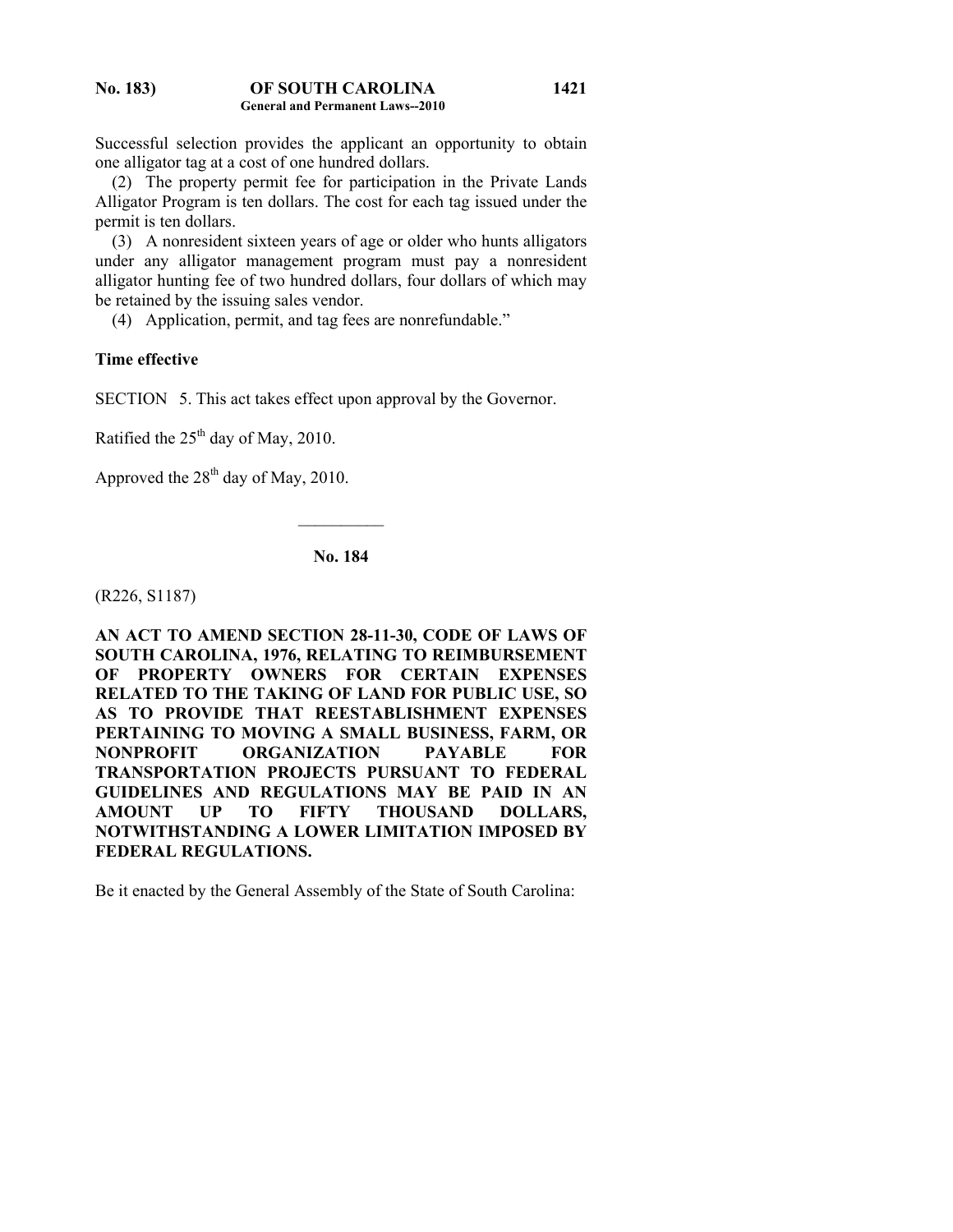Successful selection provides the applicant an opportunity to obtain one alligator tag at a cost of one hundred dollars.

(2) The property permit fee for participation in the Private Lands Alligator Program is ten dollars. The cost for each tag issued under the permit is ten dollars.

(3) A nonresident sixteen years of age or older who hunts alligators under any alligator management program must pay a nonresident alligator hunting fee of two hundred dollars, four dollars of which may be retained by the issuing sales vendor.

(4) Application, permit, and tag fees are nonrefundable."

**Time effective**

SECTION 5. This act takes effect upon approval by the Governor.

Ratified the 25th day of May, 2010.

Approved the 28th day of May, 2010.

---

**No. 184**

(R226, S1187)

**AN ACT TO AMEND SECTION 28-11-30, CODE OF LAWS OF SOUTH CAROLINA, 1976, RELATING TO REIMBURSEMENT OF PROPERTY OWNERS FOR CERTAIN EXPENSES RELATED TO THE TAKING OF LAND FOR PUBLIC USE, SO AS TO PROVIDE THAT REESTABLISHMENT EXPENSES PERTAINING TO MOVING A SMALL BUSINESS, FARM, OR NONPROFIT ORGANIZATION PAYABLE FOR TRANSPORTATION PROJECTS PURSUANT TO FEDERAL GUIDELINES AND REGULATIONS MAY BE PAID IN AN AMOUNT UP TO FIFTY THOUSAND DOLLARS, NOTWITHSTANDING A LOWER LIMITATION IMPOSED BY FEDERAL REGULATIONS.**

Be it enacted by the General Assembly of the State of South Carolina: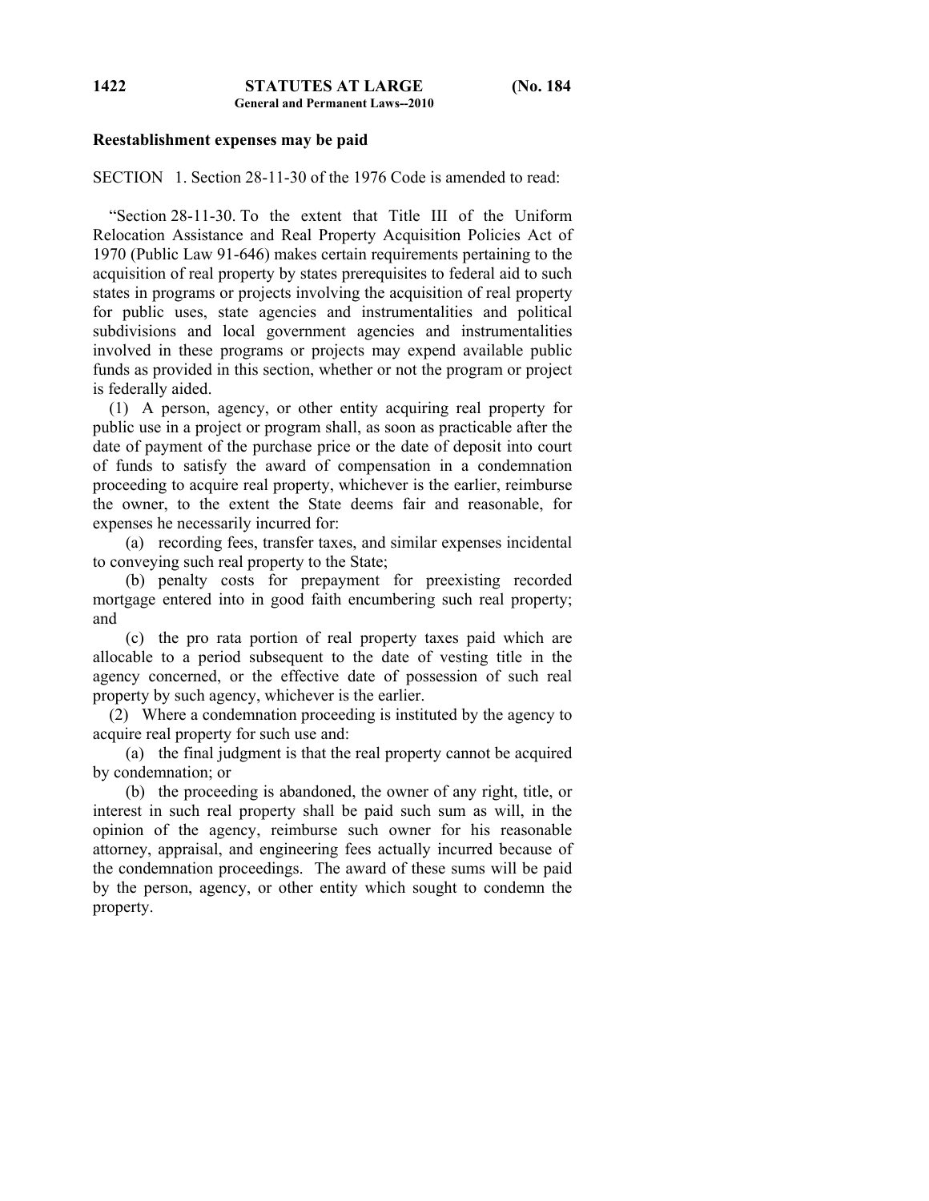**Reestablishment expenses may be paid**

SECTION 1. Section 28-11-30 of the 1976 Code is amended to read:

"Section 28-11-30. To the extent that Title III of the Uniform Relocation Assistance and Real Property Acquisition Policies Act of 1970 (Public Law 91-646) makes certain requirements pertaining to the acquisition of real property by states prerequisites to federal aid to such states in programs or projects involving the acquisition of real property for public uses, state agencies and instrumentalities and political subdivisions and local government agencies and instrumentalities involved in these programs or projects may expend available public funds as provided in this section, whether or not the program or project is federally aided.

(1) A person, agency, or other entity acquiring real property for public use in a project or program shall, as soon as practicable after the date of payment of the purchase price or the date of deposit into court of funds to satisfy the award of compensation in a condemnation proceeding to acquire real property, whichever is the earlier, reimburse the owner, to the extent the State deems fair and reasonable, for expenses he necessarily incurred for:

(a) recording fees, transfer taxes, and similar expenses incidental to conveying such real property to the State;

(b) penalty costs for prepayment for preexisting recorded mortgage entered into in good faith encumbering such real property; and

(c) the pro rata portion of real property taxes paid which are allocable to a period subsequent to the date of vesting title in the agency concerned, or the effective date of possession of such real property by such agency, whichever is the earlier.

(2) Where a condemnation proceeding is instituted by the agency to acquire real property for such use and:

(a) the final judgment is that the real property cannot be acquired by condemnation; or

(b) the proceeding is abandoned, the owner of any right, title, or interest in such real property shall be paid such sum as will, in the opinion of the agency, reimburse such owner for his reasonable attorney, appraisal, and engineering fees actually incurred because of the condemnation proceedings. The award of these sums will be paid by the person, agency, or other entity which sought to condemn the property.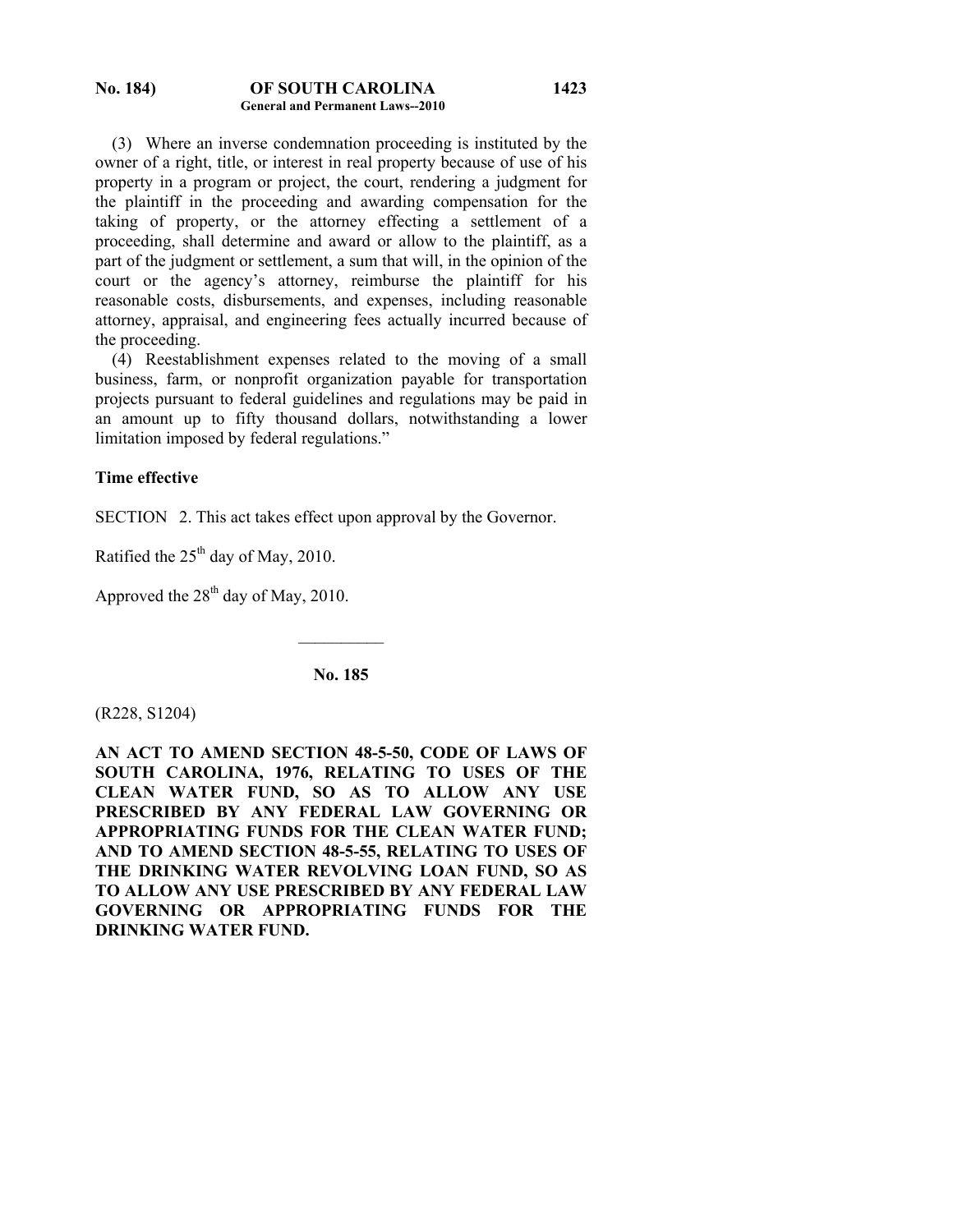(3) Where an inverse condemnation proceeding is instituted by the owner of a right, title, or interest in real property because of use of his property in a program or project, the court, rendering a judgment for the plaintiff in the proceeding and awarding compensation for the taking of property, or the attorney effecting a settlement of a proceeding, shall determine and award or allow to the plaintiff, as a part of the judgment or settlement, a sum that will, in the opinion of the court or the agency's attorney, reimburse the plaintiff for his reasonable costs, disbursements, and expenses, including reasonable attorney, appraisal, and engineering fees actually incurred because of the proceeding.

(4) Reestablishment expenses related to the moving of a small business, farm, or nonprofit organization payable for transportation projects pursuant to federal guidelines and regulations may be paid in an amount up to fifty thousand dollars, notwithstanding a lower limitation imposed by federal regulations."

**Time effective**

SECTION 2. This act takes effect upon approval by the Governor.

Ratified the 25th day of May, 2010.

Approved the 28th day of May, 2010.

---

**No. 185**

(R228, S1204)

**AN ACT TO AMEND SECTION 48-5-50, CODE OF LAWS OF SOUTH CAROLINA, 1976, RELATING TO USES OF THE CLEAN WATER FUND, SO AS TO ALLOW ANY USE PRESCRIBED BY ANY FEDERAL LAW GOVERNING OR APPROPRIATING FUNDS FOR THE CLEAN WATER FUND; AND TO AMEND SECTION 48-5-55, RELATING TO USES OF THE DRINKING WATER REVOLVING LOAN FUND, SO AS TO ALLOW ANY USE PRESCRIBED BY ANY FEDERAL LAW GOVERNING OR APPROPRIATING FUNDS FOR THE DRINKING WATER FUND.**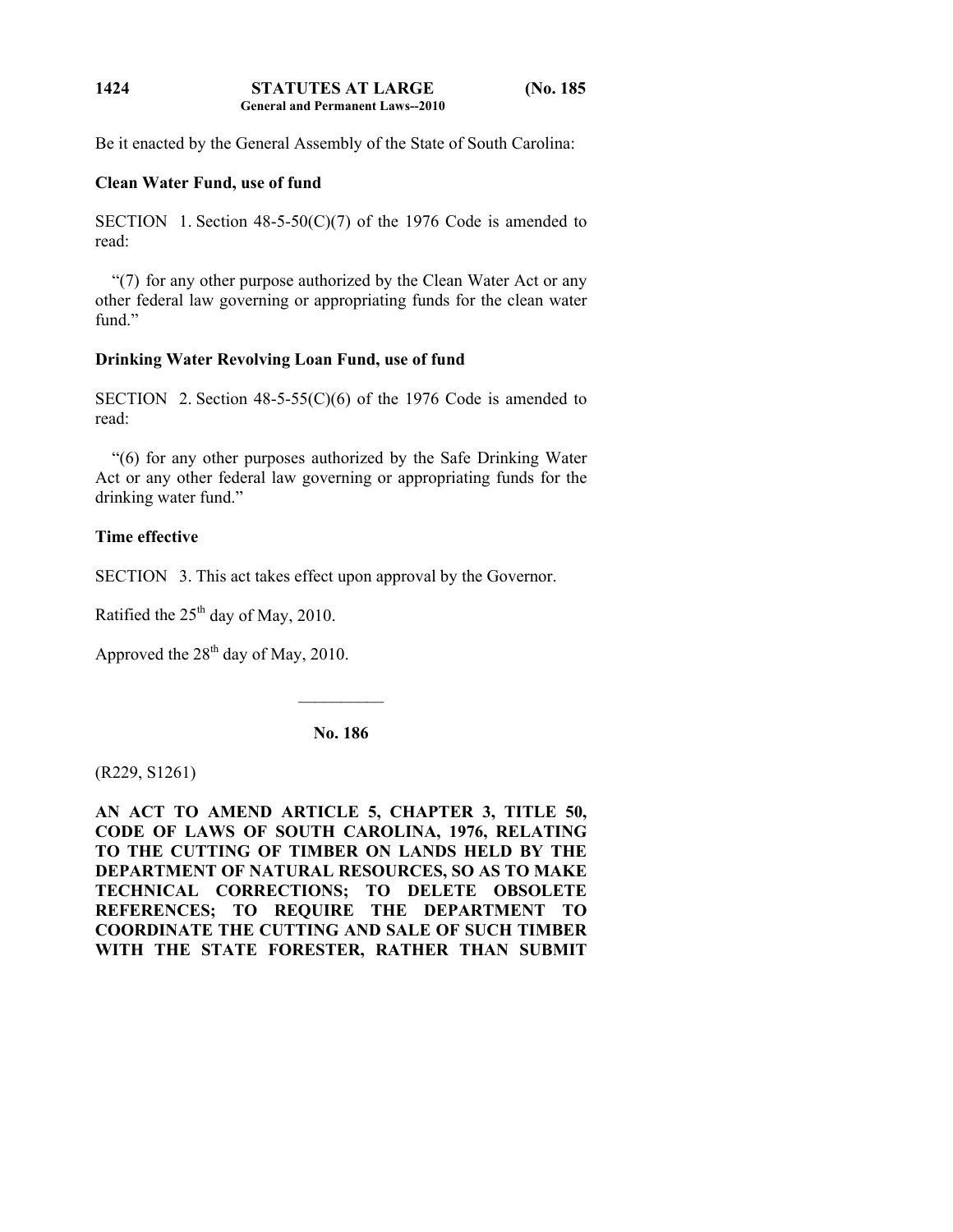Be it enacted by the General Assembly of the State of South Carolina:

**Clean Water Fund, use of fund**

SECTION 1. Section 48-5-50(C)(7) of the 1976 Code is amended to read:

"(7) for any other purpose authorized by the Clean Water Act or any other federal law governing or appropriating funds for the clean water fund."

**Drinking Water Revolving Loan Fund, use of fund**

SECTION 2. Section 48-5-55(C)(6) of the 1976 Code is amended to read:

"(6) for any other purposes authorized by the Safe Drinking Water Act or any other federal law governing or appropriating funds for the drinking water fund."

**Time effective**

SECTION 3. This act takes effect upon approval by the Governor.

Ratified the 25th day of May, 2010.

Approved the 28th day of May, 2010.

---

**No. 186**

(R229, S1261)

**AN ACT TO AMEND ARTICLE 5, CHAPTER 3, TITLE 50, CODE OF LAWS OF SOUTH CAROLINA, 1976, RELATING TO THE CUTTING OF TIMBER ON LANDS HELD BY THE DEPARTMENT OF NATURAL RESOURCES, SO AS TO MAKE TECHNICAL CORRECTIONS; TO DELETE OBSOLETE REFERENCES; TO REQUIRE THE DEPARTMENT TO COORDINATE THE CUTTING AND SALE OF SUCH TIMBER WITH THE STATE FORESTER, RATHER THAN SUBMIT**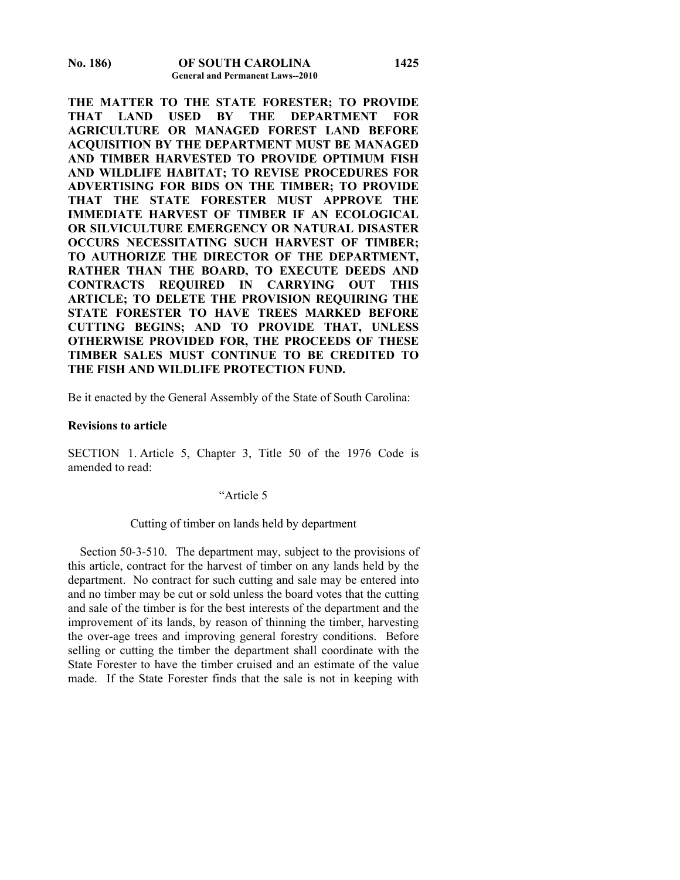**THE MATTER TO THE STATE FORESTER; TO PROVIDE THAT LAND USED BY THE DEPARTMENT FOR AGRICULTURE OR MANAGED FOREST LAND BEFORE ACQUISITION BY THE DEPARTMENT MUST BE MANAGED AND TIMBER HARVESTED TO PROVIDE OPTIMUM FISH AND WILDLIFE HABITAT; TO REVISE PROCEDURES FOR ADVERTISING FOR BIDS ON THE TIMBER; TO PROVIDE THAT THE STATE FORESTER MUST APPROVE THE IMMEDIATE HARVEST OF TIMBER IF AN ECOLOGICAL OR SILVICULTURE EMERGENCY OR NATURAL DISASTER OCCURS NECESSITATING SUCH HARVEST OF TIMBER; TO AUTHORIZE THE DIRECTOR OF THE DEPARTMENT, RATHER THAN THE BOARD, TO EXECUTE DEEDS AND CONTRACTS REQUIRED IN CARRYING OUT THIS ARTICLE; TO DELETE THE PROVISION REQUIRING THE STATE FORESTER TO HAVE TREES MARKED BEFORE CUTTING BEGINS; AND TO PROVIDE THAT, UNLESS OTHERWISE PROVIDED FOR, THE PROCEEDS OF THESE TIMBER SALES MUST CONTINUE TO BE CREDITED TO THE FISH AND WILDLIFE PROTECTION FUND.**

Be it enacted by the General Assembly of the State of South Carolina:

**Revisions to article**

SECTION 1. Article 5, Chapter 3, Title 50 of the 1976 Code is amended to read:

"Article 5

Cutting of timber on lands held by department

Section 50-3-510. The department may, subject to the provisions of this article, contract for the harvest of timber on any lands held by the department. No contract for such cutting and sale may be entered into and no timber may be cut or sold unless the board votes that the cutting and sale of the timber is for the best interests of the department and the improvement of its lands, by reason of thinning the timber, harvesting the over-age trees and improving general forestry conditions. Before selling or cutting the timber the department shall coordinate with the State Forester to have the timber cruised and an estimate of the value made. If the State Forester finds that the sale is not in keeping with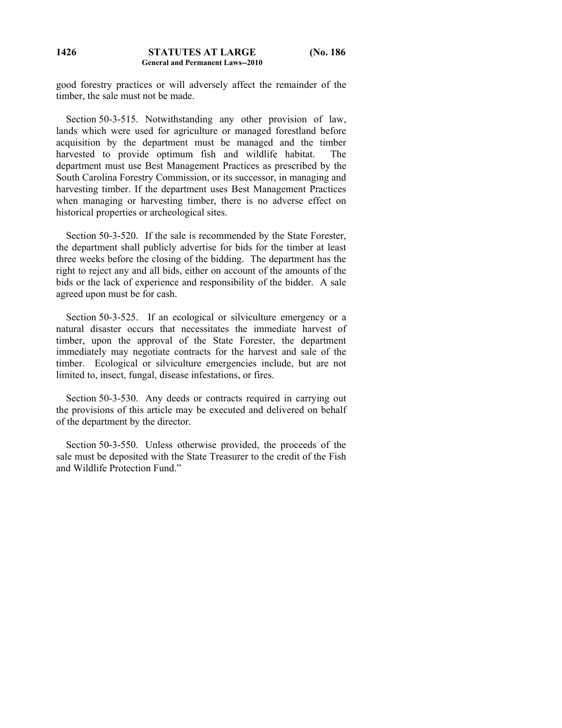good forestry practices or will adversely affect the remainder of the timber, the sale must not be made.

Section 50-3-515. Notwithstanding any other provision of law, lands which were used for agriculture or managed forestland before acquisition by the department must be managed and the timber harvested to provide optimum fish and wildlife habitat. The department must use Best Management Practices as prescribed by the South Carolina Forestry Commission, or its successor, in managing and harvesting timber. If the department uses Best Management Practices when managing or harvesting timber, there is no adverse effect on historical properties or archeological sites.

Section 50-3-520. If the sale is recommended by the State Forester, the department shall publicly advertise for bids for the timber at least three weeks before the closing of the bidding. The department has the right to reject any and all bids, either on account of the amounts of the bids or the lack of experience and responsibility of the bidder. A sale agreed upon must be for cash.

Section 50-3-525. If an ecological or silviculture emergency or a natural disaster occurs that necessitates the immediate harvest of timber, upon the approval of the State Forester, the department immediately may negotiate contracts for the harvest and sale of the timber. Ecological or silviculture emergencies include, but are not limited to, insect, fungal, disease infestations, or fires.

Section 50-3-530. Any deeds or contracts required in carrying out the provisions of this article may be executed and delivered on behalf of the department by the director.

Section 50-3-550. Unless otherwise provided, the proceeds of the sale must be deposited with the State Treasurer to the credit of the Fish and Wildlife Protection Fund."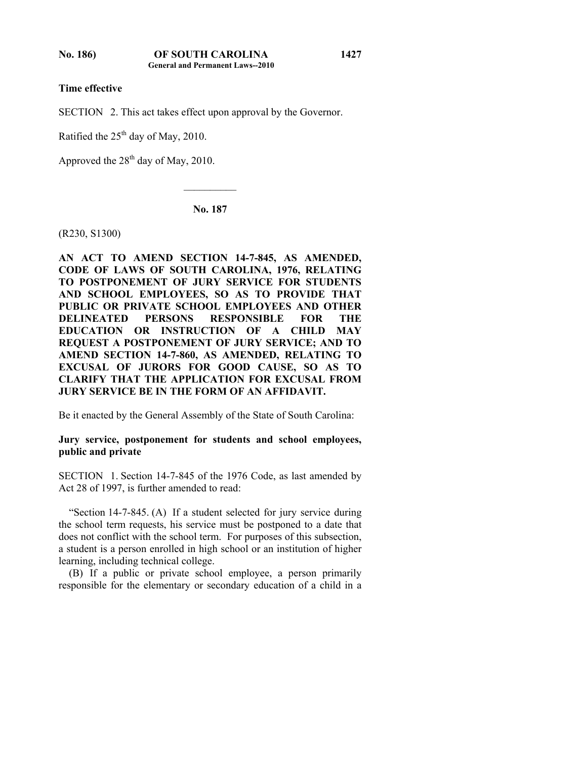**Time effective**

SECTION 2. This act takes effect upon approval by the Governor.

Ratified the 25th day of May, 2010.

Approved the 28th day of May, 2010.

__________

**No. 187**

(R230, S1300)

**AN ACT TO AMEND SECTION 14-7-845, AS AMENDED, CODE OF LAWS OF SOUTH CAROLINA, 1976, RELATING TO POSTPONEMENT OF JURY SERVICE FOR STUDENTS AND SCHOOL EMPLOYEES, SO AS TO PROVIDE THAT PUBLIC OR PRIVATE SCHOOL EMPLOYEES AND OTHER DELINEATED PERSONS RESPONSIBLE FOR THE EDUCATION OR INSTRUCTION OF A CHILD MAY REQUEST A POSTPONEMENT OF JURY SERVICE; AND TO AMEND SECTION 14-7-860, AS AMENDED, RELATING TO EXCUSAL OF JURORS FOR GOOD CAUSE, SO AS TO CLARIFY THAT THE APPLICATION FOR EXCUSAL FROM JURY SERVICE BE IN THE FORM OF AN AFFIDAVIT.**

Be it enacted by the General Assembly of the State of South Carolina:

**Jury service, postponement for students and school employees, public and private**

SECTION 1. Section 14-7-845 of the 1976 Code, as last amended by Act 28 of 1997, is further amended to read:

"Section 14-7-845. (A) If a student selected for jury service during the school term requests, his service must be postponed to a date that does not conflict with the school term. For purposes of this subsection, a student is a person enrolled in high school or an institution of higher learning, including technical college.

(B) If a public or private school employee, a person primarily responsible for the elementary or secondary education of a child in a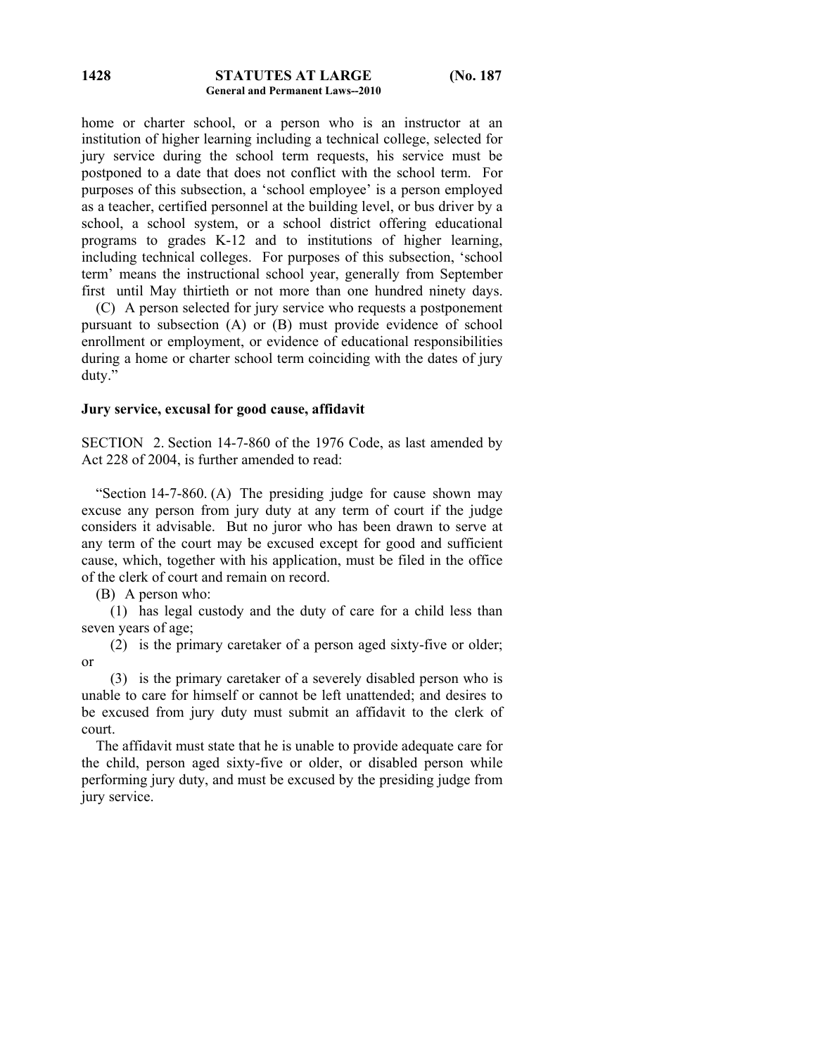home or charter school, or a person who is an instructor at an institution of higher learning including a technical college, selected for jury service during the school term requests, his service must be postponed to a date that does not conflict with the school term. For purposes of this subsection, a 'school employee' is a person employed as a teacher, certified personnel at the building level, or bus driver by a school, a school system, or a school district offering educational programs to grades K-12 and to institutions of higher learning, including technical colleges. For purposes of this subsection, 'school term' means the instructional school year, generally from September first until May thirtieth or not more than one hundred ninety days.

(C) A person selected for jury service who requests a postponement pursuant to subsection (A) or (B) must provide evidence of school enrollment or employment, or evidence of educational responsibilities during a home or charter school term coinciding with the dates of jury duty."

**Jury service, excusal for good cause, affidavit**

SECTION 2. Section 14-7-860 of the 1976 Code, as last amended by Act 228 of 2004, is further amended to read:

"Section 14-7-860. (A) The presiding judge for cause shown may excuse any person from jury duty at any term of court if the judge considers it advisable. But no juror who has been drawn to serve at any term of the court may be excused except for good and sufficient cause, which, together with his application, must be filed in the office of the clerk of court and remain on record.

(B) A person who:

(1) has legal custody and the duty of care for a child less than seven years of age;

(2) is the primary caretaker of a person aged sixty-five or older; or

(3) is the primary caretaker of a severely disabled person who is unable to care for himself or cannot be left unattended; and desires to be excused from jury duty must submit an affidavit to the clerk of court.

The affidavit must state that he is unable to provide adequate care for the child, person aged sixty-five or older, or disabled person while performing jury duty, and must be excused by the presiding judge from jury service.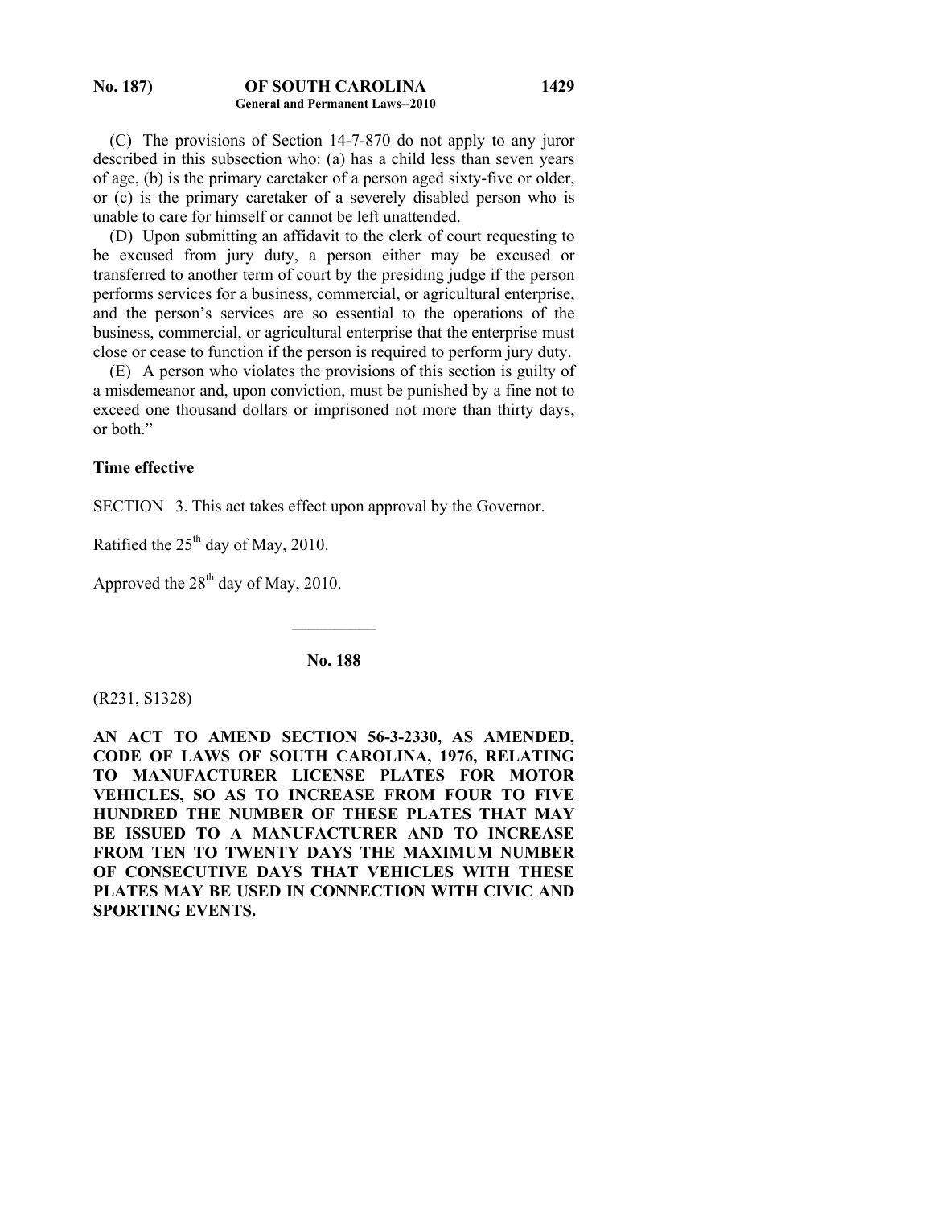(C) The provisions of Section 14-7-870 do not apply to any juror described in this subsection who: (a) has a child less than seven years of age, (b) is the primary caretaker of a person aged sixty-five or older, or (c) is the primary caretaker of a severely disabled person who is unable to care for himself or cannot be left unattended.

(D) Upon submitting an affidavit to the clerk of court requesting to be excused from jury duty, a person either may be excused or transferred to another term of court by the presiding judge if the person performs services for a business, commercial, or agricultural enterprise, and the person's services are so essential to the operations of the business, commercial, or agricultural enterprise that the enterprise must close or cease to function if the person is required to perform jury duty.

(E) A person who violates the provisions of this section is guilty of a misdemeanor and, upon conviction, must be punished by a fine not to exceed one thousand dollars or imprisoned not more than thirty days, or both."

**Time effective**

SECTION 3. This act takes effect upon approval by the Governor.

Ratified the 25th day of May, 2010.

Approved the 28th day of May, 2010.

---

## No. 188

(R231, S1328)

**AN ACT TO AMEND SECTION 56-3-2330, AS AMENDED, CODE OF LAWS OF SOUTH CAROLINA, 1976, RELATING TO MANUFACTURER LICENSE PLATES FOR MOTOR VEHICLES, SO AS TO INCREASE FROM FOUR TO FIVE HUNDRED THE NUMBER OF THESE PLATES THAT MAY BE ISSUED TO A MANUFACTURER AND TO INCREASE FROM TEN TO TWENTY DAYS THE MAXIMUM NUMBER OF CONSECUTIVE DAYS THAT VEHICLES WITH THESE PLATES MAY BE USED IN CONNECTION WITH CIVIC AND SPORTING EVENTS.**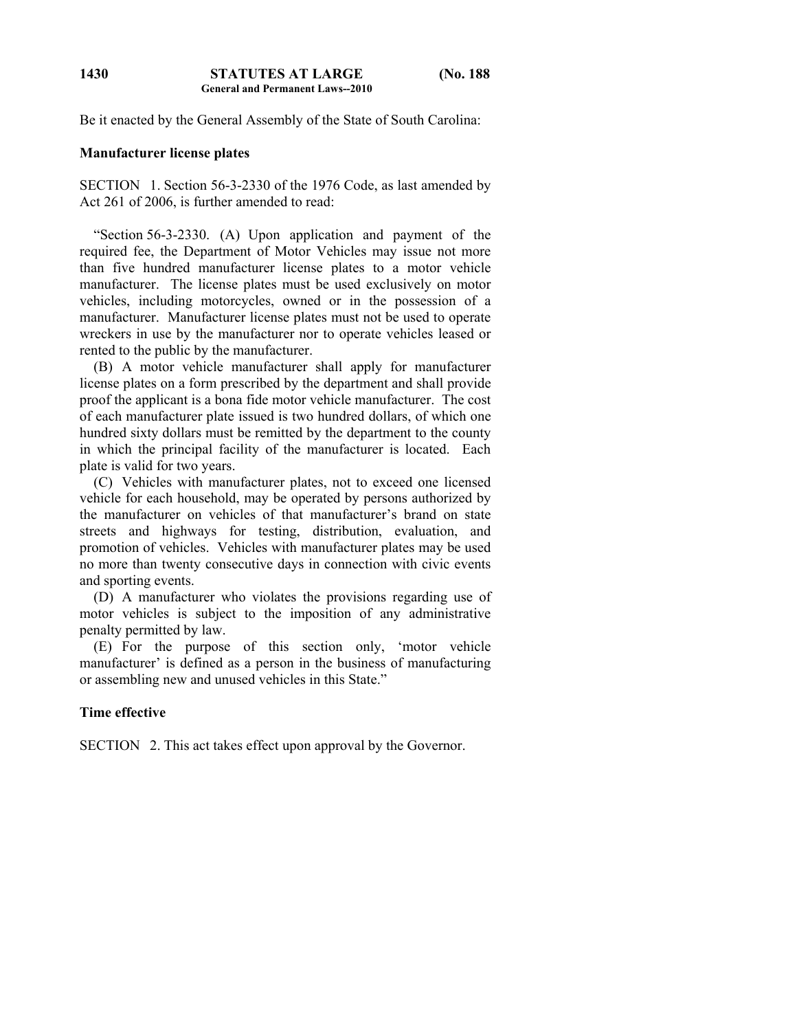Be it enacted by the General Assembly of the State of South Carolina:

## Manufacturer license plates

SECTION 1. Section 56-3-2330 of the 1976 Code, as last amended by Act 261 of 2006, is further amended to read:

"Section 56-3-2330. (A) Upon application and payment of the required fee, the Department of Motor Vehicles may issue not more than five hundred manufacturer license plates to a motor vehicle manufacturer. The license plates must be used exclusively on motor vehicles, including motorcycles, owned or in the possession of a manufacturer. Manufacturer license plates must not be used to operate wreckers in use by the manufacturer nor to operate vehicles leased or rented to the public by the manufacturer.

(B) A motor vehicle manufacturer shall apply for manufacturer license plates on a form prescribed by the department and shall provide proof the applicant is a bona fide motor vehicle manufacturer. The cost of each manufacturer plate issued is two hundred dollars, of which one hundred sixty dollars must be remitted by the department to the county in which the principal facility of the manufacturer is located. Each plate is valid for two years.

(C) Vehicles with manufacturer plates, not to exceed one licensed vehicle for each household, may be operated by persons authorized by the manufacturer on vehicles of that manufacturer's brand on state streets and highways for testing, distribution, evaluation, and promotion of vehicles. Vehicles with manufacturer plates may be used no more than twenty consecutive days in connection with civic events and sporting events.

(D) A manufacturer who violates the provisions regarding use of motor vehicles is subject to the imposition of any administrative penalty permitted by law.

(E) For the purpose of this section only, 'motor vehicle manufacturer' is defined as a person in the business of manufacturing or assembling new and unused vehicles in this State."

## Time effective

SECTION 2. This act takes effect upon approval by the Governor.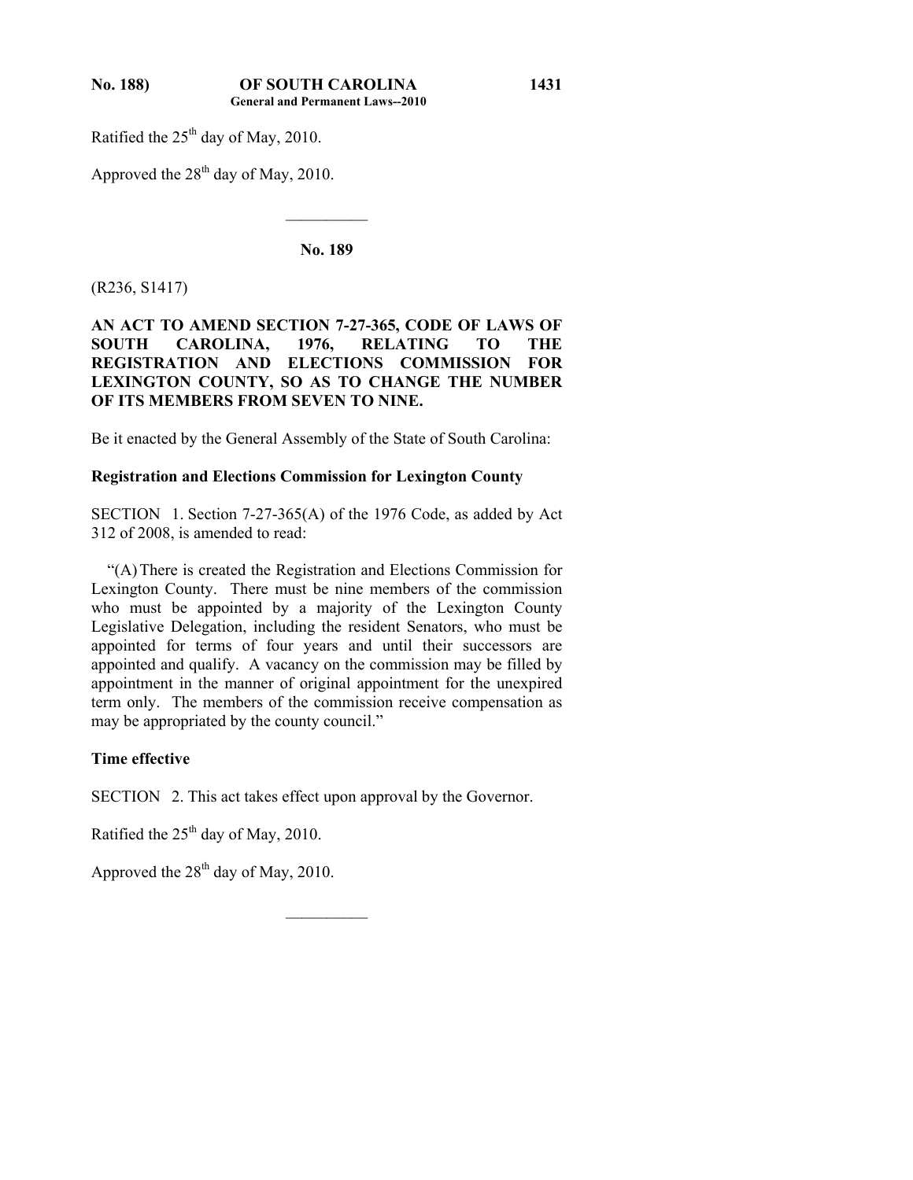Ratified the 25th day of May, 2010.

Approved the 28th day of May, 2010.

---

**No. 189**

(R236, S1417)

**AN ACT TO AMEND SECTION 7-27-365, CODE OF LAWS OF SOUTH CAROLINA, 1976, RELATING TO THE REGISTRATION AND ELECTIONS COMMISSION FOR LEXINGTON COUNTY, SO AS TO CHANGE THE NUMBER OF ITS MEMBERS FROM SEVEN TO NINE.**

Be it enacted by the General Assembly of the State of South Carolina:

**Registration and Elections Commission for Lexington County**

SECTION 1. Section 7-27-365(A) of the 1976 Code, as added by Act 312 of 2008, is amended to read:

"(A) There is created the Registration and Elections Commission for Lexington County. There must be nine members of the commission who must be appointed by a majority of the Lexington County Legislative Delegation, including the resident Senators, who must be appointed for terms of four years and until their successors are appointed and qualify. A vacancy on the commission may be filled by appointment in the manner of original appointment for the unexpired term only. The members of the commission receive compensation as may be appropriated by the county council."

**Time effective**

SECTION 2. This act takes effect upon approval by the Governor.

Ratified the 25th day of May, 2010.

Approved the 28th day of May, 2010.

---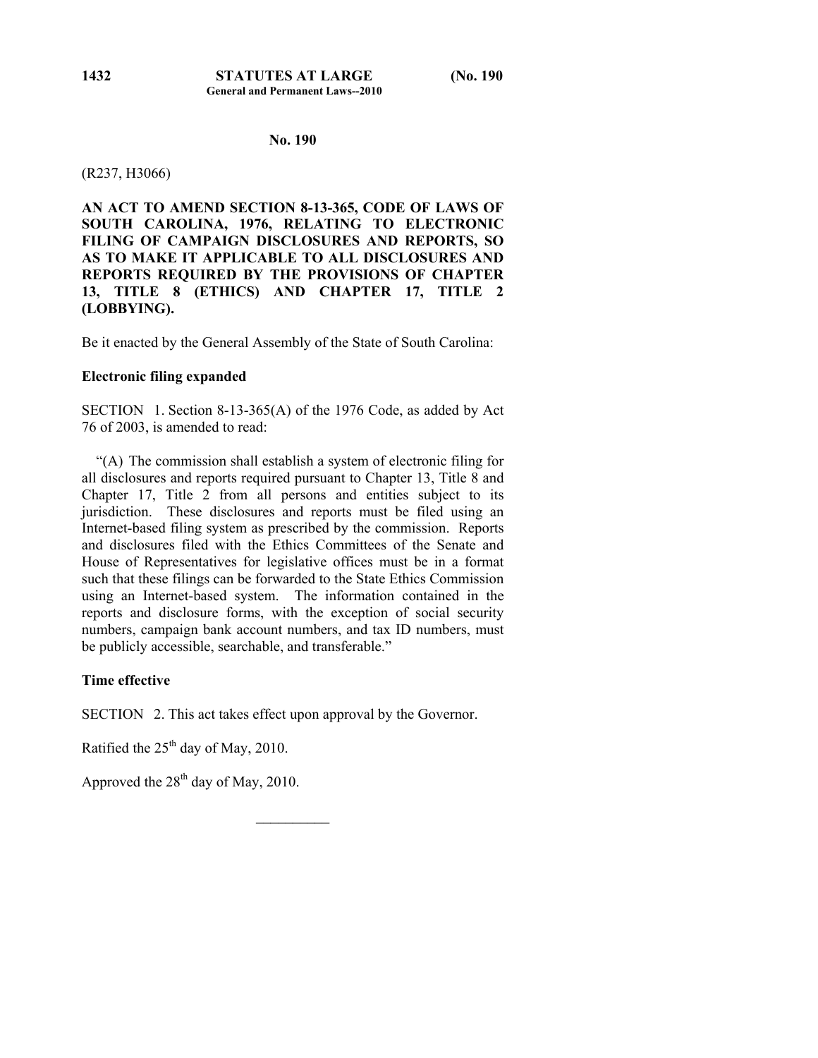## No. 190

(R237, H3066)

**AN ACT TO AMEND SECTION 8-13-365, CODE OF LAWS OF SOUTH CAROLINA, 1976, RELATING TO ELECTRONIC FILING OF CAMPAIGN DISCLOSURES AND REPORTS, SO AS TO MAKE IT APPLICABLE TO ALL DISCLOSURES AND REPORTS REQUIRED BY THE PROVISIONS OF CHAPTER 13, TITLE 8 (ETHICS) AND CHAPTER 17, TITLE 2 (LOBBYING).**

Be it enacted by the General Assembly of the State of South Carolina:

**Electronic filing expanded**

SECTION 1. Section 8-13-365(A) of the 1976 Code, as added by Act 76 of 2003, is amended to read:

"(A) The commission shall establish a system of electronic filing for all disclosures and reports required pursuant to Chapter 13, Title 8 and Chapter 17, Title 2 from all persons and entities subject to its jurisdiction. These disclosures and reports must be filed using an Internet-based filing system as prescribed by the commission. Reports and disclosures filed with the Ethics Committees of the Senate and House of Representatives for legislative offices must be in a format such that these filings can be forwarded to the State Ethics Commission using an Internet-based system. The information contained in the reports and disclosure forms, with the exception of social security numbers, campaign bank account numbers, and tax ID numbers, must be publicly accessible, searchable, and transferable."

**Time effective**

SECTION 2. This act takes effect upon approval by the Governor.

Ratified the 25th day of May, 2010.

Approved the 28th day of May, 2010.

---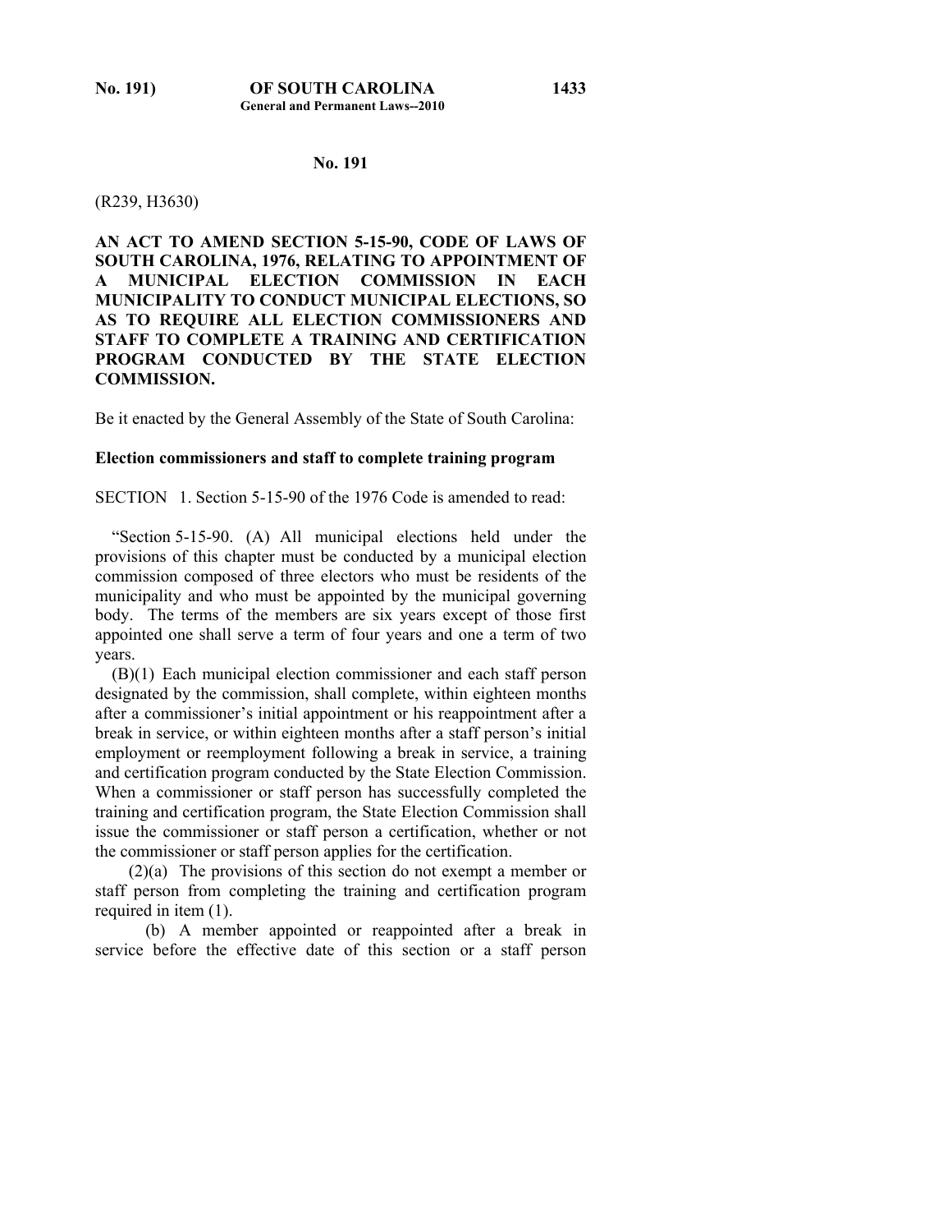## No. 191

(R239, H3630)

**AN ACT TO AMEND SECTION 5-15-90, CODE OF LAWS OF SOUTH CAROLINA, 1976, RELATING TO APPOINTMENT OF A MUNICIPAL ELECTION COMMISSION IN EACH MUNICIPALITY TO CONDUCT MUNICIPAL ELECTIONS, SO AS TO REQUIRE ALL ELECTION COMMISSIONERS AND STAFF TO COMPLETE A TRAINING AND CERTIFICATION PROGRAM CONDUCTED BY THE STATE ELECTION COMMISSION.**

Be it enacted by the General Assembly of the State of South Carolina:

**Election commissioners and staff to complete training program**

SECTION 1. Section 5-15-90 of the 1976 Code is amended to read:

"Section 5-15-90. (A) All municipal elections held under the provisions of this chapter must be conducted by a municipal election commission composed of three electors who must be residents of the municipality and who must be appointed by the municipal governing body. The terms of the members are six years except of those first appointed one shall serve a term of four years and one a term of two years.

(B)(1) Each municipal election commissioner and each staff person designated by the commission, shall complete, within eighteen months after a commissioner's initial appointment or his reappointment after a break in service, or within eighteen months after a staff person's initial employment or reemployment following a break in service, a training and certification program conducted by the State Election Commission. When a commissioner or staff person has successfully completed the training and certification program, the State Election Commission shall issue the commissioner or staff person a certification, whether or not the commissioner or staff person applies for the certification.

(2)(a) The provisions of this section do not exempt a member or staff person from completing the training and certification program required in item (1).

(b) A member appointed or reappointed after a break in service before the effective date of this section or a staff person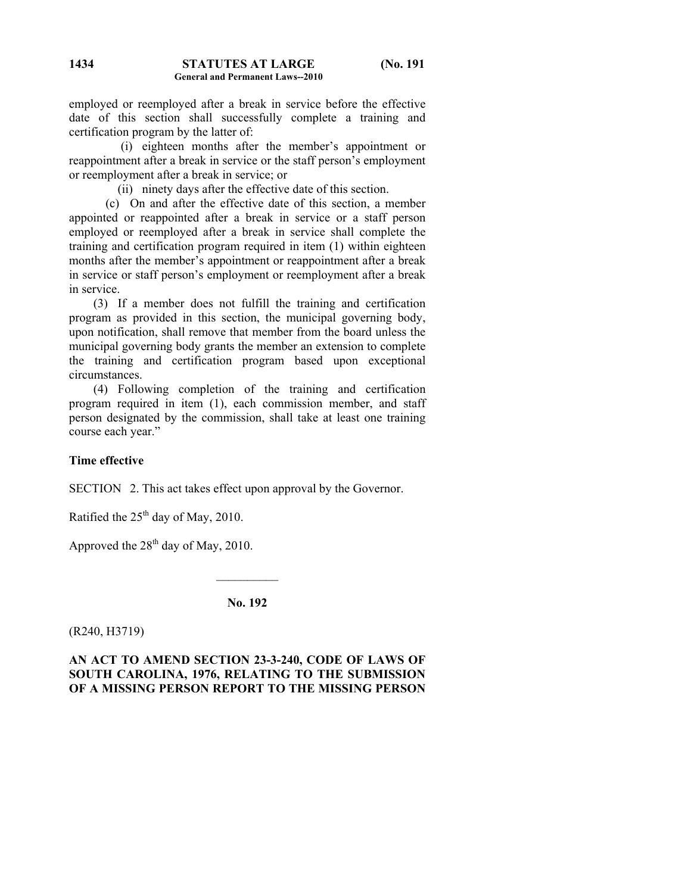employed or reemployed after a break in service before the effective date of this section shall successfully complete a training and certification program by the latter of:

(i) eighteen months after the member's appointment or reappointment after a break in service or the staff person's employment or reemployment after a break in service; or

(ii) ninety days after the effective date of this section.

(c) On and after the effective date of this section, a member appointed or reappointed after a break in service or a staff person employed or reemployed after a break in service shall complete the training and certification program required in item (1) within eighteen months after the member's appointment or reappointment after a break in service or staff person's employment or reemployment after a break in service.

(3) If a member does not fulfill the training and certification program as provided in this section, the municipal governing body, upon notification, shall remove that member from the board unless the municipal governing body grants the member an extension to complete the training and certification program based upon exceptional circumstances.

(4) Following completion of the training and certification program required in item (1), each commission member, and staff person designated by the commission, shall take at least one training course each year."

**Time effective**

SECTION 2. This act takes effect upon approval by the Governor.

Ratified the 25th day of May, 2010.

Approved the 28th day of May, 2010.

---

**No. 192**

(R240, H3719)

**AN ACT TO AMEND SECTION 23-3-240, CODE OF LAWS OF SOUTH CAROLINA, 1976, RELATING TO THE SUBMISSION OF A MISSING PERSON REPORT TO THE MISSING PERSON**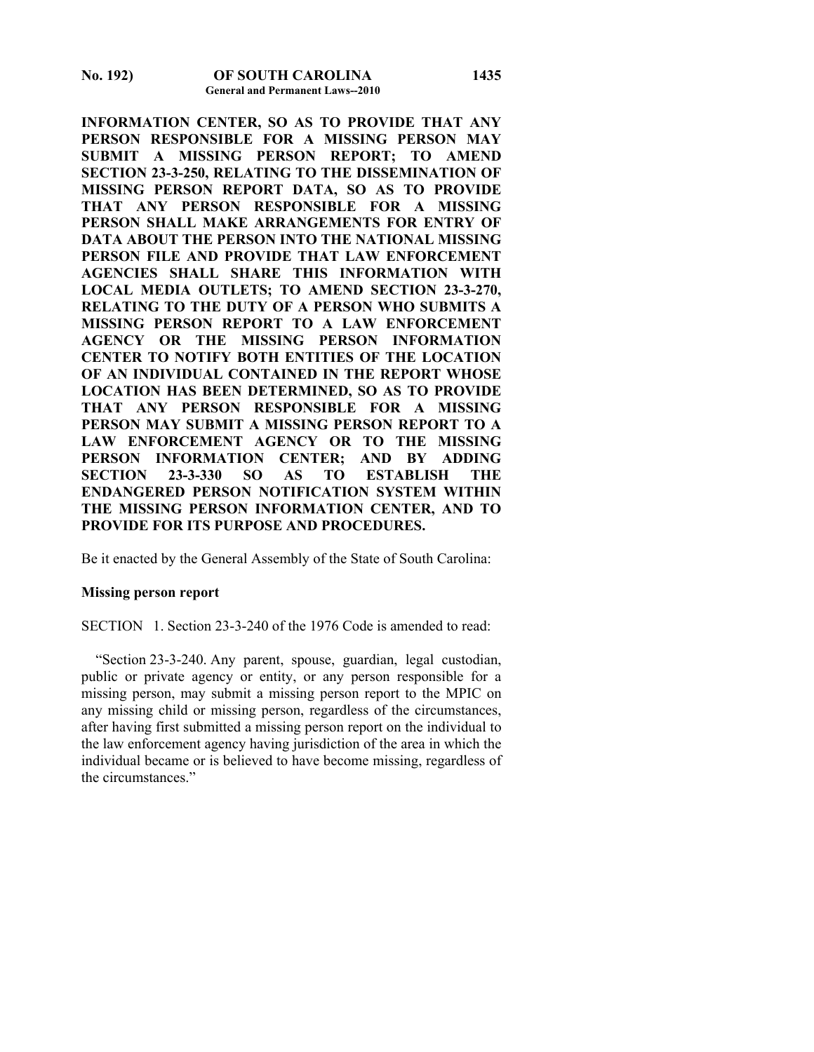**INFORMATION CENTER, SO AS TO PROVIDE THAT ANY PERSON RESPONSIBLE FOR A MISSING PERSON MAY SUBMIT A MISSING PERSON REPORT; TO AMEND SECTION 23-3-250, RELATING TO THE DISSEMINATION OF MISSING PERSON REPORT DATA, SO AS TO PROVIDE THAT ANY PERSON RESPONSIBLE FOR A MISSING PERSON SHALL MAKE ARRANGEMENTS FOR ENTRY OF DATA ABOUT THE PERSON INTO THE NATIONAL MISSING PERSON FILE AND PROVIDE THAT LAW ENFORCEMENT AGENCIES SHALL SHARE THIS INFORMATION WITH LOCAL MEDIA OUTLETS; TO AMEND SECTION 23-3-270, RELATING TO THE DUTY OF A PERSON WHO SUBMITS A MISSING PERSON REPORT TO A LAW ENFORCEMENT AGENCY OR THE MISSING PERSON INFORMATION CENTER TO NOTIFY BOTH ENTITIES OF THE LOCATION OF AN INDIVIDUAL CONTAINED IN THE REPORT WHOSE LOCATION HAS BEEN DETERMINED, SO AS TO PROVIDE THAT ANY PERSON RESPONSIBLE FOR A MISSING PERSON MAY SUBMIT A MISSING PERSON REPORT TO A LAW ENFORCEMENT AGENCY OR TO THE MISSING PERSON INFORMATION CENTER; AND BY ADDING SECTION 23-3-330 SO AS TO ESTABLISH THE ENDANGERED PERSON NOTIFICATION SYSTEM WITHIN THE MISSING PERSON INFORMATION CENTER, AND TO PROVIDE FOR ITS PURPOSE AND PROCEDURES.**

Be it enacted by the General Assembly of the State of South Carolina:

**Missing person report**

SECTION 1. Section 23-3-240 of the 1976 Code is amended to read:

"Section 23-3-240. Any parent, spouse, guardian, legal custodian, public or private agency or entity, or any person responsible for a missing person, may submit a missing person report to the MPIC on any missing child or missing person, regardless of the circumstances, after having first submitted a missing person report on the individual to the law enforcement agency having jurisdiction of the area in which the individual became or is believed to have become missing, regardless of the circumstances."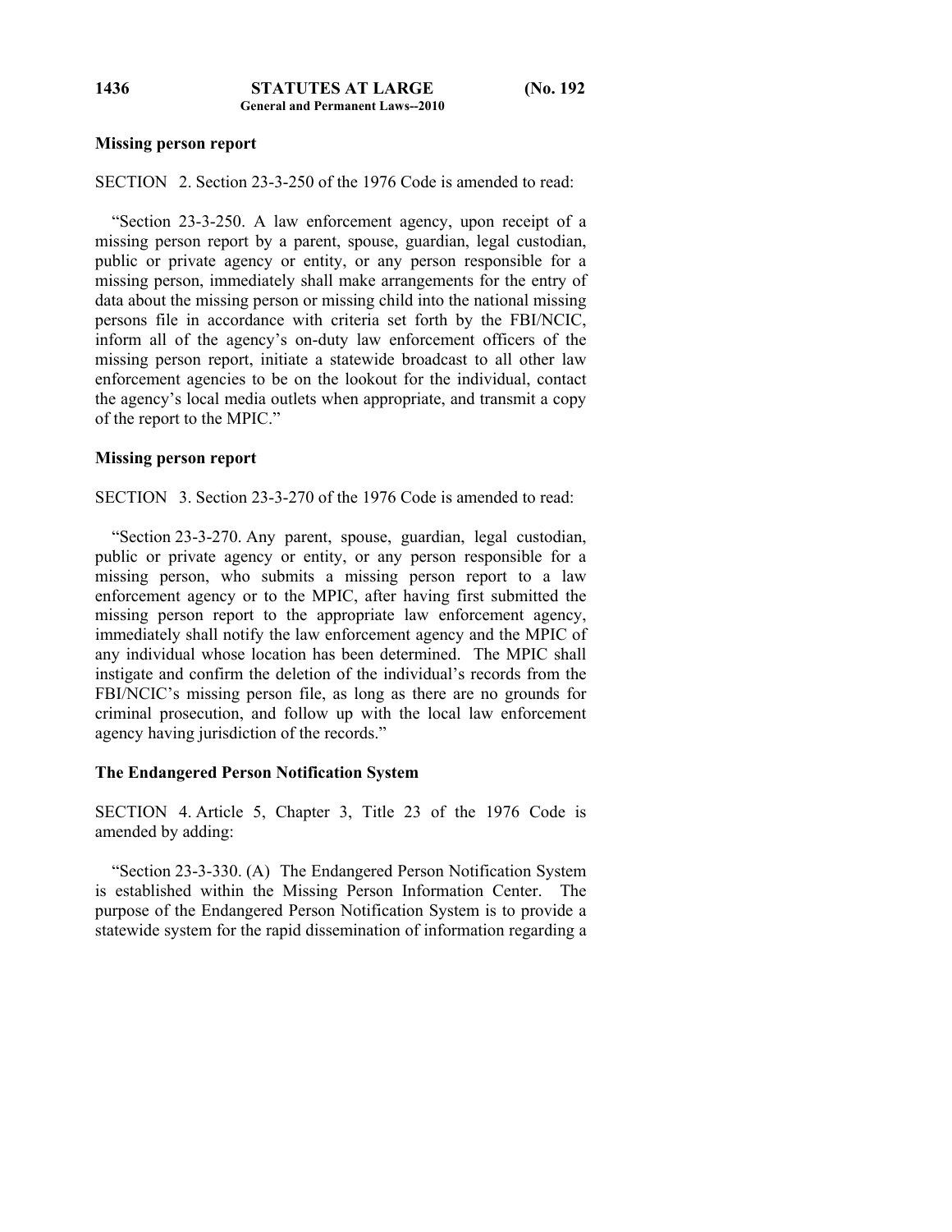**Missing person report**

SECTION 2. Section 23-3-250 of the 1976 Code is amended to read:

"Section 23-3-250. A law enforcement agency, upon receipt of a missing person report by a parent, spouse, guardian, legal custodian, public or private agency or entity, or any person responsible for a missing person, immediately shall make arrangements for the entry of data about the missing person or missing child into the national missing persons file in accordance with criteria set forth by the FBI/NCIC, inform all of the agency's on-duty law enforcement officers of the missing person report, initiate a statewide broadcast to all other law enforcement agencies to be on the lookout for the individual, contact the agency's local media outlets when appropriate, and transmit a copy of the report to the MPIC."

**Missing person report**

SECTION 3. Section 23-3-270 of the 1976 Code is amended to read:

"Section 23-3-270. Any parent, spouse, guardian, legal custodian, public or private agency or entity, or any person responsible for a missing person, who submits a missing person report to a law enforcement agency or to the MPIC, after having first submitted the missing person report to the appropriate law enforcement agency, immediately shall notify the law enforcement agency and the MPIC of any individual whose location has been determined. The MPIC shall instigate and confirm the deletion of the individual's records from the FBI/NCIC's missing person file, as long as there are no grounds for criminal prosecution, and follow up with the local law enforcement agency having jurisdiction of the records."

**The Endangered Person Notification System**

SECTION 4. Article 5, Chapter 3, Title 23 of the 1976 Code is amended by adding:

"Section 23-3-330. (A) The Endangered Person Notification System is established within the Missing Person Information Center. The purpose of the Endangered Person Notification System is to provide a statewide system for the rapid dissemination of information regarding a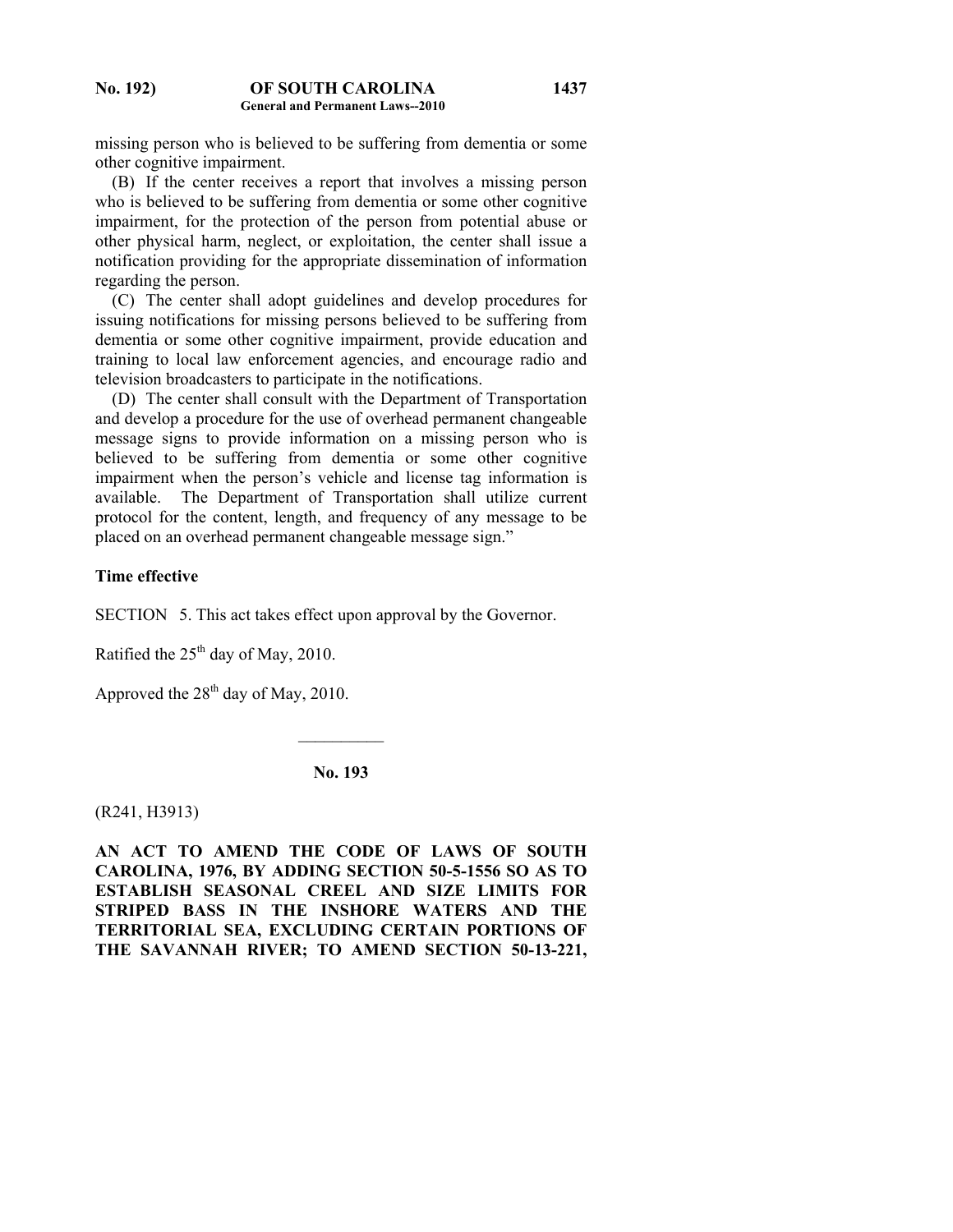missing person who is believed to be suffering from dementia or some other cognitive impairment.

(B) If the center receives a report that involves a missing person who is believed to be suffering from dementia or some other cognitive impairment, for the protection of the person from potential abuse or other physical harm, neglect, or exploitation, the center shall issue a notification providing for the appropriate dissemination of information regarding the person.

(C) The center shall adopt guidelines and develop procedures for issuing notifications for missing persons believed to be suffering from dementia or some other cognitive impairment, provide education and training to local law enforcement agencies, and encourage radio and television broadcasters to participate in the notifications.

(D) The center shall consult with the Department of Transportation and develop a procedure for the use of overhead permanent changeable message signs to provide information on a missing person who is believed to be suffering from dementia or some other cognitive impairment when the person's vehicle and license tag information is available. The Department of Transportation shall utilize current protocol for the content, length, and frequency of any message to be placed on an overhead permanent changeable message sign."

**Time effective**

SECTION 5. This act takes effect upon approval by the Governor.

Ratified the 25th day of May, 2010.

Approved the 28th day of May, 2010.

---

**No. 193**

(R241, H3913)

**AN ACT TO AMEND THE CODE OF LAWS OF SOUTH CAROLINA, 1976, BY ADDING SECTION 50-5-1556 SO AS TO ESTABLISH SEASONAL CREEL AND SIZE LIMITS FOR STRIPED BASS IN THE INSHORE WATERS AND THE TERRITORIAL SEA, EXCLUDING CERTAIN PORTIONS OF THE SAVANNAH RIVER; TO AMEND SECTION 50-13-221,**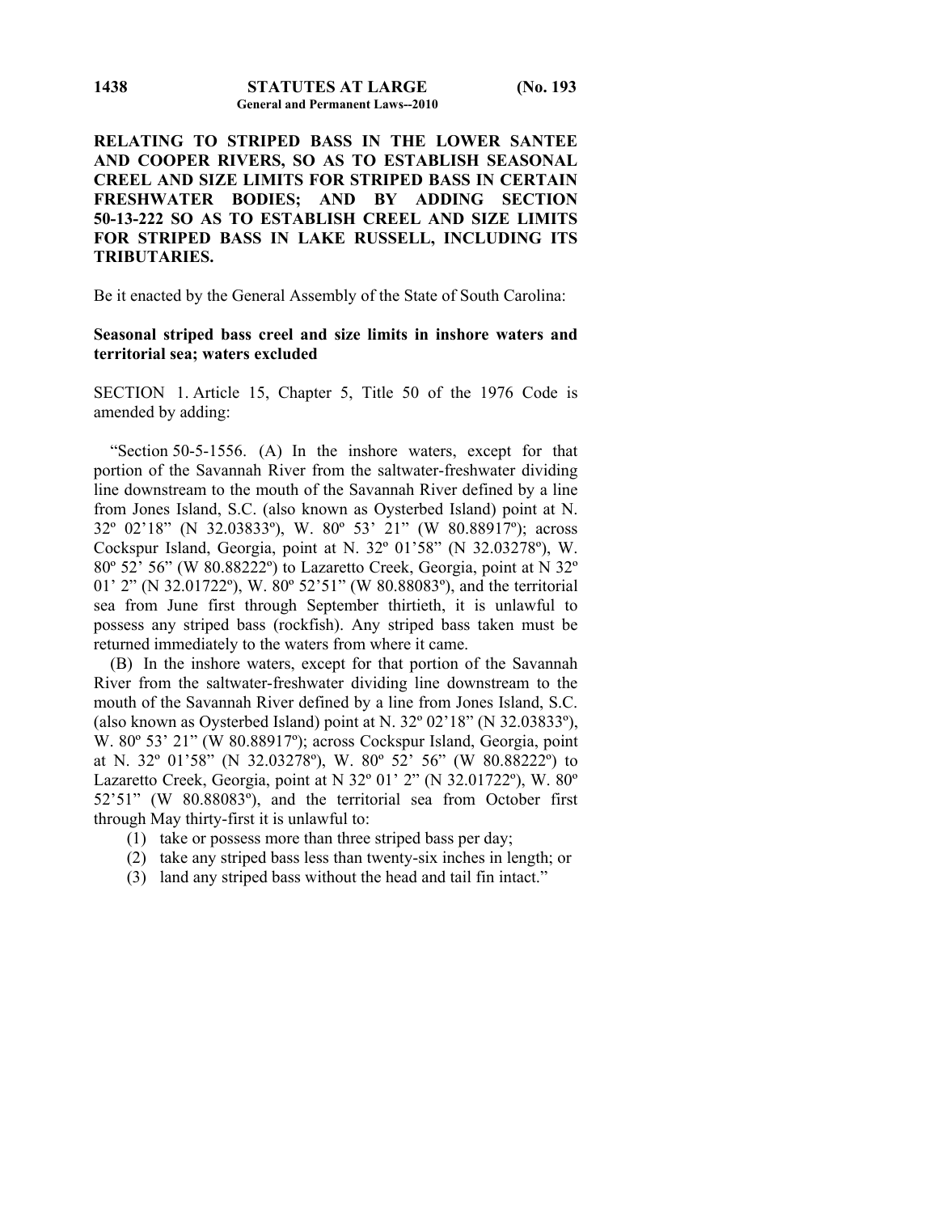**RELATING TO STRIPED BASS IN THE LOWER SANTEE AND COOPER RIVERS, SO AS TO ESTABLISH SEASONAL CREEL AND SIZE LIMITS FOR STRIPED BASS IN CERTAIN FRESHWATER BODIES; AND BY ADDING SECTION 50-13-222 SO AS TO ESTABLISH CREEL AND SIZE LIMITS FOR STRIPED BASS IN LAKE RUSSELL, INCLUDING ITS TRIBUTARIES.**

Be it enacted by the General Assembly of the State of South Carolina:

**Seasonal striped bass creel and size limits in inshore waters and territorial sea; waters excluded**

SECTION 1. Article 15, Chapter 5, Title 50 of the 1976 Code is amended by adding:

"Section 50-5-1556. (A) In the inshore waters, except for that portion of the Savannah River from the saltwater-freshwater dividing line downstream to the mouth of the Savannah River defined by a line from Jones Island, S.C. (also known as Oysterbed Island) point at N. 32º 02'18" (N 32.03833º), W. 80º 53' 21" (W 80.88917º); across Cockspur Island, Georgia, point at N. 32º 01'58" (N 32.03278º), W. 80º 52' 56" (W 80.88222º) to Lazaretto Creek, Georgia, point at N 32º 01' 2" (N 32.01722º), W. 80º 52'51" (W 80.88083º), and the territorial sea from June first through September thirtieth, it is unlawful to possess any striped bass (rockfish). Any striped bass taken must be returned immediately to the waters from where it came.

(B) In the inshore waters, except for that portion of the Savannah River from the saltwater-freshwater dividing line downstream to the mouth of the Savannah River defined by a line from Jones Island, S.C. (also known as Oysterbed Island) point at N. 32º 02'18" (N 32.03833º), W. 80º 53' 21" (W 80.88917º); across Cockspur Island, Georgia, point at N. 32º 01'58" (N 32.03278º), W. 80º 52' 56" (W 80.88222º) to Lazaretto Creek, Georgia, point at N 32º 01' 2" (N 32.01722º), W. 80º 52'51" (W 80.88083º), and the territorial sea from October first through May thirty-first it is unlawful to:

(1) take or possess more than three striped bass per day;

(2) take any striped bass less than twenty-six inches in length; or

(3) land any striped bass without the head and tail fin intact."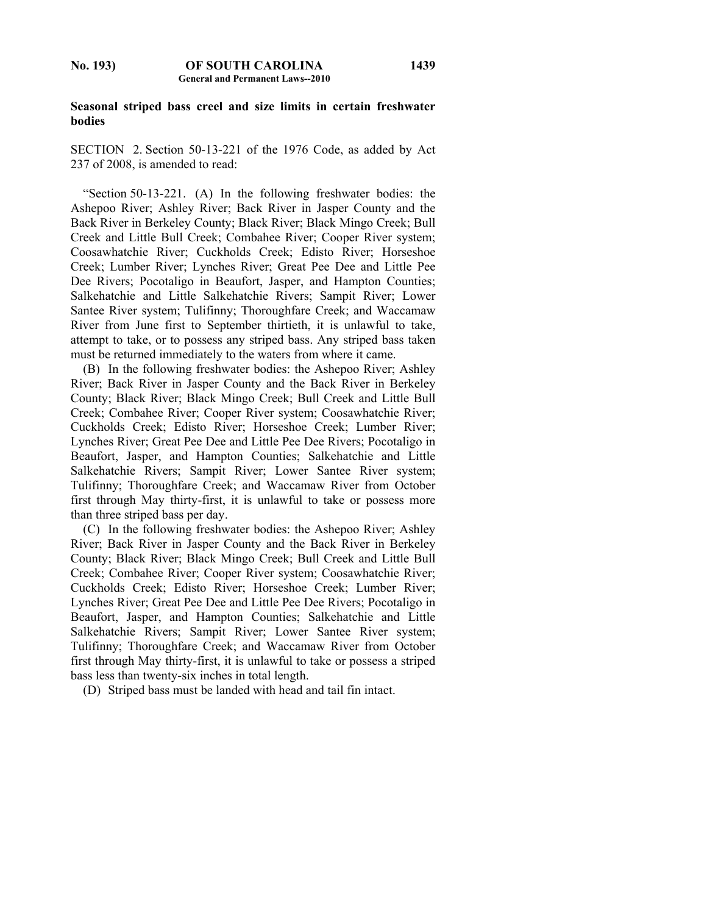**Seasonal striped bass creel and size limits in certain freshwater bodies**

SECTION 2. Section 50-13-221 of the 1976 Code, as added by Act 237 of 2008, is amended to read:

"Section 50-13-221. (A) In the following freshwater bodies: the Ashepoo River; Ashley River; Back River in Jasper County and the Back River in Berkeley County; Black River; Black Mingo Creek; Bull Creek and Little Bull Creek; Combahee River; Cooper River system; Coosawhatchie River; Cuckholds Creek; Edisto River; Horseshoe Creek; Lumber River; Lynches River; Great Pee Dee and Little Pee Dee Rivers; Pocotaligo in Beaufort, Jasper, and Hampton Counties; Salkehatchie and Little Salkehatchie Rivers; Sampit River; Lower Santee River system; Tulifinny; Thoroughfare Creek; and Waccamaw River from June first to September thirtieth, it is unlawful to take, attempt to take, or to possess any striped bass. Any striped bass taken must be returned immediately to the waters from where it came.

(B) In the following freshwater bodies: the Ashepoo River; Ashley River; Back River in Jasper County and the Back River in Berkeley County; Black River; Black Mingo Creek; Bull Creek and Little Bull Creek; Combahee River; Cooper River system; Coosawhatchie River; Cuckholds Creek; Edisto River; Horseshoe Creek; Lumber River; Lynches River; Great Pee Dee and Little Pee Dee Rivers; Pocotaligo in Beaufort, Jasper, and Hampton Counties; Salkehatchie and Little Salkehatchie Rivers; Sampit River; Lower Santee River system; Tulifinny; Thoroughfare Creek; and Waccamaw River from October first through May thirty-first, it is unlawful to take or possess more than three striped bass per day.

(C) In the following freshwater bodies: the Ashepoo River; Ashley River; Back River in Jasper County and the Back River in Berkeley County; Black River; Black Mingo Creek; Bull Creek and Little Bull Creek; Combahee River; Cooper River system; Coosawhatchie River; Cuckholds Creek; Edisto River; Horseshoe Creek; Lumber River; Lynches River; Great Pee Dee and Little Pee Dee Rivers; Pocotaligo in Beaufort, Jasper, and Hampton Counties; Salkehatchie and Little Salkehatchie Rivers; Sampit River; Lower Santee River system; Tulifinny; Thoroughfare Creek; and Waccamaw River from October first through May thirty-first, it is unlawful to take or possess a striped bass less than twenty-six inches in total length.

(D) Striped bass must be landed with head and tail fin intact.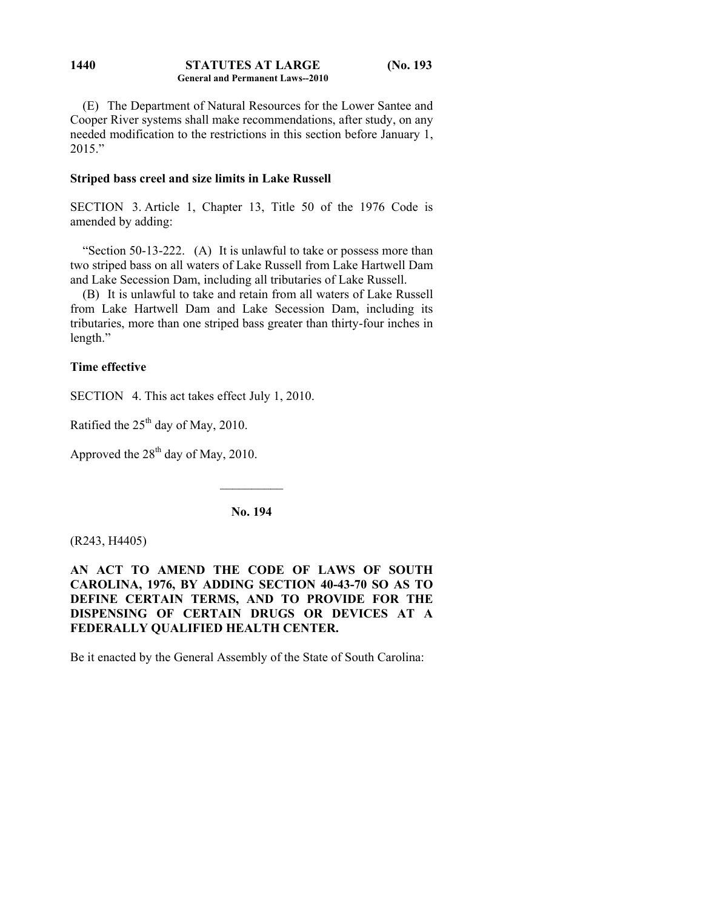(E) The Department of Natural Resources for the Lower Santee and Cooper River systems shall make recommendations, after study, on any needed modification to the restrictions in this section before January 1, 2015."

**Striped bass creel and size limits in Lake Russell**

SECTION 3. Article 1, Chapter 13, Title 50 of the 1976 Code is amended by adding:

"Section 50-13-222. (A) It is unlawful to take or possess more than two striped bass on all waters of Lake Russell from Lake Hartwell Dam and Lake Secession Dam, including all tributaries of Lake Russell.

(B) It is unlawful to take and retain from all waters of Lake Russell from Lake Hartwell Dam and Lake Secession Dam, including its tributaries, more than one striped bass greater than thirty-four inches in length."

**Time effective**

SECTION 4. This act takes effect July 1, 2010.

Ratified the 25th day of May, 2010.

Approved the 28th day of May, 2010.

---

## No. 194

(R243, H4405)

**AN ACT TO AMEND THE CODE OF LAWS OF SOUTH CAROLINA, 1976, BY ADDING SECTION 40-43-70 SO AS TO DEFINE CERTAIN TERMS, AND TO PROVIDE FOR THE DISPENSING OF CERTAIN DRUGS OR DEVICES AT A FEDERALLY QUALIFIED HEALTH CENTER.**

Be it enacted by the General Assembly of the State of South Carolina: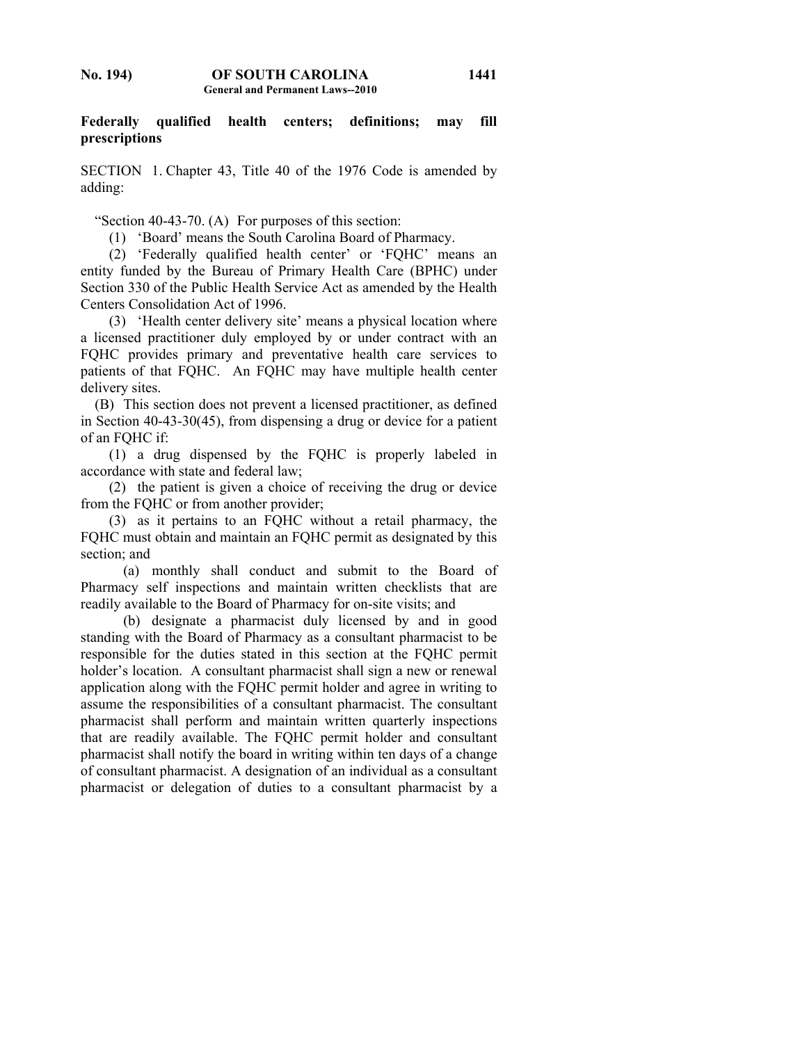**Federally qualified health centers; definitions; may fill prescriptions**

SECTION 1. Chapter 43, Title 40 of the 1976 Code is amended by adding:

"Section 40-43-70. (A) For purposes of this section:

(1) 'Board' means the South Carolina Board of Pharmacy.

(2) 'Federally qualified health center' or 'FQHC' means an entity funded by the Bureau of Primary Health Care (BPHC) under Section 330 of the Public Health Service Act as amended by the Health Centers Consolidation Act of 1996.

(3) 'Health center delivery site' means a physical location where a licensed practitioner duly employed by or under contract with an FQHC provides primary and preventative health care services to patients of that FQHC. An FQHC may have multiple health center delivery sites.

(B) This section does not prevent a licensed practitioner, as defined in Section 40-43-30(45), from dispensing a drug or device for a patient of an FQHC if:

(1) a drug dispensed by the FQHC is properly labeled in accordance with state and federal law;

(2) the patient is given a choice of receiving the drug or device from the FQHC or from another provider;

(3) as it pertains to an FQHC without a retail pharmacy, the FQHC must obtain and maintain an FQHC permit as designated by this section; and

(a) monthly shall conduct and submit to the Board of Pharmacy self inspections and maintain written checklists that are readily available to the Board of Pharmacy for on-site visits; and

(b) designate a pharmacist duly licensed by and in good standing with the Board of Pharmacy as a consultant pharmacist to be responsible for the duties stated in this section at the FQHC permit holder's location. A consultant pharmacist shall sign a new or renewal application along with the FQHC permit holder and agree in writing to assume the responsibilities of a consultant pharmacist. The consultant pharmacist shall perform and maintain written quarterly inspections that are readily available. The FQHC permit holder and consultant pharmacist shall notify the board in writing within ten days of a change of consultant pharmacist. A designation of an individual as a consultant pharmacist or delegation of duties to a consultant pharmacist by a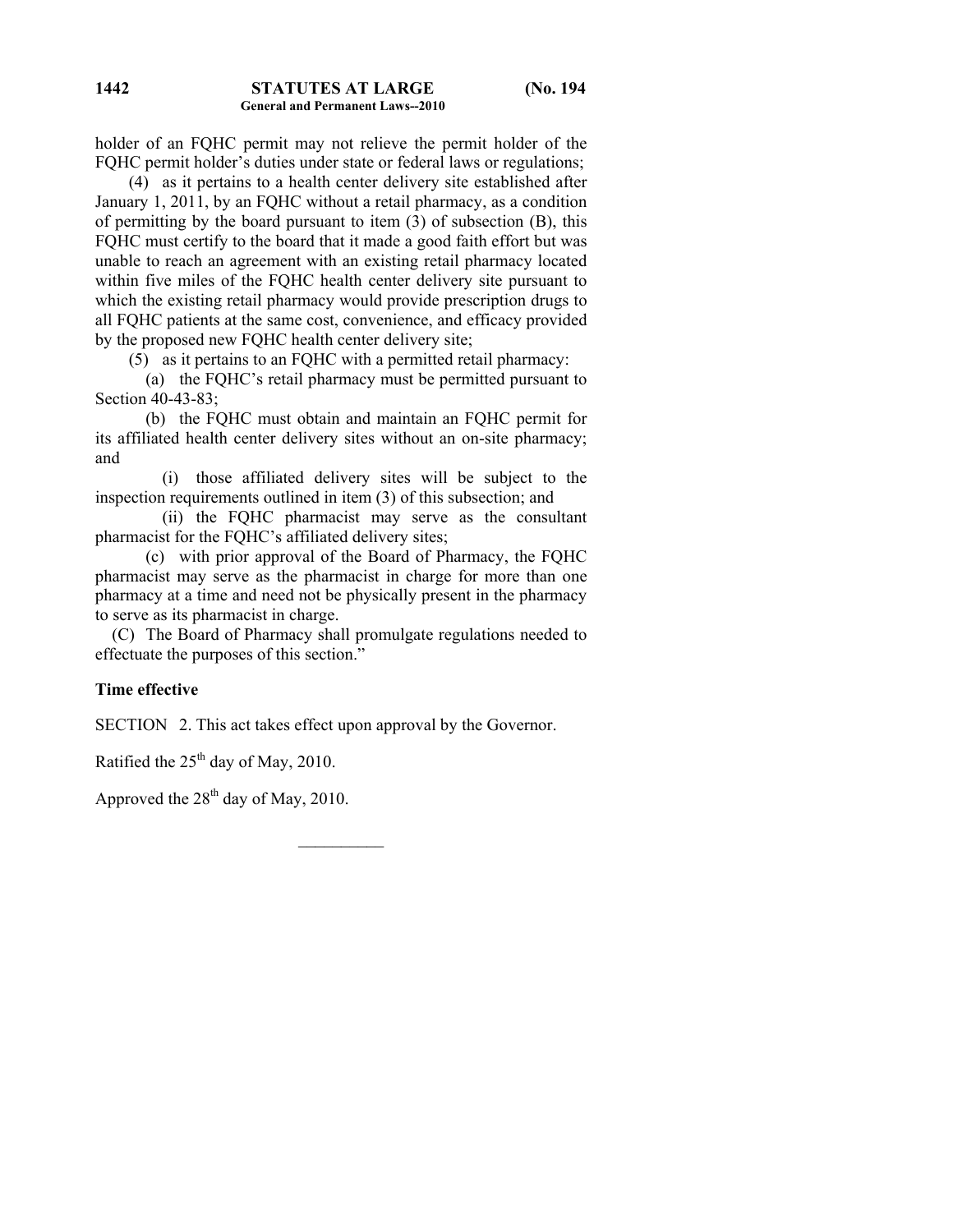holder of an FQHC permit may not relieve the permit holder of the FQHC permit holder's duties under state or federal laws or regulations;

(4) as it pertains to a health center delivery site established after January 1, 2011, by an FQHC without a retail pharmacy, as a condition of permitting by the board pursuant to item (3) of subsection (B), this FQHC must certify to the board that it made a good faith effort but was unable to reach an agreement with an existing retail pharmacy located within five miles of the FQHC health center delivery site pursuant to which the existing retail pharmacy would provide prescription drugs to all FQHC patients at the same cost, convenience, and efficacy provided by the proposed new FQHC health center delivery site;

(5) as it pertains to an FQHC with a permitted retail pharmacy:

(a) the FQHC's retail pharmacy must be permitted pursuant to Section 40-43-83;

(b) the FQHC must obtain and maintain an FQHC permit for its affiliated health center delivery sites without an on-site pharmacy; and

(i) those affiliated delivery sites will be subject to the inspection requirements outlined in item (3) of this subsection; and

(ii) the FQHC pharmacist may serve as the consultant pharmacist for the FQHC's affiliated delivery sites;

(c) with prior approval of the Board of Pharmacy, the FQHC pharmacist may serve as the pharmacist in charge for more than one pharmacy at a time and need not be physically present in the pharmacy to serve as its pharmacist in charge.

(C) The Board of Pharmacy shall promulgate regulations needed to effectuate the purposes of this section."

**Time effective**

SECTION 2. This act takes effect upon approval by the Governor.

Ratified the 25th day of May, 2010.

Approved the 28th day of May, 2010.

---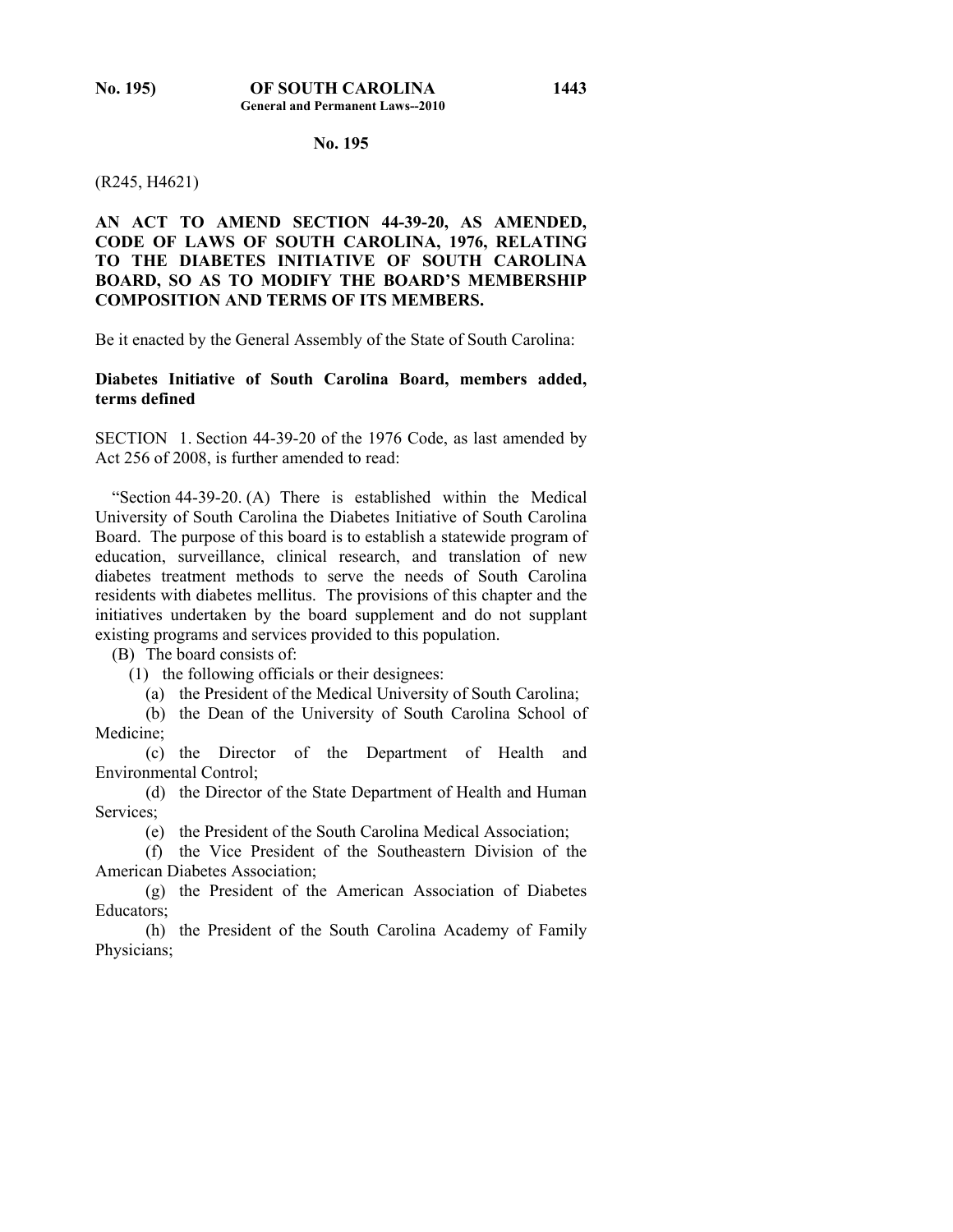**No. 195**

(R245, H4621)

**AN ACT TO AMEND SECTION 44-39-20, AS AMENDED, CODE OF LAWS OF SOUTH CAROLINA, 1976, RELATING TO THE DIABETES INITIATIVE OF SOUTH CAROLINA BOARD, SO AS TO MODIFY THE BOARD'S MEMBERSHIP COMPOSITION AND TERMS OF ITS MEMBERS.**

Be it enacted by the General Assembly of the State of South Carolina:

**Diabetes Initiative of South Carolina Board, members added, terms defined**

SECTION 1. Section 44-39-20 of the 1976 Code, as last amended by Act 256 of 2008, is further amended to read:

"Section 44-39-20. (A) There is established within the Medical University of South Carolina the Diabetes Initiative of South Carolina Board. The purpose of this board is to establish a statewide program of education, surveillance, clinical research, and translation of new diabetes treatment methods to serve the needs of South Carolina residents with diabetes mellitus. The provisions of this chapter and the initiatives undertaken by the board supplement and do not supplant existing programs and services provided to this population.

(B) The board consists of:

(1) the following officials or their designees:

(a) the President of the Medical University of South Carolina;

(b) the Dean of the University of South Carolina School of Medicine;

(c) the Director of the Department of Health and Environmental Control;

(d) the Director of the State Department of Health and Human Services;

(e) the President of the South Carolina Medical Association;

(f) the Vice President of the Southeastern Division of the American Diabetes Association;

(g) the President of the American Association of Diabetes Educators;

(h) the President of the South Carolina Academy of Family Physicians;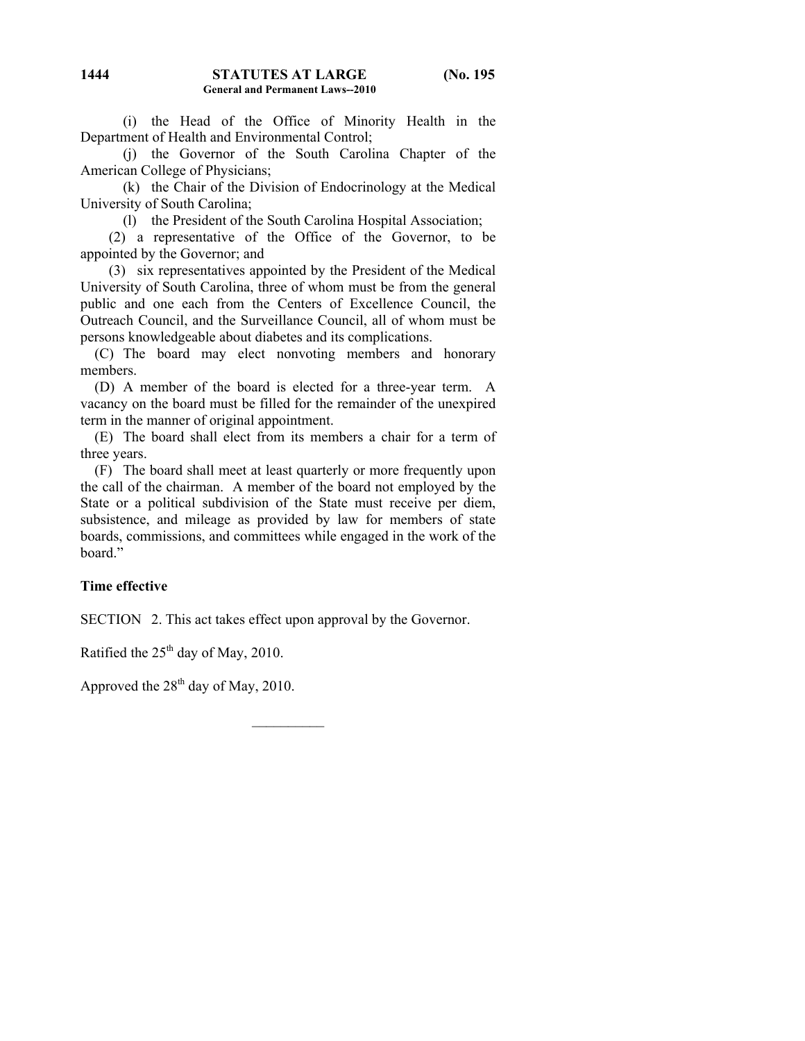(i) the Head of the Office of Minority Health in the Department of Health and Environmental Control;

(j) the Governor of the South Carolina Chapter of the American College of Physicians;

(k) the Chair of the Division of Endocrinology at the Medical University of South Carolina;

(l) the President of the South Carolina Hospital Association;

(2) a representative of the Office of the Governor, to be appointed by the Governor; and

(3) six representatives appointed by the President of the Medical University of South Carolina, three of whom must be from the general public and one each from the Centers of Excellence Council, the Outreach Council, and the Surveillance Council, all of whom must be persons knowledgeable about diabetes and its complications.

(C) The board may elect nonvoting members and honorary members.

(D) A member of the board is elected for a three-year term. A vacancy on the board must be filled for the remainder of the unexpired term in the manner of original appointment.

(E) The board shall elect from its members a chair for a term of three years.

(F) The board shall meet at least quarterly or more frequently upon the call of the chairman. A member of the board not employed by the State or a political subdivision of the State must receive per diem, subsistence, and mileage as provided by law for members of state boards, commissions, and committees while engaged in the work of the board."

**Time effective**

SECTION 2. This act takes effect upon approval by the Governor.

Ratified the 25th day of May, 2010.

Approved the 28th day of May, 2010.

__________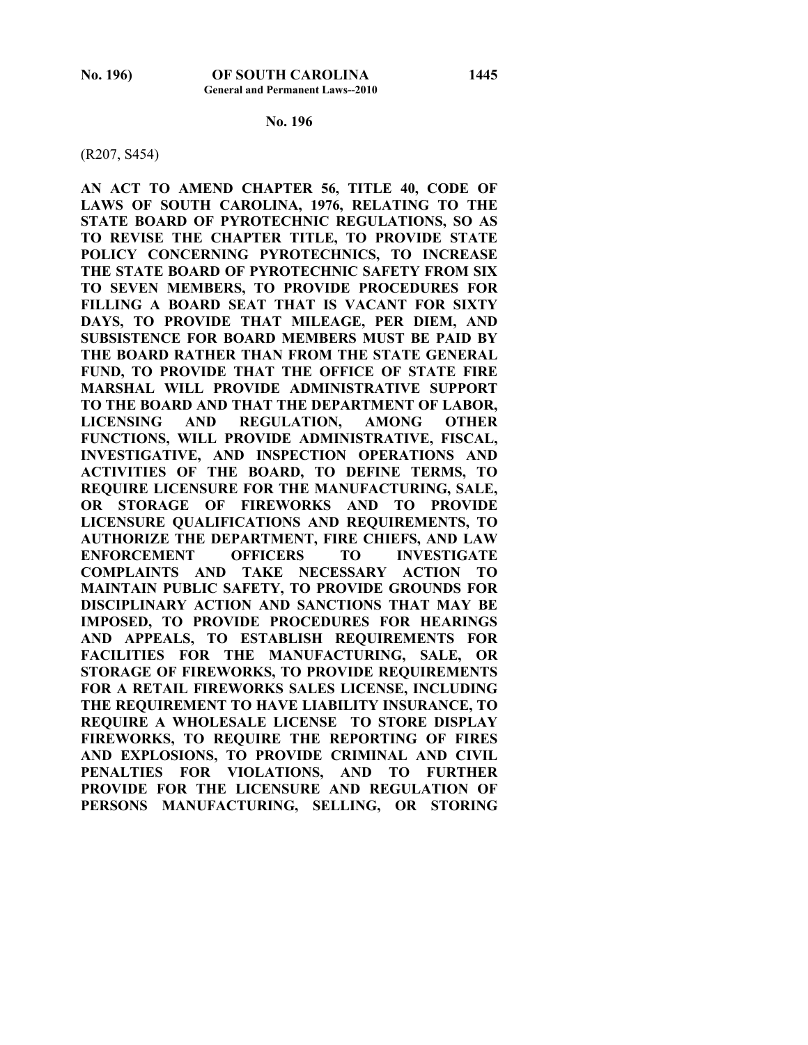## No. 196

(R207, S454)

**AN ACT TO AMEND CHAPTER 56, TITLE 40, CODE OF LAWS OF SOUTH CAROLINA, 1976, RELATING TO THE STATE BOARD OF PYROTECHNIC REGULATIONS, SO AS TO REVISE THE CHAPTER TITLE, TO PROVIDE STATE POLICY CONCERNING PYROTECHNICS, TO INCREASE THE STATE BOARD OF PYROTECHNIC SAFETY FROM SIX TO SEVEN MEMBERS, TO PROVIDE PROCEDURES FOR FILLING A BOARD SEAT THAT IS VACANT FOR SIXTY DAYS, TO PROVIDE THAT MILEAGE, PER DIEM, AND SUBSISTENCE FOR BOARD MEMBERS MUST BE PAID BY THE BOARD RATHER THAN FROM THE STATE GENERAL FUND, TO PROVIDE THAT THE OFFICE OF STATE FIRE MARSHAL WILL PROVIDE ADMINISTRATIVE SUPPORT TO THE BOARD AND THAT THE DEPARTMENT OF LABOR, LICENSING AND REGULATION, AMONG OTHER FUNCTIONS, WILL PROVIDE ADMINISTRATIVE, FISCAL, INVESTIGATIVE, AND INSPECTION OPERATIONS AND ACTIVITIES OF THE BOARD, TO DEFINE TERMS, TO REQUIRE LICENSURE FOR THE MANUFACTURING, SALE, OR STORAGE OF FIREWORKS AND TO PROVIDE LICENSURE QUALIFICATIONS AND REQUIREMENTS, TO AUTHORIZE THE DEPARTMENT, FIRE CHIEFS, AND LAW ENFORCEMENT OFFICERS TO INVESTIGATE COMPLAINTS AND TAKE NECESSARY ACTION TO MAINTAIN PUBLIC SAFETY, TO PROVIDE GROUNDS FOR DISCIPLINARY ACTION AND SANCTIONS THAT MAY BE IMPOSED, TO PROVIDE PROCEDURES FOR HEARINGS AND APPEALS, TO ESTABLISH REQUIREMENTS FOR FACILITIES FOR THE MANUFACTURING, SALE, OR STORAGE OF FIREWORKS, TO PROVIDE REQUIREMENTS FOR A RETAIL FIREWORKS SALES LICENSE, INCLUDING THE REQUIREMENT TO HAVE LIABILITY INSURANCE, TO REQUIRE A WHOLESALE LICENSE TO STORE DISPLAY FIREWORKS, TO REQUIRE THE REPORTING OF FIRES AND EXPLOSIONS, TO PROVIDE CRIMINAL AND CIVIL PENALTIES FOR VIOLATIONS, AND TO FURTHER PROVIDE FOR THE LICENSURE AND REGULATION OF PERSONS MANUFACTURING, SELLING, OR STORING**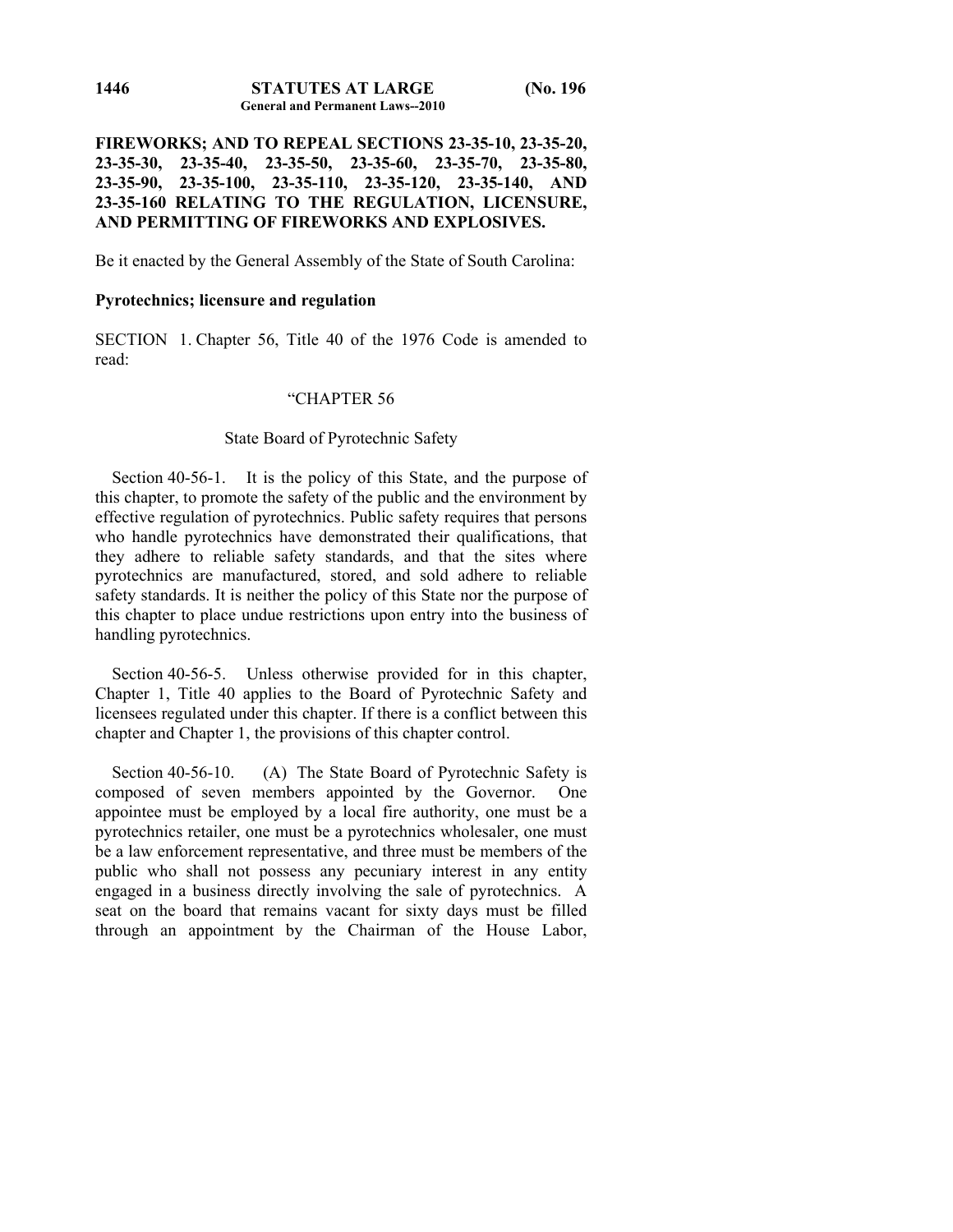**FIREWORKS; AND TO REPEAL SECTIONS 23-35-10, 23-35-20, 23-35-30, 23-35-40, 23-35-50, 23-35-60, 23-35-70, 23-35-80, 23-35-90, 23-35-100, 23-35-110, 23-35-120, 23-35-140, AND 23-35-160 RELATING TO THE REGULATION, LICENSURE, AND PERMITTING OF FIREWORKS AND EXPLOSIVES.**

Be it enacted by the General Assembly of the State of South Carolina:

**Pyrotechnics; licensure and regulation**

SECTION 1. Chapter 56, Title 40 of the 1976 Code is amended to read:

"CHAPTER 56

State Board of Pyrotechnic Safety

Section 40-56-1. It is the policy of this State, and the purpose of this chapter, to promote the safety of the public and the environment by effective regulation of pyrotechnics. Public safety requires that persons who handle pyrotechnics have demonstrated their qualifications, that they adhere to reliable safety standards, and that the sites where pyrotechnics are manufactured, stored, and sold adhere to reliable safety standards. It is neither the policy of this State nor the purpose of this chapter to place undue restrictions upon entry into the business of handling pyrotechnics.

Section 40-56-5. Unless otherwise provided for in this chapter, Chapter 1, Title 40 applies to the Board of Pyrotechnic Safety and licensees regulated under this chapter. If there is a conflict between this chapter and Chapter 1, the provisions of this chapter control.

Section 40-56-10. (A) The State Board of Pyrotechnic Safety is composed of seven members appointed by the Governor. One appointee must be employed by a local fire authority, one must be a pyrotechnics retailer, one must be a pyrotechnics wholesaler, one must be a law enforcement representative, and three must be members of the public who shall not possess any pecuniary interest in any entity engaged in a business directly involving the sale of pyrotechnics. A seat on the board that remains vacant for sixty days must be filled through an appointment by the Chairman of the House Labor,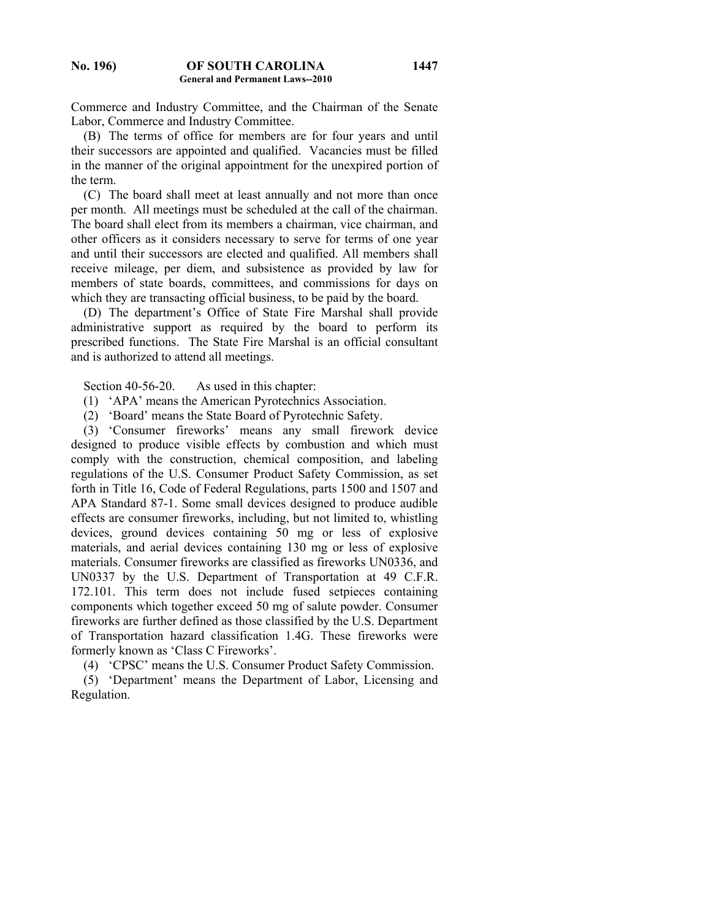Commerce and Industry Committee, and the Chairman of the Senate Labor, Commerce and Industry Committee.

(B) The terms of office for members are for four years and until their successors are appointed and qualified. Vacancies must be filled in the manner of the original appointment for the unexpired portion of the term.

(C) The board shall meet at least annually and not more than once per month. All meetings must be scheduled at the call of the chairman. The board shall elect from its members a chairman, vice chairman, and other officers as it considers necessary to serve for terms of one year and until their successors are elected and qualified. All members shall receive mileage, per diem, and subsistence as provided by law for members of state boards, committees, and commissions for days on which they are transacting official business, to be paid by the board.

(D) The department's Office of State Fire Marshal shall provide administrative support as required by the board to perform its prescribed functions. The State Fire Marshal is an official consultant and is authorized to attend all meetings.

Section 40-56-20. As used in this chapter:

(1) 'APA' means the American Pyrotechnics Association.

(2) 'Board' means the State Board of Pyrotechnic Safety.

(3) 'Consumer fireworks' means any small firework device designed to produce visible effects by combustion and which must comply with the construction, chemical composition, and labeling regulations of the U.S. Consumer Product Safety Commission, as set forth in Title 16, Code of Federal Regulations, parts 1500 and 1507 and APA Standard 87-1. Some small devices designed to produce audible effects are consumer fireworks, including, but not limited to, whistling devices, ground devices containing 50 mg or less of explosive materials, and aerial devices containing 130 mg or less of explosive materials. Consumer fireworks are classified as fireworks UN0336, and UN0337 by the U.S. Department of Transportation at 49 C.F.R. 172.101. This term does not include fused setpieces containing components which together exceed 50 mg of salute powder. Consumer fireworks are further defined as those classified by the U.S. Department of Transportation hazard classification 1.4G. These fireworks were formerly known as 'Class C Fireworks'.

(4) 'CPSC' means the U.S. Consumer Product Safety Commission.

(5) 'Department' means the Department of Labor, Licensing and Regulation.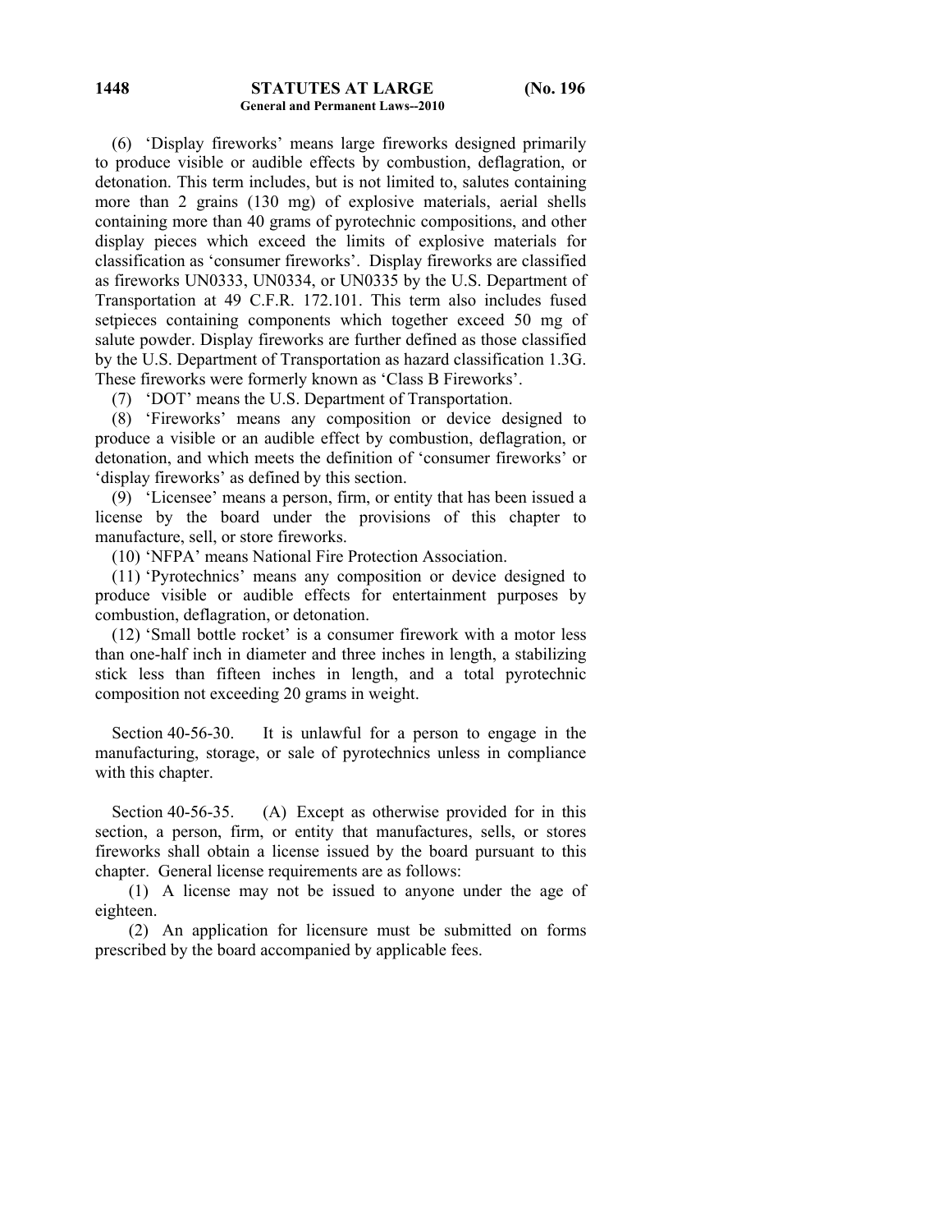(6) 'Display fireworks' means large fireworks designed primarily to produce visible or audible effects by combustion, deflagration, or detonation. This term includes, but is not limited to, salutes containing more than 2 grains (130 mg) of explosive materials, aerial shells containing more than 40 grams of pyrotechnic compositions, and other display pieces which exceed the limits of explosive materials for classification as 'consumer fireworks'. Display fireworks are classified as fireworks UN0333, UN0334, or UN0335 by the U.S. Department of Transportation at 49 C.F.R. 172.101. This term also includes fused setpieces containing components which together exceed 50 mg of salute powder. Display fireworks are further defined as those classified by the U.S. Department of Transportation as hazard classification 1.3G. These fireworks were formerly known as 'Class B Fireworks'.

(7) 'DOT' means the U.S. Department of Transportation.

(8) 'Fireworks' means any composition or device designed to produce a visible or an audible effect by combustion, deflagration, or detonation, and which meets the definition of 'consumer fireworks' or 'display fireworks' as defined by this section.

(9) 'Licensee' means a person, firm, or entity that has been issued a license by the board under the provisions of this chapter to manufacture, sell, or store fireworks.

(10) 'NFPA' means National Fire Protection Association.

(11) 'Pyrotechnics' means any composition or device designed to produce visible or audible effects for entertainment purposes by combustion, deflagration, or detonation.

(12) 'Small bottle rocket' is a consumer firework with a motor less than one-half inch in diameter and three inches in length, a stabilizing stick less than fifteen inches in length, and a total pyrotechnic composition not exceeding 20 grams in weight.

Section 40-56-30. It is unlawful for a person to engage in the manufacturing, storage, or sale of pyrotechnics unless in compliance with this chapter.

Section 40-56-35. (A) Except as otherwise provided for in this section, a person, firm, or entity that manufactures, sells, or stores fireworks shall obtain a license issued by the board pursuant to this chapter. General license requirements are as follows:

(1) A license may not be issued to anyone under the age of eighteen.

(2) An application for licensure must be submitted on forms prescribed by the board accompanied by applicable fees.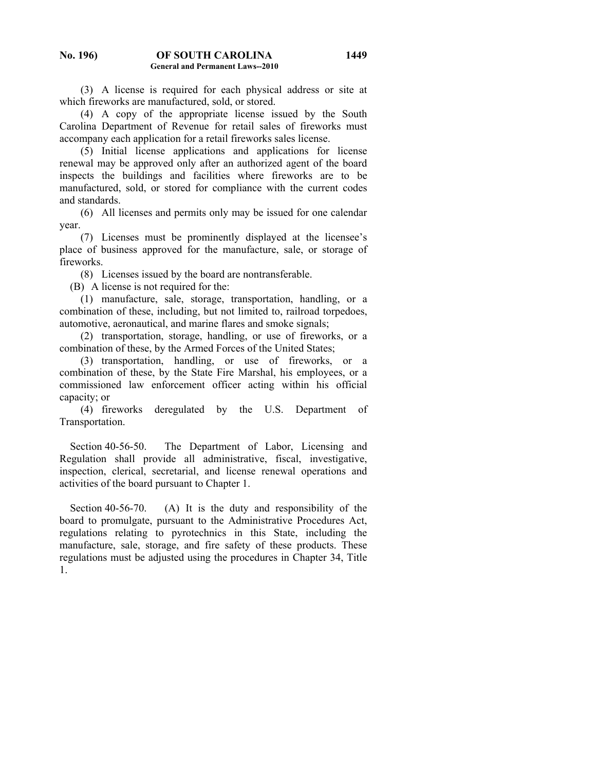(3) A license is required for each physical address or site at which fireworks are manufactured, sold, or stored.

(4) A copy of the appropriate license issued by the South Carolina Department of Revenue for retail sales of fireworks must accompany each application for a retail fireworks sales license.

(5) Initial license applications and applications for license renewal may be approved only after an authorized agent of the board inspects the buildings and facilities where fireworks are to be manufactured, sold, or stored for compliance with the current codes and standards.

(6) All licenses and permits only may be issued for one calendar year.

(7) Licenses must be prominently displayed at the licensee's place of business approved for the manufacture, sale, or storage of fireworks.

(8) Licenses issued by the board are nontransferable.

(B) A license is not required for the:

(1) manufacture, sale, storage, transportation, handling, or a combination of these, including, but not limited to, railroad torpedoes, automotive, aeronautical, and marine flares and smoke signals;

(2) transportation, storage, handling, or use of fireworks, or a combination of these, by the Armed Forces of the United States;

(3) transportation, handling, or use of fireworks, or a combination of these, by the State Fire Marshal, his employees, or a commissioned law enforcement officer acting within his official capacity; or

(4) fireworks deregulated by the U.S. Department of Transportation.

Section 40-56-50. The Department of Labor, Licensing and Regulation shall provide all administrative, fiscal, investigative, inspection, clerical, secretarial, and license renewal operations and activities of the board pursuant to Chapter 1.

Section 40-56-70. (A) It is the duty and responsibility of the board to promulgate, pursuant to the Administrative Procedures Act, regulations relating to pyrotechnics in this State, including the manufacture, sale, storage, and fire safety of these products. These regulations must be adjusted using the procedures in Chapter 34, Title 1.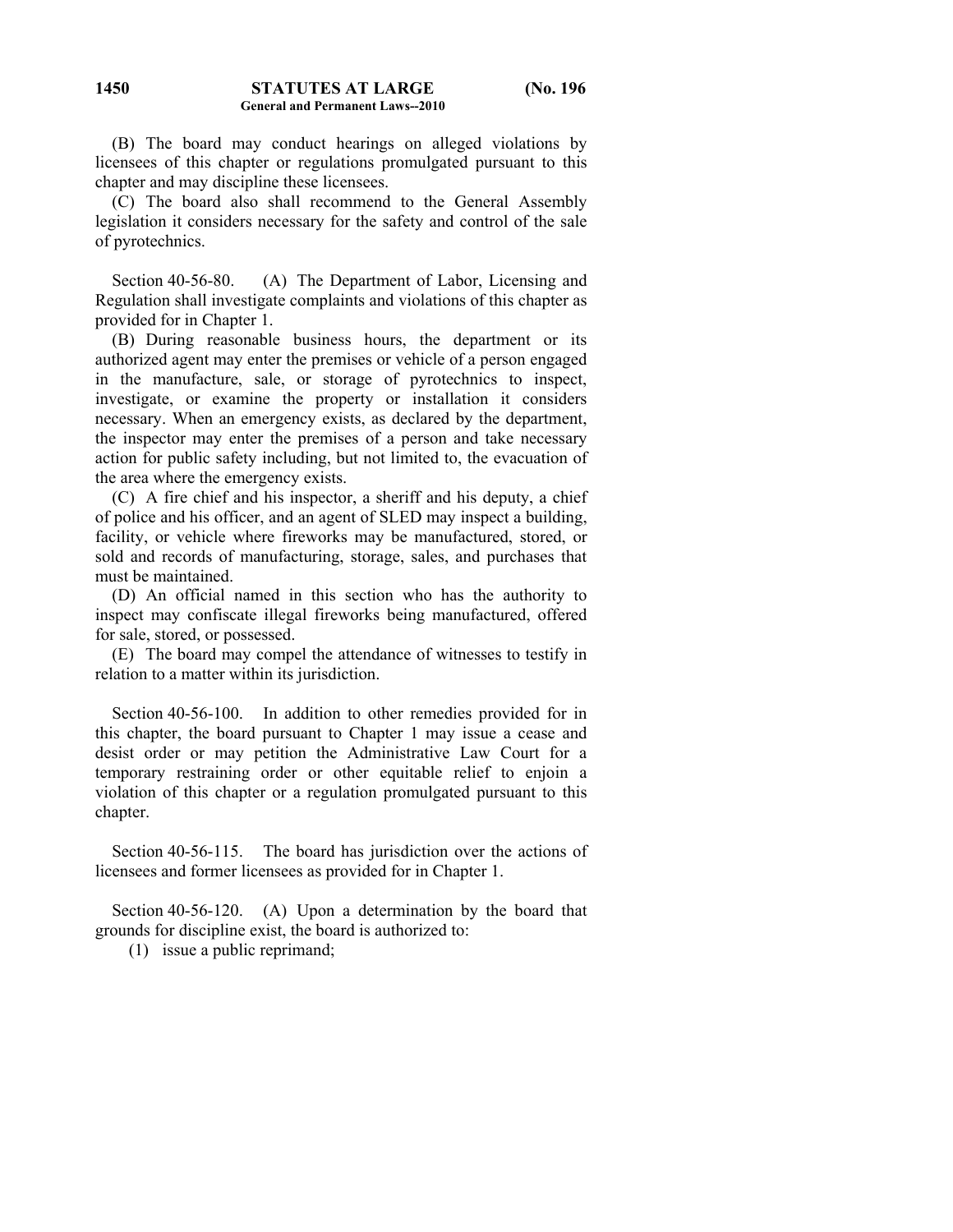(B) The board may conduct hearings on alleged violations by licensees of this chapter or regulations promulgated pursuant to this chapter and may discipline these licensees.

(C) The board also shall recommend to the General Assembly legislation it considers necessary for the safety and control of the sale of pyrotechnics.

Section 40-56-80. (A) The Department of Labor, Licensing and Regulation shall investigate complaints and violations of this chapter as provided for in Chapter 1.

(B) During reasonable business hours, the department or its authorized agent may enter the premises or vehicle of a person engaged in the manufacture, sale, or storage of pyrotechnics to inspect, investigate, or examine the property or installation it considers necessary. When an emergency exists, as declared by the department, the inspector may enter the premises of a person and take necessary action for public safety including, but not limited to, the evacuation of the area where the emergency exists.

(C) A fire chief and his inspector, a sheriff and his deputy, a chief of police and his officer, and an agent of SLED may inspect a building, facility, or vehicle where fireworks may be manufactured, stored, or sold and records of manufacturing, storage, sales, and purchases that must be maintained.

(D) An official named in this section who has the authority to inspect may confiscate illegal fireworks being manufactured, offered for sale, stored, or possessed.

(E) The board may compel the attendance of witnesses to testify in relation to a matter within its jurisdiction.

Section 40-56-100. In addition to other remedies provided for in this chapter, the board pursuant to Chapter 1 may issue a cease and desist order or may petition the Administrative Law Court for a temporary restraining order or other equitable relief to enjoin a violation of this chapter or a regulation promulgated pursuant to this chapter.

Section 40-56-115. The board has jurisdiction over the actions of licensees and former licensees as provided for in Chapter 1.

Section 40-56-120. (A) Upon a determination by the board that grounds for discipline exist, the board is authorized to:

(1) issue a public reprimand;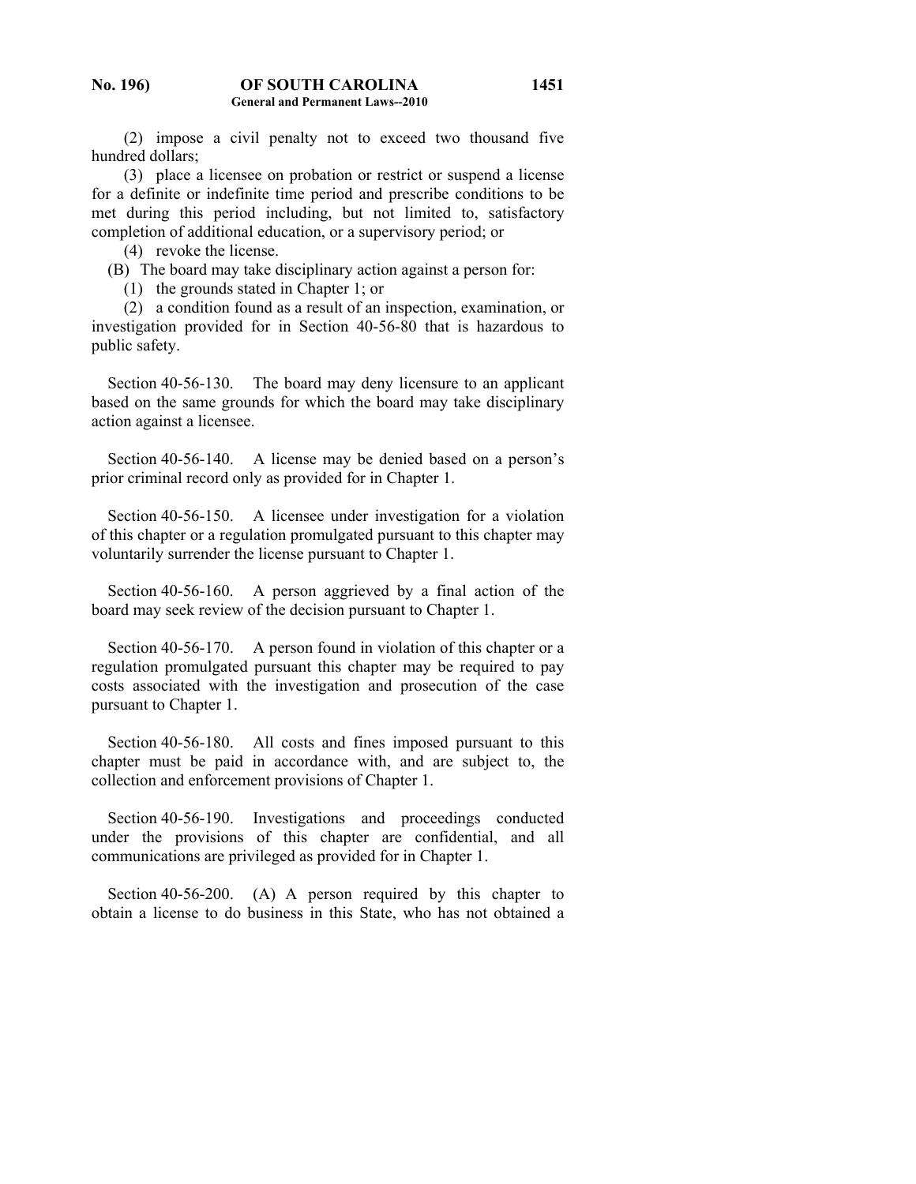(2) impose a civil penalty not to exceed two thousand five hundred dollars;

(3) place a licensee on probation or restrict or suspend a license for a definite or indefinite time period and prescribe conditions to be met during this period including, but not limited to, satisfactory completion of additional education, or a supervisory period; or

(4) revoke the license.

(B) The board may take disciplinary action against a person for:

(1) the grounds stated in Chapter 1; or

(2) a condition found as a result of an inspection, examination, or investigation provided for in Section 40-56-80 that is hazardous to public safety.

Section 40-56-130. The board may deny licensure to an applicant based on the same grounds for which the board may take disciplinary action against a licensee.

Section 40-56-140. A license may be denied based on a person's prior criminal record only as provided for in Chapter 1.

Section 40-56-150. A licensee under investigation for a violation of this chapter or a regulation promulgated pursuant to this chapter may voluntarily surrender the license pursuant to Chapter 1.

Section 40-56-160. A person aggrieved by a final action of the board may seek review of the decision pursuant to Chapter 1.

Section 40-56-170. A person found in violation of this chapter or a regulation promulgated pursuant this chapter may be required to pay costs associated with the investigation and prosecution of the case pursuant to Chapter 1.

Section 40-56-180. All costs and fines imposed pursuant to this chapter must be paid in accordance with, and are subject to, the collection and enforcement provisions of Chapter 1.

Section 40-56-190. Investigations and proceedings conducted under the provisions of this chapter are confidential, and all communications are privileged as provided for in Chapter 1.

Section 40-56-200. (A) A person required by this chapter to obtain a license to do business in this State, who has not obtained a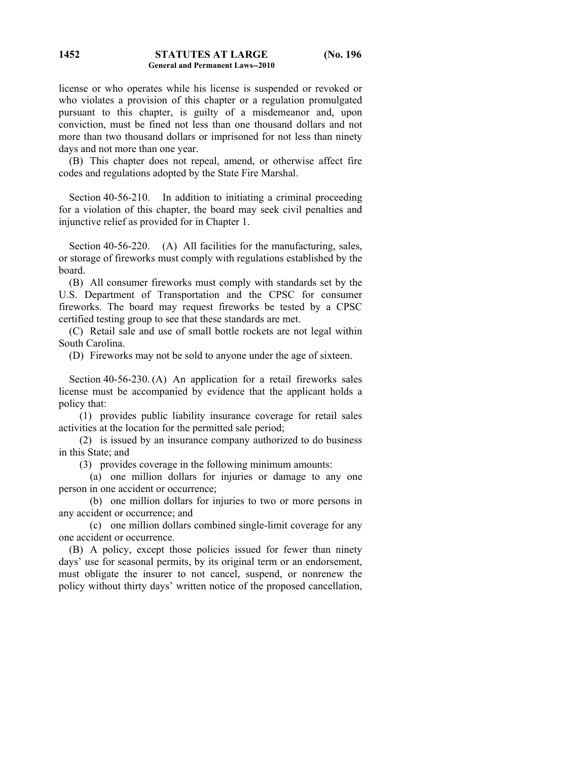license or who operates while his license is suspended or revoked or who violates a provision of this chapter or a regulation promulgated pursuant to this chapter, is guilty of a misdemeanor and, upon conviction, must be fined not less than one thousand dollars and not more than two thousand dollars or imprisoned for not less than ninety days and not more than one year.

(B) This chapter does not repeal, amend, or otherwise affect fire codes and regulations adopted by the State Fire Marshal.

Section 40-56-210. In addition to initiating a criminal proceeding for a violation of this chapter, the board may seek civil penalties and injunctive relief as provided for in Chapter 1.

Section 40-56-220. (A) All facilities for the manufacturing, sales, or storage of fireworks must comply with regulations established by the board.

(B) All consumer fireworks must comply with standards set by the U.S. Department of Transportation and the CPSC for consumer fireworks. The board may request fireworks be tested by a CPSC certified testing group to see that these standards are met.

(C) Retail sale and use of small bottle rockets are not legal within South Carolina.

(D) Fireworks may not be sold to anyone under the age of sixteen.

Section 40-56-230. (A) An application for a retail fireworks sales license must be accompanied by evidence that the applicant holds a policy that:

(1) provides public liability insurance coverage for retail sales activities at the location for the permitted sale period;

(2) is issued by an insurance company authorized to do business in this State; and

(3) provides coverage in the following minimum amounts:

(a) one million dollars for injuries or damage to any one person in one accident or occurrence;

(b) one million dollars for injuries to two or more persons in any accident or occurrence; and

(c) one million dollars combined single-limit coverage for any one accident or occurrence.

(B) A policy, except those policies issued for fewer than ninety days' use for seasonal permits, by its original term or an endorsement, must obligate the insurer to not cancel, suspend, or nonrenew the policy without thirty days' written notice of the proposed cancellation,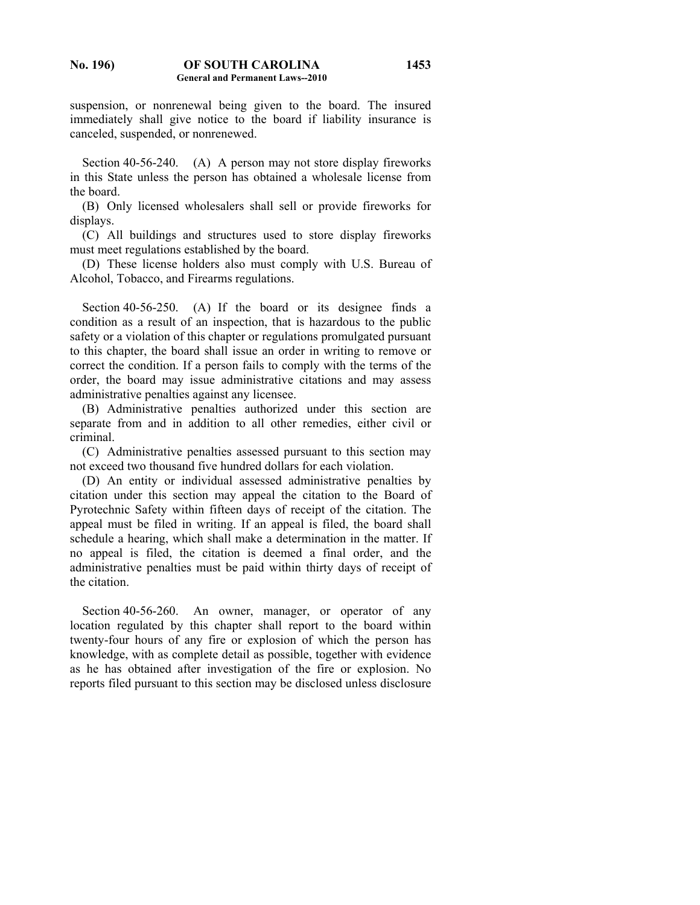suspension, or nonrenewal being given to the board. The insured immediately shall give notice to the board if liability insurance is canceled, suspended, or nonrenewed.

Section 40-56-240. (A) A person may not store display fireworks in this State unless the person has obtained a wholesale license from the board.

(B) Only licensed wholesalers shall sell or provide fireworks for displays.

(C) All buildings and structures used to store display fireworks must meet regulations established by the board.

(D) These license holders also must comply with U.S. Bureau of Alcohol, Tobacco, and Firearms regulations.

Section 40-56-250. (A) If the board or its designee finds a condition as a result of an inspection, that is hazardous to the public safety or a violation of this chapter or regulations promulgated pursuant to this chapter, the board shall issue an order in writing to remove or correct the condition. If a person fails to comply with the terms of the order, the board may issue administrative citations and may assess administrative penalties against any licensee.

(B) Administrative penalties authorized under this section are separate from and in addition to all other remedies, either civil or criminal.

(C) Administrative penalties assessed pursuant to this section may not exceed two thousand five hundred dollars for each violation.

(D) An entity or individual assessed administrative penalties by citation under this section may appeal the citation to the Board of Pyrotechnic Safety within fifteen days of receipt of the citation. The appeal must be filed in writing. If an appeal is filed, the board shall schedule a hearing, which shall make a determination in the matter. If no appeal is filed, the citation is deemed a final order, and the administrative penalties must be paid within thirty days of receipt of the citation.

Section 40-56-260. An owner, manager, or operator of any location regulated by this chapter shall report to the board within twenty-four hours of any fire or explosion of which the person has knowledge, with as complete detail as possible, together with evidence as he has obtained after investigation of the fire or explosion. No reports filed pursuant to this section may be disclosed unless disclosure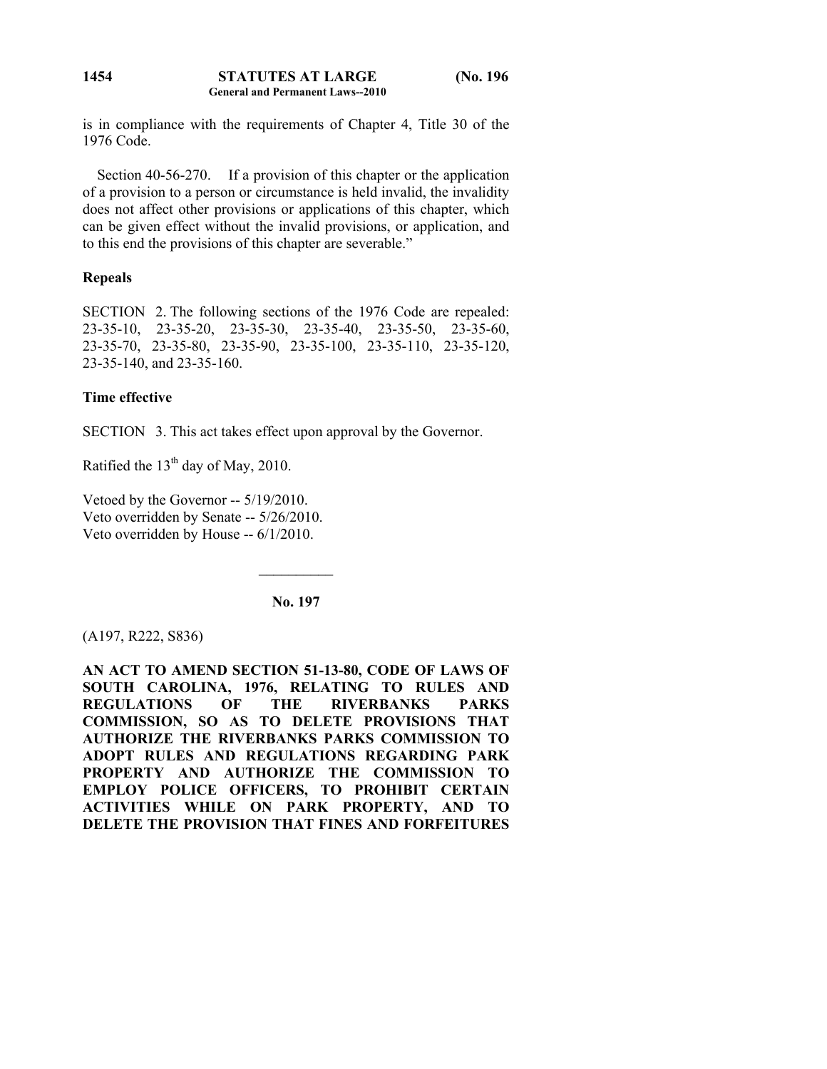is in compliance with the requirements of Chapter 4, Title 30 of the 1976 Code.

Section 40-56-270. If a provision of this chapter or the application of a provision to a person or circumstance is held invalid, the invalidity does not affect other provisions or applications of this chapter, which can be given effect without the invalid provisions, or application, and to this end the provisions of this chapter are severable."

**Repeals**

SECTION 2. The following sections of the 1976 Code are repealed: 23-35-10, 23-35-20, 23-35-30, 23-35-40, 23-35-50, 23-35-60, 23-35-70, 23-35-80, 23-35-90, 23-35-100, 23-35-110, 23-35-120, 23-35-140, and 23-35-160.

**Time effective**

SECTION 3. This act takes effect upon approval by the Governor.

Ratified the 13th day of May, 2010.

Vetoed by the Governor -- 5/19/2010.
Veto overridden by Senate -- 5/26/2010.
Veto overridden by House -- 6/1/2010.

---

**No. 197**

(A197, R222, S836)

**AN ACT TO AMEND SECTION 51-13-80, CODE OF LAWS OF SOUTH CAROLINA, 1976, RELATING TO RULES AND REGULATIONS OF THE RIVERBANKS PARKS COMMISSION, SO AS TO DELETE PROVISIONS THAT AUTHORIZE THE RIVERBANKS PARKS COMMISSION TO ADOPT RULES AND REGULATIONS REGARDING PARK PROPERTY AND AUTHORIZE THE COMMISSION TO EMPLOY POLICE OFFICERS, TO PROHIBIT CERTAIN ACTIVITIES WHILE ON PARK PROPERTY, AND TO DELETE THE PROVISION THAT FINES AND FORFEITURES**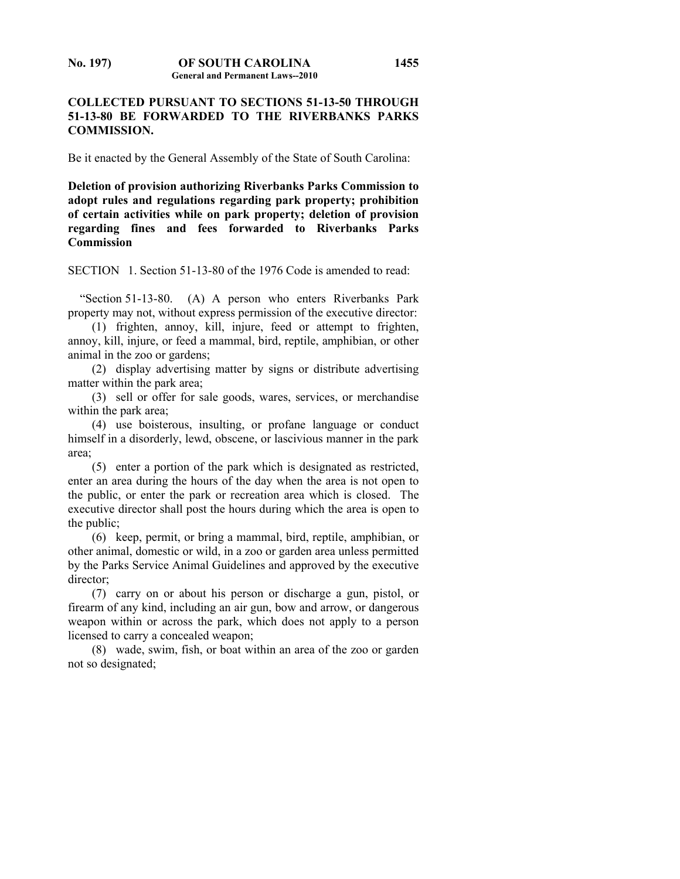**COLLECTED PURSUANT TO SECTIONS 51-13-50 THROUGH 51-13-80 BE FORWARDED TO THE RIVERBANKS PARKS COMMISSION.**

Be it enacted by the General Assembly of the State of South Carolina:

**Deletion of provision authorizing Riverbanks Parks Commission to adopt rules and regulations regarding park property; prohibition of certain activities while on park property; deletion of provision regarding fines and fees forwarded to Riverbanks Parks Commission**

SECTION 1. Section 51-13-80 of the 1976 Code is amended to read:

"Section 51-13-80. (A) A person who enters Riverbanks Park property may not, without express permission of the executive director:

(1) frighten, annoy, kill, injure, feed or attempt to frighten, annoy, kill, injure, or feed a mammal, bird, reptile, amphibian, or other animal in the zoo or gardens;

(2) display advertising matter by signs or distribute advertising matter within the park area;

(3) sell or offer for sale goods, wares, services, or merchandise within the park area;

(4) use boisterous, insulting, or profane language or conduct himself in a disorderly, lewd, obscene, or lascivious manner in the park area;

(5) enter a portion of the park which is designated as restricted, enter an area during the hours of the day when the area is not open to the public, or enter the park or recreation area which is closed. The executive director shall post the hours during which the area is open to the public;

(6) keep, permit, or bring a mammal, bird, reptile, amphibian, or other animal, domestic or wild, in a zoo or garden area unless permitted by the Parks Service Animal Guidelines and approved by the executive director;

(7) carry on or about his person or discharge a gun, pistol, or firearm of any kind, including an air gun, bow and arrow, or dangerous weapon within or across the park, which does not apply to a person licensed to carry a concealed weapon;

(8) wade, swim, fish, or boat within an area of the zoo or garden not so designated;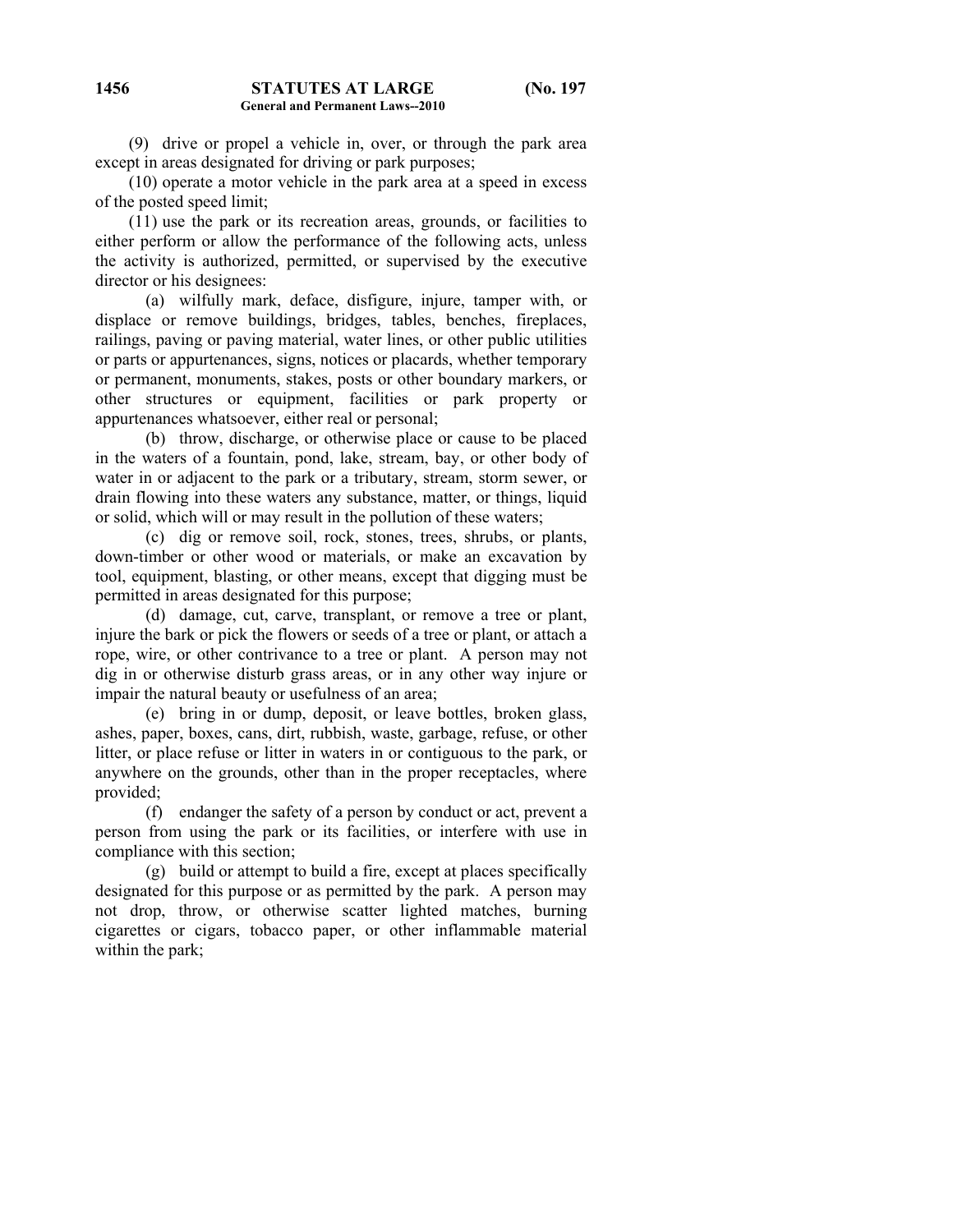(9) drive or propel a vehicle in, over, or through the park area except in areas designated for driving or park purposes;

(10) operate a motor vehicle in the park area at a speed in excess of the posted speed limit;

(11) use the park or its recreation areas, grounds, or facilities to either perform or allow the performance of the following acts, unless the activity is authorized, permitted, or supervised by the executive director or his designees:

(a) wilfully mark, deface, disfigure, injure, tamper with, or displace or remove buildings, bridges, tables, benches, fireplaces, railings, paving or paving material, water lines, or other public utilities or parts or appurtenances, signs, notices or placards, whether temporary or permanent, monuments, stakes, posts or other boundary markers, or other structures or equipment, facilities or park property or appurtenances whatsoever, either real or personal;

(b) throw, discharge, or otherwise place or cause to be placed in the waters of a fountain, pond, lake, stream, bay, or other body of water in or adjacent to the park or a tributary, stream, storm sewer, or drain flowing into these waters any substance, matter, or things, liquid or solid, which will or may result in the pollution of these waters;

(c) dig or remove soil, rock, stones, trees, shrubs, or plants, down-timber or other wood or materials, or make an excavation by tool, equipment, blasting, or other means, except that digging must be permitted in areas designated for this purpose;

(d) damage, cut, carve, transplant, or remove a tree or plant, injure the bark or pick the flowers or seeds of a tree or plant, or attach a rope, wire, or other contrivance to a tree or plant. A person may not dig in or otherwise disturb grass areas, or in any other way injure or impair the natural beauty or usefulness of an area;

(e) bring in or dump, deposit, or leave bottles, broken glass, ashes, paper, boxes, cans, dirt, rubbish, waste, garbage, refuse, or other litter, or place refuse or litter in waters in or contiguous to the park, or anywhere on the grounds, other than in the proper receptacles, where provided;

(f) endanger the safety of a person by conduct or act, prevent a person from using the park or its facilities, or interfere with use in compliance with this section;

(g) build or attempt to build a fire, except at places specifically designated for this purpose or as permitted by the park. A person may not drop, throw, or otherwise scatter lighted matches, burning cigarettes or cigars, tobacco paper, or other inflammable material within the park;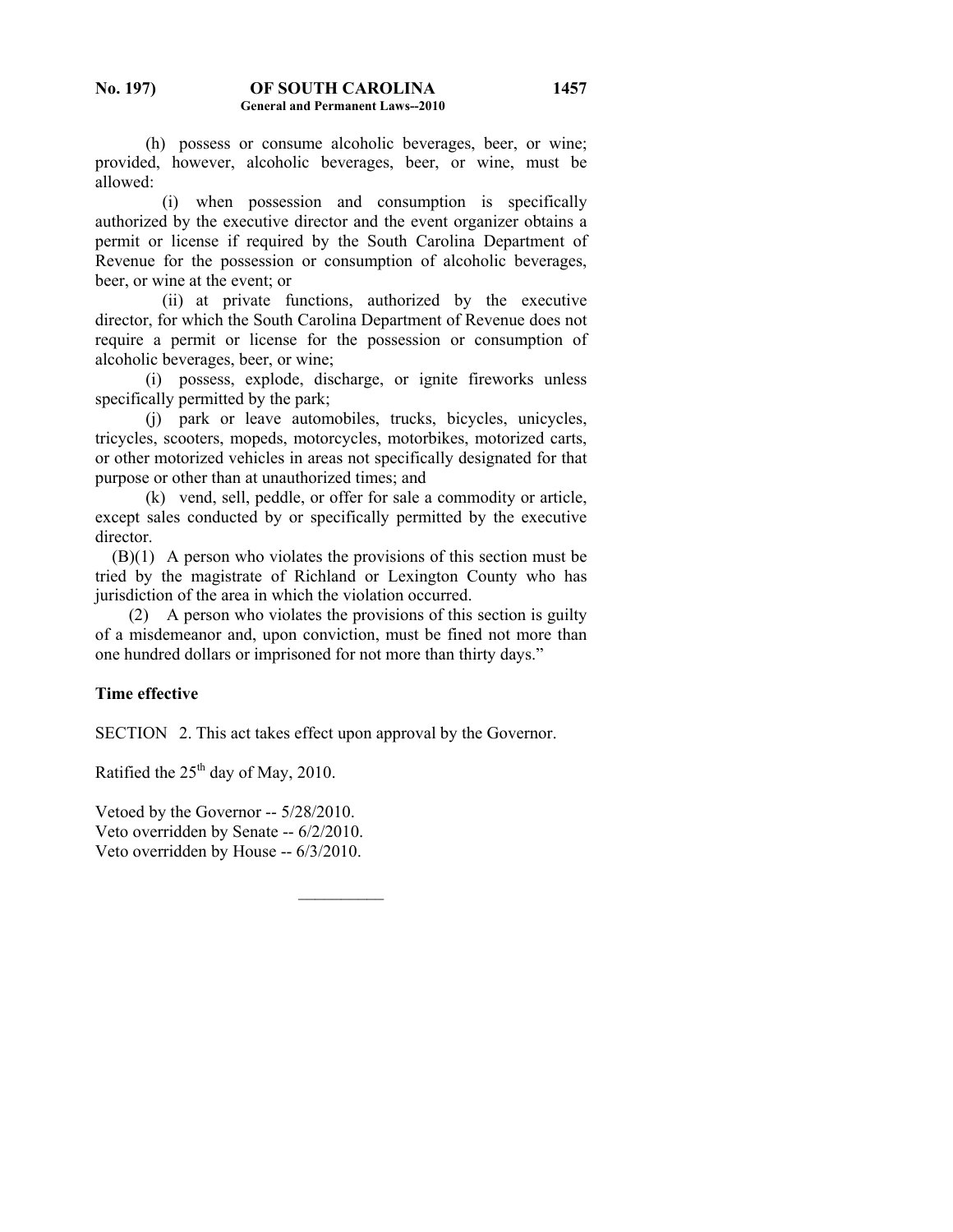(h) possess or consume alcoholic beverages, beer, or wine; provided, however, alcoholic beverages, beer, or wine, must be allowed:

(i) when possession and consumption is specifically authorized by the executive director and the event organizer obtains a permit or license if required by the South Carolina Department of Revenue for the possession or consumption of alcoholic beverages, beer, or wine at the event; or

(ii) at private functions, authorized by the executive director, for which the South Carolina Department of Revenue does not require a permit or license for the possession or consumption of alcoholic beverages, beer, or wine;

(i) possess, explode, discharge, or ignite fireworks unless specifically permitted by the park;

(j) park or leave automobiles, trucks, bicycles, unicycles, tricycles, scooters, mopeds, motorcycles, motorbikes, motorized carts, or other motorized vehicles in areas not specifically designated for that purpose or other than at unauthorized times; and

(k) vend, sell, peddle, or offer for sale a commodity or article, except sales conducted by or specifically permitted by the executive director.

(B)(1) A person who violates the provisions of this section must be tried by the magistrate of Richland or Lexington County who has jurisdiction of the area in which the violation occurred.

(2) A person who violates the provisions of this section is guilty of a misdemeanor and, upon conviction, must be fined not more than one hundred dollars or imprisoned for not more than thirty days."

**Time effective**

SECTION 2. This act takes effect upon approval by the Governor.

Ratified the 25th day of May, 2010.

Vetoed by the Governor -- 5/28/2010.
Veto overridden by Senate -- 6/2/2010.
Veto overridden by House -- 6/3/2010.

---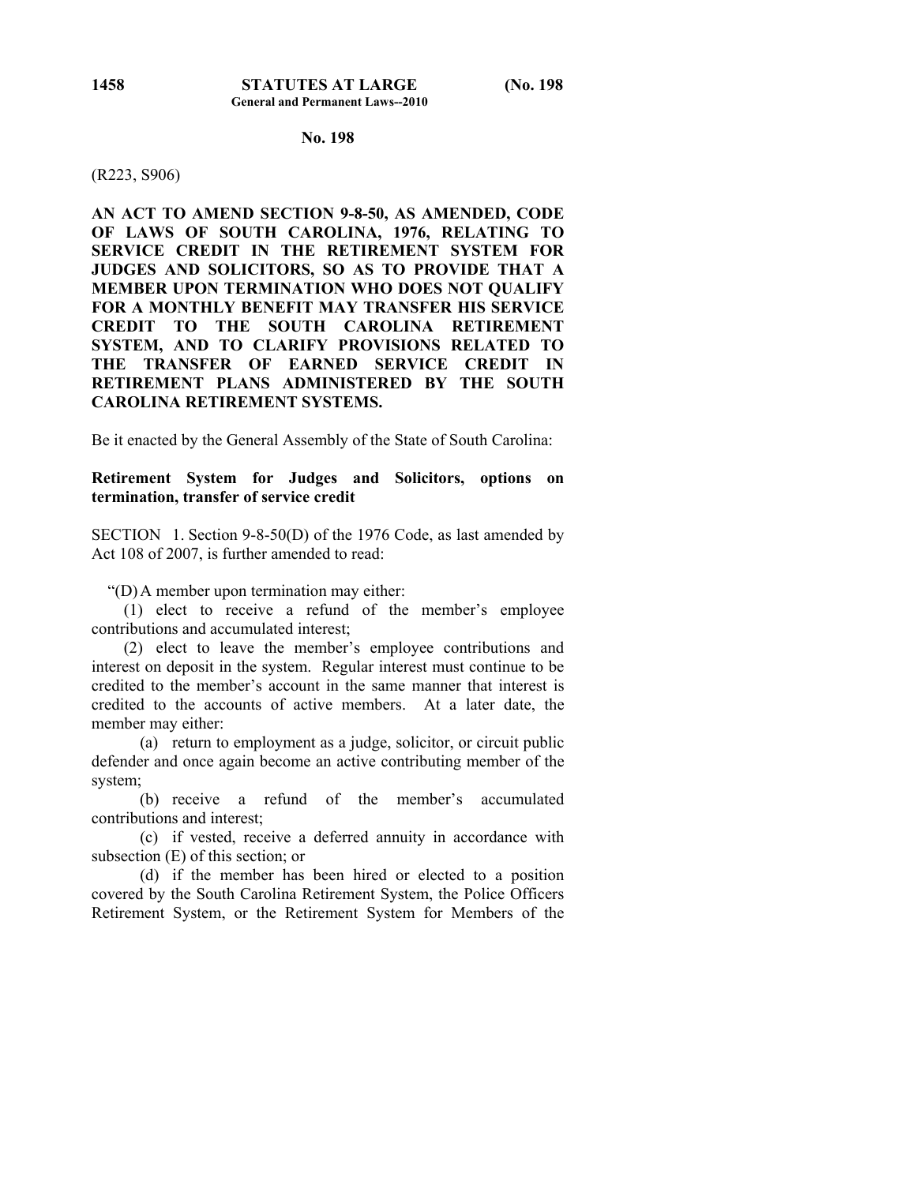**No. 198**

(R223, S906)

**AN ACT TO AMEND SECTION 9-8-50, AS AMENDED, CODE OF LAWS OF SOUTH CAROLINA, 1976, RELATING TO SERVICE CREDIT IN THE RETIREMENT SYSTEM FOR JUDGES AND SOLICITORS, SO AS TO PROVIDE THAT A MEMBER UPON TERMINATION WHO DOES NOT QUALIFY FOR A MONTHLY BENEFIT MAY TRANSFER HIS SERVICE CREDIT TO THE SOUTH CAROLINA RETIREMENT SYSTEM, AND TO CLARIFY PROVISIONS RELATED TO THE TRANSFER OF EARNED SERVICE CREDIT IN RETIREMENT PLANS ADMINISTERED BY THE SOUTH CAROLINA RETIREMENT SYSTEMS.**

Be it enacted by the General Assembly of the State of South Carolina:

**Retirement System for Judges and Solicitors, options on termination, transfer of service credit**

SECTION 1. Section 9-8-50(D) of the 1976 Code, as last amended by Act 108 of 2007, is further amended to read:

"(D) A member upon termination may either:

(1) elect to receive a refund of the member's employee contributions and accumulated interest;

(2) elect to leave the member's employee contributions and interest on deposit in the system. Regular interest must continue to be credited to the member's account in the same manner that interest is credited to the accounts of active members. At a later date, the member may either:

(a) return to employment as a judge, solicitor, or circuit public defender and once again become an active contributing member of the system;

(b) receive a refund of the member's accumulated contributions and interest;

(c) if vested, receive a deferred annuity in accordance with subsection (E) of this section; or

(d) if the member has been hired or elected to a position covered by the South Carolina Retirement System, the Police Officers Retirement System, or the Retirement System for Members of the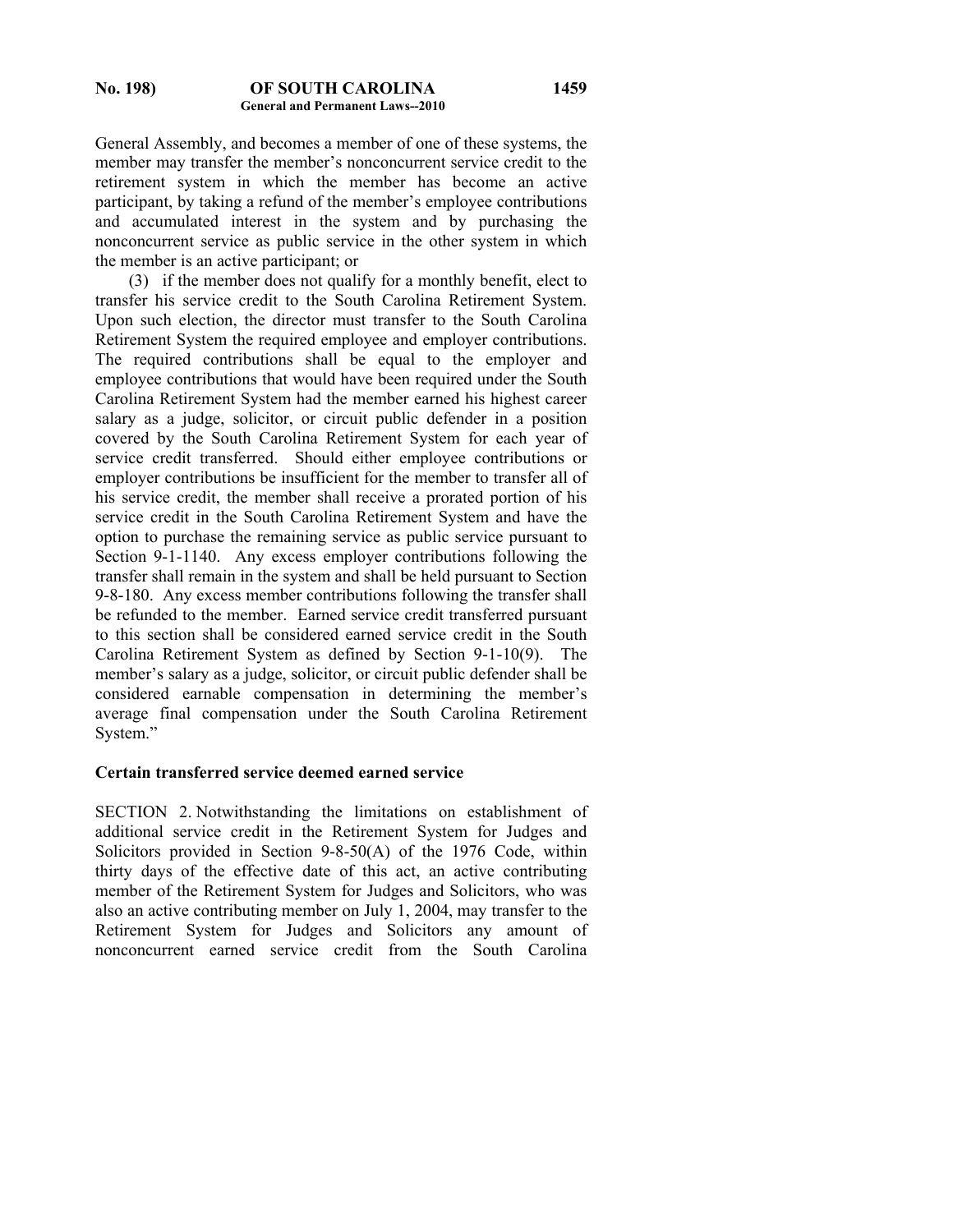General Assembly, and becomes a member of one of these systems, the member may transfer the member's nonconcurrent service credit to the retirement system in which the member has become an active participant, by taking a refund of the member's employee contributions and accumulated interest in the system and by purchasing the nonconcurrent service as public service in the other system in which the member is an active participant; or

(3) if the member does not qualify for a monthly benefit, elect to transfer his service credit to the South Carolina Retirement System. Upon such election, the director must transfer to the South Carolina Retirement System the required employee and employer contributions. The required contributions shall be equal to the employer and employee contributions that would have been required under the South Carolina Retirement System had the member earned his highest career salary as a judge, solicitor, or circuit public defender in a position covered by the South Carolina Retirement System for each year of service credit transferred. Should either employee contributions or employer contributions be insufficient for the member to transfer all of his service credit, the member shall receive a prorated portion of his service credit in the South Carolina Retirement System and have the option to purchase the remaining service as public service pursuant to Section 9-1-1140. Any excess employer contributions following the transfer shall remain in the system and shall be held pursuant to Section 9-8-180. Any excess member contributions following the transfer shall be refunded to the member. Earned service credit transferred pursuant to this section shall be considered earned service credit in the South Carolina Retirement System as defined by Section 9-1-10(9). The member's salary as a judge, solicitor, or circuit public defender shall be considered earnable compensation in determining the member's average final compensation under the South Carolina Retirement System."

**Certain transferred service deemed earned service**

SECTION 2. Notwithstanding the limitations on establishment of additional service credit in the Retirement System for Judges and Solicitors provided in Section 9-8-50(A) of the 1976 Code, within thirty days of the effective date of this act, an active contributing member of the Retirement System for Judges and Solicitors, who was also an active contributing member on July 1, 2004, may transfer to the Retirement System for Judges and Solicitors any amount of nonconcurrent earned service credit from the South Carolina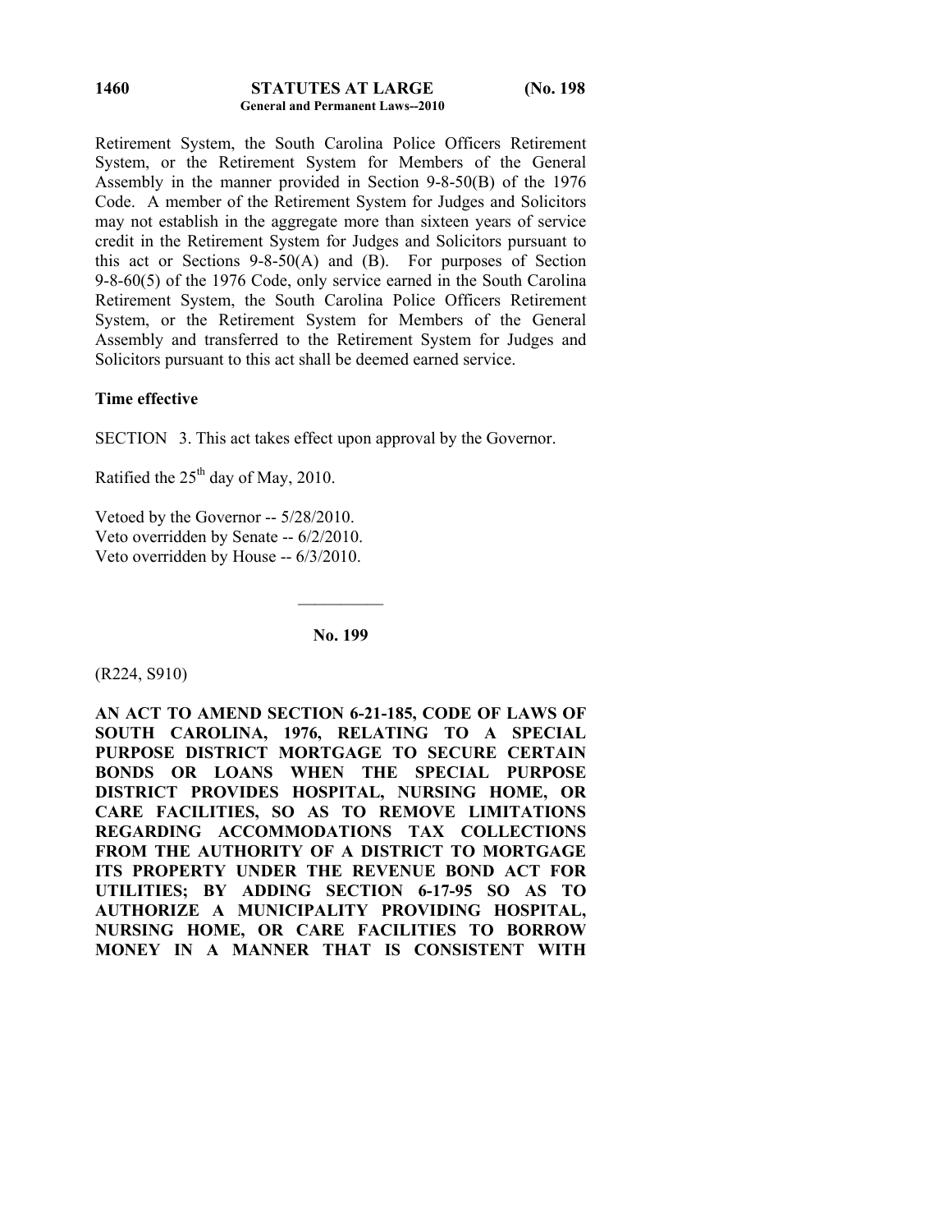Retirement System, the South Carolina Police Officers Retirement System, or the Retirement System for Members of the General Assembly in the manner provided in Section 9-8-50(B) of the 1976 Code. A member of the Retirement System for Judges and Solicitors may not establish in the aggregate more than sixteen years of service credit in the Retirement System for Judges and Solicitors pursuant to this act or Sections 9-8-50(A) and (B). For purposes of Section 9-8-60(5) of the 1976 Code, only service earned in the South Carolina Retirement System, the South Carolina Police Officers Retirement System, or the Retirement System for Members of the General Assembly and transferred to the Retirement System for Judges and Solicitors pursuant to this act shall be deemed earned service.

**Time effective**

SECTION 3. This act takes effect upon approval by the Governor.

Ratified the 25th day of May, 2010.

Vetoed by the Governor -- 5/28/2010.
Veto overridden by Senate -- 6/2/2010.
Veto overridden by House -- 6/3/2010.

---

**No. 199**

(R224, S910)

**AN ACT TO AMEND SECTION 6-21-185, CODE OF LAWS OF SOUTH CAROLINA, 1976, RELATING TO A SPECIAL PURPOSE DISTRICT MORTGAGE TO SECURE CERTAIN BONDS OR LOANS WHEN THE SPECIAL PURPOSE DISTRICT PROVIDES HOSPITAL, NURSING HOME, OR CARE FACILITIES, SO AS TO REMOVE LIMITATIONS REGARDING ACCOMMODATIONS TAX COLLECTIONS FROM THE AUTHORITY OF A DISTRICT TO MORTGAGE ITS PROPERTY UNDER THE REVENUE BOND ACT FOR UTILITIES; BY ADDING SECTION 6-17-95 SO AS TO AUTHORIZE A MUNICIPALITY PROVIDING HOSPITAL, NURSING HOME, OR CARE FACILITIES TO BORROW MONEY IN A MANNER THAT IS CONSISTENT WITH**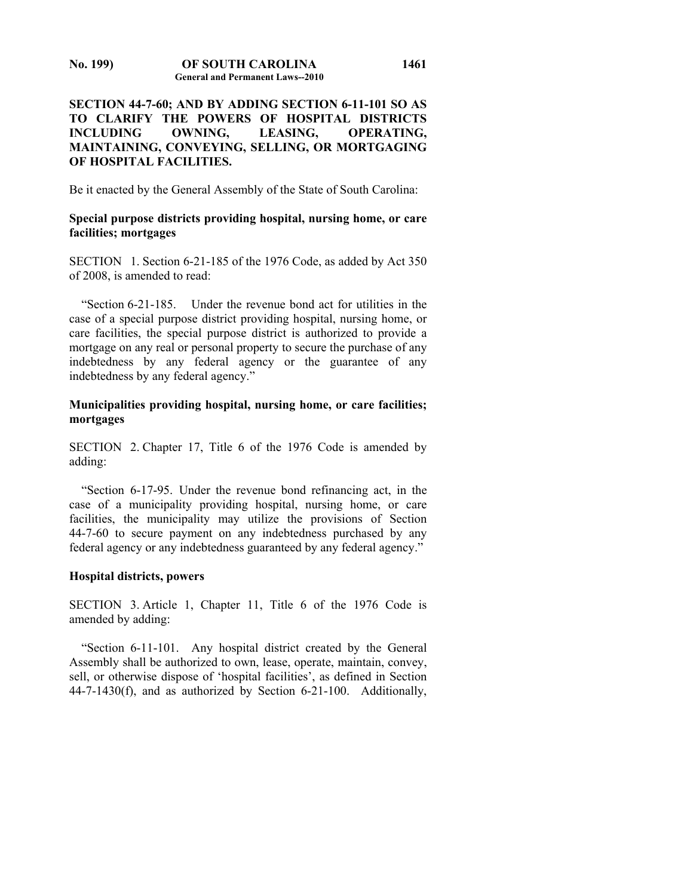**SECTION 44-7-60; AND BY ADDING SECTION 6-11-101 SO AS TO CLARIFY THE POWERS OF HOSPITAL DISTRICTS INCLUDING OWNING, LEASING, OPERATING, MAINTAINING, CONVEYING, SELLING, OR MORTGAGING OF HOSPITAL FACILITIES.**

Be it enacted by the General Assembly of the State of South Carolina:

**Special purpose districts providing hospital, nursing home, or care facilities; mortgages**

SECTION 1. Section 6-21-185 of the 1976 Code, as added by Act 350 of 2008, is amended to read:

"Section 6-21-185. Under the revenue bond act for utilities in the case of a special purpose district providing hospital, nursing home, or care facilities, the special purpose district is authorized to provide a mortgage on any real or personal property to secure the purchase of any indebtedness by any federal agency or the guarantee of any indebtedness by any federal agency."

**Municipalities providing hospital, nursing home, or care facilities; mortgages**

SECTION 2. Chapter 17, Title 6 of the 1976 Code is amended by adding:

"Section 6-17-95. Under the revenue bond refinancing act, in the case of a municipality providing hospital, nursing home, or care facilities, the municipality may utilize the provisions of Section 44-7-60 to secure payment on any indebtedness purchased by any federal agency or any indebtedness guaranteed by any federal agency."

**Hospital districts, powers**

SECTION 3. Article 1, Chapter 11, Title 6 of the 1976 Code is amended by adding:

"Section 6-11-101. Any hospital district created by the General Assembly shall be authorized to own, lease, operate, maintain, convey, sell, or otherwise dispose of 'hospital facilities', as defined in Section 44-7-1430(f), and as authorized by Section 6-21-100. Additionally,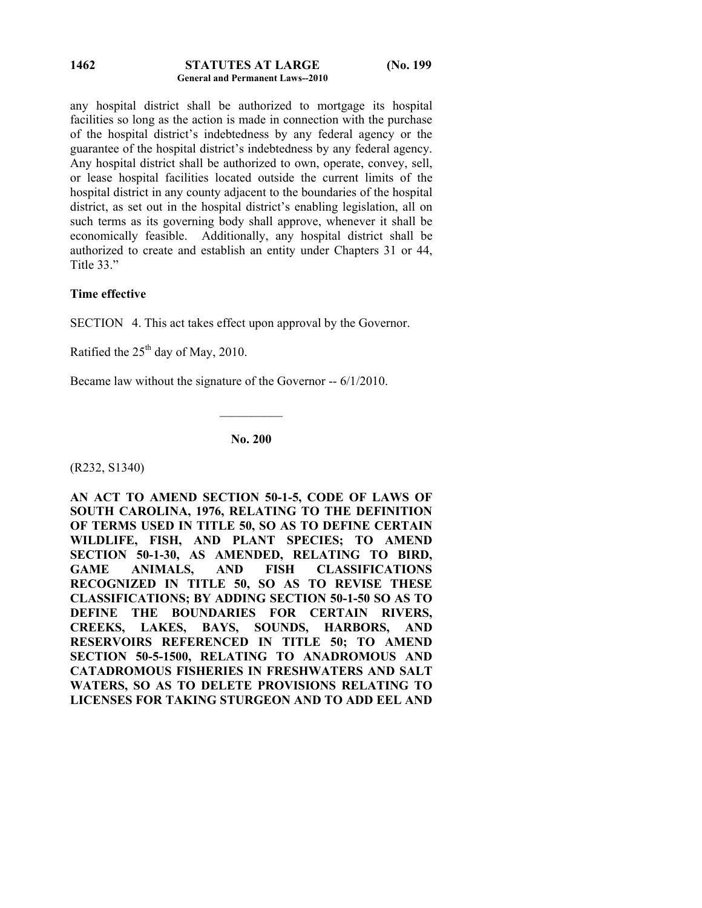any hospital district shall be authorized to mortgage its hospital facilities so long as the action is made in connection with the purchase of the hospital district's indebtedness by any federal agency or the guarantee of the hospital district's indebtedness by any federal agency. Any hospital district shall be authorized to own, operate, convey, sell, or lease hospital facilities located outside the current limits of the hospital district in any county adjacent to the boundaries of the hospital district, as set out in the hospital district's enabling legislation, all on such terms as its governing body shall approve, whenever it shall be economically feasible. Additionally, any hospital district shall be authorized to create and establish an entity under Chapters 31 or 44, Title 33."

**Time effective**

SECTION 4. This act takes effect upon approval by the Governor.

Ratified the 25th day of May, 2010.

Became law without the signature of the Governor -- 6/1/2010.

---

**No. 200**

(R232, S1340)

**AN ACT TO AMEND SECTION 50-1-5, CODE OF LAWS OF SOUTH CAROLINA, 1976, RELATING TO THE DEFINITION OF TERMS USED IN TITLE 50, SO AS TO DEFINE CERTAIN WILDLIFE, FISH, AND PLANT SPECIES; TO AMEND SECTION 50-1-30, AS AMENDED, RELATING TO BIRD, GAME ANIMALS, AND FISH CLASSIFICATIONS RECOGNIZED IN TITLE 50, SO AS TO REVISE THESE CLASSIFICATIONS; BY ADDING SECTION 50-1-50 SO AS TO DEFINE THE BOUNDARIES FOR CERTAIN RIVERS, CREEKS, LAKES, BAYS, SOUNDS, HARBORS, AND RESERVOIRS REFERENCED IN TITLE 50; TO AMEND SECTION 50-5-1500, RELATING TO ANADROMOUS AND CATADROMOUS FISHERIES IN FRESHWATERS AND SALT WATERS, SO AS TO DELETE PROVISIONS RELATING TO LICENSES FOR TAKING STURGEON AND TO ADD EEL AND**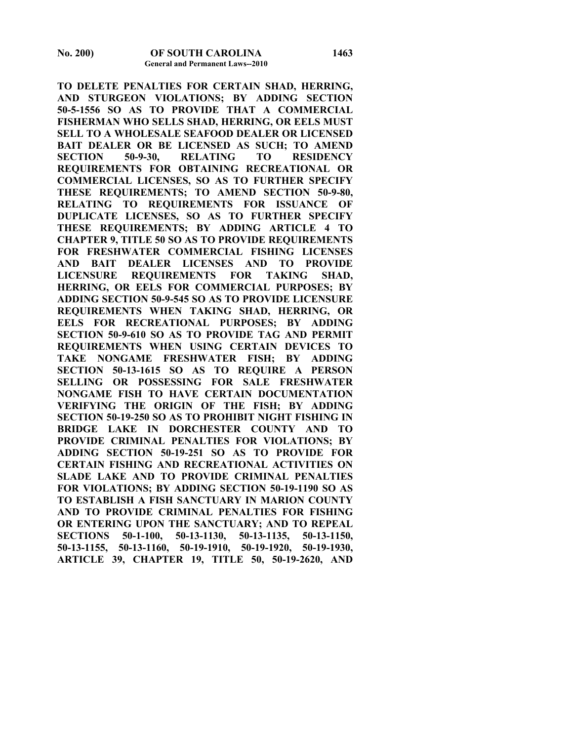**TO DELETE PENALTIES FOR CERTAIN SHAD, HERRING, AND STURGEON VIOLATIONS; BY ADDING SECTION 50-5-1556 SO AS TO PROVIDE THAT A COMMERCIAL FISHERMAN WHO SELLS SHAD, HERRING, OR EELS MUST SELL TO A WHOLESALE SEAFOOD DEALER OR LICENSED BAIT DEALER OR BE LICENSED AS SUCH; TO AMEND SECTION 50-9-30, RELATING TO RESIDENCY REQUIREMENTS FOR OBTAINING RECREATIONAL OR COMMERCIAL LICENSES, SO AS TO FURTHER SPECIFY THESE REQUIREMENTS; TO AMEND SECTION 50-9-80, RELATING TO REQUIREMENTS FOR ISSUANCE OF DUPLICATE LICENSES, SO AS TO FURTHER SPECIFY THESE REQUIREMENTS; BY ADDING ARTICLE 4 TO CHAPTER 9, TITLE 50 SO AS TO PROVIDE REQUIREMENTS FOR FRESHWATER COMMERCIAL FISHING LICENSES AND BAIT DEALER LICENSES AND TO PROVIDE LICENSURE REQUIREMENTS FOR TAKING SHAD, HERRING, OR EELS FOR COMMERCIAL PURPOSES; BY ADDING SECTION 50-9-545 SO AS TO PROVIDE LICENSURE REQUIREMENTS WHEN TAKING SHAD, HERRING, OR EELS FOR RECREATIONAL PURPOSES; BY ADDING SECTION 50-9-610 SO AS TO PROVIDE TAG AND PERMIT REQUIREMENTS WHEN USING CERTAIN DEVICES TO TAKE NONGAME FRESHWATER FISH; BY ADDING SECTION 50-13-1615 SO AS TO REQUIRE A PERSON SELLING OR POSSESSING FOR SALE FRESHWATER NONGAME FISH TO HAVE CERTAIN DOCUMENTATION VERIFYING THE ORIGIN OF THE FISH; BY ADDING SECTION 50-19-250 SO AS TO PROHIBIT NIGHT FISHING IN BRIDGE LAKE IN DORCHESTER COUNTY AND TO PROVIDE CRIMINAL PENALTIES FOR VIOLATIONS; BY ADDING SECTION 50-19-251 SO AS TO PROVIDE FOR CERTAIN FISHING AND RECREATIONAL ACTIVITIES ON SLADE LAKE AND TO PROVIDE CRIMINAL PENALTIES FOR VIOLATIONS; BY ADDING SECTION 50-19-1190 SO AS TO ESTABLISH A FISH SANCTUARY IN MARION COUNTY AND TO PROVIDE CRIMINAL PENALTIES FOR FISHING OR ENTERING UPON THE SANCTUARY; AND TO REPEAL SECTIONS 50-1-100, 50-13-1130, 50-13-1135, 50-13-1150, 50-13-1155, 50-13-1160, 50-19-1910, 50-19-1920, 50-19-1930, ARTICLE 39, CHAPTER 19, TITLE 50, 50-19-2620, AND**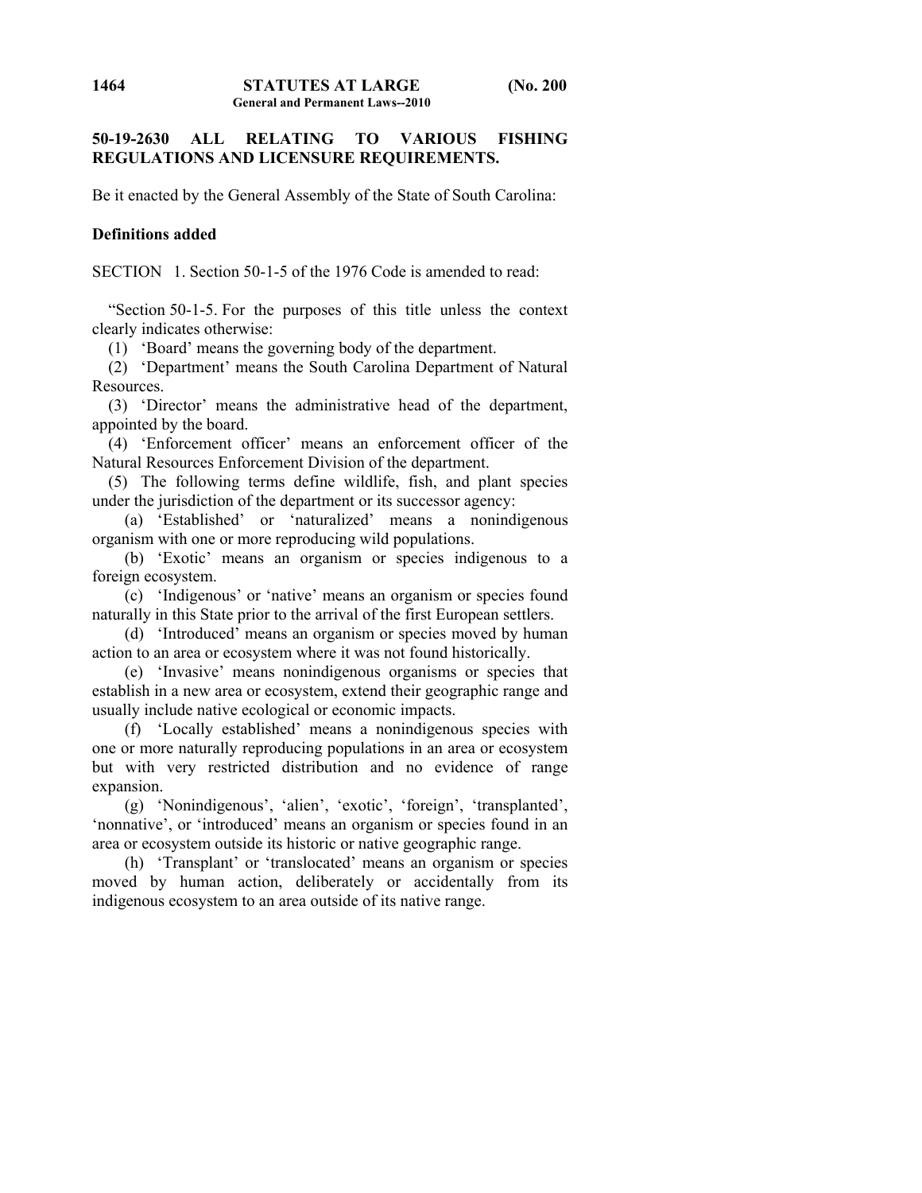**50-19-2630 ALL RELATING TO VARIOUS FISHING REGULATIONS AND LICENSURE REQUIREMENTS.**

Be it enacted by the General Assembly of the State of South Carolina:

**Definitions added**

SECTION 1. Section 50-1-5 of the 1976 Code is amended to read:

"Section 50-1-5. For the purposes of this title unless the context clearly indicates otherwise:

(1) 'Board' means the governing body of the department.

(2) 'Department' means the South Carolina Department of Natural Resources.

(3) 'Director' means the administrative head of the department, appointed by the board.

(4) 'Enforcement officer' means an enforcement officer of the Natural Resources Enforcement Division of the department.

(5) The following terms define wildlife, fish, and plant species under the jurisdiction of the department or its successor agency:

(a) 'Established' or 'naturalized' means a nonindigenous organism with one or more reproducing wild populations.

(b) 'Exotic' means an organism or species indigenous to a foreign ecosystem.

(c) 'Indigenous' or 'native' means an organism or species found naturally in this State prior to the arrival of the first European settlers.

(d) 'Introduced' means an organism or species moved by human action to an area or ecosystem where it was not found historically.

(e) 'Invasive' means nonindigenous organisms or species that establish in a new area or ecosystem, extend their geographic range and usually include native ecological or economic impacts.

(f) 'Locally established' means a nonindigenous species with one or more naturally reproducing populations in an area or ecosystem but with very restricted distribution and no evidence of range expansion.

(g) 'Nonindigenous', 'alien', 'exotic', 'foreign', 'transplanted', 'nonnative', or 'introduced' means an organism or species found in an area or ecosystem outside its historic or native geographic range.

(h) 'Transplant' or 'translocated' means an organism or species moved by human action, deliberately or accidentally from its indigenous ecosystem to an area outside of its native range.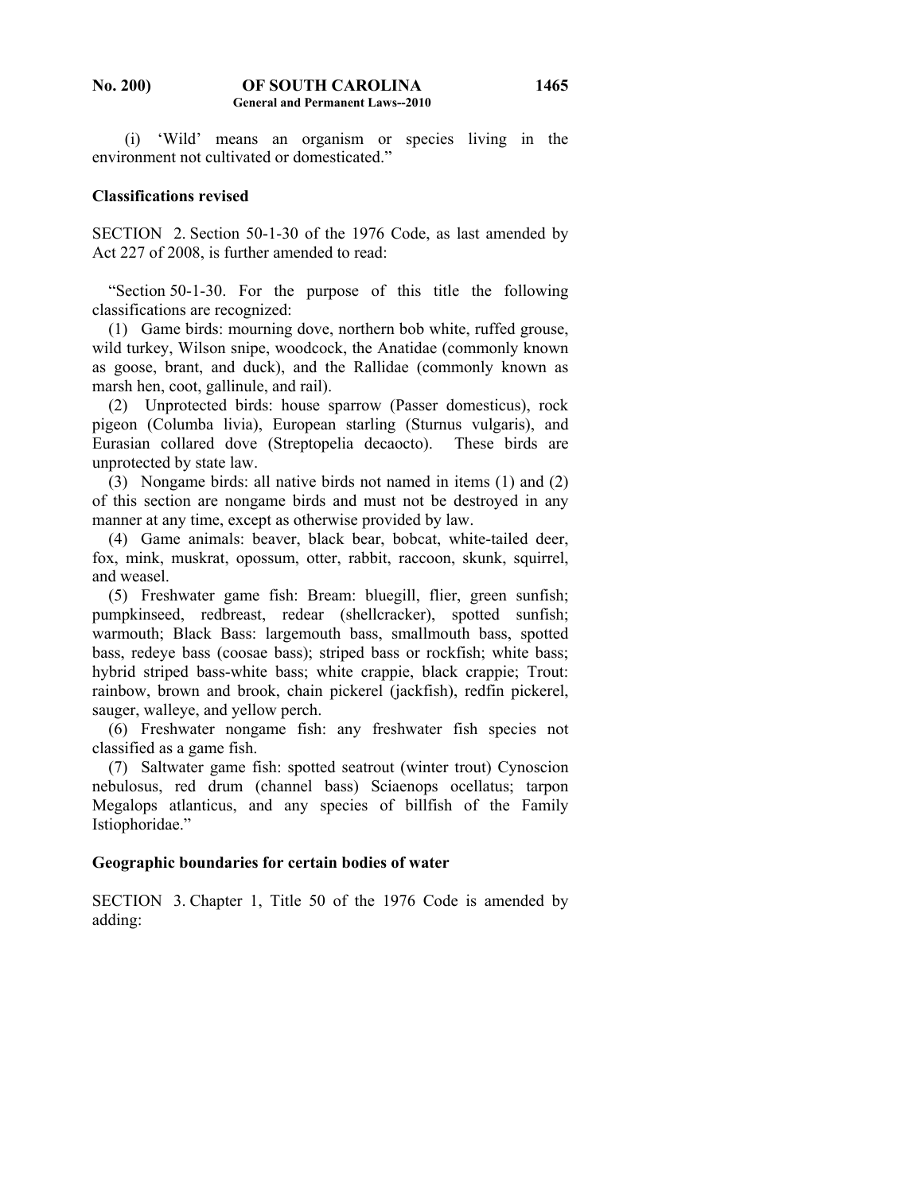(i) 'Wild' means an organism or species living in the environment not cultivated or domesticated."

**Classifications revised**

SECTION 2. Section 50-1-30 of the 1976 Code, as last amended by Act 227 of 2008, is further amended to read:

"Section 50-1-30. For the purpose of this title the following classifications are recognized:

(1) Game birds: mourning dove, northern bob white, ruffed grouse, wild turkey, Wilson snipe, woodcock, the Anatidae (commonly known as goose, brant, and duck), and the Rallidae (commonly known as marsh hen, coot, gallinule, and rail).

(2) Unprotected birds: house sparrow (Passer domesticus), rock pigeon (Columba livia), European starling (Sturnus vulgaris), and Eurasian collared dove (Streptopelia decaocto). These birds are unprotected by state law.

(3) Nongame birds: all native birds not named in items (1) and (2) of this section are nongame birds and must not be destroyed in any manner at any time, except as otherwise provided by law.

(4) Game animals: beaver, black bear, bobcat, white-tailed deer, fox, mink, muskrat, opossum, otter, rabbit, raccoon, skunk, squirrel, and weasel.

(5) Freshwater game fish: Bream: bluegill, flier, green sunfish; pumpkinseed, redbreast, redear (shellcracker), spotted sunfish; warmouth; Black Bass: largemouth bass, smallmouth bass, spotted bass, redeye bass (coosae bass); striped bass or rockfish; white bass; hybrid striped bass-white bass; white crappie, black crappie; Trout: rainbow, brown and brook, chain pickerel (jackfish), redfin pickerel, sauger, walleye, and yellow perch.

(6) Freshwater nongame fish: any freshwater fish species not classified as a game fish.

(7) Saltwater game fish: spotted seatrout (winter trout) Cynoscion nebulosus, red drum (channel bass) Sciaenops ocellatus; tarpon Megalops atlanticus, and any species of billfish of the Family Istiophoridae."

**Geographic boundaries for certain bodies of water**

SECTION 3. Chapter 1, Title 50 of the 1976 Code is amended by adding: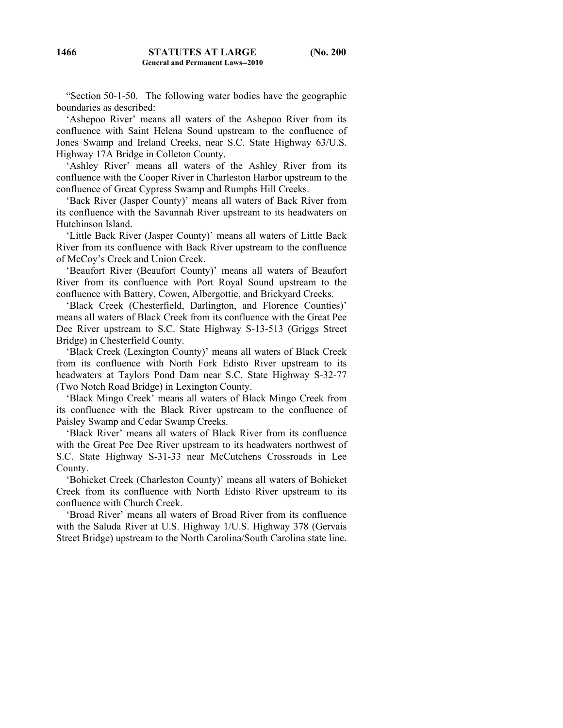"Section 50-1-50. The following water bodies have the geographic boundaries as described:

'Ashepoo River' means all waters of the Ashepoo River from its confluence with Saint Helena Sound upstream to the confluence of Jones Swamp and Ireland Creeks, near S.C. State Highway 63/U.S. Highway 17A Bridge in Colleton County.

'Ashley River' means all waters of the Ashley River from its confluence with the Cooper River in Charleston Harbor upstream to the confluence of Great Cypress Swamp and Rumphs Hill Creeks.

'Back River (Jasper County)' means all waters of Back River from its confluence with the Savannah River upstream to its headwaters on Hutchinson Island.

'Little Back River (Jasper County)' means all waters of Little Back River from its confluence with Back River upstream to the confluence of McCoy's Creek and Union Creek.

'Beaufort River (Beaufort County)' means all waters of Beaufort River from its confluence with Port Royal Sound upstream to the confluence with Battery, Cowen, Albergottie, and Brickyard Creeks.

'Black Creek (Chesterfield, Darlington, and Florence Counties)' means all waters of Black Creek from its confluence with the Great Pee Dee River upstream to S.C. State Highway S-13-513 (Griggs Street Bridge) in Chesterfield County.

'Black Creek (Lexington County)' means all waters of Black Creek from its confluence with North Fork Edisto River upstream to its headwaters at Taylors Pond Dam near S.C. State Highway S-32-77 (Two Notch Road Bridge) in Lexington County.

'Black Mingo Creek' means all waters of Black Mingo Creek from its confluence with the Black River upstream to the confluence of Paisley Swamp and Cedar Swamp Creeks.

'Black River' means all waters of Black River from its confluence with the Great Pee Dee River upstream to its headwaters northwest of S.C. State Highway S-31-33 near McCutchens Crossroads in Lee County.

'Bohicket Creek (Charleston County)' means all waters of Bohicket Creek from its confluence with North Edisto River upstream to its confluence with Church Creek.

'Broad River' means all waters of Broad River from its confluence with the Saluda River at U.S. Highway 1/U.S. Highway 378 (Gervais Street Bridge) upstream to the North Carolina/South Carolina state line.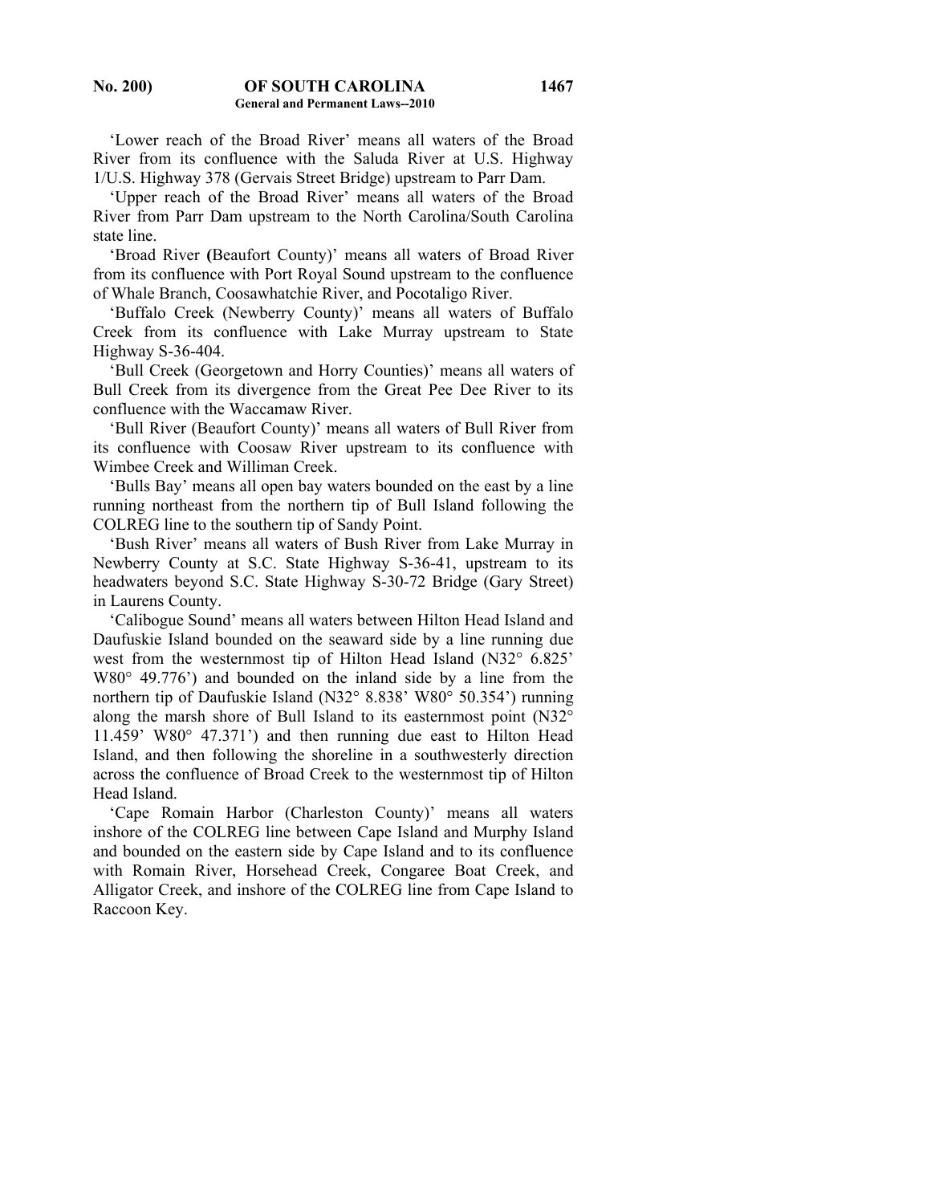'Lower reach of the Broad River' means all waters of the Broad River from its confluence with the Saluda River at U.S. Highway 1/U.S. Highway 378 (Gervais Street Bridge) upstream to Parr Dam.

'Upper reach of the Broad River' means all waters of the Broad River from Parr Dam upstream to the North Carolina/South Carolina state line.

'Broad River (Beaufort County)' means all waters of Broad River from its confluence with Port Royal Sound upstream to the confluence of Whale Branch, Coosawhatchie River, and Pocotaligo River.

'Buffalo Creek (Newberry County)' means all waters of Buffalo Creek from its confluence with Lake Murray upstream to State Highway S-36-404.

'Bull Creek (Georgetown and Horry Counties)' means all waters of Bull Creek from its divergence from the Great Pee Dee River to its confluence with the Waccamaw River.

'Bull River (Beaufort County)' means all waters of Bull River from its confluence with Coosaw River upstream to its confluence with Wimbee Creek and Williman Creek.

'Bulls Bay' means all open bay waters bounded on the east by a line running northeast from the northern tip of Bull Island following the COLREG line to the southern tip of Sandy Point.

'Bush River' means all waters of Bush River from Lake Murray in Newberry County at S.C. State Highway S-36-41, upstream to its headwaters beyond S.C. State Highway S-30-72 Bridge (Gary Street) in Laurens County.

'Calibogue Sound' means all waters between Hilton Head Island and Daufuskie Island bounded on the seaward side by a line running due west from the westernmost tip of Hilton Head Island (N32° 6.825' W80° 49.776') and bounded on the inland side by a line from the northern tip of Daufuskie Island (N32° 8.838' W80° 50.354') running along the marsh shore of Bull Island to its easternmost point (N32° 11.459' W80° 47.371') and then running due east to Hilton Head Island, and then following the shoreline in a southwesterly direction across the confluence of Broad Creek to the westernmost tip of Hilton Head Island.

'Cape Romain Harbor (Charleston County)' means all waters inshore of the COLREG line between Cape Island and Murphy Island and bounded on the eastern side by Cape Island and to its confluence with Romain River, Horsehead Creek, Congaree Boat Creek, and Alligator Creek, and inshore of the COLREG line from Cape Island to Raccoon Key.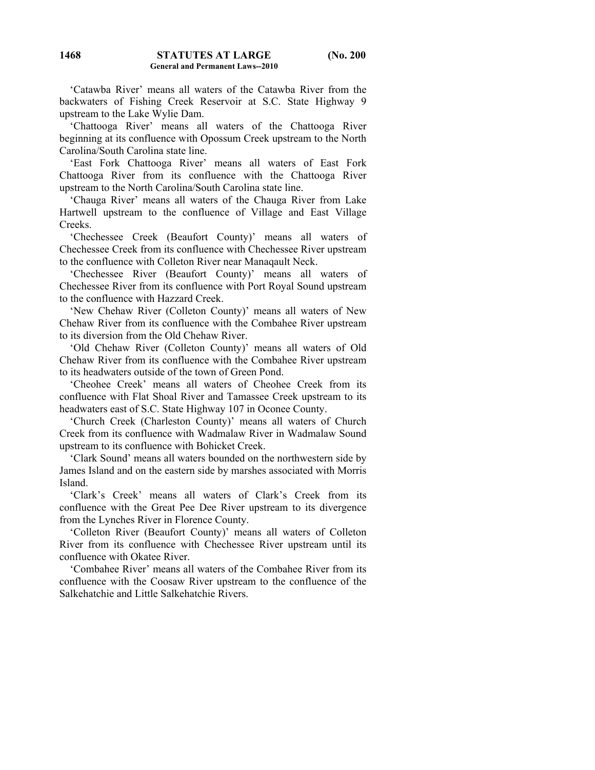'Catawba River' means all waters of the Catawba River from the backwaters of Fishing Creek Reservoir at S.C. State Highway 9 upstream to the Lake Wylie Dam.

'Chattooga River' means all waters of the Chattooga River beginning at its confluence with Opossum Creek upstream to the North Carolina/South Carolina state line.

'East Fork Chattooga River' means all waters of East Fork Chattooga River from its confluence with the Chattooga River upstream to the North Carolina/South Carolina state line.

'Chauga River' means all waters of the Chauga River from Lake Hartwell upstream to the confluence of Village and East Village Creeks.

'Chechessee Creek (Beaufort County)' means all waters of Chechessee Creek from its confluence with Chechessee River upstream to the confluence with Colleton River near Manaqault Neck.

'Chechessee River (Beaufort County)' means all waters of Chechessee River from its confluence with Port Royal Sound upstream to the confluence with Hazzard Creek.

'New Chehaw River (Colleton County)' means all waters of New Chehaw River from its confluence with the Combahee River upstream to its diversion from the Old Chehaw River.

'Old Chehaw River (Colleton County)' means all waters of Old Chehaw River from its confluence with the Combahee River upstream to its headwaters outside of the town of Green Pond.

'Cheohee Creek' means all waters of Cheohee Creek from its confluence with Flat Shoal River and Tamassee Creek upstream to its headwaters east of S.C. State Highway 107 in Oconee County.

'Church Creek (Charleston County)' means all waters of Church Creek from its confluence with Wadmalaw River in Wadmalaw Sound upstream to its confluence with Bohicket Creek.

'Clark Sound' means all waters bounded on the northwestern side by James Island and on the eastern side by marshes associated with Morris Island.

'Clark's Creek' means all waters of Clark's Creek from its confluence with the Great Pee Dee River upstream to its divergence from the Lynches River in Florence County.

'Colleton River (Beaufort County)' means all waters of Colleton River from its confluence with Chechessee River upstream until its confluence with Okatee River.

'Combahee River' means all waters of the Combahee River from its confluence with the Coosaw River upstream to the confluence of the Salkehatchie and Little Salkehatchie Rivers.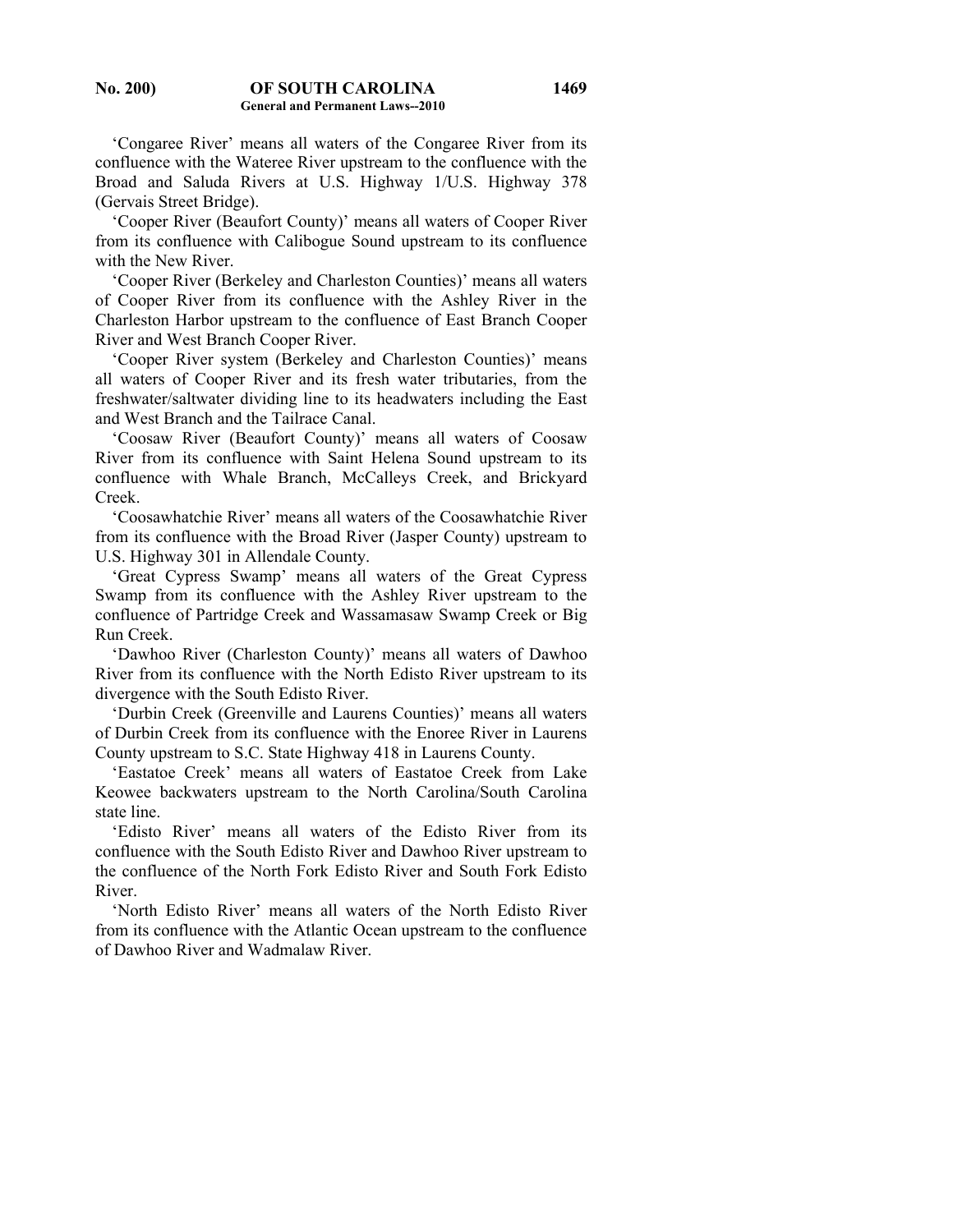'Congaree River' means all waters of the Congaree River from its confluence with the Wateree River upstream to the confluence with the Broad and Saluda Rivers at U.S. Highway 1/U.S. Highway 378 (Gervais Street Bridge).

'Cooper River (Beaufort County)' means all waters of Cooper River from its confluence with Calibogue Sound upstream to its confluence with the New River.

'Cooper River (Berkeley and Charleston Counties)' means all waters of Cooper River from its confluence with the Ashley River in the Charleston Harbor upstream to the confluence of East Branch Cooper River and West Branch Cooper River.

'Cooper River system (Berkeley and Charleston Counties)' means all waters of Cooper River and its fresh water tributaries, from the freshwater/saltwater dividing line to its headwaters including the East and West Branch and the Tailrace Canal.

'Coosaw River (Beaufort County)' means all waters of Coosaw River from its confluence with Saint Helena Sound upstream to its confluence with Whale Branch, McCalleys Creek, and Brickyard Creek.

'Coosawhatchie River' means all waters of the Coosawhatchie River from its confluence with the Broad River (Jasper County) upstream to U.S. Highway 301 in Allendale County.

'Great Cypress Swamp' means all waters of the Great Cypress Swamp from its confluence with the Ashley River upstream to the confluence of Partridge Creek and Wassamasaw Swamp Creek or Big Run Creek.

'Dawhoo River (Charleston County)' means all waters of Dawhoo River from its confluence with the North Edisto River upstream to its divergence with the South Edisto River.

'Durbin Creek (Greenville and Laurens Counties)' means all waters of Durbin Creek from its confluence with the Enoree River in Laurens County upstream to S.C. State Highway 418 in Laurens County.

'Eastatoe Creek' means all waters of Eastatoe Creek from Lake Keowee backwaters upstream to the North Carolina/South Carolina state line.

'Edisto River' means all waters of the Edisto River from its confluence with the South Edisto River and Dawhoo River upstream to the confluence of the North Fork Edisto River and South Fork Edisto River.

'North Edisto River' means all waters of the North Edisto River from its confluence with the Atlantic Ocean upstream to the confluence of Dawhoo River and Wadmalaw River.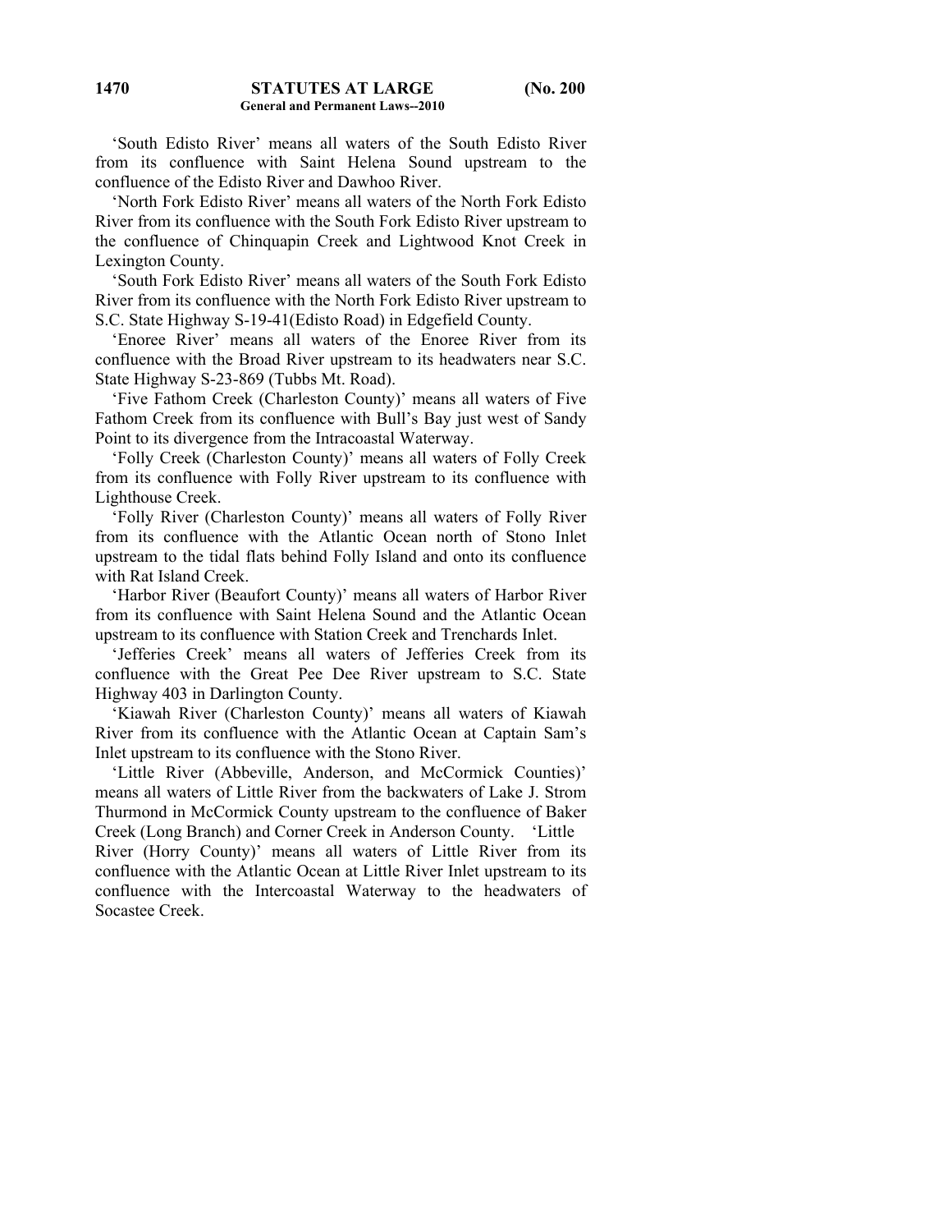'South Edisto River' means all waters of the South Edisto River from its confluence with Saint Helena Sound upstream to the confluence of the Edisto River and Dawhoo River.

'North Fork Edisto River' means all waters of the North Fork Edisto River from its confluence with the South Fork Edisto River upstream to the confluence of Chinquapin Creek and Lightwood Knot Creek in Lexington County.

'South Fork Edisto River' means all waters of the South Fork Edisto River from its confluence with the North Fork Edisto River upstream to S.C. State Highway S-19-41(Edisto Road) in Edgefield County.

'Enoree River' means all waters of the Enoree River from its confluence with the Broad River upstream to its headwaters near S.C. State Highway S-23-869 (Tubbs Mt. Road).

'Five Fathom Creek (Charleston County)' means all waters of Five Fathom Creek from its confluence with Bull's Bay just west of Sandy Point to its divergence from the Intracoastal Waterway.

'Folly Creek (Charleston County)' means all waters of Folly Creek from its confluence with Folly River upstream to its confluence with Lighthouse Creek.

'Folly River (Charleston County)' means all waters of Folly River from its confluence with the Atlantic Ocean north of Stono Inlet upstream to the tidal flats behind Folly Island and onto its confluence with Rat Island Creek.

'Harbor River (Beaufort County)' means all waters of Harbor River from its confluence with Saint Helena Sound and the Atlantic Ocean upstream to its confluence with Station Creek and Trenchards Inlet.

'Jefferies Creek' means all waters of Jefferies Creek from its confluence with the Great Pee Dee River upstream to S.C. State Highway 403 in Darlington County.

'Kiawah River (Charleston County)' means all waters of Kiawah River from its confluence with the Atlantic Ocean at Captain Sam's Inlet upstream to its confluence with the Stono River.

'Little River (Abbeville, Anderson, and McCormick Counties)' means all waters of Little River from the backwaters of Lake J. Strom Thurmond in McCormick County upstream to the confluence of Baker Creek (Long Branch) and Corner Creek in Anderson County. 'Little River (Horry County)' means all waters of Little River from its confluence with the Atlantic Ocean at Little River Inlet upstream to its confluence with the Intercoastal Waterway to the headwaters of Socastee Creek.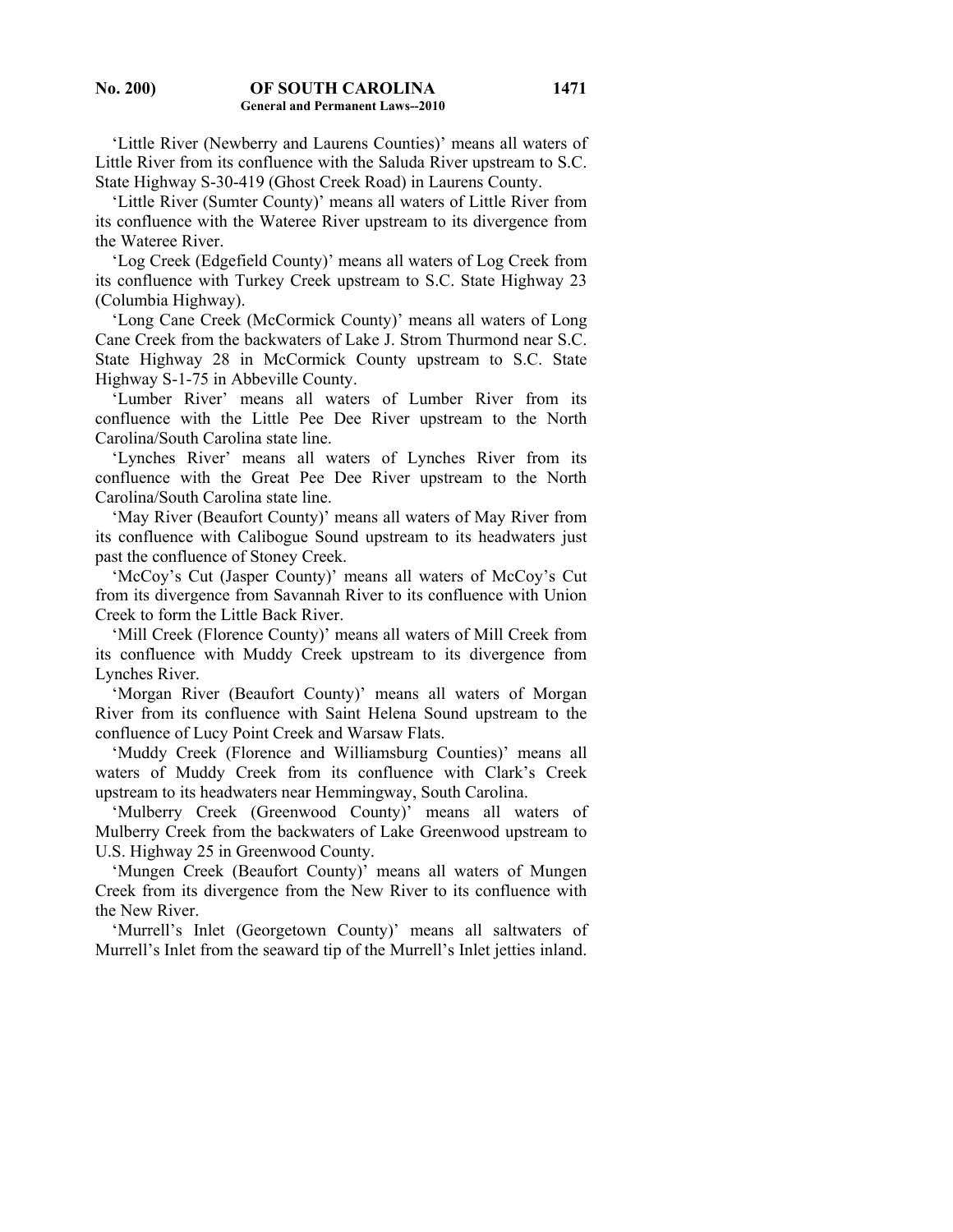'Little River (Newberry and Laurens Counties)' means all waters of Little River from its confluence with the Saluda River upstream to S.C. State Highway S-30-419 (Ghost Creek Road) in Laurens County.

'Little River (Sumter County)' means all waters of Little River from its confluence with the Wateree River upstream to its divergence from the Wateree River.

'Log Creek (Edgefield County)' means all waters of Log Creek from its confluence with Turkey Creek upstream to S.C. State Highway 23 (Columbia Highway).

'Long Cane Creek (McCormick County)' means all waters of Long Cane Creek from the backwaters of Lake J. Strom Thurmond near S.C. State Highway 28 in McCormick County upstream to S.C. State Highway S-1-75 in Abbeville County.

'Lumber River' means all waters of Lumber River from its confluence with the Little Pee Dee River upstream to the North Carolina/South Carolina state line.

'Lynches River' means all waters of Lynches River from its confluence with the Great Pee Dee River upstream to the North Carolina/South Carolina state line.

'May River (Beaufort County)' means all waters of May River from its confluence with Calibogue Sound upstream to its headwaters just past the confluence of Stoney Creek.

'McCoy's Cut (Jasper County)' means all waters of McCoy's Cut from its divergence from Savannah River to its confluence with Union Creek to form the Little Back River.

'Mill Creek (Florence County)' means all waters of Mill Creek from its confluence with Muddy Creek upstream to its divergence from Lynches River.

'Morgan River (Beaufort County)' means all waters of Morgan River from its confluence with Saint Helena Sound upstream to the confluence of Lucy Point Creek and Warsaw Flats.

'Muddy Creek (Florence and Williamsburg Counties)' means all waters of Muddy Creek from its confluence with Clark's Creek upstream to its headwaters near Hemmingway, South Carolina.

'Mulberry Creek (Greenwood County)' means all waters of Mulberry Creek from the backwaters of Lake Greenwood upstream to U.S. Highway 25 in Greenwood County.

'Mungen Creek (Beaufort County)' means all waters of Mungen Creek from its divergence from the New River to its confluence with the New River.

'Murrell's Inlet (Georgetown County)' means all saltwaters of Murrell's Inlet from the seaward tip of the Murrell's Inlet jetties inland.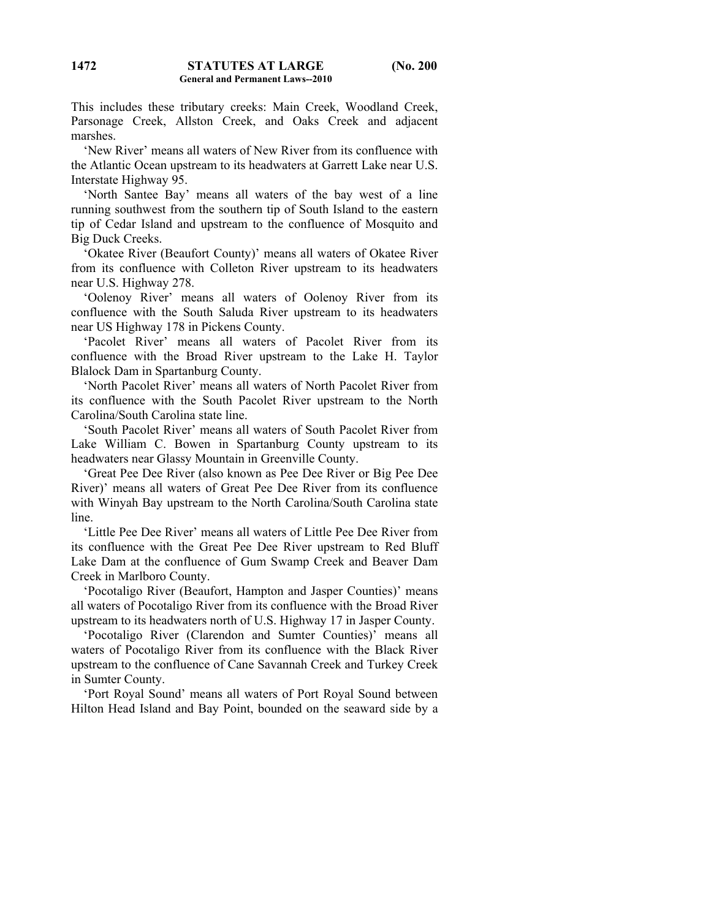This includes these tributary creeks: Main Creek, Woodland Creek, Parsonage Creek, Allston Creek, and Oaks Creek and adjacent marshes.

'New River' means all waters of New River from its confluence with the Atlantic Ocean upstream to its headwaters at Garrett Lake near U.S. Interstate Highway 95.

'North Santee Bay' means all waters of the bay west of a line running southwest from the southern tip of South Island to the eastern tip of Cedar Island and upstream to the confluence of Mosquito and Big Duck Creeks.

'Okatee River (Beaufort County)' means all waters of Okatee River from its confluence with Colleton River upstream to its headwaters near U.S. Highway 278.

'Oolenoy River' means all waters of Oolenoy River from its confluence with the South Saluda River upstream to its headwaters near US Highway 178 in Pickens County.

'Pacolet River' means all waters of Pacolet River from its confluence with the Broad River upstream to the Lake H. Taylor Blalock Dam in Spartanburg County.

'North Pacolet River' means all waters of North Pacolet River from its confluence with the South Pacolet River upstream to the North Carolina/South Carolina state line.

'South Pacolet River' means all waters of South Pacolet River from Lake William C. Bowen in Spartanburg County upstream to its headwaters near Glassy Mountain in Greenville County.

'Great Pee Dee River (also known as Pee Dee River or Big Pee Dee River)' means all waters of Great Pee Dee River from its confluence with Winyah Bay upstream to the North Carolina/South Carolina state line.

'Little Pee Dee River' means all waters of Little Pee Dee River from its confluence with the Great Pee Dee River upstream to Red Bluff Lake Dam at the confluence of Gum Swamp Creek and Beaver Dam Creek in Marlboro County.

'Pocotaligo River (Beaufort, Hampton and Jasper Counties)' means all waters of Pocotaligo River from its confluence with the Broad River upstream to its headwaters north of U.S. Highway 17 in Jasper County.

'Pocotaligo River (Clarendon and Sumter Counties)' means all waters of Pocotaligo River from its confluence with the Black River upstream to the confluence of Cane Savannah Creek and Turkey Creek in Sumter County.

'Port Royal Sound' means all waters of Port Royal Sound between Hilton Head Island and Bay Point, bounded on the seaward side by a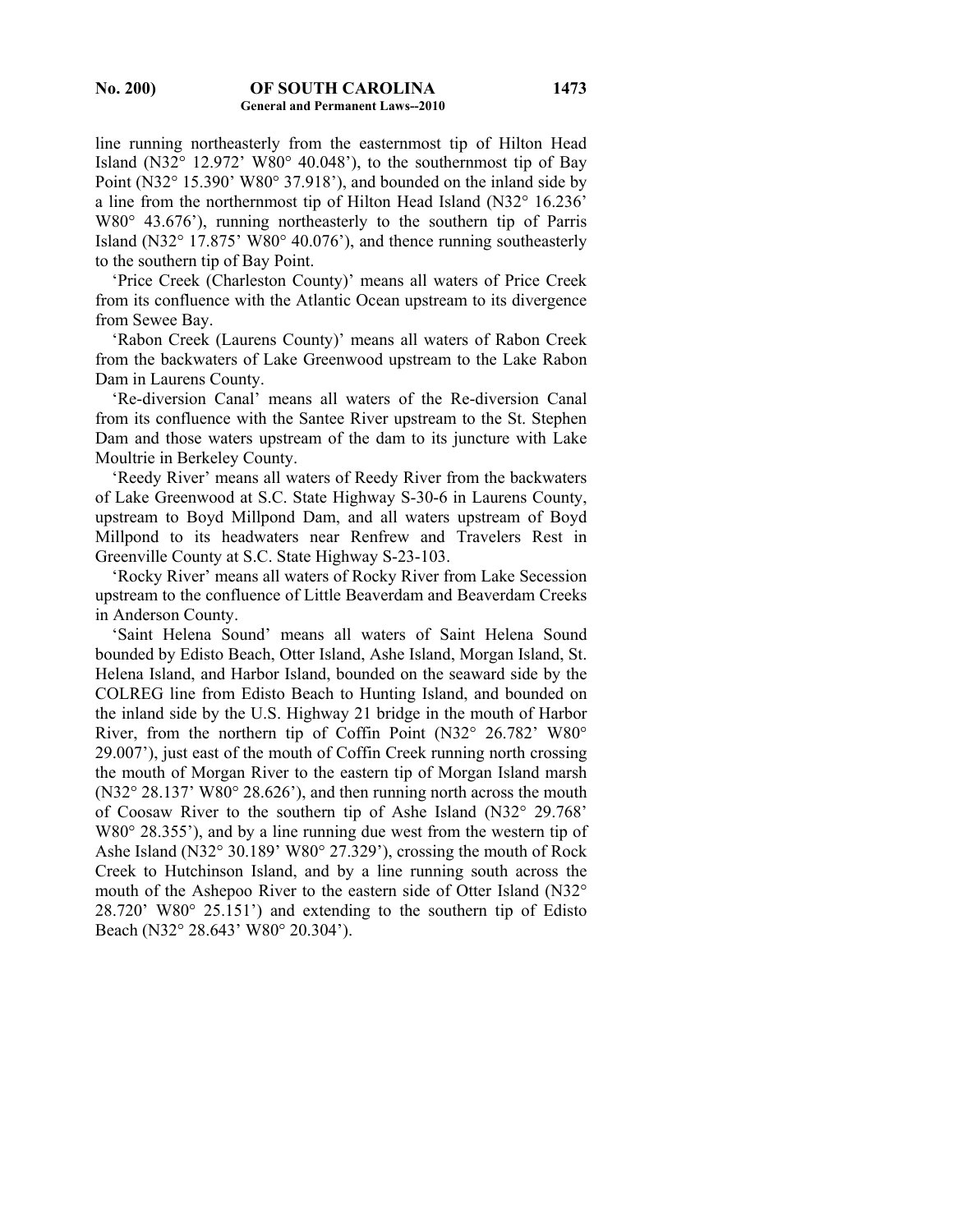line running northeasterly from the easternmost tip of Hilton Head Island (N32° 12.972' W80° 40.048'), to the southernmost tip of Bay Point (N32° 15.390' W80° 37.918'), and bounded on the inland side by a line from the northernmost tip of Hilton Head Island (N32° 16.236' W80° 43.676'), running northeasterly to the southern tip of Parris Island (N32° 17.875' W80° 40.076'), and thence running southeasterly to the southern tip of Bay Point.

'Price Creek (Charleston County)' means all waters of Price Creek from its confluence with the Atlantic Ocean upstream to its divergence from Sewee Bay.

'Rabon Creek (Laurens County)' means all waters of Rabon Creek from the backwaters of Lake Greenwood upstream to the Lake Rabon Dam in Laurens County.

'Re-diversion Canal' means all waters of the Re-diversion Canal from its confluence with the Santee River upstream to the St. Stephen Dam and those waters upstream of the dam to its juncture with Lake Moultrie in Berkeley County.

'Reedy River' means all waters of Reedy River from the backwaters of Lake Greenwood at S.C. State Highway S-30-6 in Laurens County, upstream to Boyd Millpond Dam, and all waters upstream of Boyd Millpond to its headwaters near Renfrew and Travelers Rest in Greenville County at S.C. State Highway S-23-103.

'Rocky River' means all waters of Rocky River from Lake Secession upstream to the confluence of Little Beaverdam and Beaverdam Creeks in Anderson County.

'Saint Helena Sound' means all waters of Saint Helena Sound bounded by Edisto Beach, Otter Island, Ashe Island, Morgan Island, St. Helena Island, and Harbor Island, bounded on the seaward side by the COLREG line from Edisto Beach to Hunting Island, and bounded on the inland side by the U.S. Highway 21 bridge in the mouth of Harbor River, from the northern tip of Coffin Point (N32° 26.782' W80° 29.007'), just east of the mouth of Coffin Creek running north crossing the mouth of Morgan River to the eastern tip of Morgan Island marsh (N32° 28.137' W80° 28.626'), and then running north across the mouth of Coosaw River to the southern tip of Ashe Island (N32° 29.768' W80° 28.355'), and by a line running due west from the western tip of Ashe Island (N32° 30.189' W80° 27.329'), crossing the mouth of Rock Creek to Hutchinson Island, and by a line running south across the mouth of the Ashepoo River to the eastern side of Otter Island (N32° 28.720' W80° 25.151') and extending to the southern tip of Edisto Beach (N32° 28.643' W80° 20.304').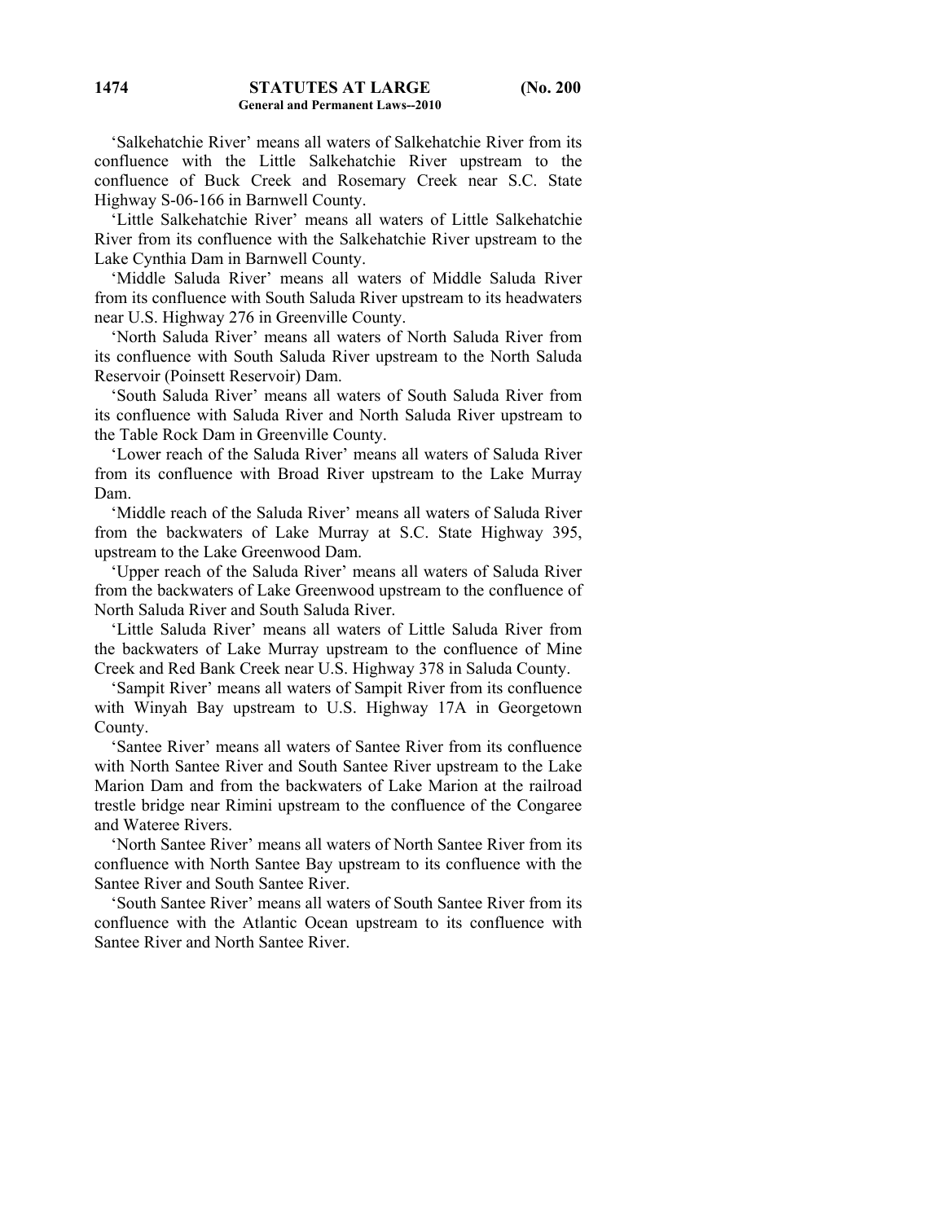'Salkehatchie River' means all waters of Salkehatchie River from its confluence with the Little Salkehatchie River upstream to the confluence of Buck Creek and Rosemary Creek near S.C. State Highway S-06-166 in Barnwell County.

'Little Salkehatchie River' means all waters of Little Salkehatchie River from its confluence with the Salkehatchie River upstream to the Lake Cynthia Dam in Barnwell County.

'Middle Saluda River' means all waters of Middle Saluda River from its confluence with South Saluda River upstream to its headwaters near U.S. Highway 276 in Greenville County.

'North Saluda River' means all waters of North Saluda River from its confluence with South Saluda River upstream to the North Saluda Reservoir (Poinsett Reservoir) Dam.

'South Saluda River' means all waters of South Saluda River from its confluence with Saluda River and North Saluda River upstream to the Table Rock Dam in Greenville County.

'Lower reach of the Saluda River' means all waters of Saluda River from its confluence with Broad River upstream to the Lake Murray Dam.

'Middle reach of the Saluda River' means all waters of Saluda River from the backwaters of Lake Murray at S.C. State Highway 395, upstream to the Lake Greenwood Dam.

'Upper reach of the Saluda River' means all waters of Saluda River from the backwaters of Lake Greenwood upstream to the confluence of North Saluda River and South Saluda River.

'Little Saluda River' means all waters of Little Saluda River from the backwaters of Lake Murray upstream to the confluence of Mine Creek and Red Bank Creek near U.S. Highway 378 in Saluda County.

'Sampit River' means all waters of Sampit River from its confluence with Winyah Bay upstream to U.S. Highway 17A in Georgetown County.

'Santee River' means all waters of Santee River from its confluence with North Santee River and South Santee River upstream to the Lake Marion Dam and from the backwaters of Lake Marion at the railroad trestle bridge near Rimini upstream to the confluence of the Congaree and Wateree Rivers.

'North Santee River' means all waters of North Santee River from its confluence with North Santee Bay upstream to its confluence with the Santee River and South Santee River.

'South Santee River' means all waters of South Santee River from its confluence with the Atlantic Ocean upstream to its confluence with Santee River and North Santee River.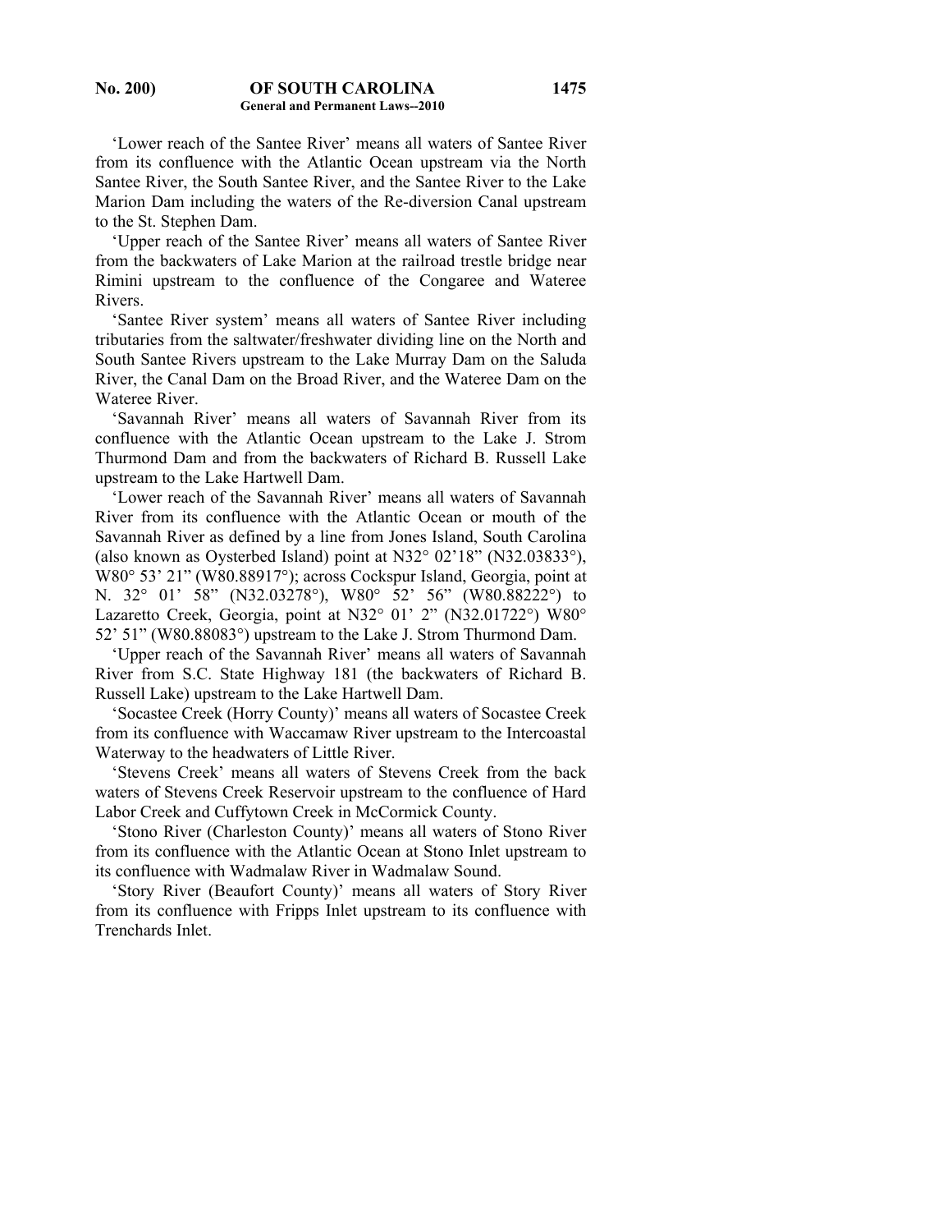'Lower reach of the Santee River' means all waters of Santee River from its confluence with the Atlantic Ocean upstream via the North Santee River, the South Santee River, and the Santee River to the Lake Marion Dam including the waters of the Re-diversion Canal upstream to the St. Stephen Dam.

'Upper reach of the Santee River' means all waters of Santee River from the backwaters of Lake Marion at the railroad trestle bridge near Rimini upstream to the confluence of the Congaree and Wateree Rivers.

'Santee River system' means all waters of Santee River including tributaries from the saltwater/freshwater dividing line on the North and South Santee Rivers upstream to the Lake Murray Dam on the Saluda River, the Canal Dam on the Broad River, and the Wateree Dam on the Wateree River.

'Savannah River' means all waters of Savannah River from its confluence with the Atlantic Ocean upstream to the Lake J. Strom Thurmond Dam and from the backwaters of Richard B. Russell Lake upstream to the Lake Hartwell Dam.

'Lower reach of the Savannah River' means all waters of Savannah River from its confluence with the Atlantic Ocean or mouth of the Savannah River as defined by a line from Jones Island, South Carolina (also known as Oysterbed Island) point at N32° 02'18" (N32.03833°), W80° 53' 21" (W80.88917°); across Cockspur Island, Georgia, point at N. 32° 01' 58" (N32.03278°), W80° 52' 56" (W80.88222°) to Lazaretto Creek, Georgia, point at N32° 01' 2" (N32.01722°) W80° 52' 51" (W80.88083°) upstream to the Lake J. Strom Thurmond Dam.

'Upper reach of the Savannah River' means all waters of Savannah River from S.C. State Highway 181 (the backwaters of Richard B. Russell Lake) upstream to the Lake Hartwell Dam.

'Socastee Creek (Horry County)' means all waters of Socastee Creek from its confluence with Waccamaw River upstream to the Intercoastal Waterway to the headwaters of Little River.

'Stevens Creek' means all waters of Stevens Creek from the back waters of Stevens Creek Reservoir upstream to the confluence of Hard Labor Creek and Cuffytown Creek in McCormick County.

'Stono River (Charleston County)' means all waters of Stono River from its confluence with the Atlantic Ocean at Stono Inlet upstream to its confluence with Wadmalaw River in Wadmalaw Sound.

'Story River (Beaufort County)' means all waters of Story River from its confluence with Fripps Inlet upstream to its confluence with Trenchards Inlet.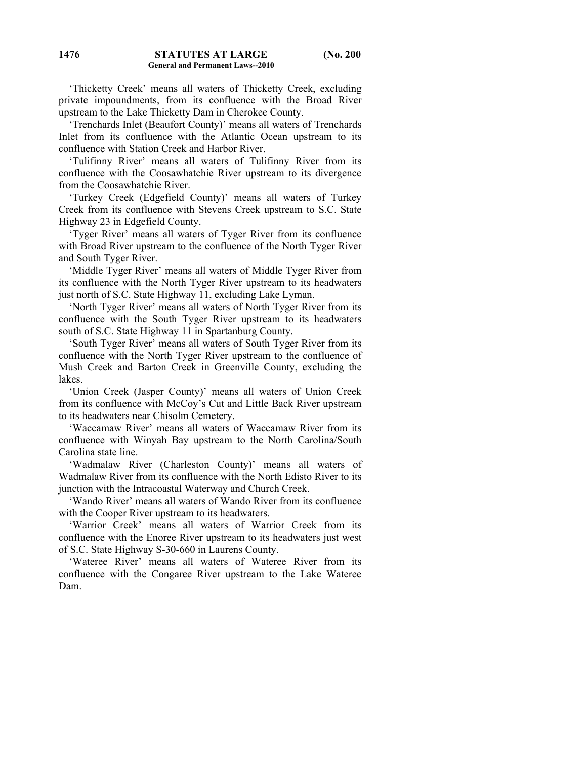'Thicketty Creek' means all waters of Thicketty Creek, excluding private impoundments, from its confluence with the Broad River upstream to the Lake Thicketty Dam in Cherokee County.

'Trenchards Inlet (Beaufort County)' means all waters of Trenchards Inlet from its confluence with the Atlantic Ocean upstream to its confluence with Station Creek and Harbor River.

'Tulifinny River' means all waters of Tulifinny River from its confluence with the Coosawhatchie River upstream to its divergence from the Coosawhatchie River.

'Turkey Creek (Edgefield County)' means all waters of Turkey Creek from its confluence with Stevens Creek upstream to S.C. State Highway 23 in Edgefield County.

'Tyger River' means all waters of Tyger River from its confluence with Broad River upstream to the confluence of the North Tyger River and South Tyger River.

'Middle Tyger River' means all waters of Middle Tyger River from its confluence with the North Tyger River upstream to its headwaters just north of S.C. State Highway 11, excluding Lake Lyman.

'North Tyger River' means all waters of North Tyger River from its confluence with the South Tyger River upstream to its headwaters south of S.C. State Highway 11 in Spartanburg County.

'South Tyger River' means all waters of South Tyger River from its confluence with the North Tyger River upstream to the confluence of Mush Creek and Barton Creek in Greenville County, excluding the lakes.

'Union Creek (Jasper County)' means all waters of Union Creek from its confluence with McCoy's Cut and Little Back River upstream to its headwaters near Chisolm Cemetery.

'Waccamaw River' means all waters of Waccamaw River from its confluence with Winyah Bay upstream to the North Carolina/South Carolina state line.

'Wadmalaw River (Charleston County)' means all waters of Wadmalaw River from its confluence with the North Edisto River to its junction with the Intracoastal Waterway and Church Creek.

'Wando River' means all waters of Wando River from its confluence with the Cooper River upstream to its headwaters.

'Warrior Creek' means all waters of Warrior Creek from its confluence with the Enoree River upstream to its headwaters just west of S.C. State Highway S-30-660 in Laurens County.

'Wateree River' means all waters of Wateree River from its confluence with the Congaree River upstream to the Lake Wateree Dam.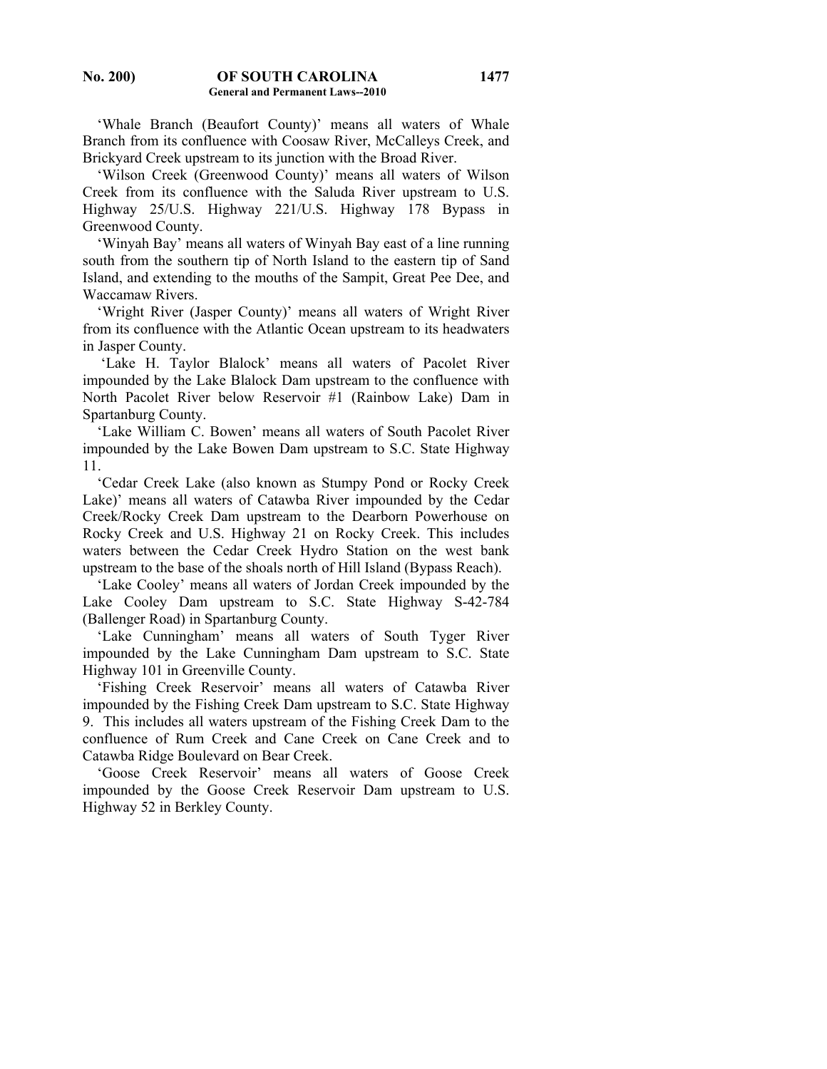'Whale Branch (Beaufort County)' means all waters of Whale Branch from its confluence with Coosaw River, McCalleys Creek, and Brickyard Creek upstream to its junction with the Broad River.

'Wilson Creek (Greenwood County)' means all waters of Wilson Creek from its confluence with the Saluda River upstream to U.S. Highway 25/U.S. Highway 221/U.S. Highway 178 Bypass in Greenwood County.

'Winyah Bay' means all waters of Winyah Bay east of a line running south from the southern tip of North Island to the eastern tip of Sand Island, and extending to the mouths of the Sampit, Great Pee Dee, and Waccamaw Rivers.

'Wright River (Jasper County)' means all waters of Wright River from its confluence with the Atlantic Ocean upstream to its headwaters in Jasper County.

'Lake H. Taylor Blalock' means all waters of Pacolet River impounded by the Lake Blalock Dam upstream to the confluence with North Pacolet River below Reservoir #1 (Rainbow Lake) Dam in Spartanburg County.

'Lake William C. Bowen' means all waters of South Pacolet River impounded by the Lake Bowen Dam upstream to S.C. State Highway 11.

'Cedar Creek Lake (also known as Stumpy Pond or Rocky Creek Lake)' means all waters of Catawba River impounded by the Cedar Creek/Rocky Creek Dam upstream to the Dearborn Powerhouse on Rocky Creek and U.S. Highway 21 on Rocky Creek. This includes waters between the Cedar Creek Hydro Station on the west bank upstream to the base of the shoals north of Hill Island (Bypass Reach).

'Lake Cooley' means all waters of Jordan Creek impounded by the Lake Cooley Dam upstream to S.C. State Highway S-42-784 (Ballenger Road) in Spartanburg County.

'Lake Cunningham' means all waters of South Tyger River impounded by the Lake Cunningham Dam upstream to S.C. State Highway 101 in Greenville County.

'Fishing Creek Reservoir' means all waters of Catawba River impounded by the Fishing Creek Dam upstream to S.C. State Highway 9. This includes all waters upstream of the Fishing Creek Dam to the confluence of Rum Creek and Cane Creek on Cane Creek and to Catawba Ridge Boulevard on Bear Creek.

'Goose Creek Reservoir' means all waters of Goose Creek impounded by the Goose Creek Reservoir Dam upstream to U.S. Highway 52 in Berkley County.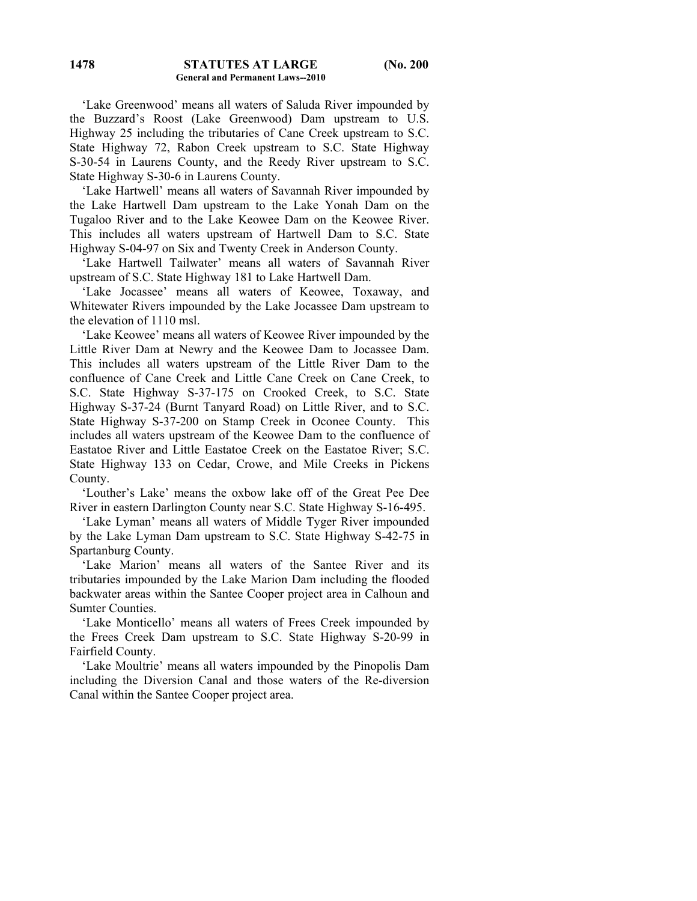'Lake Greenwood' means all waters of Saluda River impounded by the Buzzard's Roost (Lake Greenwood) Dam upstream to U.S. Highway 25 including the tributaries of Cane Creek upstream to S.C. State Highway 72, Rabon Creek upstream to S.C. State Highway S-30-54 in Laurens County, and the Reedy River upstream to S.C. State Highway S-30-6 in Laurens County.

'Lake Hartwell' means all waters of Savannah River impounded by the Lake Hartwell Dam upstream to the Lake Yonah Dam on the Tugaloo River and to the Lake Keowee Dam on the Keowee River. This includes all waters upstream of Hartwell Dam to S.C. State Highway S-04-97 on Six and Twenty Creek in Anderson County.

'Lake Hartwell Tailwater' means all waters of Savannah River upstream of S.C. State Highway 181 to Lake Hartwell Dam.

'Lake Jocassee' means all waters of Keowee, Toxaway, and Whitewater Rivers impounded by the Lake Jocassee Dam upstream to the elevation of 1110 msl.

'Lake Keowee' means all waters of Keowee River impounded by the Little River Dam at Newry and the Keowee Dam to Jocassee Dam. This includes all waters upstream of the Little River Dam to the confluence of Cane Creek and Little Cane Creek on Cane Creek, to S.C. State Highway S-37-175 on Crooked Creek, to S.C. State Highway S-37-24 (Burnt Tanyard Road) on Little River, and to S.C. State Highway S-37-200 on Stamp Creek in Oconee County. This includes all waters upstream of the Keowee Dam to the confluence of Eastatoe River and Little Eastatoe Creek on the Eastatoe River; S.C. State Highway 133 on Cedar, Crowe, and Mile Creeks in Pickens County.

'Louther's Lake' means the oxbow lake off of the Great Pee Dee River in eastern Darlington County near S.C. State Highway S-16-495.

'Lake Lyman' means all waters of Middle Tyger River impounded by the Lake Lyman Dam upstream to S.C. State Highway S-42-75 in Spartanburg County.

'Lake Marion' means all waters of the Santee River and its tributaries impounded by the Lake Marion Dam including the flooded backwater areas within the Santee Cooper project area in Calhoun and Sumter Counties.

'Lake Monticello' means all waters of Frees Creek impounded by the Frees Creek Dam upstream to S.C. State Highway S-20-99 in Fairfield County.

'Lake Moultrie' means all waters impounded by the Pinopolis Dam including the Diversion Canal and those waters of the Re-diversion Canal within the Santee Cooper project area.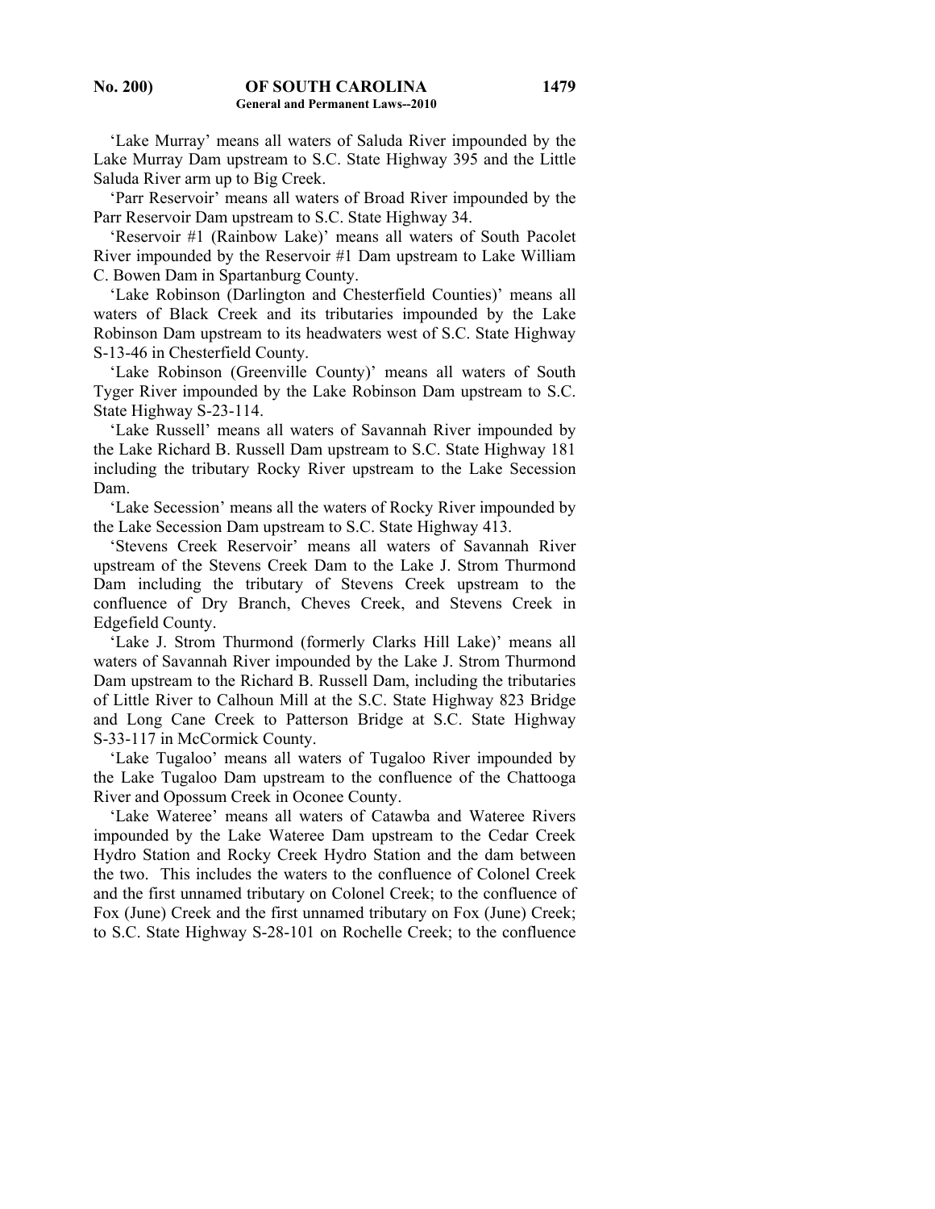'Lake Murray' means all waters of Saluda River impounded by the Lake Murray Dam upstream to S.C. State Highway 395 and the Little Saluda River arm up to Big Creek.

'Parr Reservoir' means all waters of Broad River impounded by the Parr Reservoir Dam upstream to S.C. State Highway 34.

'Reservoir #1 (Rainbow Lake)' means all waters of South Pacolet River impounded by the Reservoir #1 Dam upstream to Lake William C. Bowen Dam in Spartanburg County.

'Lake Robinson (Darlington and Chesterfield Counties)' means all waters of Black Creek and its tributaries impounded by the Lake Robinson Dam upstream to its headwaters west of S.C. State Highway S-13-46 in Chesterfield County.

'Lake Robinson (Greenville County)' means all waters of South Tyger River impounded by the Lake Robinson Dam upstream to S.C. State Highway S-23-114.

'Lake Russell' means all waters of Savannah River impounded by the Lake Richard B. Russell Dam upstream to S.C. State Highway 181 including the tributary Rocky River upstream to the Lake Secession Dam.

'Lake Secession' means all the waters of Rocky River impounded by the Lake Secession Dam upstream to S.C. State Highway 413.

'Stevens Creek Reservoir' means all waters of Savannah River upstream of the Stevens Creek Dam to the Lake J. Strom Thurmond Dam including the tributary of Stevens Creek upstream to the confluence of Dry Branch, Cheves Creek, and Stevens Creek in Edgefield County.

'Lake J. Strom Thurmond (formerly Clarks Hill Lake)' means all waters of Savannah River impounded by the Lake J. Strom Thurmond Dam upstream to the Richard B. Russell Dam, including the tributaries of Little River to Calhoun Mill at the S.C. State Highway 823 Bridge and Long Cane Creek to Patterson Bridge at S.C. State Highway S-33-117 in McCormick County.

'Lake Tugaloo' means all waters of Tugaloo River impounded by the Lake Tugaloo Dam upstream to the confluence of the Chattooga River and Opossum Creek in Oconee County.

'Lake Wateree' means all waters of Catawba and Wateree Rivers impounded by the Lake Wateree Dam upstream to the Cedar Creek Hydro Station and Rocky Creek Hydro Station and the dam between the two. This includes the waters to the confluence of Colonel Creek and the first unnamed tributary on Colonel Creek; to the confluence of Fox (June) Creek and the first unnamed tributary on Fox (June) Creek; to S.C. State Highway S-28-101 on Rochelle Creek; to the confluence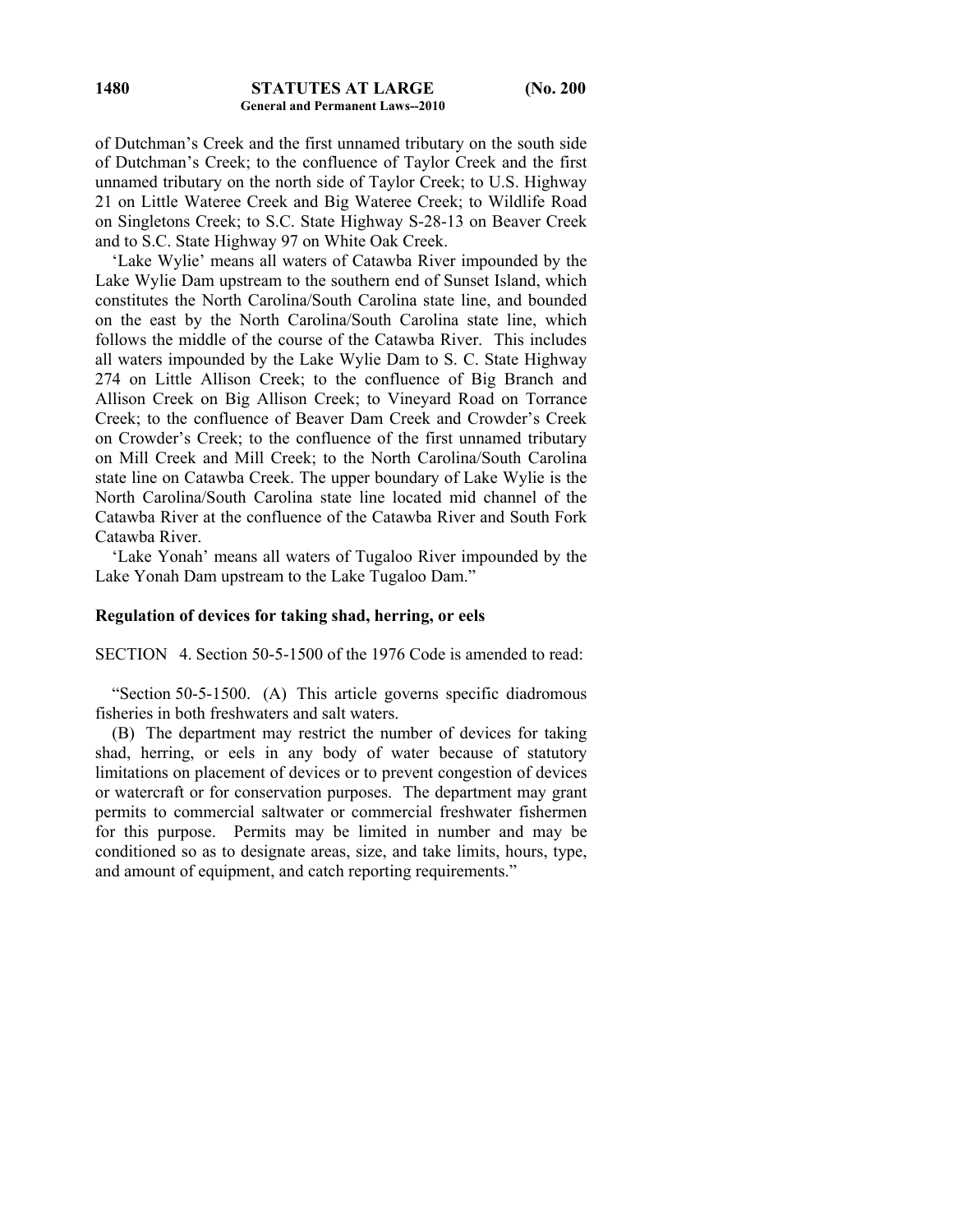of Dutchman's Creek and the first unnamed tributary on the south side of Dutchman's Creek; to the confluence of Taylor Creek and the first unnamed tributary on the north side of Taylor Creek; to U.S. Highway 21 on Little Wateree Creek and Big Wateree Creek; to Wildlife Road on Singletons Creek; to S.C. State Highway S-28-13 on Beaver Creek and to S.C. State Highway 97 on White Oak Creek.

'Lake Wylie' means all waters of Catawba River impounded by the Lake Wylie Dam upstream to the southern end of Sunset Island, which constitutes the North Carolina/South Carolina state line, and bounded on the east by the North Carolina/South Carolina state line, which follows the middle of the course of the Catawba River. This includes all waters impounded by the Lake Wylie Dam to S. C. State Highway 274 on Little Allison Creek; to the confluence of Big Branch and Allison Creek on Big Allison Creek; to Vineyard Road on Torrance Creek; to the confluence of Beaver Dam Creek and Crowder's Creek on Crowder's Creek; to the confluence of the first unnamed tributary on Mill Creek and Mill Creek; to the North Carolina/South Carolina state line on Catawba Creek. The upper boundary of Lake Wylie is the North Carolina/South Carolina state line located mid channel of the Catawba River at the confluence of the Catawba River and South Fork Catawba River.

'Lake Yonah' means all waters of Tugaloo River impounded by the Lake Yonah Dam upstream to the Lake Tugaloo Dam."

**Regulation of devices for taking shad, herring, or eels**

SECTION 4. Section 50-5-1500 of the 1976 Code is amended to read:

"Section 50-5-1500. (A) This article governs specific diadromous fisheries in both freshwaters and salt waters.

(B) The department may restrict the number of devices for taking shad, herring, or eels in any body of water because of statutory limitations on placement of devices or to prevent congestion of devices or watercraft or for conservation purposes. The department may grant permits to commercial saltwater or commercial freshwater fishermen for this purpose. Permits may be limited in number and may be conditioned so as to designate areas, size, and take limits, hours, type, and amount of equipment, and catch reporting requirements."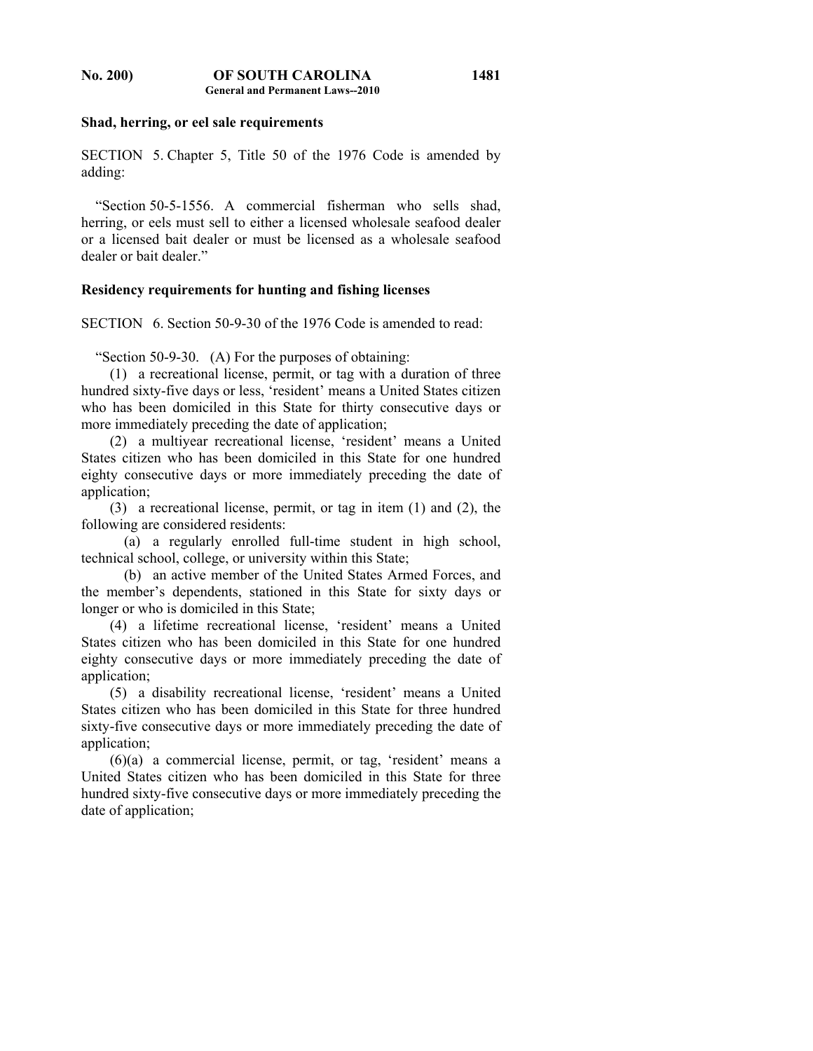**Shad, herring, or eel sale requirements**

SECTION 5. Chapter 5, Title 50 of the 1976 Code is amended by adding:

"Section 50-5-1556. A commercial fisherman who sells shad, herring, or eels must sell to either a licensed wholesale seafood dealer or a licensed bait dealer or must be licensed as a wholesale seafood dealer or bait dealer."

**Residency requirements for hunting and fishing licenses**

SECTION 6. Section 50-9-30 of the 1976 Code is amended to read:

"Section 50-9-30. (A) For the purposes of obtaining:

(1) a recreational license, permit, or tag with a duration of three hundred sixty-five days or less, 'resident' means a United States citizen who has been domiciled in this State for thirty consecutive days or more immediately preceding the date of application;

(2) a multiyear recreational license, 'resident' means a United States citizen who has been domiciled in this State for one hundred eighty consecutive days or more immediately preceding the date of application;

(3) a recreational license, permit, or tag in item (1) and (2), the following are considered residents:

(a) a regularly enrolled full-time student in high school, technical school, college, or university within this State;

(b) an active member of the United States Armed Forces, and the member's dependents, stationed in this State for sixty days or longer or who is domiciled in this State;

(4) a lifetime recreational license, 'resident' means a United States citizen who has been domiciled in this State for one hundred eighty consecutive days or more immediately preceding the date of application;

(5) a disability recreational license, 'resident' means a United States citizen who has been domiciled in this State for three hundred sixty-five consecutive days or more immediately preceding the date of application;

(6)(a) a commercial license, permit, or tag, 'resident' means a United States citizen who has been domiciled in this State for three hundred sixty-five consecutive days or more immediately preceding the date of application;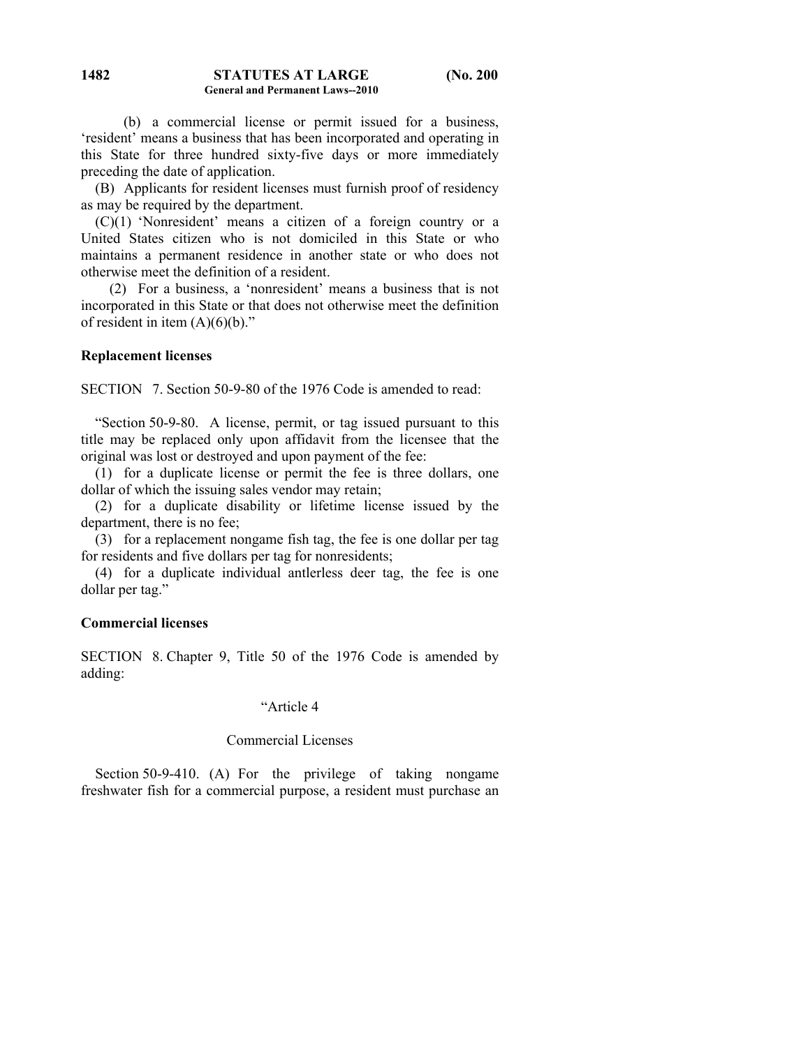(b) a commercial license or permit issued for a business, 'resident' means a business that has been incorporated and operating in this State for three hundred sixty-five days or more immediately preceding the date of application.

(B) Applicants for resident licenses must furnish proof of residency as may be required by the department.

(C)(1) 'Nonresident' means a citizen of a foreign country or a United States citizen who is not domiciled in this State or who maintains a permanent residence in another state or who does not otherwise meet the definition of a resident.

(2) For a business, a 'nonresident' means a business that is not incorporated in this State or that does not otherwise meet the definition of resident in item (A)(6)(b)."

**Replacement licenses**

SECTION 7. Section 50-9-80 of the 1976 Code is amended to read:

"Section 50-9-80. A license, permit, or tag issued pursuant to this title may be replaced only upon affidavit from the licensee that the original was lost or destroyed and upon payment of the fee:

(1) for a duplicate license or permit the fee is three dollars, one dollar of which the issuing sales vendor may retain;

(2) for a duplicate disability or lifetime license issued by the department, there is no fee;

(3) for a replacement nongame fish tag, the fee is one dollar per tag for residents and five dollars per tag for nonresidents;

(4) for a duplicate individual antlerless deer tag, the fee is one dollar per tag."

**Commercial licenses**

SECTION 8. Chapter 9, Title 50 of the 1976 Code is amended by adding:

"Article 4

Commercial Licenses

Section 50-9-410. (A) For the privilege of taking nongame freshwater fish for a commercial purpose, a resident must purchase an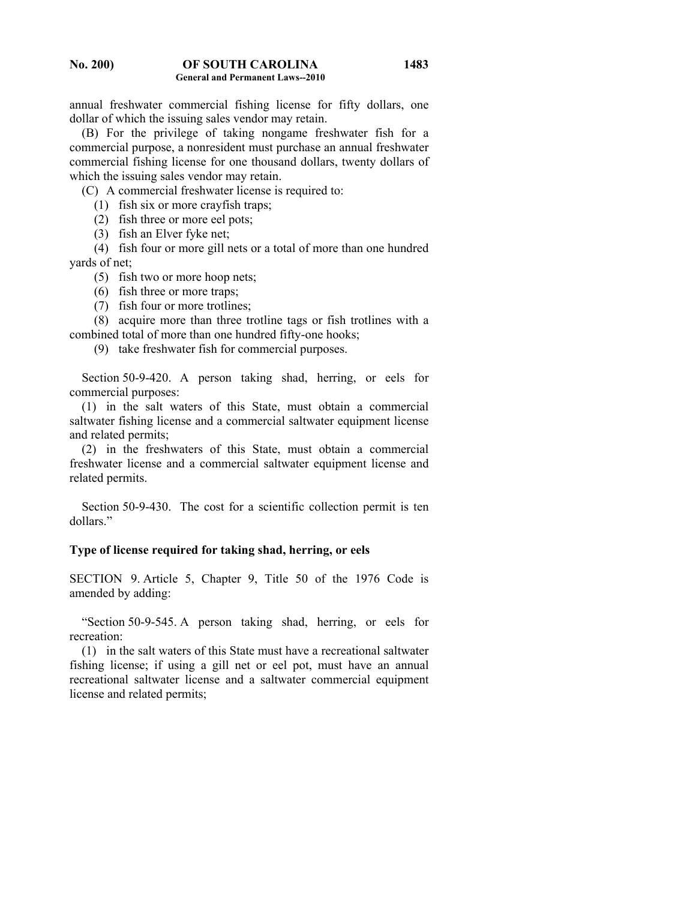annual freshwater commercial fishing license for fifty dollars, one dollar of which the issuing sales vendor may retain.

(B) For the privilege of taking nongame freshwater fish for a commercial purpose, a nonresident must purchase an annual freshwater commercial fishing license for one thousand dollars, twenty dollars of which the issuing sales vendor may retain.

(C) A commercial freshwater license is required to:

(1) fish six or more crayfish traps;

(2) fish three or more eel pots;

(3) fish an Elver fyke net;

(4) fish four or more gill nets or a total of more than one hundred yards of net;

(5) fish two or more hoop nets;

(6) fish three or more traps;

(7) fish four or more trotlines;

(8) acquire more than three trotline tags or fish trotlines with a combined total of more than one hundred fifty-one hooks;

(9) take freshwater fish for commercial purposes.

Section 50-9-420. A person taking shad, herring, or eels for commercial purposes:

(1) in the salt waters of this State, must obtain a commercial saltwater fishing license and a commercial saltwater equipment license and related permits;

(2) in the freshwaters of this State, must obtain a commercial freshwater license and a commercial saltwater equipment license and related permits.

Section 50-9-430. The cost for a scientific collection permit is ten dollars."

**Type of license required for taking shad, herring, or eels**

SECTION 9. Article 5, Chapter 9, Title 50 of the 1976 Code is amended by adding:

"Section 50-9-545. A person taking shad, herring, or eels for recreation:

(1) in the salt waters of this State must have a recreational saltwater fishing license; if using a gill net or eel pot, must have an annual recreational saltwater license and a saltwater commercial equipment license and related permits;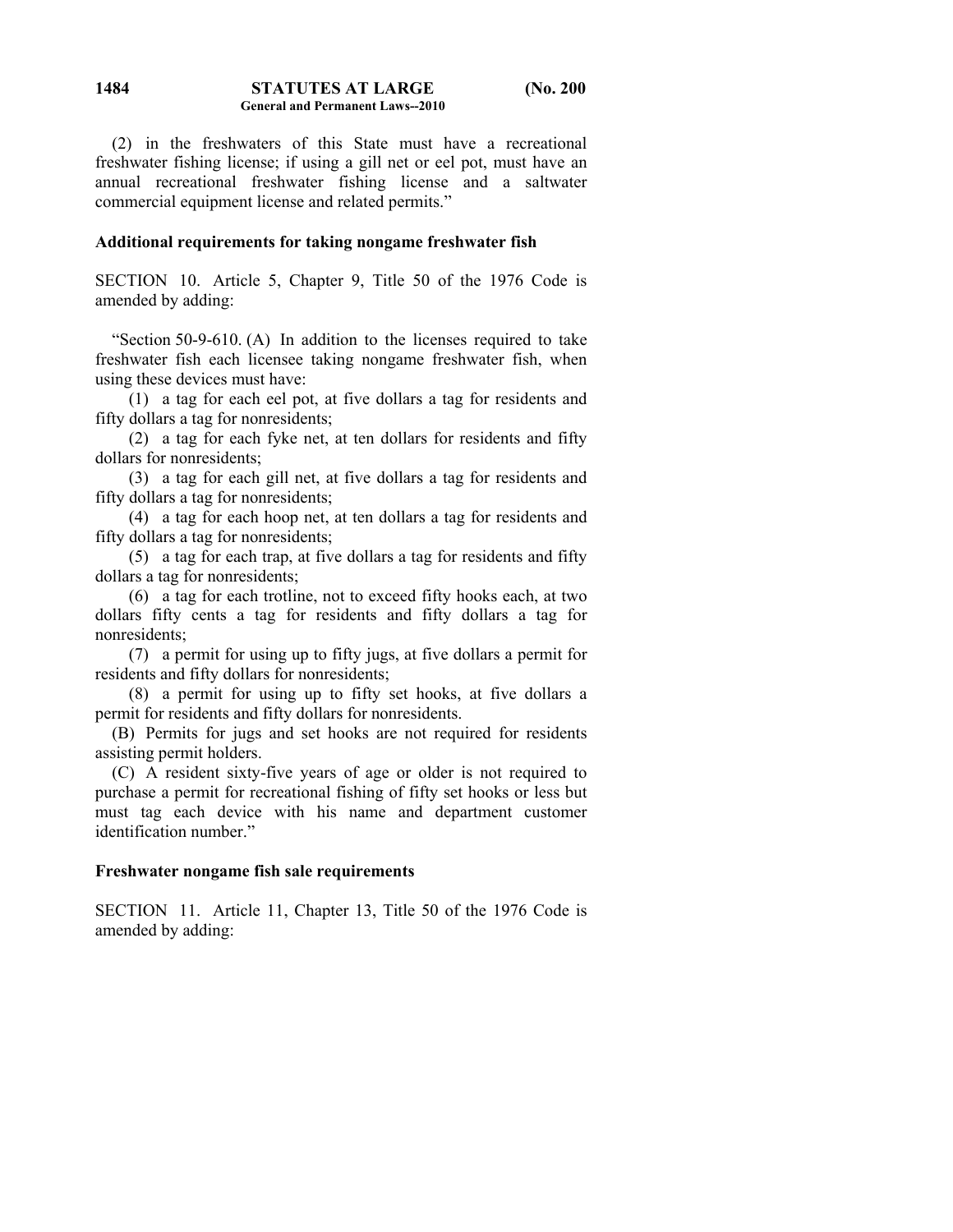(2) in the freshwaters of this State must have a recreational freshwater fishing license; if using a gill net or eel pot, must have an annual recreational freshwater fishing license and a saltwater commercial equipment license and related permits."

**Additional requirements for taking nongame freshwater fish**

SECTION 10. Article 5, Chapter 9, Title 50 of the 1976 Code is amended by adding:

"Section 50-9-610. (A) In addition to the licenses required to take freshwater fish each licensee taking nongame freshwater fish, when using these devices must have:

(1) a tag for each eel pot, at five dollars a tag for residents and fifty dollars a tag for nonresidents;

(2) a tag for each fyke net, at ten dollars for residents and fifty dollars for nonresidents;

(3) a tag for each gill net, at five dollars a tag for residents and fifty dollars a tag for nonresidents;

(4) a tag for each hoop net, at ten dollars a tag for residents and fifty dollars a tag for nonresidents;

(5) a tag for each trap, at five dollars a tag for residents and fifty dollars a tag for nonresidents;

(6) a tag for each trotline, not to exceed fifty hooks each, at two dollars fifty cents a tag for residents and fifty dollars a tag for nonresidents;

(7) a permit for using up to fifty jugs, at five dollars a permit for residents and fifty dollars for nonresidents;

(8) a permit for using up to fifty set hooks, at five dollars a permit for residents and fifty dollars for nonresidents.

(B) Permits for jugs and set hooks are not required for residents assisting permit holders.

(C) A resident sixty-five years of age or older is not required to purchase a permit for recreational fishing of fifty set hooks or less but must tag each device with his name and department customer identification number."

**Freshwater nongame fish sale requirements**

SECTION 11. Article 11, Chapter 13, Title 50 of the 1976 Code is amended by adding: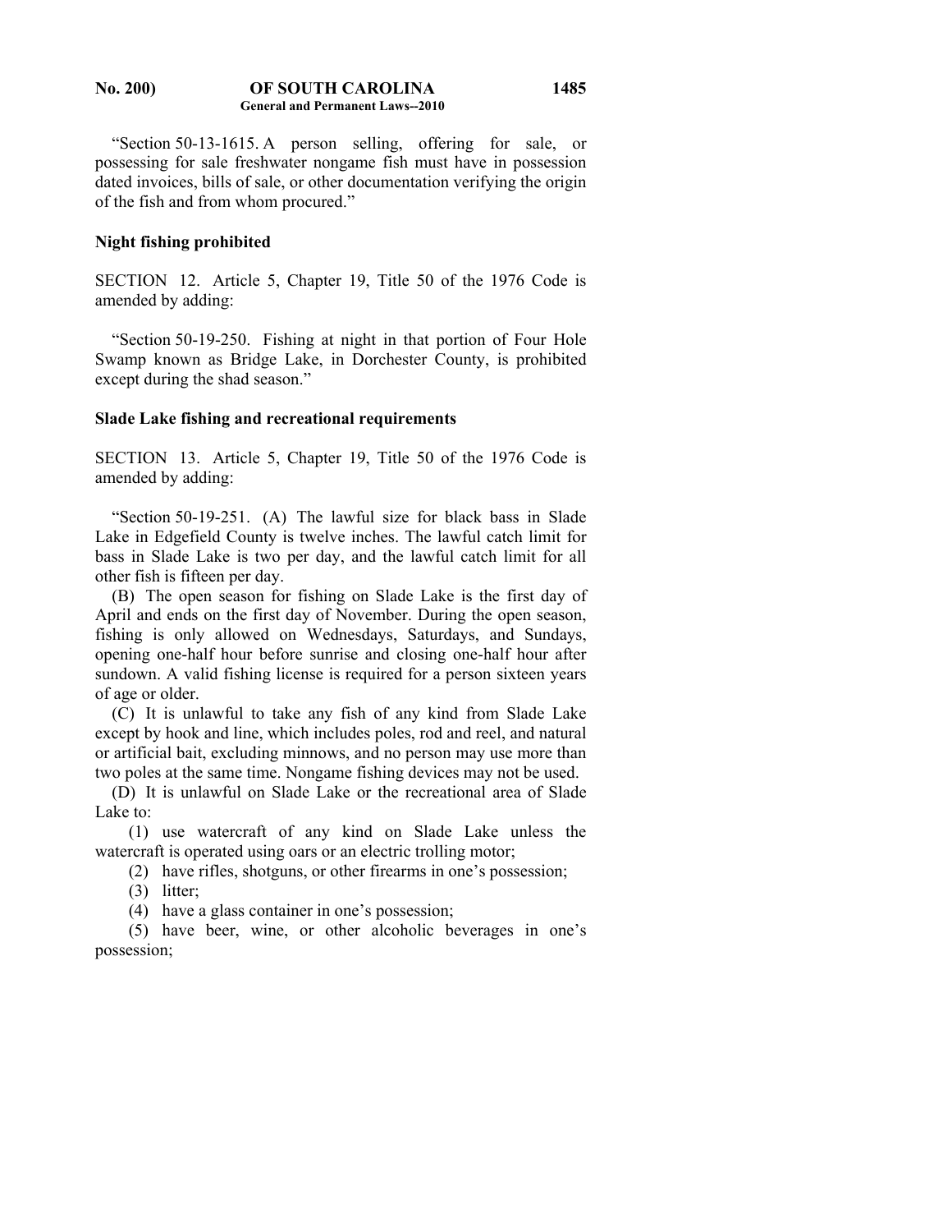"Section 50-13-1615. A person selling, offering for sale, or possessing for sale freshwater nongame fish must have in possession dated invoices, bills of sale, or other documentation verifying the origin of the fish and from whom procured."

**Night fishing prohibited**

SECTION 12. Article 5, Chapter 19, Title 50 of the 1976 Code is amended by adding:

"Section 50-19-250. Fishing at night in that portion of Four Hole Swamp known as Bridge Lake, in Dorchester County, is prohibited except during the shad season."

**Slade Lake fishing and recreational requirements**

SECTION 13. Article 5, Chapter 19, Title 50 of the 1976 Code is amended by adding:

"Section 50-19-251. (A) The lawful size for black bass in Slade Lake in Edgefield County is twelve inches. The lawful catch limit for bass in Slade Lake is two per day, and the lawful catch limit for all other fish is fifteen per day.

(B) The open season for fishing on Slade Lake is the first day of April and ends on the first day of November. During the open season, fishing is only allowed on Wednesdays, Saturdays, and Sundays, opening one-half hour before sunrise and closing one-half hour after sundown. A valid fishing license is required for a person sixteen years of age or older.

(C) It is unlawful to take any fish of any kind from Slade Lake except by hook and line, which includes poles, rod and reel, and natural or artificial bait, excluding minnows, and no person may use more than two poles at the same time. Nongame fishing devices may not be used.

(D) It is unlawful on Slade Lake or the recreational area of Slade Lake to:

(1) use watercraft of any kind on Slade Lake unless the watercraft is operated using oars or an electric trolling motor;

(2) have rifles, shotguns, or other firearms in one's possession;

(3) litter;

(4) have a glass container in one's possession;

(5) have beer, wine, or other alcoholic beverages in one's possession;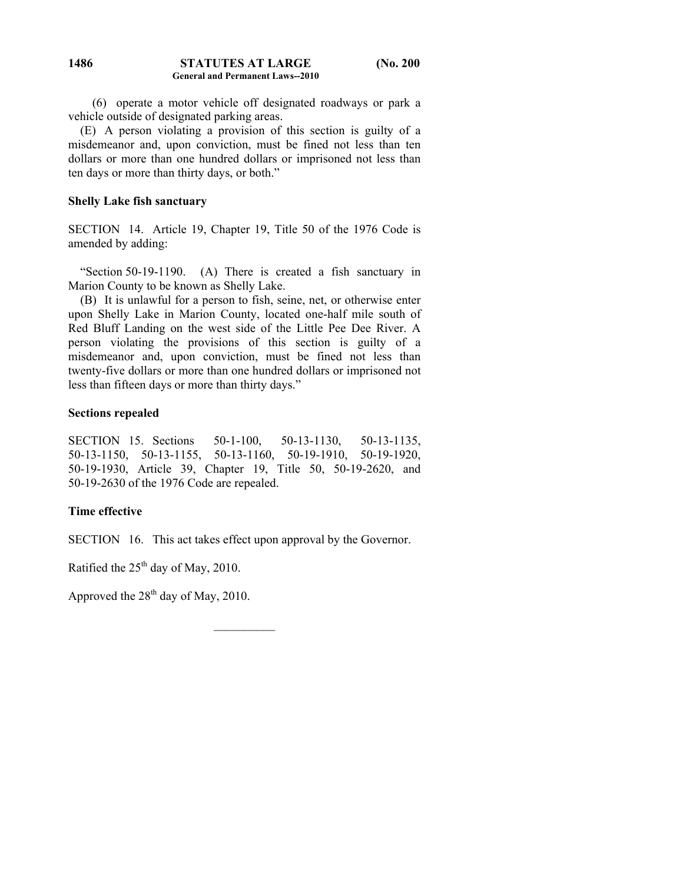(6) operate a motor vehicle off designated roadways or park a vehicle outside of designated parking areas.

(E) A person violating a provision of this section is guilty of a misdemeanor and, upon conviction, must be fined not less than ten dollars or more than one hundred dollars or imprisoned not less than ten days or more than thirty days, or both."

**Shelly Lake fish sanctuary**

SECTION 14. Article 19, Chapter 19, Title 50 of the 1976 Code is amended by adding:

"Section 50-19-1190. (A) There is created a fish sanctuary in Marion County to be known as Shelly Lake.

(B) It is unlawful for a person to fish, seine, net, or otherwise enter upon Shelly Lake in Marion County, located one-half mile south of Red Bluff Landing on the west side of the Little Pee Dee River. A person violating the provisions of this section is guilty of a misdemeanor and, upon conviction, must be fined not less than twenty-five dollars or more than one hundred dollars or imprisoned not less than fifteen days or more than thirty days."

**Sections repealed**

SECTION 15. Sections 50-1-100, 50-13-1130, 50-13-1135, 50-13-1150, 50-13-1155, 50-13-1160, 50-19-1910, 50-19-1920, 50-19-1930, Article 39, Chapter 19, Title 50, 50-19-2620, and 50-19-2630 of the 1976 Code are repealed.

**Time effective**

SECTION 16. This act takes effect upon approval by the Governor.

Ratified the 25th day of May, 2010.

Approved the 28th day of May, 2010.

__________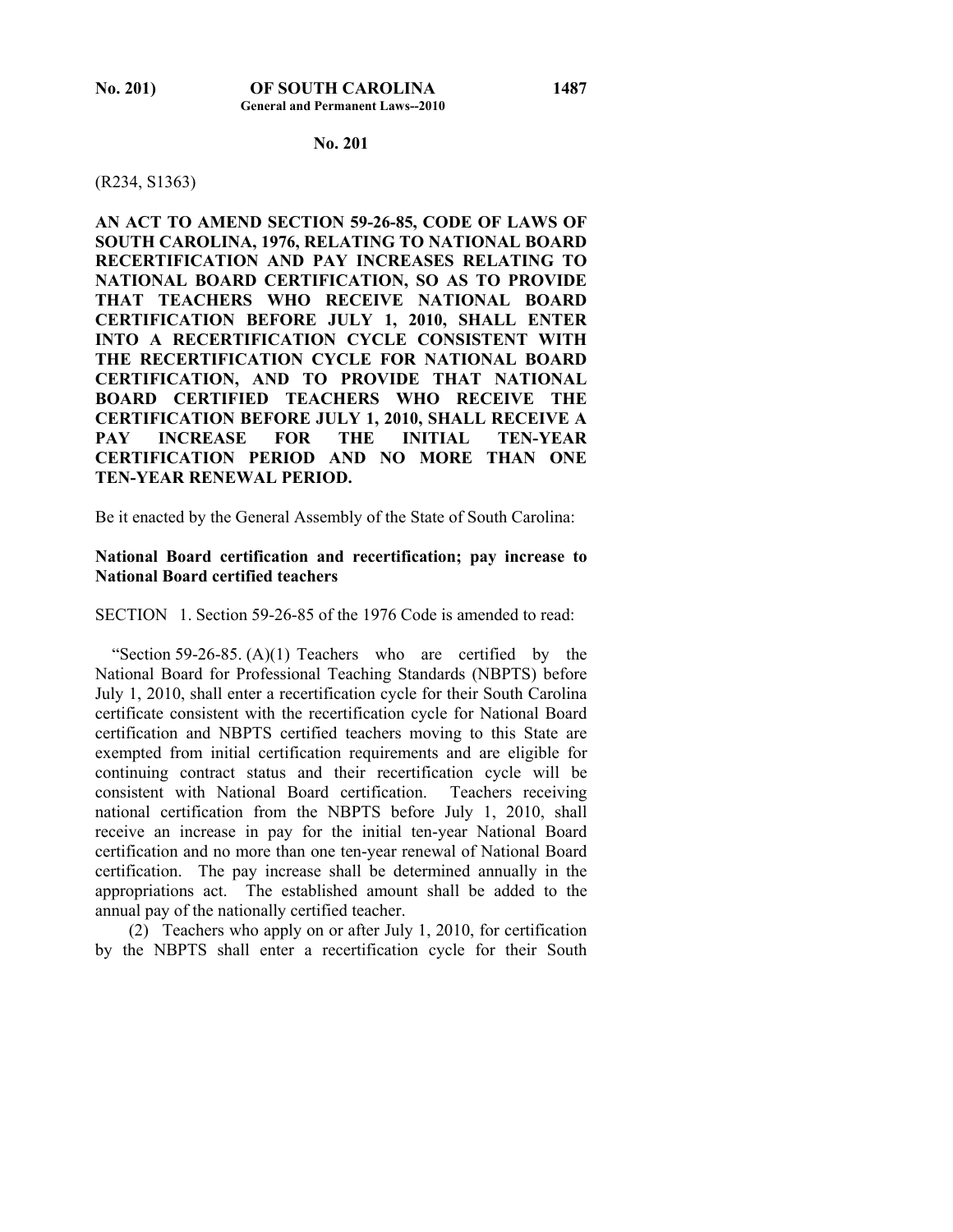**No. 201**

(R234, S1363)

**AN ACT TO AMEND SECTION 59-26-85, CODE OF LAWS OF SOUTH CAROLINA, 1976, RELATING TO NATIONAL BOARD RECERTIFICATION AND PAY INCREASES RELATING TO NATIONAL BOARD CERTIFICATION, SO AS TO PROVIDE THAT TEACHERS WHO RECEIVE NATIONAL BOARD CERTIFICATION BEFORE JULY 1, 2010, SHALL ENTER INTO A RECERTIFICATION CYCLE CONSISTENT WITH THE RECERTIFICATION CYCLE FOR NATIONAL BOARD CERTIFICATION, AND TO PROVIDE THAT NATIONAL BOARD CERTIFIED TEACHERS WHO RECEIVE THE CERTIFICATION BEFORE JULY 1, 2010, SHALL RECEIVE A PAY INCREASE FOR THE INITIAL TEN-YEAR CERTIFICATION PERIOD AND NO MORE THAN ONE TEN-YEAR RENEWAL PERIOD.**

Be it enacted by the General Assembly of the State of South Carolina:

**National Board certification and recertification; pay increase to National Board certified teachers**

SECTION 1. Section 59-26-85 of the 1976 Code is amended to read:

"Section 59-26-85. (A)(1) Teachers who are certified by the National Board for Professional Teaching Standards (NBPTS) before July 1, 2010, shall enter a recertification cycle for their South Carolina certificate consistent with the recertification cycle for National Board certification and NBPTS certified teachers moving to this State are exempted from initial certification requirements and are eligible for continuing contract status and their recertification cycle will be consistent with National Board certification. Teachers receiving national certification from the NBPTS before July 1, 2010, shall receive an increase in pay for the initial ten-year National Board certification and no more than one ten-year renewal of National Board certification. The pay increase shall be determined annually in the appropriations act. The established amount shall be added to the annual pay of the nationally certified teacher.

(2) Teachers who apply on or after July 1, 2010, for certification by the NBPTS shall enter a recertification cycle for their South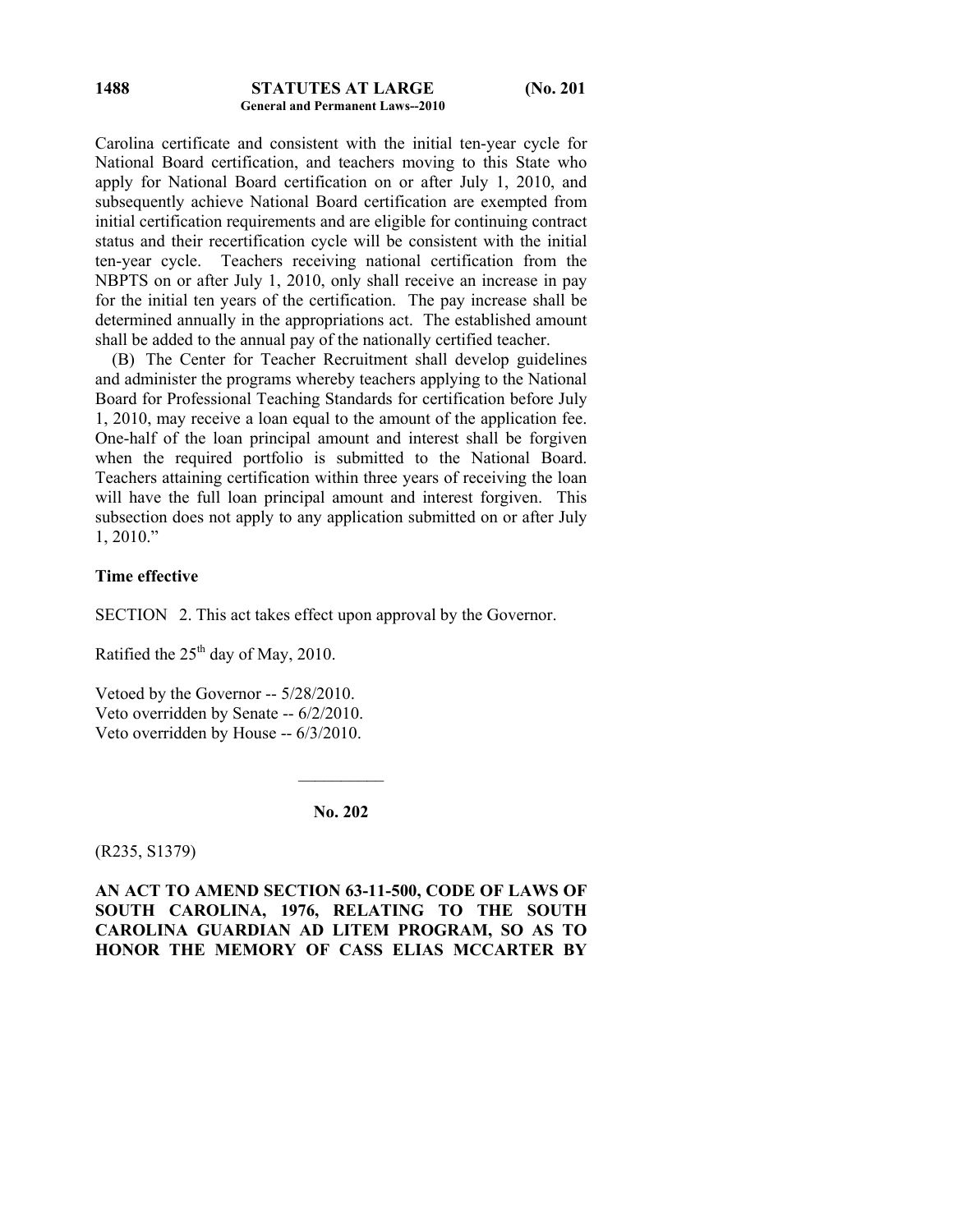Carolina certificate and consistent with the initial ten-year cycle for National Board certification, and teachers moving to this State who apply for National Board certification on or after July 1, 2010, and subsequently achieve National Board certification are exempted from initial certification requirements and are eligible for continuing contract status and their recertification cycle will be consistent with the initial ten-year cycle. Teachers receiving national certification from the NBPTS on or after July 1, 2010, only shall receive an increase in pay for the initial ten years of the certification. The pay increase shall be determined annually in the appropriations act. The established amount shall be added to the annual pay of the nationally certified teacher.

(B) The Center for Teacher Recruitment shall develop guidelines and administer the programs whereby teachers applying to the National Board for Professional Teaching Standards for certification before July 1, 2010, may receive a loan equal to the amount of the application fee. One-half of the loan principal amount and interest shall be forgiven when the required portfolio is submitted to the National Board. Teachers attaining certification within three years of receiving the loan will have the full loan principal amount and interest forgiven. This subsection does not apply to any application submitted on or after July 1, 2010."

**Time effective**

SECTION 2. This act takes effect upon approval by the Governor.

Ratified the 25th day of May, 2010.

Vetoed by the Governor -- 5/28/2010.
Veto overridden by Senate -- 6/2/2010.
Veto overridden by House -- 6/3/2010.

---

**No. 202**

(R235, S1379)

**AN ACT TO AMEND SECTION 63-11-500, CODE OF LAWS OF SOUTH CAROLINA, 1976, RELATING TO THE SOUTH CAROLINA GUARDIAN AD LITEM PROGRAM, SO AS TO HONOR THE MEMORY OF CASS ELIAS MCCARTER BY**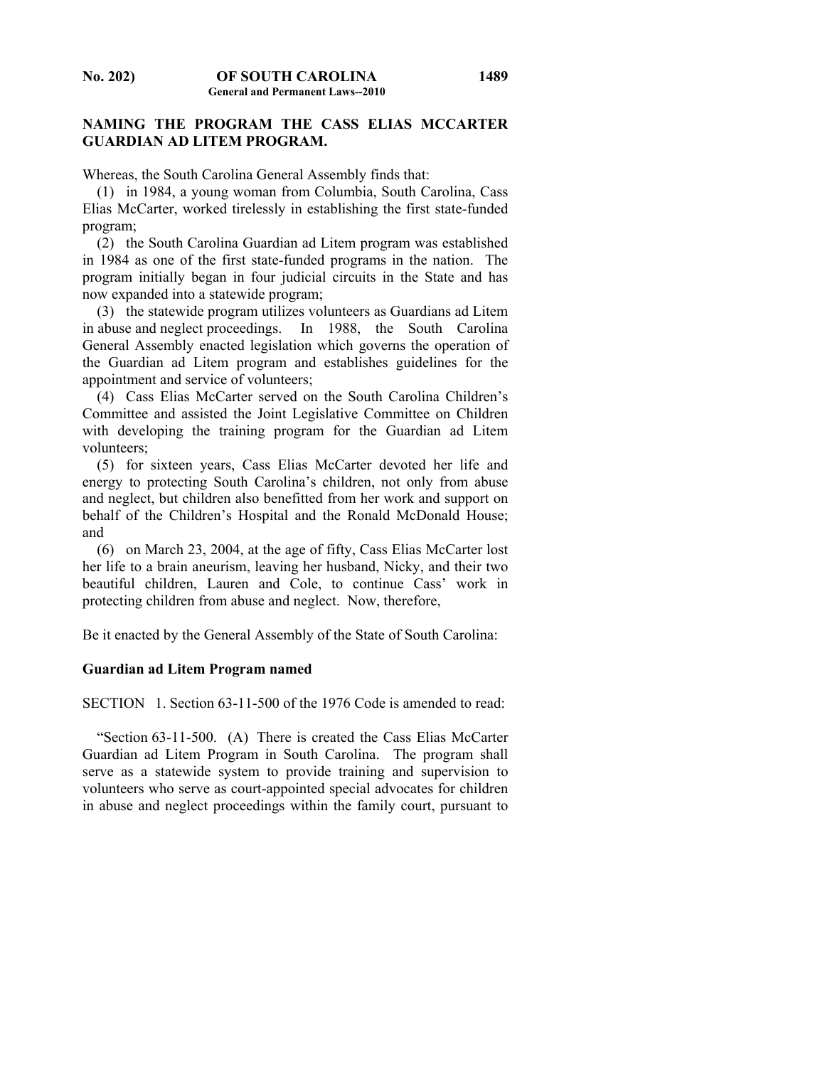**NAMING THE PROGRAM THE CASS ELIAS MCCARTER GUARDIAN AD LITEM PROGRAM.**

Whereas, the South Carolina General Assembly finds that:

(1) in 1984, a young woman from Columbia, South Carolina, Cass Elias McCarter, worked tirelessly in establishing the first state-funded program;

(2) the South Carolina Guardian ad Litem program was established in 1984 as one of the first state-funded programs in the nation. The program initially began in four judicial circuits in the State and has now expanded into a statewide program;

(3) the statewide program utilizes volunteers as Guardians ad Litem in abuse and neglect proceedings. In 1988, the South Carolina General Assembly enacted legislation which governs the operation of the Guardian ad Litem program and establishes guidelines for the appointment and service of volunteers;

(4) Cass Elias McCarter served on the South Carolina Children's Committee and assisted the Joint Legislative Committee on Children with developing the training program for the Guardian ad Litem volunteers;

(5) for sixteen years, Cass Elias McCarter devoted her life and energy to protecting South Carolina's children, not only from abuse and neglect, but children also benefitted from her work and support on behalf of the Children's Hospital and the Ronald McDonald House; and

(6) on March 23, 2004, at the age of fifty, Cass Elias McCarter lost her life to a brain aneurism, leaving her husband, Nicky, and their two beautiful children, Lauren and Cole, to continue Cass' work in protecting children from abuse and neglect. Now, therefore,

Be it enacted by the General Assembly of the State of South Carolina:

**Guardian ad Litem Program named**

SECTION 1. Section 63-11-500 of the 1976 Code is amended to read:

"Section 63-11-500. (A) There is created the Cass Elias McCarter Guardian ad Litem Program in South Carolina. The program shall serve as a statewide system to provide training and supervision to volunteers who serve as court-appointed special advocates for children in abuse and neglect proceedings within the family court, pursuant to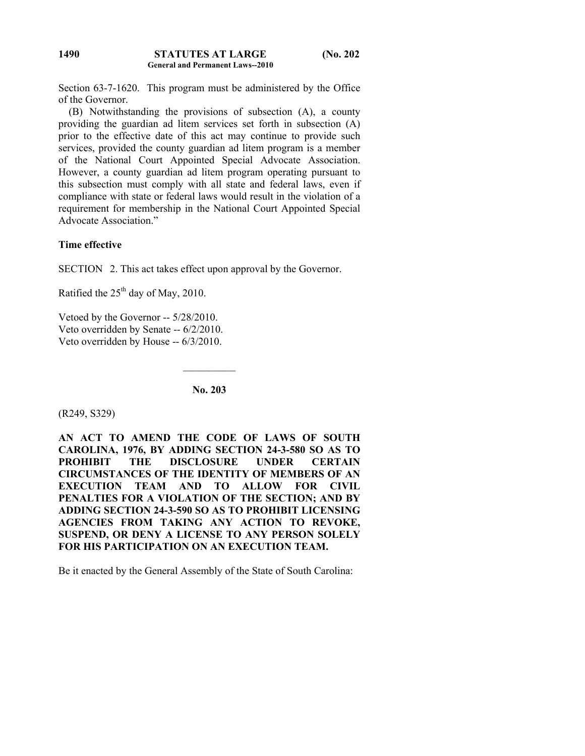Section 63-7-1620. This program must be administered by the Office of the Governor.

(B) Notwithstanding the provisions of subsection (A), a county providing the guardian ad litem services set forth in subsection (A) prior to the effective date of this act may continue to provide such services, provided the county guardian ad litem program is a member of the National Court Appointed Special Advocate Association. However, a county guardian ad litem program operating pursuant to this subsection must comply with all state and federal laws, even if compliance with state or federal laws would result in the violation of a requirement for membership in the National Court Appointed Special Advocate Association."

**Time effective**

SECTION 2. This act takes effect upon approval by the Governor.

Ratified the 25th day of May, 2010.

Vetoed by the Governor -- 5/28/2010.
Veto overridden by Senate -- 6/2/2010.
Veto overridden by House -- 6/3/2010.

---

**No. 203**

(R249, S329)

**AN ACT TO AMEND THE CODE OF LAWS OF SOUTH CAROLINA, 1976, BY ADDING SECTION 24-3-580 SO AS TO PROHIBIT THE DISCLOSURE UNDER CERTAIN CIRCUMSTANCES OF THE IDENTITY OF MEMBERS OF AN EXECUTION TEAM AND TO ALLOW FOR CIVIL PENALTIES FOR A VIOLATION OF THE SECTION; AND BY ADDING SECTION 24-3-590 SO AS TO PROHIBIT LICENSING AGENCIES FROM TAKING ANY ACTION TO REVOKE, SUSPEND, OR DENY A LICENSE TO ANY PERSON SOLELY FOR HIS PARTICIPATION ON AN EXECUTION TEAM.**

Be it enacted by the General Assembly of the State of South Carolina: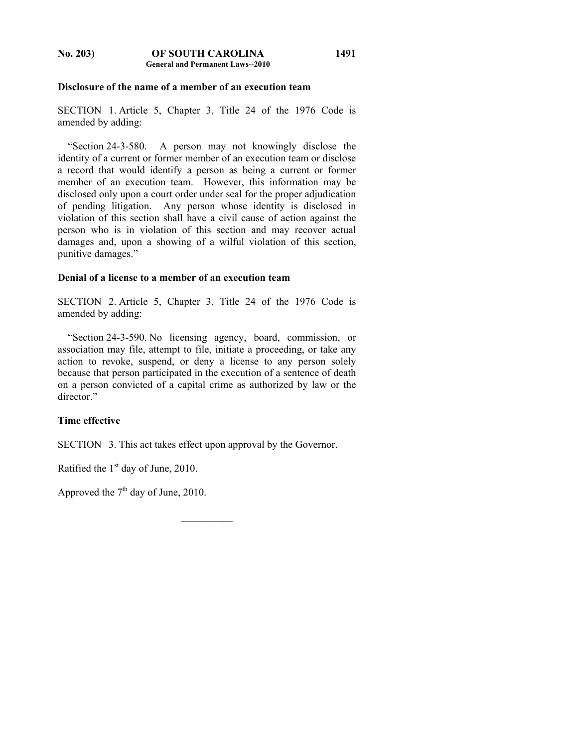**Disclosure of the name of a member of an execution team**

SECTION 1. Article 5, Chapter 3, Title 24 of the 1976 Code is amended by adding:

"Section 24-3-580. A person may not knowingly disclose the identity of a current or former member of an execution team or disclose a record that would identify a person as being a current or former member of an execution team. However, this information may be disclosed only upon a court order under seal for the proper adjudication of pending litigation. Any person whose identity is disclosed in violation of this section shall have a civil cause of action against the person who is in violation of this section and may recover actual damages and, upon a showing of a wilful violation of this section, punitive damages."

**Denial of a license to a member of an execution team**

SECTION 2. Article 5, Chapter 3, Title 24 of the 1976 Code is amended by adding:

"Section 24-3-590. No licensing agency, board, commission, or association may file, attempt to file, initiate a proceeding, or take any action to revoke, suspend, or deny a license to any person solely because that person participated in the execution of a sentence of death on a person convicted of a capital crime as authorized by law or the director."

**Time effective**

SECTION 3. This act takes effect upon approval by the Governor.

Ratified the 1st day of June, 2010.

Approved the 7th day of June, 2010.

__________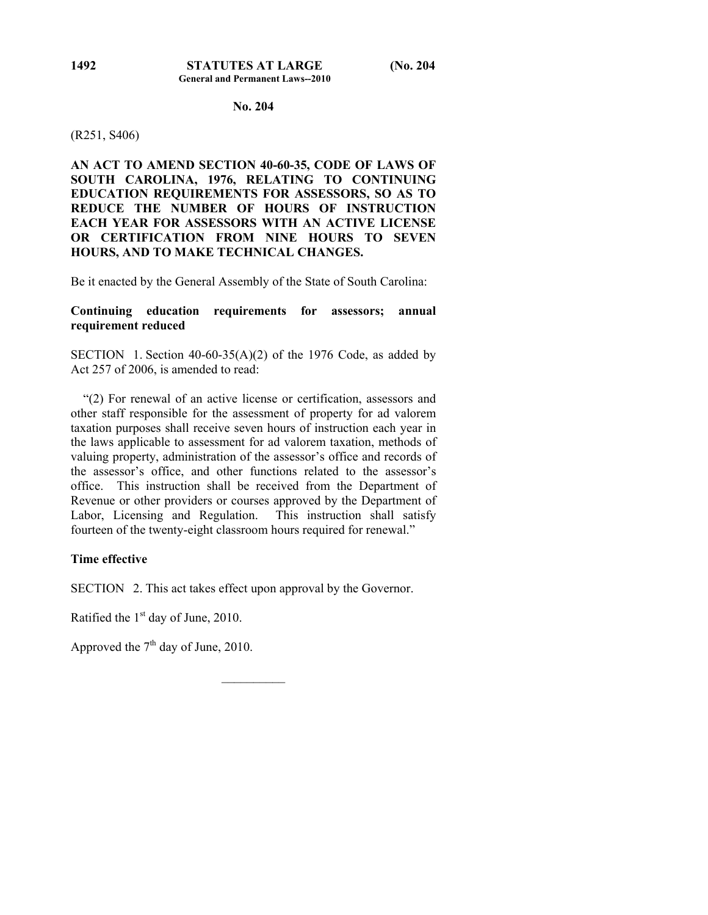**No. 204**

(R251, S406)

**AN ACT TO AMEND SECTION 40-60-35, CODE OF LAWS OF SOUTH CAROLINA, 1976, RELATING TO CONTINUING EDUCATION REQUIREMENTS FOR ASSESSORS, SO AS TO REDUCE THE NUMBER OF HOURS OF INSTRUCTION EACH YEAR FOR ASSESSORS WITH AN ACTIVE LICENSE OR CERTIFICATION FROM NINE HOURS TO SEVEN HOURS, AND TO MAKE TECHNICAL CHANGES.**

Be it enacted by the General Assembly of the State of South Carolina:

**Continuing education requirements for assessors; annual requirement reduced**

SECTION 1. Section 40-60-35(A)(2) of the 1976 Code, as added by Act 257 of 2006, is amended to read:

"(2) For renewal of an active license or certification, assessors and other staff responsible for the assessment of property for ad valorem taxation purposes shall receive seven hours of instruction each year in the laws applicable to assessment for ad valorem taxation, methods of valuing property, administration of the assessor's office and records of the assessor's office, and other functions related to the assessor's office. This instruction shall be received from the Department of Revenue or other providers or courses approved by the Department of Labor, Licensing and Regulation. This instruction shall satisfy fourteen of the twenty-eight classroom hours required for renewal."

**Time effective**

SECTION 2. This act takes effect upon approval by the Governor.

Ratified the 1st day of June, 2010.

Approved the 7th day of June, 2010.

---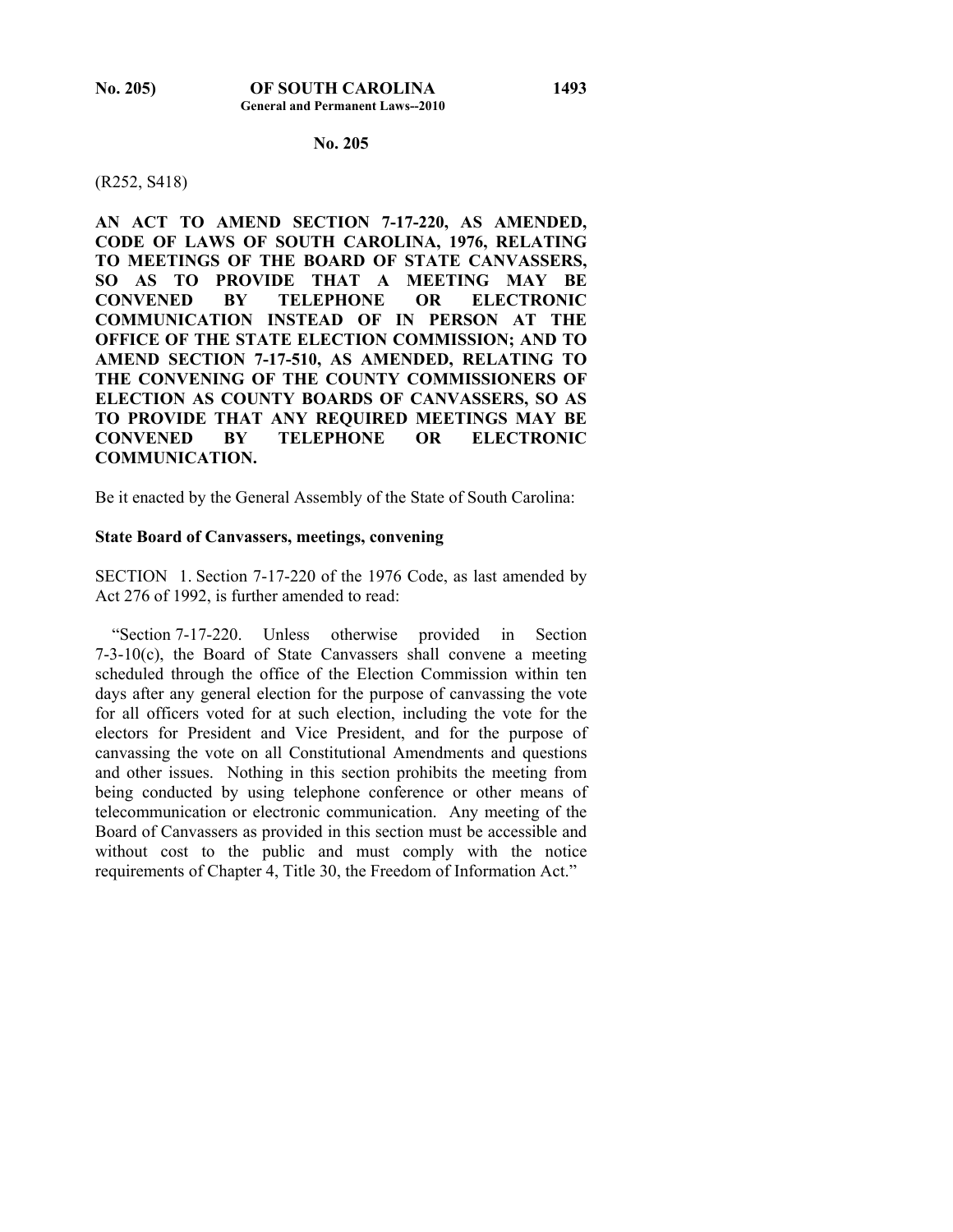**No. 205**

(R252, S418)

**AN ACT TO AMEND SECTION 7-17-220, AS AMENDED, CODE OF LAWS OF SOUTH CAROLINA, 1976, RELATING TO MEETINGS OF THE BOARD OF STATE CANVASSERS, SO AS TO PROVIDE THAT A MEETING MAY BE CONVENED BY TELEPHONE OR ELECTRONIC COMMUNICATION INSTEAD OF IN PERSON AT THE OFFICE OF THE STATE ELECTION COMMISSION; AND TO AMEND SECTION 7-17-510, AS AMENDED, RELATING TO THE CONVENING OF THE COUNTY COMMISSIONERS OF ELECTION AS COUNTY BOARDS OF CANVASSERS, SO AS TO PROVIDE THAT ANY REQUIRED MEETINGS MAY BE CONVENED BY TELEPHONE OR ELECTRONIC COMMUNICATION.**

Be it enacted by the General Assembly of the State of South Carolina:

**State Board of Canvassers, meetings, convening**

SECTION 1. Section 7-17-220 of the 1976 Code, as last amended by Act 276 of 1992, is further amended to read:

"Section 7-17-220. Unless otherwise provided in Section 7-3-10(c), the Board of State Canvassers shall convene a meeting scheduled through the office of the Election Commission within ten days after any general election for the purpose of canvassing the vote for all officers voted for at such election, including the vote for the electors for President and Vice President, and for the purpose of canvassing the vote on all Constitutional Amendments and questions and other issues. Nothing in this section prohibits the meeting from being conducted by using telephone conference or other means of telecommunication or electronic communication. Any meeting of the Board of Canvassers as provided in this section must be accessible and without cost to the public and must comply with the notice requirements of Chapter 4, Title 30, the Freedom of Information Act."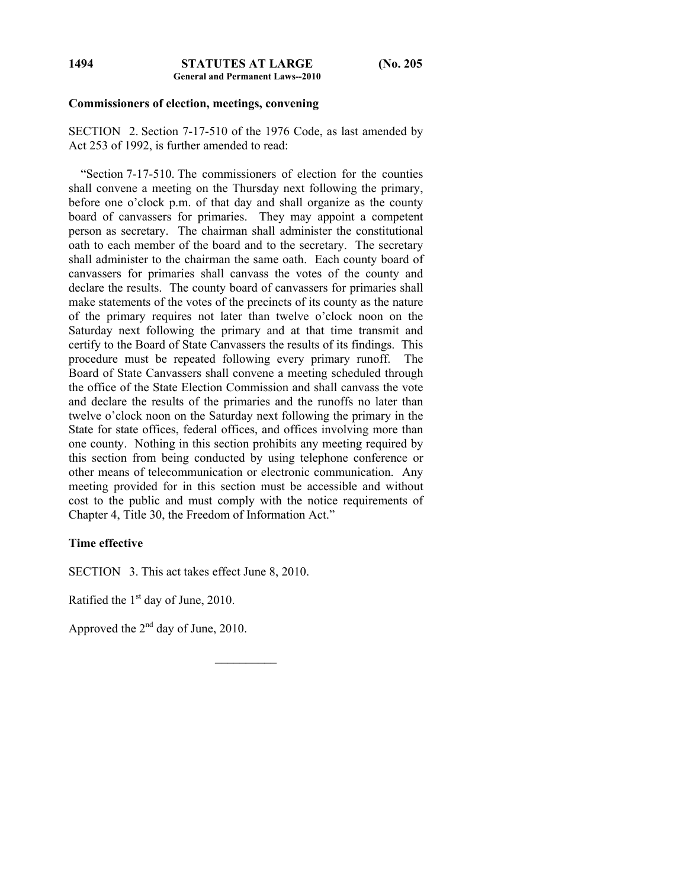**Commissioners of election, meetings, convening**

SECTION 2. Section 7-17-510 of the 1976 Code, as last amended by Act 253 of 1992, is further amended to read:

"Section 7-17-510. The commissioners of election for the counties shall convene a meeting on the Thursday next following the primary, before one o'clock p.m. of that day and shall organize as the county board of canvassers for primaries. They may appoint a competent person as secretary. The chairman shall administer the constitutional oath to each member of the board and to the secretary. The secretary shall administer to the chairman the same oath. Each county board of canvassers for primaries shall canvass the votes of the county and declare the results. The county board of canvassers for primaries shall make statements of the votes of the precincts of its county as the nature of the primary requires not later than twelve o'clock noon on the Saturday next following the primary and at that time transmit and certify to the Board of State Canvassers the results of its findings. This procedure must be repeated following every primary runoff. The Board of State Canvassers shall convene a meeting scheduled through the office of the State Election Commission and shall canvass the vote and declare the results of the primaries and the runoffs no later than twelve o'clock noon on the Saturday next following the primary in the State for state offices, federal offices, and offices involving more than one county. Nothing in this section prohibits any meeting required by this section from being conducted by using telephone conference or other means of telecommunication or electronic communication. Any meeting provided for in this section must be accessible and without cost to the public and must comply with the notice requirements of Chapter 4, Title 30, the Freedom of Information Act."

**Time effective**

SECTION 3. This act takes effect June 8, 2010.

Ratified the 1st day of June, 2010.

Approved the 2nd day of June, 2010.

---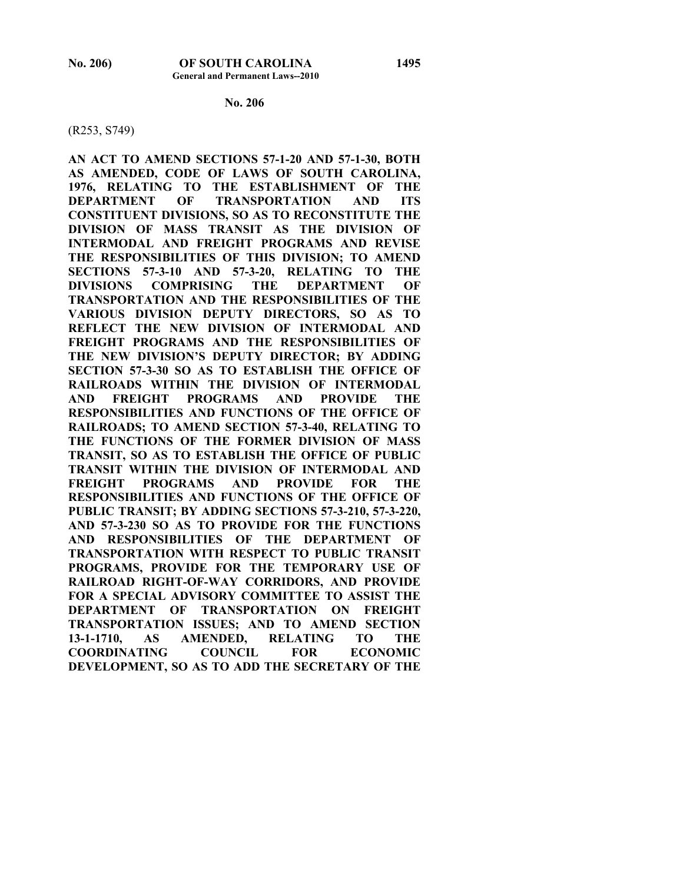**No. 206**

(R253, S749)

**AN ACT TO AMEND SECTIONS 57-1-20 AND 57-1-30, BOTH AS AMENDED, CODE OF LAWS OF SOUTH CAROLINA, 1976, RELATING TO THE ESTABLISHMENT OF THE DEPARTMENT OF TRANSPORTATION AND ITS CONSTITUENT DIVISIONS, SO AS TO RECONSTITUTE THE DIVISION OF MASS TRANSIT AS THE DIVISION OF INTERMODAL AND FREIGHT PROGRAMS AND REVISE THE RESPONSIBILITIES OF THIS DIVISION; TO AMEND SECTIONS 57-3-10 AND 57-3-20, RELATING TO THE DIVISIONS COMPRISING THE DEPARTMENT OF TRANSPORTATION AND THE RESPONSIBILITIES OF THE VARIOUS DIVISION DEPUTY DIRECTORS, SO AS TO REFLECT THE NEW DIVISION OF INTERMODAL AND FREIGHT PROGRAMS AND THE RESPONSIBILITIES OF THE NEW DIVISION'S DEPUTY DIRECTOR; BY ADDING SECTION 57-3-30 SO AS TO ESTABLISH THE OFFICE OF RAILROADS WITHIN THE DIVISION OF INTERMODAL AND FREIGHT PROGRAMS AND PROVIDE THE RESPONSIBILITIES AND FUNCTIONS OF THE OFFICE OF RAILROADS; TO AMEND SECTION 57-3-40, RELATING TO THE FUNCTIONS OF THE FORMER DIVISION OF MASS TRANSIT, SO AS TO ESTABLISH THE OFFICE OF PUBLIC TRANSIT WITHIN THE DIVISION OF INTERMODAL AND FREIGHT PROGRAMS AND PROVIDE FOR THE RESPONSIBILITIES AND FUNCTIONS OF THE OFFICE OF PUBLIC TRANSIT; BY ADDING SECTIONS 57-3-210, 57-3-220, AND 57-3-230 SO AS TO PROVIDE FOR THE FUNCTIONS AND RESPONSIBILITIES OF THE DEPARTMENT OF TRANSPORTATION WITH RESPECT TO PUBLIC TRANSIT PROGRAMS, PROVIDE FOR THE TEMPORARY USE OF RAILROAD RIGHT-OF-WAY CORRIDORS, AND PROVIDE FOR A SPECIAL ADVISORY COMMITTEE TO ASSIST THE DEPARTMENT OF TRANSPORTATION ON FREIGHT TRANSPORTATION ISSUES; AND TO AMEND SECTION 13-1-1710, AS AMENDED, RELATING TO THE COORDINATING COUNCIL FOR ECONOMIC DEVELOPMENT, SO AS TO ADD THE SECRETARY OF THE**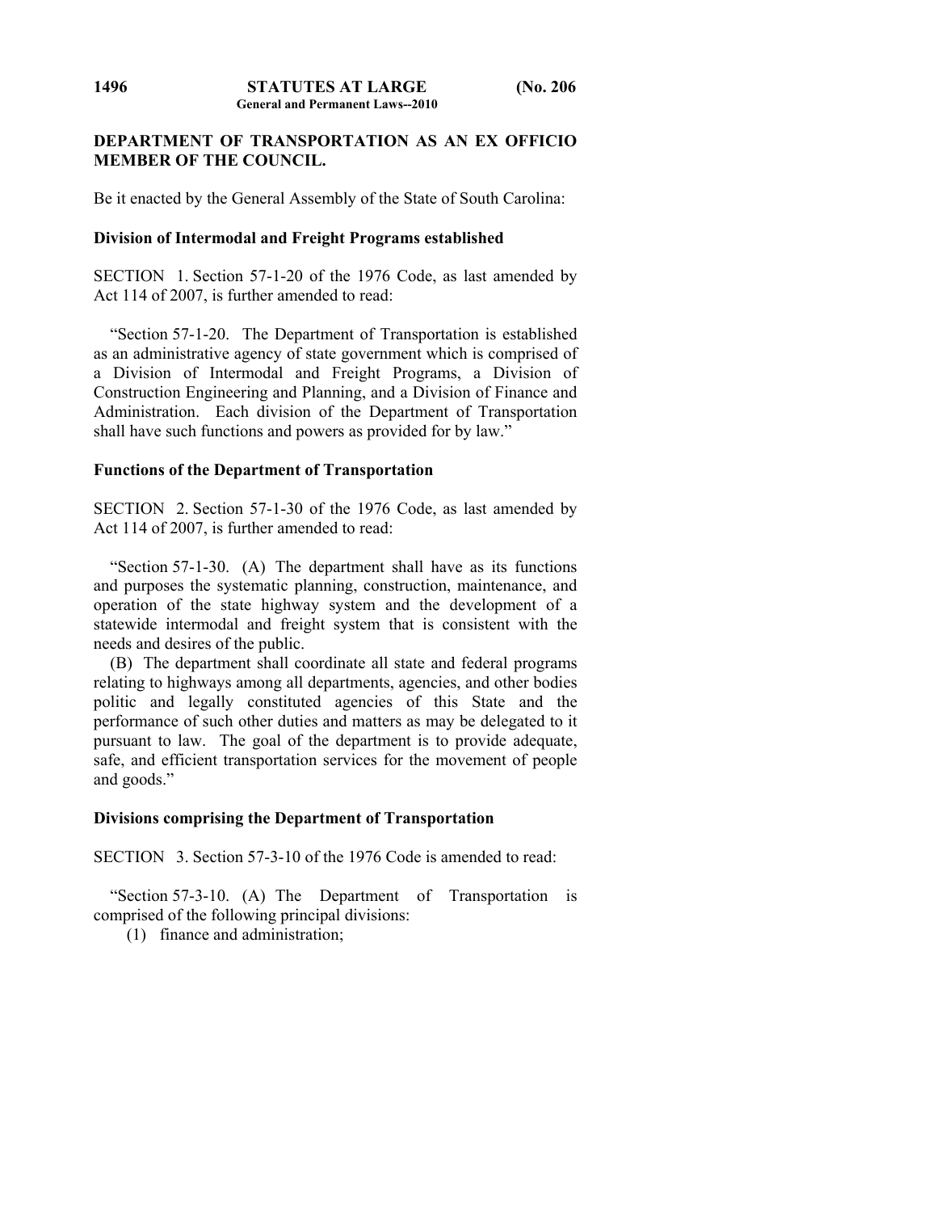**DEPARTMENT OF TRANSPORTATION AS AN EX OFFICIO MEMBER OF THE COUNCIL.**

Be it enacted by the General Assembly of the State of South Carolina:

**Division of Intermodal and Freight Programs established**

SECTION 1. Section 57-1-20 of the 1976 Code, as last amended by Act 114 of 2007, is further amended to read:

"Section 57-1-20. The Department of Transportation is established as an administrative agency of state government which is comprised of a Division of Intermodal and Freight Programs, a Division of Construction Engineering and Planning, and a Division of Finance and Administration. Each division of the Department of Transportation shall have such functions and powers as provided for by law."

**Functions of the Department of Transportation**

SECTION 2. Section 57-1-30 of the 1976 Code, as last amended by Act 114 of 2007, is further amended to read:

"Section 57-1-30. (A) The department shall have as its functions and purposes the systematic planning, construction, maintenance, and operation of the state highway system and the development of a statewide intermodal and freight system that is consistent with the needs and desires of the public.

(B) The department shall coordinate all state and federal programs relating to highways among all departments, agencies, and other bodies politic and legally constituted agencies of this State and the performance of such other duties and matters as may be delegated to it pursuant to law. The goal of the department is to provide adequate, safe, and efficient transportation services for the movement of people and goods."

**Divisions comprising the Department of Transportation**

SECTION 3. Section 57-3-10 of the 1976 Code is amended to read:

"Section 57-3-10. (A) The Department of Transportation is comprised of the following principal divisions:

(1) finance and administration;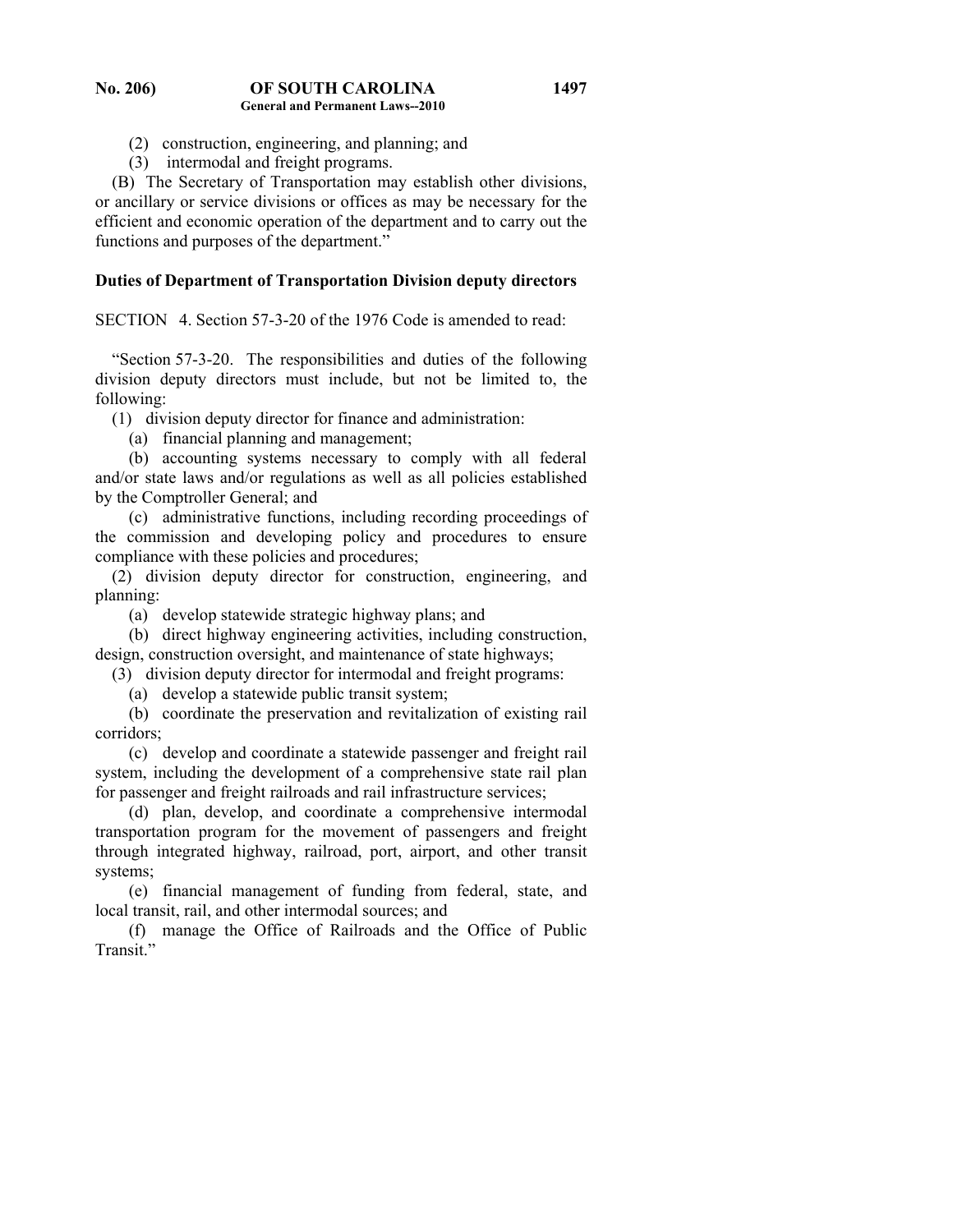(2) construction, engineering, and planning; and

(3) intermodal and freight programs.

(B) The Secretary of Transportation may establish other divisions, or ancillary or service divisions or offices as may be necessary for the efficient and economic operation of the department and to carry out the functions and purposes of the department."

**Duties of Department of Transportation Division deputy directors**

SECTION 4. Section 57-3-20 of the 1976 Code is amended to read:

"Section 57-3-20. The responsibilities and duties of the following division deputy directors must include, but not be limited to, the following:

(1) division deputy director for finance and administration:

(a) financial planning and management;

(b) accounting systems necessary to comply with all federal and/or state laws and/or regulations as well as all policies established by the Comptroller General; and

(c) administrative functions, including recording proceedings of the commission and developing policy and procedures to ensure compliance with these policies and procedures;

(2) division deputy director for construction, engineering, and planning:

(a) develop statewide strategic highway plans; and

(b) direct highway engineering activities, including construction, design, construction oversight, and maintenance of state highways;

(3) division deputy director for intermodal and freight programs:

(a) develop a statewide public transit system;

(b) coordinate the preservation and revitalization of existing rail corridors;

(c) develop and coordinate a statewide passenger and freight rail system, including the development of a comprehensive state rail plan for passenger and freight railroads and rail infrastructure services;

(d) plan, develop, and coordinate a comprehensive intermodal transportation program for the movement of passengers and freight through integrated highway, railroad, port, airport, and other transit systems;

(e) financial management of funding from federal, state, and local transit, rail, and other intermodal sources; and

(f) manage the Office of Railroads and the Office of Public Transit."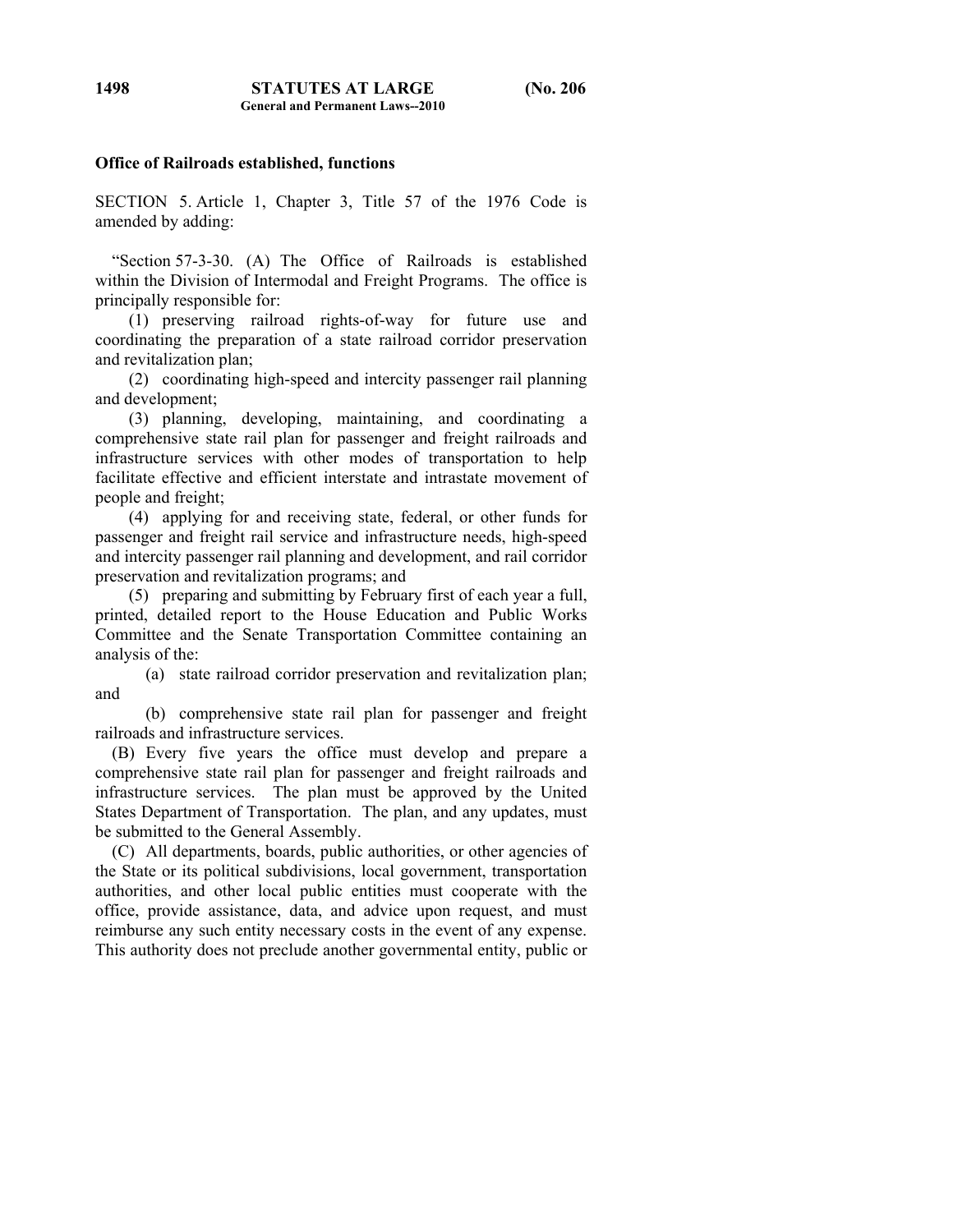**Office of Railroads established, functions**

SECTION 5. Article 1, Chapter 3, Title 57 of the 1976 Code is amended by adding:

"Section 57-3-30. (A) The Office of Railroads is established within the Division of Intermodal and Freight Programs. The office is principally responsible for:

(1) preserving railroad rights-of-way for future use and coordinating the preparation of a state railroad corridor preservation and revitalization plan;

(2) coordinating high-speed and intercity passenger rail planning and development;

(3) planning, developing, maintaining, and coordinating a comprehensive state rail plan for passenger and freight railroads and infrastructure services with other modes of transportation to help facilitate effective and efficient interstate and intrastate movement of people and freight;

(4) applying for and receiving state, federal, or other funds for passenger and freight rail service and infrastructure needs, high-speed and intercity passenger rail planning and development, and rail corridor preservation and revitalization programs; and

(5) preparing and submitting by February first of each year a full, printed, detailed report to the House Education and Public Works Committee and the Senate Transportation Committee containing an analysis of the:

(a) state railroad corridor preservation and revitalization plan; and

(b) comprehensive state rail plan for passenger and freight railroads and infrastructure services.

(B) Every five years the office must develop and prepare a comprehensive state rail plan for passenger and freight railroads and infrastructure services. The plan must be approved by the United States Department of Transportation. The plan, and any updates, must be submitted to the General Assembly.

(C) All departments, boards, public authorities, or other agencies of the State or its political subdivisions, local government, transportation authorities, and other local public entities must cooperate with the office, provide assistance, data, and advice upon request, and must reimburse any such entity necessary costs in the event of any expense. This authority does not preclude another governmental entity, public or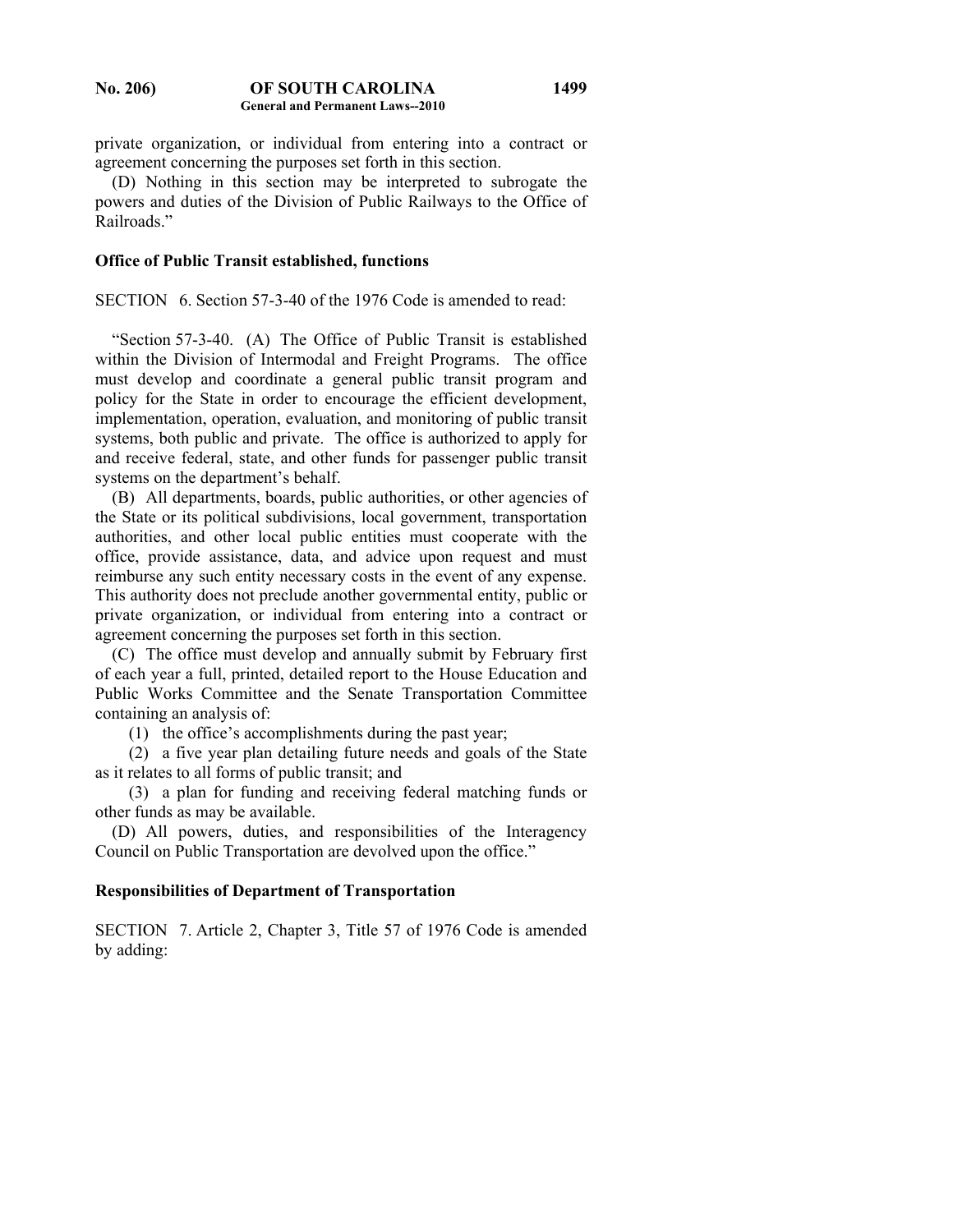private organization, or individual from entering into a contract or agreement concerning the purposes set forth in this section.

(D) Nothing in this section may be interpreted to subrogate the powers and duties of the Division of Public Railways to the Office of Railroads."

**Office of Public Transit established, functions**

SECTION 6. Section 57-3-40 of the 1976 Code is amended to read:

"Section 57-3-40. (A) The Office of Public Transit is established within the Division of Intermodal and Freight Programs. The office must develop and coordinate a general public transit program and policy for the State in order to encourage the efficient development, implementation, operation, evaluation, and monitoring of public transit systems, both public and private. The office is authorized to apply for and receive federal, state, and other funds for passenger public transit systems on the department's behalf.

(B) All departments, boards, public authorities, or other agencies of the State or its political subdivisions, local government, transportation authorities, and other local public entities must cooperate with the office, provide assistance, data, and advice upon request and must reimburse any such entity necessary costs in the event of any expense. This authority does not preclude another governmental entity, public or private organization, or individual from entering into a contract or agreement concerning the purposes set forth in this section.

(C) The office must develop and annually submit by February first of each year a full, printed, detailed report to the House Education and Public Works Committee and the Senate Transportation Committee containing an analysis of:

(1) the office's accomplishments during the past year;

(2) a five year plan detailing future needs and goals of the State as it relates to all forms of public transit; and

(3) a plan for funding and receiving federal matching funds or other funds as may be available.

(D) All powers, duties, and responsibilities of the Interagency Council on Public Transportation are devolved upon the office."

**Responsibilities of Department of Transportation**

SECTION 7. Article 2, Chapter 3, Title 57 of 1976 Code is amended by adding: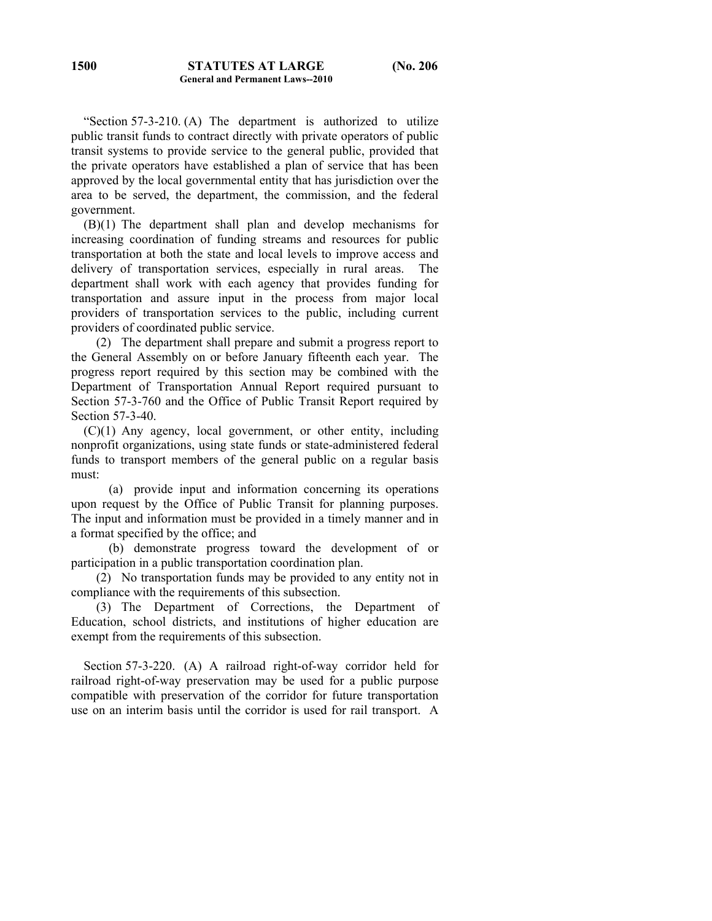"Section 57-3-210. (A) The department is authorized to utilize public transit funds to contract directly with private operators of public transit systems to provide service to the general public, provided that the private operators have established a plan of service that has been approved by the local governmental entity that has jurisdiction over the area to be served, the department, the commission, and the federal government.

(B)(1) The department shall plan and develop mechanisms for increasing coordination of funding streams and resources for public transportation at both the state and local levels to improve access and delivery of transportation services, especially in rural areas. The department shall work with each agency that provides funding for transportation and assure input in the process from major local providers of transportation services to the public, including current providers of coordinated public service.

(2) The department shall prepare and submit a progress report to the General Assembly on or before January fifteenth each year. The progress report required by this section may be combined with the Department of Transportation Annual Report required pursuant to Section 57-3-760 and the Office of Public Transit Report required by Section 57-3-40.

(C)(1) Any agency, local government, or other entity, including nonprofit organizations, using state funds or state-administered federal funds to transport members of the general public on a regular basis must:

(a) provide input and information concerning its operations upon request by the Office of Public Transit for planning purposes. The input and information must be provided in a timely manner and in a format specified by the office; and

(b) demonstrate progress toward the development of or participation in a public transportation coordination plan.

(2) No transportation funds may be provided to any entity not in compliance with the requirements of this subsection.

(3) The Department of Corrections, the Department of Education, school districts, and institutions of higher education are exempt from the requirements of this subsection.

Section 57-3-220. (A) A railroad right-of-way corridor held for railroad right-of-way preservation may be used for a public purpose compatible with preservation of the corridor for future transportation use on an interim basis until the corridor is used for rail transport. A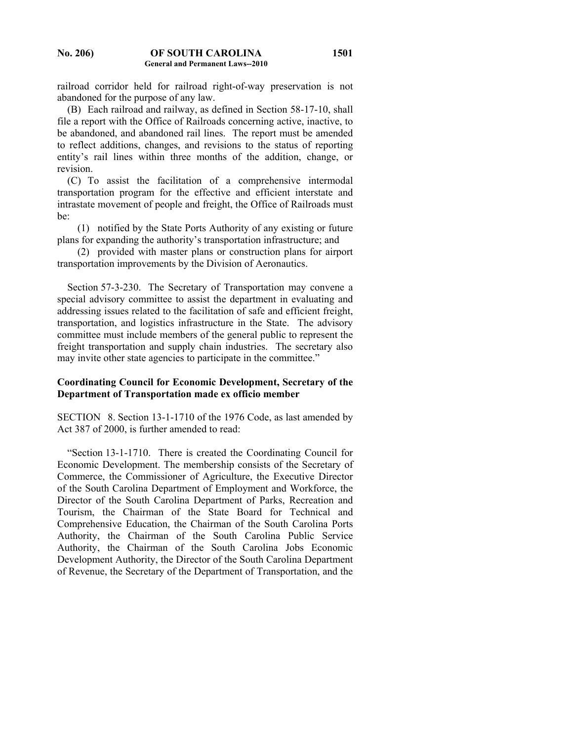railroad corridor held for railroad right-of-way preservation is not abandoned for the purpose of any law.

(B) Each railroad and railway, as defined in Section 58-17-10, shall file a report with the Office of Railroads concerning active, inactive, to be abandoned, and abandoned rail lines. The report must be amended to reflect additions, changes, and revisions to the status of reporting entity's rail lines within three months of the addition, change, or revision.

(C) To assist the facilitation of a comprehensive intermodal transportation program for the effective and efficient interstate and intrastate movement of people and freight, the Office of Railroads must be:

(1) notified by the State Ports Authority of any existing or future plans for expanding the authority's transportation infrastructure; and

(2) provided with master plans or construction plans for airport transportation improvements by the Division of Aeronautics.

Section 57-3-230. The Secretary of Transportation may convene a special advisory committee to assist the department in evaluating and addressing issues related to the facilitation of safe and efficient freight, transportation, and logistics infrastructure in the State. The advisory committee must include members of the general public to represent the freight transportation and supply chain industries. The secretary also may invite other state agencies to participate in the committee."

**Coordinating Council for Economic Development, Secretary of the Department of Transportation made ex officio member**

SECTION 8. Section 13-1-1710 of the 1976 Code, as last amended by Act 387 of 2000, is further amended to read:

"Section 13-1-1710. There is created the Coordinating Council for Economic Development. The membership consists of the Secretary of Commerce, the Commissioner of Agriculture, the Executive Director of the South Carolina Department of Employment and Workforce, the Director of the South Carolina Department of Parks, Recreation and Tourism, the Chairman of the State Board for Technical and Comprehensive Education, the Chairman of the South Carolina Ports Authority, the Chairman of the South Carolina Public Service Authority, the Chairman of the South Carolina Jobs Economic Development Authority, the Director of the South Carolina Department of Revenue, the Secretary of the Department of Transportation, and the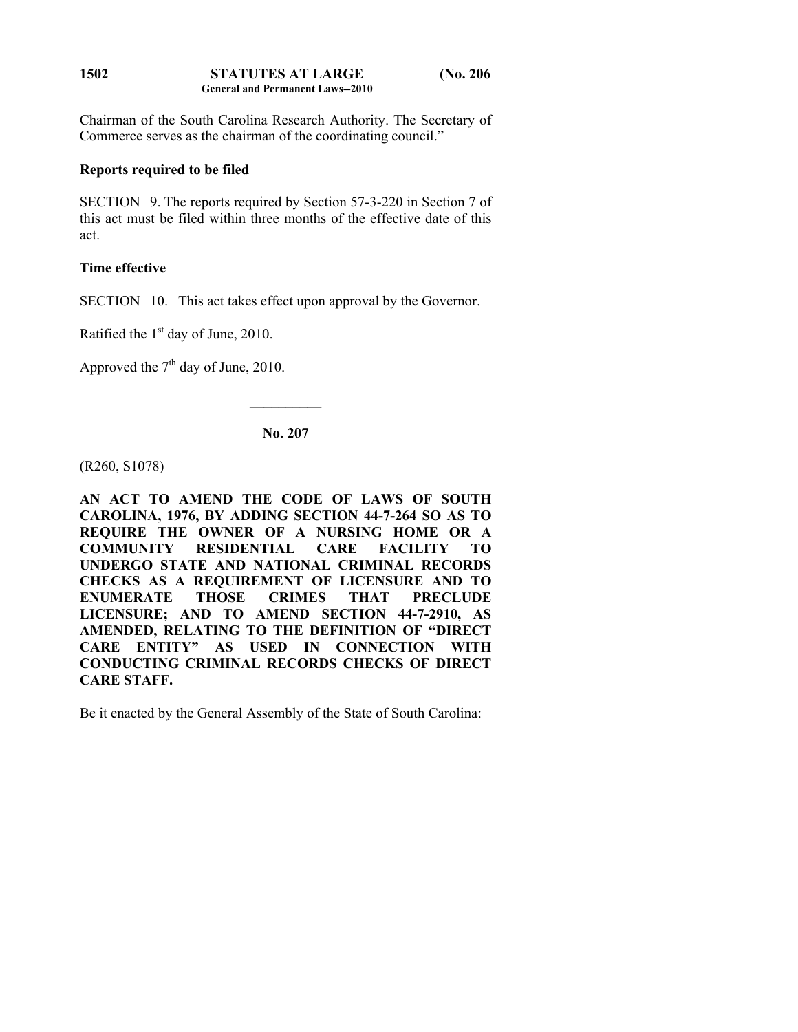Chairman of the South Carolina Research Authority. The Secretary of Commerce serves as the chairman of the coordinating council."

**Reports required to be filed**

SECTION 9. The reports required by Section 57-3-220 in Section 7 of this act must be filed within three months of the effective date of this act.

**Time effective**

SECTION 10. This act takes effect upon approval by the Governor.

Ratified the 1st day of June, 2010.

Approved the 7th day of June, 2010.

---

**No. 207**

(R260, S1078)

**AN ACT TO AMEND THE CODE OF LAWS OF SOUTH CAROLINA, 1976, BY ADDING SECTION 44-7-264 SO AS TO REQUIRE THE OWNER OF A NURSING HOME OR A COMMUNITY RESIDENTIAL CARE FACILITY TO UNDERGO STATE AND NATIONAL CRIMINAL RECORDS CHECKS AS A REQUIREMENT OF LICENSURE AND TO ENUMERATE THOSE CRIMES THAT PRECLUDE LICENSURE; AND TO AMEND SECTION 44-7-2910, AS AMENDED, RELATING TO THE DEFINITION OF "DIRECT CARE ENTITY" AS USED IN CONNECTION WITH CONDUCTING CRIMINAL RECORDS CHECKS OF DIRECT CARE STAFF.**

Be it enacted by the General Assembly of the State of South Carolina: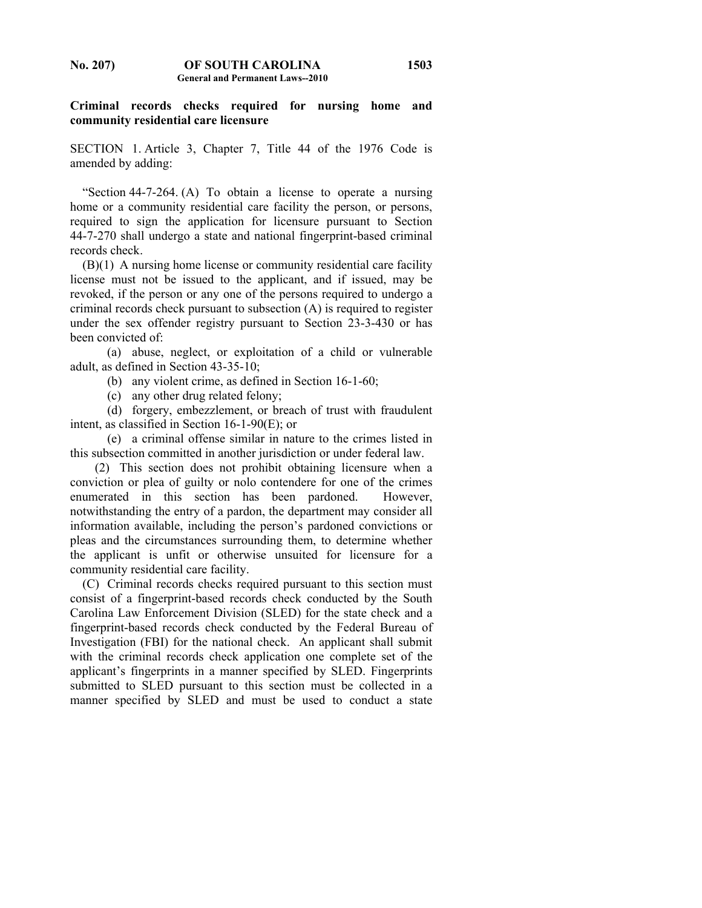**Criminal records checks required for nursing home and community residential care licensure**

SECTION 1. Article 3, Chapter 7, Title 44 of the 1976 Code is amended by adding:

"Section 44-7-264. (A) To obtain a license to operate a nursing home or a community residential care facility the person, or persons, required to sign the application for licensure pursuant to Section 44-7-270 shall undergo a state and national fingerprint-based criminal records check.

(B)(1) A nursing home license or community residential care facility license must not be issued to the applicant, and if issued, may be revoked, if the person or any one of the persons required to undergo a criminal records check pursuant to subsection (A) is required to register under the sex offender registry pursuant to Section 23-3-430 or has been convicted of:

(a) abuse, neglect, or exploitation of a child or vulnerable adult, as defined in Section 43-35-10;

(b) any violent crime, as defined in Section 16-1-60;

(c) any other drug related felony;

(d) forgery, embezzlement, or breach of trust with fraudulent intent, as classified in Section 16-1-90(E); or

(e) a criminal offense similar in nature to the crimes listed in this subsection committed in another jurisdiction or under federal law.

(2) This section does not prohibit obtaining licensure when a conviction or plea of guilty or nolo contendere for one of the crimes enumerated in this section has been pardoned. However, notwithstanding the entry of a pardon, the department may consider all information available, including the person's pardoned convictions or pleas and the circumstances surrounding them, to determine whether the applicant is unfit or otherwise unsuited for licensure for a community residential care facility.

(C) Criminal records checks required pursuant to this section must consist of a fingerprint-based records check conducted by the South Carolina Law Enforcement Division (SLED) for the state check and a fingerprint-based records check conducted by the Federal Bureau of Investigation (FBI) for the national check. An applicant shall submit with the criminal records check application one complete set of the applicant's fingerprints in a manner specified by SLED. Fingerprints submitted to SLED pursuant to this section must be collected in a manner specified by SLED and must be used to conduct a state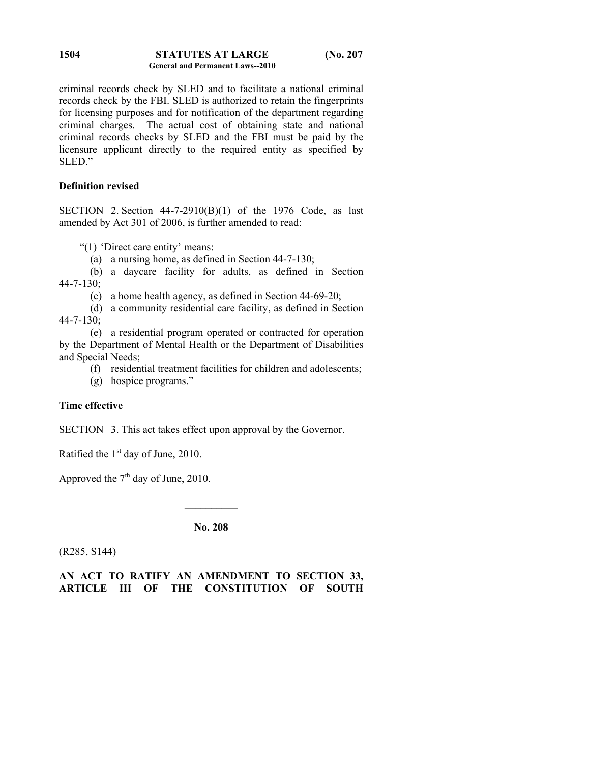criminal records check by SLED and to facilitate a national criminal records check by the FBI. SLED is authorized to retain the fingerprints for licensing purposes and for notification of the department regarding criminal charges. The actual cost of obtaining state and national criminal records checks by SLED and the FBI must be paid by the licensure applicant directly to the required entity as specified by SLED."

**Definition revised**

SECTION 2. Section 44-7-2910(B)(1) of the 1976 Code, as last amended by Act 301 of 2006, is further amended to read:

"(1) 'Direct care entity' means:

(a) a nursing home, as defined in Section 44-7-130;

(b) a daycare facility for adults, as defined in Section 44-7-130;

(c) a home health agency, as defined in Section 44-69-20;

(d) a community residential care facility, as defined in Section 44-7-130;

(e) a residential program operated or contracted for operation by the Department of Mental Health or the Department of Disabilities and Special Needs;

(f) residential treatment facilities for children and adolescents;

(g) hospice programs."

**Time effective**

SECTION 3. This act takes effect upon approval by the Governor.

Ratified the 1st day of June, 2010.

Approved the 7th day of June, 2010.

---

**No. 208**

(R285, S144)

**AN ACT TO RATIFY AN AMENDMENT TO SECTION 33, ARTICLE III OF THE CONSTITUTION OF SOUTH**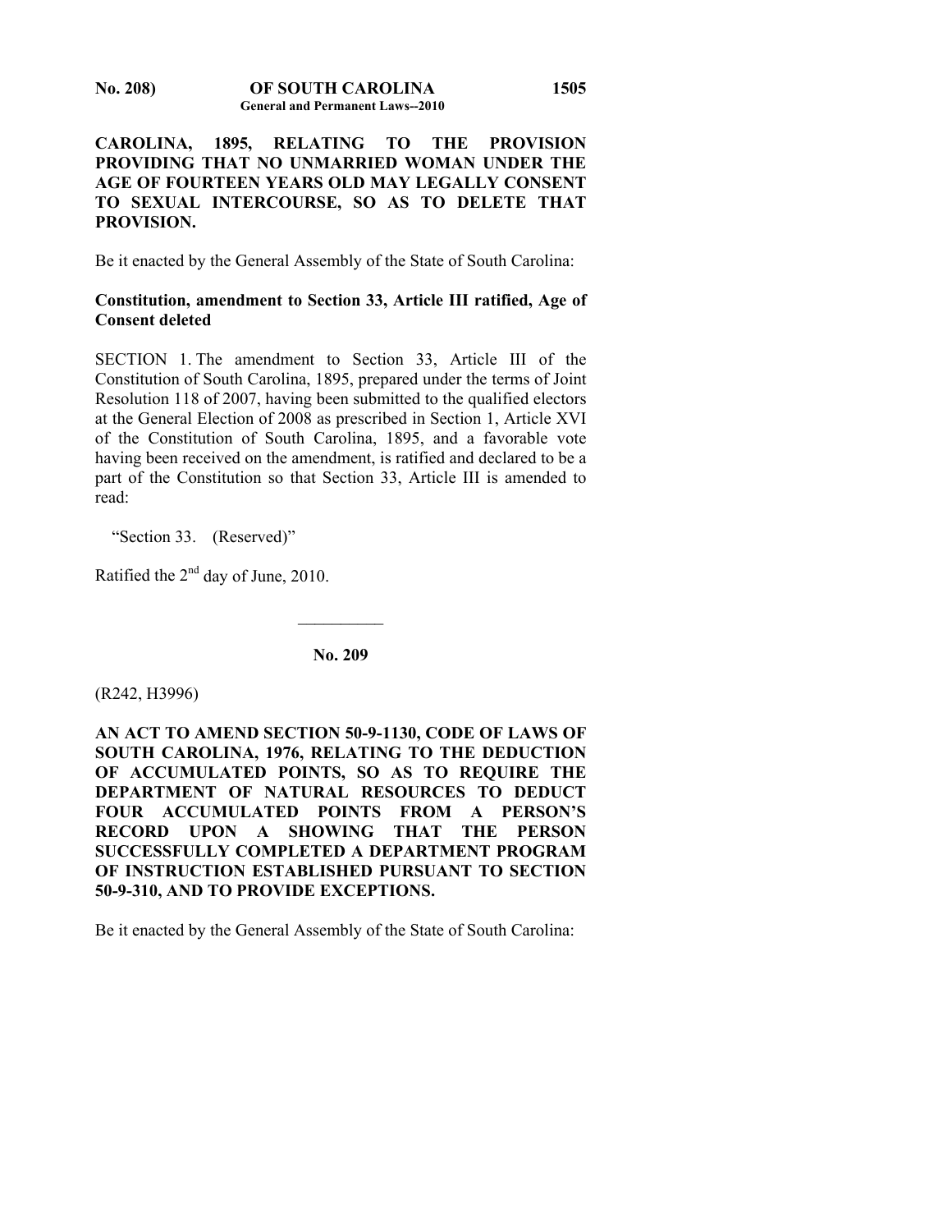**CAROLINA, 1895, RELATING TO THE PROVISION PROVIDING THAT NO UNMARRIED WOMAN UNDER THE AGE OF FOURTEEN YEARS OLD MAY LEGALLY CONSENT TO SEXUAL INTERCOURSE, SO AS TO DELETE THAT PROVISION.**

Be it enacted by the General Assembly of the State of South Carolina:

**Constitution, amendment to Section 33, Article III ratified, Age of Consent deleted**

SECTION 1. The amendment to Section 33, Article III of the Constitution of South Carolina, 1895, prepared under the terms of Joint Resolution 118 of 2007, having been submitted to the qualified electors at the General Election of 2008 as prescribed in Section 1, Article XVI of the Constitution of South Carolina, 1895, and a favorable vote having been received on the amendment, is ratified and declared to be a part of the Constitution so that Section 33, Article III is amended to read:

"Section 33. (Reserved)"

Ratified the 2nd day of June, 2010.

---

**No. 209**

(R242, H3996)

**AN ACT TO AMEND SECTION 50-9-1130, CODE OF LAWS OF SOUTH CAROLINA, 1976, RELATING TO THE DEDUCTION OF ACCUMULATED POINTS, SO AS TO REQUIRE THE DEPARTMENT OF NATURAL RESOURCES TO DEDUCT FOUR ACCUMULATED POINTS FROM A PERSON'S RECORD UPON A SHOWING THAT THE PERSON SUCCESSFULLY COMPLETED A DEPARTMENT PROGRAM OF INSTRUCTION ESTABLISHED PURSUANT TO SECTION 50-9-310, AND TO PROVIDE EXCEPTIONS.**

Be it enacted by the General Assembly of the State of South Carolina: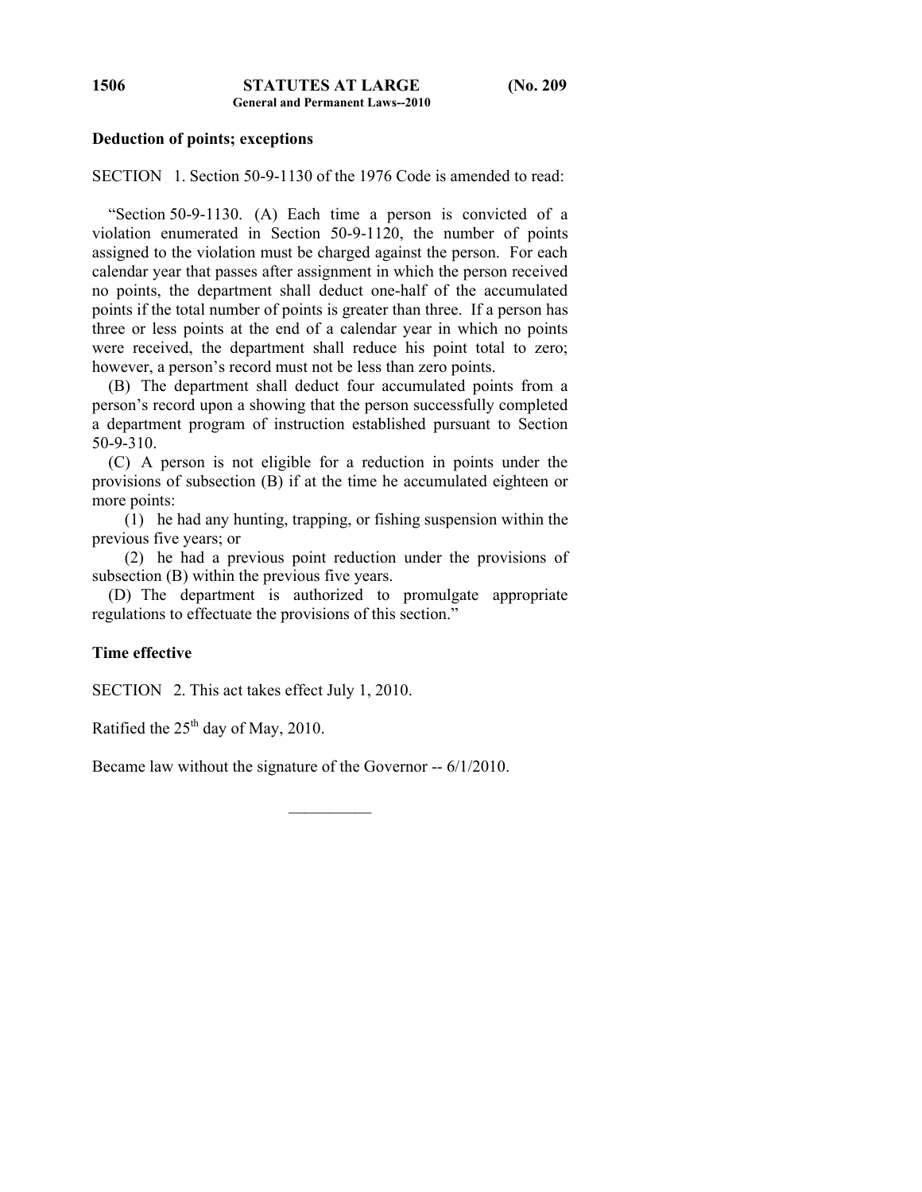**Deduction of points; exceptions**

SECTION 1. Section 50-9-1130 of the 1976 Code is amended to read:

"Section 50-9-1130. (A) Each time a person is convicted of a violation enumerated in Section 50-9-1120, the number of points assigned to the violation must be charged against the person. For each calendar year that passes after assignment in which the person received no points, the department shall deduct one-half of the accumulated points if the total number of points is greater than three. If a person has three or less points at the end of a calendar year in which no points were received, the department shall reduce his point total to zero; however, a person's record must not be less than zero points.

(B) The department shall deduct four accumulated points from a person's record upon a showing that the person successfully completed a department program of instruction established pursuant to Section 50-9-310.

(C) A person is not eligible for a reduction in points under the provisions of subsection (B) if at the time he accumulated eighteen or more points:

(1) he had any hunting, trapping, or fishing suspension within the previous five years; or

(2) he had a previous point reduction under the provisions of subsection (B) within the previous five years.

(D) The department is authorized to promulgate appropriate regulations to effectuate the provisions of this section."

**Time effective**

SECTION 2. This act takes effect July 1, 2010.

Ratified the 25th day of May, 2010.

Became law without the signature of the Governor -- 6/1/2010.

---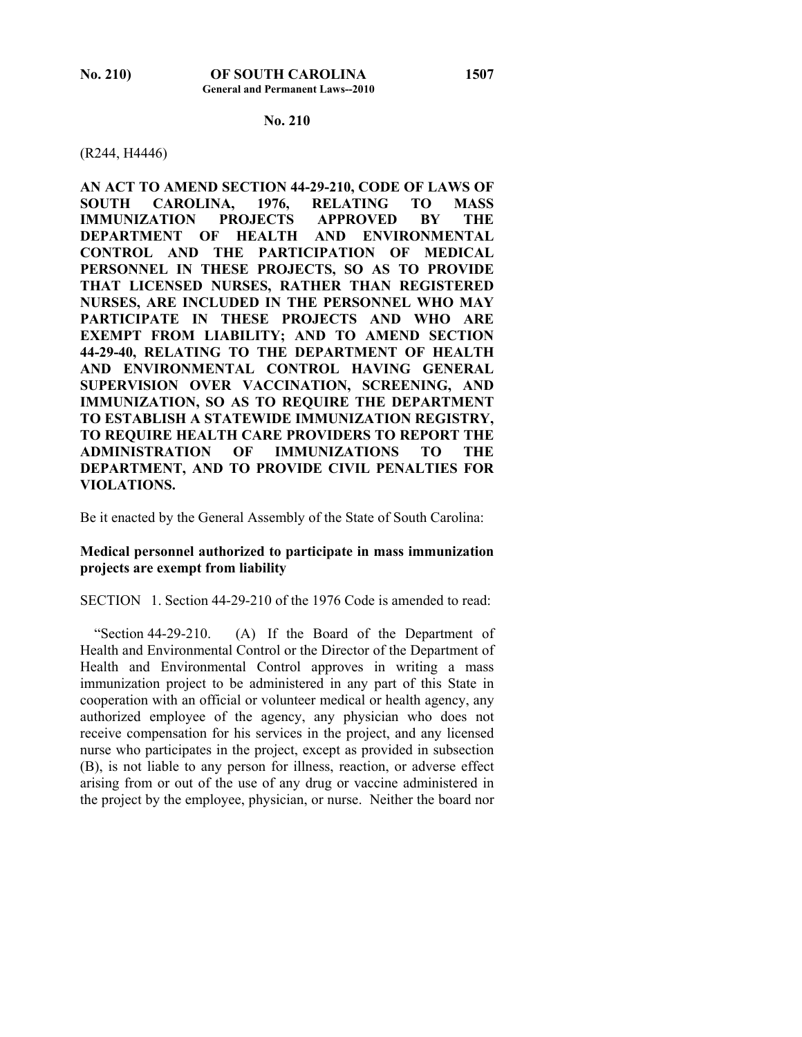**No. 210**

(R244, H4446)

**AN ACT TO AMEND SECTION 44-29-210, CODE OF LAWS OF SOUTH CAROLINA, 1976, RELATING TO MASS IMMUNIZATION PROJECTS APPROVED BY THE DEPARTMENT OF HEALTH AND ENVIRONMENTAL CONTROL AND THE PARTICIPATION OF MEDICAL PERSONNEL IN THESE PROJECTS, SO AS TO PROVIDE THAT LICENSED NURSES, RATHER THAN REGISTERED NURSES, ARE INCLUDED IN THE PERSONNEL WHO MAY PARTICIPATE IN THESE PROJECTS AND WHO ARE EXEMPT FROM LIABILITY; AND TO AMEND SECTION 44-29-40, RELATING TO THE DEPARTMENT OF HEALTH AND ENVIRONMENTAL CONTROL HAVING GENERAL SUPERVISION OVER VACCINATION, SCREENING, AND IMMUNIZATION, SO AS TO REQUIRE THE DEPARTMENT TO ESTABLISH A STATEWIDE IMMUNIZATION REGISTRY, TO REQUIRE HEALTH CARE PROVIDERS TO REPORT THE ADMINISTRATION OF IMMUNIZATIONS TO THE DEPARTMENT, AND TO PROVIDE CIVIL PENALTIES FOR VIOLATIONS.**

Be it enacted by the General Assembly of the State of South Carolina:

**Medical personnel authorized to participate in mass immunization projects are exempt from liability**

SECTION 1. Section 44-29-210 of the 1976 Code is amended to read:

"Section 44-29-210. (A) If the Board of the Department of Health and Environmental Control or the Director of the Department of Health and Environmental Control approves in writing a mass immunization project to be administered in any part of this State in cooperation with an official or volunteer medical or health agency, any authorized employee of the agency, any physician who does not receive compensation for his services in the project, and any licensed nurse who participates in the project, except as provided in subsection (B), is not liable to any person for illness, reaction, or adverse effect arising from or out of the use of any drug or vaccine administered in the project by the employee, physician, or nurse. Neither the board nor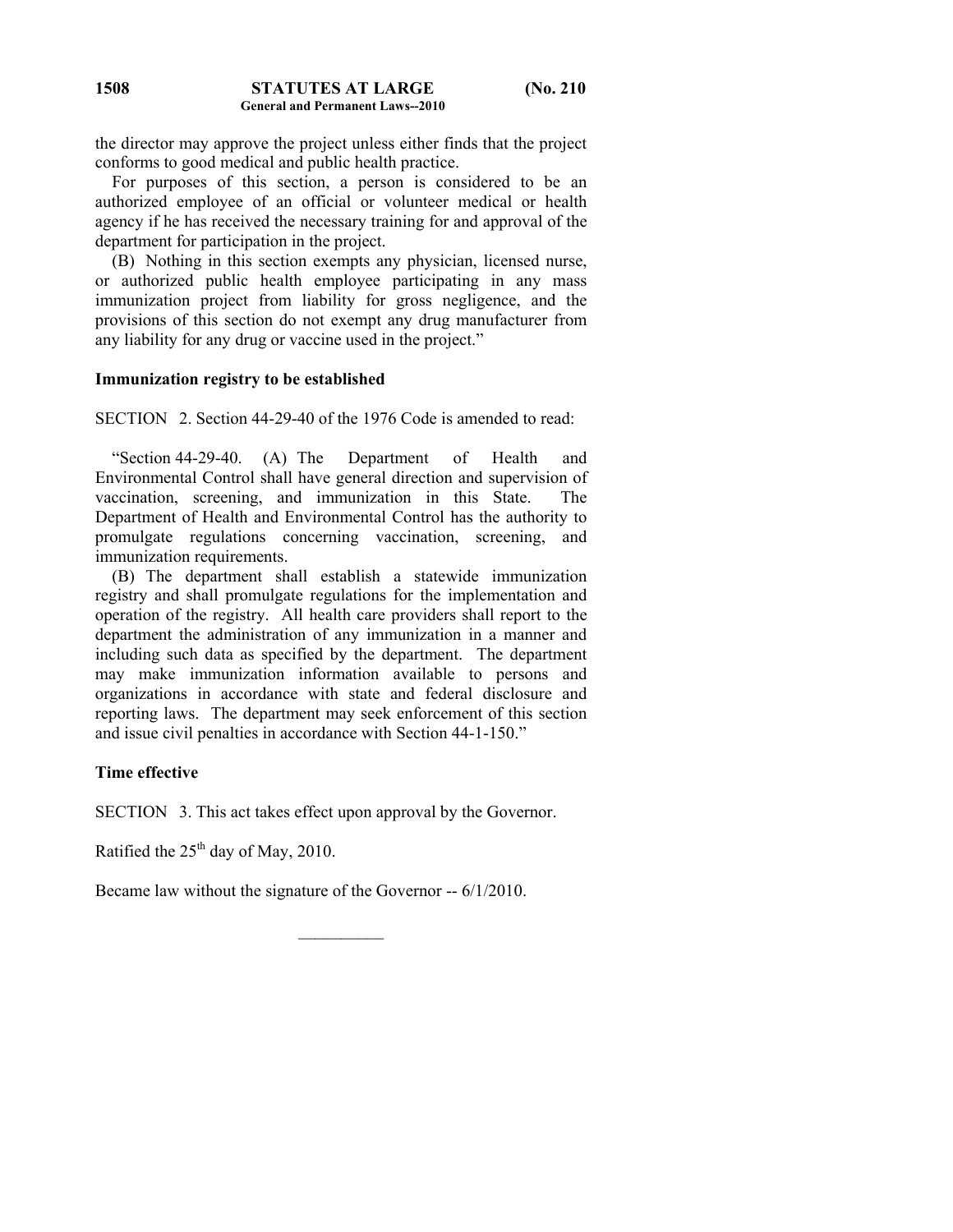the director may approve the project unless either finds that the project conforms to good medical and public health practice.

For purposes of this section, a person is considered to be an authorized employee of an official or volunteer medical or health agency if he has received the necessary training for and approval of the department for participation in the project.

(B) Nothing in this section exempts any physician, licensed nurse, or authorized public health employee participating in any mass immunization project from liability for gross negligence, and the provisions of this section do not exempt any drug manufacturer from any liability for any drug or vaccine used in the project."

**Immunization registry to be established**

SECTION 2. Section 44-29-40 of the 1976 Code is amended to read:

"Section 44-29-40. (A) The Department of Health and Environmental Control shall have general direction and supervision of vaccination, screening, and immunization in this State. The Department of Health and Environmental Control has the authority to promulgate regulations concerning vaccination, screening, and immunization requirements.

(B) The department shall establish a statewide immunization registry and shall promulgate regulations for the implementation and operation of the registry. All health care providers shall report to the department the administration of any immunization in a manner and including such data as specified by the department. The department may make immunization information available to persons and organizations in accordance with state and federal disclosure and reporting laws. The department may seek enforcement of this section and issue civil penalties in accordance with Section 44-1-150."

**Time effective**

SECTION 3. This act takes effect upon approval by the Governor.

Ratified the 25th day of May, 2010.

Became law without the signature of the Governor -- 6/1/2010.

---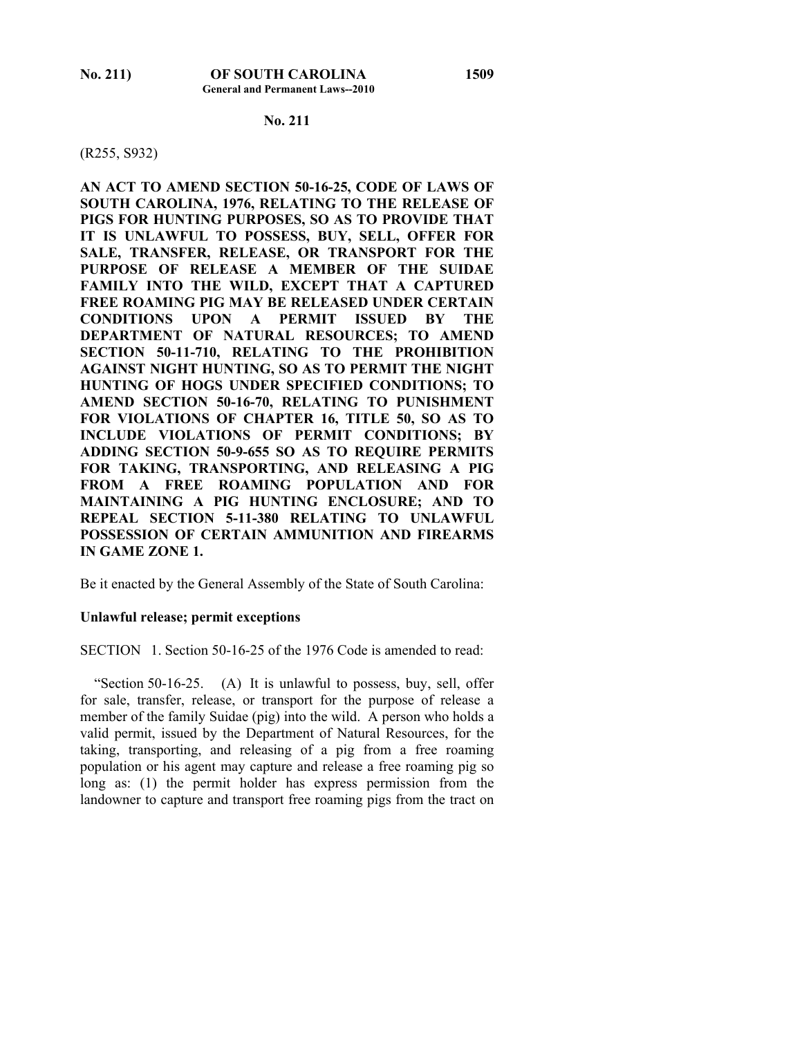**No. 211**

(R255, S932)

**AN ACT TO AMEND SECTION 50-16-25, CODE OF LAWS OF SOUTH CAROLINA, 1976, RELATING TO THE RELEASE OF PIGS FOR HUNTING PURPOSES, SO AS TO PROVIDE THAT IT IS UNLAWFUL TO POSSESS, BUY, SELL, OFFER FOR SALE, TRANSFER, RELEASE, OR TRANSPORT FOR THE PURPOSE OF RELEASE A MEMBER OF THE SUIDAE FAMILY INTO THE WILD, EXCEPT THAT A CAPTURED FREE ROAMING PIG MAY BE RELEASED UNDER CERTAIN CONDITIONS UPON A PERMIT ISSUED BY THE DEPARTMENT OF NATURAL RESOURCES; TO AMEND SECTION 50-11-710, RELATING TO THE PROHIBITION AGAINST NIGHT HUNTING, SO AS TO PERMIT THE NIGHT HUNTING OF HOGS UNDER SPECIFIED CONDITIONS; TO AMEND SECTION 50-16-70, RELATING TO PUNISHMENT FOR VIOLATIONS OF CHAPTER 16, TITLE 50, SO AS TO INCLUDE VIOLATIONS OF PERMIT CONDITIONS; BY ADDING SECTION 50-9-655 SO AS TO REQUIRE PERMITS FOR TAKING, TRANSPORTING, AND RELEASING A PIG FROM A FREE ROAMING POPULATION AND FOR MAINTAINING A PIG HUNTING ENCLOSURE; AND TO REPEAL SECTION 5-11-380 RELATING TO UNLAWFUL POSSESSION OF CERTAIN AMMUNITION AND FIREARMS IN GAME ZONE 1.**

Be it enacted by the General Assembly of the State of South Carolina:

**Unlawful release; permit exceptions**

SECTION 1. Section 50-16-25 of the 1976 Code is amended to read:

"Section 50-16-25. (A) It is unlawful to possess, buy, sell, offer for sale, transfer, release, or transport for the purpose of release a member of the family Suidae (pig) into the wild. A person who holds a valid permit, issued by the Department of Natural Resources, for the taking, transporting, and releasing of a pig from a free roaming population or his agent may capture and release a free roaming pig so long as: (1) the permit holder has express permission from the landowner to capture and transport free roaming pigs from the tract on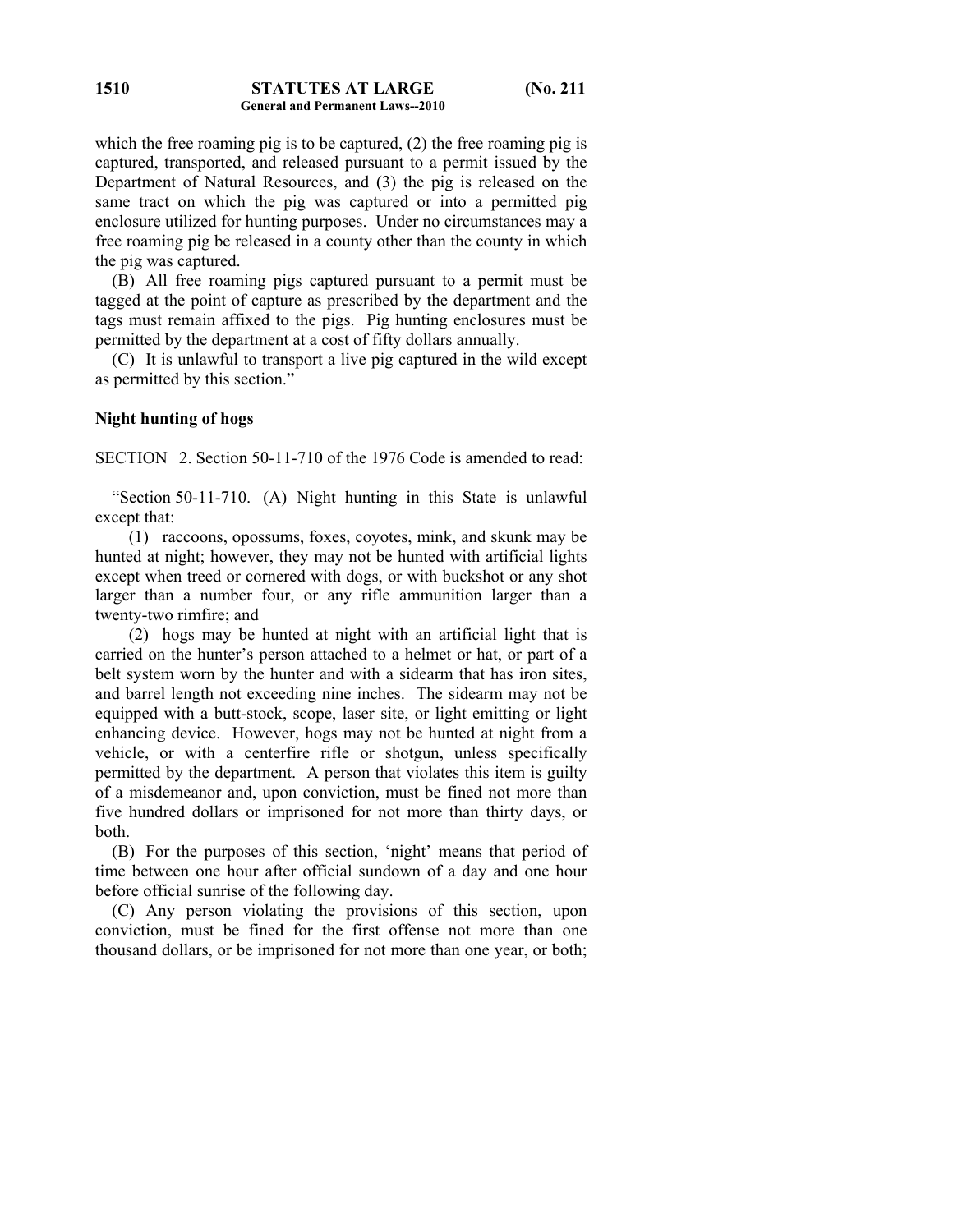which the free roaming pig is to be captured, (2) the free roaming pig is captured, transported, and released pursuant to a permit issued by the Department of Natural Resources, and (3) the pig is released on the same tract on which the pig was captured or into a permitted pig enclosure utilized for hunting purposes. Under no circumstances may a free roaming pig be released in a county other than the county in which the pig was captured.

(B) All free roaming pigs captured pursuant to a permit must be tagged at the point of capture as prescribed by the department and the tags must remain affixed to the pigs. Pig hunting enclosures must be permitted by the department at a cost of fifty dollars annually.

(C) It is unlawful to transport a live pig captured in the wild except as permitted by this section."

**Night hunting of hogs**

SECTION 2. Section 50-11-710 of the 1976 Code is amended to read:

"Section 50-11-710. (A) Night hunting in this State is unlawful except that:

(1) raccoons, opossums, foxes, coyotes, mink, and skunk may be hunted at night; however, they may not be hunted with artificial lights except when treed or cornered with dogs, or with buckshot or any shot larger than a number four, or any rifle ammunition larger than a twenty-two rimfire; and

(2) hogs may be hunted at night with an artificial light that is carried on the hunter's person attached to a helmet or hat, or part of a belt system worn by the hunter and with a sidearm that has iron sites, and barrel length not exceeding nine inches. The sidearm may not be equipped with a butt-stock, scope, laser site, or light emitting or light enhancing device. However, hogs may not be hunted at night from a vehicle, or with a centerfire rifle or shotgun, unless specifically permitted by the department. A person that violates this item is guilty of a misdemeanor and, upon conviction, must be fined not more than five hundred dollars or imprisoned for not more than thirty days, or both.

(B) For the purposes of this section, 'night' means that period of time between one hour after official sundown of a day and one hour before official sunrise of the following day.

(C) Any person violating the provisions of this section, upon conviction, must be fined for the first offense not more than one thousand dollars, or be imprisoned for not more than one year, or both;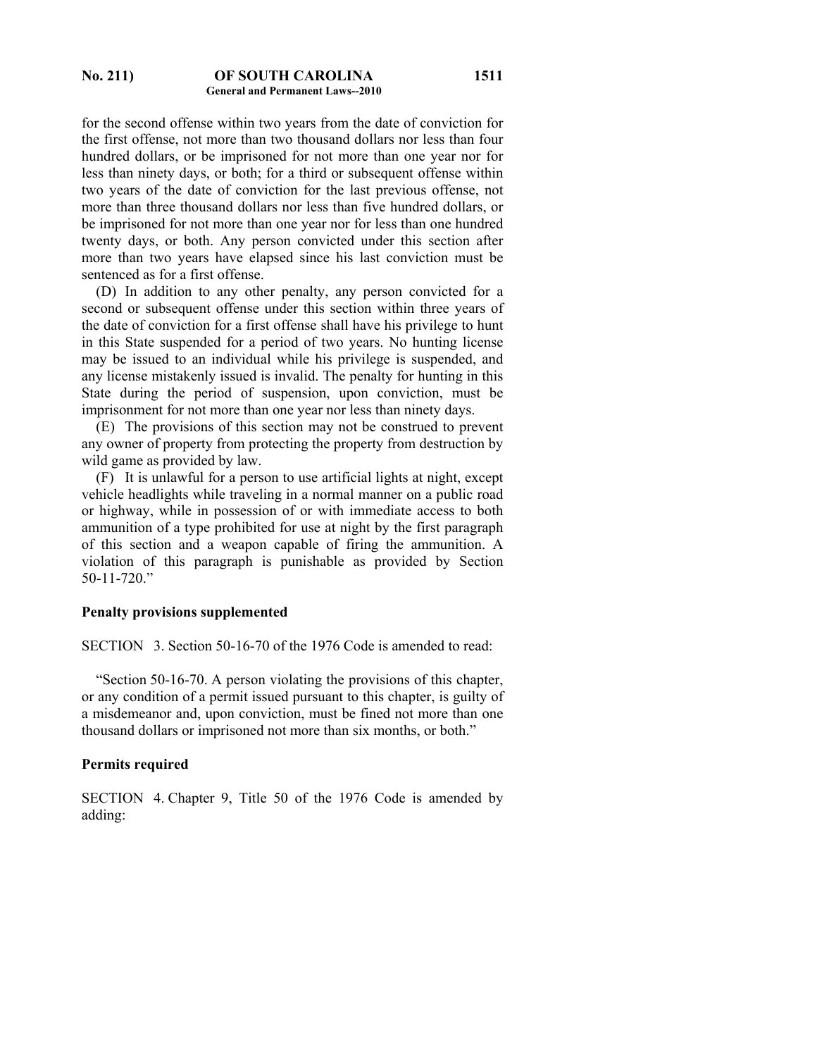for the second offense within two years from the date of conviction for the first offense, not more than two thousand dollars nor less than four hundred dollars, or be imprisoned for not more than one year nor for less than ninety days, or both; for a third or subsequent offense within two years of the date of conviction for the last previous offense, not more than three thousand dollars nor less than five hundred dollars, or be imprisoned for not more than one year nor for less than one hundred twenty days, or both. Any person convicted under this section after more than two years have elapsed since his last conviction must be sentenced as for a first offense.

(D) In addition to any other penalty, any person convicted for a second or subsequent offense under this section within three years of the date of conviction for a first offense shall have his privilege to hunt in this State suspended for a period of two years. No hunting license may be issued to an individual while his privilege is suspended, and any license mistakenly issued is invalid. The penalty for hunting in this State during the period of suspension, upon conviction, must be imprisonment for not more than one year nor less than ninety days.

(E) The provisions of this section may not be construed to prevent any owner of property from protecting the property from destruction by wild game as provided by law.

(F) It is unlawful for a person to use artificial lights at night, except vehicle headlights while traveling in a normal manner on a public road or highway, while in possession of or with immediate access to both ammunition of a type prohibited for use at night by the first paragraph of this section and a weapon capable of firing the ammunition. A violation of this paragraph is punishable as provided by Section 50-11-720."

**Penalty provisions supplemented**

SECTION 3. Section 50-16-70 of the 1976 Code is amended to read:

"Section 50-16-70. A person violating the provisions of this chapter, or any condition of a permit issued pursuant to this chapter, is guilty of a misdemeanor and, upon conviction, must be fined not more than one thousand dollars or imprisoned not more than six months, or both."

**Permits required**

SECTION 4. Chapter 9, Title 50 of the 1976 Code is amended by adding: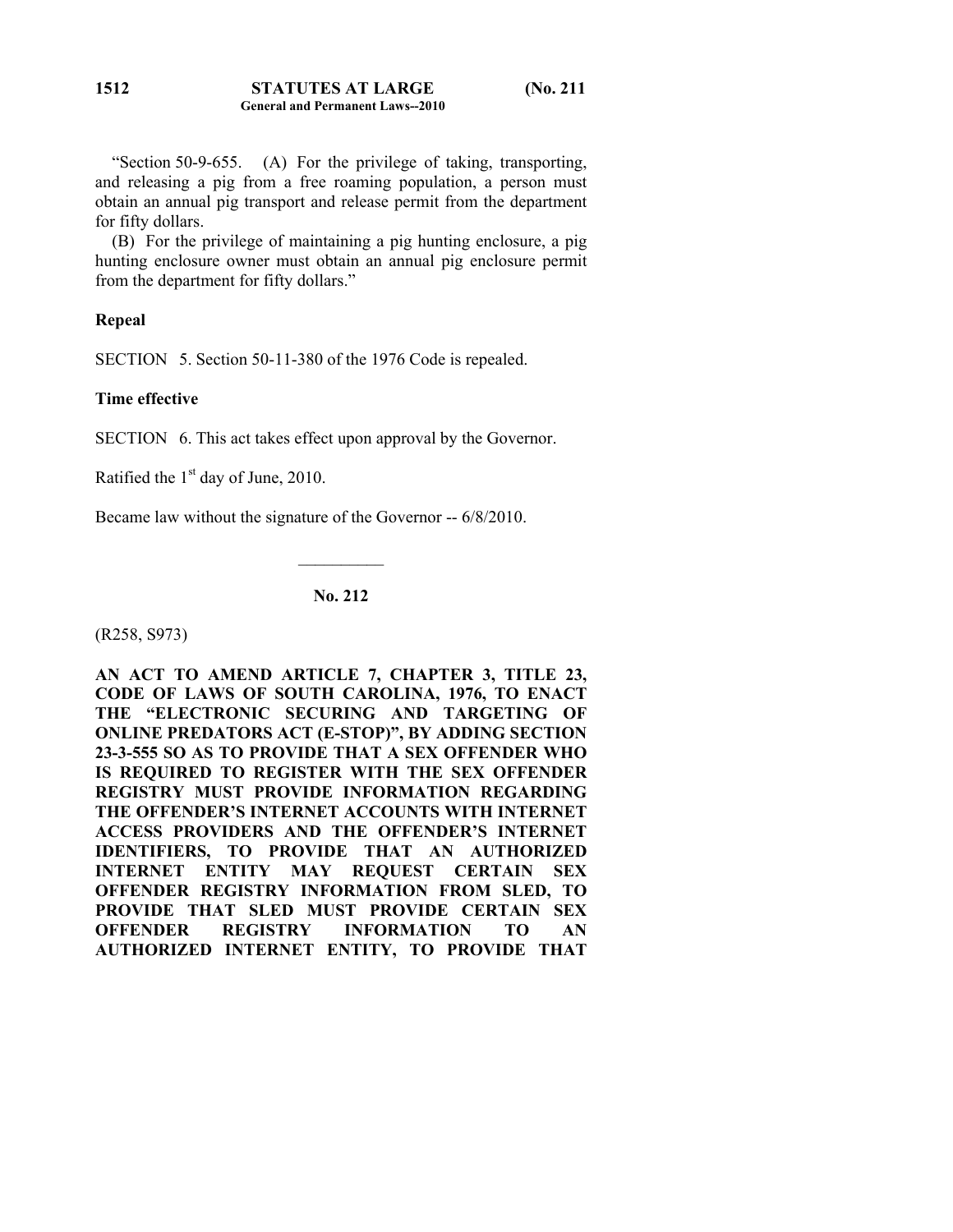"Section 50-9-655. (A) For the privilege of taking, transporting, and releasing a pig from a free roaming population, a person must obtain an annual pig transport and release permit from the department for fifty dollars.

(B) For the privilege of maintaining a pig hunting enclosure, a pig hunting enclosure owner must obtain an annual pig enclosure permit from the department for fifty dollars."

**Repeal**

SECTION 5. Section 50-11-380 of the 1976 Code is repealed.

**Time effective**

SECTION 6. This act takes effect upon approval by the Governor.

Ratified the 1st day of June, 2010.

Became law without the signature of the Governor -- 6/8/2010.

---

## No. 212

(R258, S973)

**AN ACT TO AMEND ARTICLE 7, CHAPTER 3, TITLE 23, CODE OF LAWS OF SOUTH CAROLINA, 1976, TO ENACT THE "ELECTRONIC SECURING AND TARGETING OF ONLINE PREDATORS ACT (E-STOP)", BY ADDING SECTION 23-3-555 SO AS TO PROVIDE THAT A SEX OFFENDER WHO IS REQUIRED TO REGISTER WITH THE SEX OFFENDER REGISTRY MUST PROVIDE INFORMATION REGARDING THE OFFENDER'S INTERNET ACCOUNTS WITH INTERNET ACCESS PROVIDERS AND THE OFFENDER'S INTERNET IDENTIFIERS, TO PROVIDE THAT AN AUTHORIZED INTERNET ENTITY MAY REQUEST CERTAIN SEX OFFENDER REGISTRY INFORMATION FROM SLED, TO PROVIDE THAT SLED MUST PROVIDE CERTAIN SEX OFFENDER REGISTRY INFORMATION TO AN AUTHORIZED INTERNET ENTITY, TO PROVIDE THAT**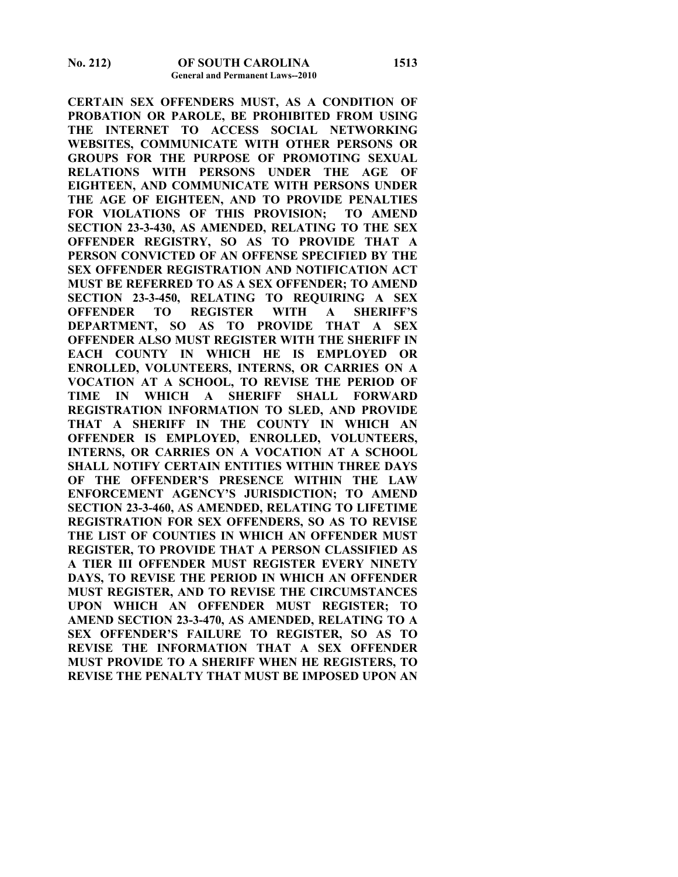**CERTAIN SEX OFFENDERS MUST, AS A CONDITION OF PROBATION OR PAROLE, BE PROHIBITED FROM USING THE INTERNET TO ACCESS SOCIAL NETWORKING WEBSITES, COMMUNICATE WITH OTHER PERSONS OR GROUPS FOR THE PURPOSE OF PROMOTING SEXUAL RELATIONS WITH PERSONS UNDER THE AGE OF EIGHTEEN, AND COMMUNICATE WITH PERSONS UNDER THE AGE OF EIGHTEEN, AND TO PROVIDE PENALTIES FOR VIOLATIONS OF THIS PROVISION; TO AMEND SECTION 23-3-430, AS AMENDED, RELATING TO THE SEX OFFENDER REGISTRY, SO AS TO PROVIDE THAT A PERSON CONVICTED OF AN OFFENSE SPECIFIED BY THE SEX OFFENDER REGISTRATION AND NOTIFICATION ACT MUST BE REFERRED TO AS A SEX OFFENDER; TO AMEND SECTION 23-3-450, RELATING TO REQUIRING A SEX OFFENDER TO REGISTER WITH A SHERIFF'S DEPARTMENT, SO AS TO PROVIDE THAT A SEX OFFENDER ALSO MUST REGISTER WITH THE SHERIFF IN EACH COUNTY IN WHICH HE IS EMPLOYED OR ENROLLED, VOLUNTEERS, INTERNS, OR CARRIES ON A VOCATION AT A SCHOOL, TO REVISE THE PERIOD OF TIME IN WHICH A SHERIFF SHALL FORWARD REGISTRATION INFORMATION TO SLED, AND PROVIDE THAT A SHERIFF IN THE COUNTY IN WHICH AN OFFENDER IS EMPLOYED, ENROLLED, VOLUNTEERS, INTERNS, OR CARRIES ON A VOCATION AT A SCHOOL SHALL NOTIFY CERTAIN ENTITIES WITHIN THREE DAYS OF THE OFFENDER'S PRESENCE WITHIN THE LAW ENFORCEMENT AGENCY'S JURISDICTION; TO AMEND SECTION 23-3-460, AS AMENDED, RELATING TO LIFETIME REGISTRATION FOR SEX OFFENDERS, SO AS TO REVISE THE LIST OF COUNTIES IN WHICH AN OFFENDER MUST REGISTER, TO PROVIDE THAT A PERSON CLASSIFIED AS A TIER III OFFENDER MUST REGISTER EVERY NINETY DAYS, TO REVISE THE PERIOD IN WHICH AN OFFENDER MUST REGISTER, AND TO REVISE THE CIRCUMSTANCES UPON WHICH AN OFFENDER MUST REGISTER; TO AMEND SECTION 23-3-470, AS AMENDED, RELATING TO A SEX OFFENDER'S FAILURE TO REGISTER, SO AS TO REVISE THE INFORMATION THAT A SEX OFFENDER MUST PROVIDE TO A SHERIFF WHEN HE REGISTERS, TO REVISE THE PENALTY THAT MUST BE IMPOSED UPON AN**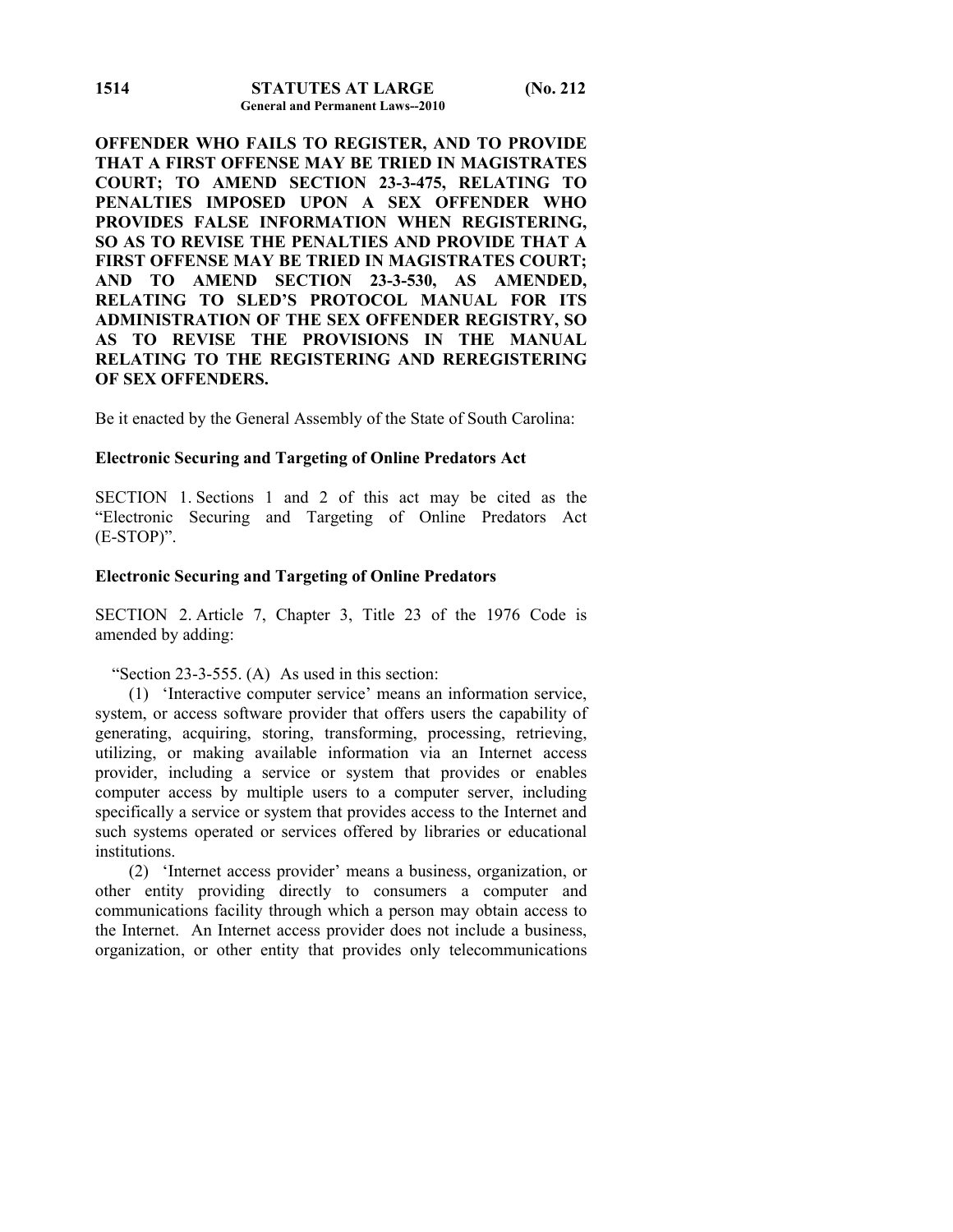**OFFENDER WHO FAILS TO REGISTER, AND TO PROVIDE THAT A FIRST OFFENSE MAY BE TRIED IN MAGISTRATES COURT; TO AMEND SECTION 23-3-475, RELATING TO PENALTIES IMPOSED UPON A SEX OFFENDER WHO PROVIDES FALSE INFORMATION WHEN REGISTERING, SO AS TO REVISE THE PENALTIES AND PROVIDE THAT A FIRST OFFENSE MAY BE TRIED IN MAGISTRATES COURT; AND TO AMEND SECTION 23-3-530, AS AMENDED, RELATING TO SLED'S PROTOCOL MANUAL FOR ITS ADMINISTRATION OF THE SEX OFFENDER REGISTRY, SO AS TO REVISE THE PROVISIONS IN THE MANUAL RELATING TO THE REGISTERING AND REREGISTERING OF SEX OFFENDERS.**

Be it enacted by the General Assembly of the State of South Carolina:

**Electronic Securing and Targeting of Online Predators Act**

SECTION 1. Sections 1 and 2 of this act may be cited as the "Electronic Securing and Targeting of Online Predators Act (E-STOP)".

**Electronic Securing and Targeting of Online Predators**

SECTION 2. Article 7, Chapter 3, Title 23 of the 1976 Code is amended by adding:

"Section 23-3-555. (A) As used in this section:

(1) 'Interactive computer service' means an information service, system, or access software provider that offers users the capability of generating, acquiring, storing, transforming, processing, retrieving, utilizing, or making available information via an Internet access provider, including a service or system that provides or enables computer access by multiple users to a computer server, including specifically a service or system that provides access to the Internet and such systems operated or services offered by libraries or educational institutions.

(2) 'Internet access provider' means a business, organization, or other entity providing directly to consumers a computer and communications facility through which a person may obtain access to the Internet. An Internet access provider does not include a business, organization, or other entity that provides only telecommunications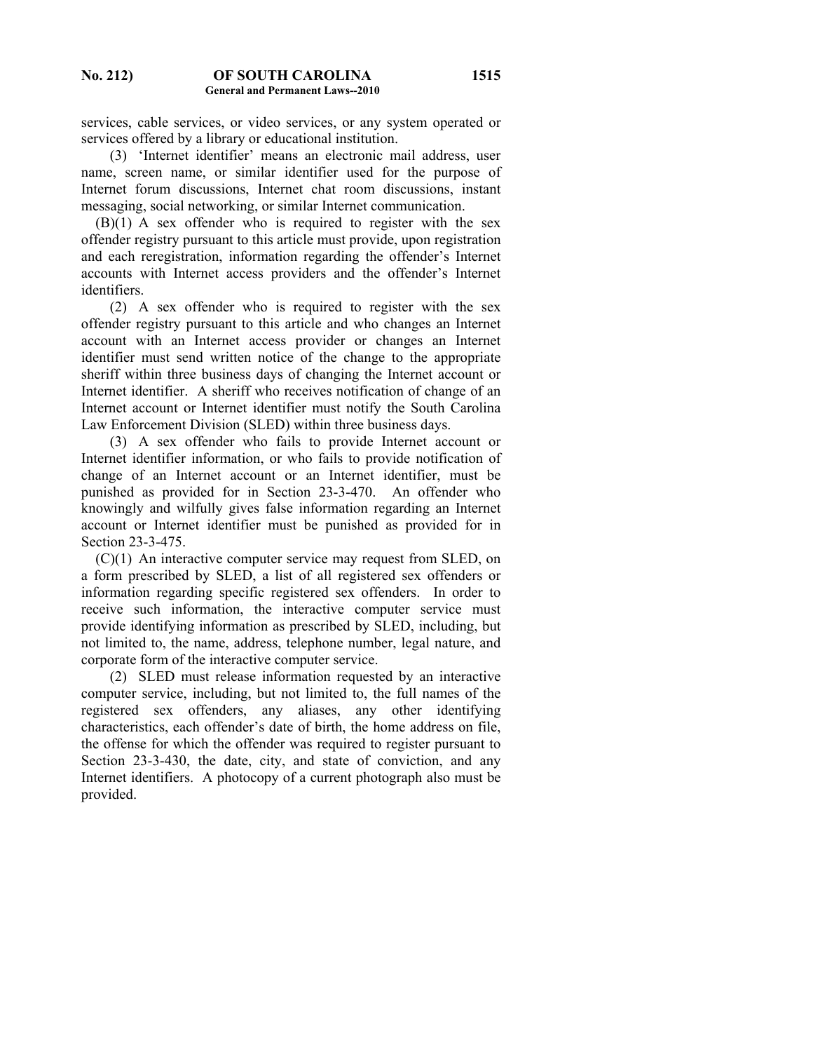services, cable services, or video services, or any system operated or services offered by a library or educational institution.

(3) 'Internet identifier' means an electronic mail address, user name, screen name, or similar identifier used for the purpose of Internet forum discussions, Internet chat room discussions, instant messaging, social networking, or similar Internet communication.

(B)(1) A sex offender who is required to register with the sex offender registry pursuant to this article must provide, upon registration and each reregistration, information regarding the offender's Internet accounts with Internet access providers and the offender's Internet identifiers.

(2) A sex offender who is required to register with the sex offender registry pursuant to this article and who changes an Internet account with an Internet access provider or changes an Internet identifier must send written notice of the change to the appropriate sheriff within three business days of changing the Internet account or Internet identifier. A sheriff who receives notification of change of an Internet account or Internet identifier must notify the South Carolina Law Enforcement Division (SLED) within three business days.

(3) A sex offender who fails to provide Internet account or Internet identifier information, or who fails to provide notification of change of an Internet account or an Internet identifier, must be punished as provided for in Section 23-3-470. An offender who knowingly and wilfully gives false information regarding an Internet account or Internet identifier must be punished as provided for in Section 23-3-475.

(C)(1) An interactive computer service may request from SLED, on a form prescribed by SLED, a list of all registered sex offenders or information regarding specific registered sex offenders. In order to receive such information, the interactive computer service must provide identifying information as prescribed by SLED, including, but not limited to, the name, address, telephone number, legal nature, and corporate form of the interactive computer service.

(2) SLED must release information requested by an interactive computer service, including, but not limited to, the full names of the registered sex offenders, any aliases, any other identifying characteristics, each offender's date of birth, the home address on file, the offense for which the offender was required to register pursuant to Section 23-3-430, the date, city, and state of conviction, and any Internet identifiers. A photocopy of a current photograph also must be provided.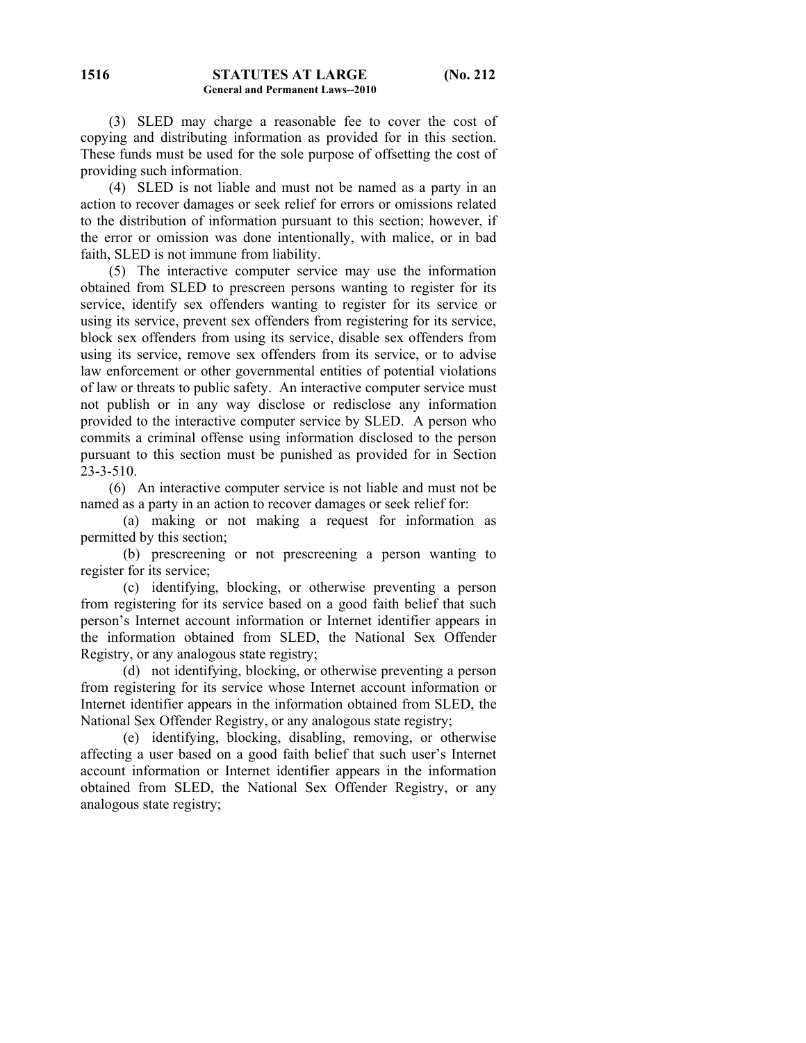(3) SLED may charge a reasonable fee to cover the cost of copying and distributing information as provided for in this section. These funds must be used for the sole purpose of offsetting the cost of providing such information.

(4) SLED is not liable and must not be named as a party in an action to recover damages or seek relief for errors or omissions related to the distribution of information pursuant to this section; however, if the error or omission was done intentionally, with malice, or in bad faith, SLED is not immune from liability.

(5) The interactive computer service may use the information obtained from SLED to prescreen persons wanting to register for its service, identify sex offenders wanting to register for its service or using its service, prevent sex offenders from registering for its service, block sex offenders from using its service, disable sex offenders from using its service, remove sex offenders from its service, or to advise law enforcement or other governmental entities of potential violations of law or threats to public safety. An interactive computer service must not publish or in any way disclose or redisclose any information provided to the interactive computer service by SLED. A person who commits a criminal offense using information disclosed to the person pursuant to this section must be punished as provided for in Section 23-3-510.

(6) An interactive computer service is not liable and must not be named as a party in an action to recover damages or seek relief for:

(a) making or not making a request for information as permitted by this section;

(b) prescreening or not prescreening a person wanting to register for its service;

(c) identifying, blocking, or otherwise preventing a person from registering for its service based on a good faith belief that such person's Internet account information or Internet identifier appears in the information obtained from SLED, the National Sex Offender Registry, or any analogous state registry;

(d) not identifying, blocking, or otherwise preventing a person from registering for its service whose Internet account information or Internet identifier appears in the information obtained from SLED, the National Sex Offender Registry, or any analogous state registry;

(e) identifying, blocking, disabling, removing, or otherwise affecting a user based on a good faith belief that such user's Internet account information or Internet identifier appears in the information obtained from SLED, the National Sex Offender Registry, or any analogous state registry;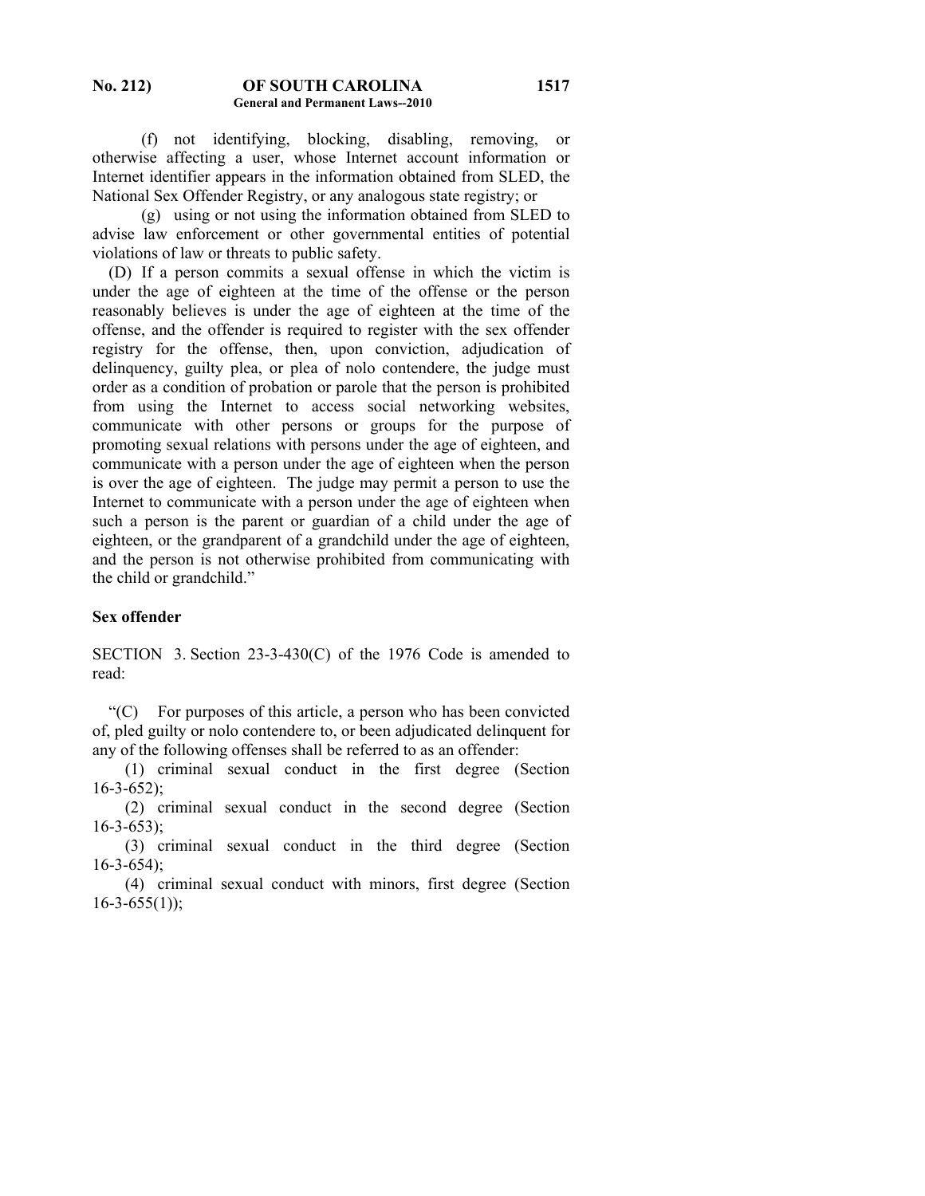(f) not identifying, blocking, disabling, removing, or otherwise affecting a user, whose Internet account information or Internet identifier appears in the information obtained from SLED, the National Sex Offender Registry, or any analogous state registry; or

(g) using or not using the information obtained from SLED to advise law enforcement or other governmental entities of potential violations of law or threats to public safety.

(D) If a person commits a sexual offense in which the victim is under the age of eighteen at the time of the offense or the person reasonably believes is under the age of eighteen at the time of the offense, and the offender is required to register with the sex offender registry for the offense, then, upon conviction, adjudication of delinquency, guilty plea, or plea of nolo contendere, the judge must order as a condition of probation or parole that the person is prohibited from using the Internet to access social networking websites, communicate with other persons or groups for the purpose of promoting sexual relations with persons under the age of eighteen, and communicate with a person under the age of eighteen when the person is over the age of eighteen. The judge may permit a person to use the Internet to communicate with a person under the age of eighteen when such a person is the parent or guardian of a child under the age of eighteen, or the grandparent of a grandchild under the age of eighteen, and the person is not otherwise prohibited from communicating with the child or grandchild."

**Sex offender**

SECTION 3. Section 23-3-430(C) of the 1976 Code is amended to read:

"(C) For purposes of this article, a person who has been convicted of, pled guilty or nolo contendere to, or been adjudicated delinquent for any of the following offenses shall be referred to as an offender:

(1) criminal sexual conduct in the first degree (Section 16-3-652);

(2) criminal sexual conduct in the second degree (Section 16-3-653);

(3) criminal sexual conduct in the third degree (Section 16-3-654);

(4) criminal sexual conduct with minors, first degree (Section 16-3-655(1));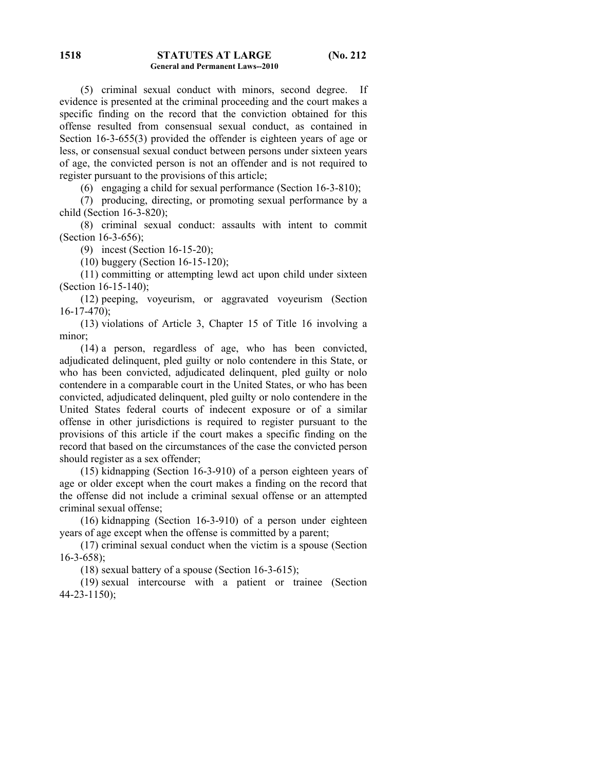(5) criminal sexual conduct with minors, second degree. If evidence is presented at the criminal proceeding and the court makes a specific finding on the record that the conviction obtained for this offense resulted from consensual sexual conduct, as contained in Section 16-3-655(3) provided the offender is eighteen years of age or less, or consensual sexual conduct between persons under sixteen years of age, the convicted person is not an offender and is not required to register pursuant to the provisions of this article;

(6) engaging a child for sexual performance (Section 16-3-810);

(7) producing, directing, or promoting sexual performance by a child (Section 16-3-820);

(8) criminal sexual conduct: assaults with intent to commit (Section 16-3-656);

(9) incest (Section 16-15-20);

(10) buggery (Section 16-15-120);

(11) committing or attempting lewd act upon child under sixteen (Section 16-15-140);

(12) peeping, voyeurism, or aggravated voyeurism (Section 16-17-470);

(13) violations of Article 3, Chapter 15 of Title 16 involving a minor;

(14) a person, regardless of age, who has been convicted, adjudicated delinquent, pled guilty or nolo contendere in this State, or who has been convicted, adjudicated delinquent, pled guilty or nolo contendere in a comparable court in the United States, or who has been convicted, adjudicated delinquent, pled guilty or nolo contendere in the United States federal courts of indecent exposure or of a similar offense in other jurisdictions is required to register pursuant to the provisions of this article if the court makes a specific finding on the record that based on the circumstances of the case the convicted person should register as a sex offender;

(15) kidnapping (Section 16-3-910) of a person eighteen years of age or older except when the court makes a finding on the record that the offense did not include a criminal sexual offense or an attempted criminal sexual offense;

(16) kidnapping (Section 16-3-910) of a person under eighteen years of age except when the offense is committed by a parent;

(17) criminal sexual conduct when the victim is a spouse (Section 16-3-658);

(18) sexual battery of a spouse (Section 16-3-615);

(19) sexual intercourse with a patient or trainee (Section 44-23-1150);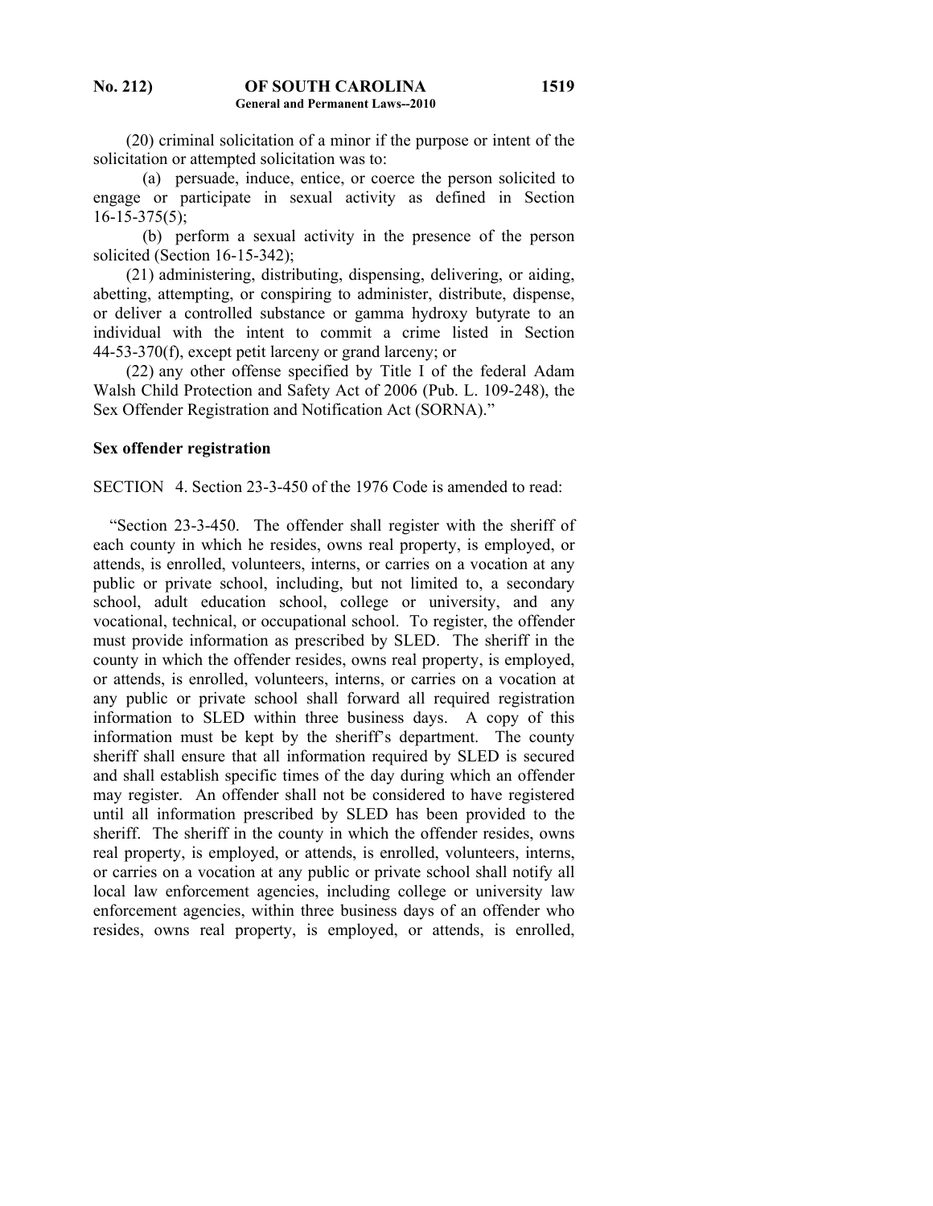(20) criminal solicitation of a minor if the purpose or intent of the solicitation or attempted solicitation was to:

(a) persuade, induce, entice, or coerce the person solicited to engage or participate in sexual activity as defined in Section 16-15-375(5);

(b) perform a sexual activity in the presence of the person solicited (Section 16-15-342);

(21) administering, distributing, dispensing, delivering, or aiding, abetting, attempting, or conspiring to administer, distribute, dispense, or deliver a controlled substance or gamma hydroxy butyrate to an individual with the intent to commit a crime listed in Section 44-53-370(f), except petit larceny or grand larceny; or

(22) any other offense specified by Title I of the federal Adam Walsh Child Protection and Safety Act of 2006 (Pub. L. 109-248), the Sex Offender Registration and Notification Act (SORNA)."

**Sex offender registration**

SECTION 4. Section 23-3-450 of the 1976 Code is amended to read:

"Section 23-3-450. The offender shall register with the sheriff of each county in which he resides, owns real property, is employed, or attends, is enrolled, volunteers, interns, or carries on a vocation at any public or private school, including, but not limited to, a secondary school, adult education school, college or university, and any vocational, technical, or occupational school. To register, the offender must provide information as prescribed by SLED. The sheriff in the county in which the offender resides, owns real property, is employed, or attends, is enrolled, volunteers, interns, or carries on a vocation at any public or private school shall forward all required registration information to SLED within three business days. A copy of this information must be kept by the sheriff's department. The county sheriff shall ensure that all information required by SLED is secured and shall establish specific times of the day during which an offender may register. An offender shall not be considered to have registered until all information prescribed by SLED has been provided to the sheriff. The sheriff in the county in which the offender resides, owns real property, is employed, or attends, is enrolled, volunteers, interns, or carries on a vocation at any public or private school shall notify all local law enforcement agencies, including college or university law enforcement agencies, within three business days of an offender who resides, owns real property, is employed, or attends, is enrolled,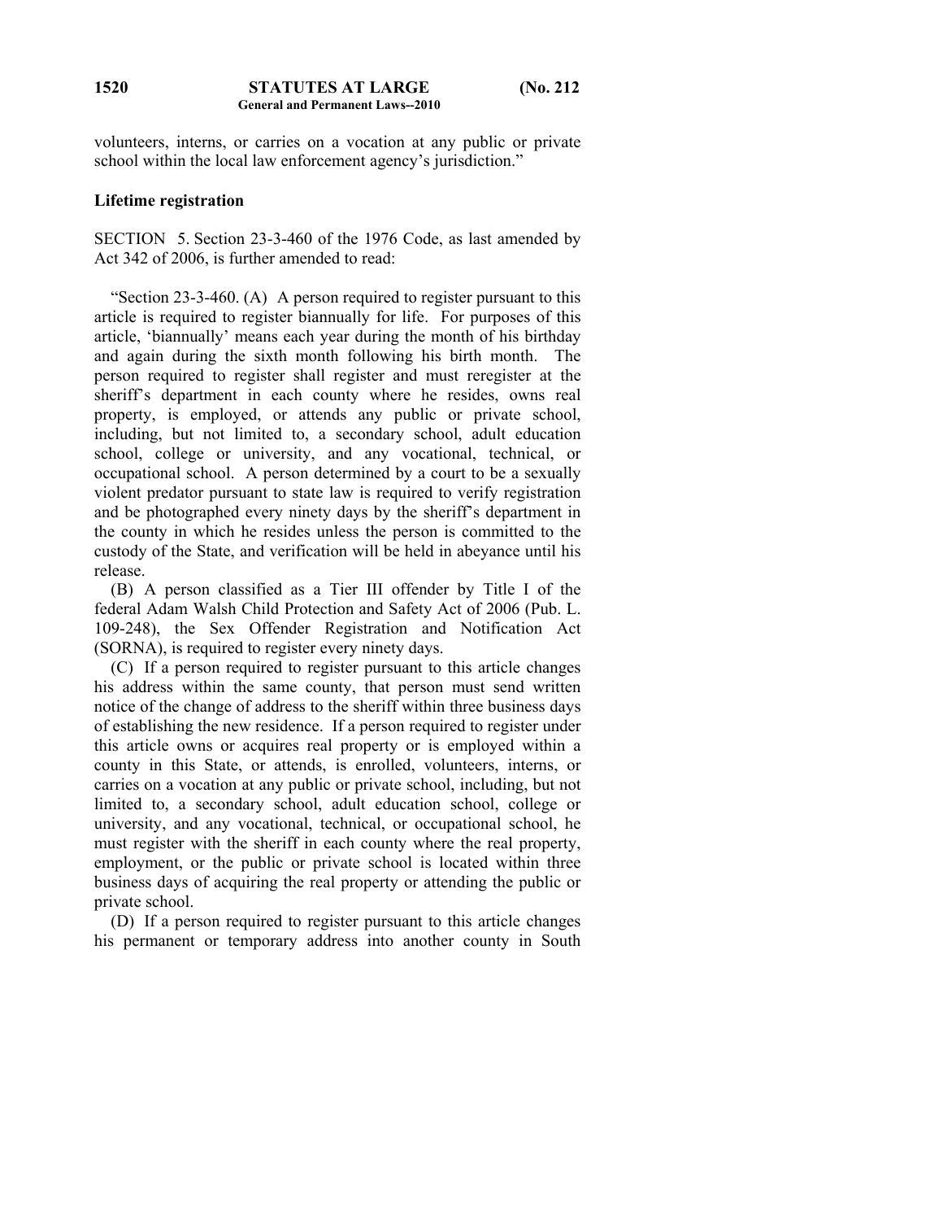volunteers, interns, or carries on a vocation at any public or private school within the local law enforcement agency's jurisdiction."

**Lifetime registration**

SECTION 5. Section 23-3-460 of the 1976 Code, as last amended by Act 342 of 2006, is further amended to read:

"Section 23-3-460. (A) A person required to register pursuant to this article is required to register biannually for life. For purposes of this article, 'biannually' means each year during the month of his birthday and again during the sixth month following his birth month. The person required to register shall register and must reregister at the sheriff's department in each county where he resides, owns real property, is employed, or attends any public or private school, including, but not limited to, a secondary school, adult education school, college or university, and any vocational, technical, or occupational school. A person determined by a court to be a sexually violent predator pursuant to state law is required to verify registration and be photographed every ninety days by the sheriff's department in the county in which he resides unless the person is committed to the custody of the State, and verification will be held in abeyance until his release.

(B) A person classified as a Tier III offender by Title I of the federal Adam Walsh Child Protection and Safety Act of 2006 (Pub. L. 109-248), the Sex Offender Registration and Notification Act (SORNA), is required to register every ninety days.

(C) If a person required to register pursuant to this article changes his address within the same county, that person must send written notice of the change of address to the sheriff within three business days of establishing the new residence. If a person required to register under this article owns or acquires real property or is employed within a county in this State, or attends, is enrolled, volunteers, interns, or carries on a vocation at any public or private school, including, but not limited to, a secondary school, adult education school, college or university, and any vocational, technical, or occupational school, he must register with the sheriff in each county where the real property, employment, or the public or private school is located within three business days of acquiring the real property or attending the public or private school.

(D) If a person required to register pursuant to this article changes his permanent or temporary address into another county in South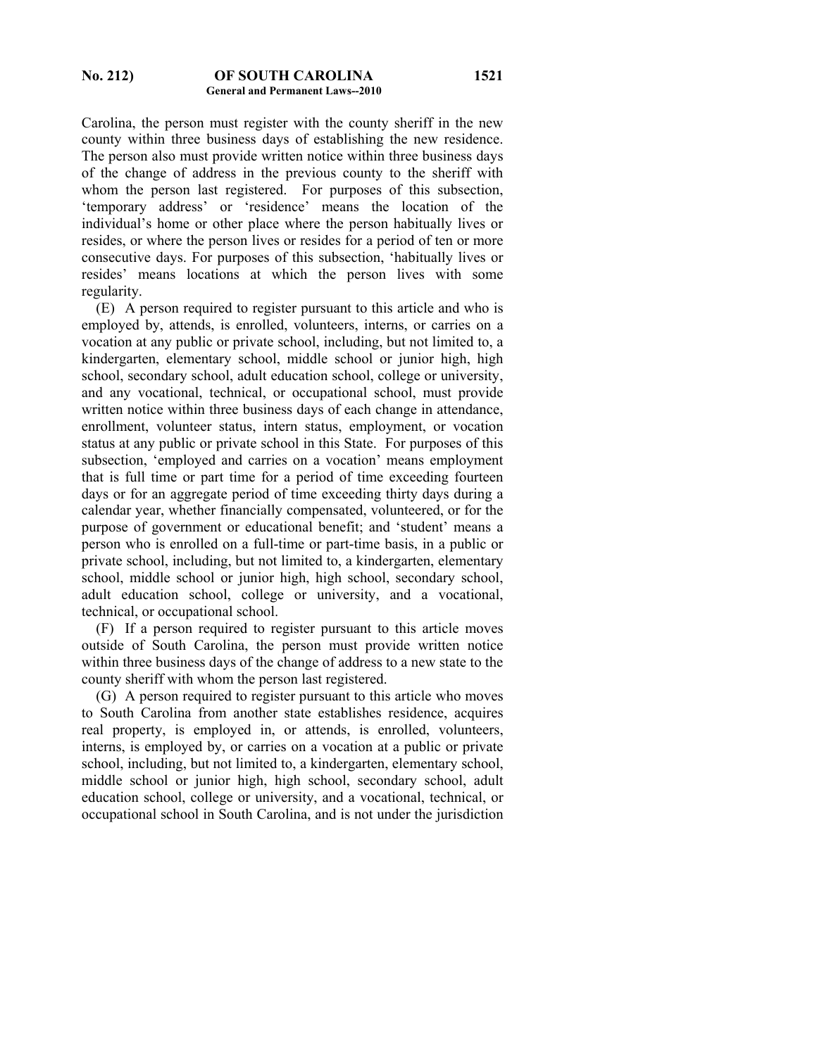Carolina, the person must register with the county sheriff in the new county within three business days of establishing the new residence. The person also must provide written notice within three business days of the change of address in the previous county to the sheriff with whom the person last registered. For purposes of this subsection, 'temporary address' or 'residence' means the location of the individual's home or other place where the person habitually lives or resides, or where the person lives or resides for a period of ten or more consecutive days. For purposes of this subsection, 'habitually lives or resides' means locations at which the person lives with some regularity.

(E) A person required to register pursuant to this article and who is employed by, attends, is enrolled, volunteers, interns, or carries on a vocation at any public or private school, including, but not limited to, a kindergarten, elementary school, middle school or junior high, high school, secondary school, adult education school, college or university, and any vocational, technical, or occupational school, must provide written notice within three business days of each change in attendance, enrollment, volunteer status, intern status, employment, or vocation status at any public or private school in this State. For purposes of this subsection, 'employed and carries on a vocation' means employment that is full time or part time for a period of time exceeding fourteen days or for an aggregate period of time exceeding thirty days during a calendar year, whether financially compensated, volunteered, or for the purpose of government or educational benefit; and 'student' means a person who is enrolled on a full-time or part-time basis, in a public or private school, including, but not limited to, a kindergarten, elementary school, middle school or junior high, high school, secondary school, adult education school, college or university, and a vocational, technical, or occupational school.

(F) If a person required to register pursuant to this article moves outside of South Carolina, the person must provide written notice within three business days of the change of address to a new state to the county sheriff with whom the person last registered.

(G) A person required to register pursuant to this article who moves to South Carolina from another state establishes residence, acquires real property, is employed in, or attends, is enrolled, volunteers, interns, is employed by, or carries on a vocation at a public or private school, including, but not limited to, a kindergarten, elementary school, middle school or junior high, high school, secondary school, adult education school, college or university, and a vocational, technical, or occupational school in South Carolina, and is not under the jurisdiction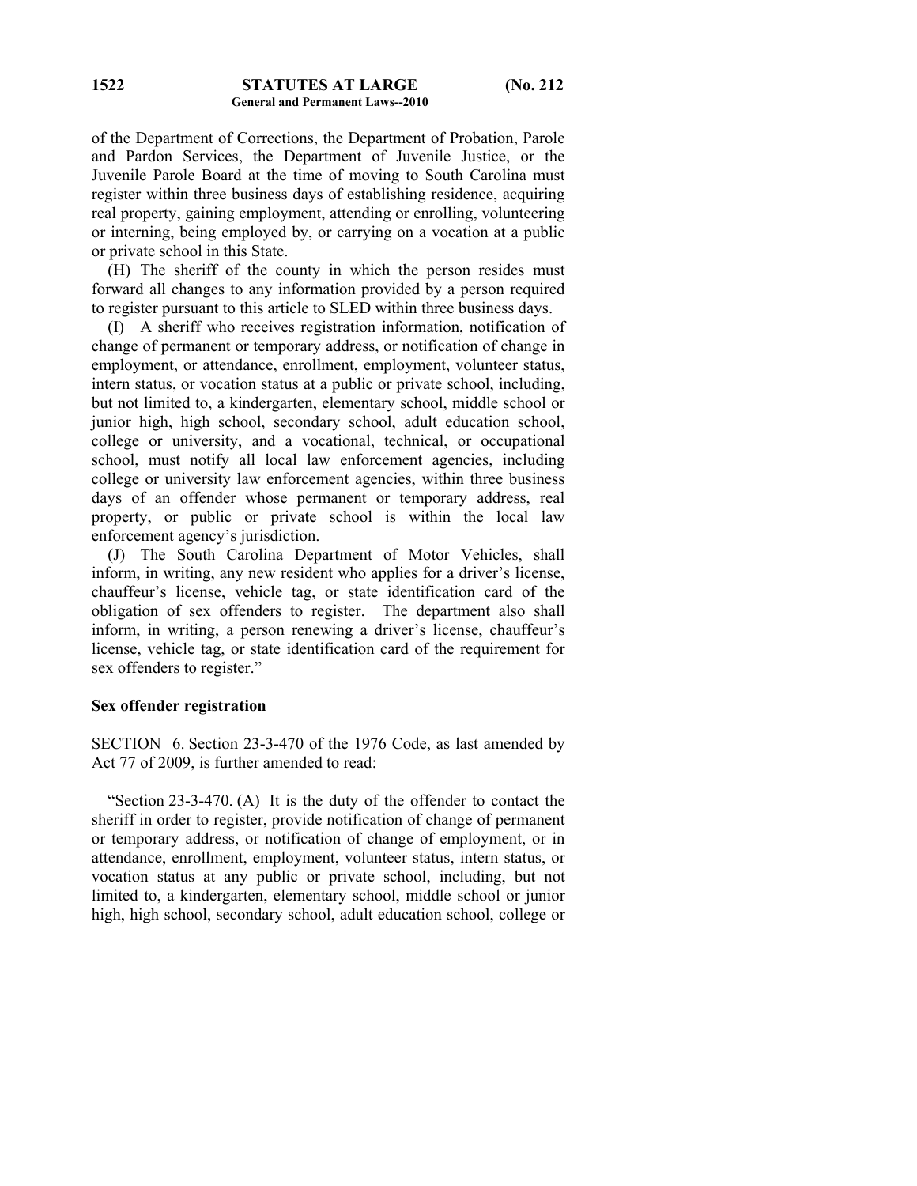of the Department of Corrections, the Department of Probation, Parole and Pardon Services, the Department of Juvenile Justice, or the Juvenile Parole Board at the time of moving to South Carolina must register within three business days of establishing residence, acquiring real property, gaining employment, attending or enrolling, volunteering or interning, being employed by, or carrying on a vocation at a public or private school in this State.

(H) The sheriff of the county in which the person resides must forward all changes to any information provided by a person required to register pursuant to this article to SLED within three business days.

(I) A sheriff who receives registration information, notification of change of permanent or temporary address, or notification of change in employment, or attendance, enrollment, employment, volunteer status, intern status, or vocation status at a public or private school, including, but not limited to, a kindergarten, elementary school, middle school or junior high, high school, secondary school, adult education school, college or university, and a vocational, technical, or occupational school, must notify all local law enforcement agencies, including college or university law enforcement agencies, within three business days of an offender whose permanent or temporary address, real property, or public or private school is within the local law enforcement agency's jurisdiction.

(J) The South Carolina Department of Motor Vehicles, shall inform, in writing, any new resident who applies for a driver's license, chauffeur's license, vehicle tag, or state identification card of the obligation of sex offenders to register. The department also shall inform, in writing, a person renewing a driver's license, chauffeur's license, vehicle tag, or state identification card of the requirement for sex offenders to register."

**Sex offender registration**

SECTION 6. Section 23-3-470 of the 1976 Code, as last amended by Act 77 of 2009, is further amended to read:

"Section 23-3-470. (A) It is the duty of the offender to contact the sheriff in order to register, provide notification of change of permanent or temporary address, or notification of change of employment, or in attendance, enrollment, employment, volunteer status, intern status, or vocation status at any public or private school, including, but not limited to, a kindergarten, elementary school, middle school or junior high, high school, secondary school, adult education school, college or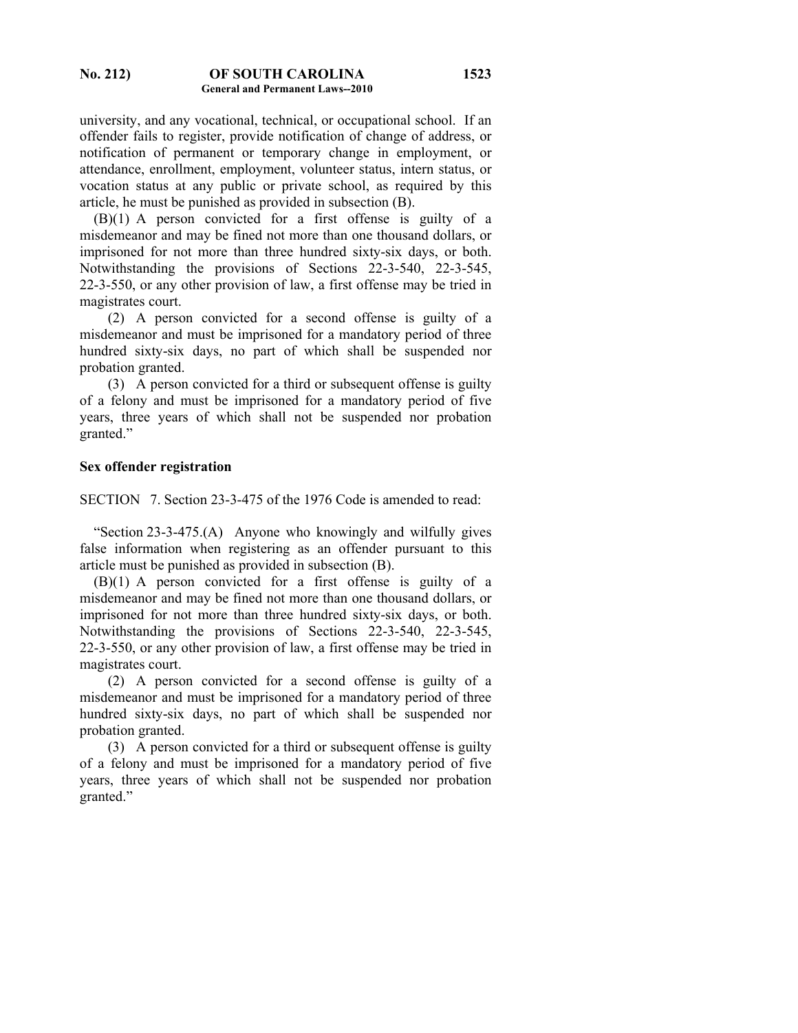university, and any vocational, technical, or occupational school. If an offender fails to register, provide notification of change of address, or notification of permanent or temporary change in employment, or attendance, enrollment, employment, volunteer status, intern status, or vocation status at any public or private school, as required by this article, he must be punished as provided in subsection (B).

(B)(1) A person convicted for a first offense is guilty of a misdemeanor and may be fined not more than one thousand dollars, or imprisoned for not more than three hundred sixty-six days, or both. Notwithstanding the provisions of Sections 22-3-540, 22-3-545, 22-3-550, or any other provision of law, a first offense may be tried in magistrates court.

(2) A person convicted for a second offense is guilty of a misdemeanor and must be imprisoned for a mandatory period of three hundred sixty-six days, no part of which shall be suspended nor probation granted.

(3) A person convicted for a third or subsequent offense is guilty of a felony and must be imprisoned for a mandatory period of five years, three years of which shall not be suspended nor probation granted."

**Sex offender registration**

SECTION 7. Section 23-3-475 of the 1976 Code is amended to read:

"Section 23-3-475.(A) Anyone who knowingly and wilfully gives false information when registering as an offender pursuant to this article must be punished as provided in subsection (B).

(B)(1) A person convicted for a first offense is guilty of a misdemeanor and may be fined not more than one thousand dollars, or imprisoned for not more than three hundred sixty-six days, or both. Notwithstanding the provisions of Sections 22-3-540, 22-3-545, 22-3-550, or any other provision of law, a first offense may be tried in magistrates court.

(2) A person convicted for a second offense is guilty of a misdemeanor and must be imprisoned for a mandatory period of three hundred sixty-six days, no part of which shall be suspended nor probation granted.

(3) A person convicted for a third or subsequent offense is guilty of a felony and must be imprisoned for a mandatory period of five years, three years of which shall not be suspended nor probation granted."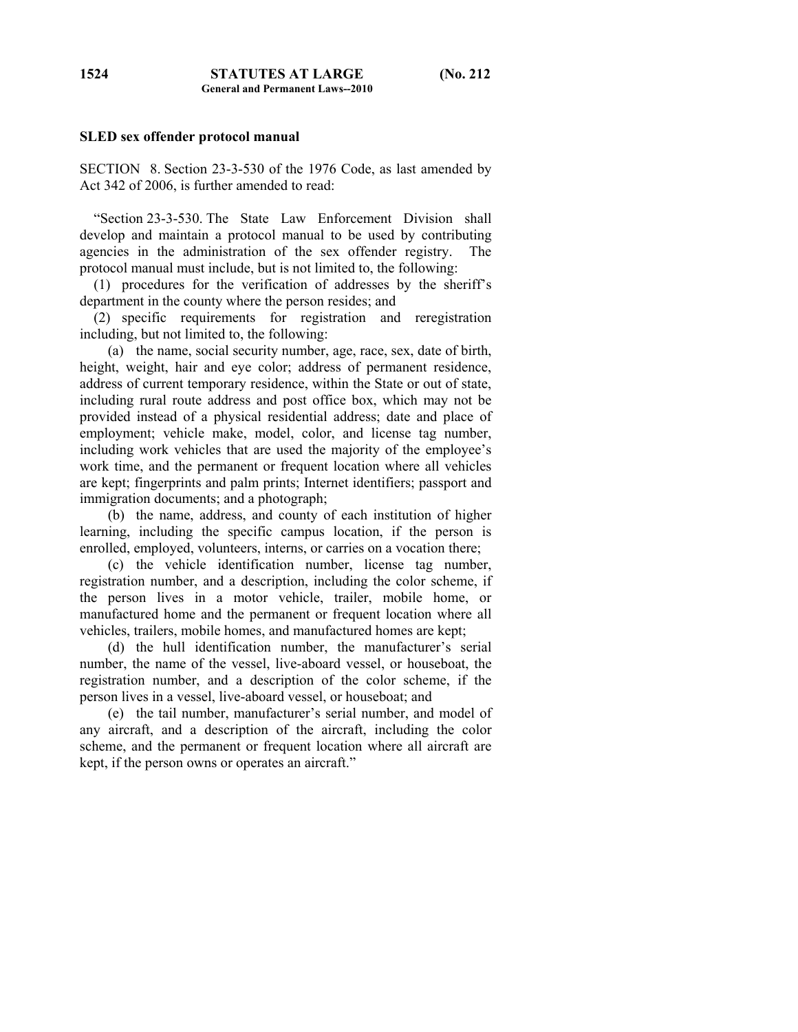**SLED sex offender protocol manual**

SECTION 8. Section 23-3-530 of the 1976 Code, as last amended by Act 342 of 2006, is further amended to read:

"Section 23-3-530. The State Law Enforcement Division shall develop and maintain a protocol manual to be used by contributing agencies in the administration of the sex offender registry. The protocol manual must include, but is not limited to, the following:

(1) procedures for the verification of addresses by the sheriff's department in the county where the person resides; and

(2) specific requirements for registration and reregistration including, but not limited to, the following:

(a) the name, social security number, age, race, sex, date of birth, height, weight, hair and eye color; address of permanent residence, address of current temporary residence, within the State or out of state, including rural route address and post office box, which may not be provided instead of a physical residential address; date and place of employment; vehicle make, model, color, and license tag number, including work vehicles that are used the majority of the employee's work time, and the permanent or frequent location where all vehicles are kept; fingerprints and palm prints; Internet identifiers; passport and immigration documents; and a photograph;

(b) the name, address, and county of each institution of higher learning, including the specific campus location, if the person is enrolled, employed, volunteers, interns, or carries on a vocation there;

(c) the vehicle identification number, license tag number, registration number, and a description, including the color scheme, if the person lives in a motor vehicle, trailer, mobile home, or manufactured home and the permanent or frequent location where all vehicles, trailers, mobile homes, and manufactured homes are kept;

(d) the hull identification number, the manufacturer's serial number, the name of the vessel, live-aboard vessel, or houseboat, the registration number, and a description of the color scheme, if the person lives in a vessel, live-aboard vessel, or houseboat; and

(e) the tail number, manufacturer's serial number, and model of any aircraft, and a description of the aircraft, including the color scheme, and the permanent or frequent location where all aircraft are kept, if the person owns or operates an aircraft."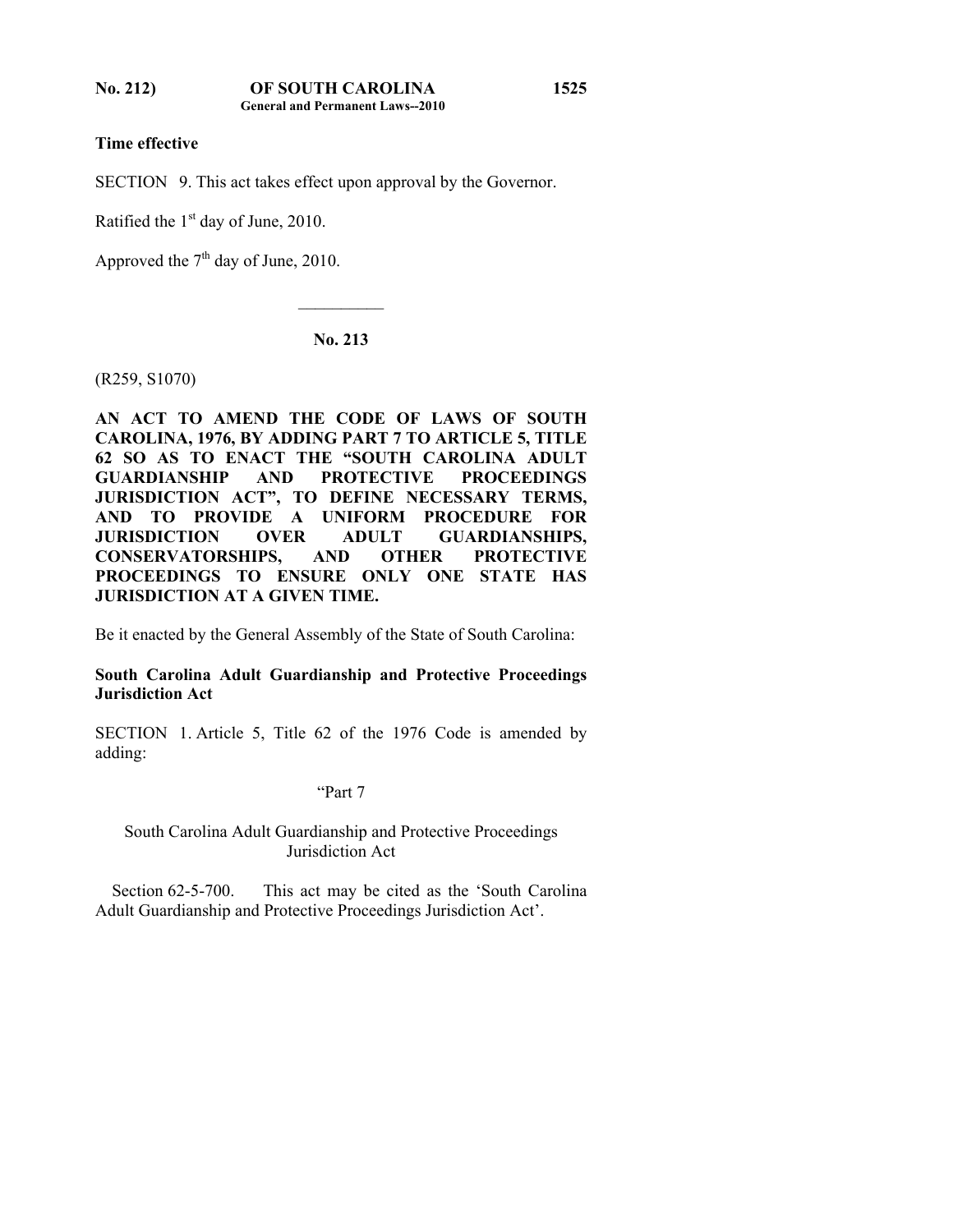**Time effective**

SECTION 9. This act takes effect upon approval by the Governor.

Ratified the 1st day of June, 2010.

Approved the 7th day of June, 2010.

__________

## No. 213

(R259, S1070)

**AN ACT TO AMEND THE CODE OF LAWS OF SOUTH CAROLINA, 1976, BY ADDING PART 7 TO ARTICLE 5, TITLE 62 SO AS TO ENACT THE "SOUTH CAROLINA ADULT GUARDIANSHIP AND PROTECTIVE PROCEEDINGS JURISDICTION ACT", TO DEFINE NECESSARY TERMS, AND TO PROVIDE A UNIFORM PROCEDURE FOR JURISDICTION OVER ADULT GUARDIANSHIPS, CONSERVATORSHIPS, AND OTHER PROTECTIVE PROCEEDINGS TO ENSURE ONLY ONE STATE HAS JURISDICTION AT A GIVEN TIME.**

Be it enacted by the General Assembly of the State of South Carolina:

**South Carolina Adult Guardianship and Protective Proceedings Jurisdiction Act**

SECTION 1. Article 5, Title 62 of the 1976 Code is amended by adding:

"Part 7

South Carolina Adult Guardianship and Protective Proceedings Jurisdiction Act

Section 62-5-700. This act may be cited as the 'South Carolina Adult Guardianship and Protective Proceedings Jurisdiction Act'.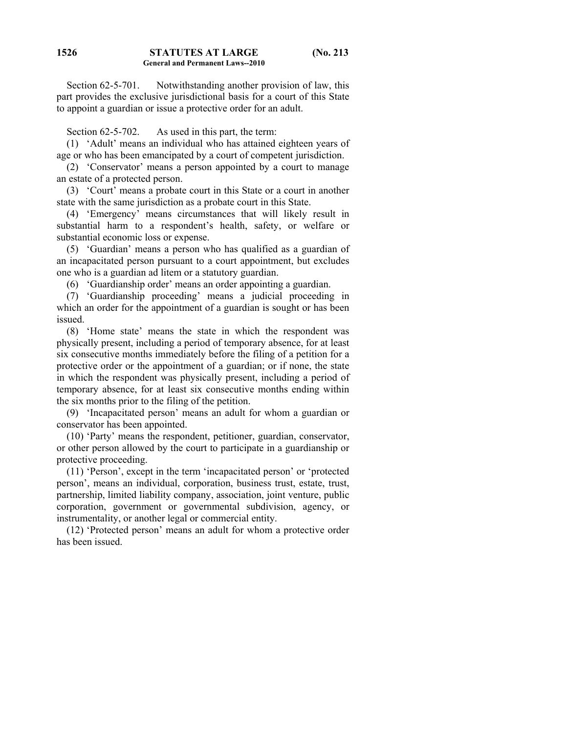Section 62-5-701. Notwithstanding another provision of law, this part provides the exclusive jurisdictional basis for a court of this State to appoint a guardian or issue a protective order for an adult.

Section 62-5-702. As used in this part, the term:

(1) 'Adult' means an individual who has attained eighteen years of age or who has been emancipated by a court of competent jurisdiction.

(2) 'Conservator' means a person appointed by a court to manage an estate of a protected person.

(3) 'Court' means a probate court in this State or a court in another state with the same jurisdiction as a probate court in this State.

(4) 'Emergency' means circumstances that will likely result in substantial harm to a respondent's health, safety, or welfare or substantial economic loss or expense.

(5) 'Guardian' means a person who has qualified as a guardian of an incapacitated person pursuant to a court appointment, but excludes one who is a guardian ad litem or a statutory guardian.

(6) 'Guardianship order' means an order appointing a guardian.

(7) 'Guardianship proceeding' means a judicial proceeding in which an order for the appointment of a guardian is sought or has been issued.

(8) 'Home state' means the state in which the respondent was physically present, including a period of temporary absence, for at least six consecutive months immediately before the filing of a petition for a protective order or the appointment of a guardian; or if none, the state in which the respondent was physically present, including a period of temporary absence, for at least six consecutive months ending within the six months prior to the filing of the petition.

(9) 'Incapacitated person' means an adult for whom a guardian or conservator has been appointed.

(10) 'Party' means the respondent, petitioner, guardian, conservator, or other person allowed by the court to participate in a guardianship or protective proceeding.

(11) 'Person', except in the term 'incapacitated person' or 'protected person', means an individual, corporation, business trust, estate, trust, partnership, limited liability company, association, joint venture, public corporation, government or governmental subdivision, agency, or instrumentality, or another legal or commercial entity.

(12) 'Protected person' means an adult for whom a protective order has been issued.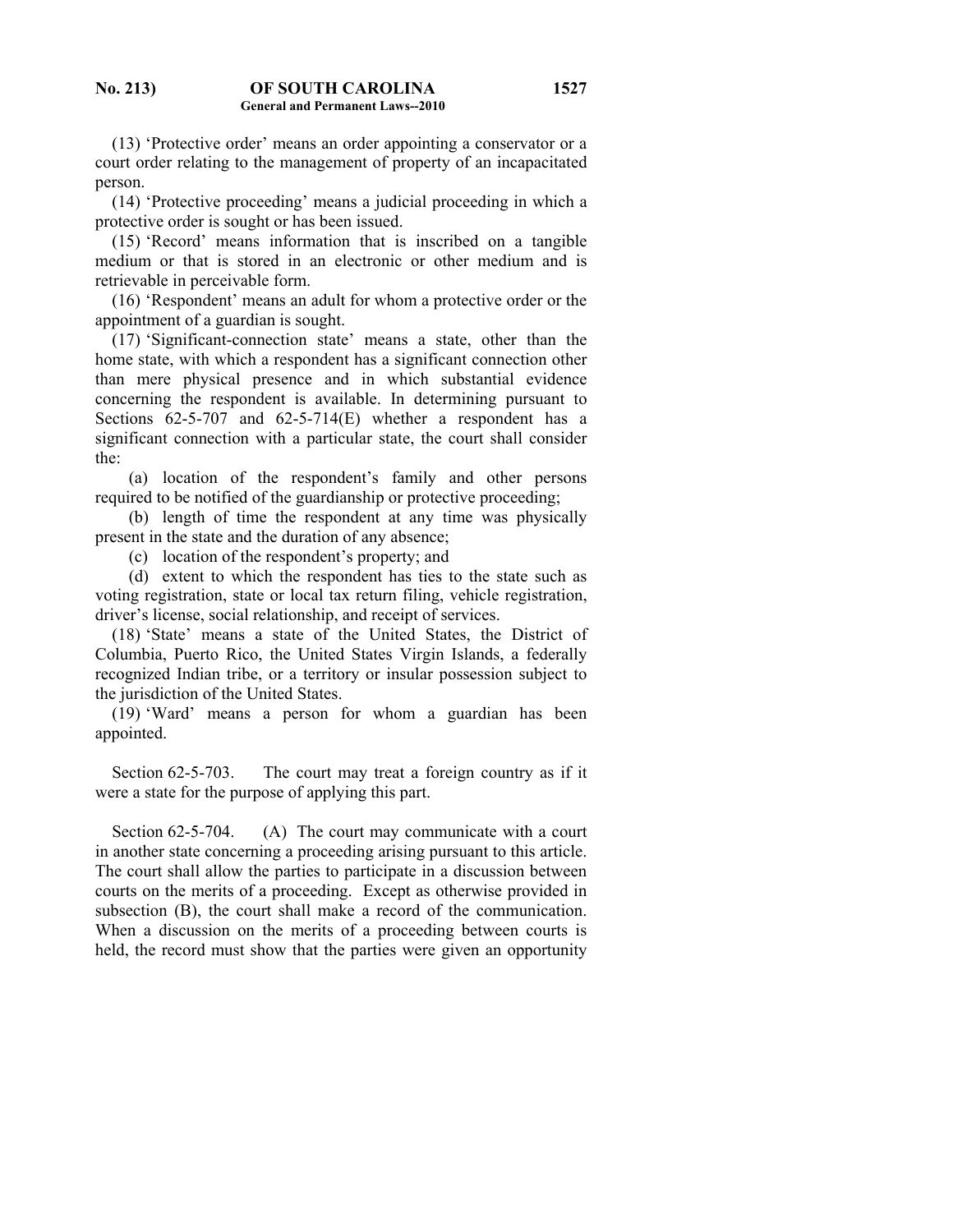(13) 'Protective order' means an order appointing a conservator or a court order relating to the management of property of an incapacitated person.

(14) 'Protective proceeding' means a judicial proceeding in which a protective order is sought or has been issued.

(15) 'Record' means information that is inscribed on a tangible medium or that is stored in an electronic or other medium and is retrievable in perceivable form.

(16) 'Respondent' means an adult for whom a protective order or the appointment of a guardian is sought.

(17) 'Significant-connection state' means a state, other than the home state, with which a respondent has a significant connection other than mere physical presence and in which substantial evidence concerning the respondent is available. In determining pursuant to Sections 62-5-707 and 62-5-714(E) whether a respondent has a significant connection with a particular state, the court shall consider the:

(a) location of the respondent's family and other persons required to be notified of the guardianship or protective proceeding;

(b) length of time the respondent at any time was physically present in the state and the duration of any absence;

(c) location of the respondent's property; and

(d) extent to which the respondent has ties to the state such as voting registration, state or local tax return filing, vehicle registration, driver's license, social relationship, and receipt of services.

(18) 'State' means a state of the United States, the District of Columbia, Puerto Rico, the United States Virgin Islands, a federally recognized Indian tribe, or a territory or insular possession subject to the jurisdiction of the United States.

(19) 'Ward' means a person for whom a guardian has been appointed.

Section 62-5-703. The court may treat a foreign country as if it were a state for the purpose of applying this part.

Section 62-5-704. (A) The court may communicate with a court in another state concerning a proceeding arising pursuant to this article. The court shall allow the parties to participate in a discussion between courts on the merits of a proceeding. Except as otherwise provided in subsection (B), the court shall make a record of the communication. When a discussion on the merits of a proceeding between courts is held, the record must show that the parties were given an opportunity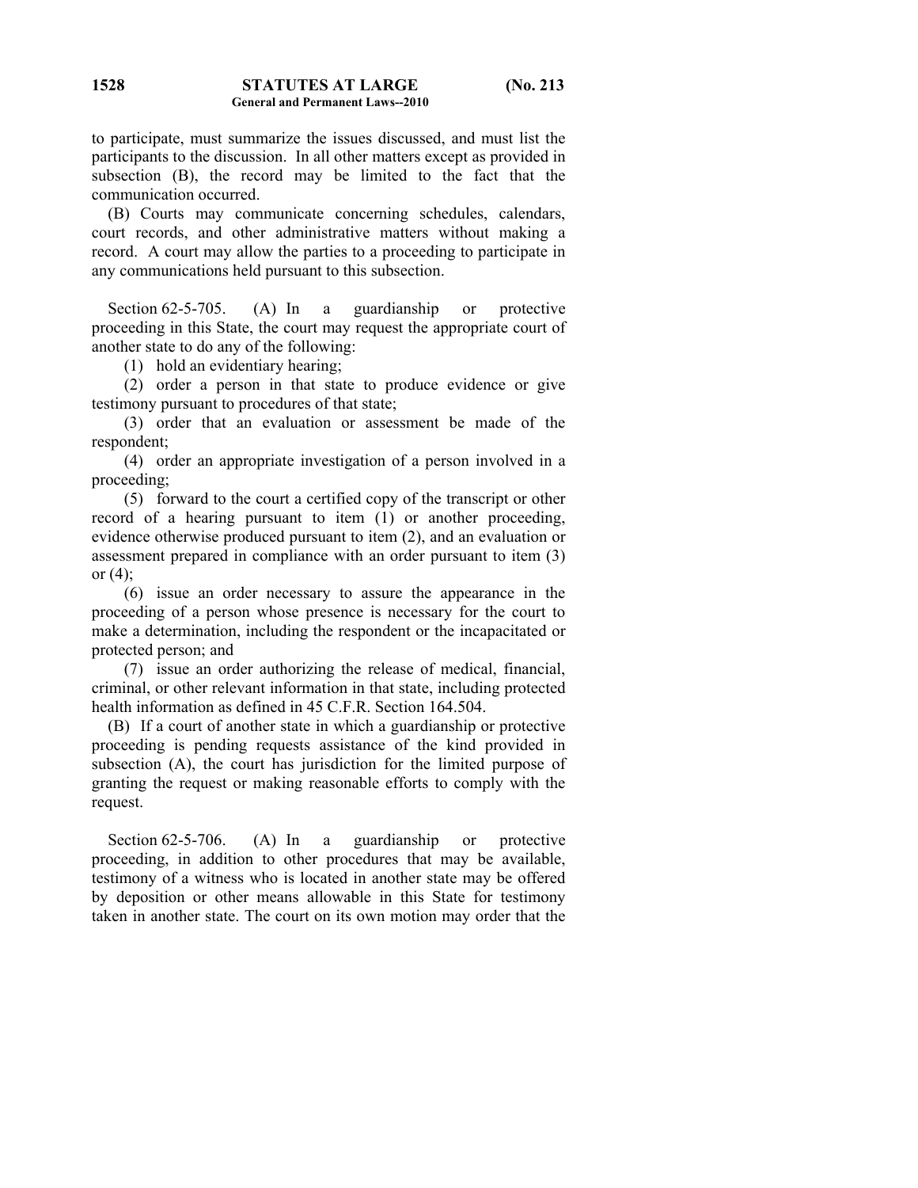to participate, must summarize the issues discussed, and must list the participants to the discussion. In all other matters except as provided in subsection (B), the record may be limited to the fact that the communication occurred.

(B) Courts may communicate concerning schedules, calendars, court records, and other administrative matters without making a record. A court may allow the parties to a proceeding to participate in any communications held pursuant to this subsection.

Section 62-5-705. (A) In a guardianship or protective proceeding in this State, the court may request the appropriate court of another state to do any of the following:

(1) hold an evidentiary hearing;

(2) order a person in that state to produce evidence or give testimony pursuant to procedures of that state;

(3) order that an evaluation or assessment be made of the respondent;

(4) order an appropriate investigation of a person involved in a proceeding;

(5) forward to the court a certified copy of the transcript or other record of a hearing pursuant to item (1) or another proceeding, evidence otherwise produced pursuant to item (2), and an evaluation or assessment prepared in compliance with an order pursuant to item (3) or (4);

(6) issue an order necessary to assure the appearance in the proceeding of a person whose presence is necessary for the court to make a determination, including the respondent or the incapacitated or protected person; and

(7) issue an order authorizing the release of medical, financial, criminal, or other relevant information in that state, including protected health information as defined in 45 C.F.R. Section 164.504.

(B) If a court of another state in which a guardianship or protective proceeding is pending requests assistance of the kind provided in subsection (A), the court has jurisdiction for the limited purpose of granting the request or making reasonable efforts to comply with the request.

Section 62-5-706. (A) In a guardianship or protective proceeding, in addition to other procedures that may be available, testimony of a witness who is located in another state may be offered by deposition or other means allowable in this State for testimony taken in another state. The court on its own motion may order that the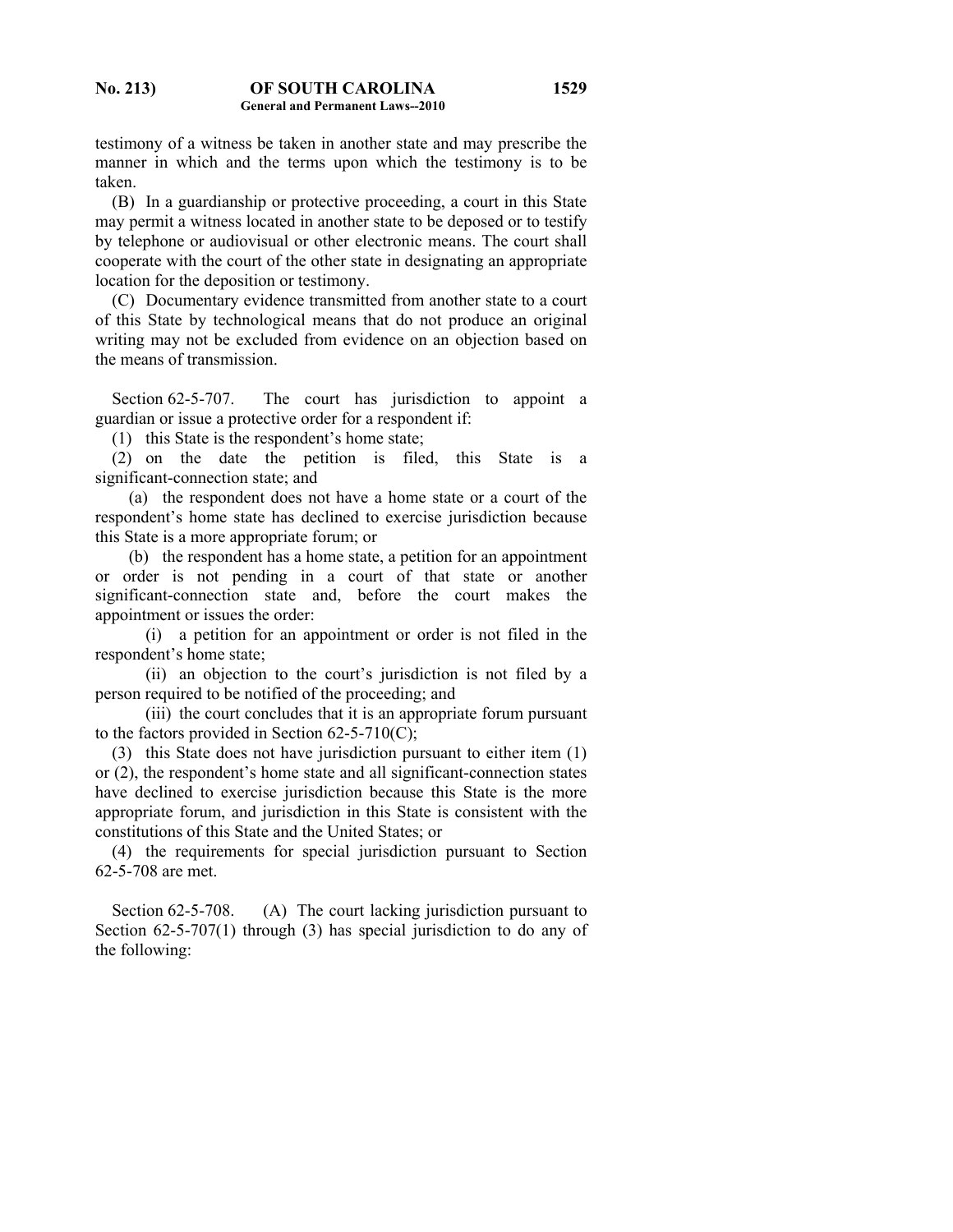testimony of a witness be taken in another state and may prescribe the manner in which and the terms upon which the testimony is to be taken.

(B) In a guardianship or protective proceeding, a court in this State may permit a witness located in another state to be deposed or to testify by telephone or audiovisual or other electronic means. The court shall cooperate with the court of the other state in designating an appropriate location for the deposition or testimony.

(C) Documentary evidence transmitted from another state to a court of this State by technological means that do not produce an original writing may not be excluded from evidence on an objection based on the means of transmission.

Section 62-5-707. The court has jurisdiction to appoint a guardian or issue a protective order for a respondent if:

(1) this State is the respondent's home state;

(2) on the date the petition is filed, this State is a significant-connection state; and

(a) the respondent does not have a home state or a court of the respondent's home state has declined to exercise jurisdiction because this State is a more appropriate forum; or

(b) the respondent has a home state, a petition for an appointment or order is not pending in a court of that state or another significant-connection state and, before the court makes the appointment or issues the order:

(i) a petition for an appointment or order is not filed in the respondent's home state;

(ii) an objection to the court's jurisdiction is not filed by a person required to be notified of the proceeding; and

(iii) the court concludes that it is an appropriate forum pursuant to the factors provided in Section 62-5-710(C);

(3) this State does not have jurisdiction pursuant to either item (1) or (2), the respondent's home state and all significant-connection states have declined to exercise jurisdiction because this State is the more appropriate forum, and jurisdiction in this State is consistent with the constitutions of this State and the United States; or

(4) the requirements for special jurisdiction pursuant to Section 62-5-708 are met.

Section 62-5-708. (A) The court lacking jurisdiction pursuant to Section 62-5-707(1) through (3) has special jurisdiction to do any of the following: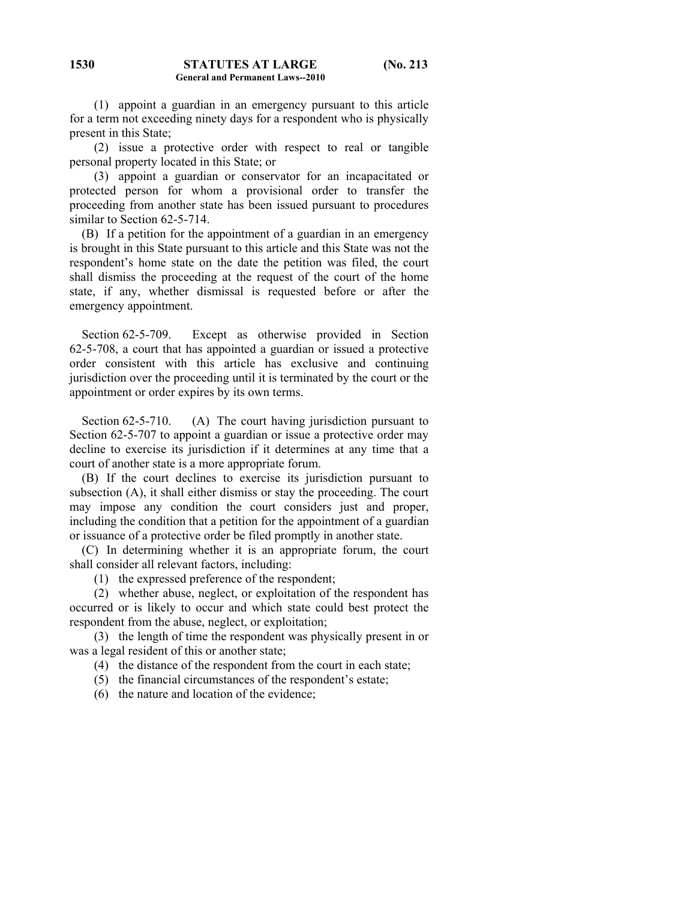(1) appoint a guardian in an emergency pursuant to this article for a term not exceeding ninety days for a respondent who is physically present in this State;

(2) issue a protective order with respect to real or tangible personal property located in this State; or

(3) appoint a guardian or conservator for an incapacitated or protected person for whom a provisional order to transfer the proceeding from another state has been issued pursuant to procedures similar to Section 62-5-714.

(B) If a petition for the appointment of a guardian in an emergency is brought in this State pursuant to this article and this State was not the respondent's home state on the date the petition was filed, the court shall dismiss the proceeding at the request of the court of the home state, if any, whether dismissal is requested before or after the emergency appointment.

Section 62-5-709. Except as otherwise provided in Section 62-5-708, a court that has appointed a guardian or issued a protective order consistent with this article has exclusive and continuing jurisdiction over the proceeding until it is terminated by the court or the appointment or order expires by its own terms.

Section 62-5-710. (A) The court having jurisdiction pursuant to Section 62-5-707 to appoint a guardian or issue a protective order may decline to exercise its jurisdiction if it determines at any time that a court of another state is a more appropriate forum.

(B) If the court declines to exercise its jurisdiction pursuant to subsection (A), it shall either dismiss or stay the proceeding. The court may impose any condition the court considers just and proper, including the condition that a petition for the appointment of a guardian or issuance of a protective order be filed promptly in another state.

(C) In determining whether it is an appropriate forum, the court shall consider all relevant factors, including:

(1) the expressed preference of the respondent;

(2) whether abuse, neglect, or exploitation of the respondent has occurred or is likely to occur and which state could best protect the respondent from the abuse, neglect, or exploitation;

(3) the length of time the respondent was physically present in or was a legal resident of this or another state;

(4) the distance of the respondent from the court in each state;

(5) the financial circumstances of the respondent's estate;

(6) the nature and location of the evidence;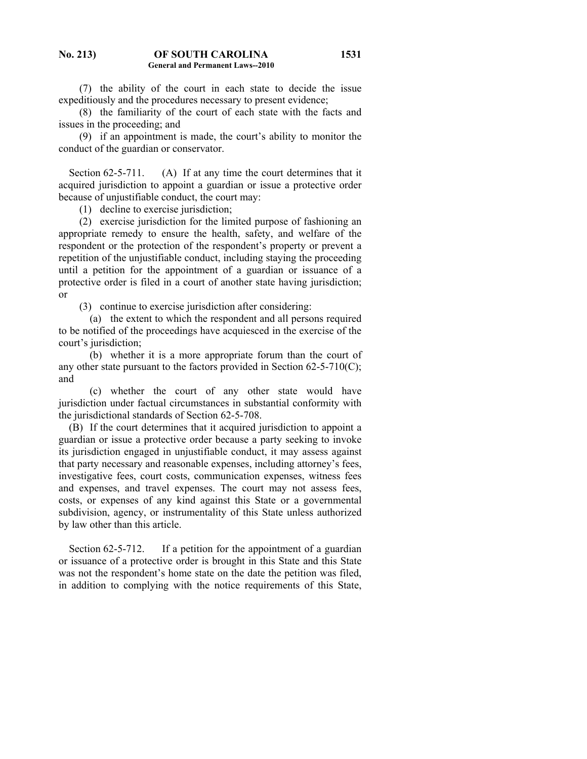(7) the ability of the court in each state to decide the issue expeditiously and the procedures necessary to present evidence;

(8) the familiarity of the court of each state with the facts and issues in the proceeding; and

(9) if an appointment is made, the court's ability to monitor the conduct of the guardian or conservator.

Section 62-5-711. (A) If at any time the court determines that it acquired jurisdiction to appoint a guardian or issue a protective order because of unjustifiable conduct, the court may:

(1) decline to exercise jurisdiction;

(2) exercise jurisdiction for the limited purpose of fashioning an appropriate remedy to ensure the health, safety, and welfare of the respondent or the protection of the respondent's property or prevent a repetition of the unjustifiable conduct, including staying the proceeding until a petition for the appointment of a guardian or issuance of a protective order is filed in a court of another state having jurisdiction; or

(3) continue to exercise jurisdiction after considering:

(a) the extent to which the respondent and all persons required to be notified of the proceedings have acquiesced in the exercise of the court's jurisdiction;

(b) whether it is a more appropriate forum than the court of any other state pursuant to the factors provided in Section 62-5-710(C); and

(c) whether the court of any other state would have jurisdiction under factual circumstances in substantial conformity with the jurisdictional standards of Section 62-5-708.

(B) If the court determines that it acquired jurisdiction to appoint a guardian or issue a protective order because a party seeking to invoke its jurisdiction engaged in unjustifiable conduct, it may assess against that party necessary and reasonable expenses, including attorney's fees, investigative fees, court costs, communication expenses, witness fees and expenses, and travel expenses. The court may not assess fees, costs, or expenses of any kind against this State or a governmental subdivision, agency, or instrumentality of this State unless authorized by law other than this article.

Section 62-5-712. If a petition for the appointment of a guardian or issuance of a protective order is brought in this State and this State was not the respondent's home state on the date the petition was filed, in addition to complying with the notice requirements of this State,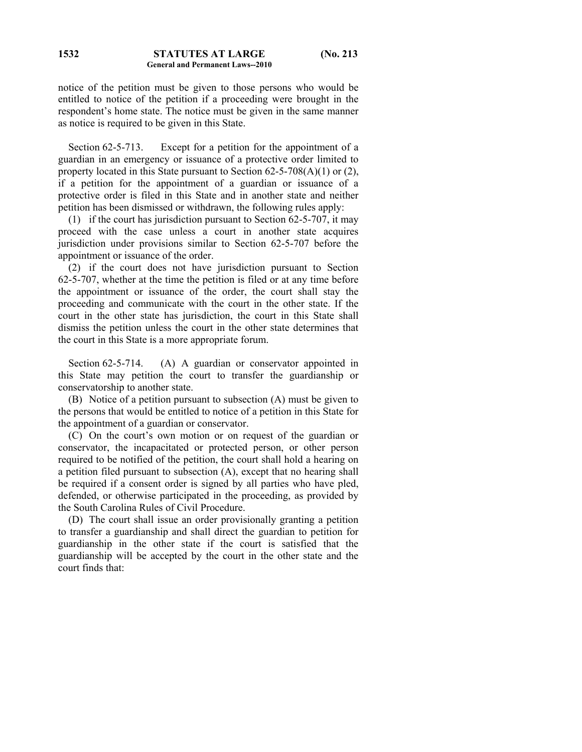notice of the petition must be given to those persons who would be entitled to notice of the petition if a proceeding were brought in the respondent's home state. The notice must be given in the same manner as notice is required to be given in this State.

Section 62-5-713. Except for a petition for the appointment of a guardian in an emergency or issuance of a protective order limited to property located in this State pursuant to Section 62-5-708(A)(1) or (2), if a petition for the appointment of a guardian or issuance of a protective order is filed in this State and in another state and neither petition has been dismissed or withdrawn, the following rules apply:

(1) if the court has jurisdiction pursuant to Section 62-5-707, it may proceed with the case unless a court in another state acquires jurisdiction under provisions similar to Section 62-5-707 before the appointment or issuance of the order.

(2) if the court does not have jurisdiction pursuant to Section 62-5-707, whether at the time the petition is filed or at any time before the appointment or issuance of the order, the court shall stay the proceeding and communicate with the court in the other state. If the court in the other state has jurisdiction, the court in this State shall dismiss the petition unless the court in the other state determines that the court in this State is a more appropriate forum.

Section 62-5-714. (A) A guardian or conservator appointed in this State may petition the court to transfer the guardianship or conservatorship to another state.

(B) Notice of a petition pursuant to subsection (A) must be given to the persons that would be entitled to notice of a petition in this State for the appointment of a guardian or conservator.

(C) On the court's own motion or on request of the guardian or conservator, the incapacitated or protected person, or other person required to be notified of the petition, the court shall hold a hearing on a petition filed pursuant to subsection (A), except that no hearing shall be required if a consent order is signed by all parties who have pled, defended, or otherwise participated in the proceeding, as provided by the South Carolina Rules of Civil Procedure.

(D) The court shall issue an order provisionally granting a petition to transfer a guardianship and shall direct the guardian to petition for guardianship in the other state if the court is satisfied that the guardianship will be accepted by the court in the other state and the court finds that: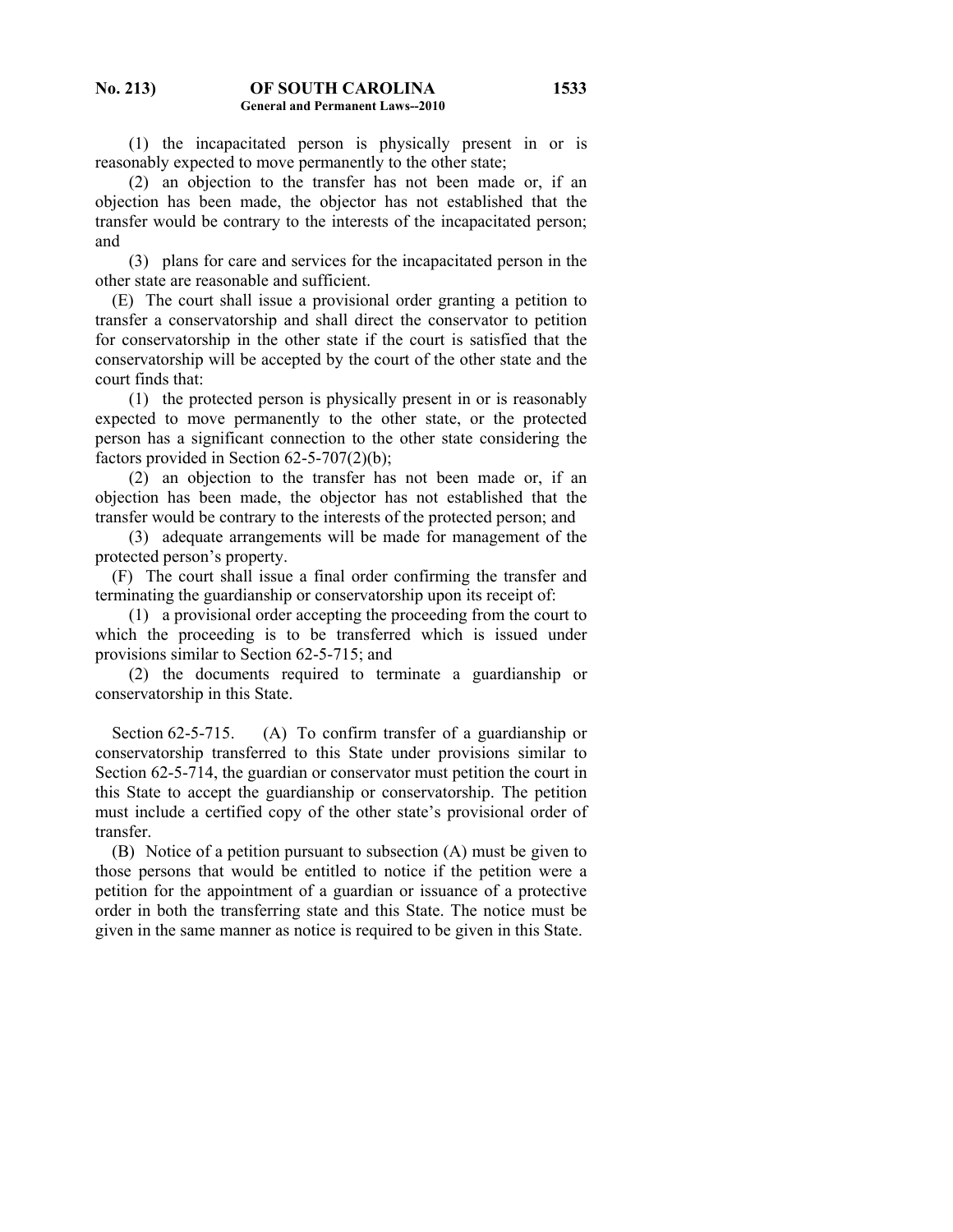(1) the incapacitated person is physically present in or is reasonably expected to move permanently to the other state;

(2) an objection to the transfer has not been made or, if an objection has been made, the objector has not established that the transfer would be contrary to the interests of the incapacitated person; and

(3) plans for care and services for the incapacitated person in the other state are reasonable and sufficient.

(E) The court shall issue a provisional order granting a petition to transfer a conservatorship and shall direct the conservator to petition for conservatorship in the other state if the court is satisfied that the conservatorship will be accepted by the court of the other state and the court finds that:

(1) the protected person is physically present in or is reasonably expected to move permanently to the other state, or the protected person has a significant connection to the other state considering the factors provided in Section 62-5-707(2)(b);

(2) an objection to the transfer has not been made or, if an objection has been made, the objector has not established that the transfer would be contrary to the interests of the protected person; and

(3) adequate arrangements will be made for management of the protected person's property.

(F) The court shall issue a final order confirming the transfer and terminating the guardianship or conservatorship upon its receipt of:

(1) a provisional order accepting the proceeding from the court to which the proceeding is to be transferred which is issued under provisions similar to Section 62-5-715; and

(2) the documents required to terminate a guardianship or conservatorship in this State.

Section 62-5-715. (A) To confirm transfer of a guardianship or conservatorship transferred to this State under provisions similar to Section 62-5-714, the guardian or conservator must petition the court in this State to accept the guardianship or conservatorship. The petition must include a certified copy of the other state's provisional order of transfer.

(B) Notice of a petition pursuant to subsection (A) must be given to those persons that would be entitled to notice if the petition were a petition for the appointment of a guardian or issuance of a protective order in both the transferring state and this State. The notice must be given in the same manner as notice is required to be given in this State.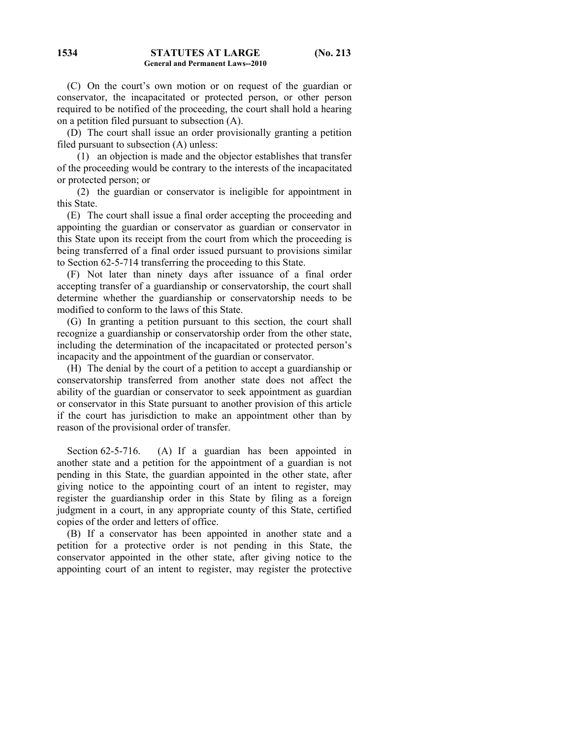(C) On the court's own motion or on request of the guardian or conservator, the incapacitated or protected person, or other person required to be notified of the proceeding, the court shall hold a hearing on a petition filed pursuant to subsection (A).

(D) The court shall issue an order provisionally granting a petition filed pursuant to subsection (A) unless:

(1) an objection is made and the objector establishes that transfer of the proceeding would be contrary to the interests of the incapacitated or protected person; or

(2) the guardian or conservator is ineligible for appointment in this State.

(E) The court shall issue a final order accepting the proceeding and appointing the guardian or conservator as guardian or conservator in this State upon its receipt from the court from which the proceeding is being transferred of a final order issued pursuant to provisions similar to Section 62-5-714 transferring the proceeding to this State.

(F) Not later than ninety days after issuance of a final order accepting transfer of a guardianship or conservatorship, the court shall determine whether the guardianship or conservatorship needs to be modified to conform to the laws of this State.

(G) In granting a petition pursuant to this section, the court shall recognize a guardianship or conservatorship order from the other state, including the determination of the incapacitated or protected person's incapacity and the appointment of the guardian or conservator.

(H) The denial by the court of a petition to accept a guardianship or conservatorship transferred from another state does not affect the ability of the guardian or conservator to seek appointment as guardian or conservator in this State pursuant to another provision of this article if the court has jurisdiction to make an appointment other than by reason of the provisional order of transfer.

Section 62-5-716. (A) If a guardian has been appointed in another state and a petition for the appointment of a guardian is not pending in this State, the guardian appointed in the other state, after giving notice to the appointing court of an intent to register, may register the guardianship order in this State by filing as a foreign judgment in a court, in any appropriate county of this State, certified copies of the order and letters of office.

(B) If a conservator has been appointed in another state and a petition for a protective order is not pending in this State, the conservator appointed in the other state, after giving notice to the appointing court of an intent to register, may register the protective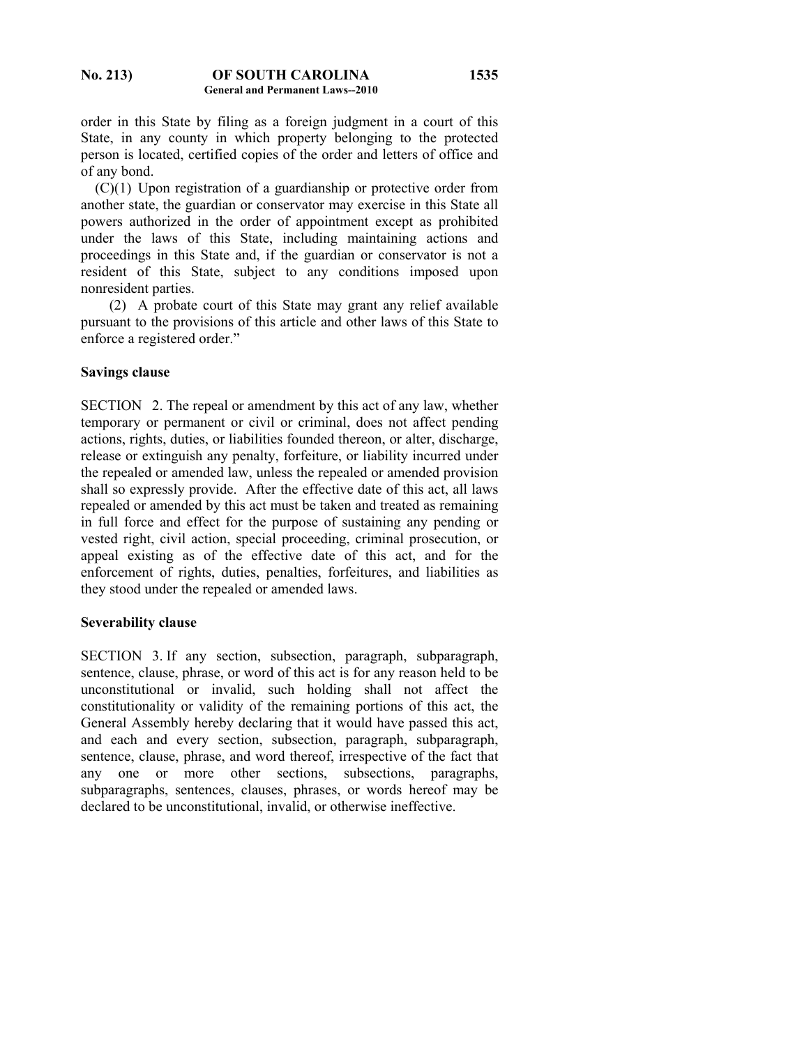order in this State by filing as a foreign judgment in a court of this State, in any county in which property belonging to the protected person is located, certified copies of the order and letters of office and of any bond.

(C)(1) Upon registration of a guardianship or protective order from another state, the guardian or conservator may exercise in this State all powers authorized in the order of appointment except as prohibited under the laws of this State, including maintaining actions and proceedings in this State and, if the guardian or conservator is not a resident of this State, subject to any conditions imposed upon nonresident parties.

(2) A probate court of this State may grant any relief available pursuant to the provisions of this article and other laws of this State to enforce a registered order."

**Savings clause**

SECTION 2. The repeal or amendment by this act of any law, whether temporary or permanent or civil or criminal, does not affect pending actions, rights, duties, or liabilities founded thereon, or alter, discharge, release or extinguish any penalty, forfeiture, or liability incurred under the repealed or amended law, unless the repealed or amended provision shall so expressly provide. After the effective date of this act, all laws repealed or amended by this act must be taken and treated as remaining in full force and effect for the purpose of sustaining any pending or vested right, civil action, special proceeding, criminal prosecution, or appeal existing as of the effective date of this act, and for the enforcement of rights, duties, penalties, forfeitures, and liabilities as they stood under the repealed or amended laws.

**Severability clause**

SECTION 3. If any section, subsection, paragraph, subparagraph, sentence, clause, phrase, or word of this act is for any reason held to be unconstitutional or invalid, such holding shall not affect the constitutionality or validity of the remaining portions of this act, the General Assembly hereby declaring that it would have passed this act, and each and every section, subsection, paragraph, subparagraph, sentence, clause, phrase, and word thereof, irrespective of the fact that any one or more other sections, subsections, paragraphs, subparagraphs, sentences, clauses, phrases, or words hereof may be declared to be unconstitutional, invalid, or otherwise ineffective.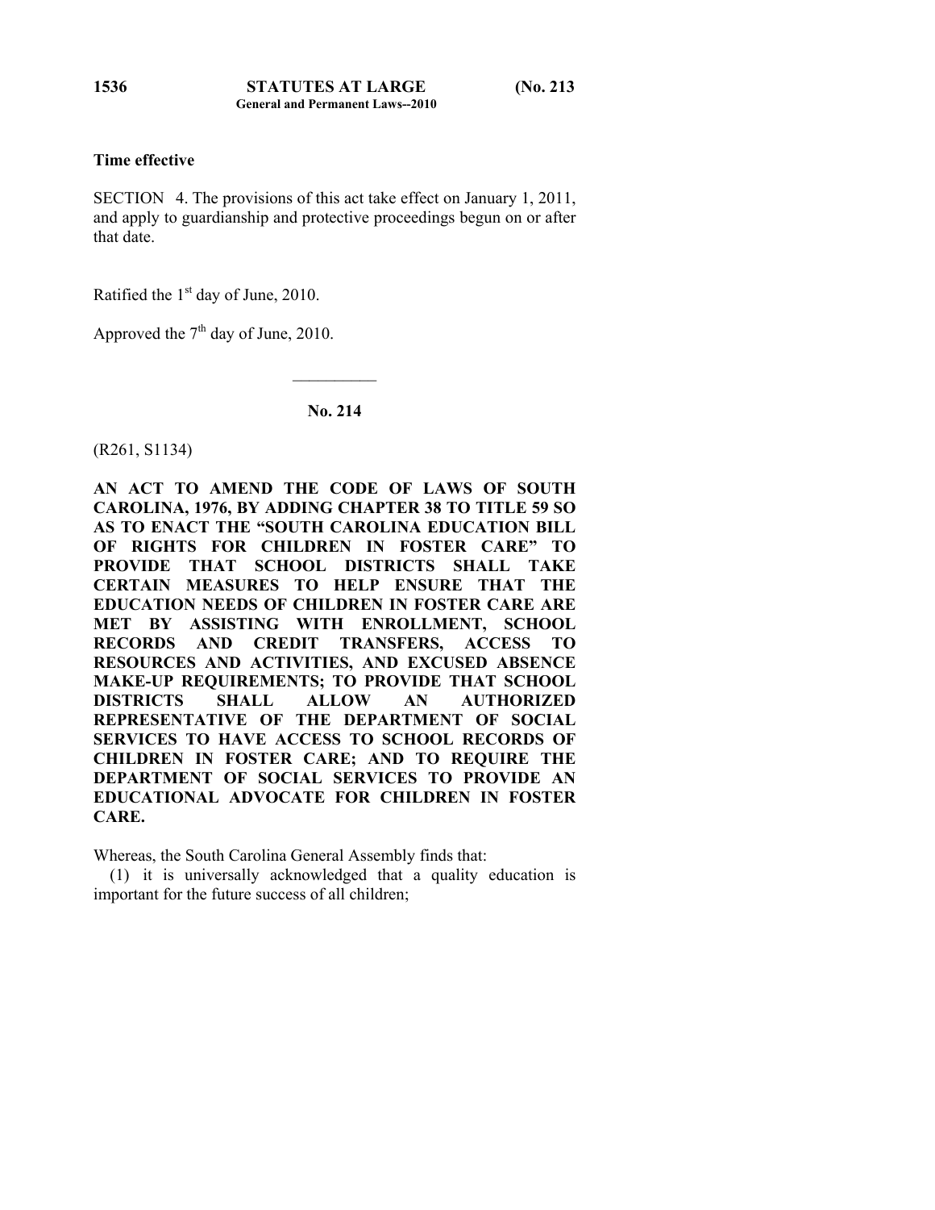**Time effective**

SECTION 4. The provisions of this act take effect on January 1, 2011, and apply to guardianship and protective proceedings begun on or after that date.

Ratified the 1st day of June, 2010.

Approved the 7th day of June, 2010.

---

## No. 214

(R261, S1134)

**AN ACT TO AMEND THE CODE OF LAWS OF SOUTH CAROLINA, 1976, BY ADDING CHAPTER 38 TO TITLE 59 SO AS TO ENACT THE "SOUTH CAROLINA EDUCATION BILL OF RIGHTS FOR CHILDREN IN FOSTER CARE" TO PROVIDE THAT SCHOOL DISTRICTS SHALL TAKE CERTAIN MEASURES TO HELP ENSURE THAT THE EDUCATION NEEDS OF CHILDREN IN FOSTER CARE ARE MET BY ASSISTING WITH ENROLLMENT, SCHOOL RECORDS AND CREDIT TRANSFERS, ACCESS TO RESOURCES AND ACTIVITIES, AND EXCUSED ABSENCE MAKE-UP REQUIREMENTS; TO PROVIDE THAT SCHOOL DISTRICTS SHALL ALLOW AN AUTHORIZED REPRESENTATIVE OF THE DEPARTMENT OF SOCIAL SERVICES TO HAVE ACCESS TO SCHOOL RECORDS OF CHILDREN IN FOSTER CARE; AND TO REQUIRE THE DEPARTMENT OF SOCIAL SERVICES TO PROVIDE AN EDUCATIONAL ADVOCATE FOR CHILDREN IN FOSTER CARE.**

Whereas, the South Carolina General Assembly finds that:

(1) it is universally acknowledged that a quality education is important for the future success of all children;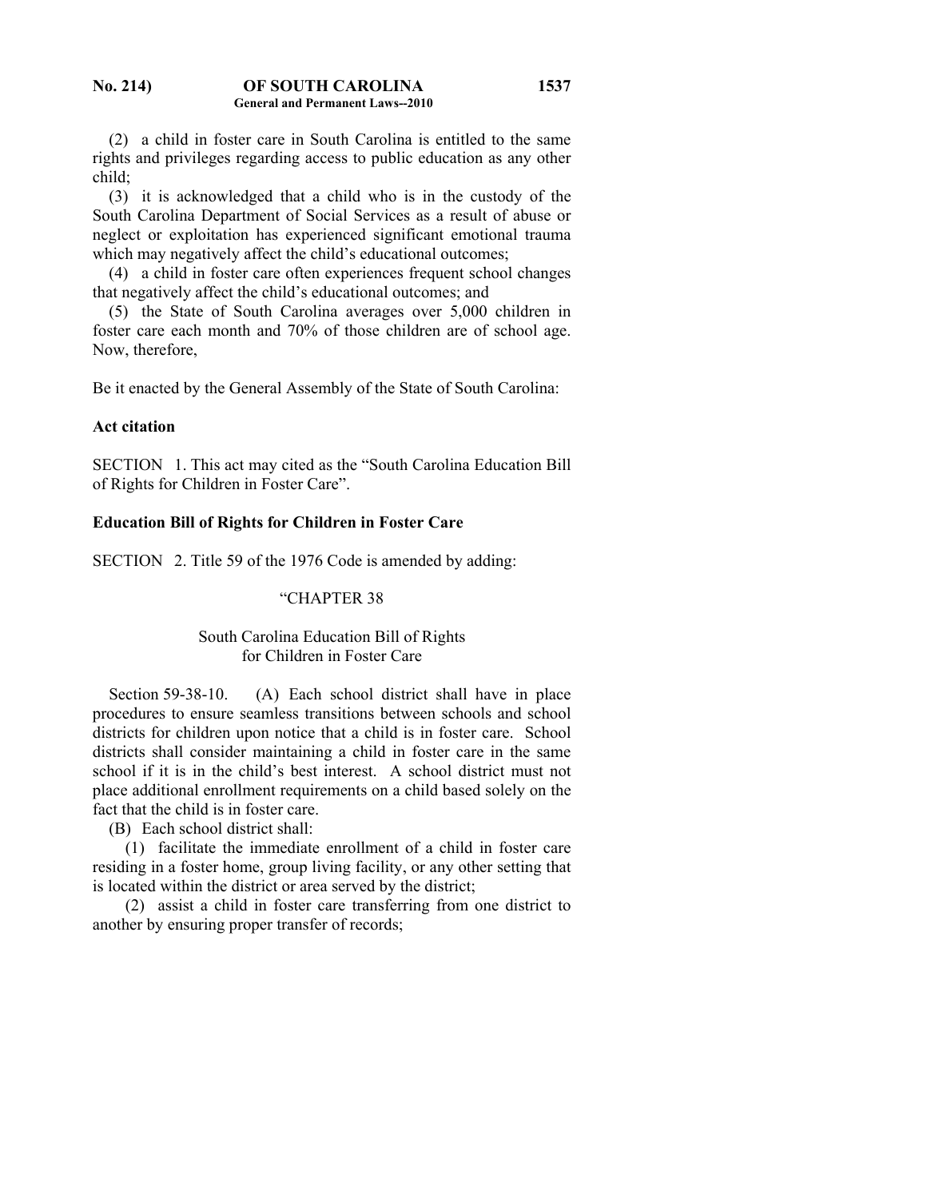(2) a child in foster care in South Carolina is entitled to the same rights and privileges regarding access to public education as any other child;

(3) it is acknowledged that a child who is in the custody of the South Carolina Department of Social Services as a result of abuse or neglect or exploitation has experienced significant emotional trauma which may negatively affect the child's educational outcomes;

(4) a child in foster care often experiences frequent school changes that negatively affect the child's educational outcomes; and

(5) the State of South Carolina averages over 5,000 children in foster care each month and 70% of those children are of school age. Now, therefore,

Be it enacted by the General Assembly of the State of South Carolina:

**Act citation**

SECTION 1. This act may cited as the "South Carolina Education Bill of Rights for Children in Foster Care".

**Education Bill of Rights for Children in Foster Care**

SECTION 2. Title 59 of the 1976 Code is amended by adding:

"CHAPTER 38

South Carolina Education Bill of Rights for Children in Foster Care

Section 59-38-10. (A) Each school district shall have in place procedures to ensure seamless transitions between schools and school districts for children upon notice that a child is in foster care. School districts shall consider maintaining a child in foster care in the same school if it is in the child's best interest. A school district must not place additional enrollment requirements on a child based solely on the fact that the child is in foster care.

(B) Each school district shall:

(1) facilitate the immediate enrollment of a child in foster care residing in a foster home, group living facility, or any other setting that is located within the district or area served by the district;

(2) assist a child in foster care transferring from one district to another by ensuring proper transfer of records;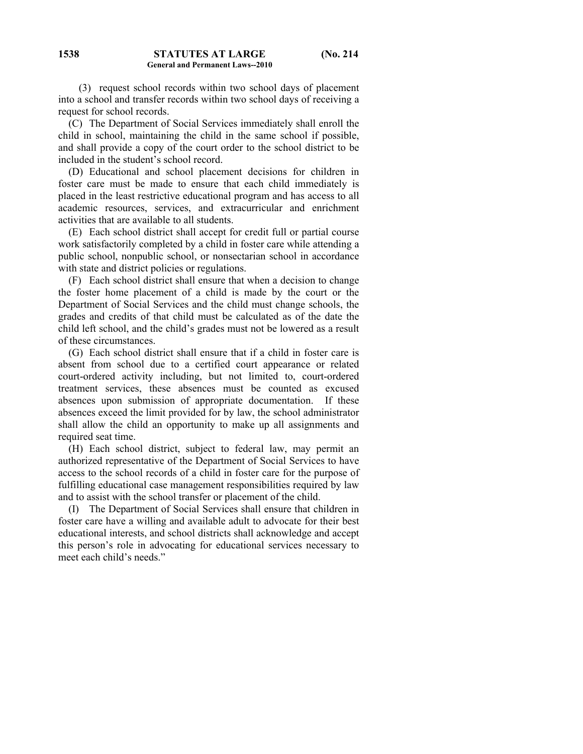(3) request school records within two school days of placement into a school and transfer records within two school days of receiving a request for school records.

(C) The Department of Social Services immediately shall enroll the child in school, maintaining the child in the same school if possible, and shall provide a copy of the court order to the school district to be included in the student's school record.

(D) Educational and school placement decisions for children in foster care must be made to ensure that each child immediately is placed in the least restrictive educational program and has access to all academic resources, services, and extracurricular and enrichment activities that are available to all students.

(E) Each school district shall accept for credit full or partial course work satisfactorily completed by a child in foster care while attending a public school, nonpublic school, or nonsectarian school in accordance with state and district policies or regulations.

(F) Each school district shall ensure that when a decision to change the foster home placement of a child is made by the court or the Department of Social Services and the child must change schools, the grades and credits of that child must be calculated as of the date the child left school, and the child's grades must not be lowered as a result of these circumstances.

(G) Each school district shall ensure that if a child in foster care is absent from school due to a certified court appearance or related court-ordered activity including, but not limited to, court-ordered treatment services, these absences must be counted as excused absences upon submission of appropriate documentation. If these absences exceed the limit provided for by law, the school administrator shall allow the child an opportunity to make up all assignments and required seat time.

(H) Each school district, subject to federal law, may permit an authorized representative of the Department of Social Services to have access to the school records of a child in foster care for the purpose of fulfilling educational case management responsibilities required by law and to assist with the school transfer or placement of the child.

(I) The Department of Social Services shall ensure that children in foster care have a willing and available adult to advocate for their best educational interests, and school districts shall acknowledge and accept this person's role in advocating for educational services necessary to meet each child's needs."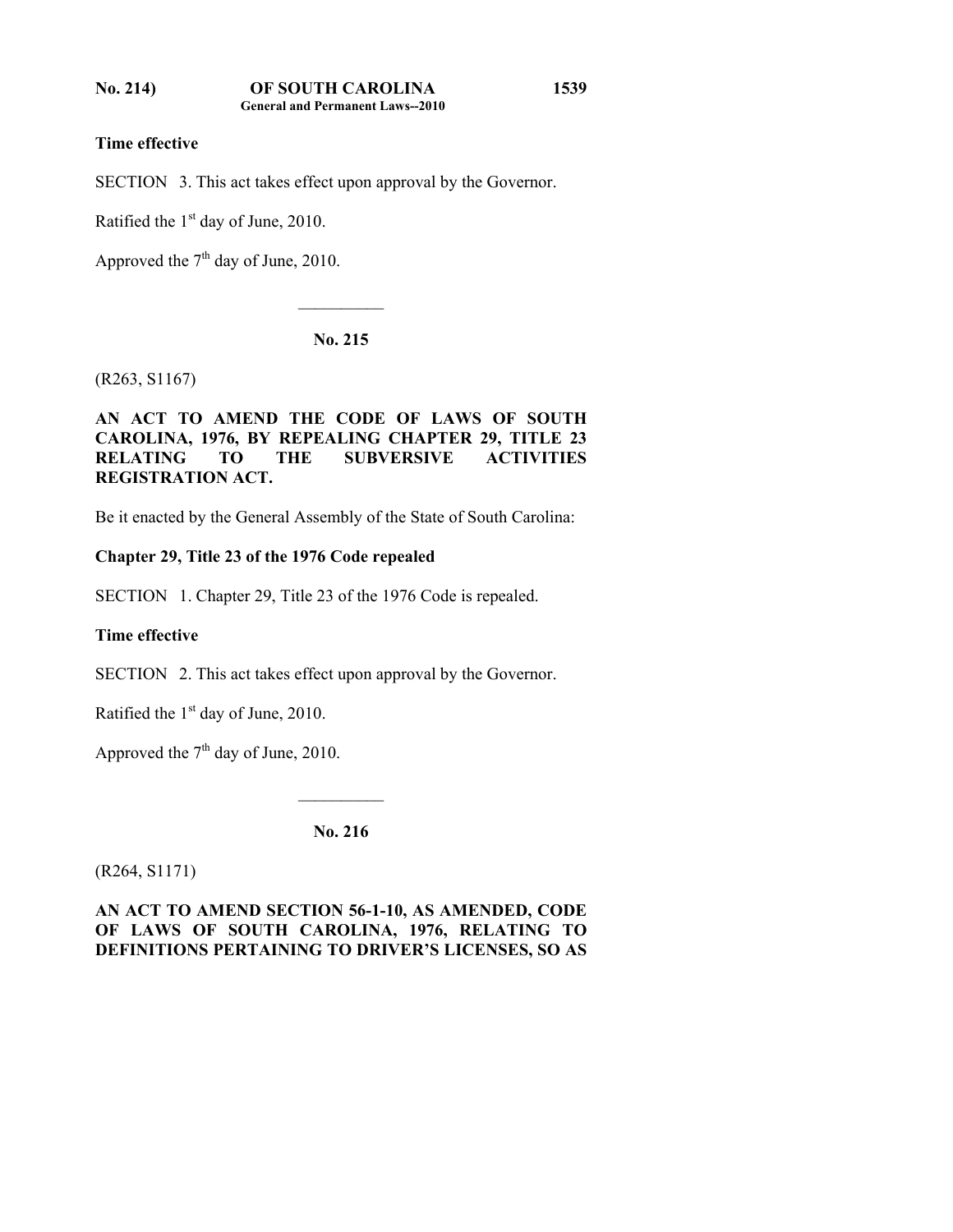**Time effective**

SECTION 3. This act takes effect upon approval by the Governor.

Ratified the 1st day of June, 2010.

Approved the 7th day of June, 2010.

---

**No. 215**

(R263, S1167)

**AN ACT TO AMEND THE CODE OF LAWS OF SOUTH CAROLINA, 1976, BY REPEALING CHAPTER 29, TITLE 23 RELATING TO THE SUBVERSIVE ACTIVITIES REGISTRATION ACT.**

Be it enacted by the General Assembly of the State of South Carolina:

**Chapter 29, Title 23 of the 1976 Code repealed**

SECTION 1. Chapter 29, Title 23 of the 1976 Code is repealed.

**Time effective**

SECTION 2. This act takes effect upon approval by the Governor.

Ratified the 1st day of June, 2010.

Approved the 7th day of June, 2010.

---

**No. 216**

(R264, S1171)

**AN ACT TO AMEND SECTION 56-1-10, AS AMENDED, CODE OF LAWS OF SOUTH CAROLINA, 1976, RELATING TO DEFINITIONS PERTAINING TO DRIVER'S LICENSES, SO AS**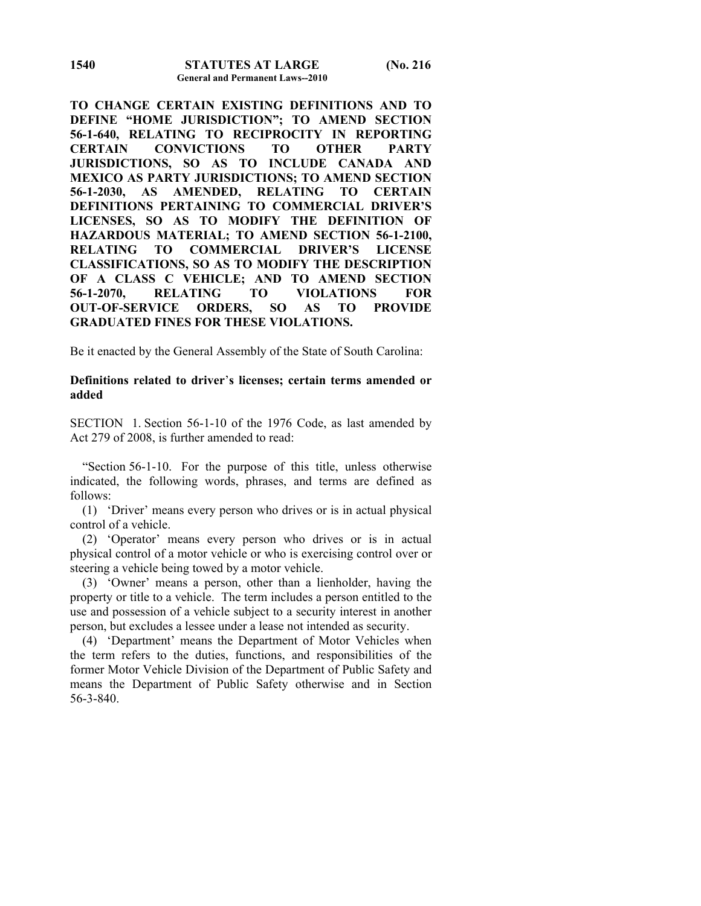**TO CHANGE CERTAIN EXISTING DEFINITIONS AND TO DEFINE "HOME JURISDICTION"; TO AMEND SECTION 56-1-640, RELATING TO RECIPROCITY IN REPORTING CERTAIN CONVICTIONS TO OTHER PARTY JURISDICTIONS, SO AS TO INCLUDE CANADA AND MEXICO AS PARTY JURISDICTIONS; TO AMEND SECTION 56-1-2030, AS AMENDED, RELATING TO CERTAIN DEFINITIONS PERTAINING TO COMMERCIAL DRIVER'S LICENSES, SO AS TO MODIFY THE DEFINITION OF HAZARDOUS MATERIAL; TO AMEND SECTION 56-1-2100, RELATING TO COMMERCIAL DRIVER'S LICENSE CLASSIFICATIONS, SO AS TO MODIFY THE DESCRIPTION OF A CLASS C VEHICLE; AND TO AMEND SECTION 56-1-2070, RELATING TO VIOLATIONS FOR OUT-OF-SERVICE ORDERS, SO AS TO PROVIDE GRADUATED FINES FOR THESE VIOLATIONS.**

Be it enacted by the General Assembly of the State of South Carolina:

**Definitions related to driver's licenses; certain terms amended or added**

SECTION 1. Section 56-1-10 of the 1976 Code, as last amended by Act 279 of 2008, is further amended to read:

"Section 56-1-10. For the purpose of this title, unless otherwise indicated, the following words, phrases, and terms are defined as follows:

(1) 'Driver' means every person who drives or is in actual physical control of a vehicle.

(2) 'Operator' means every person who drives or is in actual physical control of a motor vehicle or who is exercising control over or steering a vehicle being towed by a motor vehicle.

(3) 'Owner' means a person, other than a lienholder, having the property or title to a vehicle. The term includes a person entitled to the use and possession of a vehicle subject to a security interest in another person, but excludes a lessee under a lease not intended as security.

(4) 'Department' means the Department of Motor Vehicles when the term refers to the duties, functions, and responsibilities of the former Motor Vehicle Division of the Department of Public Safety and means the Department of Public Safety otherwise and in Section 56-3-840.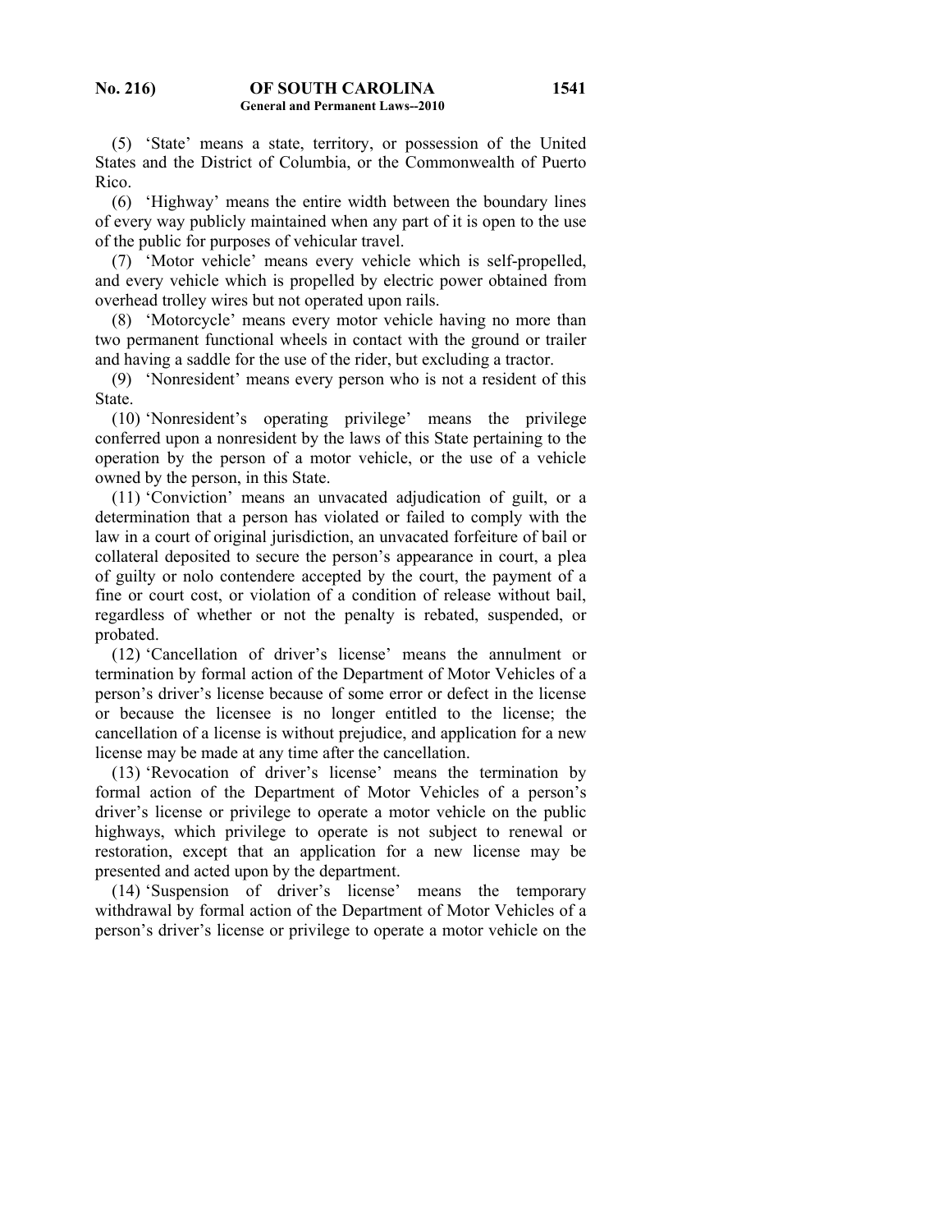(5) 'State' means a state, territory, or possession of the United States and the District of Columbia, or the Commonwealth of Puerto Rico.

(6) 'Highway' means the entire width between the boundary lines of every way publicly maintained when any part of it is open to the use of the public for purposes of vehicular travel.

(7) 'Motor vehicle' means every vehicle which is self-propelled, and every vehicle which is propelled by electric power obtained from overhead trolley wires but not operated upon rails.

(8) 'Motorcycle' means every motor vehicle having no more than two permanent functional wheels in contact with the ground or trailer and having a saddle for the use of the rider, but excluding a tractor.

(9) 'Nonresident' means every person who is not a resident of this State.

(10) 'Nonresident's operating privilege' means the privilege conferred upon a nonresident by the laws of this State pertaining to the operation by the person of a motor vehicle, or the use of a vehicle owned by the person, in this State.

(11) 'Conviction' means an unvacated adjudication of guilt, or a determination that a person has violated or failed to comply with the law in a court of original jurisdiction, an unvacated forfeiture of bail or collateral deposited to secure the person's appearance in court, a plea of guilty or nolo contendere accepted by the court, the payment of a fine or court cost, or violation of a condition of release without bail, regardless of whether or not the penalty is rebated, suspended, or probated.

(12) 'Cancellation of driver's license' means the annulment or termination by formal action of the Department of Motor Vehicles of a person's driver's license because of some error or defect in the license or because the licensee is no longer entitled to the license; the cancellation of a license is without prejudice, and application for a new license may be made at any time after the cancellation.

(13) 'Revocation of driver's license' means the termination by formal action of the Department of Motor Vehicles of a person's driver's license or privilege to operate a motor vehicle on the public highways, which privilege to operate is not subject to renewal or restoration, except that an application for a new license may be presented and acted upon by the department.

(14) 'Suspension of driver's license' means the temporary withdrawal by formal action of the Department of Motor Vehicles of a person's driver's license or privilege to operate a motor vehicle on the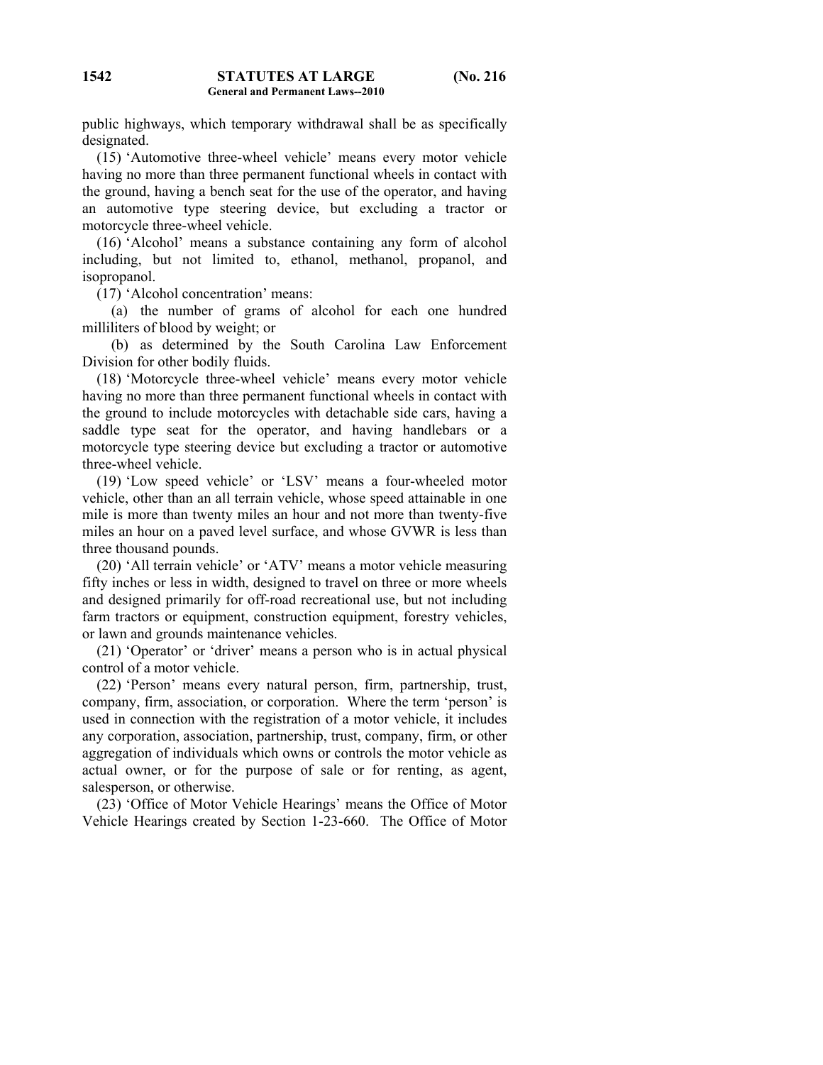public highways, which temporary withdrawal shall be as specifically designated.

(15) 'Automotive three-wheel vehicle' means every motor vehicle having no more than three permanent functional wheels in contact with the ground, having a bench seat for the use of the operator, and having an automotive type steering device, but excluding a tractor or motorcycle three-wheel vehicle.

(16) 'Alcohol' means a substance containing any form of alcohol including, but not limited to, ethanol, methanol, propanol, and isopropanol.

(17) 'Alcohol concentration' means:

(a) the number of grams of alcohol for each one hundred milliliters of blood by weight; or

(b) as determined by the South Carolina Law Enforcement Division for other bodily fluids.

(18) 'Motorcycle three-wheel vehicle' means every motor vehicle having no more than three permanent functional wheels in contact with the ground to include motorcycles with detachable side cars, having a saddle type seat for the operator, and having handlebars or a motorcycle type steering device but excluding a tractor or automotive three-wheel vehicle.

(19) 'Low speed vehicle' or 'LSV' means a four-wheeled motor vehicle, other than an all terrain vehicle, whose speed attainable in one mile is more than twenty miles an hour and not more than twenty-five miles an hour on a paved level surface, and whose GVWR is less than three thousand pounds.

(20) 'All terrain vehicle' or 'ATV' means a motor vehicle measuring fifty inches or less in width, designed to travel on three or more wheels and designed primarily for off-road recreational use, but not including farm tractors or equipment, construction equipment, forestry vehicles, or lawn and grounds maintenance vehicles.

(21) 'Operator' or 'driver' means a person who is in actual physical control of a motor vehicle.

(22) 'Person' means every natural person, firm, partnership, trust, company, firm, association, or corporation. Where the term 'person' is used in connection with the registration of a motor vehicle, it includes any corporation, association, partnership, trust, company, firm, or other aggregation of individuals which owns or controls the motor vehicle as actual owner, or for the purpose of sale or for renting, as agent, salesperson, or otherwise.

(23) 'Office of Motor Vehicle Hearings' means the Office of Motor Vehicle Hearings created by Section 1-23-660. The Office of Motor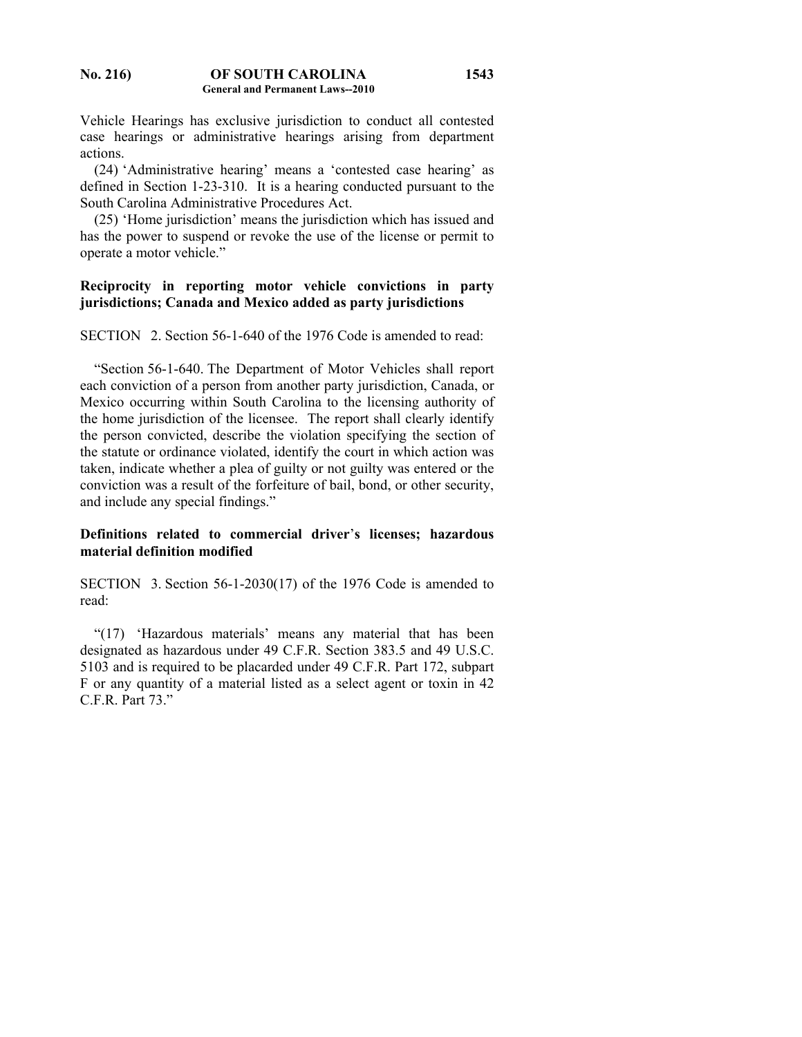Vehicle Hearings has exclusive jurisdiction to conduct all contested case hearings or administrative hearings arising from department actions.

(24) 'Administrative hearing' means a 'contested case hearing' as defined in Section 1-23-310. It is a hearing conducted pursuant to the South Carolina Administrative Procedures Act.

(25) 'Home jurisdiction' means the jurisdiction which has issued and has the power to suspend or revoke the use of the license or permit to operate a motor vehicle."

**Reciprocity in reporting motor vehicle convictions in party jurisdictions; Canada and Mexico added as party jurisdictions**

SECTION 2. Section 56-1-640 of the 1976 Code is amended to read:

"Section 56-1-640. The Department of Motor Vehicles shall report each conviction of a person from another party jurisdiction, Canada, or Mexico occurring within South Carolina to the licensing authority of the home jurisdiction of the licensee. The report shall clearly identify the person convicted, describe the violation specifying the section of the statute or ordinance violated, identify the court in which action was taken, indicate whether a plea of guilty or not guilty was entered or the conviction was a result of the forfeiture of bail, bond, or other security, and include any special findings."

**Definitions related to commercial driver's licenses; hazardous material definition modified**

SECTION 3. Section 56-1-2030(17) of the 1976 Code is amended to read:

"(17) 'Hazardous materials' means any material that has been designated as hazardous under 49 C.F.R. Section 383.5 and 49 U.S.C. 5103 and is required to be placarded under 49 C.F.R. Part 172, subpart F or any quantity of a material listed as a select agent or toxin in 42 C.F.R. Part 73."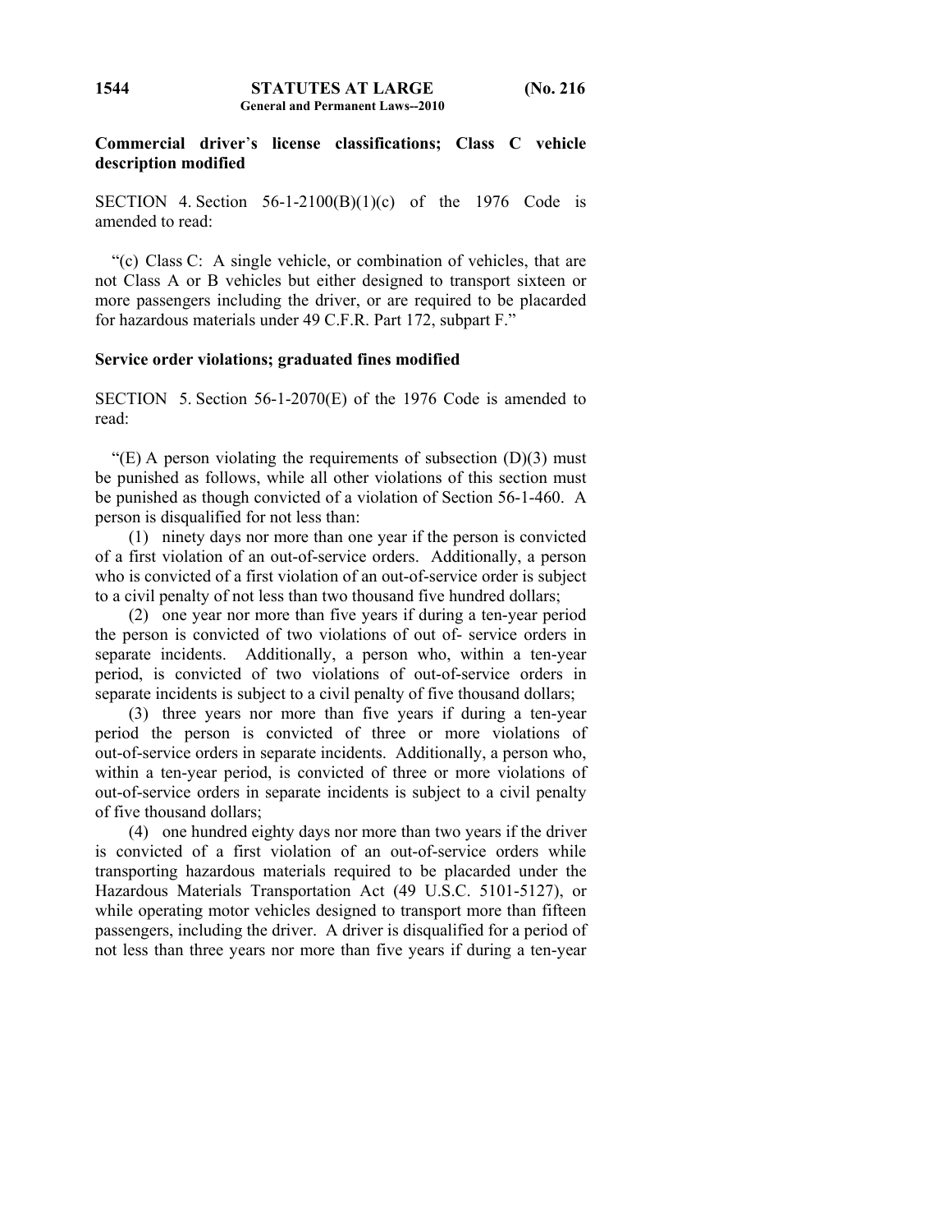**Commercial driver's license classifications; Class C vehicle description modified**

SECTION 4. Section 56-1-2100(B)(1)(c) of the 1976 Code is amended to read:

"(c) Class C: A single vehicle, or combination of vehicles, that are not Class A or B vehicles but either designed to transport sixteen or more passengers including the driver, or are required to be placarded for hazardous materials under 49 C.F.R. Part 172, subpart F."

**Service order violations; graduated fines modified**

SECTION 5. Section 56-1-2070(E) of the 1976 Code is amended to read:

"(E) A person violating the requirements of subsection (D)(3) must be punished as follows, while all other violations of this section must be punished as though convicted of a violation of Section 56-1-460. A person is disqualified for not less than:

(1) ninety days nor more than one year if the person is convicted of a first violation of an out-of-service orders. Additionally, a person who is convicted of a first violation of an out-of-service order is subject to a civil penalty of not less than two thousand five hundred dollars;

(2) one year nor more than five years if during a ten-year period the person is convicted of two violations of out of- service orders in separate incidents. Additionally, a person who, within a ten-year period, is convicted of two violations of out-of-service orders in separate incidents is subject to a civil penalty of five thousand dollars;

(3) three years nor more than five years if during a ten-year period the person is convicted of three or more violations of out-of-service orders in separate incidents. Additionally, a person who, within a ten-year period, is convicted of three or more violations of out-of-service orders in separate incidents is subject to a civil penalty of five thousand dollars;

(4) one hundred eighty days nor more than two years if the driver is convicted of a first violation of an out-of-service orders while transporting hazardous materials required to be placarded under the Hazardous Materials Transportation Act (49 U.S.C. 5101-5127), or while operating motor vehicles designed to transport more than fifteen passengers, including the driver. A driver is disqualified for a period of not less than three years nor more than five years if during a ten-year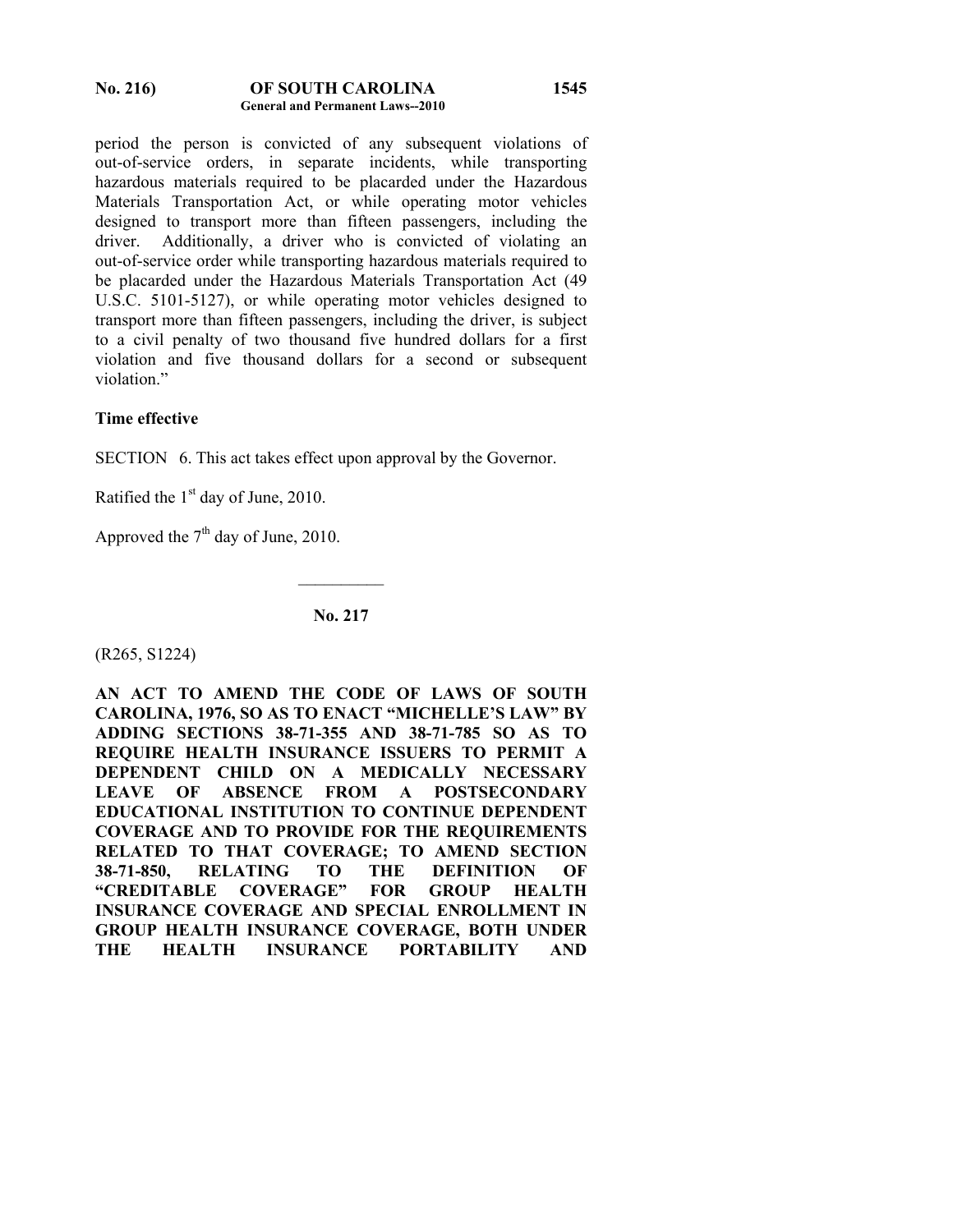period the person is convicted of any subsequent violations of out-of-service orders, in separate incidents, while transporting hazardous materials required to be placarded under the Hazardous Materials Transportation Act, or while operating motor vehicles designed to transport more than fifteen passengers, including the driver. Additionally, a driver who is convicted of violating an out-of-service order while transporting hazardous materials required to be placarded under the Hazardous Materials Transportation Act (49 U.S.C. 5101-5127), or while operating motor vehicles designed to transport more than fifteen passengers, including the driver, is subject to a civil penalty of two thousand five hundred dollars for a first violation and five thousand dollars for a second or subsequent violation."

**Time effective**

SECTION 6. This act takes effect upon approval by the Governor.

Ratified the 1st day of June, 2010.

Approved the 7th day of June, 2010.

---

**No. 217**

(R265, S1224)

**AN ACT TO AMEND THE CODE OF LAWS OF SOUTH CAROLINA, 1976, SO AS TO ENACT "MICHELLE'S LAW" BY ADDING SECTIONS 38-71-355 AND 38-71-785 SO AS TO REQUIRE HEALTH INSURANCE ISSUERS TO PERMIT A DEPENDENT CHILD ON A MEDICALLY NECESSARY LEAVE OF ABSENCE FROM A POSTSECONDARY EDUCATIONAL INSTITUTION TO CONTINUE DEPENDENT COVERAGE AND TO PROVIDE FOR THE REQUIREMENTS RELATED TO THAT COVERAGE; TO AMEND SECTION 38-71-850, RELATING TO THE DEFINITION OF "CREDITABLE COVERAGE" FOR GROUP HEALTH INSURANCE COVERAGE AND SPECIAL ENROLLMENT IN GROUP HEALTH INSURANCE COVERAGE, BOTH UNDER THE HEALTH INSURANCE PORTABILITY AND**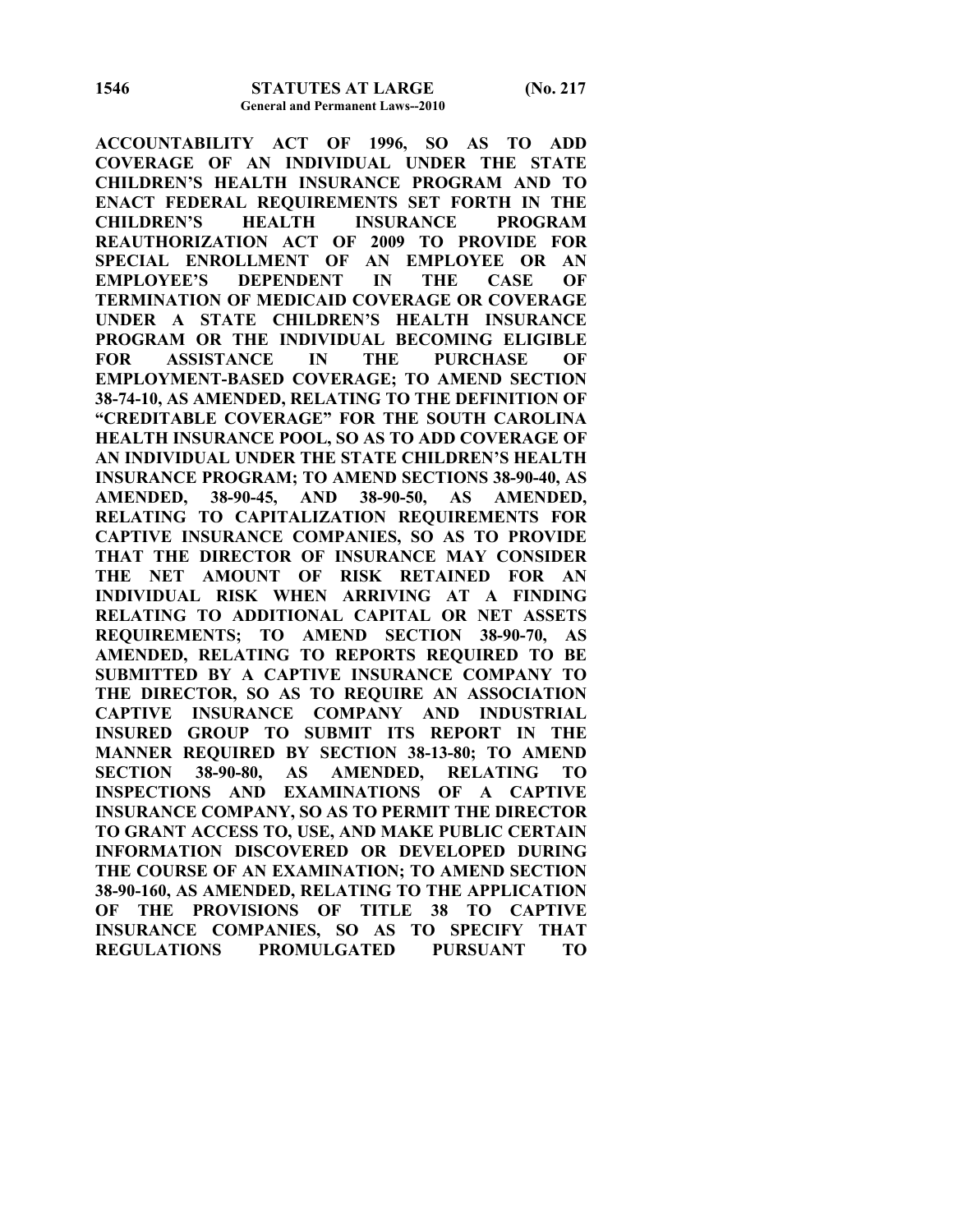**ACCOUNTABILITY ACT OF 1996, SO AS TO ADD COVERAGE OF AN INDIVIDUAL UNDER THE STATE CHILDREN'S HEALTH INSURANCE PROGRAM AND TO ENACT FEDERAL REQUIREMENTS SET FORTH IN THE CHILDREN'S HEALTH INSURANCE PROGRAM REAUTHORIZATION ACT OF 2009 TO PROVIDE FOR SPECIAL ENROLLMENT OF AN EMPLOYEE OR AN EMPLOYEE'S DEPENDENT IN THE CASE OF TERMINATION OF MEDICAID COVERAGE OR COVERAGE UNDER A STATE CHILDREN'S HEALTH INSURANCE PROGRAM OR THE INDIVIDUAL BECOMING ELIGIBLE FOR ASSISTANCE IN THE PURCHASE OF EMPLOYMENT-BASED COVERAGE; TO AMEND SECTION 38-74-10, AS AMENDED, RELATING TO THE DEFINITION OF "CREDITABLE COVERAGE" FOR THE SOUTH CAROLINA HEALTH INSURANCE POOL, SO AS TO ADD COVERAGE OF AN INDIVIDUAL UNDER THE STATE CHILDREN'S HEALTH INSURANCE PROGRAM; TO AMEND SECTIONS 38-90-40, AS AMENDED, 38-90-45, AND 38-90-50, AS AMENDED, RELATING TO CAPITALIZATION REQUIREMENTS FOR CAPTIVE INSURANCE COMPANIES, SO AS TO PROVIDE THAT THE DIRECTOR OF INSURANCE MAY CONSIDER THE NET AMOUNT OF RISK RETAINED FOR AN INDIVIDUAL RISK WHEN ARRIVING AT A FINDING RELATING TO ADDITIONAL CAPITAL OR NET ASSETS REQUIREMENTS; TO AMEND SECTION 38-90-70, AS AMENDED, RELATING TO REPORTS REQUIRED TO BE SUBMITTED BY A CAPTIVE INSURANCE COMPANY TO THE DIRECTOR, SO AS TO REQUIRE AN ASSOCIATION CAPTIVE INSURANCE COMPANY AND INDUSTRIAL INSURED GROUP TO SUBMIT ITS REPORT IN THE MANNER REQUIRED BY SECTION 38-13-80; TO AMEND SECTION 38-90-80, AS AMENDED, RELATING TO INSPECTIONS AND EXAMINATIONS OF A CAPTIVE INSURANCE COMPANY, SO AS TO PERMIT THE DIRECTOR TO GRANT ACCESS TO, USE, AND MAKE PUBLIC CERTAIN INFORMATION DISCOVERED OR DEVELOPED DURING THE COURSE OF AN EXAMINATION; TO AMEND SECTION 38-90-160, AS AMENDED, RELATING TO THE APPLICATION OF THE PROVISIONS OF TITLE 38 TO CAPTIVE INSURANCE COMPANIES, SO AS TO SPECIFY THAT REGULATIONS PROMULGATED PURSUANT TO**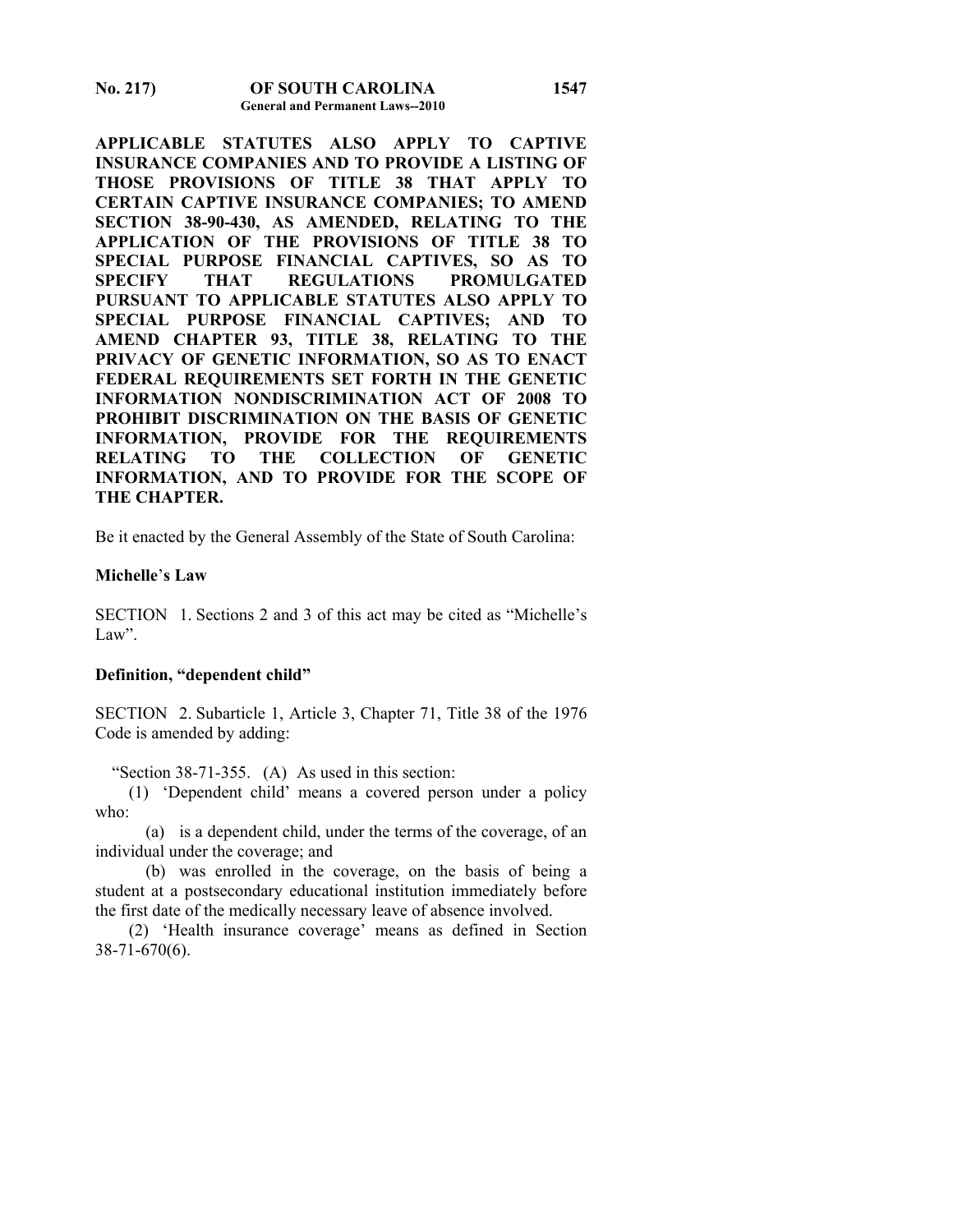**APPLICABLE STATUTES ALSO APPLY TO CAPTIVE INSURANCE COMPANIES AND TO PROVIDE A LISTING OF THOSE PROVISIONS OF TITLE 38 THAT APPLY TO CERTAIN CAPTIVE INSURANCE COMPANIES; TO AMEND SECTION 38-90-430, AS AMENDED, RELATING TO THE APPLICATION OF THE PROVISIONS OF TITLE 38 TO SPECIAL PURPOSE FINANCIAL CAPTIVES, SO AS TO SPECIFY THAT REGULATIONS PROMULGATED PURSUANT TO APPLICABLE STATUTES ALSO APPLY TO SPECIAL PURPOSE FINANCIAL CAPTIVES; AND TO AMEND CHAPTER 93, TITLE 38, RELATING TO THE PRIVACY OF GENETIC INFORMATION, SO AS TO ENACT FEDERAL REQUIREMENTS SET FORTH IN THE GENETIC INFORMATION NONDISCRIMINATION ACT OF 2008 TO PROHIBIT DISCRIMINATION ON THE BASIS OF GENETIC INFORMATION, PROVIDE FOR THE REQUIREMENTS RELATING TO THE COLLECTION OF GENETIC INFORMATION, AND TO PROVIDE FOR THE SCOPE OF THE CHAPTER.**

Be it enacted by the General Assembly of the State of South Carolina:

**Michelle's Law**

SECTION 1. Sections 2 and 3 of this act may be cited as "Michelle's Law".

**Definition, "dependent child"**

SECTION 2. Subarticle 1, Article 3, Chapter 71, Title 38 of the 1976 Code is amended by adding:

"Section 38-71-355. (A) As used in this section:

(1) 'Dependent child' means a covered person under a policy who:

(a) is a dependent child, under the terms of the coverage, of an individual under the coverage; and

(b) was enrolled in the coverage, on the basis of being a student at a postsecondary educational institution immediately before the first date of the medically necessary leave of absence involved.

(2) 'Health insurance coverage' means as defined in Section 38-71-670(6).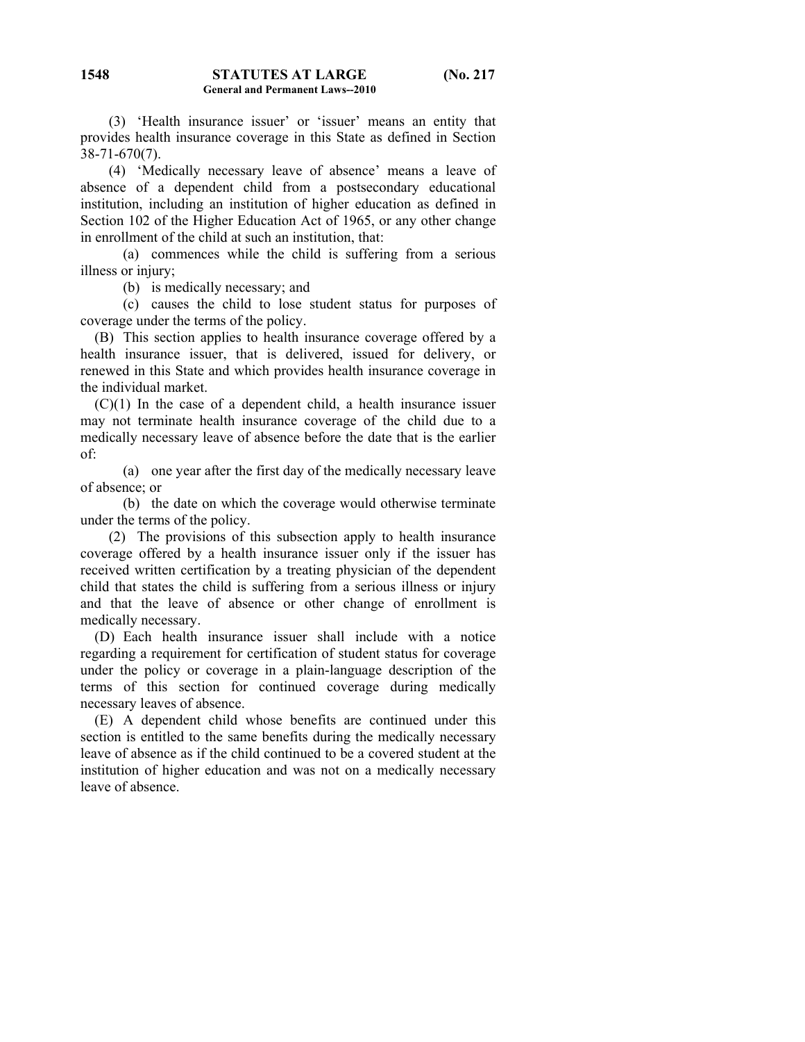(3) 'Health insurance issuer' or 'issuer' means an entity that provides health insurance coverage in this State as defined in Section 38-71-670(7).

(4) 'Medically necessary leave of absence' means a leave of absence of a dependent child from a postsecondary educational institution, including an institution of higher education as defined in Section 102 of the Higher Education Act of 1965, or any other change in enrollment of the child at such an institution, that:

(a) commences while the child is suffering from a serious illness or injury;

(b) is medically necessary; and

(c) causes the child to lose student status for purposes of coverage under the terms of the policy.

(B) This section applies to health insurance coverage offered by a health insurance issuer, that is delivered, issued for delivery, or renewed in this State and which provides health insurance coverage in the individual market.

(C)(1) In the case of a dependent child, a health insurance issuer may not terminate health insurance coverage of the child due to a medically necessary leave of absence before the date that is the earlier of:

(a) one year after the first day of the medically necessary leave of absence; or

(b) the date on which the coverage would otherwise terminate under the terms of the policy.

(2) The provisions of this subsection apply to health insurance coverage offered by a health insurance issuer only if the issuer has received written certification by a treating physician of the dependent child that states the child is suffering from a serious illness or injury and that the leave of absence or other change of enrollment is medically necessary.

(D) Each health insurance issuer shall include with a notice regarding a requirement for certification of student status for coverage under the policy or coverage in a plain-language description of the terms of this section for continued coverage during medically necessary leaves of absence.

(E) A dependent child whose benefits are continued under this section is entitled to the same benefits during the medically necessary leave of absence as if the child continued to be a covered student at the institution of higher education and was not on a medically necessary leave of absence.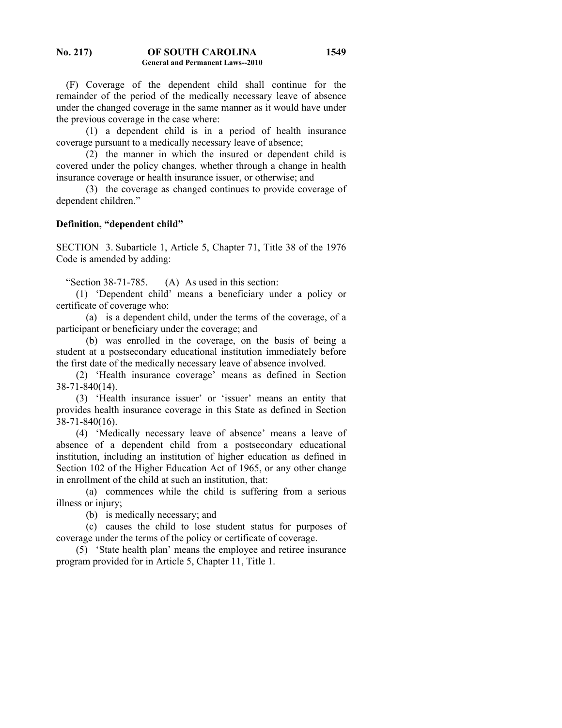(F) Coverage of the dependent child shall continue for the remainder of the period of the medically necessary leave of absence under the changed coverage in the same manner as it would have under the previous coverage in the case where:

(1) a dependent child is in a period of health insurance coverage pursuant to a medically necessary leave of absence;

(2) the manner in which the insured or dependent child is covered under the policy changes, whether through a change in health insurance coverage or health insurance issuer, or otherwise; and

(3) the coverage as changed continues to provide coverage of dependent children."

**Definition, "dependent child"**

SECTION 3. Subarticle 1, Article 5, Chapter 71, Title 38 of the 1976 Code is amended by adding:

"Section 38-71-785. (A) As used in this section:

(1) 'Dependent child' means a beneficiary under a policy or certificate of coverage who:

(a) is a dependent child, under the terms of the coverage, of a participant or beneficiary under the coverage; and

(b) was enrolled in the coverage, on the basis of being a student at a postsecondary educational institution immediately before the first date of the medically necessary leave of absence involved.

(2) 'Health insurance coverage' means as defined in Section 38-71-840(14).

(3) 'Health insurance issuer' or 'issuer' means an entity that provides health insurance coverage in this State as defined in Section 38-71-840(16).

(4) 'Medically necessary leave of absence' means a leave of absence of a dependent child from a postsecondary educational institution, including an institution of higher education as defined in Section 102 of the Higher Education Act of 1965, or any other change in enrollment of the child at such an institution, that:

(a) commences while the child is suffering from a serious illness or injury;

(b) is medically necessary; and

(c) causes the child to lose student status for purposes of coverage under the terms of the policy or certificate of coverage.

(5) 'State health plan' means the employee and retiree insurance program provided for in Article 5, Chapter 11, Title 1.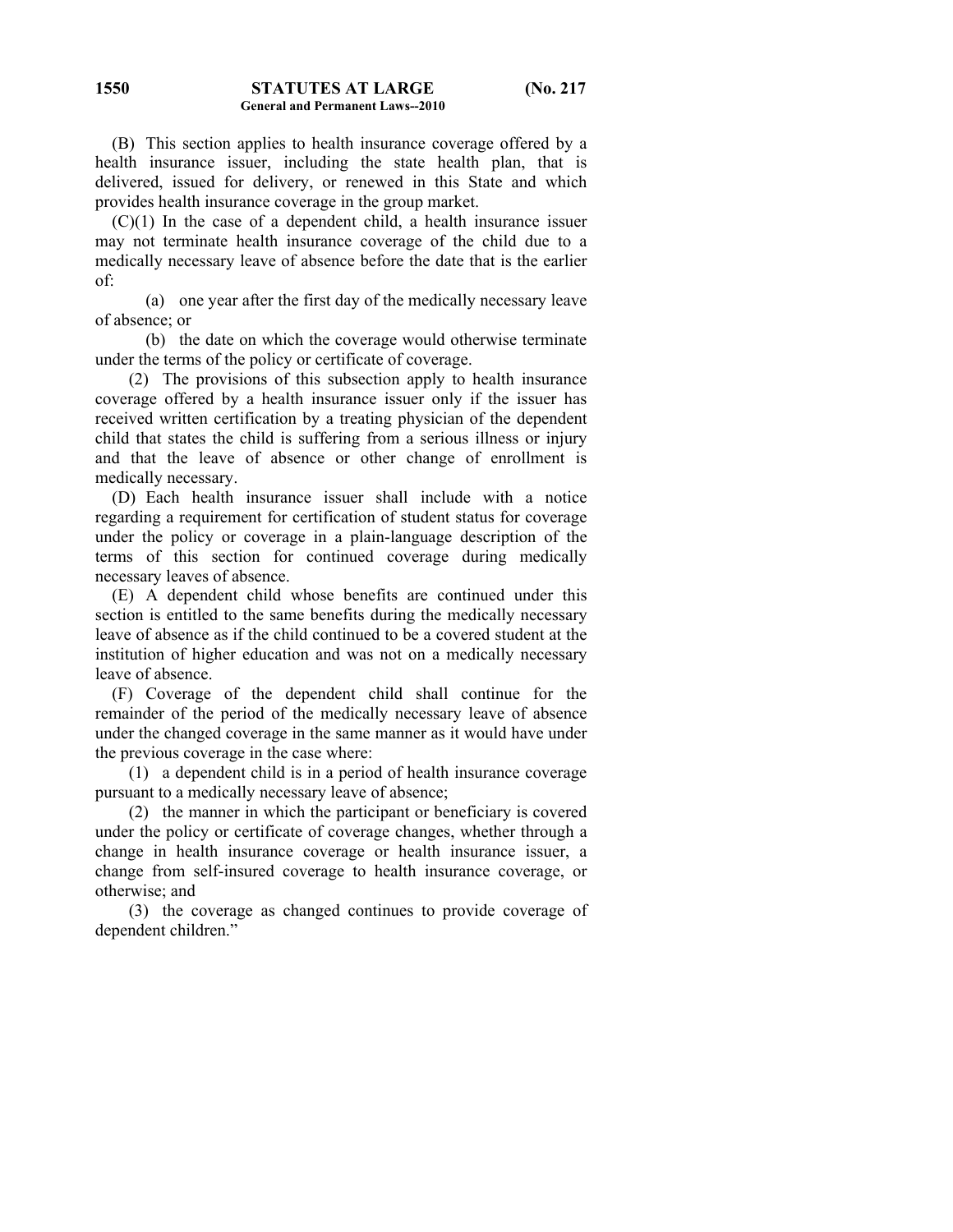(B) This section applies to health insurance coverage offered by a health insurance issuer, including the state health plan, that is delivered, issued for delivery, or renewed in this State and which provides health insurance coverage in the group market.

(C)(1) In the case of a dependent child, a health insurance issuer may not terminate health insurance coverage of the child due to a medically necessary leave of absence before the date that is the earlier of:

(a) one year after the first day of the medically necessary leave of absence; or

(b) the date on which the coverage would otherwise terminate under the terms of the policy or certificate of coverage.

(2) The provisions of this subsection apply to health insurance coverage offered by a health insurance issuer only if the issuer has received written certification by a treating physician of the dependent child that states the child is suffering from a serious illness or injury and that the leave of absence or other change of enrollment is medically necessary.

(D) Each health insurance issuer shall include with a notice regarding a requirement for certification of student status for coverage under the policy or coverage in a plain-language description of the terms of this section for continued coverage during medically necessary leaves of absence.

(E) A dependent child whose benefits are continued under this section is entitled to the same benefits during the medically necessary leave of absence as if the child continued to be a covered student at the institution of higher education and was not on a medically necessary leave of absence.

(F) Coverage of the dependent child shall continue for the remainder of the period of the medically necessary leave of absence under the changed coverage in the same manner as it would have under the previous coverage in the case where:

(1) a dependent child is in a period of health insurance coverage pursuant to a medically necessary leave of absence;

(2) the manner in which the participant or beneficiary is covered under the policy or certificate of coverage changes, whether through a change in health insurance coverage or health insurance issuer, a change from self-insured coverage to health insurance coverage, or otherwise; and

(3) the coverage as changed continues to provide coverage of dependent children."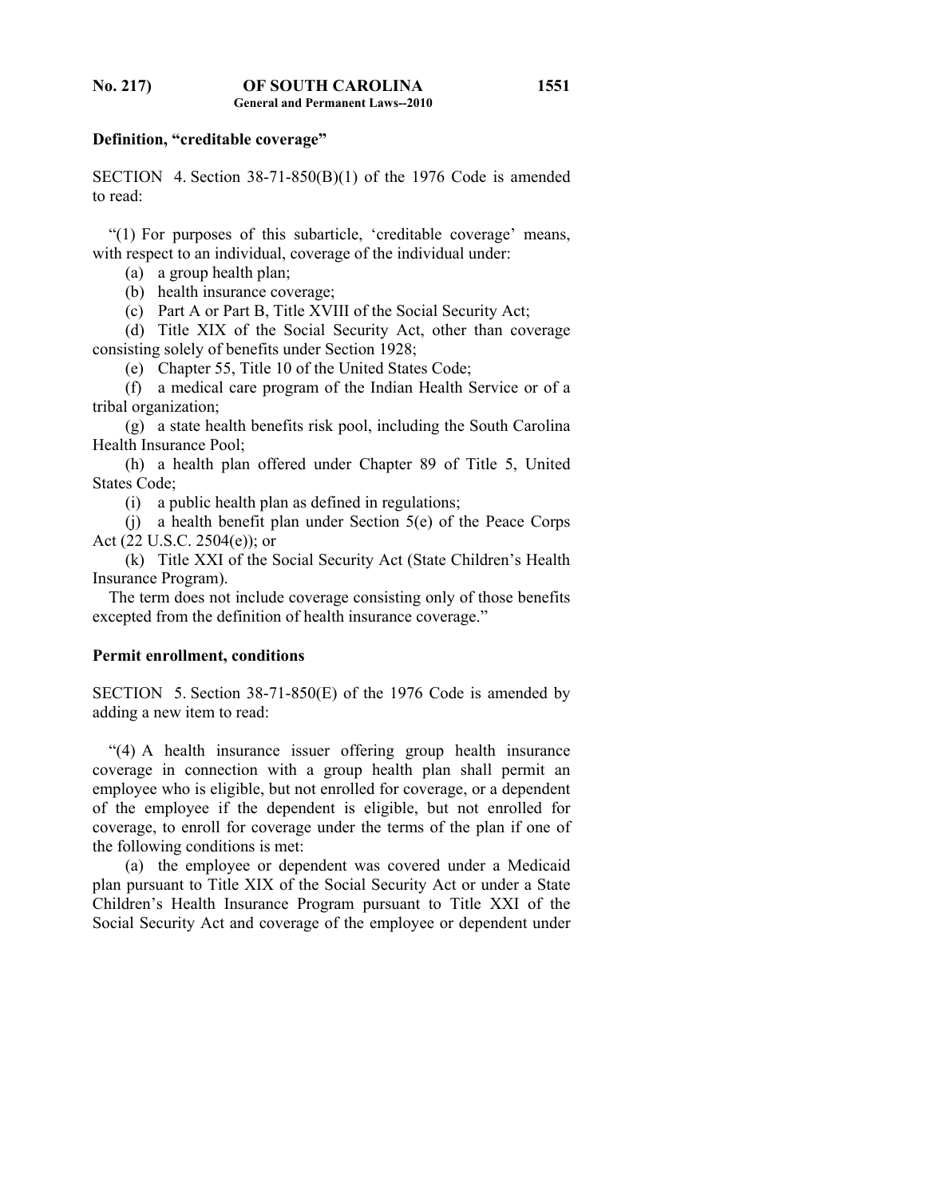**Definition, "creditable coverage"**

SECTION 4. Section 38-71-850(B)(1) of the 1976 Code is amended to read:

"(1) For purposes of this subarticle, 'creditable coverage' means, with respect to an individual, coverage of the individual under:

(a) a group health plan;

(b) health insurance coverage;

(c) Part A or Part B, Title XVIII of the Social Security Act;

(d) Title XIX of the Social Security Act, other than coverage consisting solely of benefits under Section 1928;

(e) Chapter 55, Title 10 of the United States Code;

(f) a medical care program of the Indian Health Service or of a tribal organization;

(g) a state health benefits risk pool, including the South Carolina Health Insurance Pool;

(h) a health plan offered under Chapter 89 of Title 5, United States Code;

(i) a public health plan as defined in regulations;

(j) a health benefit plan under Section 5(e) of the Peace Corps Act (22 U.S.C. 2504(e)); or

(k) Title XXI of the Social Security Act (State Children's Health Insurance Program).

The term does not include coverage consisting only of those benefits excepted from the definition of health insurance coverage."

**Permit enrollment, conditions**

SECTION 5. Section 38-71-850(E) of the 1976 Code is amended by adding a new item to read:

"(4) A health insurance issuer offering group health insurance coverage in connection with a group health plan shall permit an employee who is eligible, but not enrolled for coverage, or a dependent of the employee if the dependent is eligible, but not enrolled for coverage, to enroll for coverage under the terms of the plan if one of the following conditions is met:

(a) the employee or dependent was covered under a Medicaid plan pursuant to Title XIX of the Social Security Act or under a State Children's Health Insurance Program pursuant to Title XXI of the Social Security Act and coverage of the employee or dependent under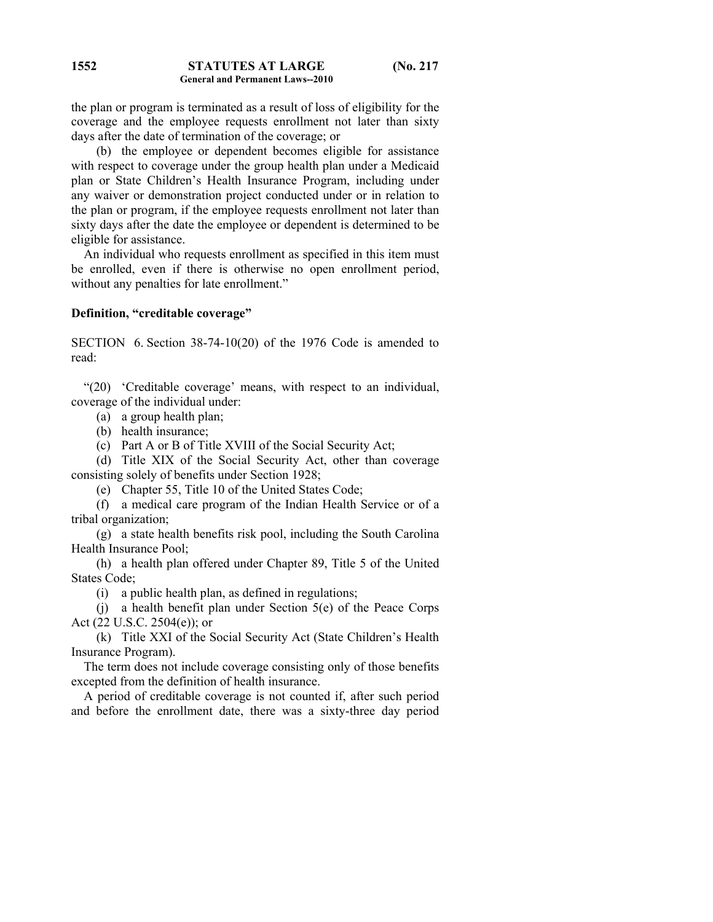the plan or program is terminated as a result of loss of eligibility for the coverage and the employee requests enrollment not later than sixty days after the date of termination of the coverage; or

(b) the employee or dependent becomes eligible for assistance with respect to coverage under the group health plan under a Medicaid plan or State Children's Health Insurance Program, including under any waiver or demonstration project conducted under or in relation to the plan or program, if the employee requests enrollment not later than sixty days after the date the employee or dependent is determined to be eligible for assistance.

An individual who requests enrollment as specified in this item must be enrolled, even if there is otherwise no open enrollment period, without any penalties for late enrollment."

**Definition, "creditable coverage"**

SECTION 6. Section 38-74-10(20) of the 1976 Code is amended to read:

"(20) 'Creditable coverage' means, with respect to an individual, coverage of the individual under:

(a) a group health plan;

(b) health insurance;

(c) Part A or B of Title XVIII of the Social Security Act;

(d) Title XIX of the Social Security Act, other than coverage consisting solely of benefits under Section 1928;

(e) Chapter 55, Title 10 of the United States Code;

(f) a medical care program of the Indian Health Service or of a tribal organization;

(g) a state health benefits risk pool, including the South Carolina Health Insurance Pool;

(h) a health plan offered under Chapter 89, Title 5 of the United States Code;

(i) a public health plan, as defined in regulations;

(j) a health benefit plan under Section 5(e) of the Peace Corps Act (22 U.S.C. 2504(e)); or

(k) Title XXI of the Social Security Act (State Children's Health Insurance Program).

The term does not include coverage consisting only of those benefits excepted from the definition of health insurance.

A period of creditable coverage is not counted if, after such period and before the enrollment date, there was a sixty-three day period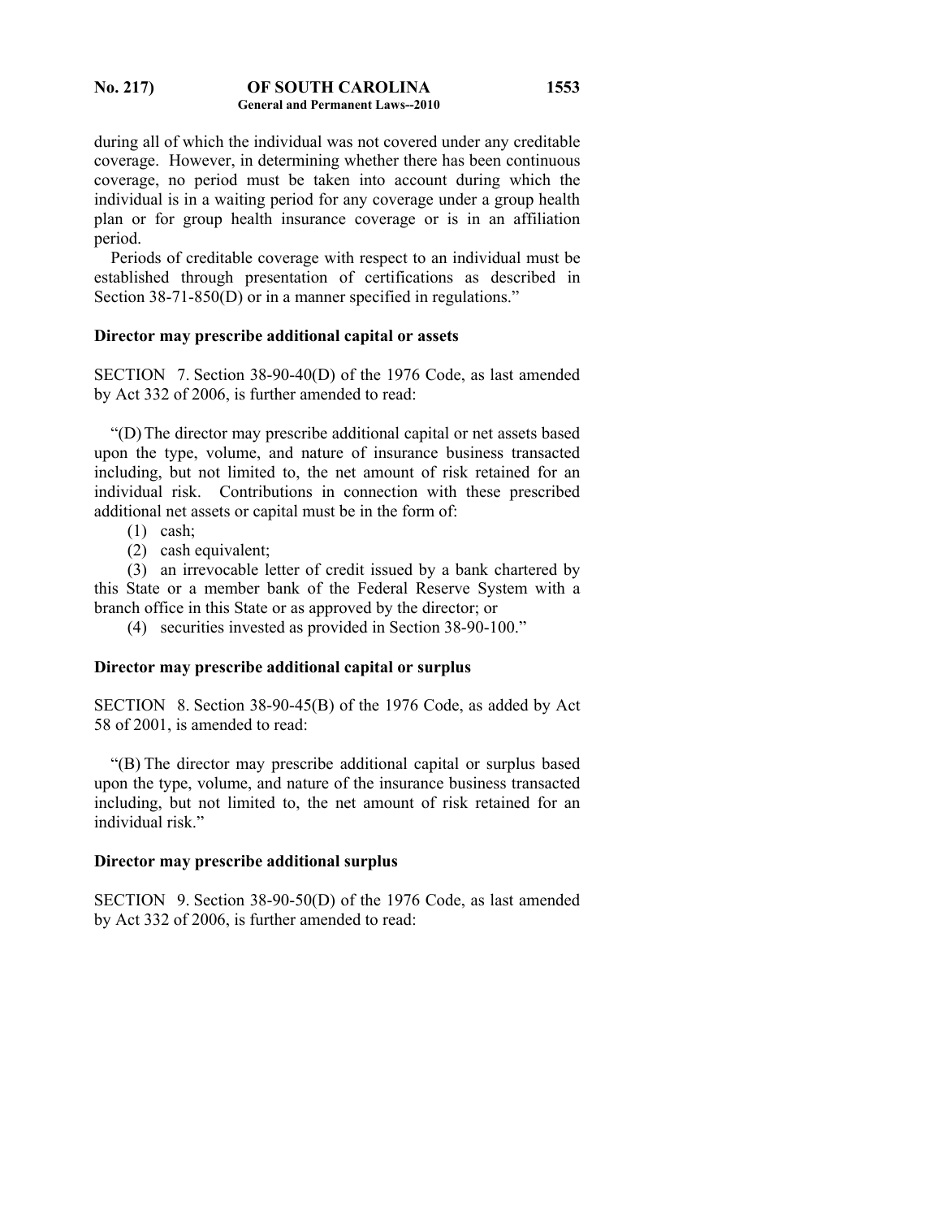during all of which the individual was not covered under any creditable coverage. However, in determining whether there has been continuous coverage, no period must be taken into account during which the individual is in a waiting period for any coverage under a group health plan or for group health insurance coverage or is in an affiliation period.

Periods of creditable coverage with respect to an individual must be established through presentation of certifications as described in Section 38-71-850(D) or in a manner specified in regulations."

**Director may prescribe additional capital or assets**

SECTION 7. Section 38-90-40(D) of the 1976 Code, as last amended by Act 332 of 2006, is further amended to read:

"(D) The director may prescribe additional capital or net assets based upon the type, volume, and nature of insurance business transacted including, but not limited to, the net amount of risk retained for an individual risk. Contributions in connection with these prescribed additional net assets or capital must be in the form of:

(1) cash;

(2) cash equivalent;

(3) an irrevocable letter of credit issued by a bank chartered by this State or a member bank of the Federal Reserve System with a branch office in this State or as approved by the director; or

(4) securities invested as provided in Section 38-90-100."

**Director may prescribe additional capital or surplus**

SECTION 8. Section 38-90-45(B) of the 1976 Code, as added by Act 58 of 2001, is amended to read:

"(B) The director may prescribe additional capital or surplus based upon the type, volume, and nature of the insurance business transacted including, but not limited to, the net amount of risk retained for an individual risk."

**Director may prescribe additional surplus**

SECTION 9. Section 38-90-50(D) of the 1976 Code, as last amended by Act 332 of 2006, is further amended to read: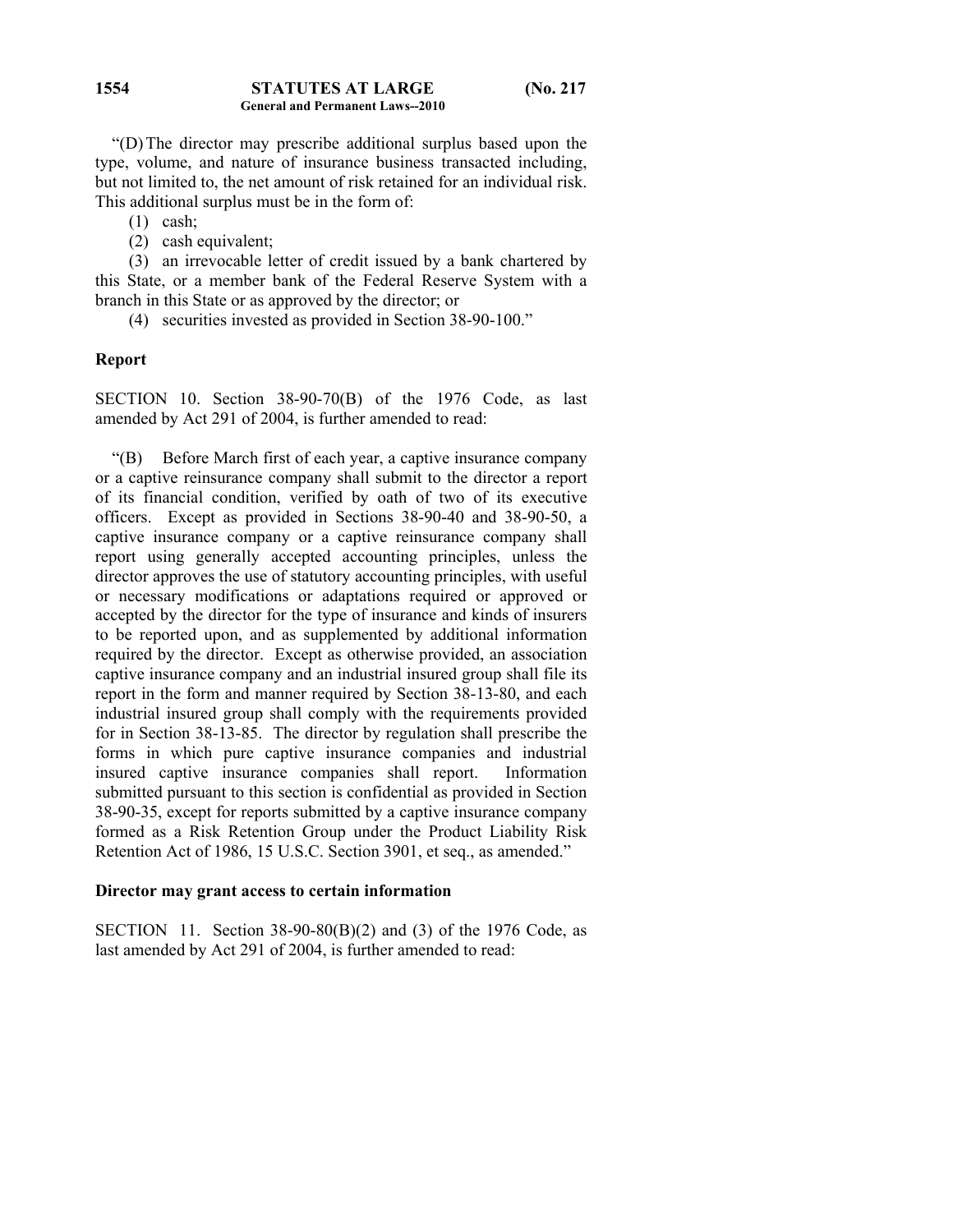"(D) The director may prescribe additional surplus based upon the type, volume, and nature of insurance business transacted including, but not limited to, the net amount of risk retained for an individual risk. This additional surplus must be in the form of:

(1) cash;

(2) cash equivalent;

(3) an irrevocable letter of credit issued by a bank chartered by this State, or a member bank of the Federal Reserve System with a branch in this State or as approved by the director; or

(4) securities invested as provided in Section 38-90-100."

**Report**

SECTION 10. Section 38-90-70(B) of the 1976 Code, as last amended by Act 291 of 2004, is further amended to read:

"(B) Before March first of each year, a captive insurance company or a captive reinsurance company shall submit to the director a report of its financial condition, verified by oath of two of its executive officers. Except as provided in Sections 38-90-40 and 38-90-50, a captive insurance company or a captive reinsurance company shall report using generally accepted accounting principles, unless the director approves the use of statutory accounting principles, with useful or necessary modifications or adaptations required or approved or accepted by the director for the type of insurance and kinds of insurers to be reported upon, and as supplemented by additional information required by the director. Except as otherwise provided, an association captive insurance company and an industrial insured group shall file its report in the form and manner required by Section 38-13-80, and each industrial insured group shall comply with the requirements provided for in Section 38-13-85. The director by regulation shall prescribe the forms in which pure captive insurance companies and industrial insured captive insurance companies shall report. Information submitted pursuant to this section is confidential as provided in Section 38-90-35, except for reports submitted by a captive insurance company formed as a Risk Retention Group under the Product Liability Risk Retention Act of 1986, 15 U.S.C. Section 3901, et seq., as amended."

**Director may grant access to certain information**

SECTION 11. Section 38-90-80(B)(2) and (3) of the 1976 Code, as last amended by Act 291 of 2004, is further amended to read: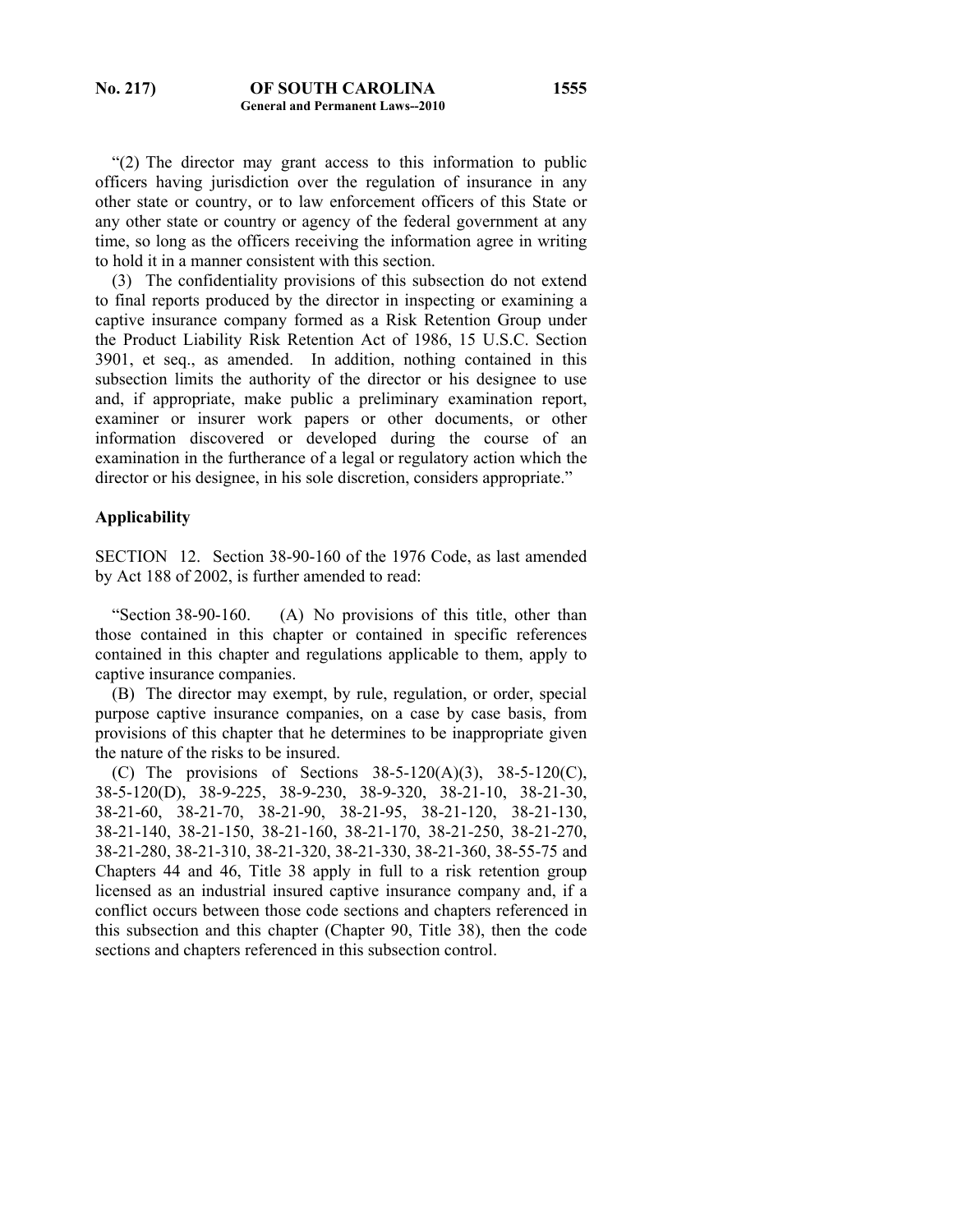"(2) The director may grant access to this information to public officers having jurisdiction over the regulation of insurance in any other state or country, or to law enforcement officers of this State or any other state or country or agency of the federal government at any time, so long as the officers receiving the information agree in writing to hold it in a manner consistent with this section.

(3) The confidentiality provisions of this subsection do not extend to final reports produced by the director in inspecting or examining a captive insurance company formed as a Risk Retention Group under the Product Liability Risk Retention Act of 1986, 15 U.S.C. Section 3901, et seq., as amended. In addition, nothing contained in this subsection limits the authority of the director or his designee to use and, if appropriate, make public a preliminary examination report, examiner or insurer work papers or other documents, or other information discovered or developed during the course of an examination in the furtherance of a legal or regulatory action which the director or his designee, in his sole discretion, considers appropriate."

**Applicability**

SECTION 12. Section 38-90-160 of the 1976 Code, as last amended by Act 188 of 2002, is further amended to read:

"Section 38-90-160. (A) No provisions of this title, other than those contained in this chapter or contained in specific references contained in this chapter and regulations applicable to them, apply to captive insurance companies.

(B) The director may exempt, by rule, regulation, or order, special purpose captive insurance companies, on a case by case basis, from provisions of this chapter that he determines to be inappropriate given the nature of the risks to be insured.

(C) The provisions of Sections 38-5-120(A)(3), 38-5-120(C), 38-5-120(D), 38-9-225, 38-9-230, 38-9-320, 38-21-10, 38-21-30, 38-21-60, 38-21-70, 38-21-90, 38-21-95, 38-21-120, 38-21-130, 38-21-140, 38-21-150, 38-21-160, 38-21-170, 38-21-250, 38-21-270, 38-21-280, 38-21-310, 38-21-320, 38-21-330, 38-21-360, 38-55-75 and Chapters 44 and 46, Title 38 apply in full to a risk retention group licensed as an industrial insured captive insurance company and, if a conflict occurs between those code sections and chapters referenced in this subsection and this chapter (Chapter 90, Title 38), then the code sections and chapters referenced in this subsection control.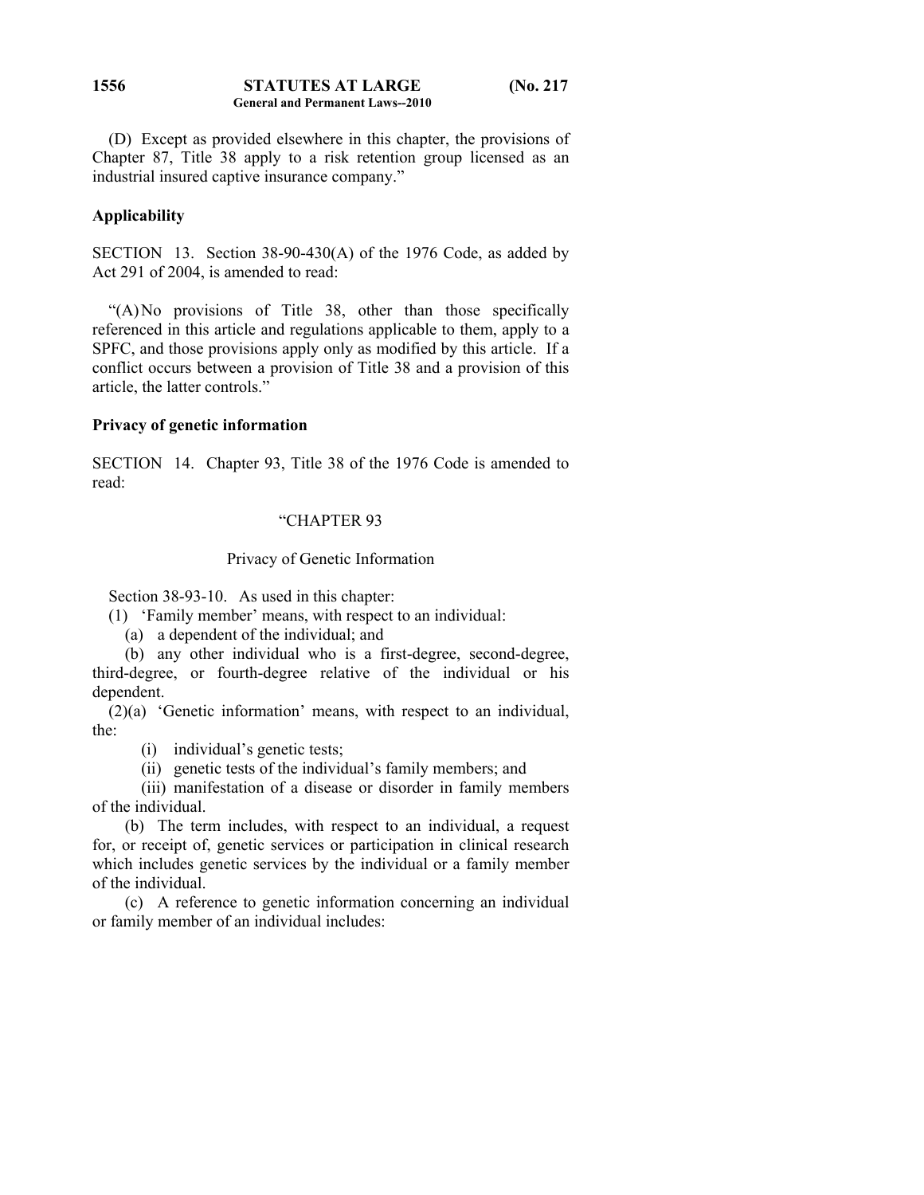(D) Except as provided elsewhere in this chapter, the provisions of Chapter 87, Title 38 apply to a risk retention group licensed as an industrial insured captive insurance company."

**Applicability**

SECTION 13. Section 38-90-430(A) of the 1976 Code, as added by Act 291 of 2004, is amended to read:

"(A) No provisions of Title 38, other than those specifically referenced in this article and regulations applicable to them, apply to a SPFC, and those provisions apply only as modified by this article. If a conflict occurs between a provision of Title 38 and a provision of this article, the latter controls."

**Privacy of genetic information**

SECTION 14. Chapter 93, Title 38 of the 1976 Code is amended to read:

"CHAPTER 93

Privacy of Genetic Information

Section 38-93-10. As used in this chapter:

(1) 'Family member' means, with respect to an individual:

(a) a dependent of the individual; and

(b) any other individual who is a first-degree, second-degree, third-degree, or fourth-degree relative of the individual or his dependent.

(2)(a) 'Genetic information' means, with respect to an individual, the:

(i) individual's genetic tests;

(ii) genetic tests of the individual's family members; and

(iii) manifestation of a disease or disorder in family members of the individual.

(b) The term includes, with respect to an individual, a request for, or receipt of, genetic services or participation in clinical research which includes genetic services by the individual or a family member of the individual.

(c) A reference to genetic information concerning an individual or family member of an individual includes: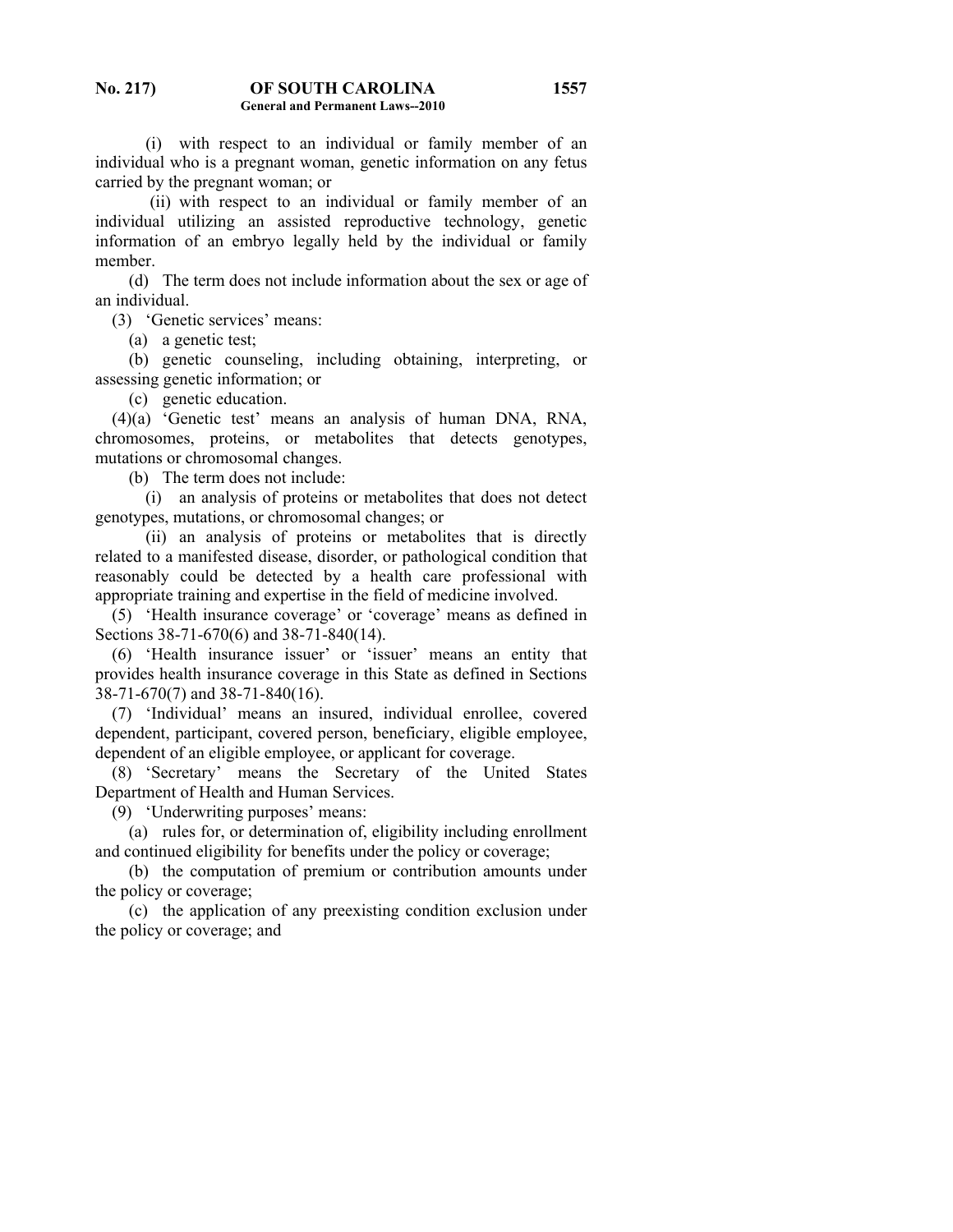(i) with respect to an individual or family member of an individual who is a pregnant woman, genetic information on any fetus carried by the pregnant woman; or

(ii) with respect to an individual or family member of an individual utilizing an assisted reproductive technology, genetic information of an embryo legally held by the individual or family member.

(d) The term does not include information about the sex or age of an individual.

(3) 'Genetic services' means:

(a) a genetic test;

(b) genetic counseling, including obtaining, interpreting, or assessing genetic information; or

(c) genetic education.

(4)(a) 'Genetic test' means an analysis of human DNA, RNA, chromosomes, proteins, or metabolites that detects genotypes, mutations or chromosomal changes.

(b) The term does not include:

(i) an analysis of proteins or metabolites that does not detect genotypes, mutations, or chromosomal changes; or

(ii) an analysis of proteins or metabolites that is directly related to a manifested disease, disorder, or pathological condition that reasonably could be detected by a health care professional with appropriate training and expertise in the field of medicine involved.

(5) 'Health insurance coverage' or 'coverage' means as defined in Sections 38-71-670(6) and 38-71-840(14).

(6) 'Health insurance issuer' or 'issuer' means an entity that provides health insurance coverage in this State as defined in Sections 38-71-670(7) and 38-71-840(16).

(7) 'Individual' means an insured, individual enrollee, covered dependent, participant, covered person, beneficiary, eligible employee, dependent of an eligible employee, or applicant for coverage.

(8) 'Secretary' means the Secretary of the United States Department of Health and Human Services.

(9) 'Underwriting purposes' means:

(a) rules for, or determination of, eligibility including enrollment and continued eligibility for benefits under the policy or coverage;

(b) the computation of premium or contribution amounts under the policy or coverage;

(c) the application of any preexisting condition exclusion under the policy or coverage; and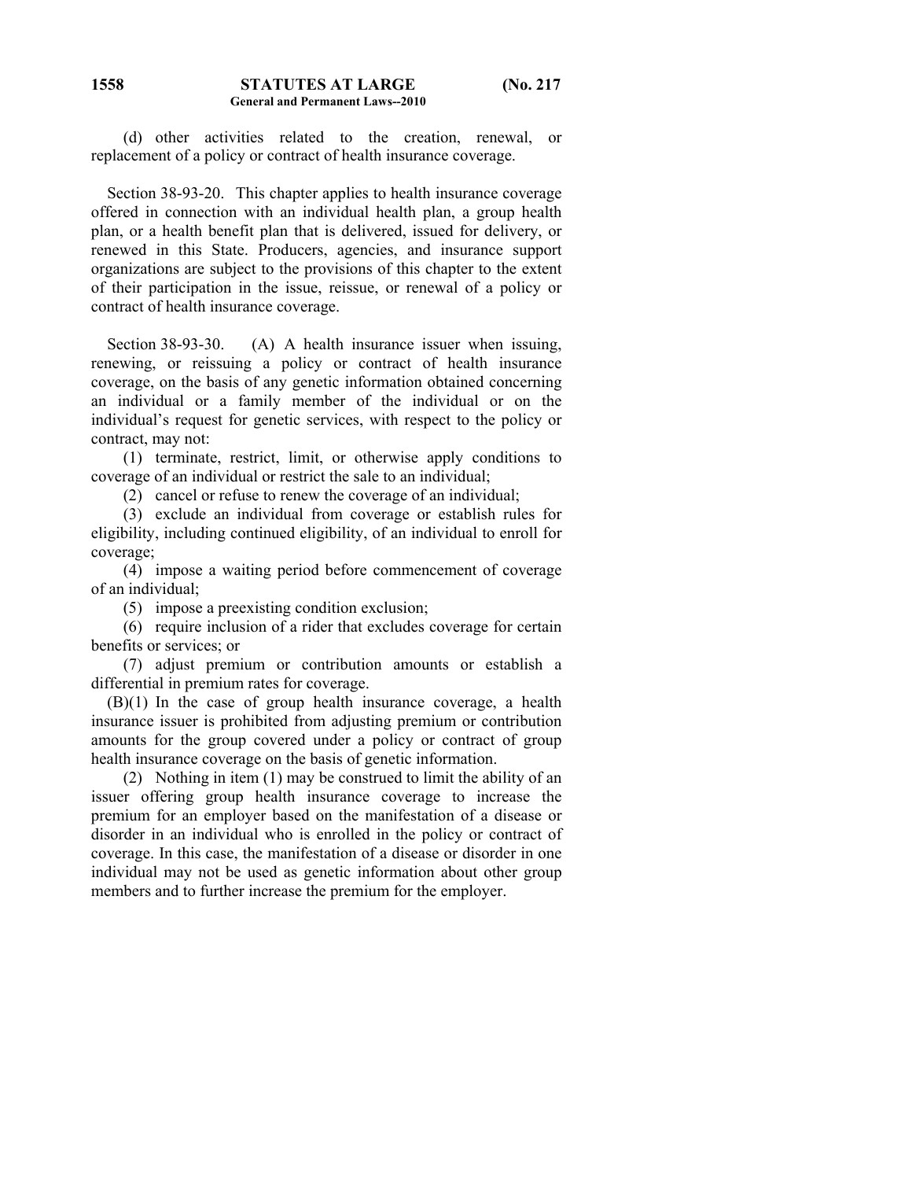(d) other activities related to the creation, renewal, or replacement of a policy or contract of health insurance coverage.

Section 38-93-20. This chapter applies to health insurance coverage offered in connection with an individual health plan, a group health plan, or a health benefit plan that is delivered, issued for delivery, or renewed in this State. Producers, agencies, and insurance support organizations are subject to the provisions of this chapter to the extent of their participation in the issue, reissue, or renewal of a policy or contract of health insurance coverage.

Section 38-93-30. (A) A health insurance issuer when issuing, renewing, or reissuing a policy or contract of health insurance coverage, on the basis of any genetic information obtained concerning an individual or a family member of the individual or on the individual's request for genetic services, with respect to the policy or contract, may not:

(1) terminate, restrict, limit, or otherwise apply conditions to coverage of an individual or restrict the sale to an individual;

(2) cancel or refuse to renew the coverage of an individual;

(3) exclude an individual from coverage or establish rules for eligibility, including continued eligibility, of an individual to enroll for coverage;

(4) impose a waiting period before commencement of coverage of an individual;

(5) impose a preexisting condition exclusion;

(6) require inclusion of a rider that excludes coverage for certain benefits or services; or

(7) adjust premium or contribution amounts or establish a differential in premium rates for coverage.

(B)(1) In the case of group health insurance coverage, a health insurance issuer is prohibited from adjusting premium or contribution amounts for the group covered under a policy or contract of group health insurance coverage on the basis of genetic information.

(2) Nothing in item (1) may be construed to limit the ability of an issuer offering group health insurance coverage to increase the premium for an employer based on the manifestation of a disease or disorder in an individual who is enrolled in the policy or contract of coverage. In this case, the manifestation of a disease or disorder in one individual may not be used as genetic information about other group members and to further increase the premium for the employer.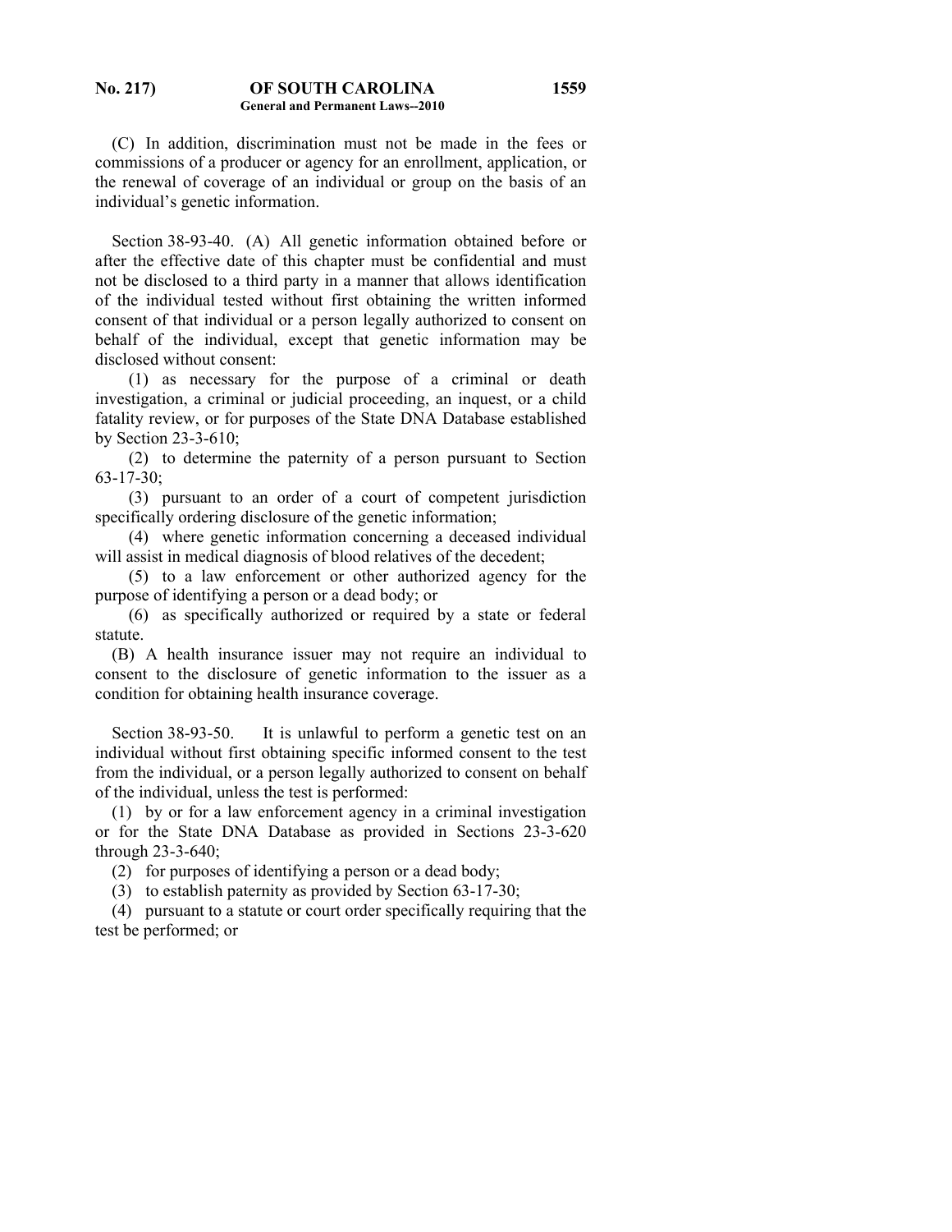(C) In addition, discrimination must not be made in the fees or commissions of a producer or agency for an enrollment, application, or the renewal of coverage of an individual or group on the basis of an individual's genetic information.

Section 38-93-40. (A) All genetic information obtained before or after the effective date of this chapter must be confidential and must not be disclosed to a third party in a manner that allows identification of the individual tested without first obtaining the written informed consent of that individual or a person legally authorized to consent on behalf of the individual, except that genetic information may be disclosed without consent:

(1) as necessary for the purpose of a criminal or death investigation, a criminal or judicial proceeding, an inquest, or a child fatality review, or for purposes of the State DNA Database established by Section 23-3-610;

(2) to determine the paternity of a person pursuant to Section 63-17-30;

(3) pursuant to an order of a court of competent jurisdiction specifically ordering disclosure of the genetic information;

(4) where genetic information concerning a deceased individual will assist in medical diagnosis of blood relatives of the decedent;

(5) to a law enforcement or other authorized agency for the purpose of identifying a person or a dead body; or

(6) as specifically authorized or required by a state or federal statute.

(B) A health insurance issuer may not require an individual to consent to the disclosure of genetic information to the issuer as a condition for obtaining health insurance coverage.

Section 38-93-50. It is unlawful to perform a genetic test on an individual without first obtaining specific informed consent to the test from the individual, or a person legally authorized to consent on behalf of the individual, unless the test is performed:

(1) by or for a law enforcement agency in a criminal investigation or for the State DNA Database as provided in Sections 23-3-620 through 23-3-640;

(2) for purposes of identifying a person or a dead body;

(3) to establish paternity as provided by Section 63-17-30;

(4) pursuant to a statute or court order specifically requiring that the test be performed; or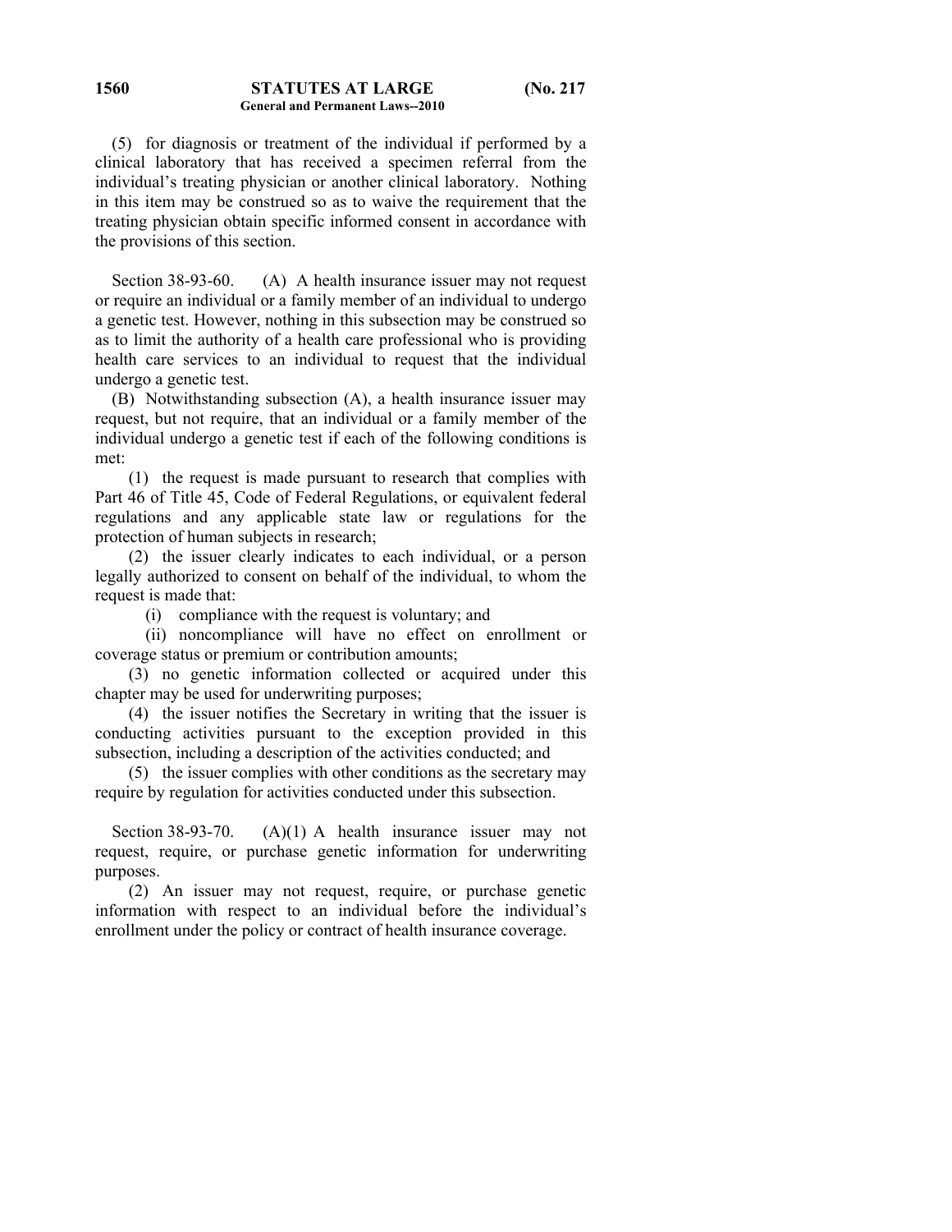(5) for diagnosis or treatment of the individual if performed by a clinical laboratory that has received a specimen referral from the individual's treating physician or another clinical laboratory. Nothing in this item may be construed so as to waive the requirement that the treating physician obtain specific informed consent in accordance with the provisions of this section.

Section 38-93-60. (A) A health insurance issuer may not request or require an individual or a family member of an individual to undergo a genetic test. However, nothing in this subsection may be construed so as to limit the authority of a health care professional who is providing health care services to an individual to request that the individual undergo a genetic test.

(B) Notwithstanding subsection (A), a health insurance issuer may request, but not require, that an individual or a family member of the individual undergo a genetic test if each of the following conditions is met:

(1) the request is made pursuant to research that complies with Part 46 of Title 45, Code of Federal Regulations, or equivalent federal regulations and any applicable state law or regulations for the protection of human subjects in research;

(2) the issuer clearly indicates to each individual, or a person legally authorized to consent on behalf of the individual, to whom the request is made that:

(i) compliance with the request is voluntary; and

(ii) noncompliance will have no effect on enrollment or coverage status or premium or contribution amounts;

(3) no genetic information collected or acquired under this chapter may be used for underwriting purposes;

(4) the issuer notifies the Secretary in writing that the issuer is conducting activities pursuant to the exception provided in this subsection, including a description of the activities conducted; and

(5) the issuer complies with other conditions as the secretary may require by regulation for activities conducted under this subsection.

Section 38-93-70. (A)(1) A health insurance issuer may not request, require, or purchase genetic information for underwriting purposes.

(2) An issuer may not request, require, or purchase genetic information with respect to an individual before the individual's enrollment under the policy or contract of health insurance coverage.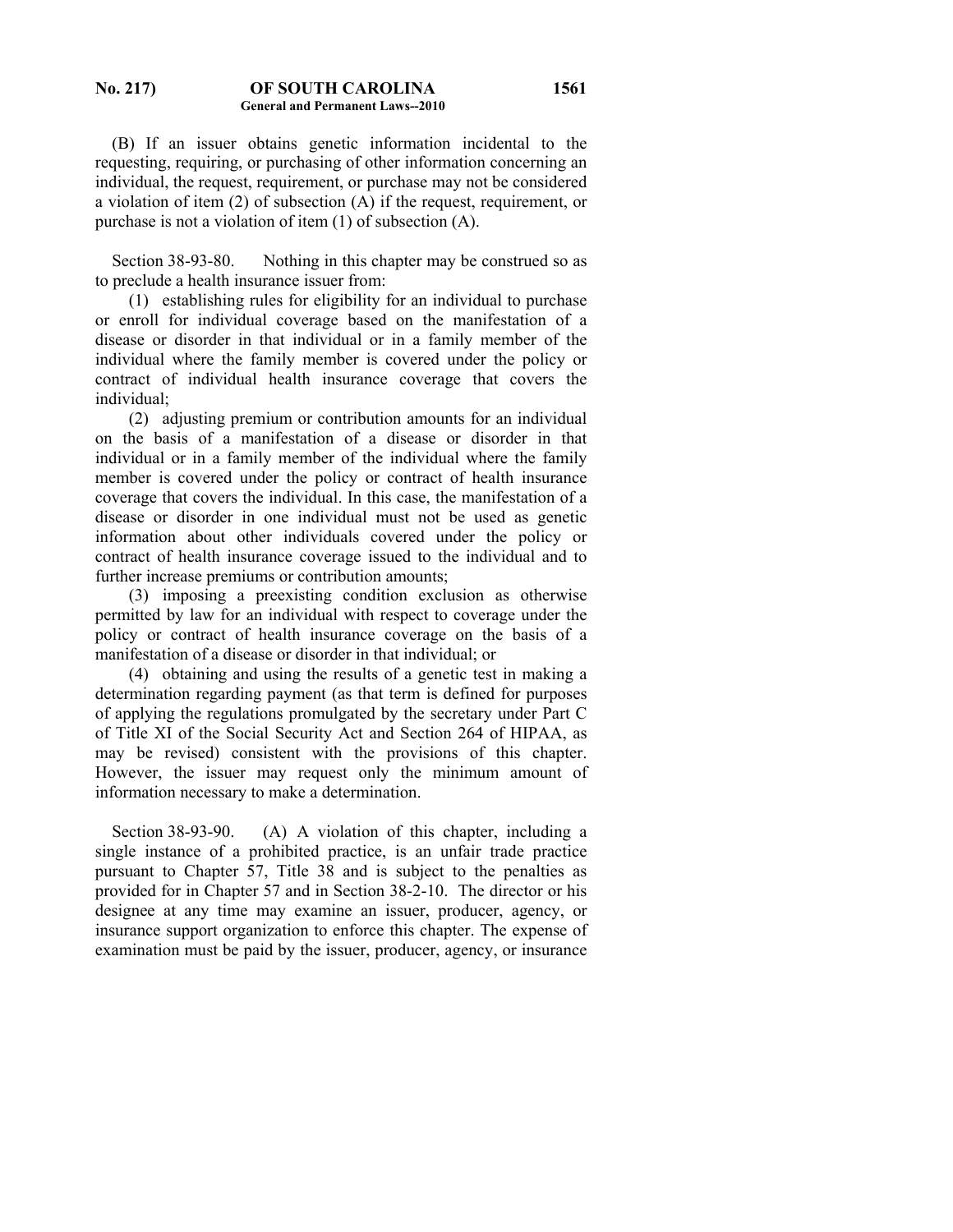(B) If an issuer obtains genetic information incidental to the requesting, requiring, or purchasing of other information concerning an individual, the request, requirement, or purchase may not be considered a violation of item (2) of subsection (A) if the request, requirement, or purchase is not a violation of item (1) of subsection (A).

Section 38-93-80. Nothing in this chapter may be construed so as to preclude a health insurance issuer from:

(1) establishing rules for eligibility for an individual to purchase or enroll for individual coverage based on the manifestation of a disease or disorder in that individual or in a family member of the individual where the family member is covered under the policy or contract of individual health insurance coverage that covers the individual;

(2) adjusting premium or contribution amounts for an individual on the basis of a manifestation of a disease or disorder in that individual or in a family member of the individual where the family member is covered under the policy or contract of health insurance coverage that covers the individual. In this case, the manifestation of a disease or disorder in one individual must not be used as genetic information about other individuals covered under the policy or contract of health insurance coverage issued to the individual and to further increase premiums or contribution amounts;

(3) imposing a preexisting condition exclusion as otherwise permitted by law for an individual with respect to coverage under the policy or contract of health insurance coverage on the basis of a manifestation of a disease or disorder in that individual; or

(4) obtaining and using the results of a genetic test in making a determination regarding payment (as that term is defined for purposes of applying the regulations promulgated by the secretary under Part C of Title XI of the Social Security Act and Section 264 of HIPAA, as may be revised) consistent with the provisions of this chapter. However, the issuer may request only the minimum amount of information necessary to make a determination.

Section 38-93-90. (A) A violation of this chapter, including a single instance of a prohibited practice, is an unfair trade practice pursuant to Chapter 57, Title 38 and is subject to the penalties as provided for in Chapter 57 and in Section 38-2-10. The director or his designee at any time may examine an issuer, producer, agency, or insurance support organization to enforce this chapter. The expense of examination must be paid by the issuer, producer, agency, or insurance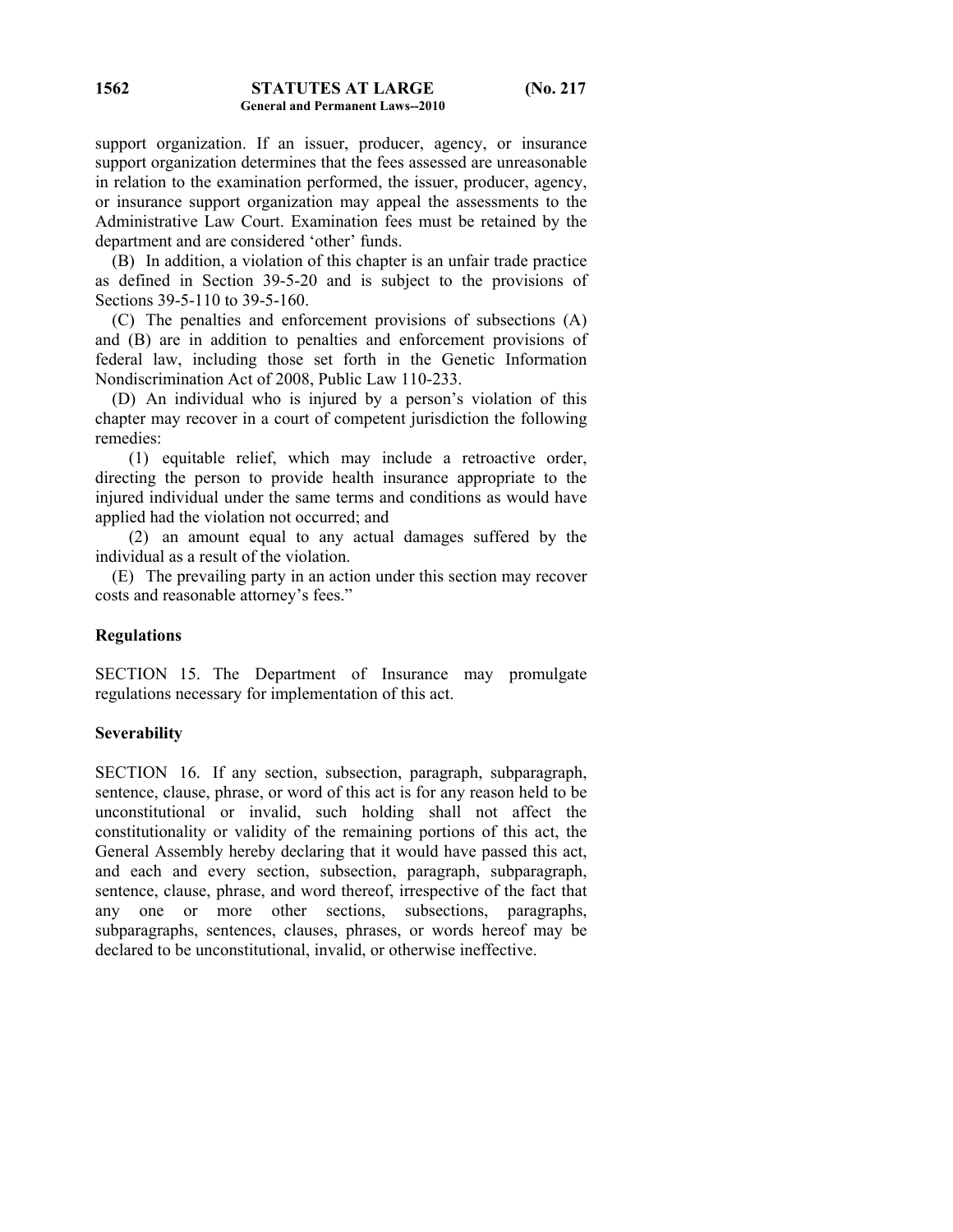support organization. If an issuer, producer, agency, or insurance support organization determines that the fees assessed are unreasonable in relation to the examination performed, the issuer, producer, agency, or insurance support organization may appeal the assessments to the Administrative Law Court. Examination fees must be retained by the department and are considered 'other' funds.

(B) In addition, a violation of this chapter is an unfair trade practice as defined in Section 39-5-20 and is subject to the provisions of Sections 39-5-110 to 39-5-160.

(C) The penalties and enforcement provisions of subsections (A) and (B) are in addition to penalties and enforcement provisions of federal law, including those set forth in the Genetic Information Nondiscrimination Act of 2008, Public Law 110-233.

(D) An individual who is injured by a person's violation of this chapter may recover in a court of competent jurisdiction the following remedies:

(1) equitable relief, which may include a retroactive order, directing the person to provide health insurance appropriate to the injured individual under the same terms and conditions as would have applied had the violation not occurred; and

(2) an amount equal to any actual damages suffered by the individual as a result of the violation.

(E) The prevailing party in an action under this section may recover costs and reasonable attorney's fees."

**Regulations**

SECTION 15. The Department of Insurance may promulgate regulations necessary for implementation of this act.

**Severability**

SECTION 16. If any section, subsection, paragraph, subparagraph, sentence, clause, phrase, or word of this act is for any reason held to be unconstitutional or invalid, such holding shall not affect the constitutionality or validity of the remaining portions of this act, the General Assembly hereby declaring that it would have passed this act, and each and every section, subsection, paragraph, subparagraph, sentence, clause, phrase, and word thereof, irrespective of the fact that any one or more other sections, subsections, paragraphs, subparagraphs, sentences, clauses, phrases, or words hereof may be declared to be unconstitutional, invalid, or otherwise ineffective.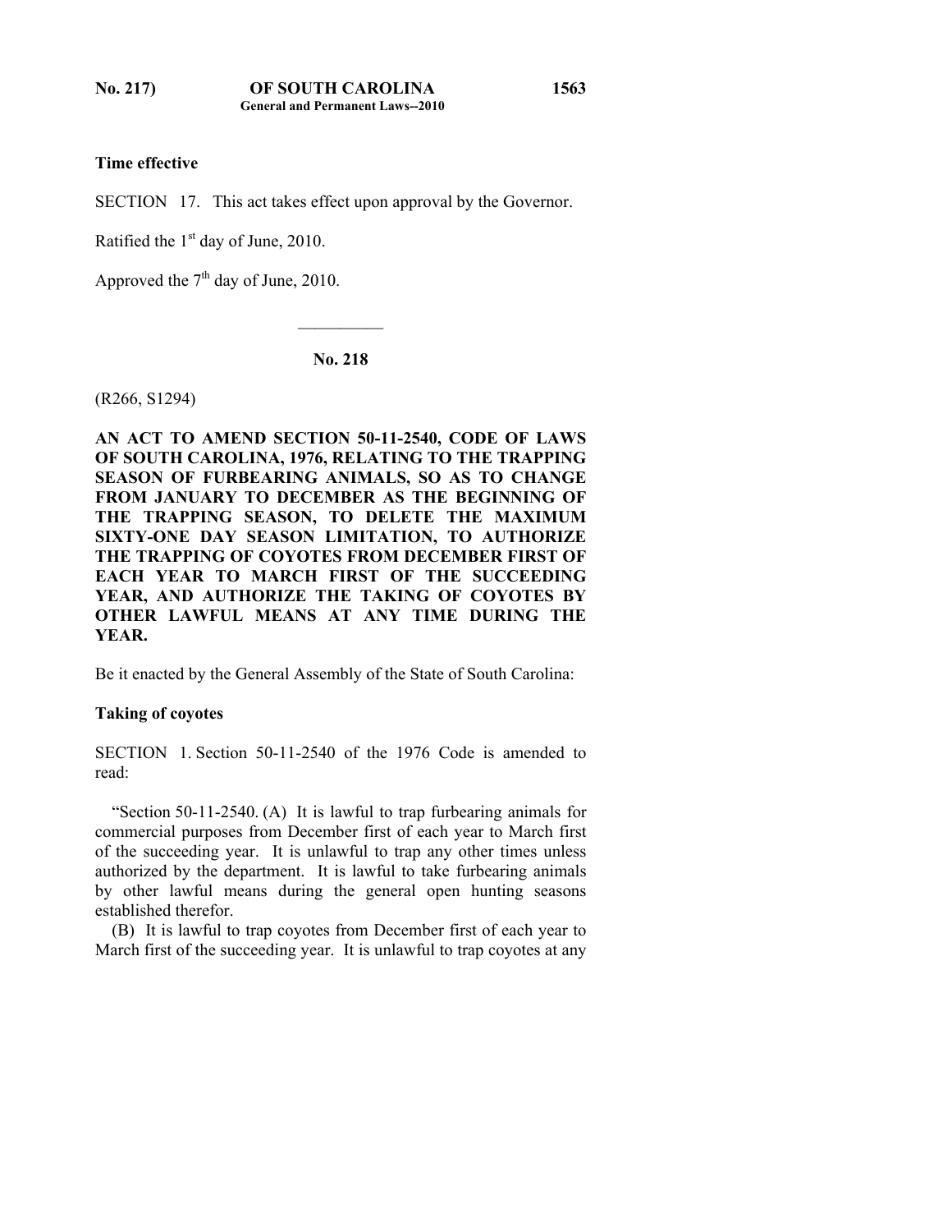**Time effective**

SECTION 17. This act takes effect upon approval by the Governor.

Ratified the 1st day of June, 2010.

Approved the 7th day of June, 2010.

---

**No. 218**

(R266, S1294)

**AN ACT TO AMEND SECTION 50-11-2540, CODE OF LAWS OF SOUTH CAROLINA, 1976, RELATING TO THE TRAPPING SEASON OF FURBEARING ANIMALS, SO AS TO CHANGE FROM JANUARY TO DECEMBER AS THE BEGINNING OF THE TRAPPING SEASON, TO DELETE THE MAXIMUM SIXTY-ONE DAY SEASON LIMITATION, TO AUTHORIZE THE TRAPPING OF COYOTES FROM DECEMBER FIRST OF EACH YEAR TO MARCH FIRST OF THE SUCCEEDING YEAR, AND AUTHORIZE THE TAKING OF COYOTES BY OTHER LAWFUL MEANS AT ANY TIME DURING THE YEAR.**

Be it enacted by the General Assembly of the State of South Carolina:

**Taking of coyotes**

SECTION 1. Section 50-11-2540 of the 1976 Code is amended to read:

"Section 50-11-2540. (A) It is lawful to trap furbearing animals for commercial purposes from December first of each year to March first of the succeeding year. It is unlawful to trap any other times unless authorized by the department. It is lawful to take furbearing animals by other lawful means during the general open hunting seasons established therefor.

(B) It is lawful to trap coyotes from December first of each year to March first of the succeeding year. It is unlawful to trap coyotes at any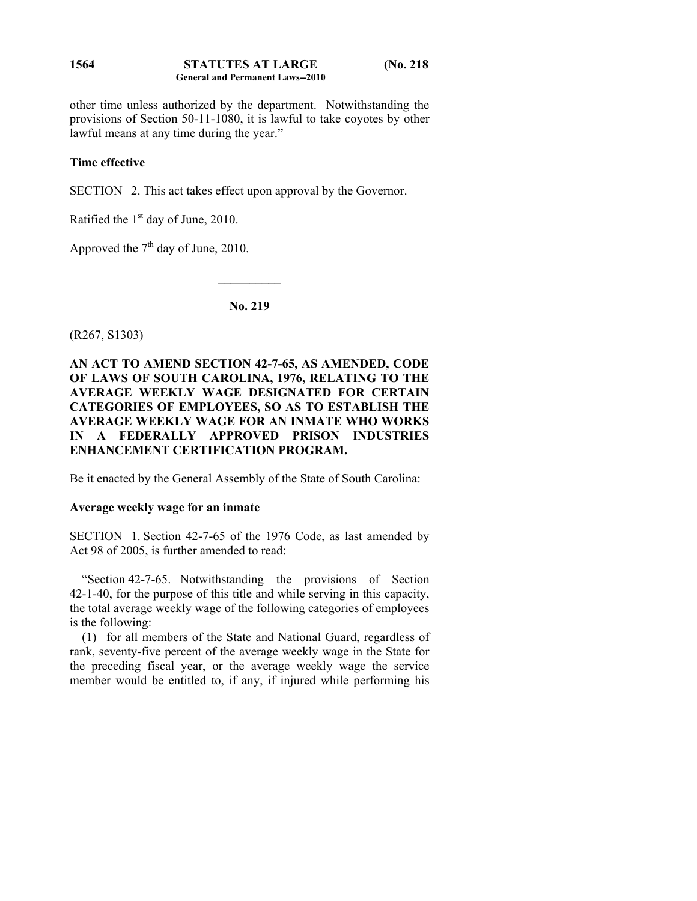other time unless authorized by the department. Notwithstanding the provisions of Section 50-11-1080, it is lawful to take coyotes by other lawful means at any time during the year."

**Time effective**

SECTION 2. This act takes effect upon approval by the Governor.

Ratified the 1st day of June, 2010.

Approved the 7th day of June, 2010.

---

**No. 219**

(R267, S1303)

**AN ACT TO AMEND SECTION 42-7-65, AS AMENDED, CODE OF LAWS OF SOUTH CAROLINA, 1976, RELATING TO THE AVERAGE WEEKLY WAGE DESIGNATED FOR CERTAIN CATEGORIES OF EMPLOYEES, SO AS TO ESTABLISH THE AVERAGE WEEKLY WAGE FOR AN INMATE WHO WORKS IN A FEDERALLY APPROVED PRISON INDUSTRIES ENHANCEMENT CERTIFICATION PROGRAM.**

Be it enacted by the General Assembly of the State of South Carolina:

**Average weekly wage for an inmate**

SECTION 1. Section 42-7-65 of the 1976 Code, as last amended by Act 98 of 2005, is further amended to read:

"Section 42-7-65. Notwithstanding the provisions of Section 42-1-40, for the purpose of this title and while serving in this capacity, the total average weekly wage of the following categories of employees is the following:

(1) for all members of the State and National Guard, regardless of rank, seventy-five percent of the average weekly wage in the State for the preceding fiscal year, or the average weekly wage the service member would be entitled to, if any, if injured while performing his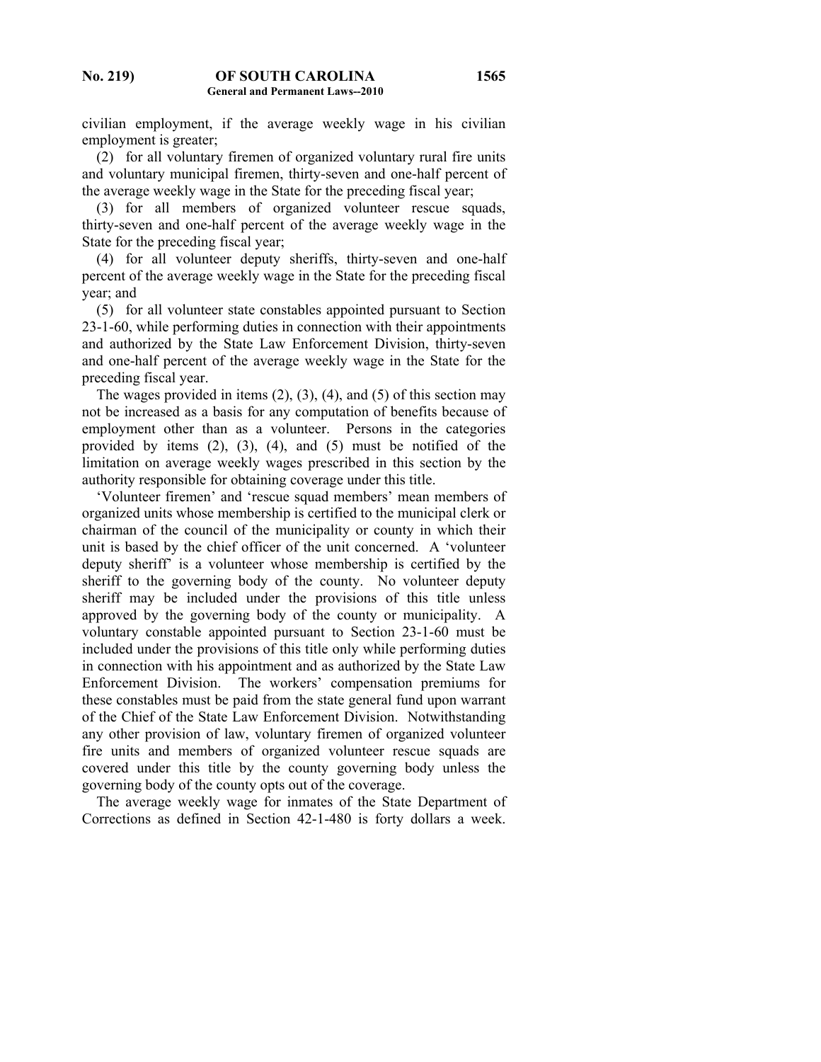civilian employment, if the average weekly wage in his civilian employment is greater;

(2) for all voluntary firemen of organized voluntary rural fire units and voluntary municipal firemen, thirty-seven and one-half percent of the average weekly wage in the State for the preceding fiscal year;

(3) for all members of organized volunteer rescue squads, thirty-seven and one-half percent of the average weekly wage in the State for the preceding fiscal year;

(4) for all volunteer deputy sheriffs, thirty-seven and one-half percent of the average weekly wage in the State for the preceding fiscal year; and

(5) for all volunteer state constables appointed pursuant to Section 23-1-60, while performing duties in connection with their appointments and authorized by the State Law Enforcement Division, thirty-seven and one-half percent of the average weekly wage in the State for the preceding fiscal year.

The wages provided in items (2), (3), (4), and (5) of this section may not be increased as a basis for any computation of benefits because of employment other than as a volunteer. Persons in the categories provided by items (2), (3), (4), and (5) must be notified of the limitation on average weekly wages prescribed in this section by the authority responsible for obtaining coverage under this title.

'Volunteer firemen' and 'rescue squad members' mean members of organized units whose membership is certified to the municipal clerk or chairman of the council of the municipality or county in which their unit is based by the chief officer of the unit concerned. A 'volunteer deputy sheriff' is a volunteer whose membership is certified by the sheriff to the governing body of the county. No volunteer deputy sheriff may be included under the provisions of this title unless approved by the governing body of the county or municipality. A voluntary constable appointed pursuant to Section 23-1-60 must be included under the provisions of this title only while performing duties in connection with his appointment and as authorized by the State Law Enforcement Division. The workers' compensation premiums for these constables must be paid from the state general fund upon warrant of the Chief of the State Law Enforcement Division. Notwithstanding any other provision of law, voluntary firemen of organized volunteer fire units and members of organized volunteer rescue squads are covered under this title by the county governing body unless the governing body of the county opts out of the coverage.

The average weekly wage for inmates of the State Department of Corrections as defined in Section 42-1-480 is forty dollars a week.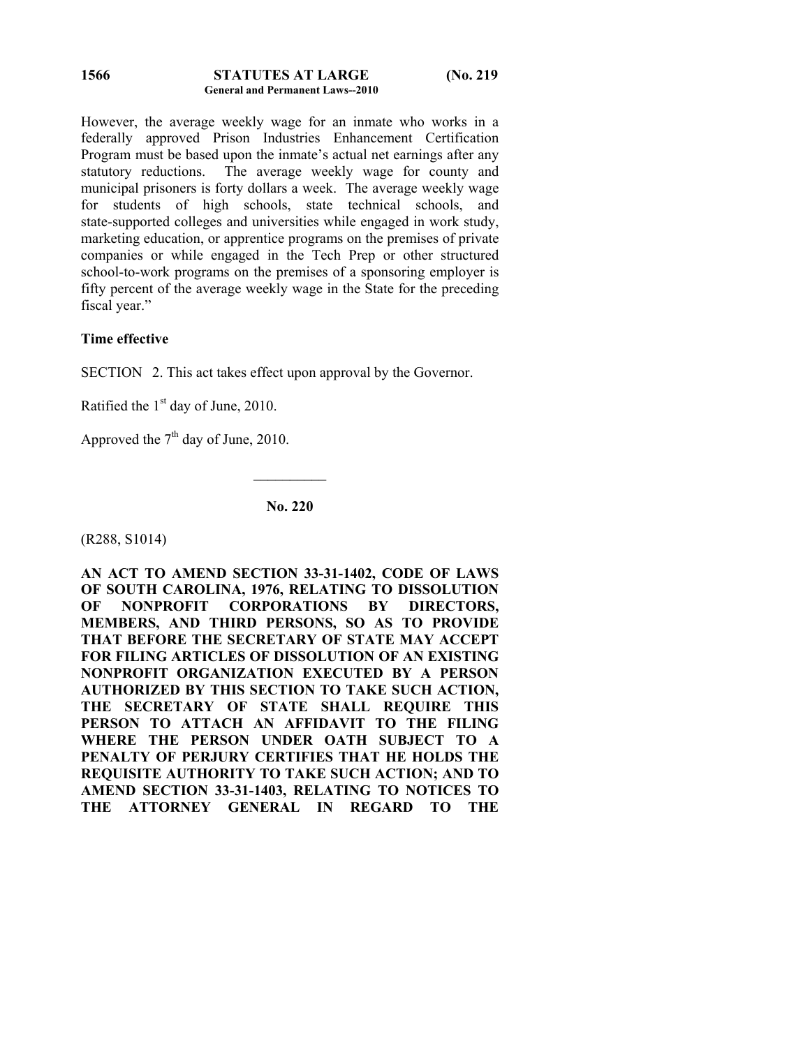However, the average weekly wage for an inmate who works in a federally approved Prison Industries Enhancement Certification Program must be based upon the inmate's actual net earnings after any statutory reductions. The average weekly wage for county and municipal prisoners is forty dollars a week. The average weekly wage for students of high schools, state technical schools, and state-supported colleges and universities while engaged in work study, marketing education, or apprentice programs on the premises of private companies or while engaged in the Tech Prep or other structured school-to-work programs on the premises of a sponsoring employer is fifty percent of the average weekly wage in the State for the preceding fiscal year."

**Time effective**

SECTION 2. This act takes effect upon approval by the Governor.

Ratified the 1st day of June, 2010.

Approved the 7th day of June, 2010.

---

**No. 220**

(R288, S1014)

**AN ACT TO AMEND SECTION 33-31-1402, CODE OF LAWS OF SOUTH CAROLINA, 1976, RELATING TO DISSOLUTION OF NONPROFIT CORPORATIONS BY DIRECTORS, MEMBERS, AND THIRD PERSONS, SO AS TO PROVIDE THAT BEFORE THE SECRETARY OF STATE MAY ACCEPT FOR FILING ARTICLES OF DISSOLUTION OF AN EXISTING NONPROFIT ORGANIZATION EXECUTED BY A PERSON AUTHORIZED BY THIS SECTION TO TAKE SUCH ACTION, THE SECRETARY OF STATE SHALL REQUIRE THIS PERSON TO ATTACH AN AFFIDAVIT TO THE FILING WHERE THE PERSON UNDER OATH SUBJECT TO A PENALTY OF PERJURY CERTIFIES THAT HE HOLDS THE REQUISITE AUTHORITY TO TAKE SUCH ACTION; AND TO AMEND SECTION 33-31-1403, RELATING TO NOTICES TO THE ATTORNEY GENERAL IN REGARD TO THE**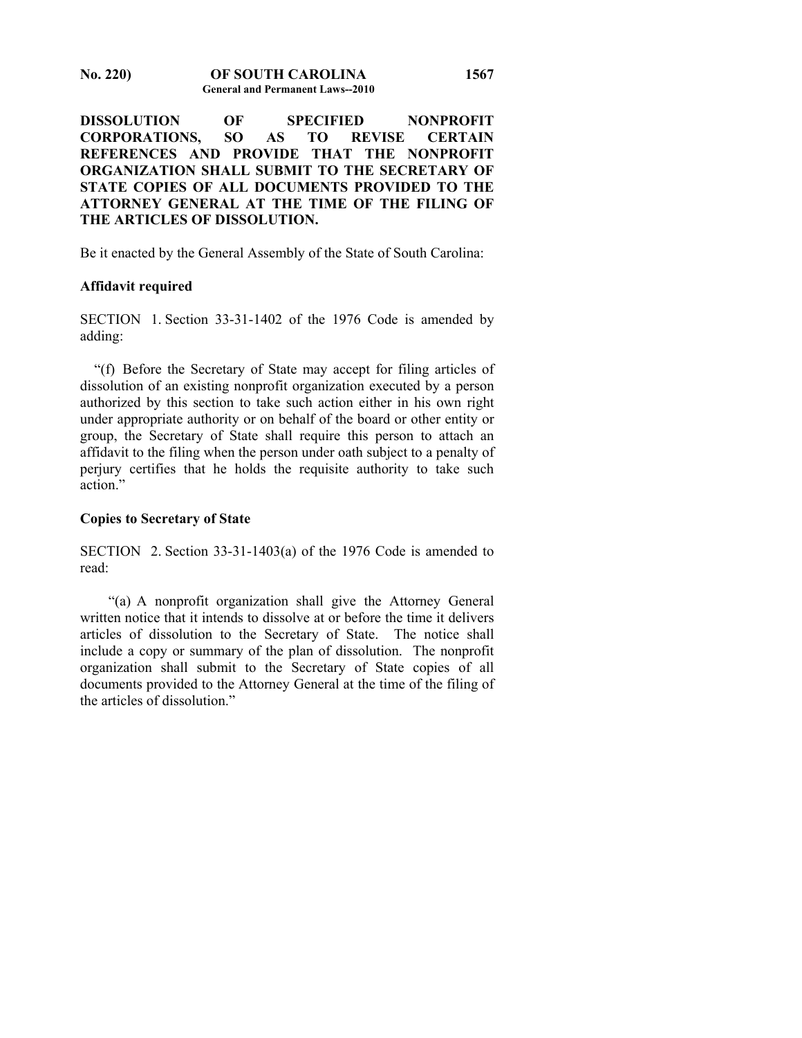**DISSOLUTION OF SPECIFIED NONPROFIT CORPORATIONS, SO AS TO REVISE CERTAIN REFERENCES AND PROVIDE THAT THE NONPROFIT ORGANIZATION SHALL SUBMIT TO THE SECRETARY OF STATE COPIES OF ALL DOCUMENTS PROVIDED TO THE ATTORNEY GENERAL AT THE TIME OF THE FILING OF THE ARTICLES OF DISSOLUTION.**

Be it enacted by the General Assembly of the State of South Carolina:

**Affidavit required**

SECTION 1. Section 33-31-1402 of the 1976 Code is amended by adding:

"(f) Before the Secretary of State may accept for filing articles of dissolution of an existing nonprofit organization executed by a person authorized by this section to take such action either in his own right under appropriate authority or on behalf of the board or other entity or group, the Secretary of State shall require this person to attach an affidavit to the filing when the person under oath subject to a penalty of perjury certifies that he holds the requisite authority to take such action."

**Copies to Secretary of State**

SECTION 2. Section 33-31-1403(a) of the 1976 Code is amended to read:

"(a) A nonprofit organization shall give the Attorney General written notice that it intends to dissolve at or before the time it delivers articles of dissolution to the Secretary of State. The notice shall include a copy or summary of the plan of dissolution. The nonprofit organization shall submit to the Secretary of State copies of all documents provided to the Attorney General at the time of the filing of the articles of dissolution."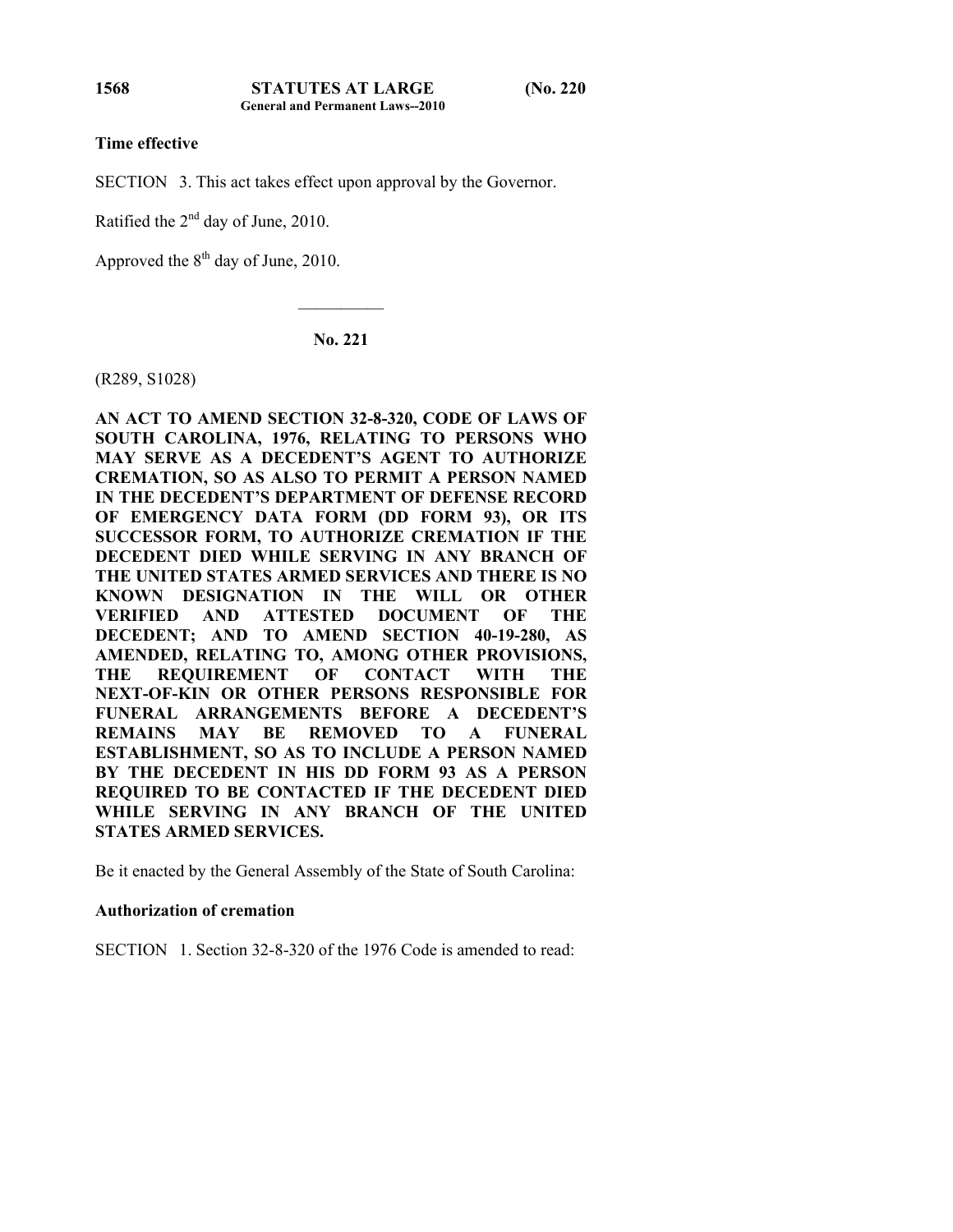**Time effective**

SECTION 3. This act takes effect upon approval by the Governor.

Ratified the 2nd day of June, 2010.

Approved the 8th day of June, 2010.

__________

**No. 221**

(R289, S1028)

**AN ACT TO AMEND SECTION 32-8-320, CODE OF LAWS OF SOUTH CAROLINA, 1976, RELATING TO PERSONS WHO MAY SERVE AS A DECEDENT'S AGENT TO AUTHORIZE CREMATION, SO AS ALSO TO PERMIT A PERSON NAMED IN THE DECEDENT'S DEPARTMENT OF DEFENSE RECORD OF EMERGENCY DATA FORM (DD FORM 93), OR ITS SUCCESSOR FORM, TO AUTHORIZE CREMATION IF THE DECEDENT DIED WHILE SERVING IN ANY BRANCH OF THE UNITED STATES ARMED SERVICES AND THERE IS NO KNOWN DESIGNATION IN THE WILL OR OTHER VERIFIED AND ATTESTED DOCUMENT OF THE DECEDENT; AND TO AMEND SECTION 40-19-280, AS AMENDED, RELATING TO, AMONG OTHER PROVISIONS, THE REQUIREMENT OF CONTACT WITH THE NEXT-OF-KIN OR OTHER PERSONS RESPONSIBLE FOR FUNERAL ARRANGEMENTS BEFORE A DECEDENT'S REMAINS MAY BE REMOVED TO A FUNERAL ESTABLISHMENT, SO AS TO INCLUDE A PERSON NAMED BY THE DECEDENT IN HIS DD FORM 93 AS A PERSON REQUIRED TO BE CONTACTED IF THE DECEDENT DIED WHILE SERVING IN ANY BRANCH OF THE UNITED STATES ARMED SERVICES.**

Be it enacted by the General Assembly of the State of South Carolina:

**Authorization of cremation**

SECTION 1. Section 32-8-320 of the 1976 Code is amended to read: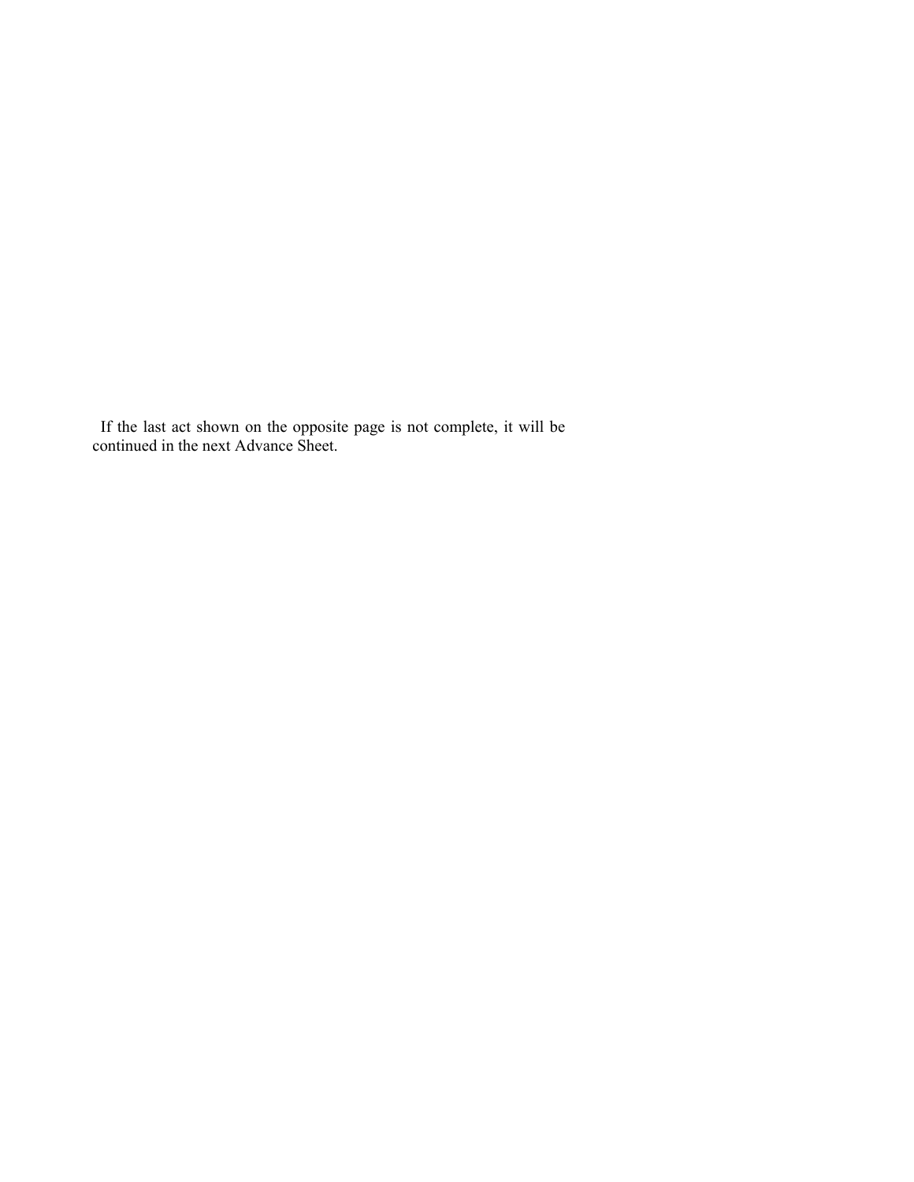If the last act shown on the opposite page is not complete, it will be continued in the next Advance Sheet.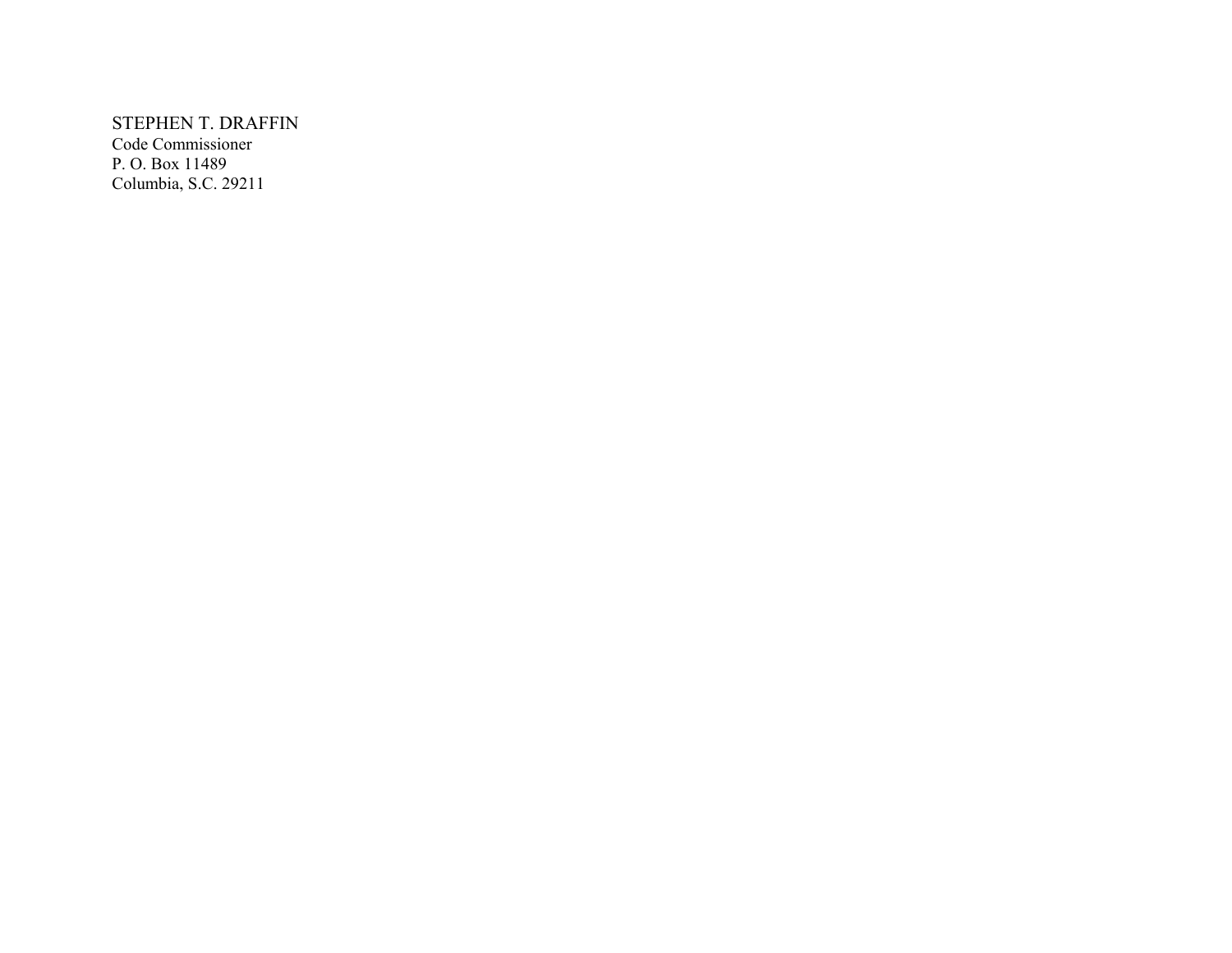STEPHEN T. DRAFFIN
Code Commissioner
P. O. Box 11489
Columbia, S.C. 29211